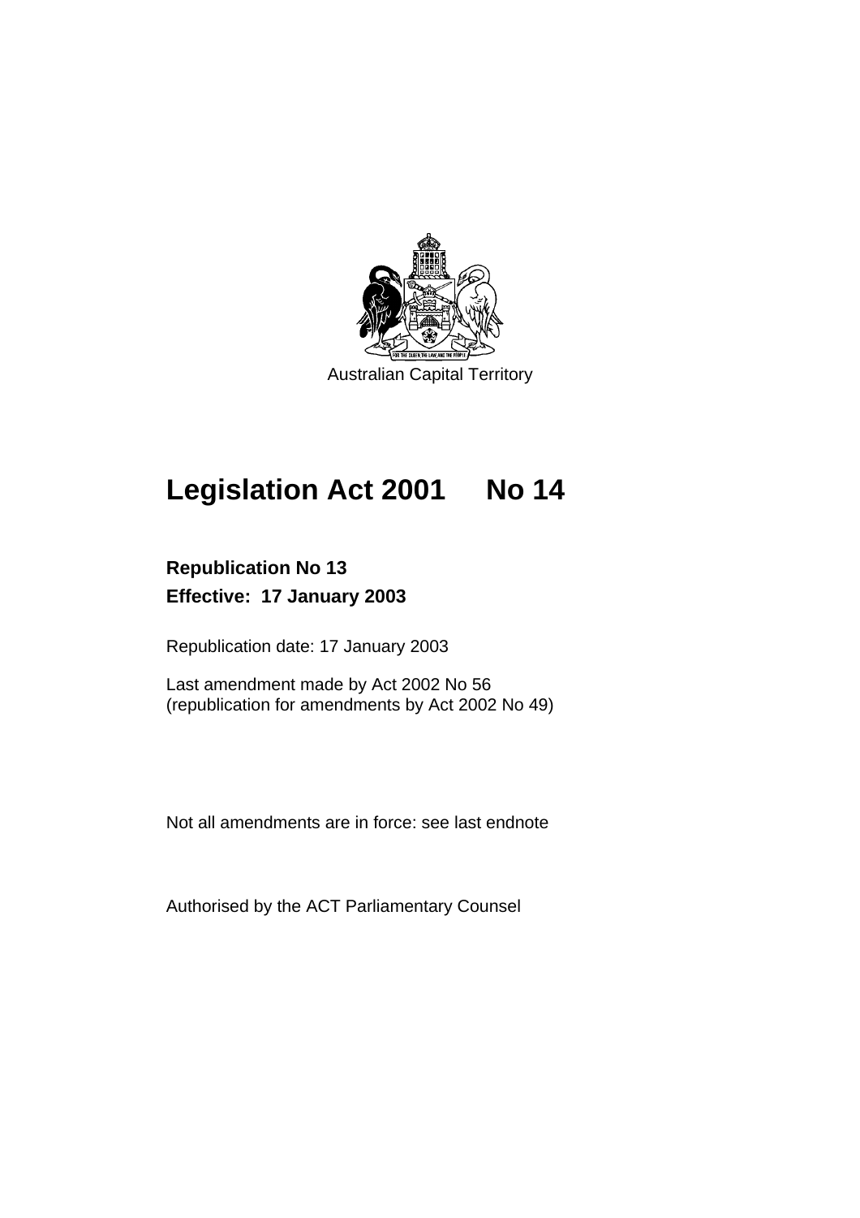Australian Capital Territory

# Legislation Act 2001 No 14

**Republication No 13**
**Effective: 17 January 2003**

Republication date: 17 January 2003

Last amendment made by Act 2002 No 56
(republication for amendments by Act 2002 No 49)

Not all amendments are in force: see last endnote

Authorised by the ACT Parliamentary Counsel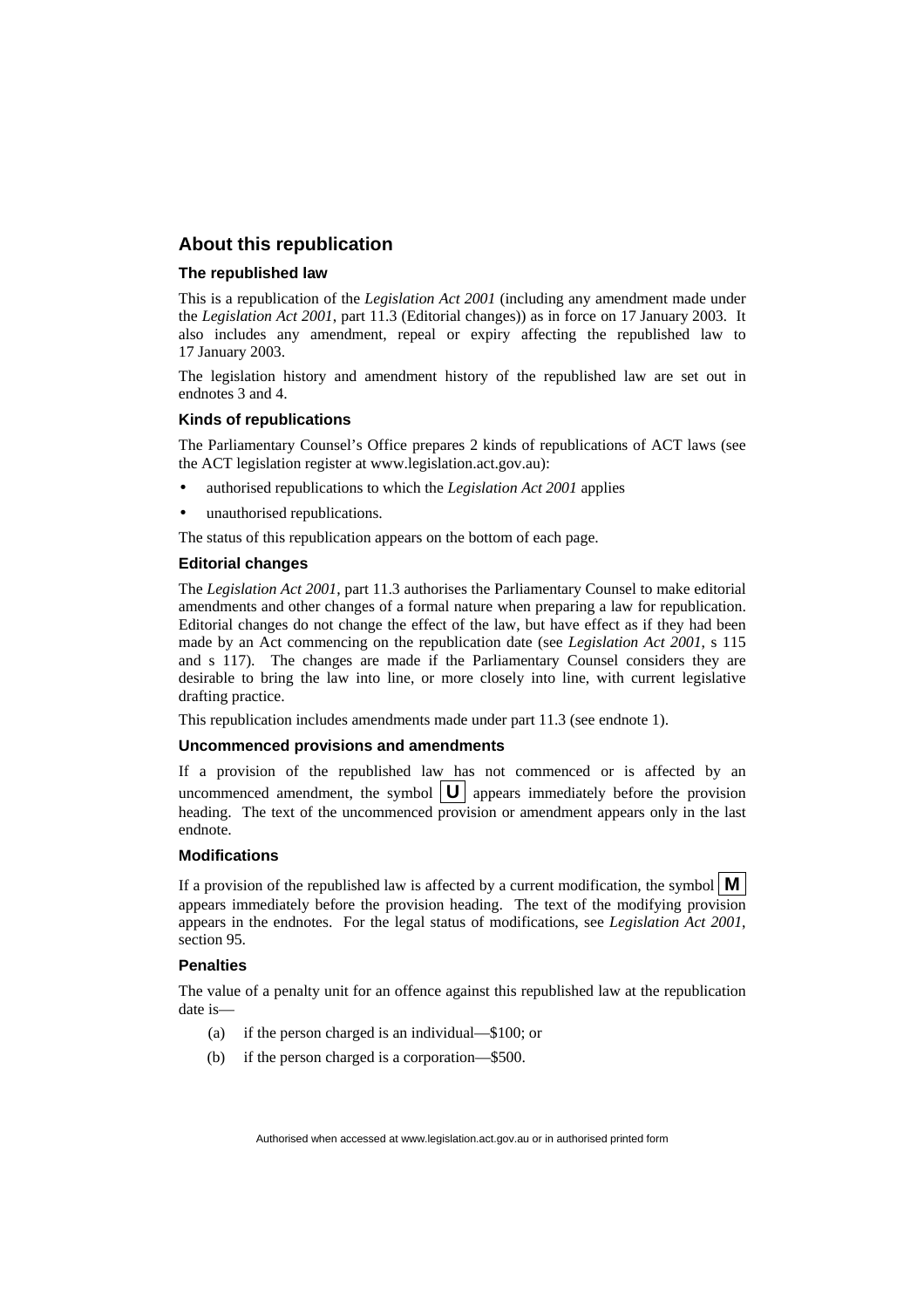## About this republication

### The republished law

This is a republication of the *Legislation Act 2001* (including any amendment made under the *Legislation Act 2001*, part 11.3 (Editorial changes)) as in force on 17 January 2003. It also includes any amendment, repeal or expiry affecting the republished law to 17 January 2003.

The legislation history and amendment history of the republished law are set out in endnotes 3 and 4.

### Kinds of republications

The Parliamentary Counsel's Office prepares 2 kinds of republications of ACT laws (see the ACT legislation register at www.legislation.act.gov.au):

- authorised republications to which the *Legislation Act 2001* applies
- unauthorised republications.

The status of this republication appears on the bottom of each page.

### Editorial changes

The *Legislation Act 2001*, part 11.3 authorises the Parliamentary Counsel to make editorial amendments and other changes of a formal nature when preparing a law for republication. Editorial changes do not change the effect of the law, but have effect as if they had been made by an Act commencing on the republication date (see *Legislation Act 2001*, s 115 and s 117). The changes are made if the Parliamentary Counsel considers they are desirable to bring the law into line, or more closely into line, with current legislative drafting practice.

This republication includes amendments made under part 11.3 (see endnote 1).

### Uncommenced provisions and amendments

If a provision of the republished law has not commenced or is affected by an uncommenced amendment, the symbol **U** appears immediately before the provision heading. The text of the uncommenced provision or amendment appears only in the last endnote.

### Modifications

If a provision of the republished law is affected by a current modification, the symbol **M** appears immediately before the provision heading. The text of the modifying provision appears in the endnotes. For the legal status of modifications, see *Legislation Act 2001*, section 95.

### Penalties

The value of a penalty unit for an offence against this republished law at the republication date is—

(a) if the person charged is an individual—$100; or

(b) if the person charged is a corporation—$500.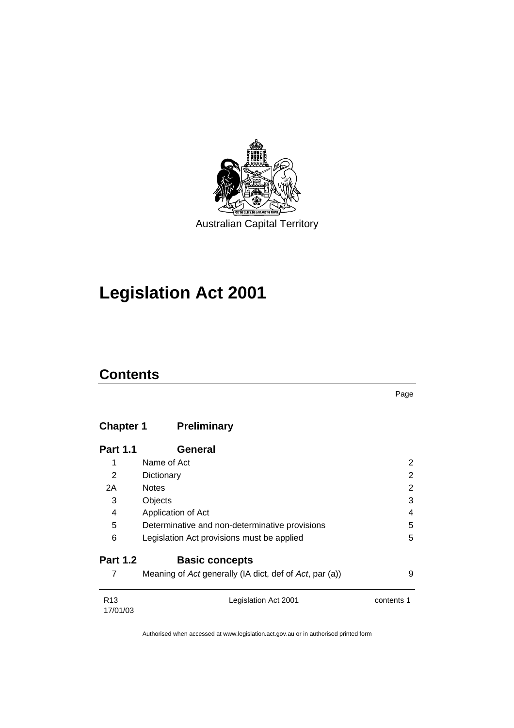Australian Capital Territory

# Legislation Act 2001

## Contents

Page

### Chapter 1 Preliminary

#### Part 1.1 General

| | | |
|---|---|---|
| 1 | Name of Act | 2 |
| 2 | Dictionary | 2 |
| 2A | Notes | 2 |
| 3 | Objects | 3 |
| 4 | Application of Act | 4 |
| 5 | Determinative and non-determinative provisions | 5 |
| 6 | Legislation Act provisions must be applied | 5 |

#### Part 1.2 Basic concepts

| | | |
|---|---|---|
| 7 | Meaning of *Act* generally (IA dict, def of *Act*, par (a)) | 9 |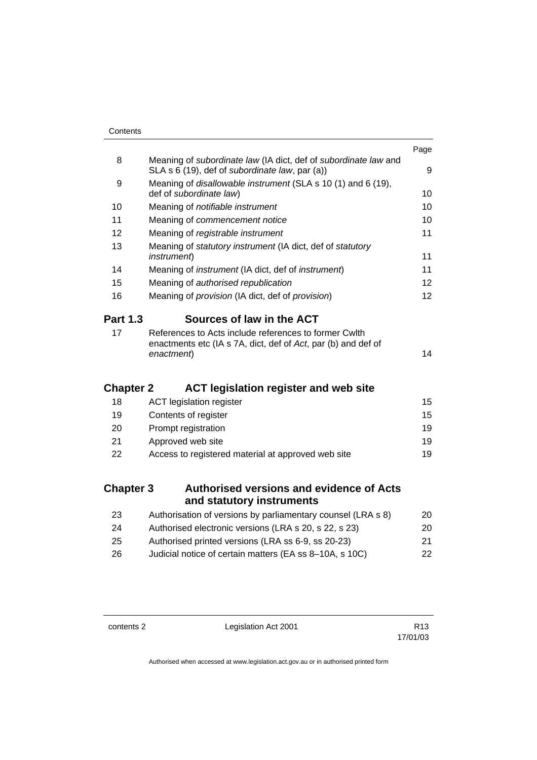| | | Page |
|---|---|---|
| 8 | Meaning of *subordinate law* (IA dict, def of *subordinate law* and SLA s 6 (19), def of *subordinate law*, par (a)) | 9 |
| 9 | Meaning of *disallowable instrument* (SLA s 10 (1) and 6 (19), def of *subordinate law*) | 10 |
| 10 | Meaning of *notifiable instrument* | 10 |
| 11 | Meaning of *commencement notice* | 10 |
| 12 | Meaning of *registrable instrument* | 11 |
| 13 | Meaning of *statutory instrument* (IA dict, def of *statutory instrument*) | 11 |
| 14 | Meaning of *instrument* (IA dict, def of *instrument*) | 11 |
| 15 | Meaning of *authorised republication* | 12 |
| 16 | Meaning of *provision* (IA dict, def of *provision*) | 12 |

## Part 1.3 Sources of law in the ACT

| | | |
|---|---|---|
| 17 | References to Acts include references to former Cwlth enactments etc (IA s 7A, dict, def of *Act*, par (b) and def of *enactment*) | 14 |

## Chapter 2 ACT legislation register and web site

| | | |
|---|---|---|
| 18 | ACT legislation register | 15 |
| 19 | Contents of register | 15 |
| 20 | Prompt registration | 19 |
| 21 | Approved web site | 19 |
| 22 | Access to registered material at approved web site | 19 |

## Chapter 3 Authorised versions and evidence of Acts and statutory instruments

| | | |
|---|---|---|
| 23 | Authorisation of versions by parliamentary counsel (LRA s 8) | 20 |
| 24 | Authorised electronic versions (LRA s 20, s 22, s 23) | 20 |
| 25 | Authorised printed versions (LRA ss 6-9, ss 20-23) | 21 |
| 26 | Judicial notice of certain matters (EA ss 8–10A, s 10C) | 22 |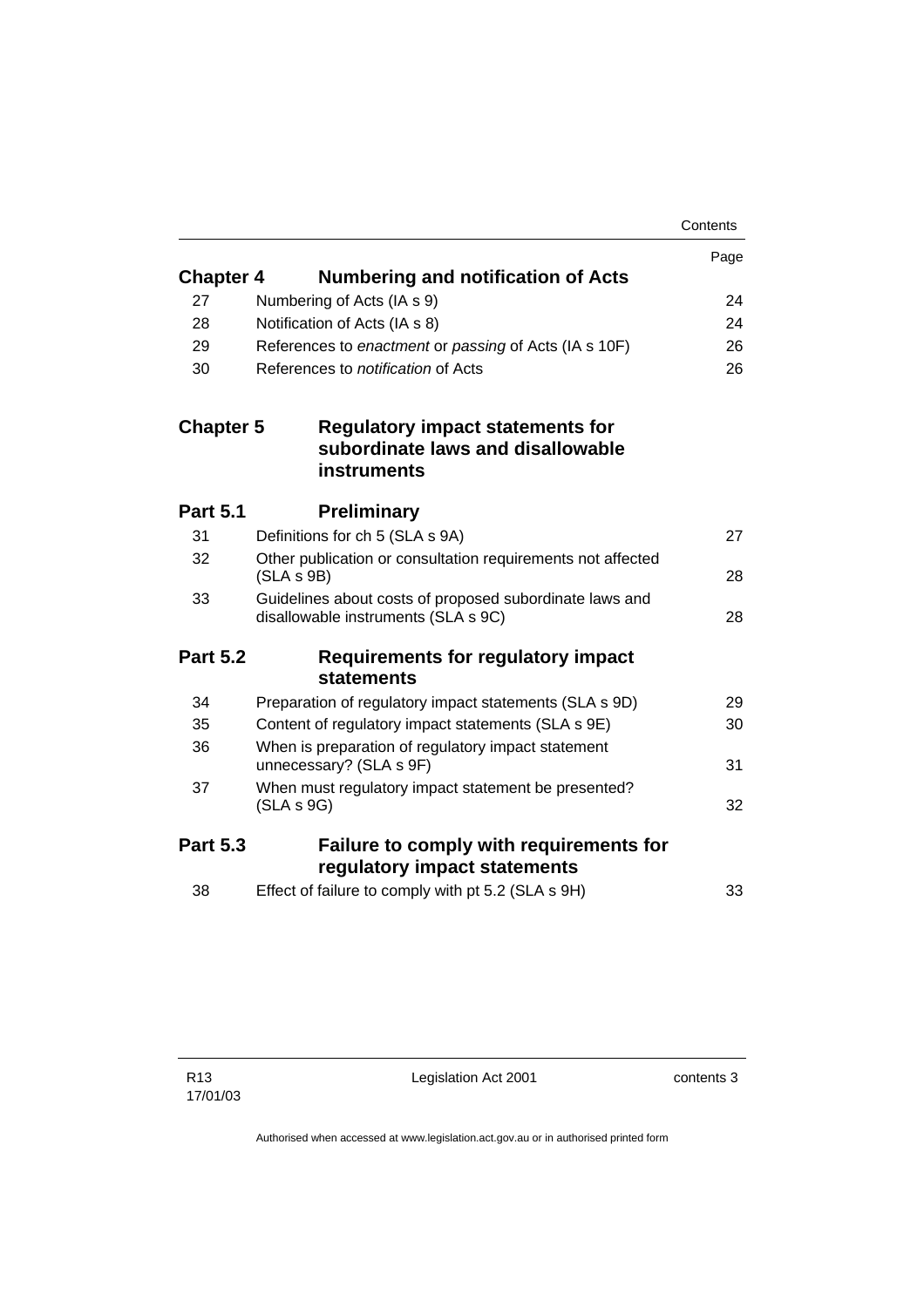| | | Page |
|---|---|---|
| **Chapter 4** | **Numbering and notification of Acts** | |
| 27 | Numbering of Acts (IA s 9) | 24 |
| 28 | Notification of Acts (IA s 8) | 24 |
| 29 | References to *enactment* or *passing* of Acts (IA s 10F) | 26 |
| 30 | References to *notification* of Acts | 26 |
| **Chapter 5** | **Regulatory impact statements for subordinate laws and disallowable instruments** | |
| **Part 5.1** | **Preliminary** | |
| 31 | Definitions for ch 5 (SLA s 9A) | 27 |
| 32 | Other publication or consultation requirements not affected (SLA s 9B) | 28 |
| 33 | Guidelines about costs of proposed subordinate laws and disallowable instruments (SLA s 9C) | 28 |
| **Part 5.2** | **Requirements for regulatory impact statements** | |
| 34 | Preparation of regulatory impact statements (SLA s 9D) | 29 |
| 35 | Content of regulatory impact statements (SLA s 9E) | 30 |
| 36 | When is preparation of regulatory impact statement unnecessary? (SLA s 9F) | 31 |
| 37 | When must regulatory impact statement be presented? (SLA s 9G) | 32 |
| **Part 5.3** | **Failure to comply with requirements for regulatory impact statements** | |
| 38 | Effect of failure to comply with pt 5.2 (SLA s 9H) | 33 |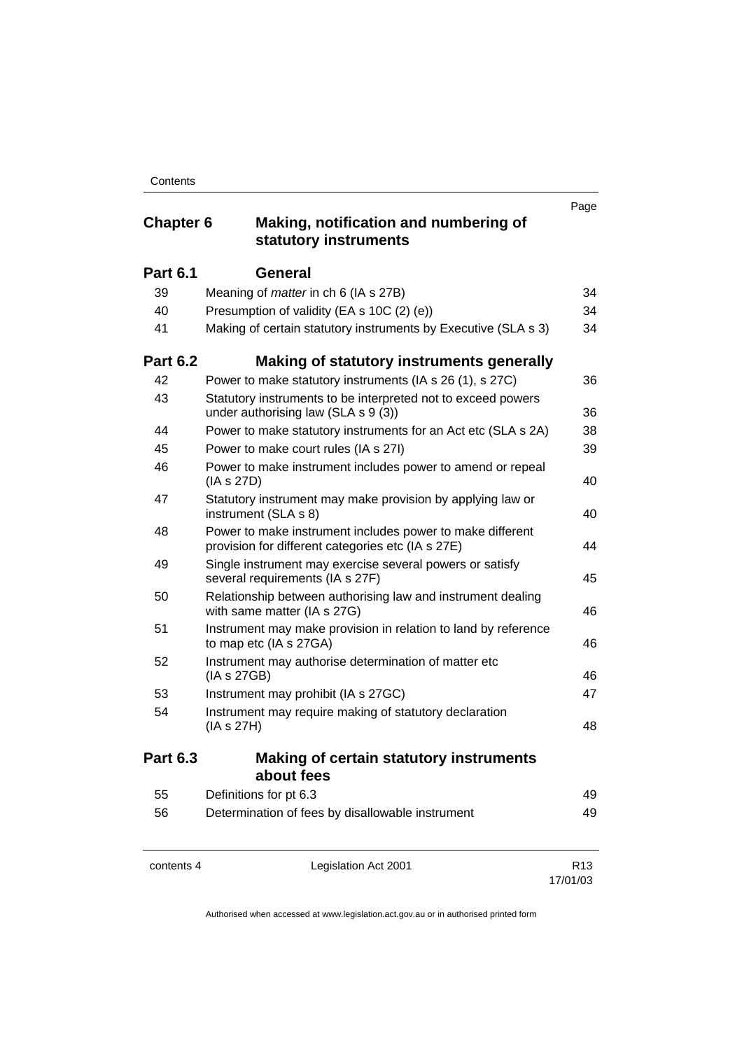| | | Page |
|---|---|---|
| **Chapter 6** | **Making, notification and numbering of statutory instruments** | |
| **Part 6.1** | **General** | |
| 39 | Meaning of *matter* in ch 6 (IA s 27B) | 34 |
| 40 | Presumption of validity (EA s 10C (2) (e)) | 34 |
| 41 | Making of certain statutory instruments by Executive (SLA s 3) | 34 |
| **Part 6.2** | **Making of statutory instruments generally** | |
| 42 | Power to make statutory instruments (IA s 26 (1), s 27C) | 36 |
| 43 | Statutory instruments to be interpreted not to exceed powers under authorising law (SLA s 9 (3)) | 36 |
| 44 | Power to make statutory instruments for an Act etc (SLA s 2A) | 38 |
| 45 | Power to make court rules (IA s 27I) | 39 |
| 46 | Power to make instrument includes power to amend or repeal (IA s 27D) | 40 |
| 47 | Statutory instrument may make provision by applying law or instrument (SLA s 8) | 40 |
| 48 | Power to make instrument includes power to make different provision for different categories etc (IA s 27E) | 44 |
| 49 | Single instrument may exercise several powers or satisfy several requirements (IA s 27F) | 45 |
| 50 | Relationship between authorising law and instrument dealing with same matter (IA s 27G) | 46 |
| 51 | Instrument may make provision in relation to land by reference to map etc (IA s 27GA) | 46 |
| 52 | Instrument may authorise determination of matter etc (IA s 27GB) | 46 |
| 53 | Instrument may prohibit (IA s 27GC) | 47 |
| 54 | Instrument may require making of statutory declaration (IA s 27H) | 48 |
| **Part 6.3** | **Making of certain statutory instruments about fees** | |
| 55 | Definitions for pt 6.3 | 49 |
| 56 | Determination of fees by disallowable instrument | 49 |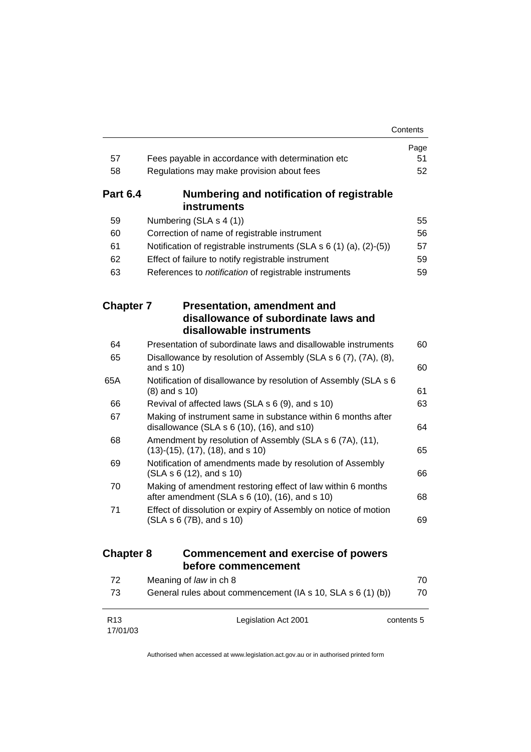| | | Page |
|---|---|---|
| 57 | Fees payable in accordance with determination etc | 51 |
| 58 | Regulations may make provision about fees | 52 |

### Part 6.4 Numbering and notification of registrable instruments

| | | |
|---|---|---|
| 59 | Numbering (SLA s 4 (1)) | 55 |
| 60 | Correction of name of registrable instrument | 56 |
| 61 | Notification of registrable instruments (SLA s 6 (1) (a), (2)-(5)) | 57 |
| 62 | Effect of failure to notify registrable instrument | 59 |
| 63 | References to *notification* of registrable instruments | 59 |

## Chapter 7 Presentation, amendment and disallowance of subordinate laws and disallowable instruments

| | | |
|---|---|---|
| 64 | Presentation of subordinate laws and disallowable instruments | 60 |
| 65 | Disallowance by resolution of Assembly (SLA s 6 (7), (7A), (8), and s 10) | 60 |
| 65A | Notification of disallowance by resolution of Assembly (SLA s 6 (8) and s 10) | 61 |
| 66 | Revival of affected laws (SLA s 6 (9), and s 10) | 63 |
| 67 | Making of instrument same in substance within 6 months after disallowance (SLA s 6 (10), (16), and s10) | 64 |
| 68 | Amendment by resolution of Assembly (SLA s 6 (7A), (11), (13)-(15), (17), (18), and s 10) | 65 |
| 69 | Notification of amendments made by resolution of Assembly (SLA s 6 (12), and s 10) | 66 |
| 70 | Making of amendment restoring effect of law within 6 months after amendment (SLA s 6 (10), (16), and s 10) | 68 |
| 71 | Effect of dissolution or expiry of Assembly on notice of motion (SLA s 6 (7B), and s 10) | 69 |

## Chapter 8 Commencement and exercise of powers before commencement

| | | |
|---|---|---|
| 72 | Meaning of *law* in ch 8 | 70 |
| 73 | General rules about commencement (IA s 10, SLA s 6 (1) (b)) | 70 |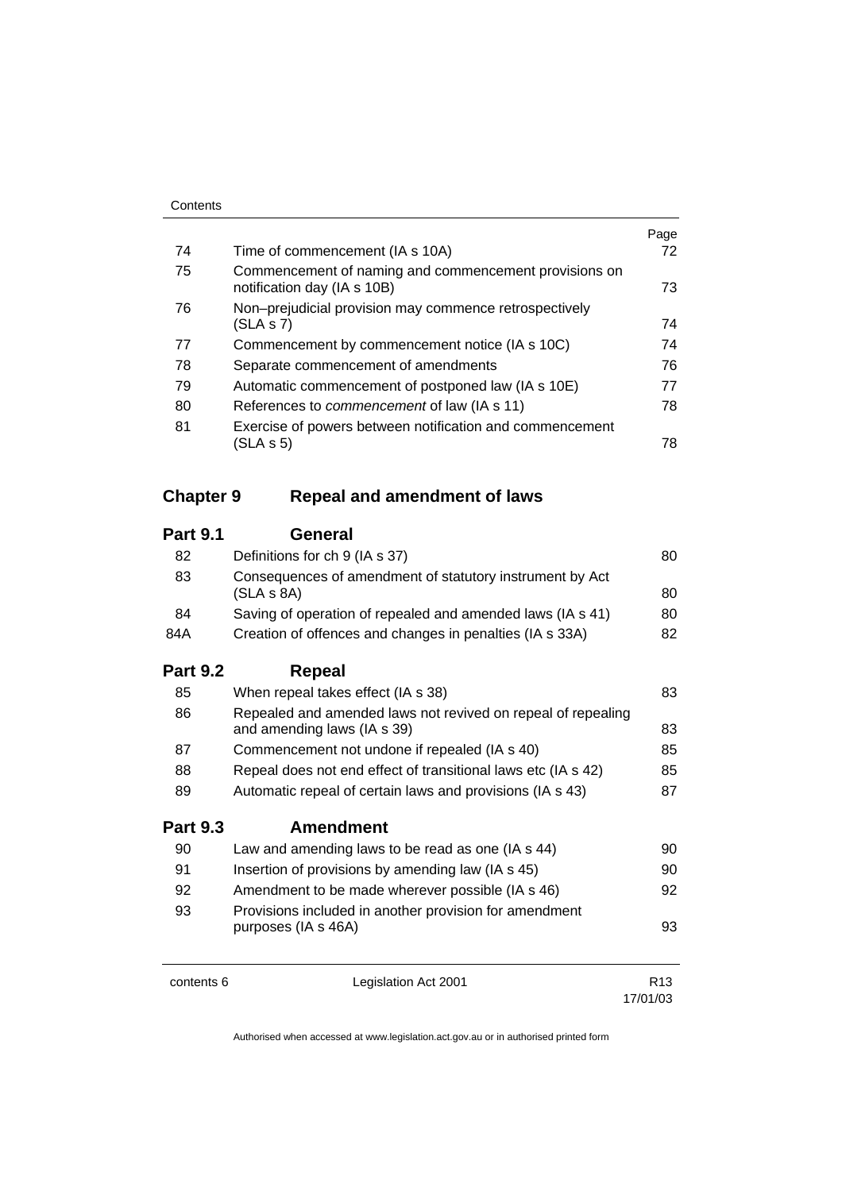| | | Page |
|---|---|---|
| 74 | Time of commencement (IA s 10A) | 72 |
| 75 | Commencement of naming and commencement provisions on notification day (IA s 10B) | 73 |
| 76 | Non–prejudicial provision may commence retrospectively (SLA s 7) | 74 |
| 77 | Commencement by commencement notice (IA s 10C) | 74 |
| 78 | Separate commencement of amendments | 76 |
| 79 | Automatic commencement of postponed law (IA s 10E) | 77 |
| 80 | References to *commencement* of law (IA s 11) | 78 |
| 81 | Exercise of powers between notification and commencement (SLA s 5) | 78 |

## Chapter 9 Repeal and amendment of laws

### Part 9.1 General

| | | |
|---|---|---|
| 82 | Definitions for ch 9 (IA s 37) | 80 |
| 83 | Consequences of amendment of statutory instrument by Act (SLA s 8A) | 80 |
| 84 | Saving of operation of repealed and amended laws (IA s 41) | 80 |
| 84A | Creation of offences and changes in penalties (IA s 33A) | 82 |

### Part 9.2 Repeal

| | | |
|---|---|---|
| 85 | When repeal takes effect (IA s 38) | 83 |
| 86 | Repealed and amended laws not revived on repeal of repealing and amending laws (IA s 39) | 83 |
| 87 | Commencement not undone if repealed (IA s 40) | 85 |
| 88 | Repeal does not end effect of transitional laws etc (IA s 42) | 85 |
| 89 | Automatic repeal of certain laws and provisions (IA s 43) | 87 |

### Part 9.3 Amendment

| | | |
|---|---|---|
| 90 | Law and amending laws to be read as one (IA s 44) | 90 |
| 91 | Insertion of provisions by amending law (IA s 45) | 90 |
| 92 | Amendment to be made wherever possible (IA s 46) | 92 |
| 93 | Provisions included in another provision for amendment purposes (IA s 46A) | 93 |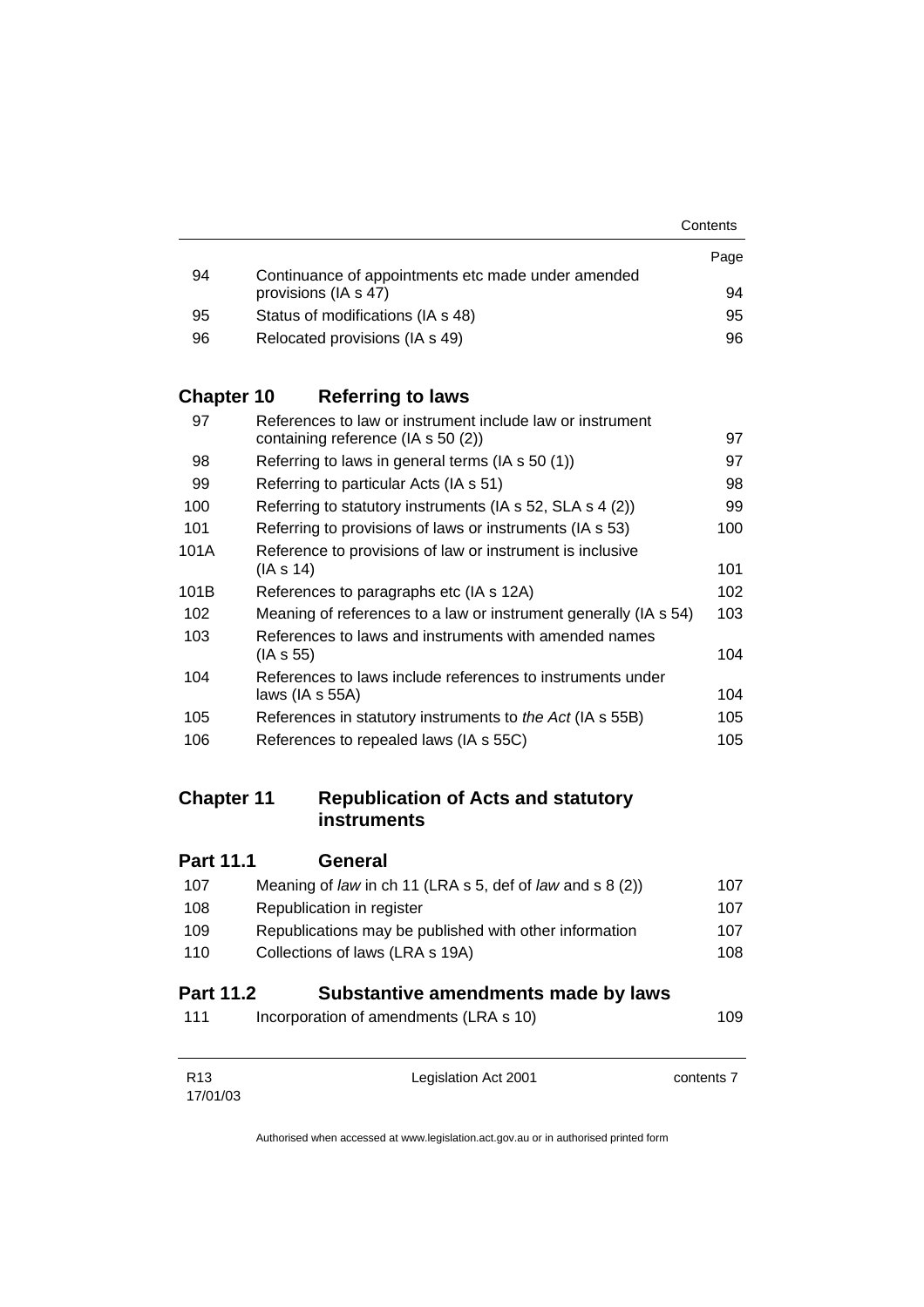| | | Page |
|---|---|---|
| 94 | Continuance of appointments etc made under amended provisions (IA s 47) | 94 |
| 95 | Status of modifications (IA s 48) | 95 |
| 96 | Relocated provisions (IA s 49) | 96 |

## Chapter 10 Referring to laws

| | | |
|---|---|---|
| 97 | References to law or instrument include law or instrument containing reference (IA s 50 (2)) | 97 |
| 98 | Referring to laws in general terms (IA s 50 (1)) | 97 |
| 99 | Referring to particular Acts (IA s 51) | 98 |
| 100 | Referring to statutory instruments (IA s 52, SLA s 4 (2)) | 99 |
| 101 | Referring to provisions of laws or instruments (IA s 53) | 100 |
| 101A | Reference to provisions of law or instrument is inclusive (IA s 14) | 101 |
| 101B | References to paragraphs etc (IA s 12A) | 102 |
| 102 | Meaning of references to a law or instrument generally (IA s 54) | 103 |
| 103 | References to laws and instruments with amended names (IA s 55) | 104 |
| 104 | References to laws include references to instruments under laws (IA s 55A) | 104 |
| 105 | References in statutory instruments to *the Act* (IA s 55B) | 105 |
| 106 | References to repealed laws (IA s 55C) | 105 |

## Chapter 11 Republication of Acts and statutory instruments

### Part 11.1 General

| | | |
|---|---|---|
| 107 | Meaning of *law* in ch 11 (LRA s 5, def of *law* and s 8 (2)) | 107 |
| 108 | Republication in register | 107 |
| 109 | Republications may be published with other information | 107 |
| 110 | Collections of laws (LRA s 19A) | 108 |

### Part 11.2 Substantive amendments made by laws

| | | |
|---|---|---|
| 111 | Incorporation of amendments (LRA s 10) | 109 |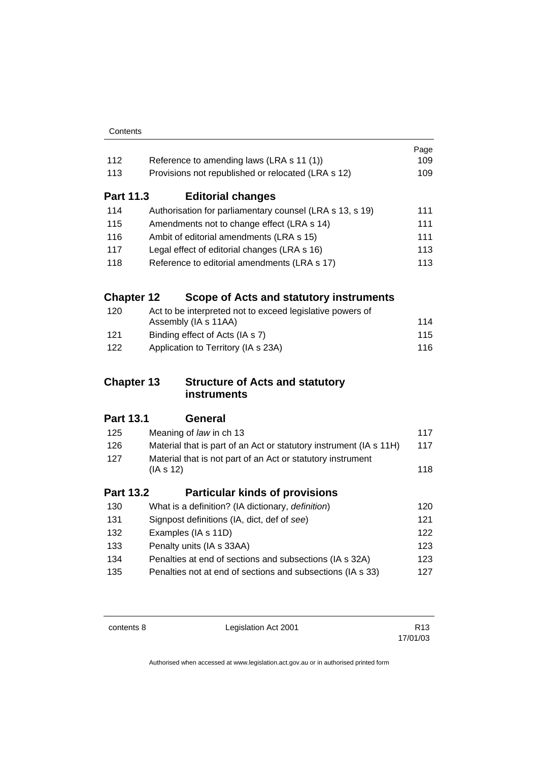| | | Page |
|---|---|---|
| 112 | Reference to amending laws (LRA s 11 (1)) | 109 |
| 113 | Provisions not republished or relocated (LRA s 12) | 109 |

## Part 11.3 Editorial changes

| | | |
|---|---|---|
| 114 | Authorisation for parliamentary counsel (LRA s 13, s 19) | 111 |
| 115 | Amendments not to change effect (LRA s 14) | 111 |
| 116 | Ambit of editorial amendments (LRA s 15) | 111 |
| 117 | Legal effect of editorial changes (LRA s 16) | 113 |
| 118 | Reference to editorial amendments (LRA s 17) | 113 |

# Chapter 12 Scope of Acts and statutory instruments

| | | |
|---|---|---|
| 120 | Act to be interpreted not to exceed legislative powers of Assembly (IA s 11AA) | 114 |
| 121 | Binding effect of Acts (IA s 7) | 115 |
| 122 | Application to Territory (IA s 23A) | 116 |

# Chapter 13 Structure of Acts and statutory instruments

## Part 13.1 General

| | | |
|---|---|---|
| 125 | Meaning of *law* in ch 13 | 117 |
| 126 | Material that is part of an Act or statutory instrument (IA s 11H) | 117 |
| 127 | Material that is not part of an Act or statutory instrument (IA s 12) | 118 |

## Part 13.2 Particular kinds of provisions

| | | |
|---|---|---|
| 130 | What is a definition? (IA dictionary, *definition*) | 120 |
| 131 | Signpost definitions (IA, dict, def of *see*) | 121 |
| 132 | Examples (IA s 11D) | 122 |
| 133 | Penalty units (IA s 33AA) | 123 |
| 134 | Penalties at end of sections and subsections (IA s 32A) | 123 |
| 135 | Penalties not at end of sections and subsections (IA s 33) | 127 |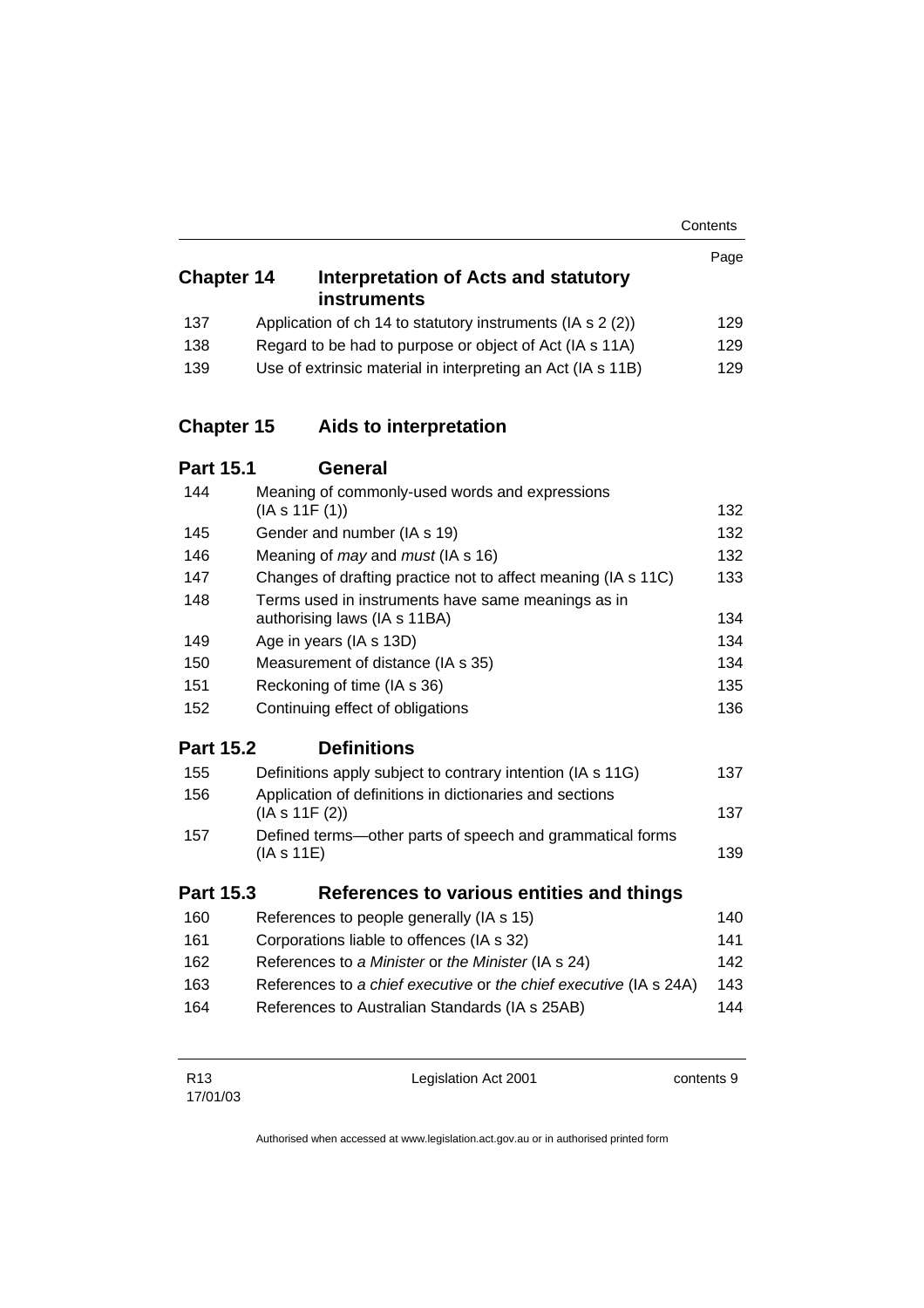| | | Page |
|---|---|---|
| **Chapter 14** | **Interpretation of Acts and statutory instruments** | |
| 137 | Application of ch 14 to statutory instruments (IA s 2 (2)) | 129 |
| 138 | Regard to be had to purpose or object of Act (IA s 11A) | 129 |
| 139 | Use of extrinsic material in interpreting an Act (IA s 11B) | 129 |
| **Chapter 15** | **Aids to interpretation** | |
| **Part 15.1** | **General** | |
| 144 | Meaning of commonly-used words and expressions (IA s 11F (1)) | 132 |
| 145 | Gender and number (IA s 19) | 132 |
| 146 | Meaning of *may* and *must* (IA s 16) | 132 |
| 147 | Changes of drafting practice not to affect meaning (IA s 11C) | 133 |
| 148 | Terms used in instruments have same meanings as in authorising laws (IA s 11BA) | 134 |
| 149 | Age in years (IA s 13D) | 134 |
| 150 | Measurement of distance (IA s 35) | 134 |
| 151 | Reckoning of time (IA s 36) | 135 |
| 152 | Continuing effect of obligations | 136 |
| **Part 15.2** | **Definitions** | |
| 155 | Definitions apply subject to contrary intention (IA s 11G) | 137 |
| 156 | Application of definitions in dictionaries and sections (IA s 11F (2)) | 137 |
| 157 | Defined terms—other parts of speech and grammatical forms (IA s 11E) | 139 |
| **Part 15.3** | **References to various entities and things** | |
| 160 | References to people generally (IA s 15) | 140 |
| 161 | Corporations liable to offences (IA s 32) | 141 |
| 162 | References to *a Minister* or *the Minister* (IA s 24) | 142 |
| 163 | References to *a chief executive* or *the chief executive* (IA s 24A) | 143 |
| 164 | References to Australian Standards (IA s 25AB) | 144 |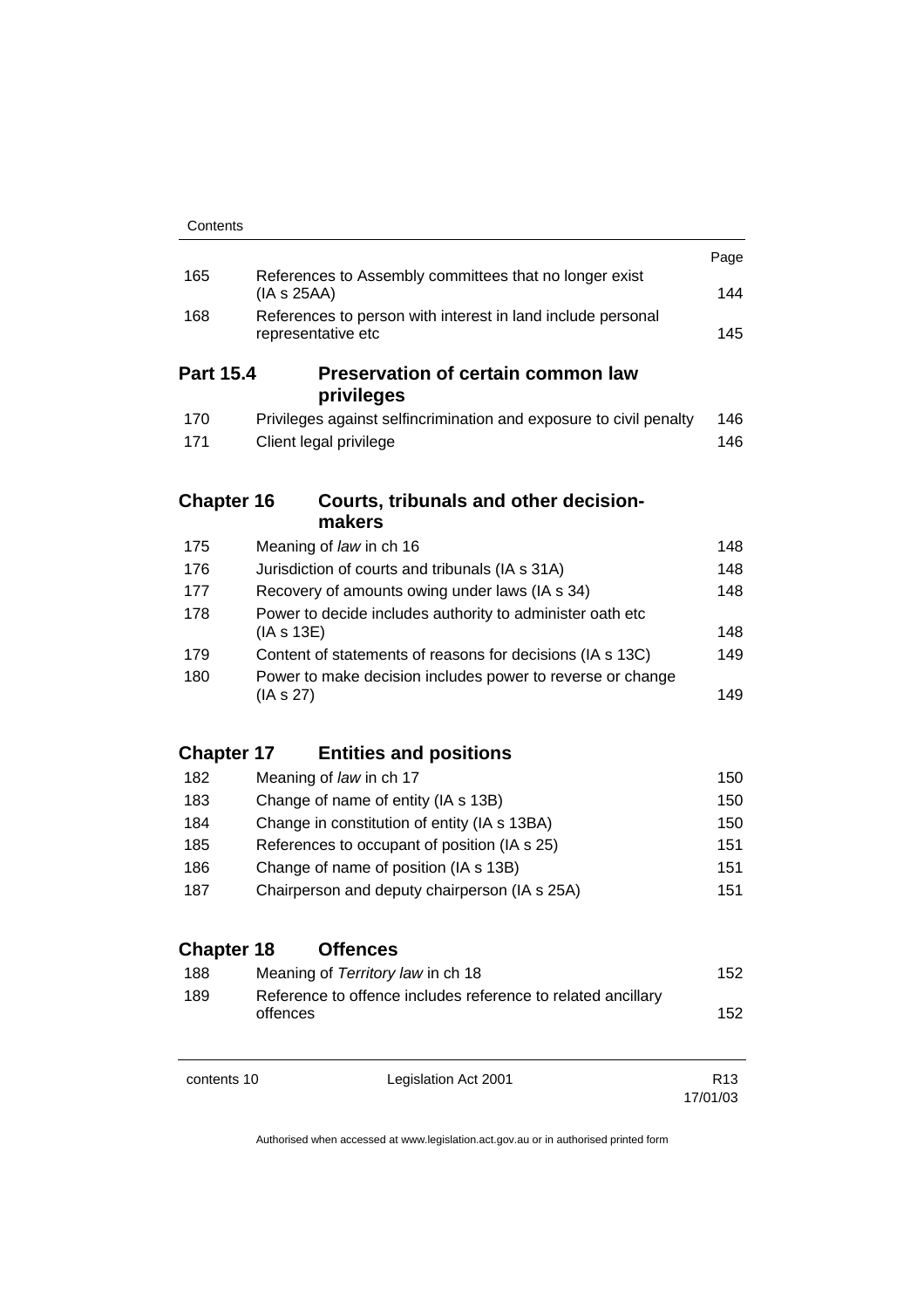| | | Page |
|---|---|---|
| 165 | References to Assembly committees that no longer exist (IA s 25AA) | 144 |
| 168 | References to person with interest in land include personal representative etc | 145 |

## Part 15.4 Preservation of certain common law privileges

| | | |
|---|---|---|
| 170 | Privileges against selfincrimination and exposure to civil penalty | 146 |
| 171 | Client legal privilege | 146 |

## Chapter 16 Courts, tribunals and other decision-makers

| | | |
|---|---|---|
| 175 | Meaning of *law* in ch 16 | 148 |
| 176 | Jurisdiction of courts and tribunals (IA s 31A) | 148 |
| 177 | Recovery of amounts owing under laws (IA s 34) | 148 |
| 178 | Power to decide includes authority to administer oath etc (IA s 13E) | 148 |
| 179 | Content of statements of reasons for decisions (IA s 13C) | 149 |
| 180 | Power to make decision includes power to reverse or change (IA s 27) | 149 |

## Chapter 17 Entities and positions

| | | |
|---|---|---|
| 182 | Meaning of *law* in ch 17 | 150 |
| 183 | Change of name of entity (IA s 13B) | 150 |
| 184 | Change in constitution of entity (IA s 13BA) | 150 |
| 185 | References to occupant of position (IA s 25) | 151 |
| 186 | Change of name of position (IA s 13B) | 151 |
| 187 | Chairperson and deputy chairperson (IA s 25A) | 151 |

## Chapter 18 Offences

| | | |
|---|---|---|
| 188 | Meaning of *Territory law* in ch 18 | 152 |
| 189 | Reference to offence includes reference to related ancillary offences | 152 |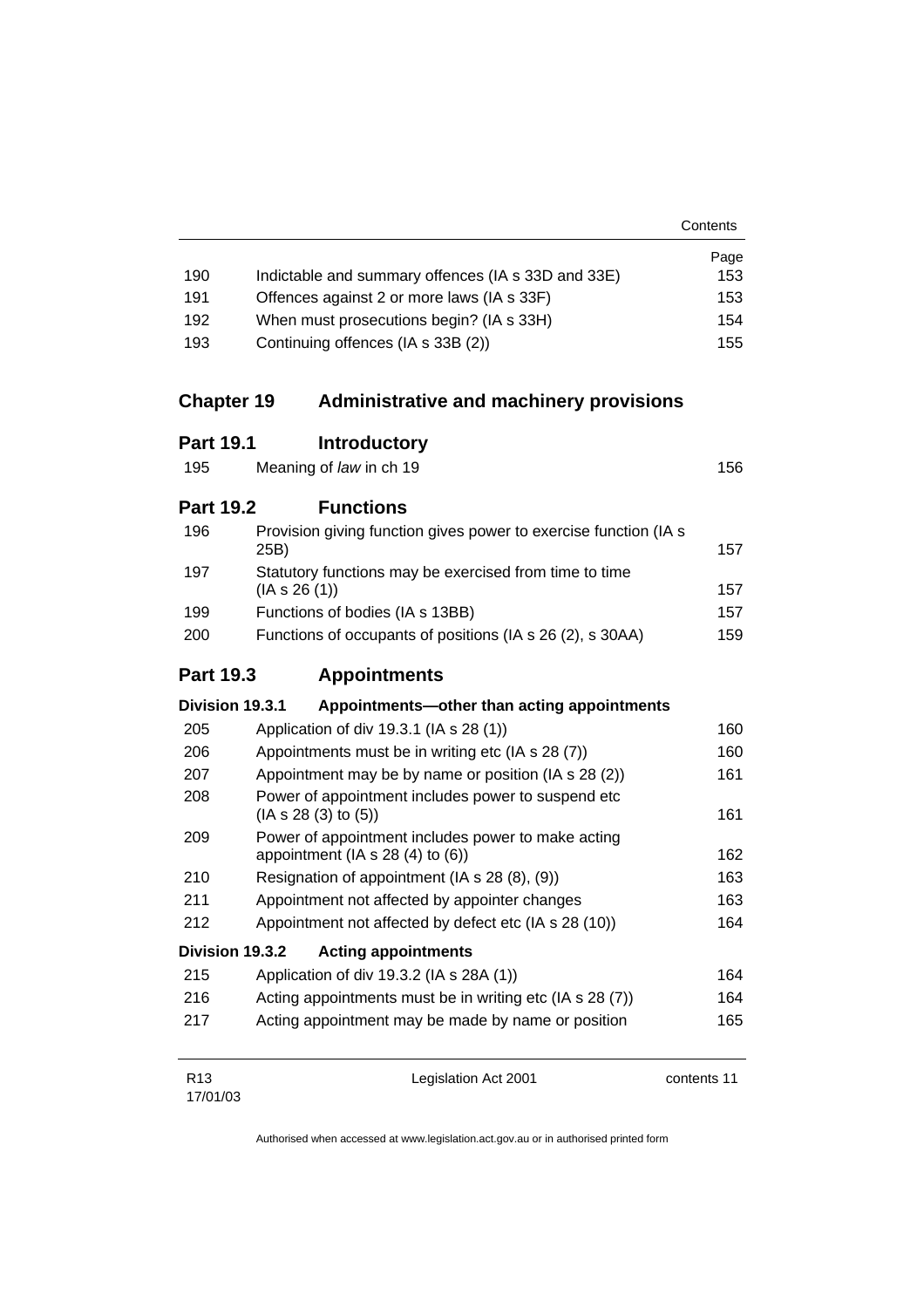| | | Page |
|---|---|---|
| 190 | Indictable and summary offences (IA s 33D and 33E) | 153 |
| 191 | Offences against 2 or more laws (IA s 33F) | 153 |
| 192 | When must prosecutions begin? (IA s 33H) | 154 |
| 193 | Continuing offences (IA s 33B (2)) | 155 |

## Chapter 19 Administrative and machinery provisions

### Part 19.1 Introductory

| | | |
|---|---|---|
| 195 | Meaning of *law* in ch 19 | 156 |

### Part 19.2 Functions

| | | |
|---|---|---|
| 196 | Provision giving function gives power to exercise function (IA s 25B) | 157 |
| 197 | Statutory functions may be exercised from time to time (IA s 26 (1)) | 157 |
| 199 | Functions of bodies (IA s 13BB) | 157 |
| 200 | Functions of occupants of positions (IA s 26 (2), s 30AA) | 159 |

### Part 19.3 Appointments

#### Division 19.3.1 Appointments—other than acting appointments

| | | |
|---|---|---|
| 205 | Application of div 19.3.1 (IA s 28 (1)) | 160 |
| 206 | Appointments must be in writing etc (IA s 28 (7)) | 160 |
| 207 | Appointment may be by name or position (IA s 28 (2)) | 161 |
| 208 | Power of appointment includes power to suspend etc (IA s 28 (3) to (5)) | 161 |
| 209 | Power of appointment includes power to make acting appointment (IA s 28 (4) to (6)) | 162 |
| 210 | Resignation of appointment (IA s 28 (8), (9)) | 163 |
| 211 | Appointment not affected by appointer changes | 163 |
| 212 | Appointment not affected by defect etc (IA s 28 (10)) | 164 |

#### Division 19.3.2 Acting appointments

| | | |
|---|---|---|
| 215 | Application of div 19.3.2 (IA s 28A (1)) | 164 |
| 216 | Acting appointments must be in writing etc (IA s 28 (7)) | 164 |
| 217 | Acting appointment may be made by name or position | 165 |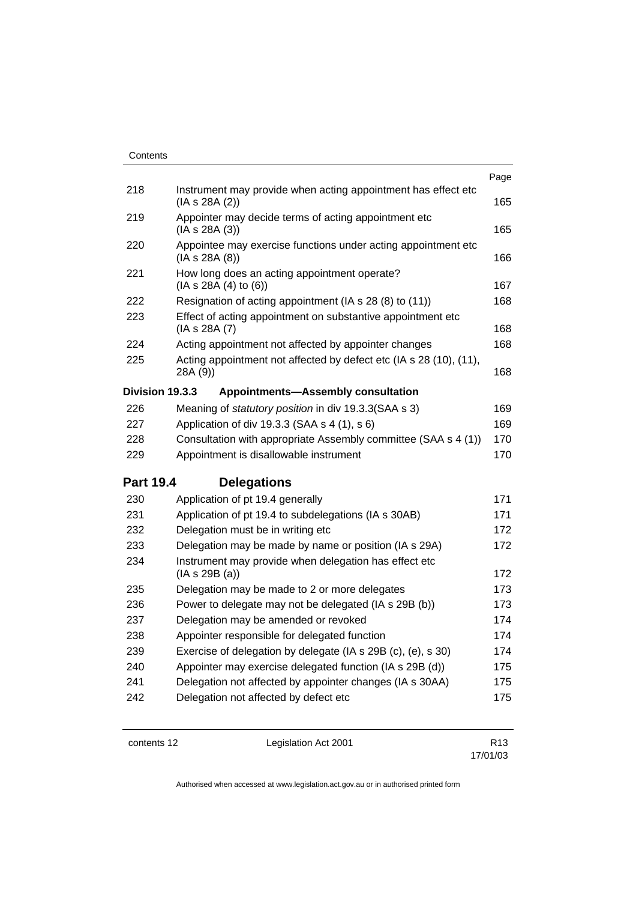| | | Page |
|---|---|---|
| 218 | Instrument may provide when acting appointment has effect etc (IA s 28A (2)) | 165 |
| 219 | Appointer may decide terms of acting appointment etc (IA s 28A (3)) | 165 |
| 220 | Appointee may exercise functions under acting appointment etc (IA s 28A (8)) | 166 |
| 221 | How long does an acting appointment operate? (IA s 28A (4) to (6)) | 167 |
| 222 | Resignation of acting appointment (IA s 28 (8) to (11)) | 168 |
| 223 | Effect of acting appointment on substantive appointment etc (IA s 28A (7) | 168 |
| 224 | Acting appointment not affected by appointer changes | 168 |
| 225 | Acting appointment not affected by defect etc (IA s 28 (10), (11), 28A (9)) | 168 |

**Division 19.3.3 Appointments—Assembly consultation**

| | | |
|---|---|---|
| 226 | Meaning of *statutory position* in div 19.3.3(SAA s 3) | 169 |
| 227 | Application of div 19.3.3 (SAA s 4 (1), s 6) | 169 |
| 228 | Consultation with appropriate Assembly committee (SAA s 4 (1)) | 170 |
| 229 | Appointment is disallowable instrument | 170 |

## Part 19.4 Delegations

| | | |
|---|---|---|
| 230 | Application of pt 19.4 generally | 171 |
| 231 | Application of pt 19.4 to subdelegations (IA s 30AB) | 171 |
| 232 | Delegation must be in writing etc | 172 |
| 233 | Delegation may be made by name or position (IA s 29A) | 172 |
| 234 | Instrument may provide when delegation has effect etc (IA s 29B (a)) | 172 |
| 235 | Delegation may be made to 2 or more delegates | 173 |
| 236 | Power to delegate may not be delegated (IA s 29B (b)) | 173 |
| 237 | Delegation may be amended or revoked | 174 |
| 238 | Appointer responsible for delegated function | 174 |
| 239 | Exercise of delegation by delegate (IA s 29B (c), (e), s 30) | 174 |
| 240 | Appointer may exercise delegated function (IA s 29B (d)) | 175 |
| 241 | Delegation not affected by appointer changes (IA s 30AA) | 175 |
| 242 | Delegation not affected by defect etc | 175 |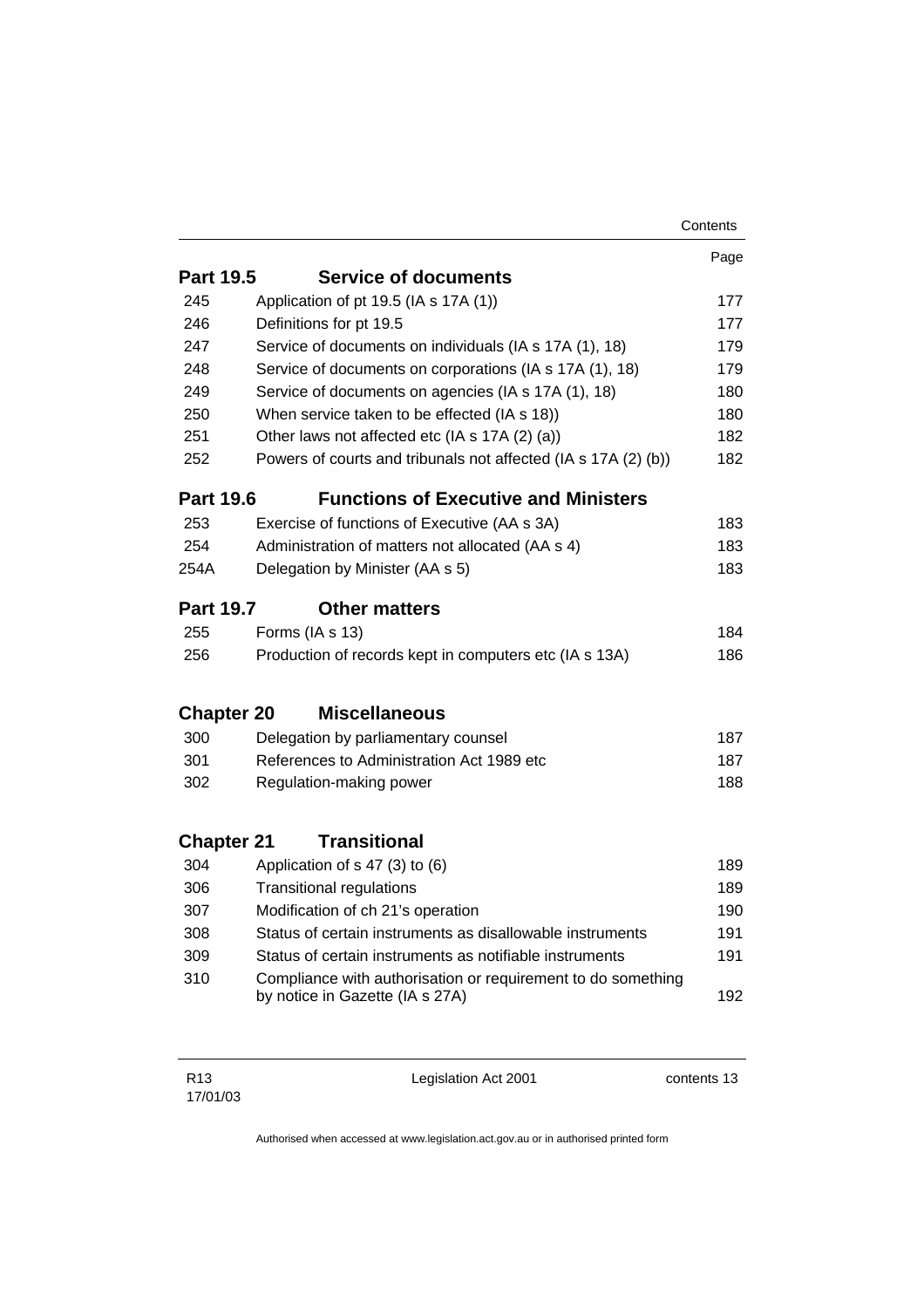| | | Page |
|---|---|---|
| **Part 19.5** | **Service of documents** | |
| 245 | Application of pt 19.5 (IA s 17A (1)) | 177 |
| 246 | Definitions for pt 19.5 | 177 |
| 247 | Service of documents on individuals (IA s 17A (1), 18) | 179 |
| 248 | Service of documents on corporations (IA s 17A (1), 18) | 179 |
| 249 | Service of documents on agencies (IA s 17A (1), 18) | 180 |
| 250 | When service taken to be effected (IA s 18)) | 180 |
| 251 | Other laws not affected etc (IA s 17A (2) (a)) | 182 |
| 252 | Powers of courts and tribunals not affected (IA s 17A (2) (b)) | 182 |
| **Part 19.6** | **Functions of Executive and Ministers** | |
| 253 | Exercise of functions of Executive (AA s 3A) | 183 |
| 254 | Administration of matters not allocated (AA s 4) | 183 |
| 254A | Delegation by Minister (AA s 5) | 183 |
| **Part 19.7** | **Other matters** | |
| 255 | Forms (IA s 13) | 184 |
| 256 | Production of records kept in computers etc (IA s 13A) | 186 |
| **Chapter 20** | **Miscellaneous** | |
| 300 | Delegation by parliamentary counsel | 187 |
| 301 | References to Administration Act 1989 etc | 187 |
| 302 | Regulation-making power | 188 |
| **Chapter 21** | **Transitional** | |
| 304 | Application of s 47 (3) to (6) | 189 |
| 306 | Transitional regulations | 189 |
| 307 | Modification of ch 21's operation | 190 |
| 308 | Status of certain instruments as disallowable instruments | 191 |
| 309 | Status of certain instruments as notifiable instruments | 191 |
| 310 | Compliance with authorisation or requirement to do something by notice in Gazette (IA s 27A) | 192 |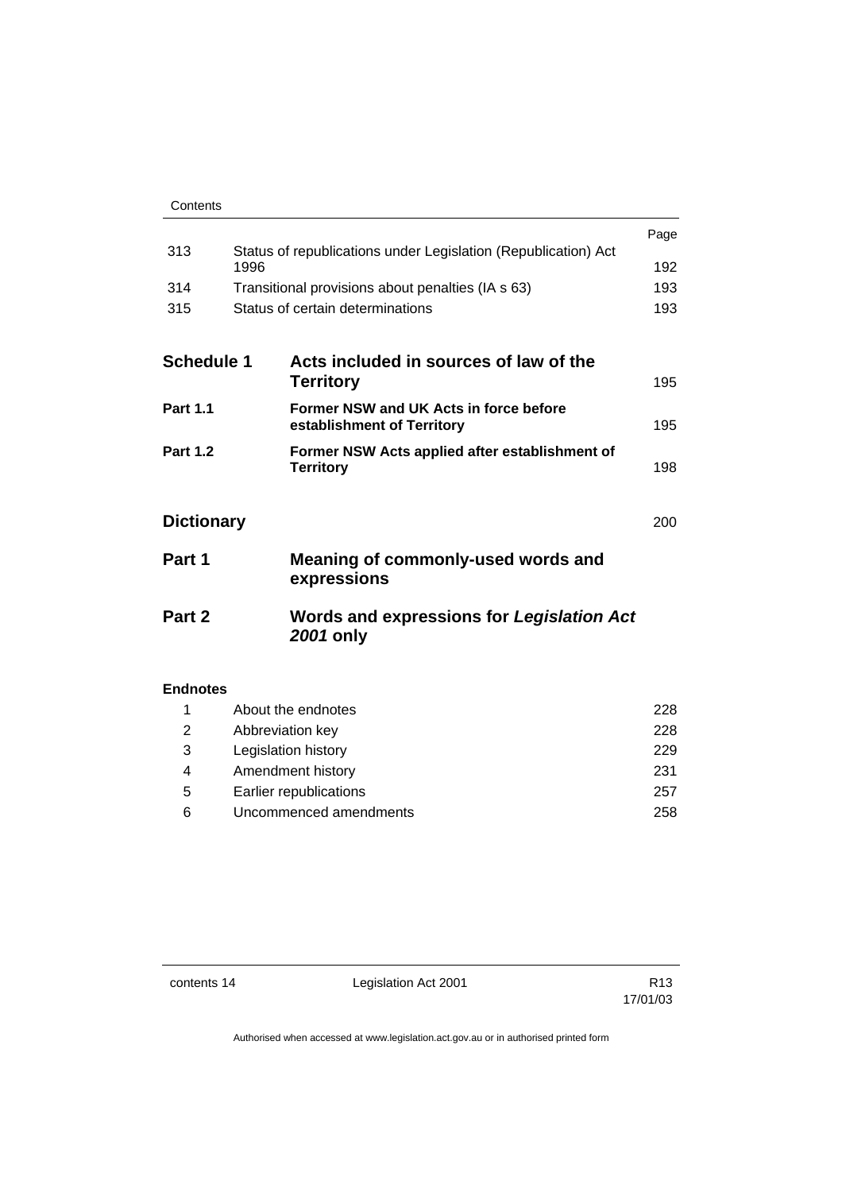| | | Page |
|---|---|---|
| 313 | Status of republications under Legislation (Republication) Act 1996 | 192 |
| 314 | Transitional provisions about penalties (IA s 63) | 193 |
| 315 | Status of certain determinations | 193 |

| | | |
|---|---|---|
| **Schedule 1** | **Acts included in sources of law of the Territory** | 195 |
| **Part 1.1** | **Former NSW and UK Acts in force before establishment of Territory** | 195 |
| **Part 1.2** | **Former NSW Acts applied after establishment of Territory** | 198 |

| | | |
|---|---|---|
| **Dictionary** | | 200 |
| **Part 1** | **Meaning of commonly-used words and expressions** | |
| **Part 2** | **Words and expressions for *Legislation Act 2001* only** | |

**Endnotes**

| | | |
|---|---|---|
| 1 | About the endnotes | 228 |
| 2 | Abbreviation key | 228 |
| 3 | Legislation history | 229 |
| 4 | Amendment history | 231 |
| 5 | Earlier republications | 257 |
| 6 | Uncommenced amendments | 258 |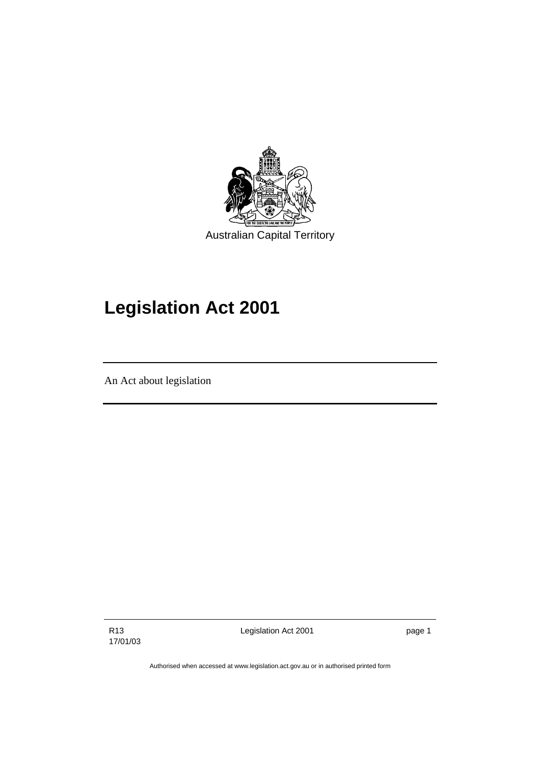Australian Capital Territory

# Legislation Act 2001

An Act about legislation

Authorised when accessed at www.legislation.act.gov.au or in authorised printed form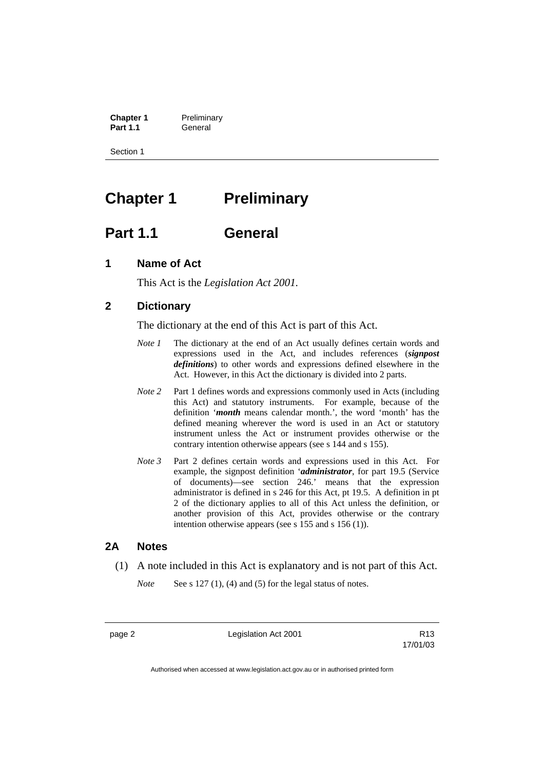# Chapter 1 Preliminary

## Part 1.1 General

### 1 Name of Act

This Act is the *Legislation Act 2001*.

### 2 Dictionary

The dictionary at the end of this Act is part of this Act.

*Note 1* The dictionary at the end of an Act usually defines certain words and expressions used in the Act, and includes references (***signpost definitions***) to other words and expressions defined elsewhere in the Act. However, in this Act the dictionary is divided into 2 parts.

*Note 2* Part 1 defines words and expressions commonly used in Acts (including this Act) and statutory instruments. For example, because of the definition '***month*** means calendar month.', the word 'month' has the defined meaning wherever the word is used in an Act or statutory instrument unless the Act or instrument provides otherwise or the contrary intention otherwise appears (see s 144 and s 155).

*Note 3* Part 2 defines certain words and expressions used in this Act. For example, the signpost definition '***administrator***, for part 19.5 (Service of documents)—see section 246.' means that the expression administrator is defined in s 246 for this Act, pt 19.5. A definition in pt 2 of the dictionary applies to all of this Act unless the definition, or another provision of this Act, provides otherwise or the contrary intention otherwise appears (see s 155 and s 156 (1)).

### 2A Notes

(1) A note included in this Act is explanatory and is not part of this Act.

*Note* See s 127 (1), (4) and (5) for the legal status of notes.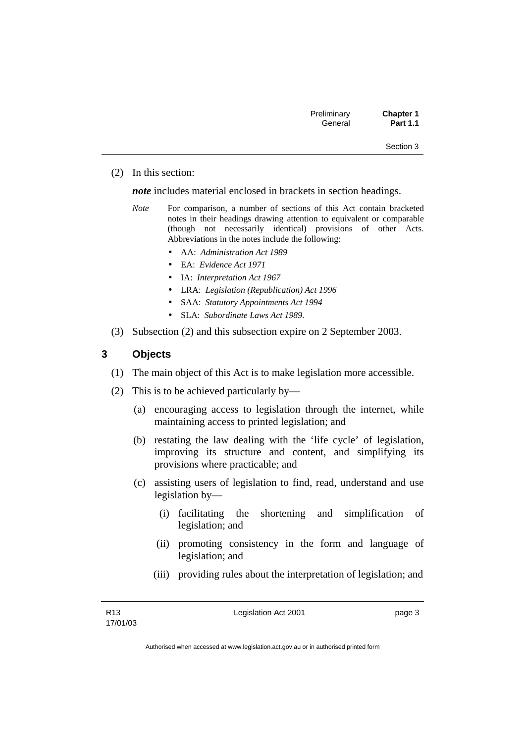(2) In this section:

***note*** includes material enclosed in brackets in section headings.

*Note* For comparison, a number of sections of this Act contain bracketed notes in their headings drawing attention to equivalent or comparable (though not necessarily identical) provisions of other Acts. Abbreviations in the notes include the following:

- AA: *Administration Act 1989*
- EA: *Evidence Act 1971*
- IA: *Interpretation Act 1967*
- LRA: *Legislation (Republication) Act 1996*
- SAA: *Statutory Appointments Act 1994*
- SLA: *Subordinate Laws Act 1989*.

(3) Subsection (2) and this subsection expire on 2 September 2003.

## 3 Objects

(1) The main object of this Act is to make legislation more accessible.

(2) This is to be achieved particularly by—

(a) encouraging access to legislation through the internet, while maintaining access to printed legislation; and

(b) restating the law dealing with the 'life cycle' of legislation, improving its structure and content, and simplifying its provisions where practicable; and

(c) assisting users of legislation to find, read, understand and use legislation by—

(i) facilitating the shortening and simplification of legislation; and

(ii) promoting consistency in the form and language of legislation; and

(iii) providing rules about the interpretation of legislation; and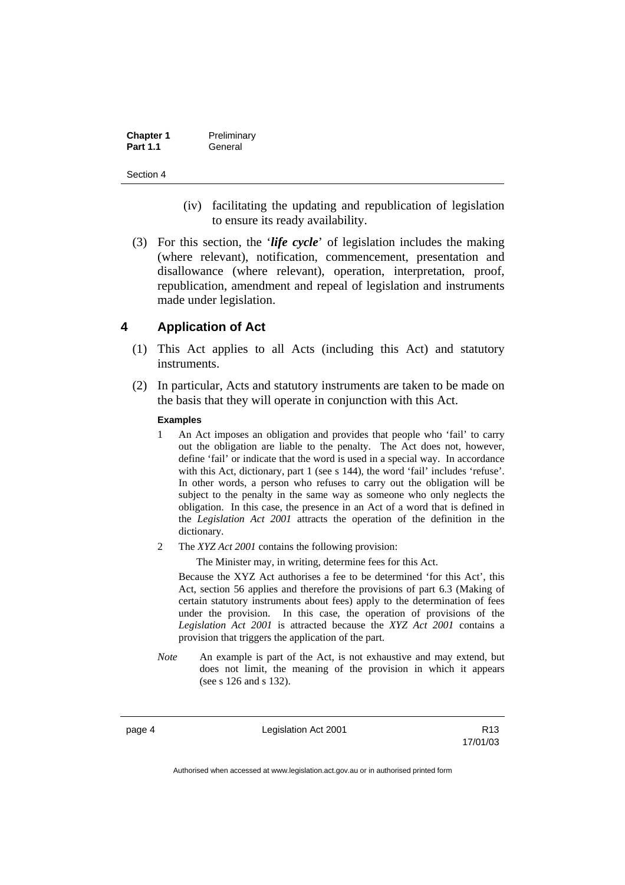(iv) facilitating the updating and republication of legislation to ensure its ready availability.

(3) For this section, the '***life cycle***' of legislation includes the making (where relevant), notification, commencement, presentation and disallowance (where relevant), operation, interpretation, proof, republication, amendment and repeal of legislation and instruments made under legislation.

## 4 Application of Act

(1) This Act applies to all Acts (including this Act) and statutory instruments.

(2) In particular, Acts and statutory instruments are taken to be made on the basis that they will operate in conjunction with this Act.

**Examples**

1 An Act imposes an obligation and provides that people who 'fail' to carry out the obligation are liable to the penalty. The Act does not, however, define 'fail' or indicate that the word is used in a special way. In accordance with this Act, dictionary, part 1 (see s 144), the word 'fail' includes 'refuse'. In other words, a person who refuses to carry out the obligation will be subject to the penalty in the same way as someone who only neglects the obligation. In this case, the presence in an Act of a word that is defined in the *Legislation Act 2001* attracts the operation of the definition in the dictionary.

2 The *XYZ Act 2001* contains the following provision:

The Minister may, in writing, determine fees for this Act.

Because the XYZ Act authorises a fee to be determined 'for this Act', this Act, section 56 applies and therefore the provisions of part 6.3 (Making of certain statutory instruments about fees) apply to the determination of fees under the provision. In this case, the operation of provisions of the *Legislation Act 2001* is attracted because the *XYZ Act 2001* contains a provision that triggers the application of the part.

*Note* An example is part of the Act, is not exhaustive and may extend, but does not limit, the meaning of the provision in which it appears (see s 126 and s 132).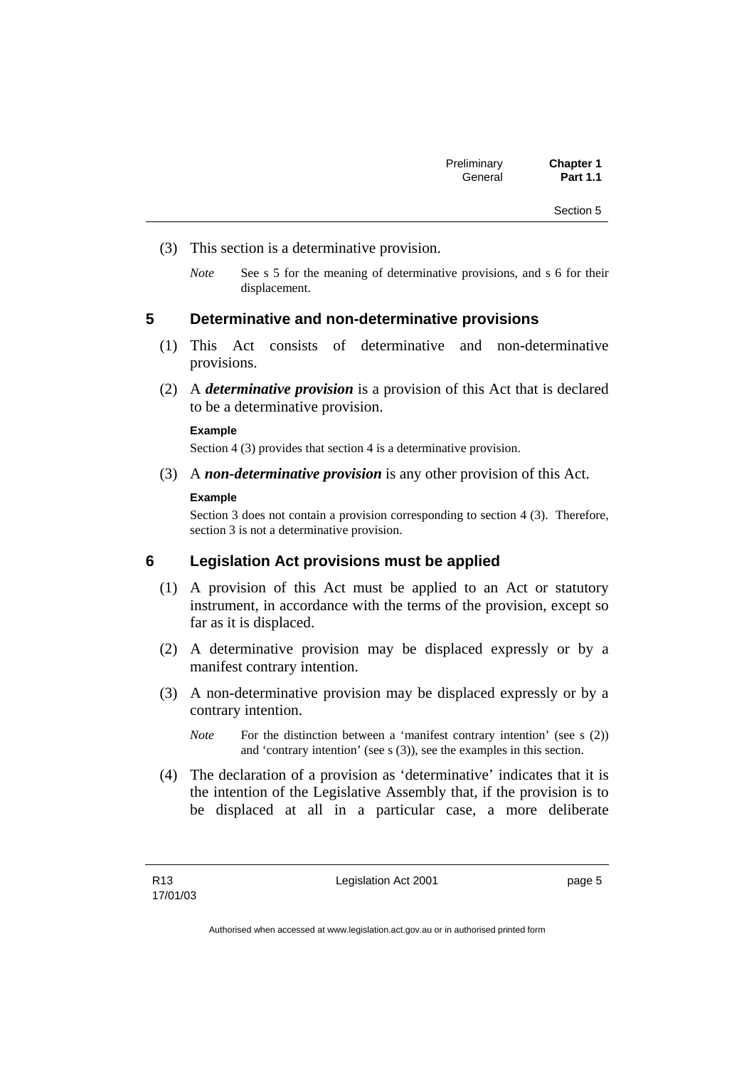(3) This section is a determinative provision.

*Note* See s 5 for the meaning of determinative provisions, and s 6 for their displacement.

## 5 Determinative and non-determinative provisions

(1) This Act consists of determinative and non-determinative provisions.

(2) A ***determinative provision*** is a provision of this Act that is declared to be a determinative provision.

**Example**

Section 4 (3) provides that section 4 is a determinative provision.

(3) A ***non-determinative provision*** is any other provision of this Act.

**Example**

Section 3 does not contain a provision corresponding to section 4 (3). Therefore, section 3 is not a determinative provision.

## 6 Legislation Act provisions must be applied

(1) A provision of this Act must be applied to an Act or statutory instrument, in accordance with the terms of the provision, except so far as it is displaced.

(2) A determinative provision may be displaced expressly or by a manifest contrary intention.

(3) A non-determinative provision may be displaced expressly or by a contrary intention.

*Note* For the distinction between a 'manifest contrary intention' (see s (2)) and 'contrary intention' (see s (3)), see the examples in this section.

(4) The declaration of a provision as 'determinative' indicates that it is the intention of the Legislative Assembly that, if the provision is to be displaced at all in a particular case, a more deliberate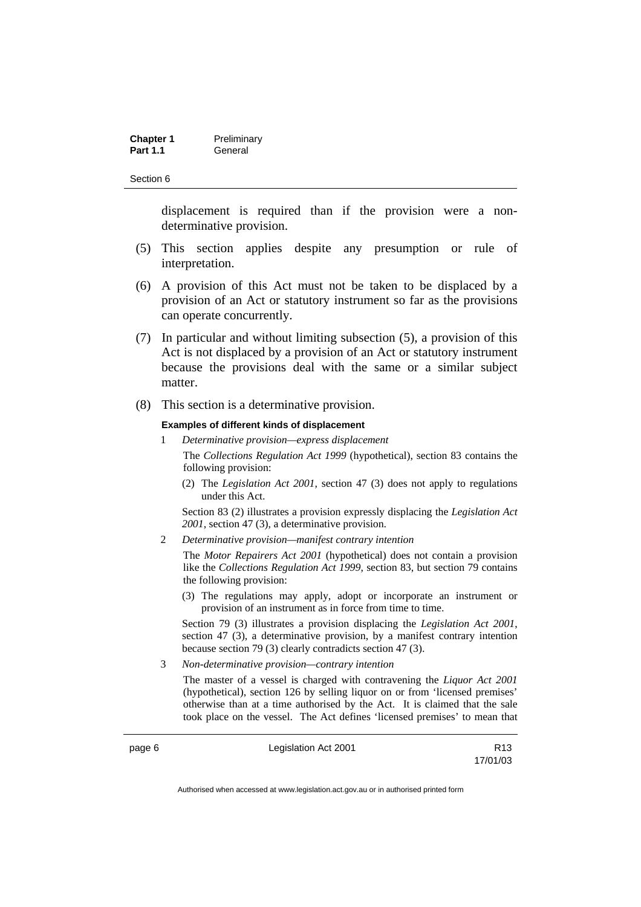displacement is required than if the provision were a non-determinative provision.

(5) This section applies despite any presumption or rule of interpretation.

(6) A provision of this Act must not be taken to be displaced by a provision of an Act or statutory instrument so far as the provisions can operate concurrently.

(7) In particular and without limiting subsection (5), a provision of this Act is not displaced by a provision of an Act or statutory instrument because the provisions deal with the same or a similar subject matter.

(8) This section is a determinative provision.

**Examples of different kinds of displacement**

1 *Determinative provision—express displacement*

The *Collections Regulation Act 1999* (hypothetical), section 83 contains the following provision:

(2) The *Legislation Act 2001*, section 47 (3) does not apply to regulations under this Act.

Section 83 (2) illustrates a provision expressly displacing the *Legislation Act 2001*, section 47 (3), a determinative provision.

2 *Determinative provision—manifest contrary intention*

The *Motor Repairers Act 2001* (hypothetical) does not contain a provision like the *Collections Regulation Act 1999*, section 83, but section 79 contains the following provision:

(3) The regulations may apply, adopt or incorporate an instrument or provision of an instrument as in force from time to time.

Section 79 (3) illustrates a provision displacing the *Legislation Act 2001*, section 47 (3), a determinative provision, by a manifest contrary intention because section 79 (3) clearly contradicts section 47 (3).

3 *Non-determinative provision—contrary intention*

The master of a vessel is charged with contravening the *Liquor Act 2001* (hypothetical), section 126 by selling liquor on or from 'licensed premises' otherwise than at a time authorised by the Act. It is claimed that the sale took place on the vessel. The Act defines 'licensed premises' to mean that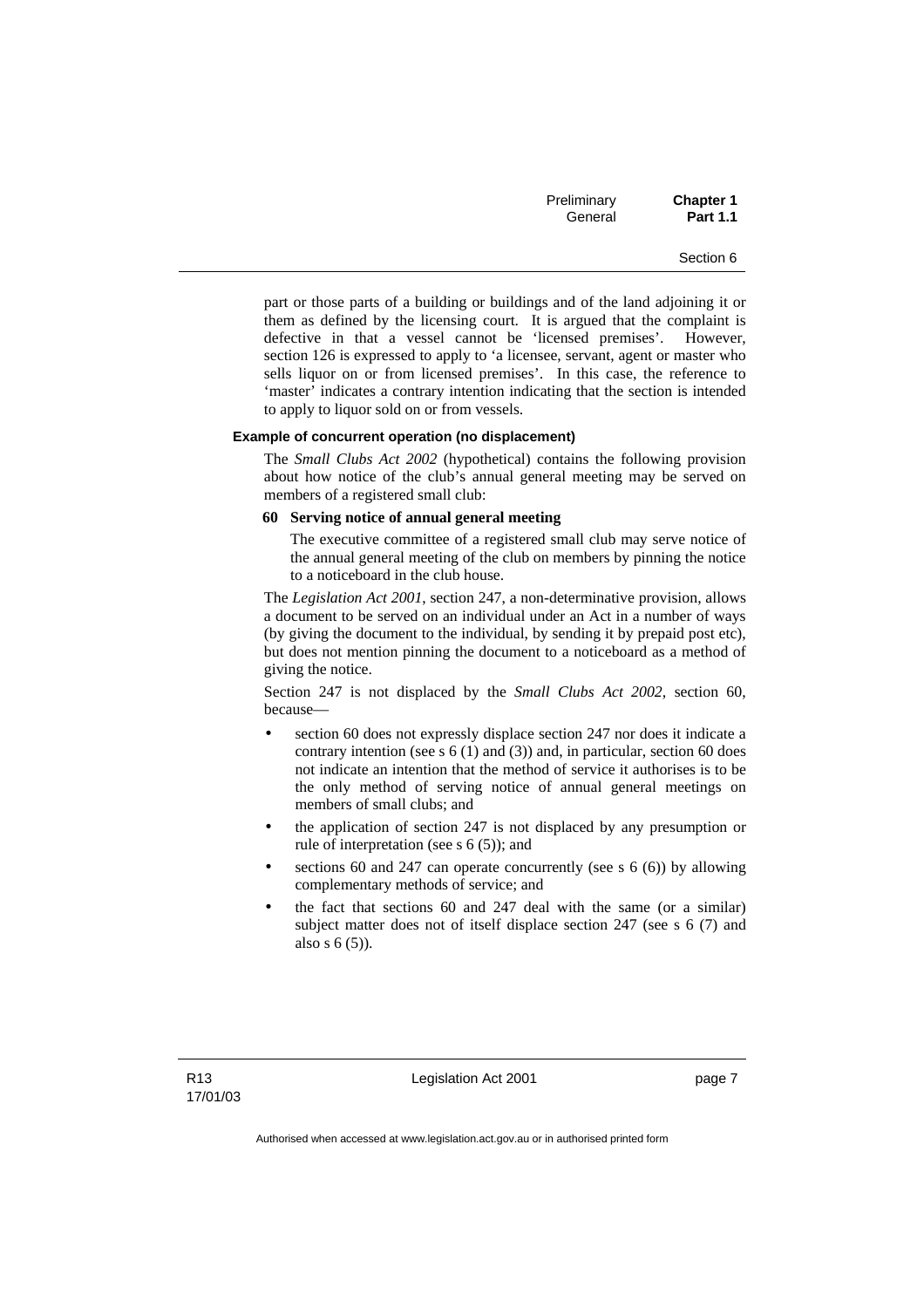part or those parts of a building or buildings and of the land adjoining it or them as defined by the licensing court. It is argued that the complaint is defective in that a vessel cannot be 'licensed premises'. However, section 126 is expressed to apply to 'a licensee, servant, agent or master who sells liquor on or from licensed premises'. In this case, the reference to 'master' indicates a contrary intention indicating that the section is intended to apply to liquor sold on or from vessels.

**Example of concurrent operation (no displacement)**

The *Small Clubs Act 2002* (hypothetical) contains the following provision about how notice of the club's annual general meeting may be served on members of a registered small club:

**60 Serving notice of annual general meeting**

The executive committee of a registered small club may serve notice of the annual general meeting of the club on members by pinning the notice to a noticeboard in the club house.

The *Legislation Act 2001*, section 247, a non-determinative provision, allows a document to be served on an individual under an Act in a number of ways (by giving the document to the individual, by sending it by prepaid post etc), but does not mention pinning the document to a noticeboard as a method of giving the notice.

Section 247 is not displaced by the *Small Clubs Act 2002*, section 60, because—

- section 60 does not expressly displace section 247 nor does it indicate a contrary intention (see s 6 (1) and (3)) and, in particular, section 60 does not indicate an intention that the method of service it authorises is to be the only method of serving notice of annual general meetings on members of small clubs; and
- the application of section 247 is not displaced by any presumption or rule of interpretation (see s 6 (5)); and
- sections 60 and 247 can operate concurrently (see s 6 (6)) by allowing complementary methods of service; and
- the fact that sections 60 and 247 deal with the same (or a similar) subject matter does not of itself displace section 247 (see s 6 (7) and also s 6 (5)).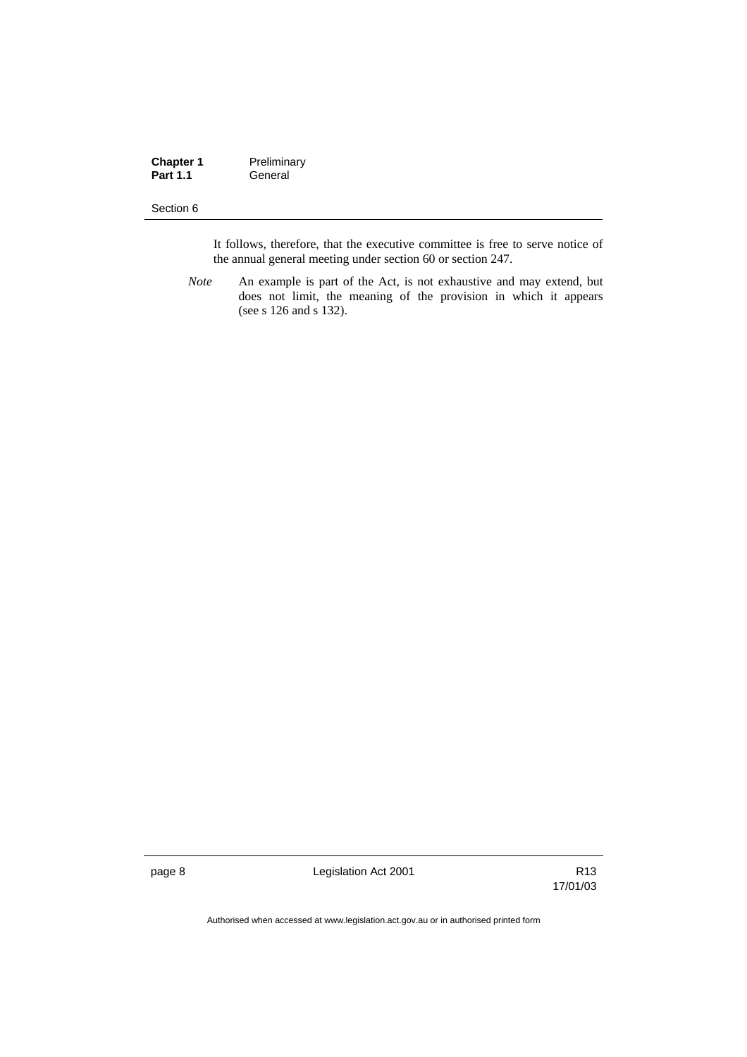It follows, therefore, that the executive committee is free to serve notice of the annual general meeting under section 60 or section 247.

*Note* An example is part of the Act, is not exhaustive and may extend, but does not limit, the meaning of the provision in which it appears (see s 126 and s 132).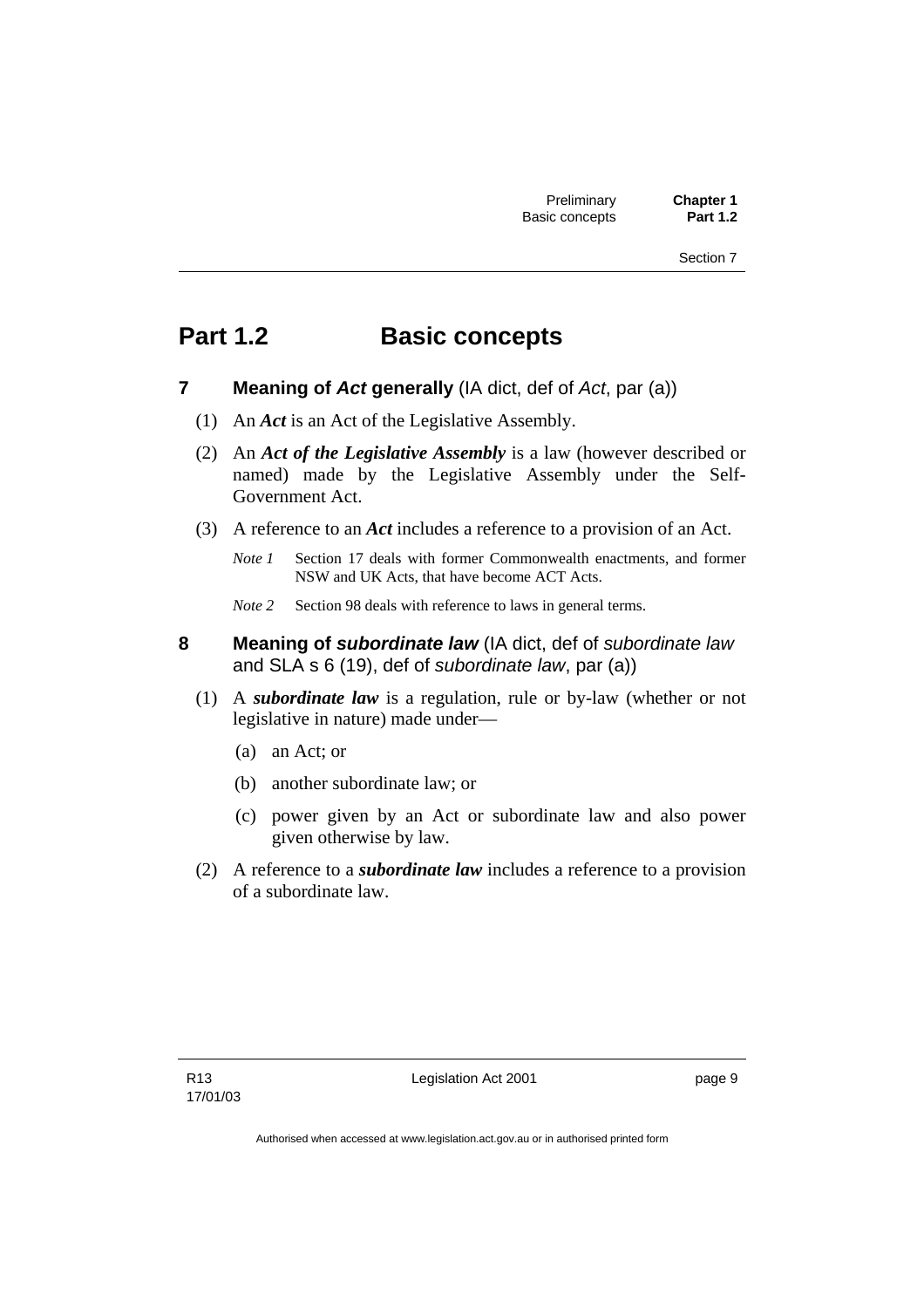# Part 1.2 Basic concepts

### 7 Meaning of *Act* generally (IA dict, def of *Act*, par (a))

(1) An ***Act*** is an Act of the Legislative Assembly.

(2) An ***Act of the Legislative Assembly*** is a law (however described or named) made by the Legislative Assembly under the Self-Government Act.

(3) A reference to an ***Act*** includes a reference to a provision of an Act.

*Note 1* Section 17 deals with former Commonwealth enactments, and former NSW and UK Acts, that have become ACT Acts.

*Note 2* Section 98 deals with reference to laws in general terms.

### 8 Meaning of *subordinate law* (IA dict, def of *subordinate law* and SLA s 6 (19), def of *subordinate law*, par (a))

(1) A ***subordinate law*** is a regulation, rule or by-law (whether or not legislative in nature) made under—

- (a) an Act; or
- (b) another subordinate law; or
- (c) power given by an Act or subordinate law and also power given otherwise by law.

(2) A reference to a ***subordinate law*** includes a reference to a provision of a subordinate law.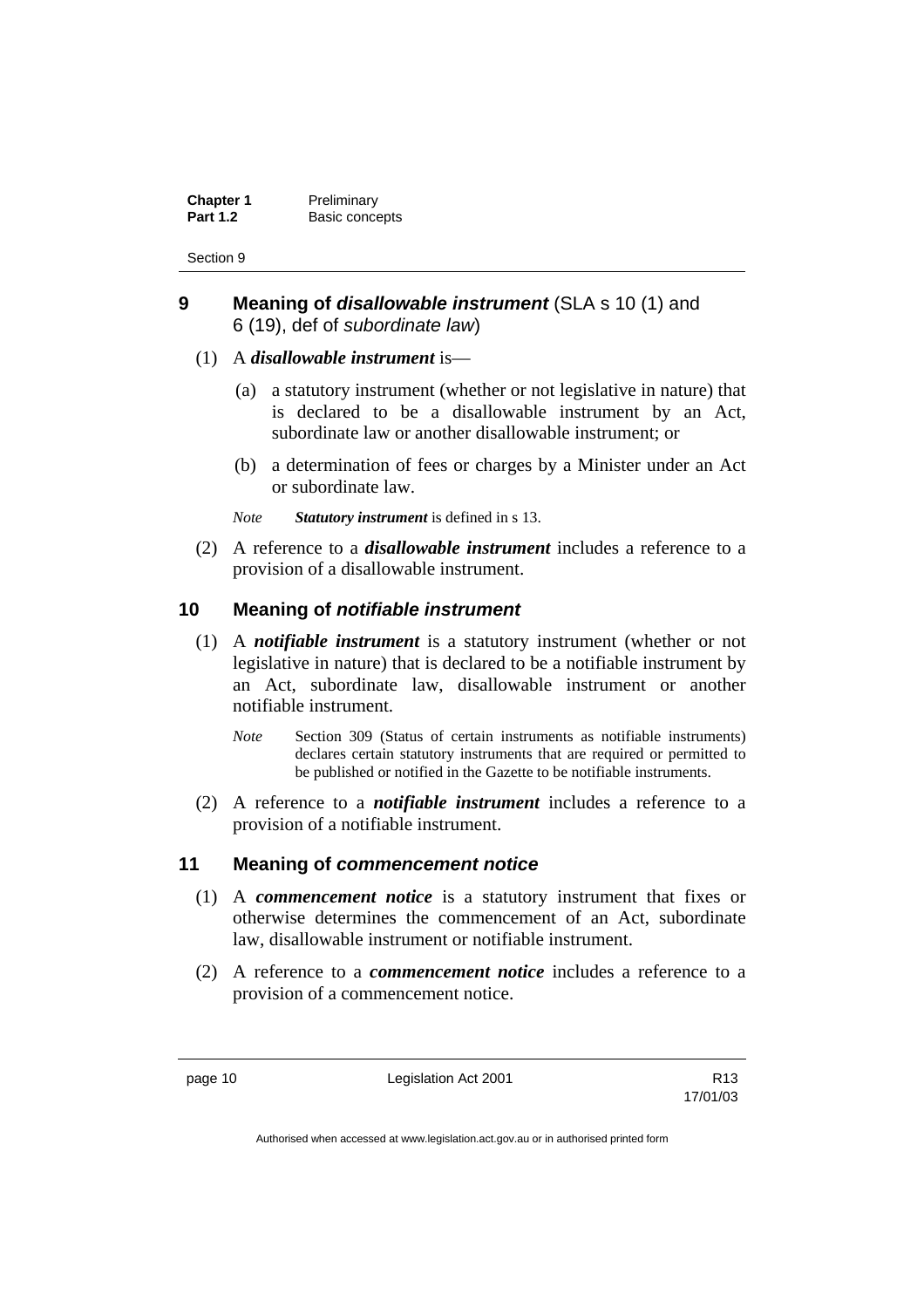## 9 Meaning of *disallowable instrument* (SLA s 10 (1) and 6 (19), def of *subordinate law*)

(1) A ***disallowable instrument*** is—

(a) a statutory instrument (whether or not legislative in nature) that is declared to be a disallowable instrument by an Act, subordinate law or another disallowable instrument; or

(b) a determination of fees or charges by a Minister under an Act or subordinate law.

*Note* ***Statutory instrument*** is defined in s 13.

(2) A reference to a ***disallowable instrument*** includes a reference to a provision of a disallowable instrument.

## 10 Meaning of *notifiable instrument*

(1) A ***notifiable instrument*** is a statutory instrument (whether or not legislative in nature) that is declared to be a notifiable instrument by an Act, subordinate law, disallowable instrument or another notifiable instrument.

*Note* Section 309 (Status of certain instruments as notifiable instruments) declares certain statutory instruments that are required or permitted to be published or notified in the Gazette to be notifiable instruments.

(2) A reference to a ***notifiable instrument*** includes a reference to a provision of a notifiable instrument.

## 11 Meaning of *commencement notice*

(1) A ***commencement notice*** is a statutory instrument that fixes or otherwise determines the commencement of an Act, subordinate law, disallowable instrument or notifiable instrument.

(2) A reference to a ***commencement notice*** includes a reference to a provision of a commencement notice.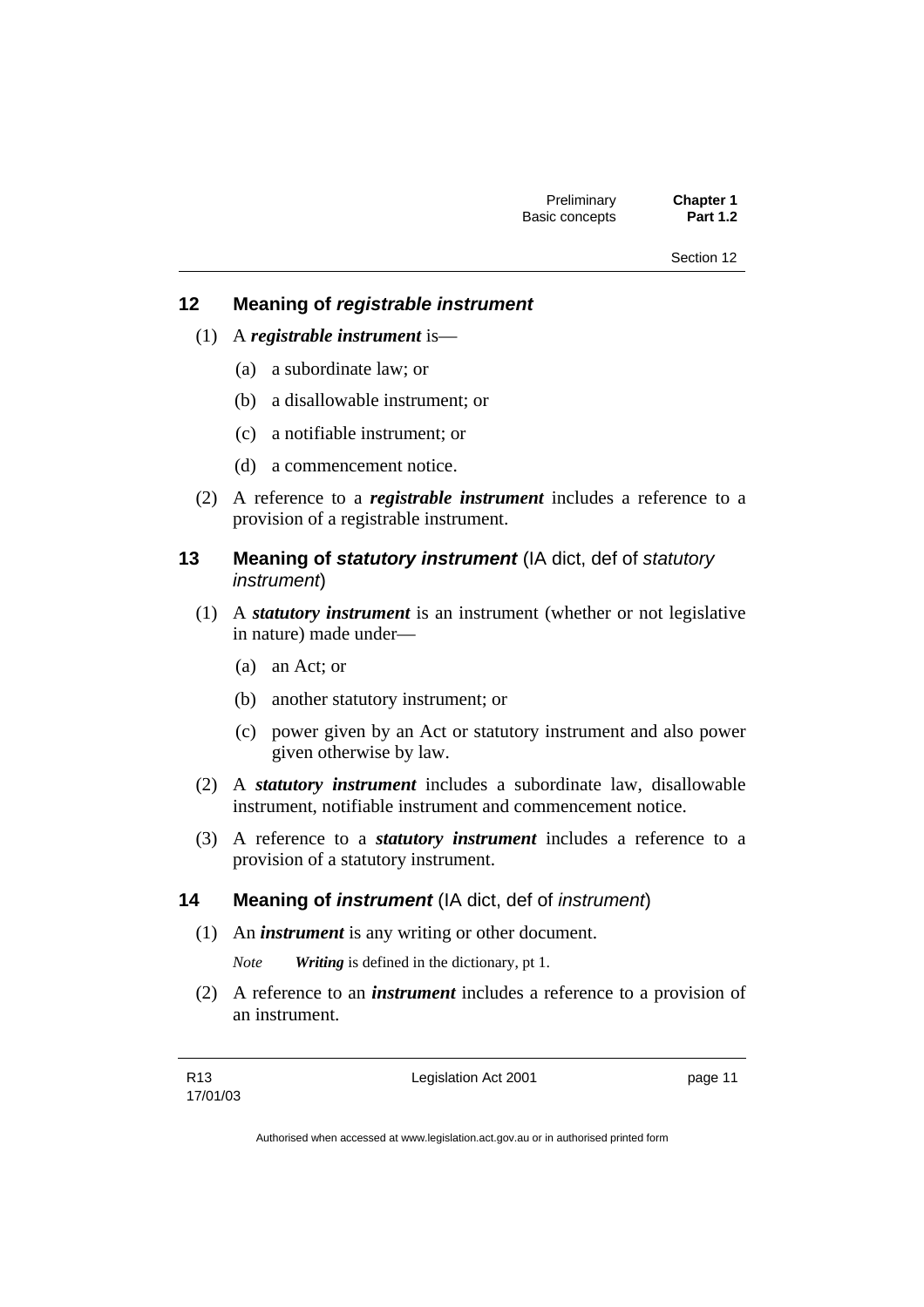## 12 Meaning of *registrable instrument*

(1) A ***registrable instrument*** is—

(a) a subordinate law; or

(b) a disallowable instrument; or

(c) a notifiable instrument; or

(d) a commencement notice.

(2) A reference to a ***registrable instrument*** includes a reference to a provision of a registrable instrument.

## 13 Meaning of *statutory instrument* (IA dict, def of *statutory instrument*)

(1) A ***statutory instrument*** is an instrument (whether or not legislative in nature) made under—

(a) an Act; or

(b) another statutory instrument; or

(c) power given by an Act or statutory instrument and also power given otherwise by law.

(2) A ***statutory instrument*** includes a subordinate law, disallowable instrument, notifiable instrument and commencement notice.

(3) A reference to a ***statutory instrument*** includes a reference to a provision of a statutory instrument.

## 14 Meaning of *instrument* (IA dict, def of *instrument*)

(1) An ***instrument*** is any writing or other document.

*Note* ***Writing*** is defined in the dictionary, pt 1.

(2) A reference to an ***instrument*** includes a reference to a provision of an instrument.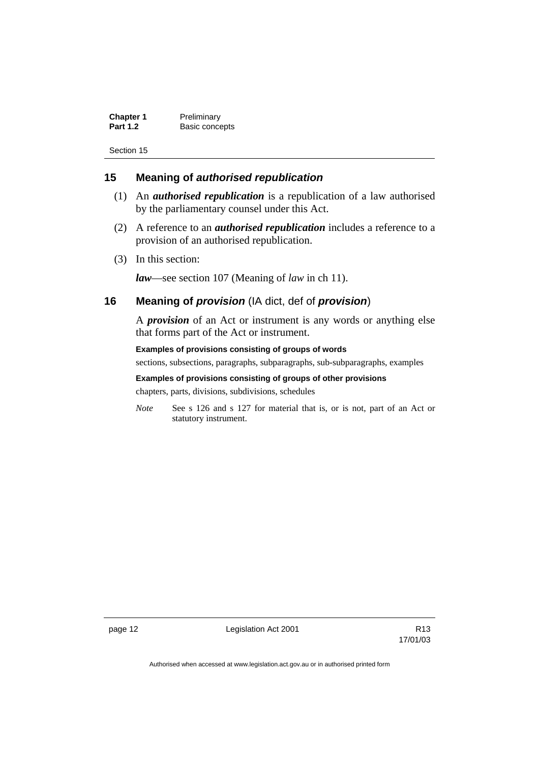## 15 Meaning of *authorised republication*

(1) An ***authorised republication*** is a republication of a law authorised by the parliamentary counsel under this Act.

(2) A reference to an ***authorised republication*** includes a reference to a provision of an authorised republication.

(3) In this section:

***law***—see section 107 (Meaning of *law* in ch 11).

## 16 Meaning of *provision* (IA dict, def of *provision*)

A ***provision*** of an Act or instrument is any words or anything else that forms part of the Act or instrument.

**Examples of provisions consisting of groups of words**

sections, subsections, paragraphs, subparagraphs, sub-subparagraphs, examples

**Examples of provisions consisting of groups of other provisions**

chapters, parts, divisions, subdivisions, schedules

*Note* See s 126 and s 127 for material that is, or is not, part of an Act or statutory instrument.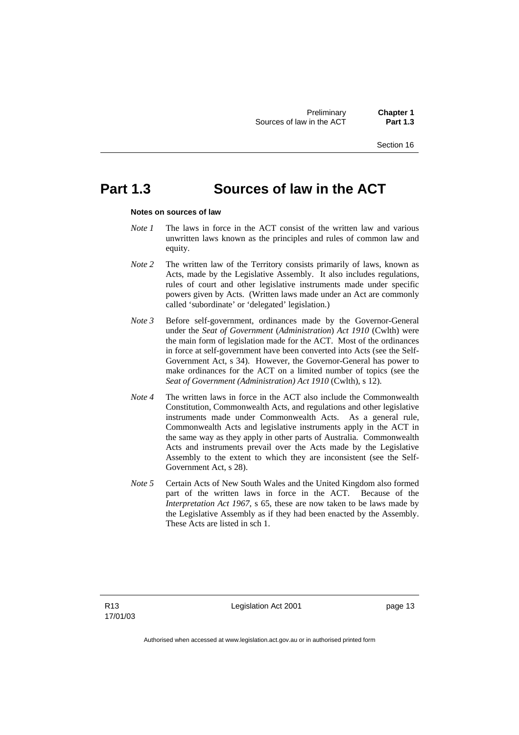# Part 1.3 Sources of law in the ACT

**Notes on sources of law**

*Note 1* The laws in force in the ACT consist of the written law and various unwritten laws known as the principles and rules of common law and equity.

*Note 2* The written law of the Territory consists primarily of laws, known as Acts, made by the Legislative Assembly. It also includes regulations, rules of court and other legislative instruments made under specific powers given by Acts. (Written laws made under an Act are commonly called 'subordinate' or 'delegated' legislation.)

*Note 3* Before self-government, ordinances made by the Governor-General under the *Seat of Government* (*Administration*) *Act 1910* (Cwlth) were the main form of legislation made for the ACT. Most of the ordinances in force at self-government have been converted into Acts (see the Self-Government Act, s 34). However, the Governor-General has power to make ordinances for the ACT on a limited number of topics (see the *Seat of Government (Administration) Act 1910* (Cwlth), s 12).

*Note 4* The written laws in force in the ACT also include the Commonwealth Constitution, Commonwealth Acts, and regulations and other legislative instruments made under Commonwealth Acts. As a general rule, Commonwealth Acts and legislative instruments apply in the ACT in the same way as they apply in other parts of Australia. Commonwealth Acts and instruments prevail over the Acts made by the Legislative Assembly to the extent to which they are inconsistent (see the Self-Government Act, s 28).

*Note 5* Certain Acts of New South Wales and the United Kingdom also formed part of the written laws in force in the ACT. Because of the *Interpretation Act 1967*, s 65, these are now taken to be laws made by the Legislative Assembly as if they had been enacted by the Assembly. These Acts are listed in sch 1.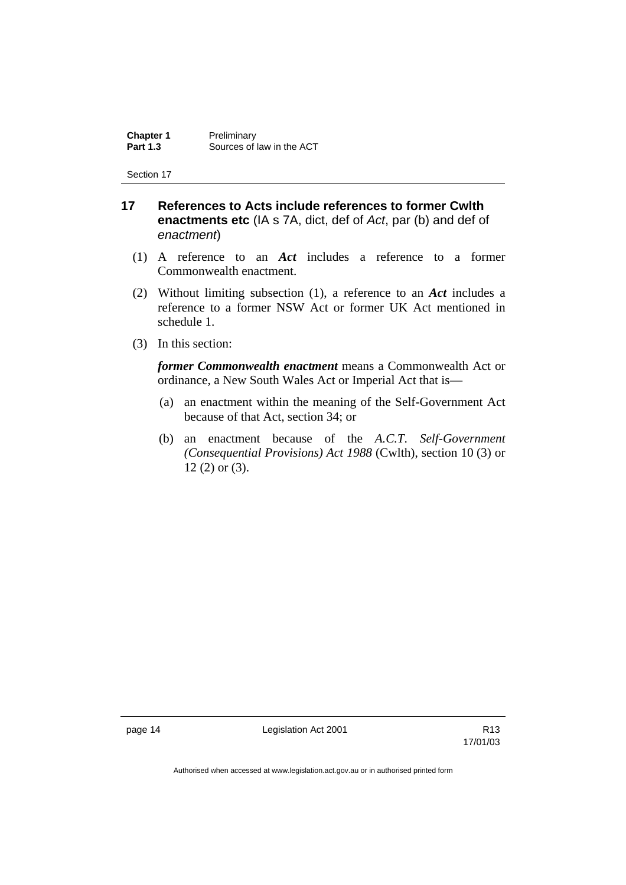## 17 References to Acts include references to former Cwlth enactments etc (IA s 7A, dict, def of *Act*, par (b) and def of *enactment*)

(1) A reference to an ***Act*** includes a reference to a former Commonwealth enactment.

(2) Without limiting subsection (1), a reference to an ***Act*** includes a reference to a former NSW Act or former UK Act mentioned in schedule 1.

(3) In this section:

***former Commonwealth enactment*** means a Commonwealth Act or ordinance, a New South Wales Act or Imperial Act that is—

(a) an enactment within the meaning of the Self-Government Act because of that Act, section 34; or

(b) an enactment because of the *A.C.T. Self-Government (Consequential Provisions) Act 1988* (Cwlth), section 10 (3) or 12 (2) or (3).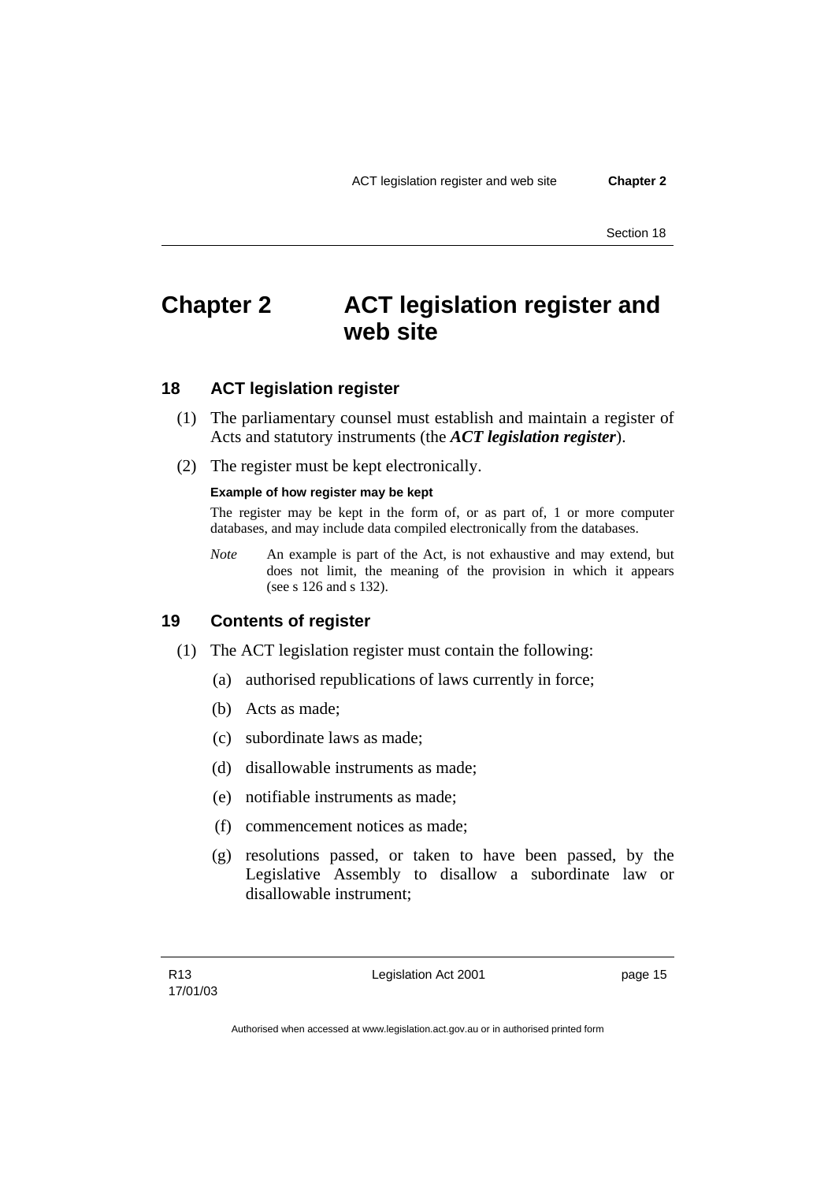# Chapter 2 ACT legislation register and web site

## 18 ACT legislation register

(1) The parliamentary counsel must establish and maintain a register of Acts and statutory instruments (the ***ACT legislation register***).

(2) The register must be kept electronically.

**Example of how register may be kept**

The register may be kept in the form of, or as part of, 1 or more computer databases, and may include data compiled electronically from the databases.

*Note* An example is part of the Act, is not exhaustive and may extend, but does not limit, the meaning of the provision in which it appears (see s 126 and s 132).

## 19 Contents of register

(1) The ACT legislation register must contain the following:

(a) authorised republications of laws currently in force;

(b) Acts as made;

(c) subordinate laws as made;

(d) disallowable instruments as made;

(e) notifiable instruments as made;

(f) commencement notices as made;

(g) resolutions passed, or taken to have been passed, by the Legislative Assembly to disallow a subordinate law or disallowable instrument;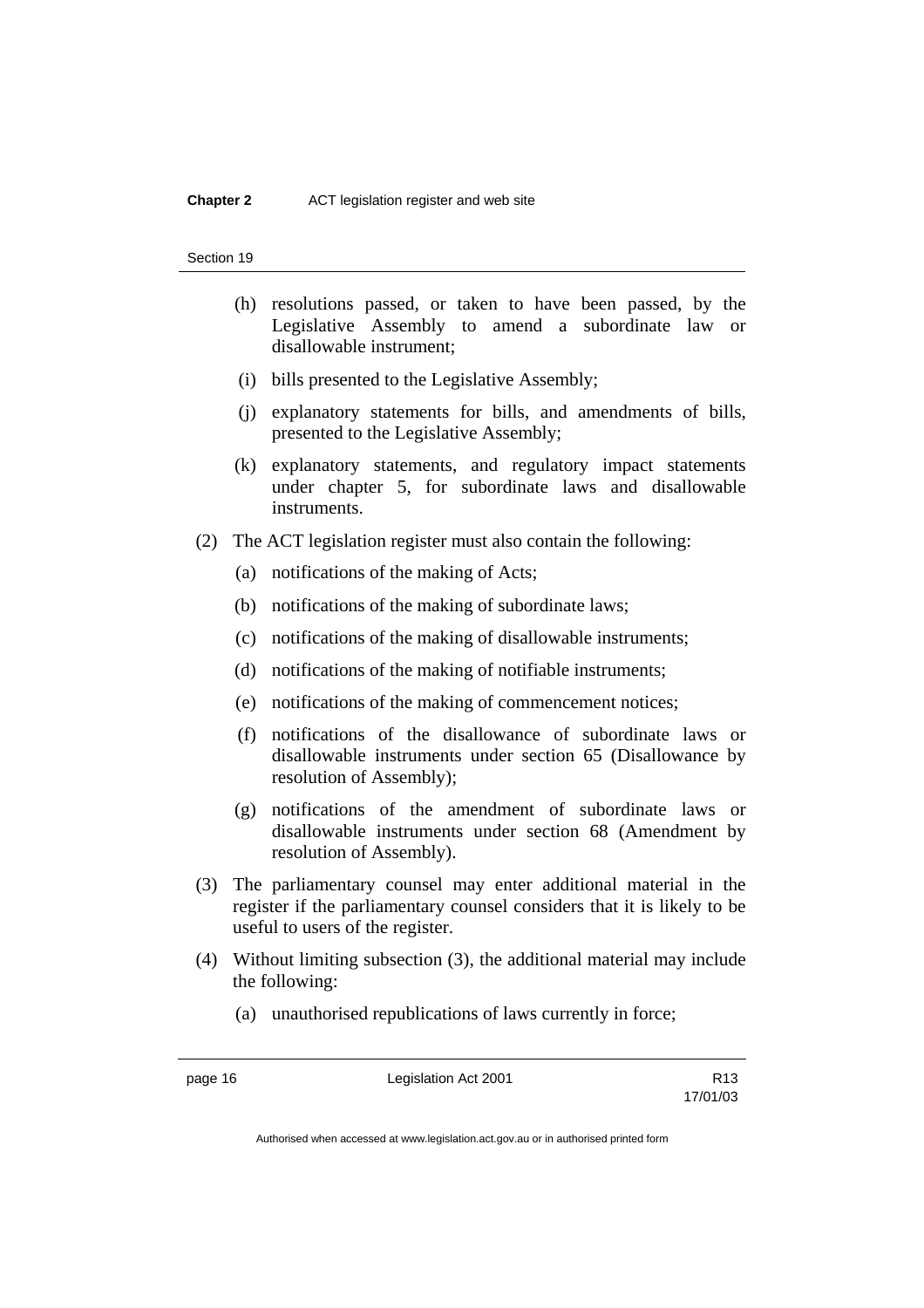(h) resolutions passed, or taken to have been passed, by the Legislative Assembly to amend a subordinate law or disallowable instrument;

(i) bills presented to the Legislative Assembly;

(j) explanatory statements for bills, and amendments of bills, presented to the Legislative Assembly;

(k) explanatory statements, and regulatory impact statements under chapter 5, for subordinate laws and disallowable instruments.

(2) The ACT legislation register must also contain the following:

(a) notifications of the making of Acts;

(b) notifications of the making of subordinate laws;

(c) notifications of the making of disallowable instruments;

(d) notifications of the making of notifiable instruments;

(e) notifications of the making of commencement notices;

(f) notifications of the disallowance of subordinate laws or disallowable instruments under section 65 (Disallowance by resolution of Assembly);

(g) notifications of the amendment of subordinate laws or disallowable instruments under section 68 (Amendment by resolution of Assembly).

(3) The parliamentary counsel may enter additional material in the register if the parliamentary counsel considers that it is likely to be useful to users of the register.

(4) Without limiting subsection (3), the additional material may include the following:

(a) unauthorised republications of laws currently in force;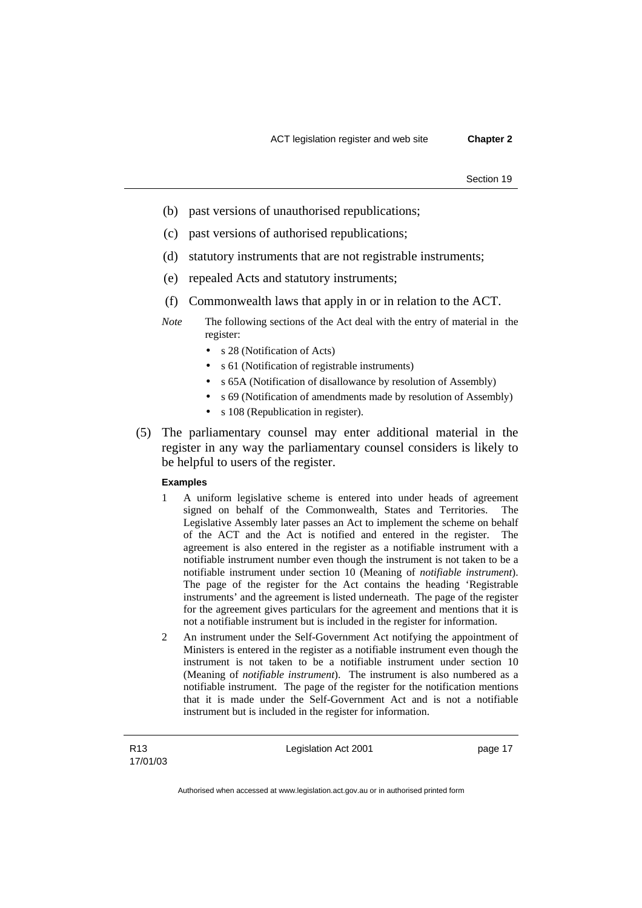(b) past versions of unauthorised republications;

(c) past versions of authorised republications;

(d) statutory instruments that are not registrable instruments;

(e) repealed Acts and statutory instruments;

(f) Commonwealth laws that apply in or in relation to the ACT.

*Note* The following sections of the Act deal with the entry of material in the register:

- s 28 (Notification of Acts)
- s 61 (Notification of registrable instruments)
- s 65A (Notification of disallowance by resolution of Assembly)
- s 69 (Notification of amendments made by resolution of Assembly)
- s 108 (Republication in register).

(5) The parliamentary counsel may enter additional material in the register in any way the parliamentary counsel considers is likely to be helpful to users of the register.

**Examples**

1 A uniform legislative scheme is entered into under heads of agreement signed on behalf of the Commonwealth, States and Territories. The Legislative Assembly later passes an Act to implement the scheme on behalf of the ACT and the Act is notified and entered in the register. The agreement is also entered in the register as a notifiable instrument with a notifiable instrument number even though the instrument is not taken to be a notifiable instrument under section 10 (Meaning of *notifiable instrument*). The page of the register for the Act contains the heading 'Registrable instruments' and the agreement is listed underneath. The page of the register for the agreement gives particulars for the agreement and mentions that it is not a notifiable instrument but is included in the register for information.

2 An instrument under the Self-Government Act notifying the appointment of Ministers is entered in the register as a notifiable instrument even though the instrument is not taken to be a notifiable instrument under section 10 (Meaning of *notifiable instrument*). The instrument is also numbered as a notifiable instrument. The page of the register for the notification mentions that it is made under the Self-Government Act and is not a notifiable instrument but is included in the register for information.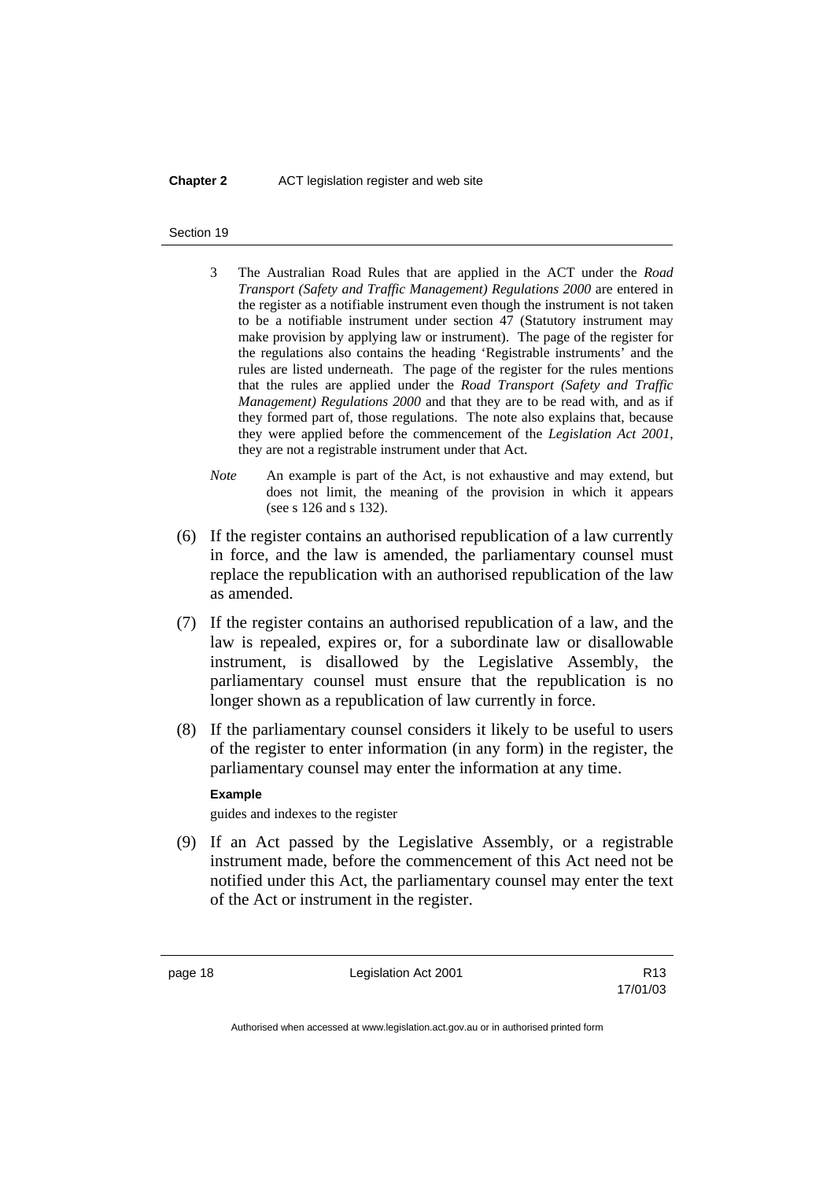3 The Australian Road Rules that are applied in the ACT under the *Road Transport (Safety and Traffic Management) Regulations 2000* are entered in the register as a notifiable instrument even though the instrument is not taken to be a notifiable instrument under section 47 (Statutory instrument may make provision by applying law or instrument). The page of the register for the regulations also contains the heading 'Registrable instruments' and the rules are listed underneath. The page of the register for the rules mentions that the rules are applied under the *Road Transport (Safety and Traffic Management) Regulations 2000* and that they are to be read with, and as if they formed part of, those regulations. The note also explains that, because they were applied before the commencement of the *Legislation Act 2001*, they are not a registrable instrument under that Act.

*Note* An example is part of the Act, is not exhaustive and may extend, but does not limit, the meaning of the provision in which it appears (see s 126 and s 132).

(6) If the register contains an authorised republication of a law currently in force, and the law is amended, the parliamentary counsel must replace the republication with an authorised republication of the law as amended.

(7) If the register contains an authorised republication of a law, and the law is repealed, expires or, for a subordinate law or disallowable instrument, is disallowed by the Legislative Assembly, the parliamentary counsel must ensure that the republication is no longer shown as a republication of law currently in force.

(8) If the parliamentary counsel considers it likely to be useful to users of the register to enter information (in any form) in the register, the parliamentary counsel may enter the information at any time.

**Example**

guides and indexes to the register

(9) If an Act passed by the Legislative Assembly, or a registrable instrument made, before the commencement of this Act need not be notified under this Act, the parliamentary counsel may enter the text of the Act or instrument in the register.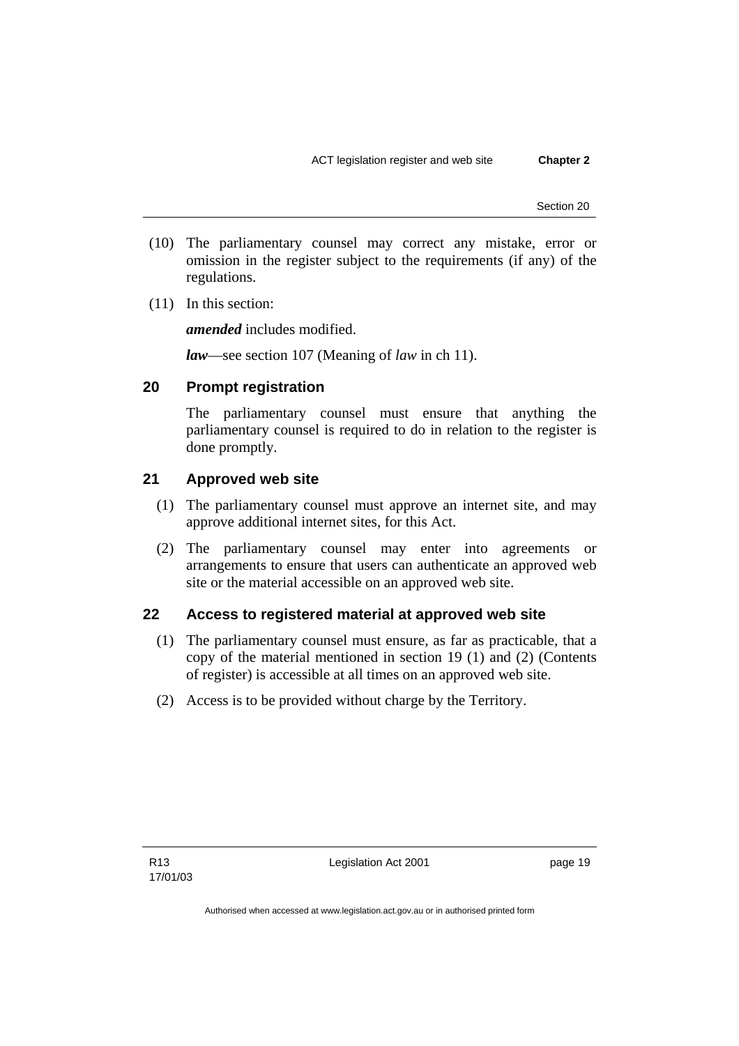(10) The parliamentary counsel may correct any mistake, error or omission in the register subject to the requirements (if any) of the regulations.

(11) In this section:

***amended*** includes modified.

***law***—see section 107 (Meaning of *law* in ch 11).

## 20 Prompt registration

The parliamentary counsel must ensure that anything the parliamentary counsel is required to do in relation to the register is done promptly.

## 21 Approved web site

(1) The parliamentary counsel must approve an internet site, and may approve additional internet sites, for this Act.

(2) The parliamentary counsel may enter into agreements or arrangements to ensure that users can authenticate an approved web site or the material accessible on an approved web site.

## 22 Access to registered material at approved web site

(1) The parliamentary counsel must ensure, as far as practicable, that a copy of the material mentioned in section 19 (1) and (2) (Contents of register) is accessible at all times on an approved web site.

(2) Access is to be provided without charge by the Territory.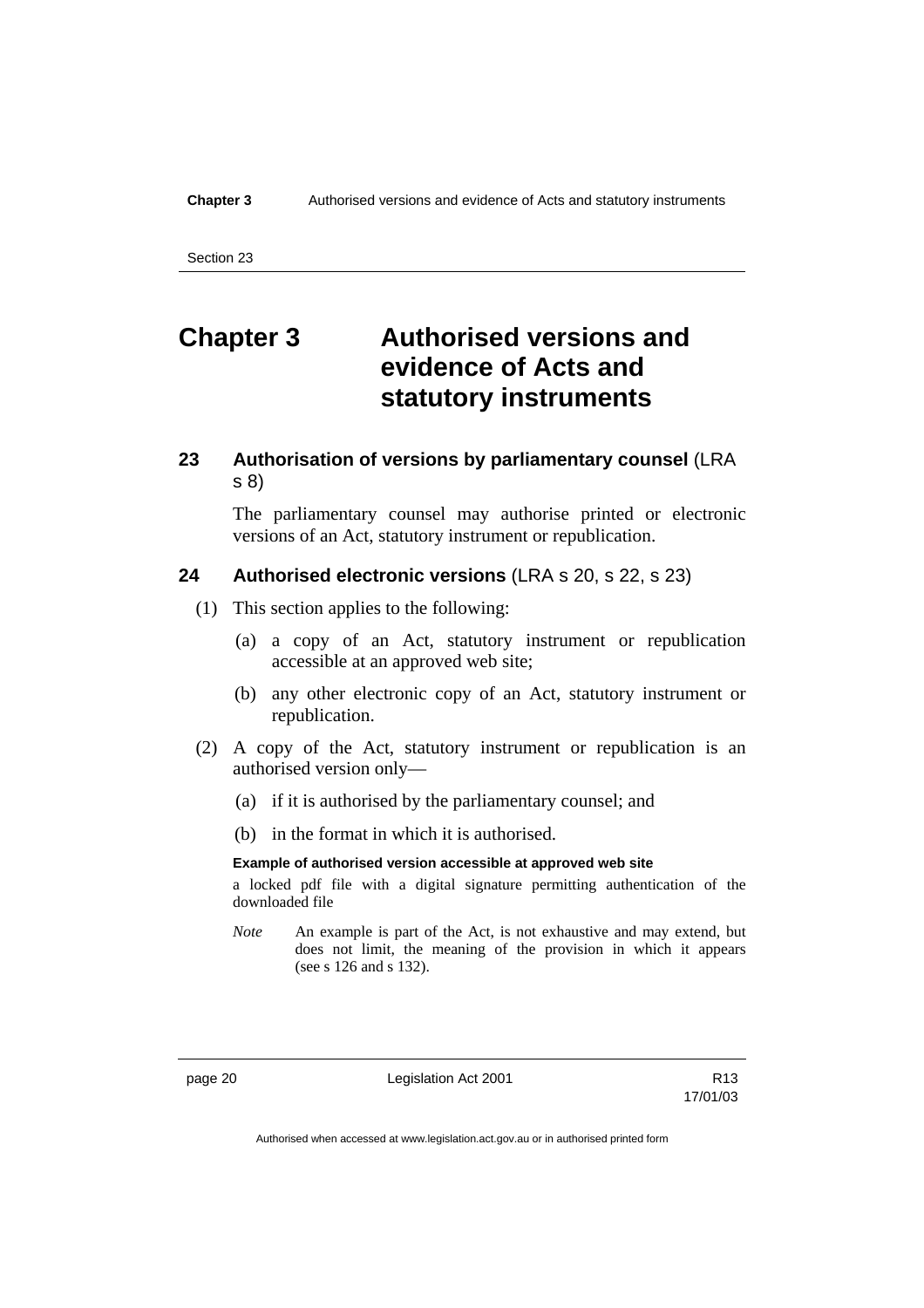# Chapter 3 Authorised versions and evidence of Acts and statutory instruments

## 23 Authorisation of versions by parliamentary counsel (LRA s 8)

The parliamentary counsel may authorise printed or electronic versions of an Act, statutory instrument or republication.

## 24 Authorised electronic versions (LRA s 20, s 22, s 23)

(1) This section applies to the following:

(a) a copy of an Act, statutory instrument or republication accessible at an approved web site;

(b) any other electronic copy of an Act, statutory instrument or republication.

(2) A copy of the Act, statutory instrument or republication is an authorised version only—

(a) if it is authorised by the parliamentary counsel; and

(b) in the format in which it is authorised.

**Example of authorised version accessible at approved web site**

a locked pdf file with a digital signature permitting authentication of the downloaded file

*Note* An example is part of the Act, is not exhaustive and may extend, but does not limit, the meaning of the provision in which it appears (see s 126 and s 132).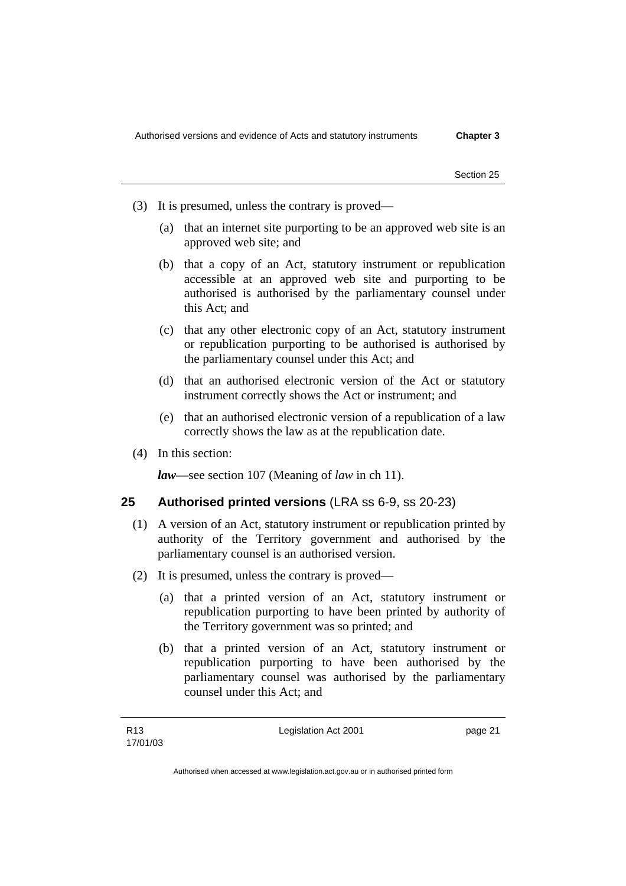(3) It is presumed, unless the contrary is proved—

(a) that an internet site purporting to be an approved web site is an approved web site; and

(b) that a copy of an Act, statutory instrument or republication accessible at an approved web site and purporting to be authorised is authorised by the parliamentary counsel under this Act; and

(c) that any other electronic copy of an Act, statutory instrument or republication purporting to be authorised is authorised by the parliamentary counsel under this Act; and

(d) that an authorised electronic version of the Act or statutory instrument correctly shows the Act or instrument; and

(e) that an authorised electronic version of a republication of a law correctly shows the law as at the republication date.

(4) In this section:

***law***—see section 107 (Meaning of *law* in ch 11).

## 25 Authorised printed versions (LRA ss 6-9, ss 20-23)

(1) A version of an Act, statutory instrument or republication printed by authority of the Territory government and authorised by the parliamentary counsel is an authorised version.

(2) It is presumed, unless the contrary is proved—

(a) that a printed version of an Act, statutory instrument or republication purporting to have been printed by authority of the Territory government was so printed; and

(b) that a printed version of an Act, statutory instrument or republication purporting to have been authorised by the parliamentary counsel was authorised by the parliamentary counsel under this Act; and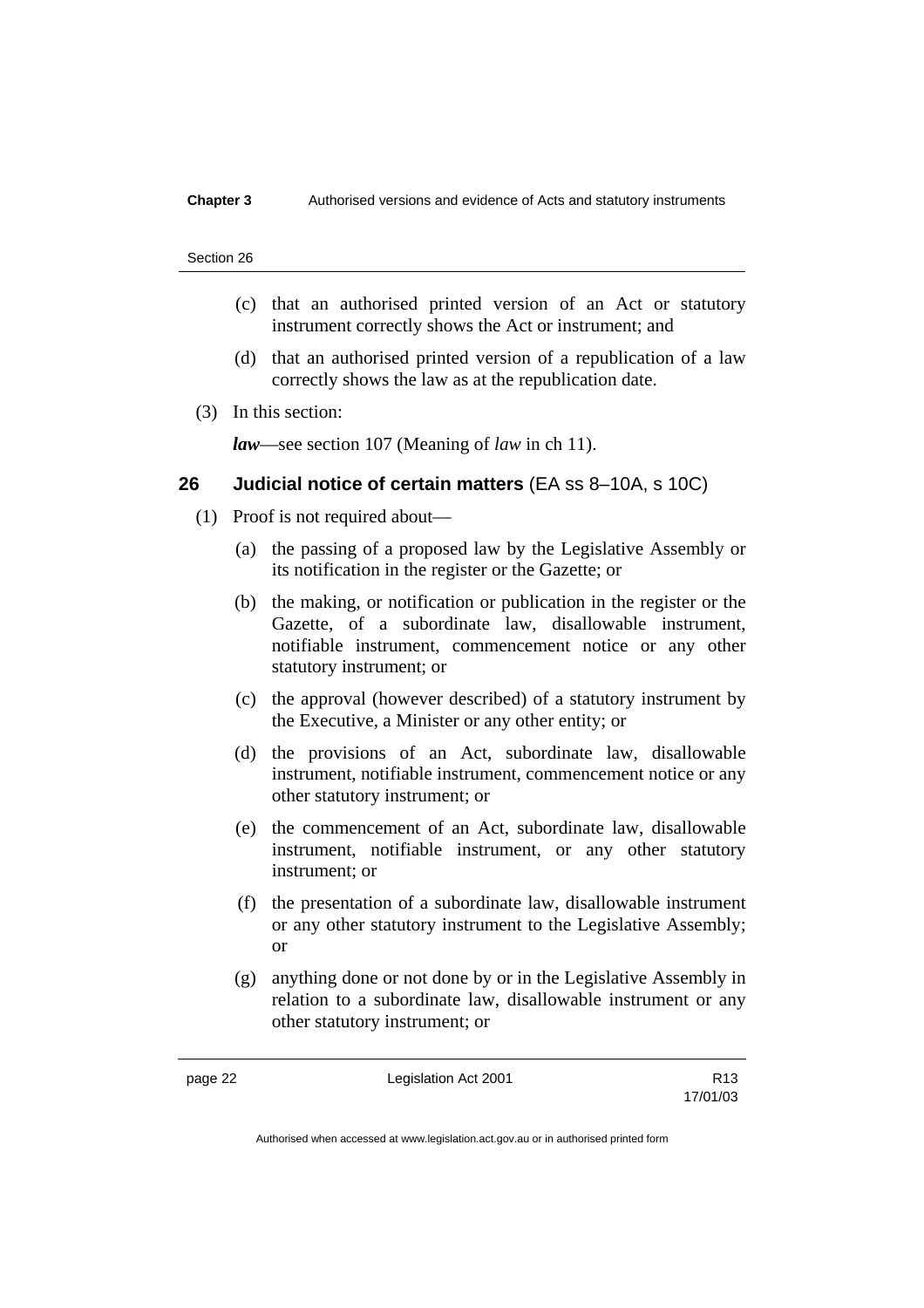(c) that an authorised printed version of an Act or statutory instrument correctly shows the Act or instrument; and

(d) that an authorised printed version of a republication of a law correctly shows the law as at the republication date.

(3) In this section:

***law***—see section 107 (Meaning of *law* in ch 11).

## 26 Judicial notice of certain matters (EA ss 8–10A, s 10C)

(1) Proof is not required about—

(a) the passing of a proposed law by the Legislative Assembly or its notification in the register or the Gazette; or

(b) the making, or notification or publication in the register or the Gazette, of a subordinate law, disallowable instrument, notifiable instrument, commencement notice or any other statutory instrument; or

(c) the approval (however described) of a statutory instrument by the Executive, a Minister or any other entity; or

(d) the provisions of an Act, subordinate law, disallowable instrument, notifiable instrument, commencement notice or any other statutory instrument; or

(e) the commencement of an Act, subordinate law, disallowable instrument, notifiable instrument, or any other statutory instrument; or

(f) the presentation of a subordinate law, disallowable instrument or any other statutory instrument to the Legislative Assembly; or

(g) anything done or not done by or in the Legislative Assembly in relation to a subordinate law, disallowable instrument or any other statutory instrument; or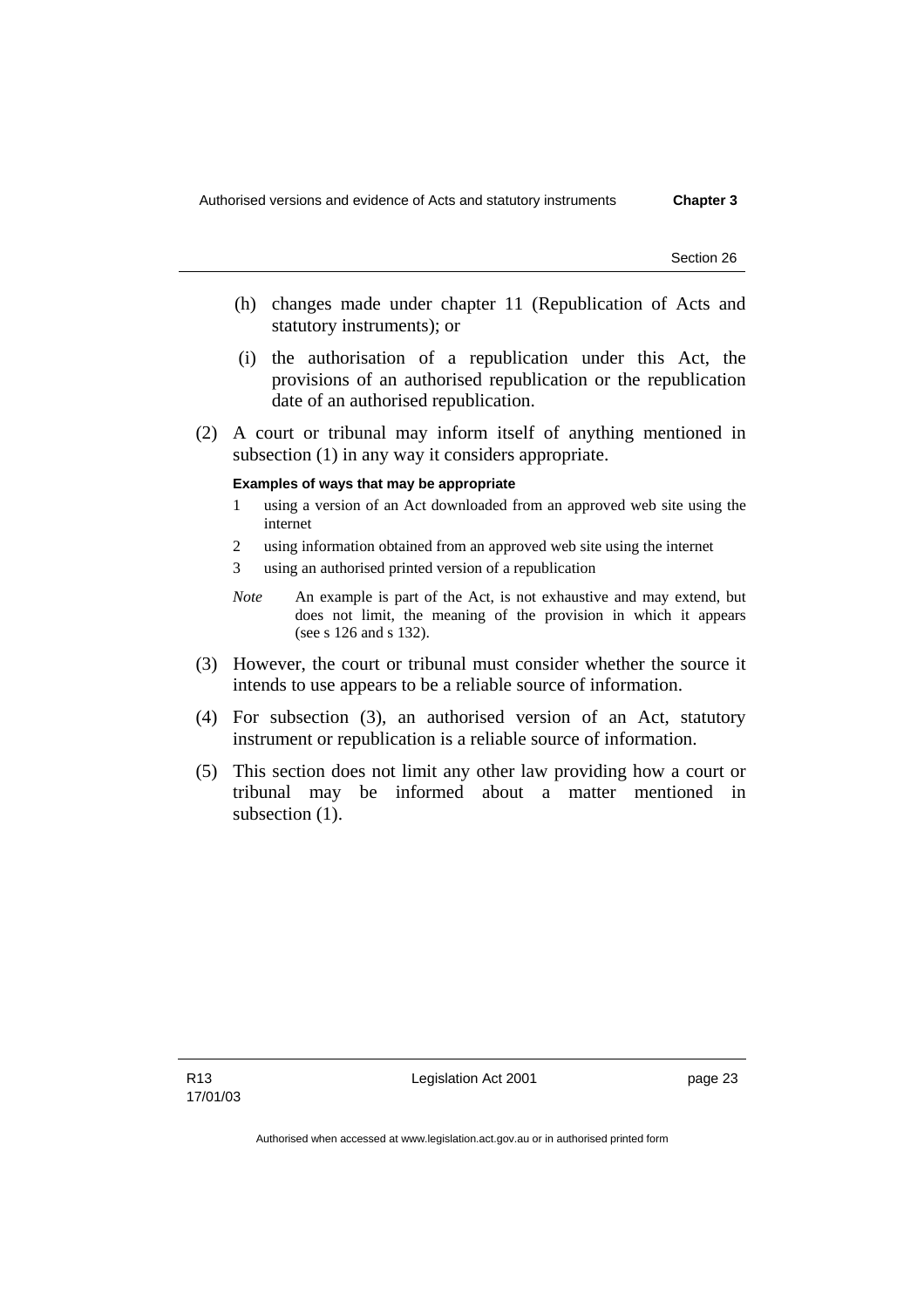(h) changes made under chapter 11 (Republication of Acts and statutory instruments); or

(i) the authorisation of a republication under this Act, the provisions of an authorised republication or the republication date of an authorised republication.

(2) A court or tribunal may inform itself of anything mentioned in subsection (1) in any way it considers appropriate.

**Examples of ways that may be appropriate**

1 using a version of an Act downloaded from an approved web site using the internet

2 using information obtained from an approved web site using the internet

3 using an authorised printed version of a republication

*Note* An example is part of the Act, is not exhaustive and may extend, but does not limit, the meaning of the provision in which it appears (see s 126 and s 132).

(3) However, the court or tribunal must consider whether the source it intends to use appears to be a reliable source of information.

(4) For subsection (3), an authorised version of an Act, statutory instrument or republication is a reliable source of information.

(5) This section does not limit any other law providing how a court or tribunal may be informed about a matter mentioned in subsection (1).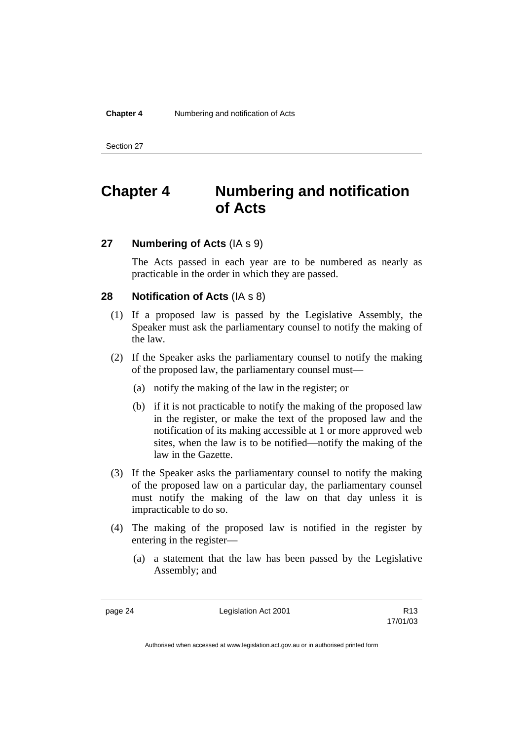# Chapter 4 Numbering and notification of Acts

## 27 Numbering of Acts (IA s 9)

The Acts passed in each year are to be numbered as nearly as practicable in the order in which they are passed.

## 28 Notification of Acts (IA s 8)

(1) If a proposed law is passed by the Legislative Assembly, the Speaker must ask the parliamentary counsel to notify the making of the law.

(2) If the Speaker asks the parliamentary counsel to notify the making of the proposed law, the parliamentary counsel must—

(a) notify the making of the law in the register; or

(b) if it is not practicable to notify the making of the proposed law in the register, or make the text of the proposed law and the notification of its making accessible at 1 or more approved web sites, when the law is to be notified—notify the making of the law in the Gazette.

(3) If the Speaker asks the parliamentary counsel to notify the making of the proposed law on a particular day, the parliamentary counsel must notify the making of the law on that day unless it is impracticable to do so.

(4) The making of the proposed law is notified in the register by entering in the register—

(a) a statement that the law has been passed by the Legislative Assembly; and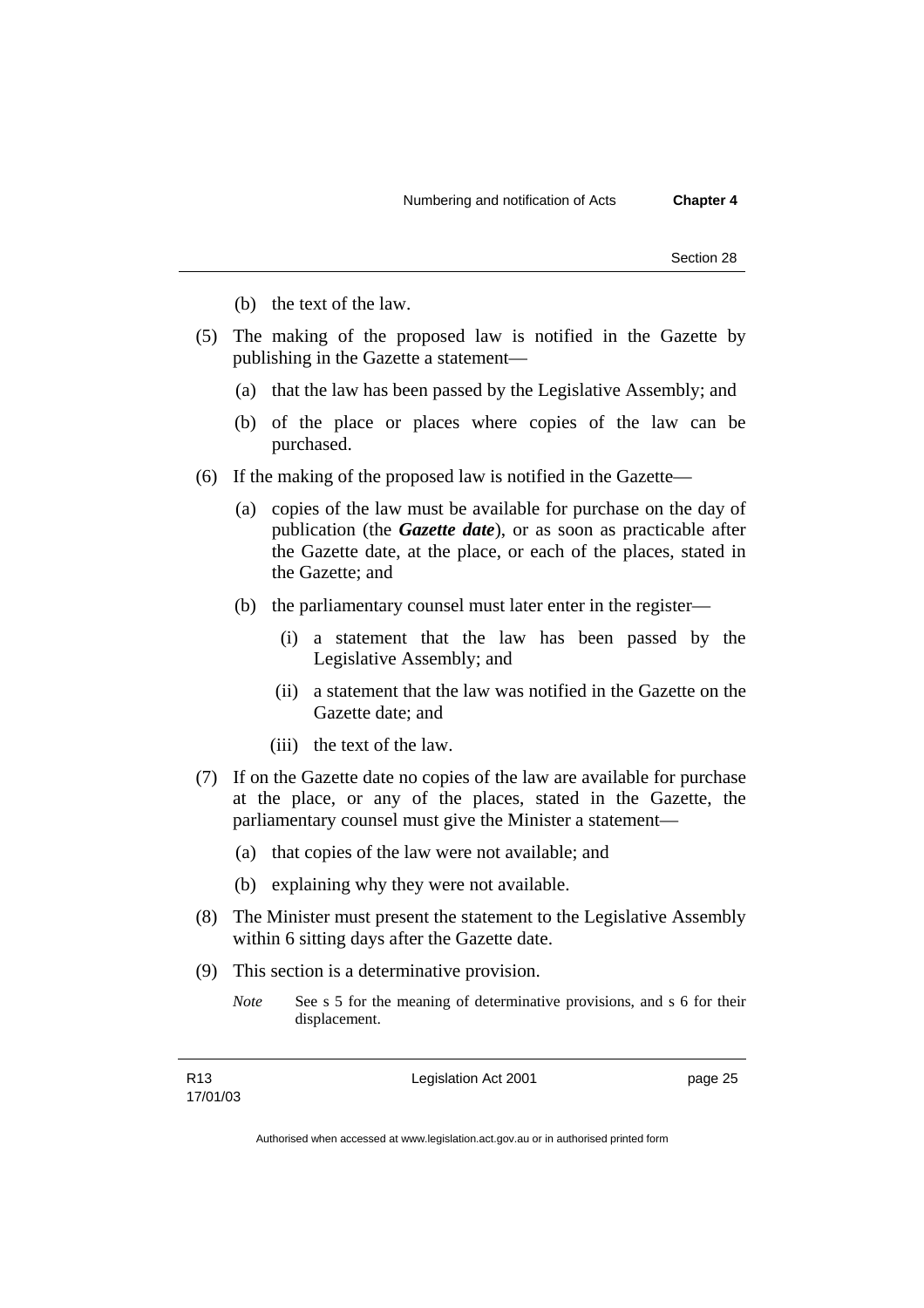(b) the text of the law.

(5) The making of the proposed law is notified in the Gazette by publishing in the Gazette a statement—

(a) that the law has been passed by the Legislative Assembly; and

(b) of the place or places where copies of the law can be purchased.

(6) If the making of the proposed law is notified in the Gazette—

(a) copies of the law must be available for purchase on the day of publication (the ***Gazette date***), or as soon as practicable after the Gazette date, at the place, or each of the places, stated in the Gazette; and

(b) the parliamentary counsel must later enter in the register—

(i) a statement that the law has been passed by the Legislative Assembly; and

(ii) a statement that the law was notified in the Gazette on the Gazette date; and

(iii) the text of the law.

(7) If on the Gazette date no copies of the law are available for purchase at the place, or any of the places, stated in the Gazette, the parliamentary counsel must give the Minister a statement—

(a) that copies of the law were not available; and

(b) explaining why they were not available.

(8) The Minister must present the statement to the Legislative Assembly within 6 sitting days after the Gazette date.

(9) This section is a determinative provision.

*Note* See s 5 for the meaning of determinative provisions, and s 6 for their displacement.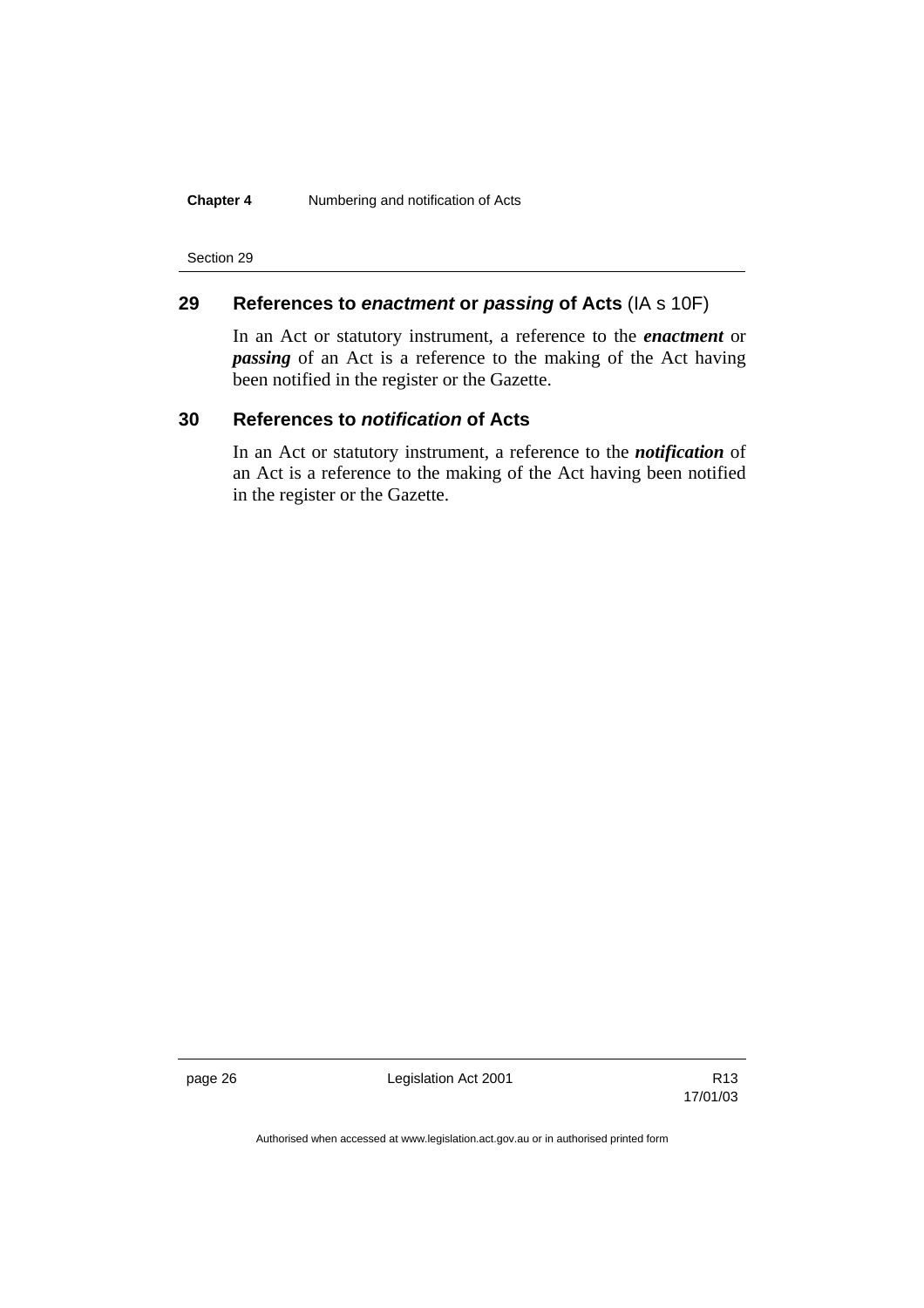## 29 References to *enactment* or *passing* of Acts (IA s 10F)

In an Act or statutory instrument, a reference to the ***enactment*** or ***passing*** of an Act is a reference to the making of the Act having been notified in the register or the Gazette.

## 30 References to *notification* of Acts

In an Act or statutory instrument, a reference to the ***notification*** of an Act is a reference to the making of the Act having been notified in the register or the Gazette.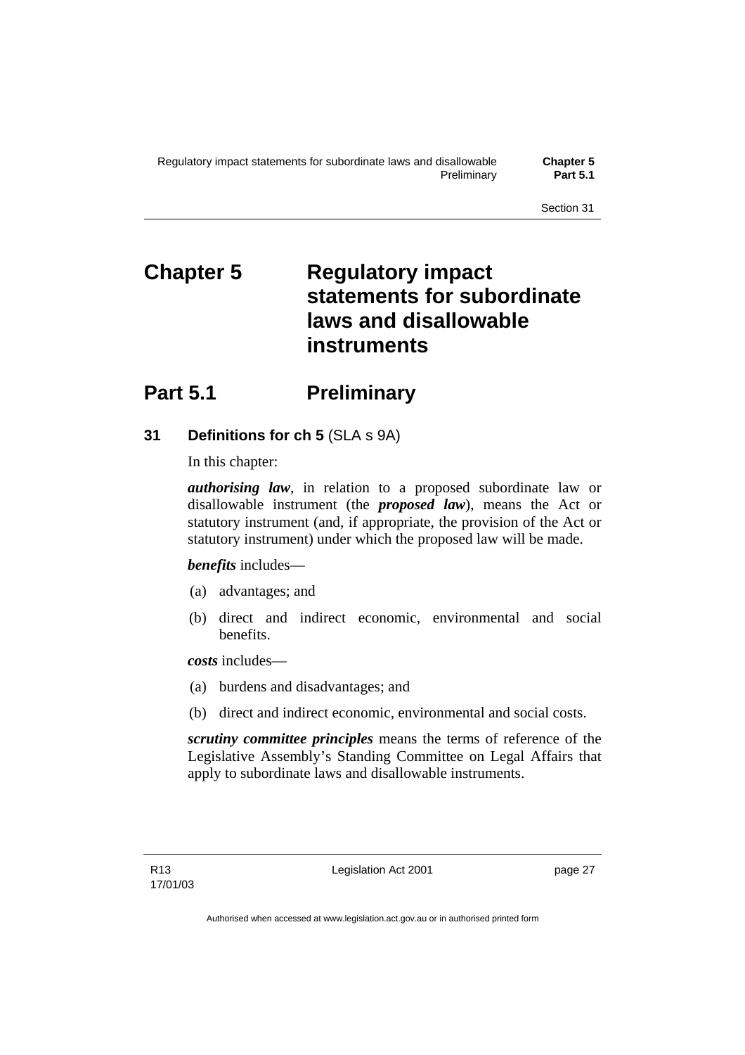# Chapter 5 Regulatory impact statements for subordinate laws and disallowable instruments

## Part 5.1 Preliminary

### 31 Definitions for ch 5 (SLA s 9A)

In this chapter:

***authorising law***, in relation to a proposed subordinate law or disallowable instrument (the ***proposed law***), means the Act or statutory instrument (and, if appropriate, the provision of the Act or statutory instrument) under which the proposed law will be made.

***benefits*** includes—

(a) advantages; and

(b) direct and indirect economic, environmental and social benefits.

***costs*** includes—

(a) burdens and disadvantages; and

(b) direct and indirect economic, environmental and social costs.

***scrutiny committee principles*** means the terms of reference of the Legislative Assembly's Standing Committee on Legal Affairs that apply to subordinate laws and disallowable instruments.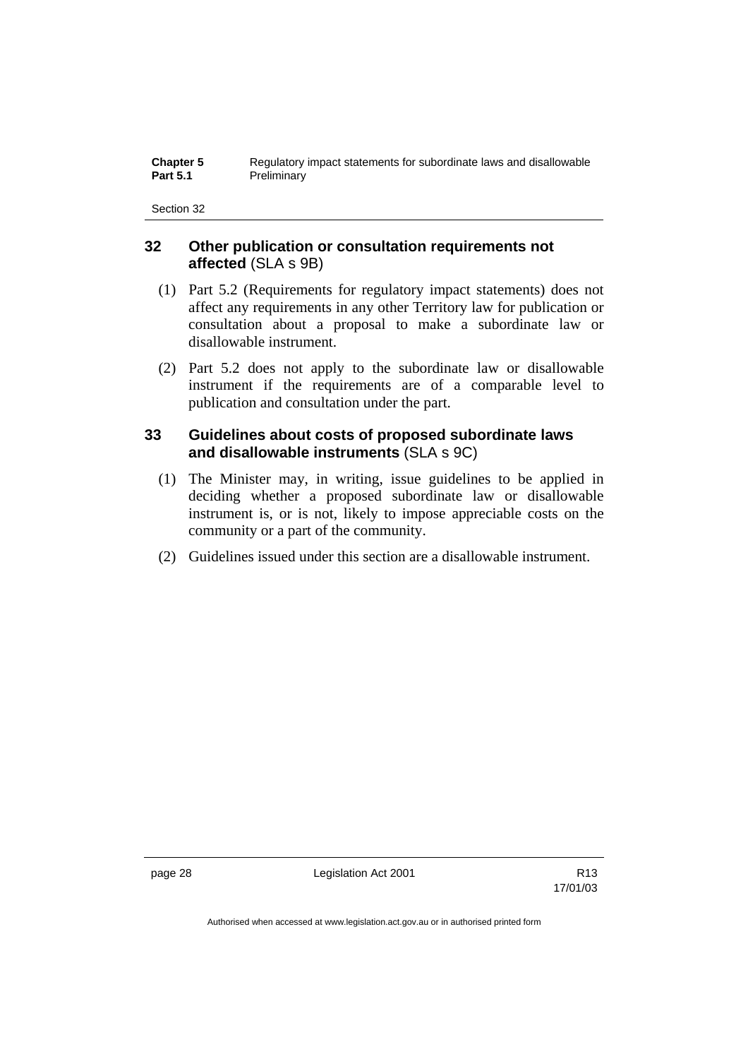## 32 Other publication or consultation requirements not affected (SLA s 9B)

(1) Part 5.2 (Requirements for regulatory impact statements) does not affect any requirements in any other Territory law for publication or consultation about a proposal to make a subordinate law or disallowable instrument.

(2) Part 5.2 does not apply to the subordinate law or disallowable instrument if the requirements are of a comparable level to publication and consultation under the part.

## 33 Guidelines about costs of proposed subordinate laws and disallowable instruments (SLA s 9C)

(1) The Minister may, in writing, issue guidelines to be applied in deciding whether a proposed subordinate law or disallowable instrument is, or is not, likely to impose appreciable costs on the community or a part of the community.

(2) Guidelines issued under this section are a disallowable instrument.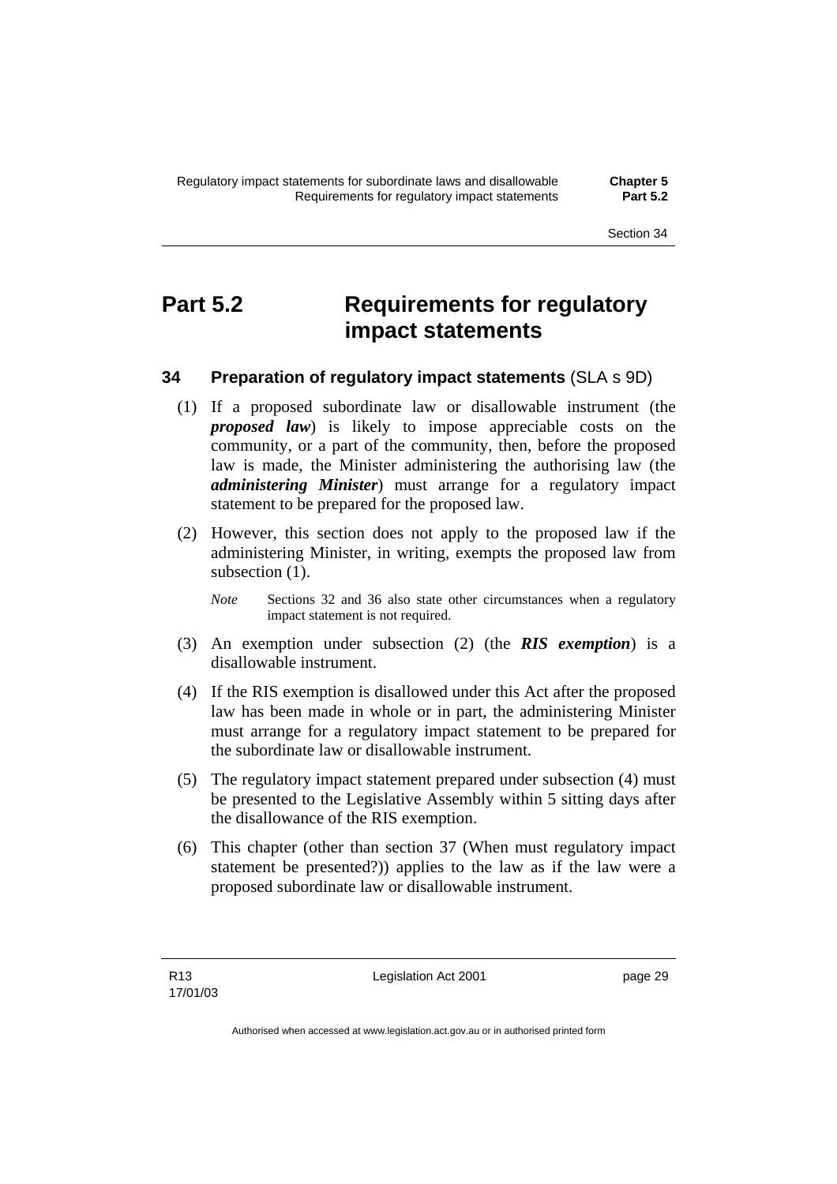# Part 5.2 Requirements for regulatory impact statements

## 34 Preparation of regulatory impact statements (SLA s 9D)

(1) If a proposed subordinate law or disallowable instrument (the ***proposed law***) is likely to impose appreciable costs on the community, or a part of the community, then, before the proposed law is made, the Minister administering the authorising law (the ***administering Minister***) must arrange for a regulatory impact statement to be prepared for the proposed law.

(2) However, this section does not apply to the proposed law if the administering Minister, in writing, exempts the proposed law from subsection (1).

*Note* Sections 32 and 36 also state other circumstances when a regulatory impact statement is not required.

(3) An exemption under subsection (2) (the ***RIS exemption***) is a disallowable instrument.

(4) If the RIS exemption is disallowed under this Act after the proposed law has been made in whole or in part, the administering Minister must arrange for a regulatory impact statement to be prepared for the subordinate law or disallowable instrument.

(5) The regulatory impact statement prepared under subsection (4) must be presented to the Legislative Assembly within 5 sitting days after the disallowance of the RIS exemption.

(6) This chapter (other than section 37 (When must regulatory impact statement be presented?)) applies to the law as if the law were a proposed subordinate law or disallowable instrument.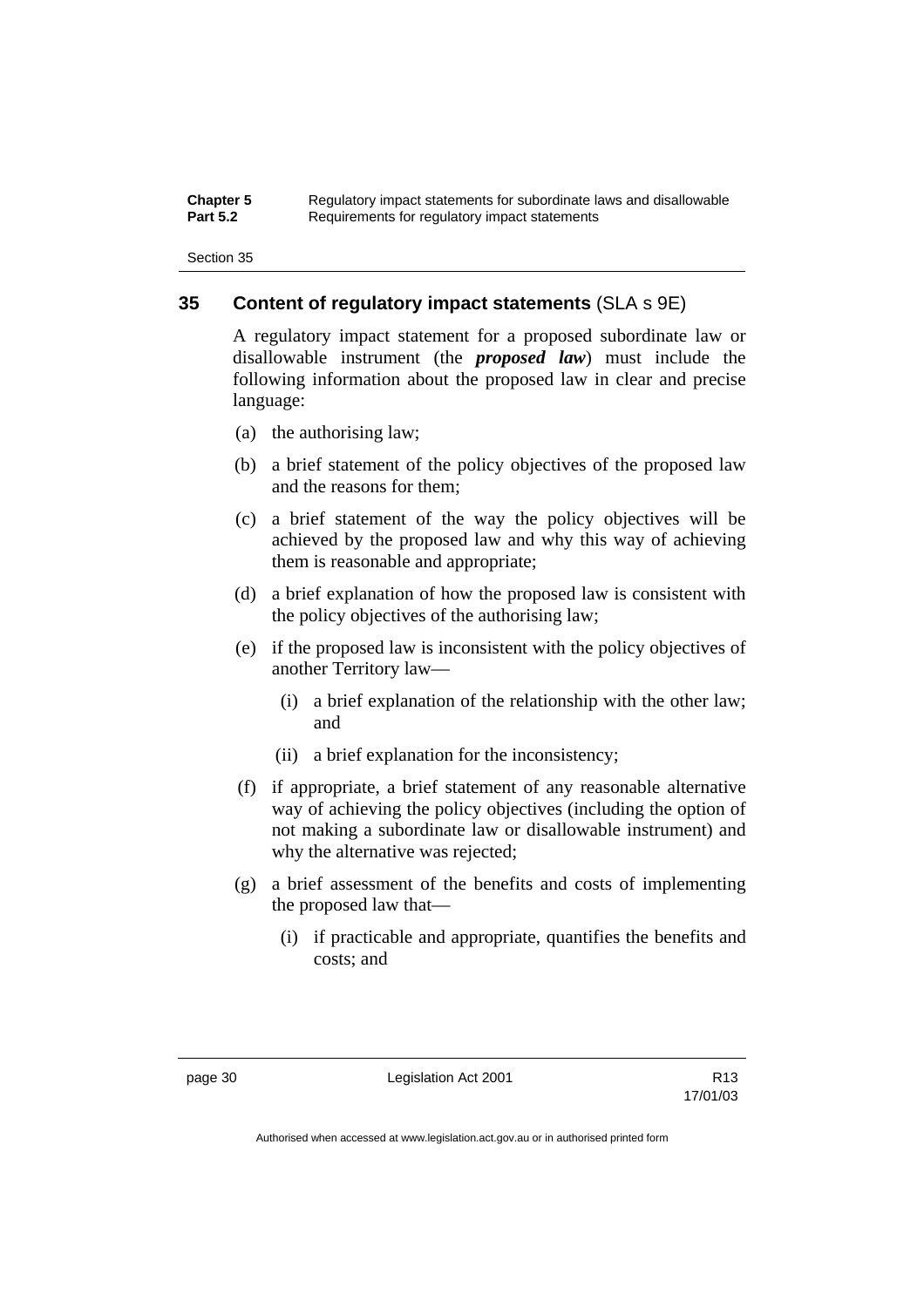## 35 Content of regulatory impact statements (SLA s 9E)

A regulatory impact statement for a proposed subordinate law or disallowable instrument (the ***proposed law***) must include the following information about the proposed law in clear and precise language:

(a) the authorising law;

(b) a brief statement of the policy objectives of the proposed law and the reasons for them;

(c) a brief statement of the way the policy objectives will be achieved by the proposed law and why this way of achieving them is reasonable and appropriate;

(d) a brief explanation of how the proposed law is consistent with the policy objectives of the authorising law;

(e) if the proposed law is inconsistent with the policy objectives of another Territory law—

(i) a brief explanation of the relationship with the other law; and

(ii) a brief explanation for the inconsistency;

(f) if appropriate, a brief statement of any reasonable alternative way of achieving the policy objectives (including the option of not making a subordinate law or disallowable instrument) and why the alternative was rejected;

(g) a brief assessment of the benefits and costs of implementing the proposed law that—

(i) if practicable and appropriate, quantifies the benefits and costs; and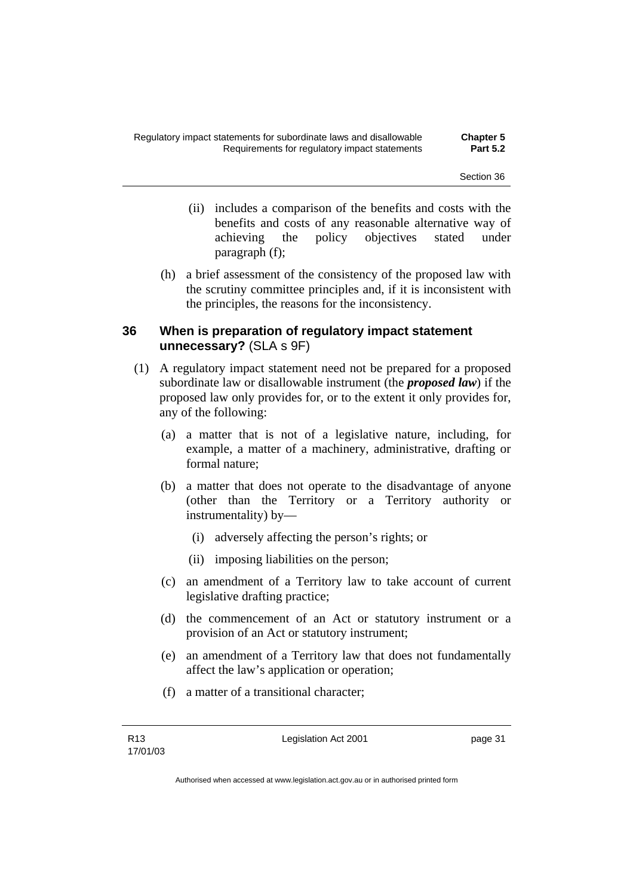(ii) includes a comparison of the benefits and costs with the benefits and costs of any reasonable alternative way of achieving the policy objectives stated under paragraph (f);

(h) a brief assessment of the consistency of the proposed law with the scrutiny committee principles and, if it is inconsistent with the principles, the reasons for the inconsistency.

### 36 When is preparation of regulatory impact statement unnecessary? (SLA s 9F)

(1) A regulatory impact statement need not be prepared for a proposed subordinate law or disallowable instrument (the ***proposed law***) if the proposed law only provides for, or to the extent it only provides for, any of the following:

(a) a matter that is not of a legislative nature, including, for example, a matter of a machinery, administrative, drafting or formal nature;

(b) a matter that does not operate to the disadvantage of anyone (other than the Territory or a Territory authority or instrumentality) by—

(i) adversely affecting the person's rights; or

(ii) imposing liabilities on the person;

(c) an amendment of a Territory law to take account of current legislative drafting practice;

(d) the commencement of an Act or statutory instrument or a provision of an Act or statutory instrument;

(e) an amendment of a Territory law that does not fundamentally affect the law's application or operation;

(f) a matter of a transitional character;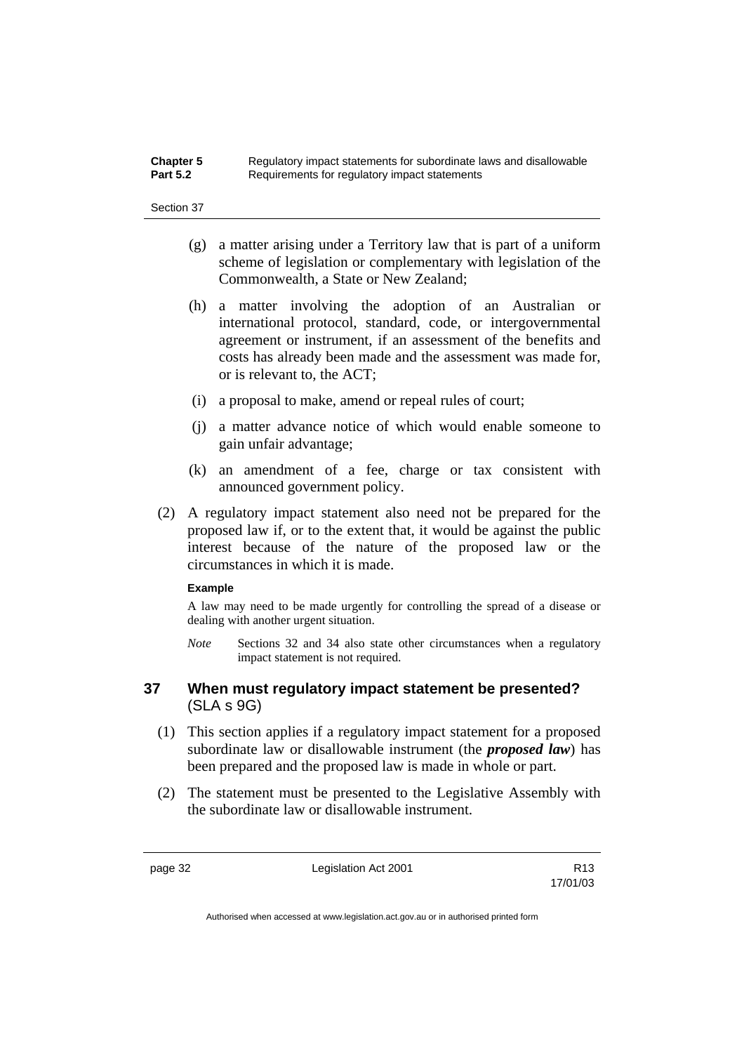(g) a matter arising under a Territory law that is part of a uniform scheme of legislation or complementary with legislation of the Commonwealth, a State or New Zealand;

(h) a matter involving the adoption of an Australian or international protocol, standard, code, or intergovernmental agreement or instrument, if an assessment of the benefits and costs has already been made and the assessment was made for, or is relevant to, the ACT;

(i) a proposal to make, amend or repeal rules of court;

(j) a matter advance notice of which would enable someone to gain unfair advantage;

(k) an amendment of a fee, charge or tax consistent with announced government policy.

(2) A regulatory impact statement also need not be prepared for the proposed law if, or to the extent that, it would be against the public interest because of the nature of the proposed law or the circumstances in which it is made.

**Example**

A law may need to be made urgently for controlling the spread of a disease or dealing with another urgent situation.

*Note* Sections 32 and 34 also state other circumstances when a regulatory impact statement is not required.

## 37 When must regulatory impact statement be presented? (SLA s 9G)

(1) This section applies if a regulatory impact statement for a proposed subordinate law or disallowable instrument (the ***proposed law***) has been prepared and the proposed law is made in whole or part.

(2) The statement must be presented to the Legislative Assembly with the subordinate law or disallowable instrument.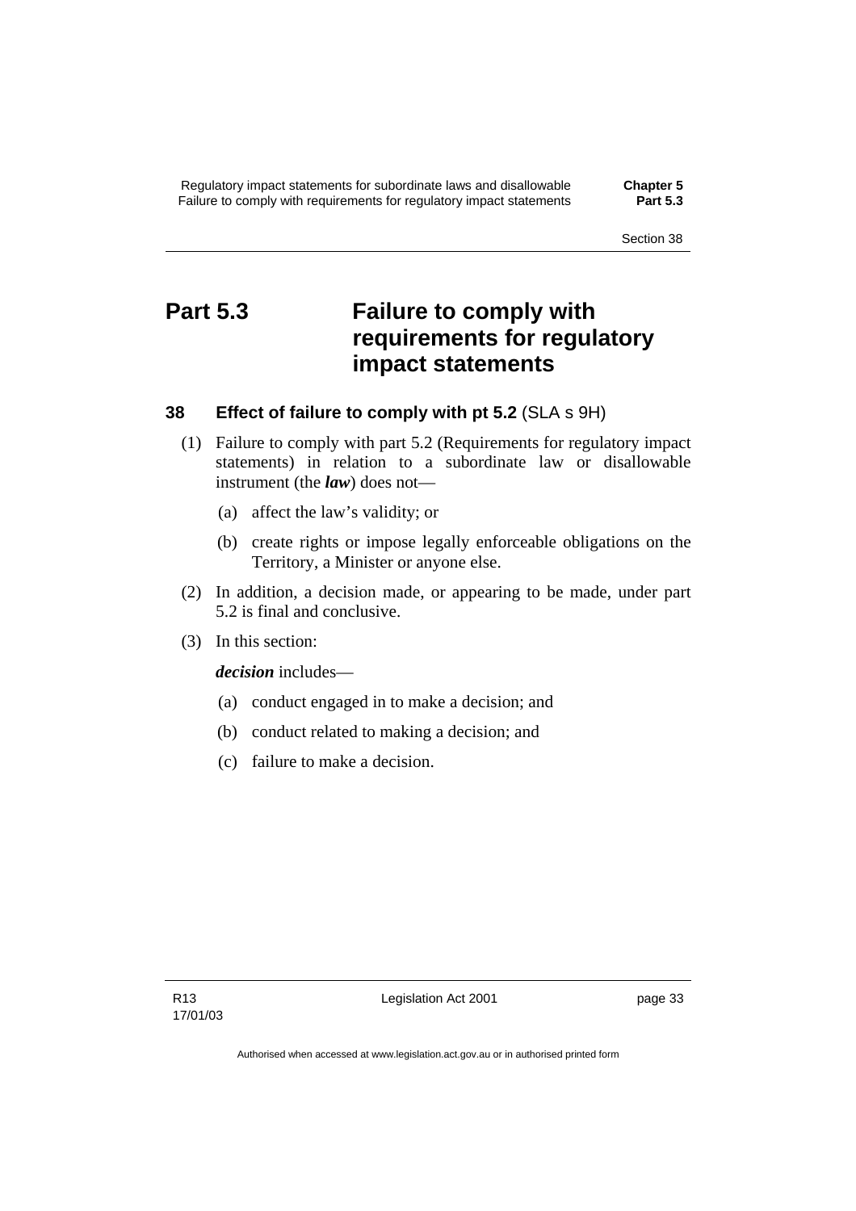# Part 5.3 Failure to comply with requirements for regulatory impact statements

## 38 Effect of failure to comply with pt 5.2 (SLA s 9H)

(1) Failure to comply with part 5.2 (Requirements for regulatory impact statements) in relation to a subordinate law or disallowable instrument (the ***law***) does not—

(a) affect the law's validity; or

(b) create rights or impose legally enforceable obligations on the Territory, a Minister or anyone else.

(2) In addition, a decision made, or appearing to be made, under part 5.2 is final and conclusive.

(3) In this section:

***decision*** includes—

(a) conduct engaged in to make a decision; and

(b) conduct related to making a decision; and

(c) failure to make a decision.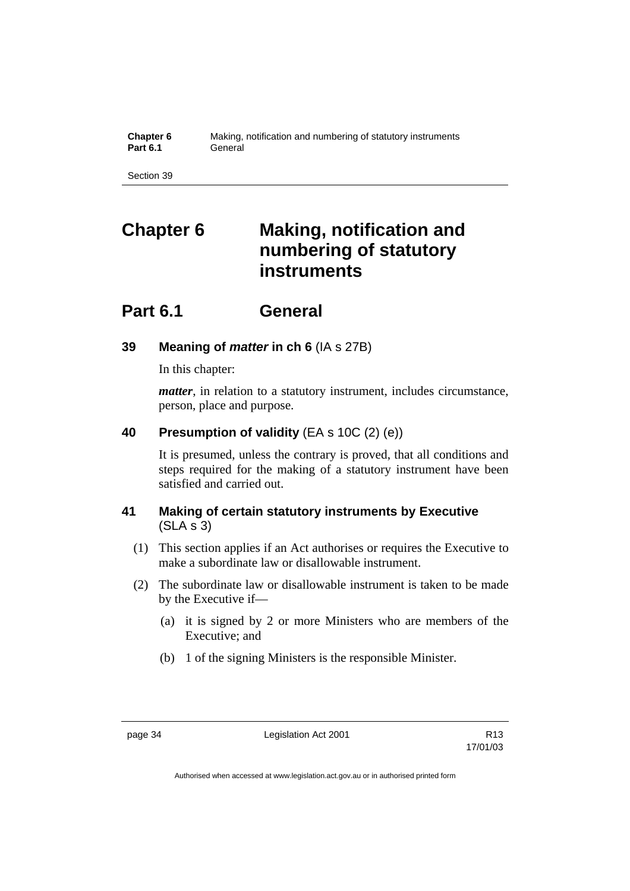# Chapter 6 Making, notification and numbering of statutory instruments

## Part 6.1 General

### 39 Meaning of *matter* in ch 6 (IA s 27B)

In this chapter:

***matter***, in relation to a statutory instrument, includes circumstance, person, place and purpose.

### 40 Presumption of validity (EA s 10C (2) (e))

It is presumed, unless the contrary is proved, that all conditions and steps required for the making of a statutory instrument have been satisfied and carried out.

### 41 Making of certain statutory instruments by Executive (SLA s 3)

(1) This section applies if an Act authorises or requires the Executive to make a subordinate law or disallowable instrument.

(2) The subordinate law or disallowable instrument is taken to be made by the Executive if—

(a) it is signed by 2 or more Ministers who are members of the Executive; and

(b) 1 of the signing Ministers is the responsible Minister.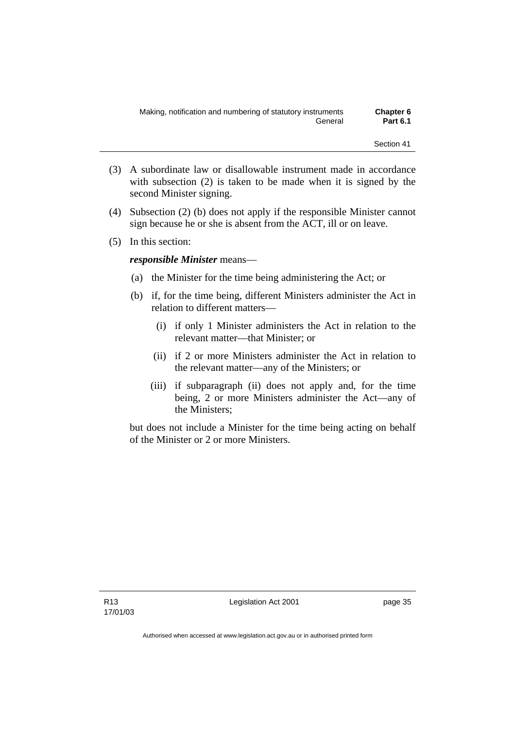(3) A subordinate law or disallowable instrument made in accordance with subsection (2) is taken to be made when it is signed by the second Minister signing.

(4) Subsection (2) (b) does not apply if the responsible Minister cannot sign because he or she is absent from the ACT, ill or on leave.

(5) In this section:

***responsible Minister*** means—

(a) the Minister for the time being administering the Act; or

(b) if, for the time being, different Ministers administer the Act in relation to different matters—

(i) if only 1 Minister administers the Act in relation to the relevant matter—that Minister; or

(ii) if 2 or more Ministers administer the Act in relation to the relevant matter—any of the Ministers; or

(iii) if subparagraph (ii) does not apply and, for the time being, 2 or more Ministers administer the Act—any of the Ministers;

but does not include a Minister for the time being acting on behalf of the Minister or 2 or more Ministers.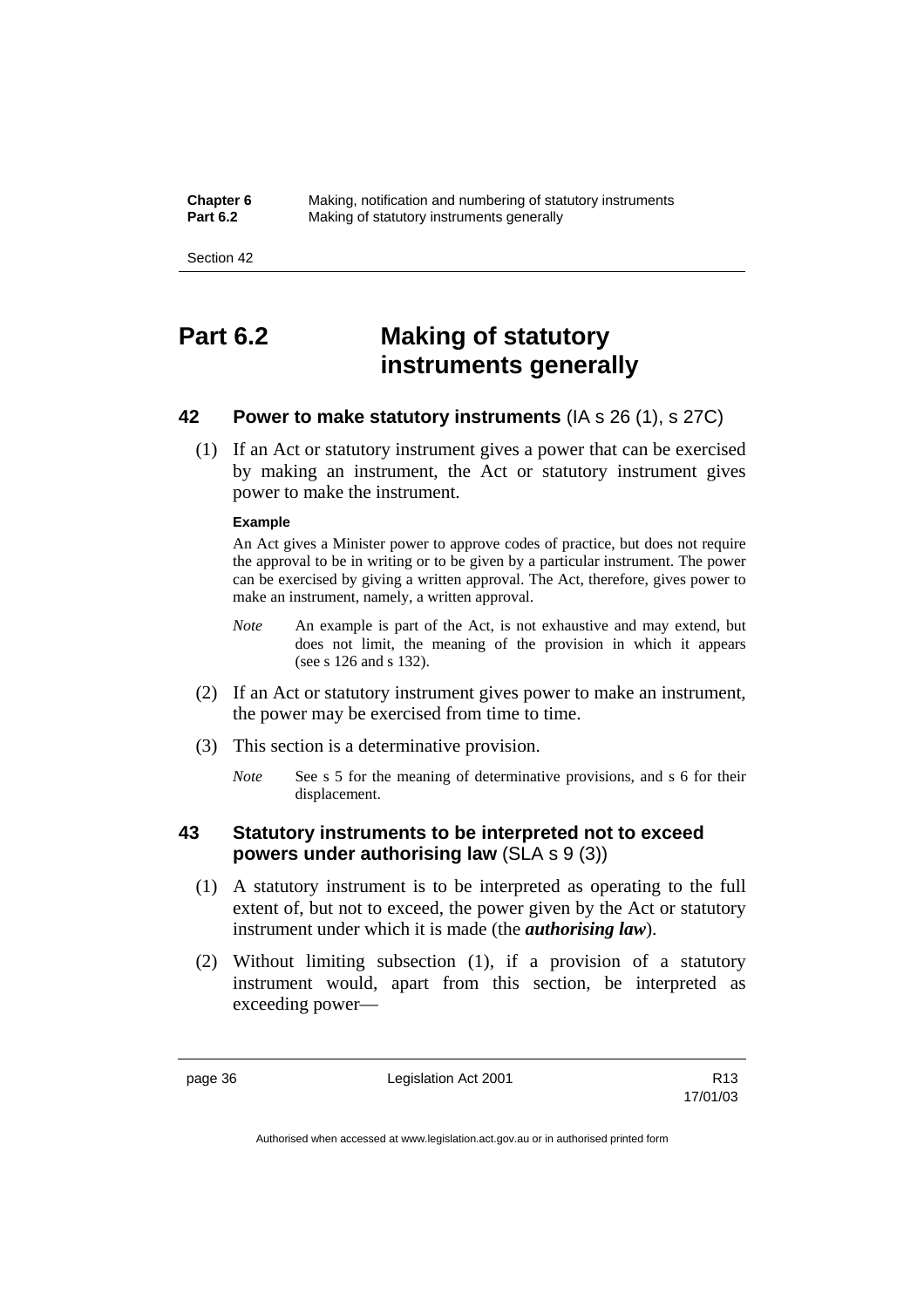# Part 6.2 Making of statutory instruments generally

## 42 Power to make statutory instruments (IA s 26 (1), s 27C)

(1) If an Act or statutory instrument gives a power that can be exercised by making an instrument, the Act or statutory instrument gives power to make the instrument.

**Example**

An Act gives a Minister power to approve codes of practice, but does not require the approval to be in writing or to be given by a particular instrument. The power can be exercised by giving a written approval. The Act, therefore, gives power to make an instrument, namely, a written approval.

*Note* An example is part of the Act, is not exhaustive and may extend, but does not limit, the meaning of the provision in which it appears (see s 126 and s 132).

(2) If an Act or statutory instrument gives power to make an instrument, the power may be exercised from time to time.

(3) This section is a determinative provision.

*Note* See s 5 for the meaning of determinative provisions, and s 6 for their displacement.

## 43 Statutory instruments to be interpreted not to exceed powers under authorising law (SLA s 9 (3))

(1) A statutory instrument is to be interpreted as operating to the full extent of, but not to exceed, the power given by the Act or statutory instrument under which it is made (the ***authorising law***).

(2) Without limiting subsection (1), if a provision of a statutory instrument would, apart from this section, be interpreted as exceeding power—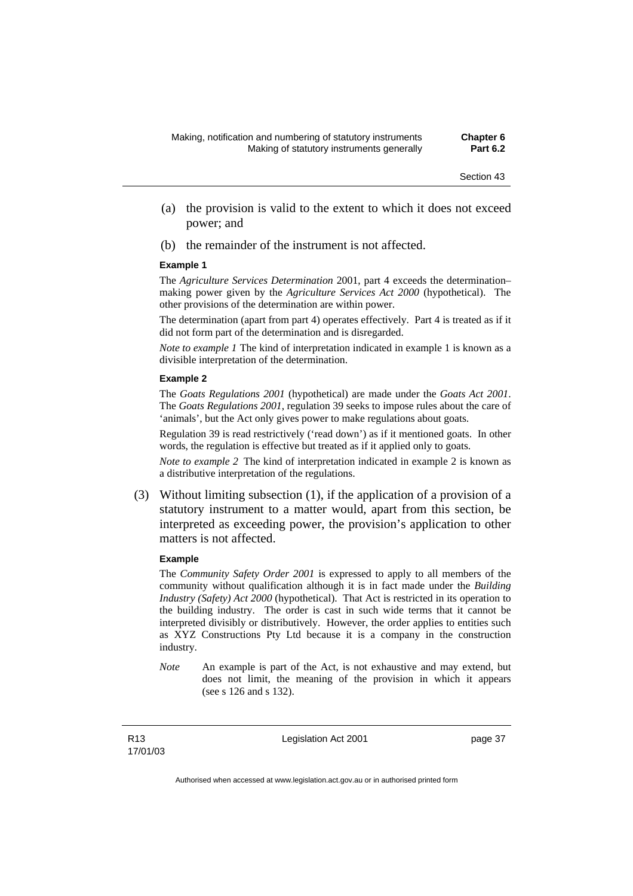(a) the provision is valid to the extent to which it does not exceed power; and

(b) the remainder of the instrument is not affected.

**Example 1**

The *Agriculture Services Determination* 2001, part 4 exceeds the determination–making power given by the *Agriculture Services Act 2000* (hypothetical). The other provisions of the determination are within power.

The determination (apart from part 4) operates effectively. Part 4 is treated as if it did not form part of the determination and is disregarded.

*Note to example 1* The kind of interpretation indicated in example 1 is known as a divisible interpretation of the determination.

**Example 2**

The *Goats Regulations 2001* (hypothetical) are made under the *Goats Act 2001*. The *Goats Regulations 2001*, regulation 39 seeks to impose rules about the care of 'animals', but the Act only gives power to make regulations about goats.

Regulation 39 is read restrictively ('read down') as if it mentioned goats. In other words, the regulation is effective but treated as if it applied only to goats.

*Note to example 2* The kind of interpretation indicated in example 2 is known as a distributive interpretation of the regulations.

(3) Without limiting subsection (1), if the application of a provision of a statutory instrument to a matter would, apart from this section, be interpreted as exceeding power, the provision's application to other matters is not affected.

**Example**

The *Community Safety Order 2001* is expressed to apply to all members of the community without qualification although it is in fact made under the *Building Industry (Safety) Act 2000* (hypothetical). That Act is restricted in its operation to the building industry. The order is cast in such wide terms that it cannot be interpreted divisibly or distributively. However, the order applies to entities such as XYZ Constructions Pty Ltd because it is a company in the construction industry.

*Note* An example is part of the Act, is not exhaustive and may extend, but does not limit, the meaning of the provision in which it appears (see s 126 and s 132).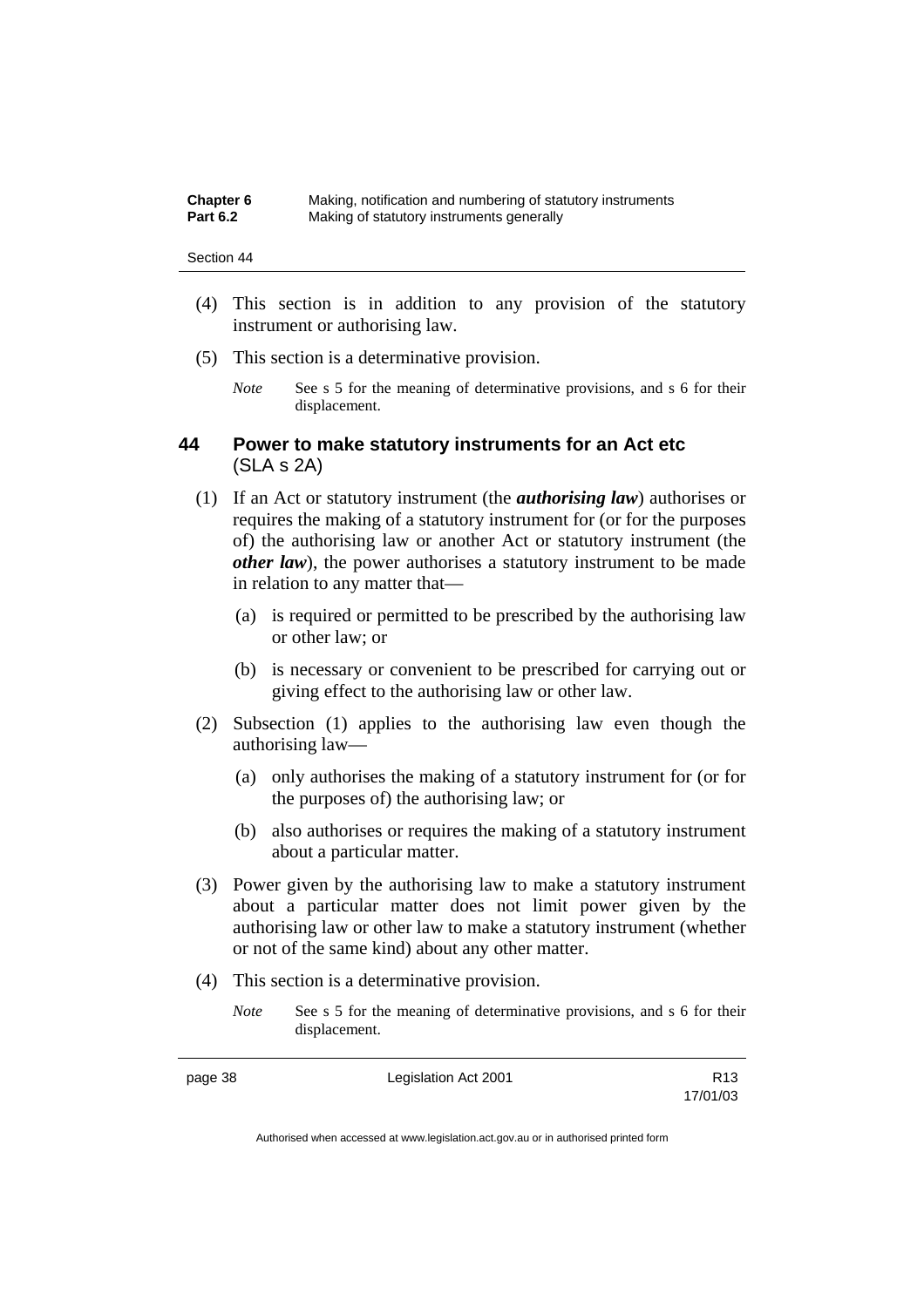(4) This section is in addition to any provision of the statutory instrument or authorising law.

(5) This section is a determinative provision.

*Note* See s 5 for the meaning of determinative provisions, and s 6 for their displacement.

## 44 Power to make statutory instruments for an Act etc (SLA s 2A)

(1) If an Act or statutory instrument (the ***authorising law***) authorises or requires the making of a statutory instrument for (or for the purposes of) the authorising law or another Act or statutory instrument (the ***other law***), the power authorises a statutory instrument to be made in relation to any matter that—

(a) is required or permitted to be prescribed by the authorising law or other law; or

(b) is necessary or convenient to be prescribed for carrying out or giving effect to the authorising law or other law.

(2) Subsection (1) applies to the authorising law even though the authorising law—

(a) only authorises the making of a statutory instrument for (or for the purposes of) the authorising law; or

(b) also authorises or requires the making of a statutory instrument about a particular matter.

(3) Power given by the authorising law to make a statutory instrument about a particular matter does not limit power given by the authorising law or other law to make a statutory instrument (whether or not of the same kind) about any other matter.

(4) This section is a determinative provision.

*Note* See s 5 for the meaning of determinative provisions, and s 6 for their displacement.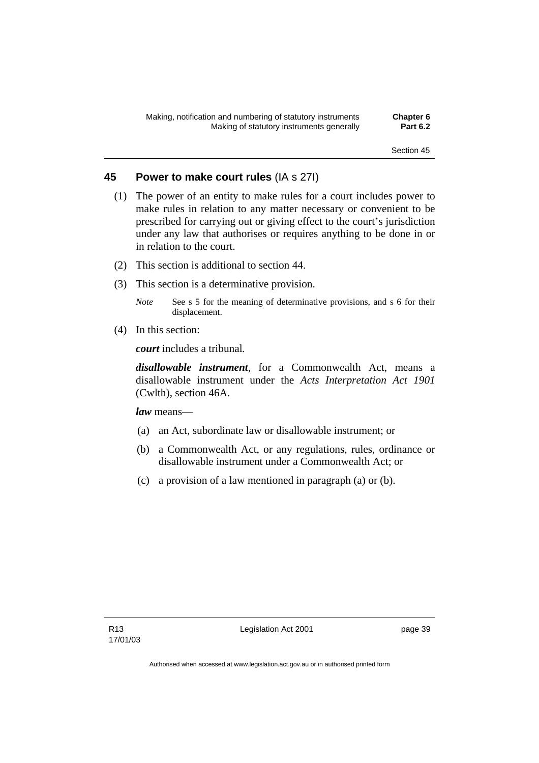## 45 Power to make court rules (IA s 27I)

(1) The power of an entity to make rules for a court includes power to make rules in relation to any matter necessary or convenient to be prescribed for carrying out or giving effect to the court's jurisdiction under any law that authorises or requires anything to be done in or in relation to the court.

(2) This section is additional to section 44.

(3) This section is a determinative provision.

*Note* See s 5 for the meaning of determinative provisions, and s 6 for their displacement.

(4) In this section:

***court*** includes a tribunal.

***disallowable instrument***, for a Commonwealth Act, means a disallowable instrument under the *Acts Interpretation Act 1901* (Cwlth), section 46A.

***law*** means—

(a) an Act, subordinate law or disallowable instrument; or

(b) a Commonwealth Act, or any regulations, rules, ordinance or disallowable instrument under a Commonwealth Act; or

(c) a provision of a law mentioned in paragraph (a) or (b).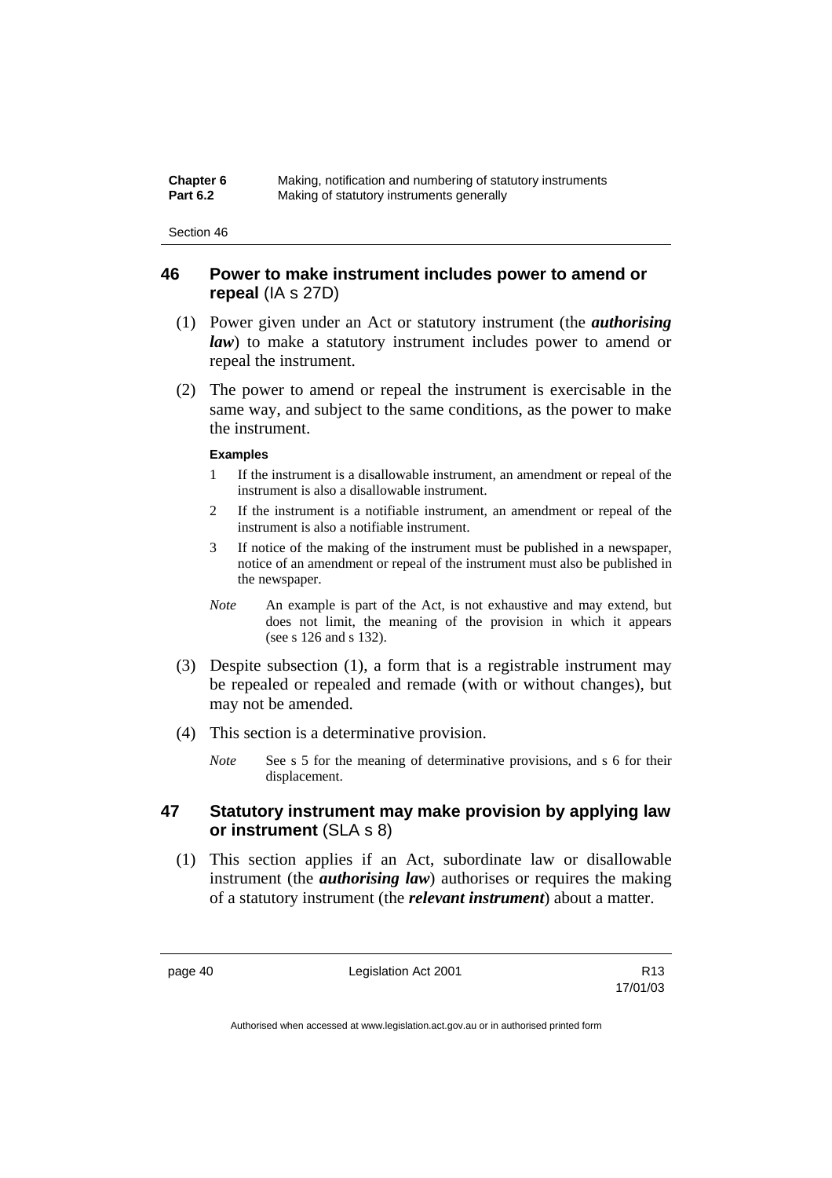## 46 Power to make instrument includes power to amend or repeal (IA s 27D)

(1) Power given under an Act or statutory instrument (the ***authorising law***) to make a statutory instrument includes power to amend or repeal the instrument.

(2) The power to amend or repeal the instrument is exercisable in the same way, and subject to the same conditions, as the power to make the instrument.

**Examples**

1 If the instrument is a disallowable instrument, an amendment or repeal of the instrument is also a disallowable instrument.

2 If the instrument is a notifiable instrument, an amendment or repeal of the instrument is also a notifiable instrument.

3 If notice of the making of the instrument must be published in a newspaper, notice of an amendment or repeal of the instrument must also be published in the newspaper.

*Note* An example is part of the Act, is not exhaustive and may extend, but does not limit, the meaning of the provision in which it appears (see s 126 and s 132).

(3) Despite subsection (1), a form that is a registrable instrument may be repealed or repealed and remade (with or without changes), but may not be amended.

(4) This section is a determinative provision.

*Note* See s 5 for the meaning of determinative provisions, and s 6 for their displacement.

## 47 Statutory instrument may make provision by applying law or instrument (SLA s 8)

(1) This section applies if an Act, subordinate law or disallowable instrument (the ***authorising law***) authorises or requires the making of a statutory instrument (the ***relevant instrument***) about a matter.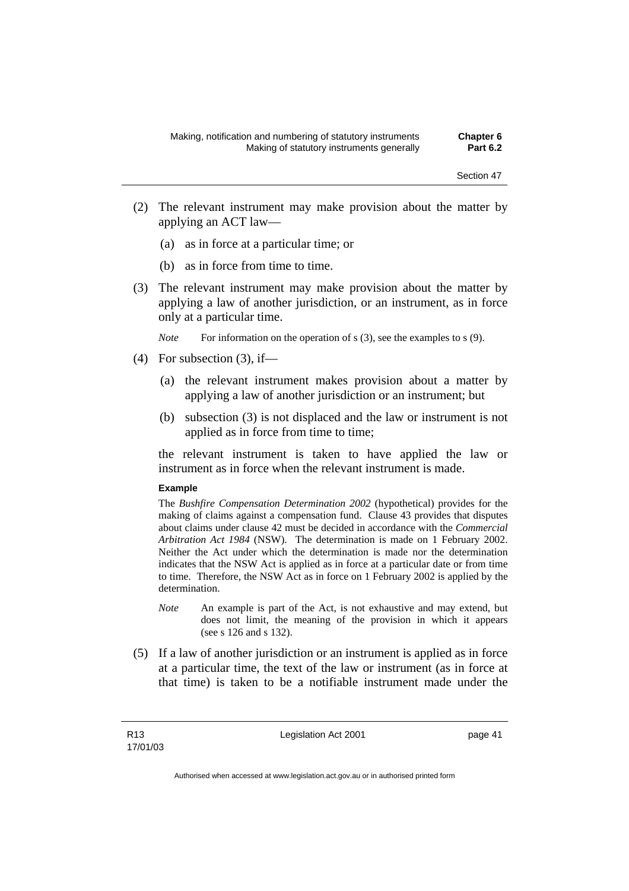(2) The relevant instrument may make provision about the matter by applying an ACT law—

(a) as in force at a particular time; or

(b) as in force from time to time.

(3) The relevant instrument may make provision about the matter by applying a law of another jurisdiction, or an instrument, as in force only at a particular time.

*Note* For information on the operation of s (3), see the examples to s (9).

(4) For subsection (3), if—

(a) the relevant instrument makes provision about a matter by applying a law of another jurisdiction or an instrument; but

(b) subsection (3) is not displaced and the law or instrument is not applied as in force from time to time;

the relevant instrument is taken to have applied the law or instrument as in force when the relevant instrument is made.

**Example**

The *Bushfire Compensation Determination 2002* (hypothetical) provides for the making of claims against a compensation fund. Clause 43 provides that disputes about claims under clause 42 must be decided in accordance with the *Commercial Arbitration Act 1984* (NSW). The determination is made on 1 February 2002. Neither the Act under which the determination is made nor the determination indicates that the NSW Act is applied as in force at a particular date or from time to time. Therefore, the NSW Act as in force on 1 February 2002 is applied by the determination.

*Note* An example is part of the Act, is not exhaustive and may extend, but does not limit, the meaning of the provision in which it appears (see s 126 and s 132).

(5) If a law of another jurisdiction or an instrument is applied as in force at a particular time, the text of the law or instrument (as in force at that time) is taken to be a notifiable instrument made under the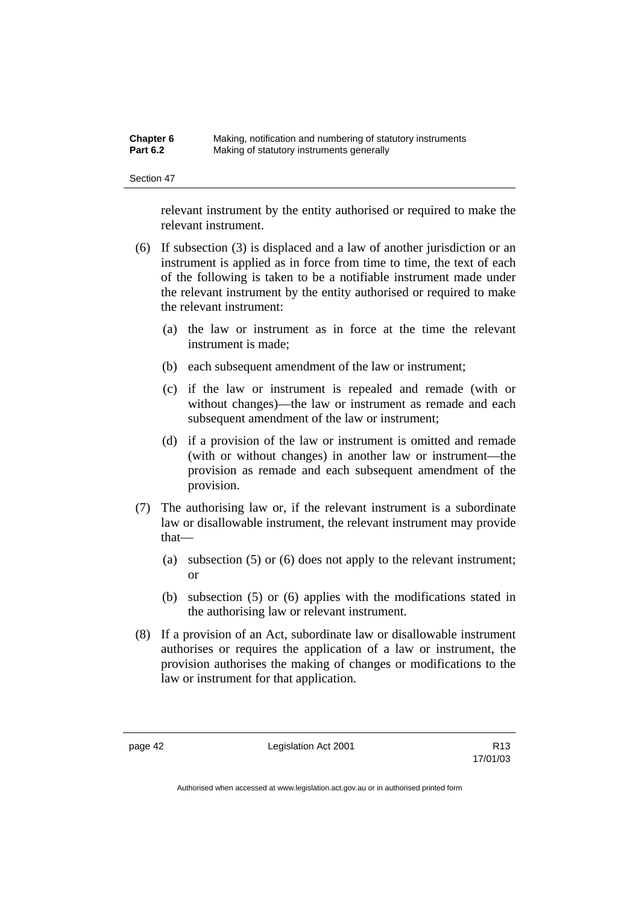relevant instrument by the entity authorised or required to make the relevant instrument.

(6) If subsection (3) is displaced and a law of another jurisdiction or an instrument is applied as in force from time to time, the text of each of the following is taken to be a notifiable instrument made under the relevant instrument by the entity authorised or required to make the relevant instrument:

(a) the law or instrument as in force at the time the relevant instrument is made;

(b) each subsequent amendment of the law or instrument;

(c) if the law or instrument is repealed and remade (with or without changes)—the law or instrument as remade and each subsequent amendment of the law or instrument;

(d) if a provision of the law or instrument is omitted and remade (with or without changes) in another law or instrument—the provision as remade and each subsequent amendment of the provision.

(7) The authorising law or, if the relevant instrument is a subordinate law or disallowable instrument, the relevant instrument may provide that—

(a) subsection (5) or (6) does not apply to the relevant instrument; or

(b) subsection (5) or (6) applies with the modifications stated in the authorising law or relevant instrument.

(8) If a provision of an Act, subordinate law or disallowable instrument authorises or requires the application of a law or instrument, the provision authorises the making of changes or modifications to the law or instrument for that application.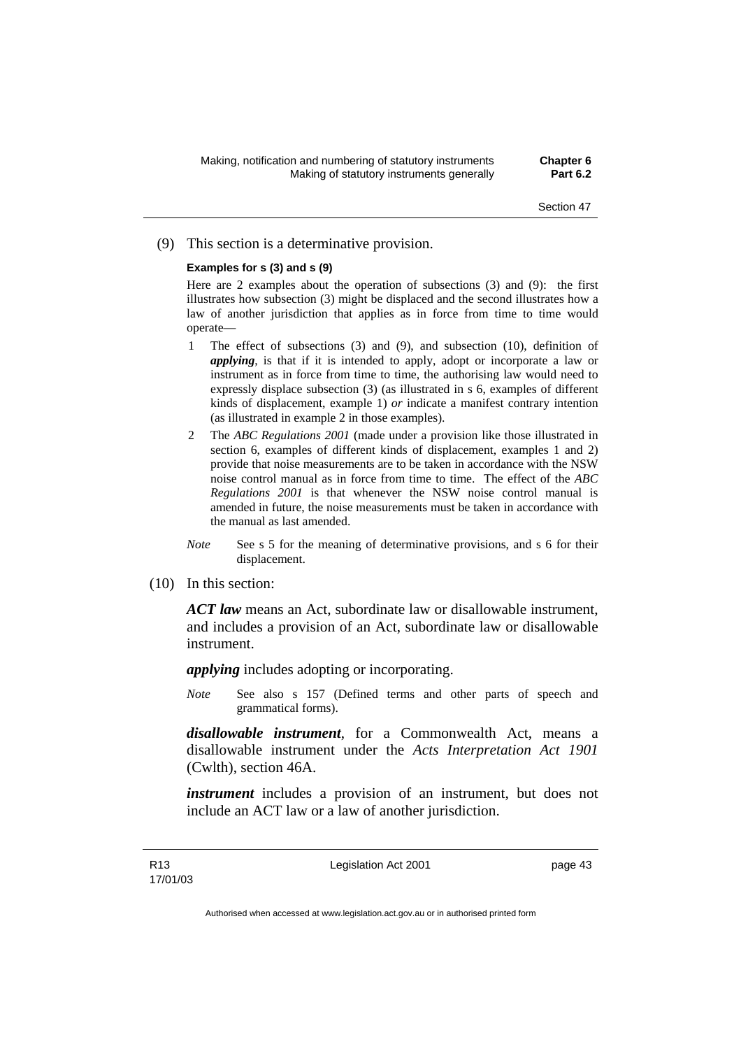(9) This section is a determinative provision.

**Examples for s (3) and s (9)**

Here are 2 examples about the operation of subsections (3) and (9): the first illustrates how subsection (3) might be displaced and the second illustrates how a law of another jurisdiction that applies as in force from time to time would operate—

1 The effect of subsections (3) and (9), and subsection (10), definition of ***applying***, is that if it is intended to apply, adopt or incorporate a law or instrument as in force from time to time, the authorising law would need to expressly displace subsection (3) (as illustrated in s 6, examples of different kinds of displacement, example 1) *or* indicate a manifest contrary intention (as illustrated in example 2 in those examples).

2 The *ABC Regulations 2001* (made under a provision like those illustrated in section 6, examples of different kinds of displacement, examples 1 and 2) provide that noise measurements are to be taken in accordance with the NSW noise control manual as in force from time to time. The effect of the *ABC Regulations 2001* is that whenever the NSW noise control manual is amended in future, the noise measurements must be taken in accordance with the manual as last amended.

*Note* See s 5 for the meaning of determinative provisions, and s 6 for their displacement.

(10) In this section:

***ACT law*** means an Act, subordinate law or disallowable instrument, and includes a provision of an Act, subordinate law or disallowable instrument.

***applying*** includes adopting or incorporating.

*Note* See also s 157 (Defined terms and other parts of speech and grammatical forms).

***disallowable instrument***, for a Commonwealth Act, means a disallowable instrument under the *Acts Interpretation Act 1901* (Cwlth), section 46A.

***instrument*** includes a provision of an instrument, but does not include an ACT law or a law of another jurisdiction.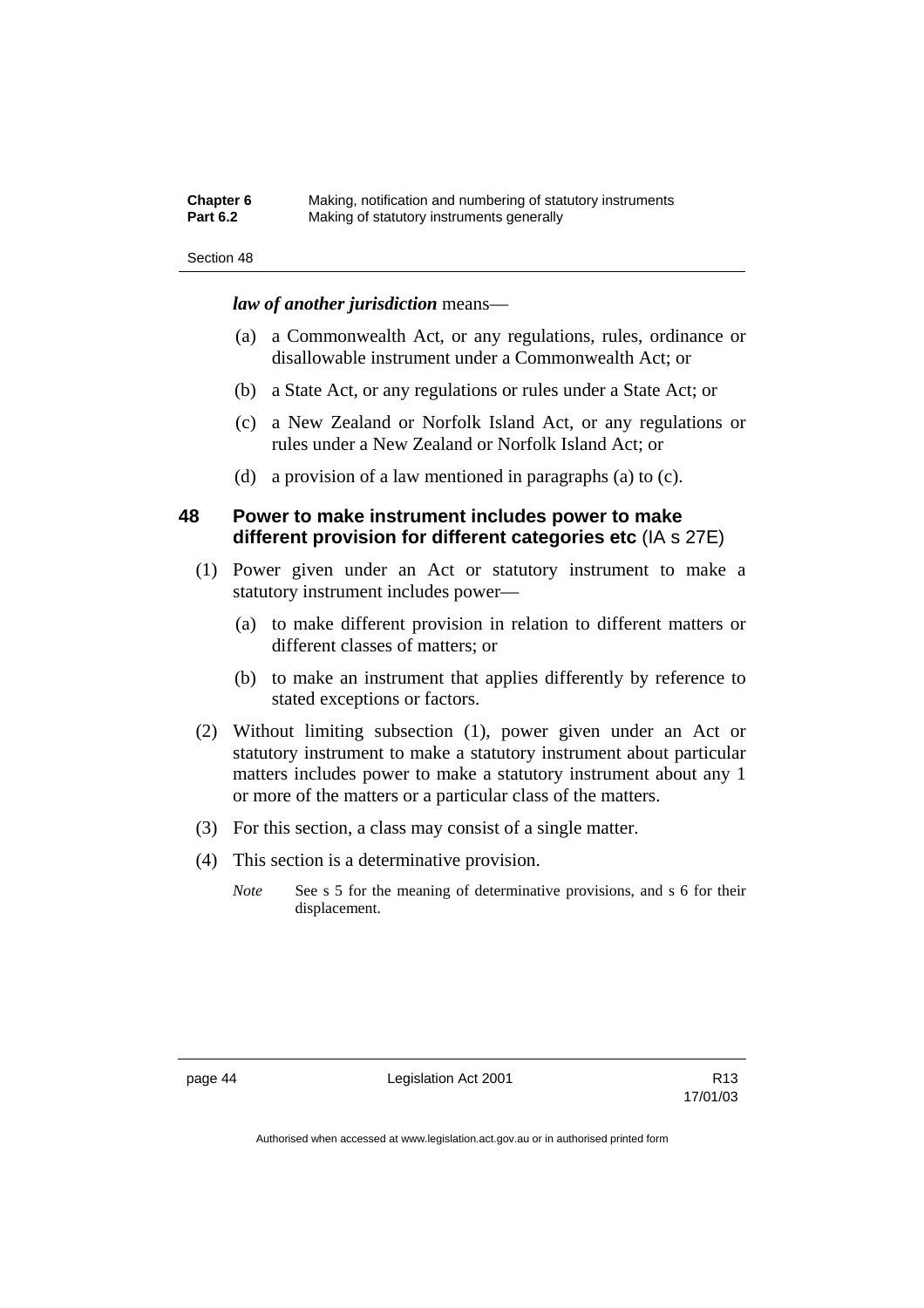***law of another jurisdiction*** means—

(a) a Commonwealth Act, or any regulations, rules, ordinance or disallowable instrument under a Commonwealth Act; or

(b) a State Act, or any regulations or rules under a State Act; or

(c) a New Zealand or Norfolk Island Act, or any regulations or rules under a New Zealand or Norfolk Island Act; or

(d) a provision of a law mentioned in paragraphs (a) to (c).

### 48 Power to make instrument includes power to make different provision for different categories etc (IA s 27E)

(1) Power given under an Act or statutory instrument to make a statutory instrument includes power—

(a) to make different provision in relation to different matters or different classes of matters; or

(b) to make an instrument that applies differently by reference to stated exceptions or factors.

(2) Without limiting subsection (1), power given under an Act or statutory instrument to make a statutory instrument about particular matters includes power to make a statutory instrument about any 1 or more of the matters or a particular class of the matters.

(3) For this section, a class may consist of a single matter.

(4) This section is a determinative provision.

*Note* See s 5 for the meaning of determinative provisions, and s 6 for their displacement.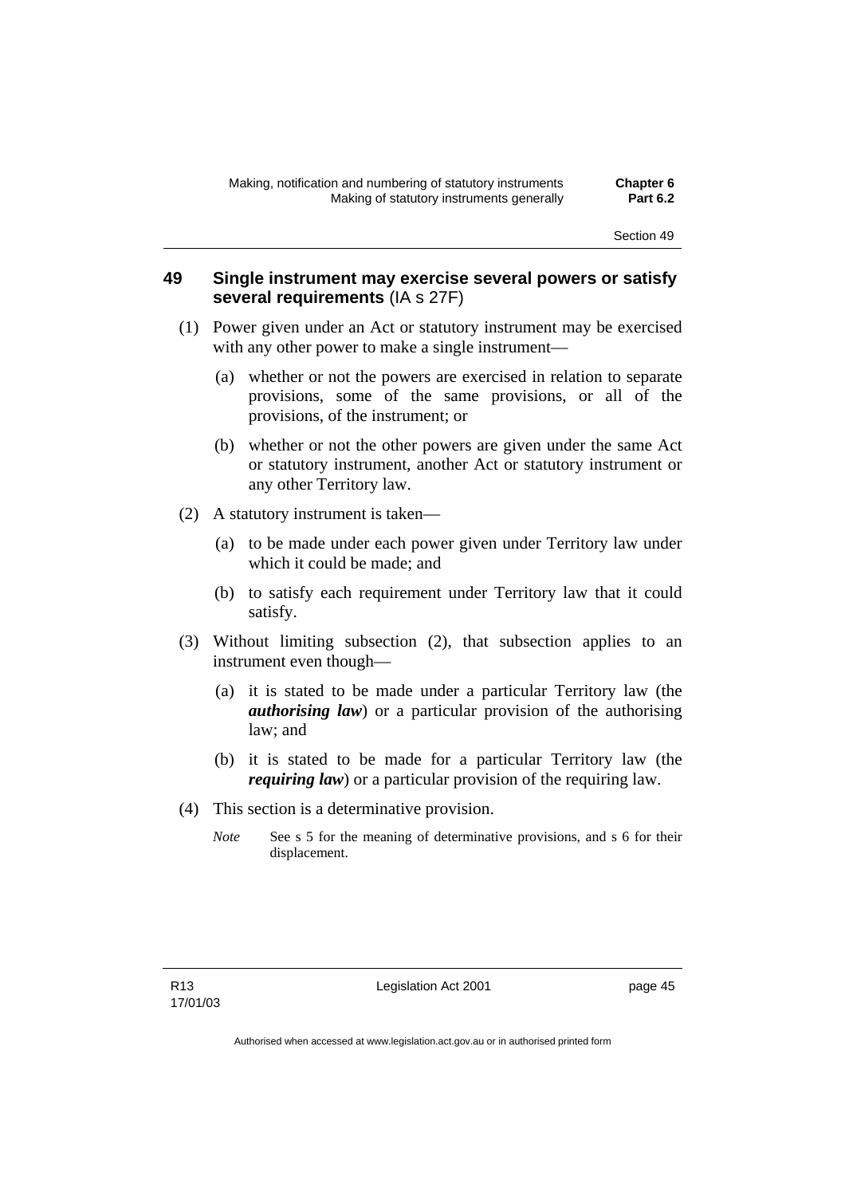## 49 Single instrument may exercise several powers or satisfy several requirements (IA s 27F)

(1) Power given under an Act or statutory instrument may be exercised with any other power to make a single instrument—

(a) whether or not the powers are exercised in relation to separate provisions, some of the same provisions, or all of the provisions, of the instrument; or

(b) whether or not the other powers are given under the same Act or statutory instrument, another Act or statutory instrument or any other Territory law.

(2) A statutory instrument is taken—

(a) to be made under each power given under Territory law under which it could be made; and

(b) to satisfy each requirement under Territory law that it could satisfy.

(3) Without limiting subsection (2), that subsection applies to an instrument even though—

(a) it is stated to be made under a particular Territory law (the ***authorising law***) or a particular provision of the authorising law; and

(b) it is stated to be made for a particular Territory law (the ***requiring law***) or a particular provision of the requiring law.

(4) This section is a determinative provision.

*Note* See s 5 for the meaning of determinative provisions, and s 6 for their displacement.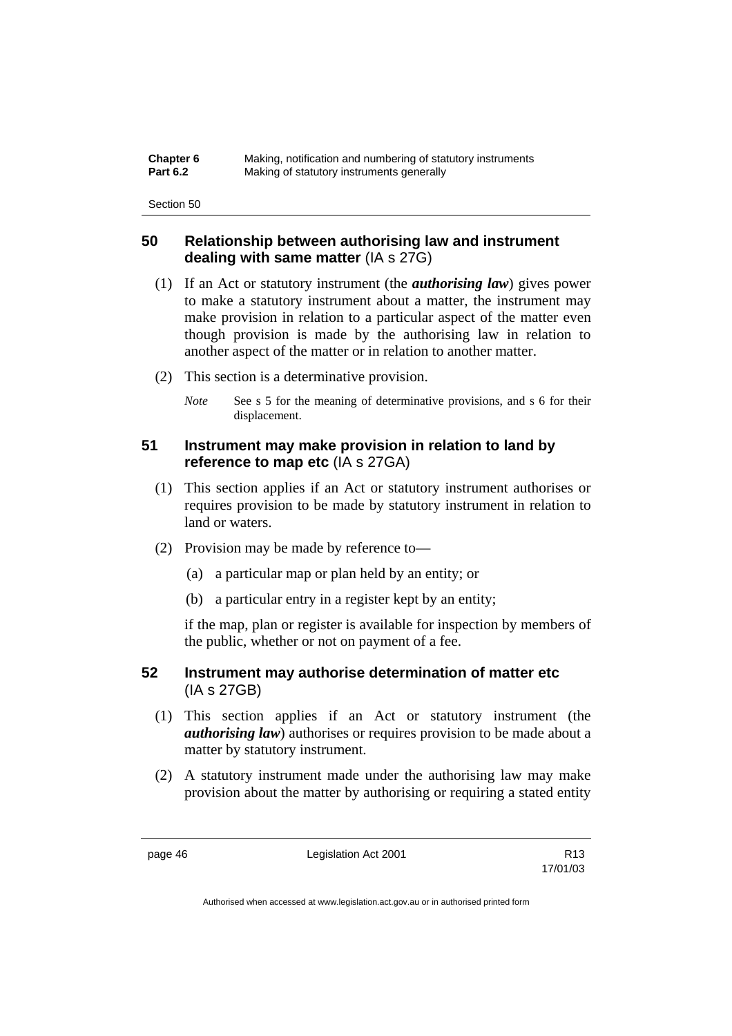## 50 Relationship between authorising law and instrument dealing with same matter (IA s 27G)

(1) If an Act or statutory instrument (the ***authorising law***) gives power to make a statutory instrument about a matter, the instrument may make provision in relation to a particular aspect of the matter even though provision is made by the authorising law in relation to another aspect of the matter or in relation to another matter.

(2) This section is a determinative provision.

*Note* See s 5 for the meaning of determinative provisions, and s 6 for their displacement.

## 51 Instrument may make provision in relation to land by reference to map etc (IA s 27GA)

(1) This section applies if an Act or statutory instrument authorises or requires provision to be made by statutory instrument in relation to land or waters.

(2) Provision may be made by reference to—

(a) a particular map or plan held by an entity; or

(b) a particular entry in a register kept by an entity;

if the map, plan or register is available for inspection by members of the public, whether or not on payment of a fee.

## 52 Instrument may authorise determination of matter etc (IA s 27GB)

(1) This section applies if an Act or statutory instrument (the ***authorising law***) authorises or requires provision to be made about a matter by statutory instrument.

(2) A statutory instrument made under the authorising law may make provision about the matter by authorising or requiring a stated entity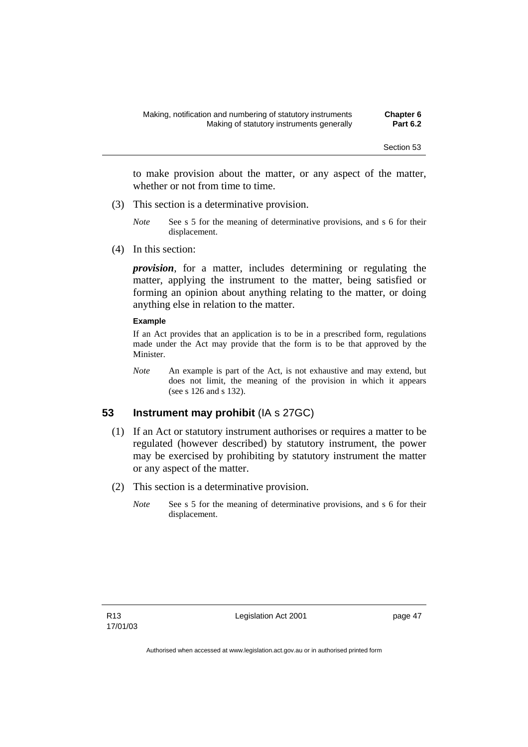to make provision about the matter, or any aspect of the matter, whether or not from time to time.

(3) This section is a determinative provision.

*Note* See s 5 for the meaning of determinative provisions, and s 6 for their displacement.

(4) In this section:

***provision***, for a matter, includes determining or regulating the matter, applying the instrument to the matter, being satisfied or forming an opinion about anything relating to the matter, or doing anything else in relation to the matter.

**Example**

If an Act provides that an application is to be in a prescribed form, regulations made under the Act may provide that the form is to be that approved by the Minister.

*Note* An example is part of the Act, is not exhaustive and may extend, but does not limit, the meaning of the provision in which it appears (see s 126 and s 132).

## 53 Instrument may prohibit (IA s 27GC)

(1) If an Act or statutory instrument authorises or requires a matter to be regulated (however described) by statutory instrument, the power may be exercised by prohibiting by statutory instrument the matter or any aspect of the matter.

(2) This section is a determinative provision.

*Note* See s 5 for the meaning of determinative provisions, and s 6 for their displacement.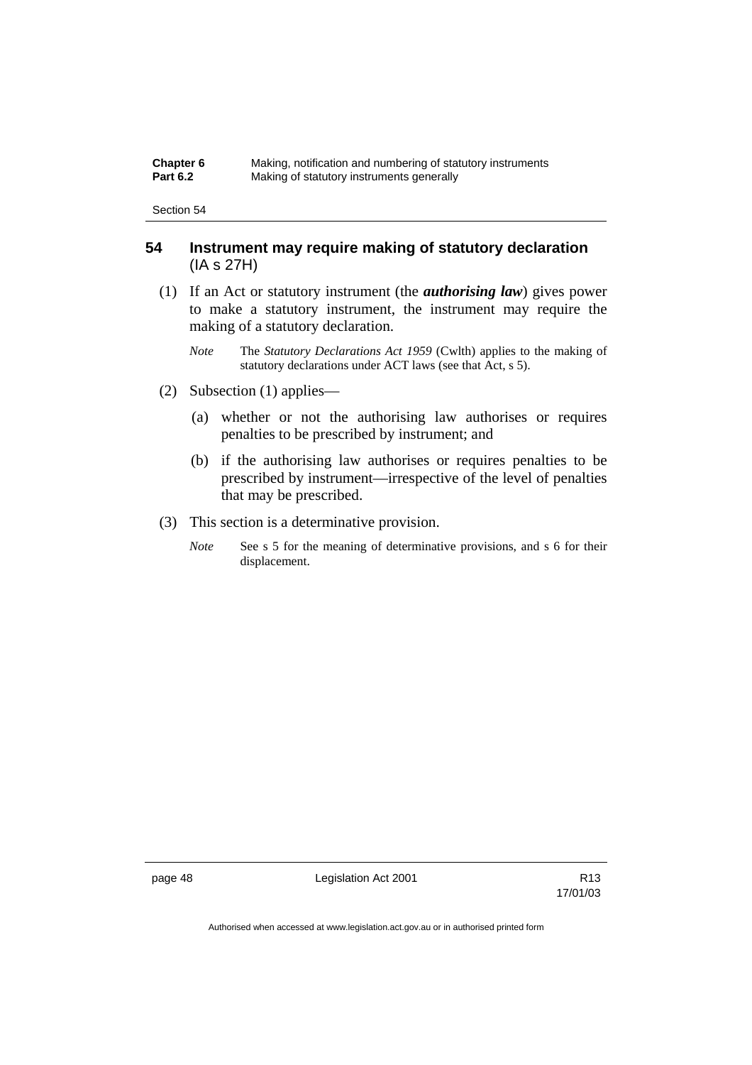## 54 Instrument may require making of statutory declaration (IA s 27H)

(1) If an Act or statutory instrument (the ***authorising law***) gives power to make a statutory instrument, the instrument may require the making of a statutory declaration.

*Note* The *Statutory Declarations Act 1959* (Cwlth) applies to the making of statutory declarations under ACT laws (see that Act, s 5).

(2) Subsection (1) applies—

(a) whether or not the authorising law authorises or requires penalties to be prescribed by instrument; and

(b) if the authorising law authorises or requires penalties to be prescribed by instrument—irrespective of the level of penalties that may be prescribed.

(3) This section is a determinative provision.

*Note* See s 5 for the meaning of determinative provisions, and s 6 for their displacement.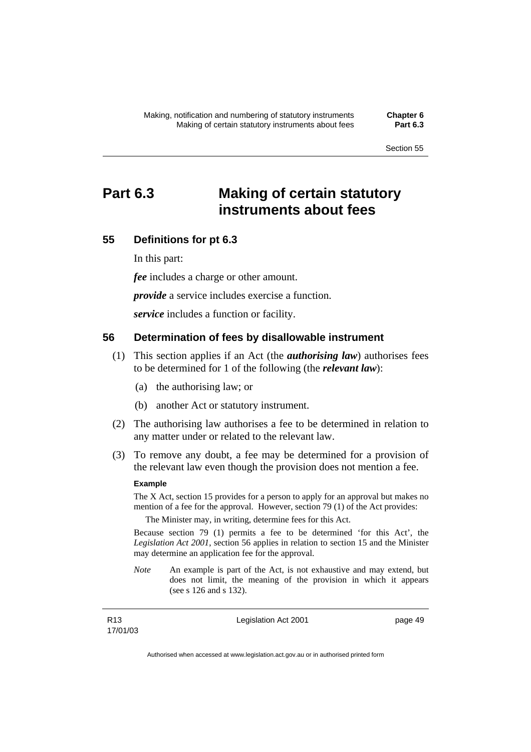# Part 6.3 Making of certain statutory instruments about fees

## 55 Definitions for pt 6.3

In this part:

***fee*** includes a charge or other amount.

***provide*** a service includes exercise a function.

***service*** includes a function or facility.

## 56 Determination of fees by disallowable instrument

(1) This section applies if an Act (the ***authorising law***) authorises fees to be determined for 1 of the following (the ***relevant law***):

(a) the authorising law; or

(b) another Act or statutory instrument.

(2) The authorising law authorises a fee to be determined in relation to any matter under or related to the relevant law.

(3) To remove any doubt, a fee may be determined for a provision of the relevant law even though the provision does not mention a fee.

**Example**

The X Act, section 15 provides for a person to apply for an approval but makes no mention of a fee for the approval. However, section 79 (1) of the Act provides:

The Minister may, in writing, determine fees for this Act.

Because section 79 (1) permits a fee to be determined 'for this Act', the *Legislation Act 2001*, section 56 applies in relation to section 15 and the Minister may determine an application fee for the approval.

*Note* An example is part of the Act, is not exhaustive and may extend, but does not limit, the meaning of the provision in which it appears (see s 126 and s 132).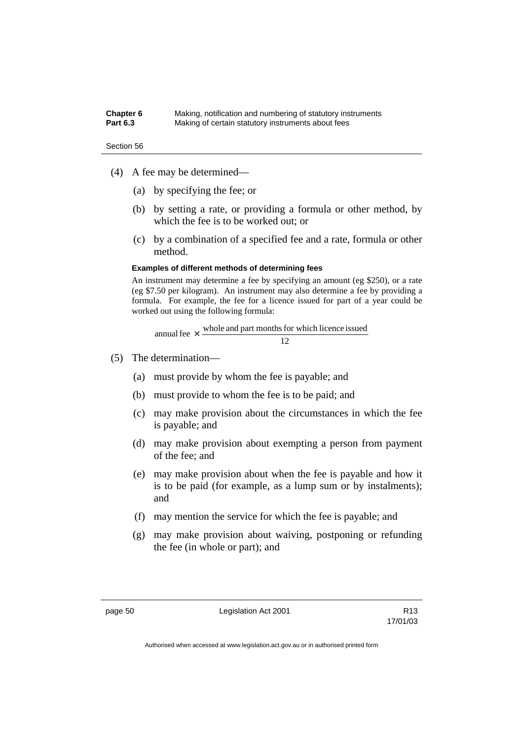(4) A fee may be determined—

(a) by specifying the fee; or

(b) by setting a rate, or providing a formula or other method, by which the fee is to be worked out; or

(c) by a combination of a specified fee and a rate, formula or other method.

**Examples of different methods of determining fees**

An instrument may determine a fee by specifying an amount (eg $250), or a rate (eg $7.50 per kilogram). An instrument may also determine a fee by providing a formula. For example, the fee for a licence issued for part of a year could be worked out using the following formula:

$$\text{annual fee} \times \frac{\text{whole and part months for which licence issued}}{12}$$

(5) The determination—

(a) must provide by whom the fee is payable; and

(b) must provide to whom the fee is to be paid; and

(c) may make provision about the circumstances in which the fee is payable; and

(d) may make provision about exempting a person from payment of the fee; and

(e) may make provision about when the fee is payable and how it is to be paid (for example, as a lump sum or by instalments); and

(f) may mention the service for which the fee is payable; and

(g) may make provision about waiving, postponing or refunding the fee (in whole or part); and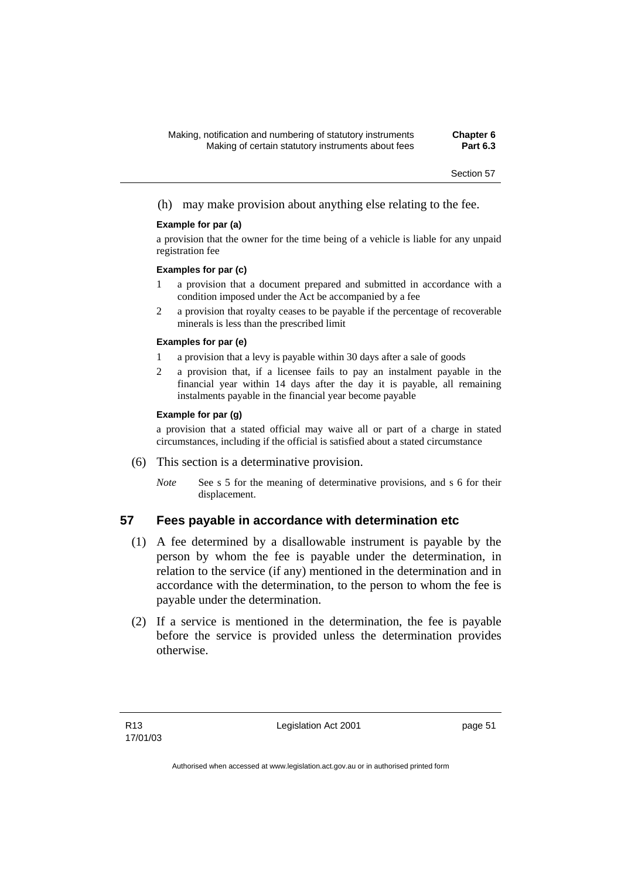(h) may make provision about anything else relating to the fee.

**Example for par (a)**

a provision that the owner for the time being of a vehicle is liable for any unpaid registration fee

**Examples for par (c)**

1. a provision that a document prepared and submitted in accordance with a condition imposed under the Act be accompanied by a fee
2. a provision that royalty ceases to be payable if the percentage of recoverable minerals is less than the prescribed limit

**Examples for par (e)**

1. a provision that a levy is payable within 30 days after a sale of goods
2. a provision that, if a licensee fails to pay an instalment payable in the financial year within 14 days after the day it is payable, all remaining instalments payable in the financial year become payable

**Example for par (g)**

a provision that a stated official may waive all or part of a charge in stated circumstances, including if the official is satisfied about a stated circumstance

(6) This section is a determinative provision.

*Note* See s 5 for the meaning of determinative provisions, and s 6 for their displacement.

## 57 Fees payable in accordance with determination etc

(1) A fee determined by a disallowable instrument is payable by the person by whom the fee is payable under the determination, in relation to the service (if any) mentioned in the determination and in accordance with the determination, to the person to whom the fee is payable under the determination.

(2) If a service is mentioned in the determination, the fee is payable before the service is provided unless the determination provides otherwise.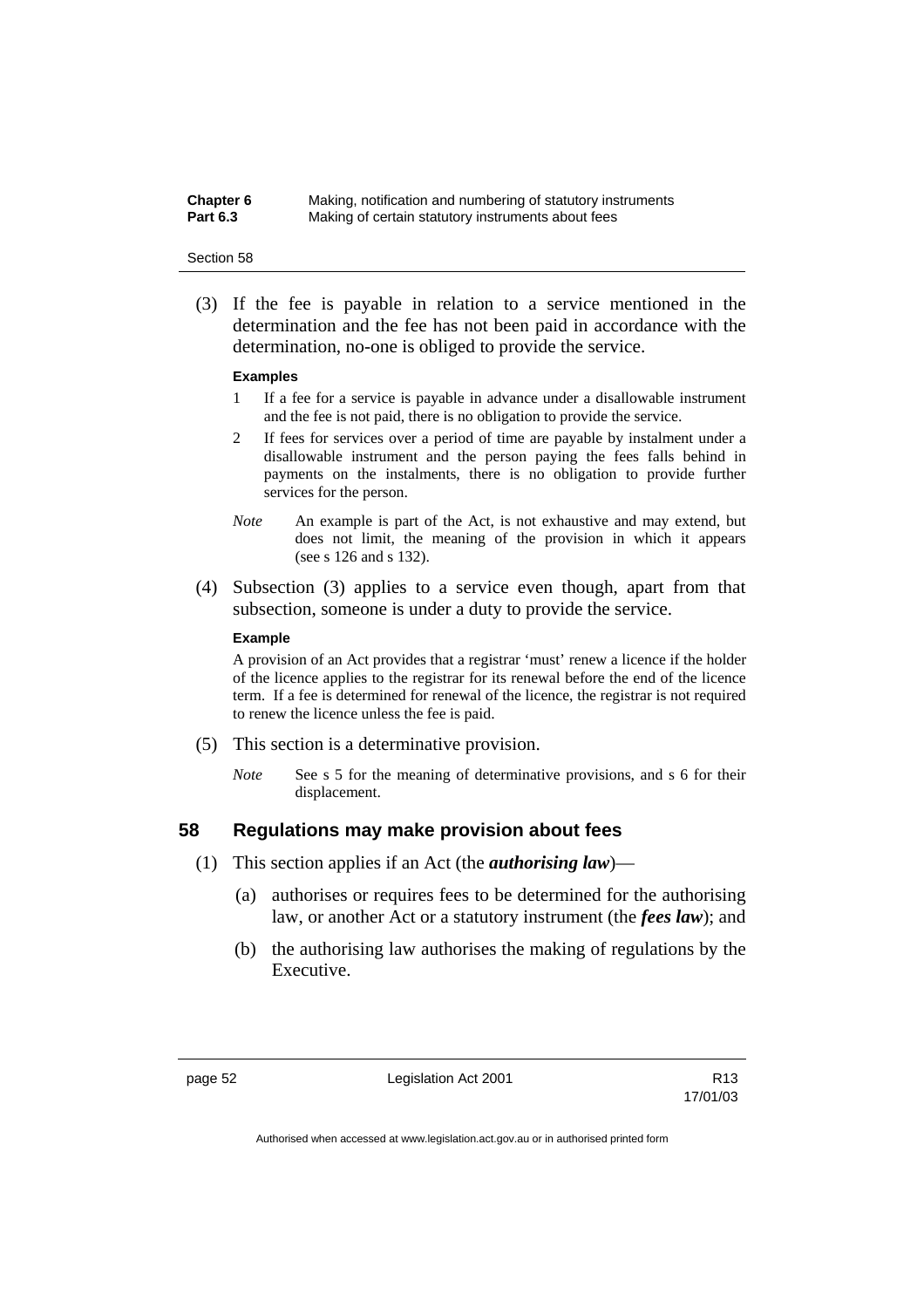(3) If the fee is payable in relation to a service mentioned in the determination and the fee has not been paid in accordance with the determination, no-one is obliged to provide the service.

**Examples**

1. If a fee for a service is payable in advance under a disallowable instrument and the fee is not paid, there is no obligation to provide the service.
2. If fees for services over a period of time are payable by instalment under a disallowable instrument and the person paying the fees falls behind in payments on the instalments, there is no obligation to provide further services for the person.

*Note* An example is part of the Act, is not exhaustive and may extend, but does not limit, the meaning of the provision in which it appears (see s 126 and s 132).

(4) Subsection (3) applies to a service even though, apart from that subsection, someone is under a duty to provide the service.

**Example**

A provision of an Act provides that a registrar 'must' renew a licence if the holder of the licence applies to the registrar for its renewal before the end of the licence term. If a fee is determined for renewal of the licence, the registrar is not required to renew the licence unless the fee is paid.

(5) This section is a determinative provision.

*Note* See s 5 for the meaning of determinative provisions, and s 6 for their displacement.

## 58 Regulations may make provision about fees

(1) This section applies if an Act (the ***authorising law***)—

(a) authorises or requires fees to be determined for the authorising law, or another Act or a statutory instrument (the ***fees law***); and

(b) the authorising law authorises the making of regulations by the Executive.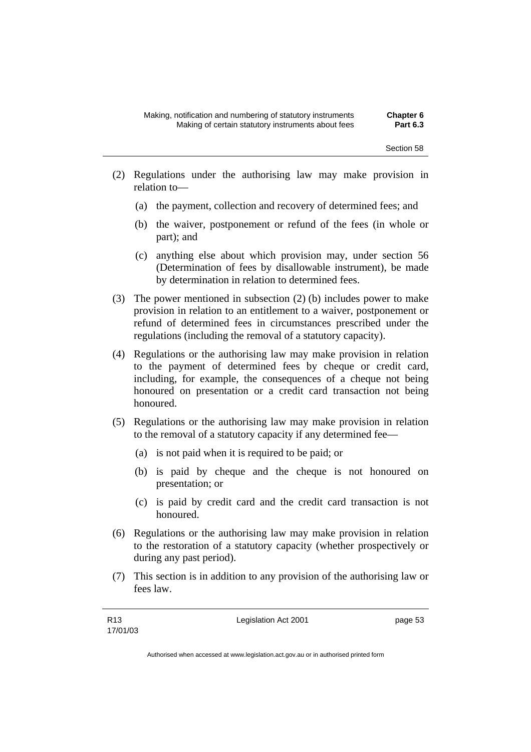(2) Regulations under the authorising law may make provision in relation to—

  (a) the payment, collection and recovery of determined fees; and

  (b) the waiver, postponement or refund of the fees (in whole or part); and

  (c) anything else about which provision may, under section 56 (Determination of fees by disallowable instrument), be made by determination in relation to determined fees.

(3) The power mentioned in subsection (2) (b) includes power to make provision in relation to an entitlement to a waiver, postponement or refund of determined fees in circumstances prescribed under the regulations (including the removal of a statutory capacity).

(4) Regulations or the authorising law may make provision in relation to the payment of determined fees by cheque or credit card, including, for example, the consequences of a cheque not being honoured on presentation or a credit card transaction not being honoured.

(5) Regulations or the authorising law may make provision in relation to the removal of a statutory capacity if any determined fee—

  (a) is not paid when it is required to be paid; or

  (b) is paid by cheque and the cheque is not honoured on presentation; or

  (c) is paid by credit card and the credit card transaction is not honoured.

(6) Regulations or the authorising law may make provision in relation to the restoration of a statutory capacity (whether prospectively or during any past period).

(7) This section is in addition to any provision of the authorising law or fees law.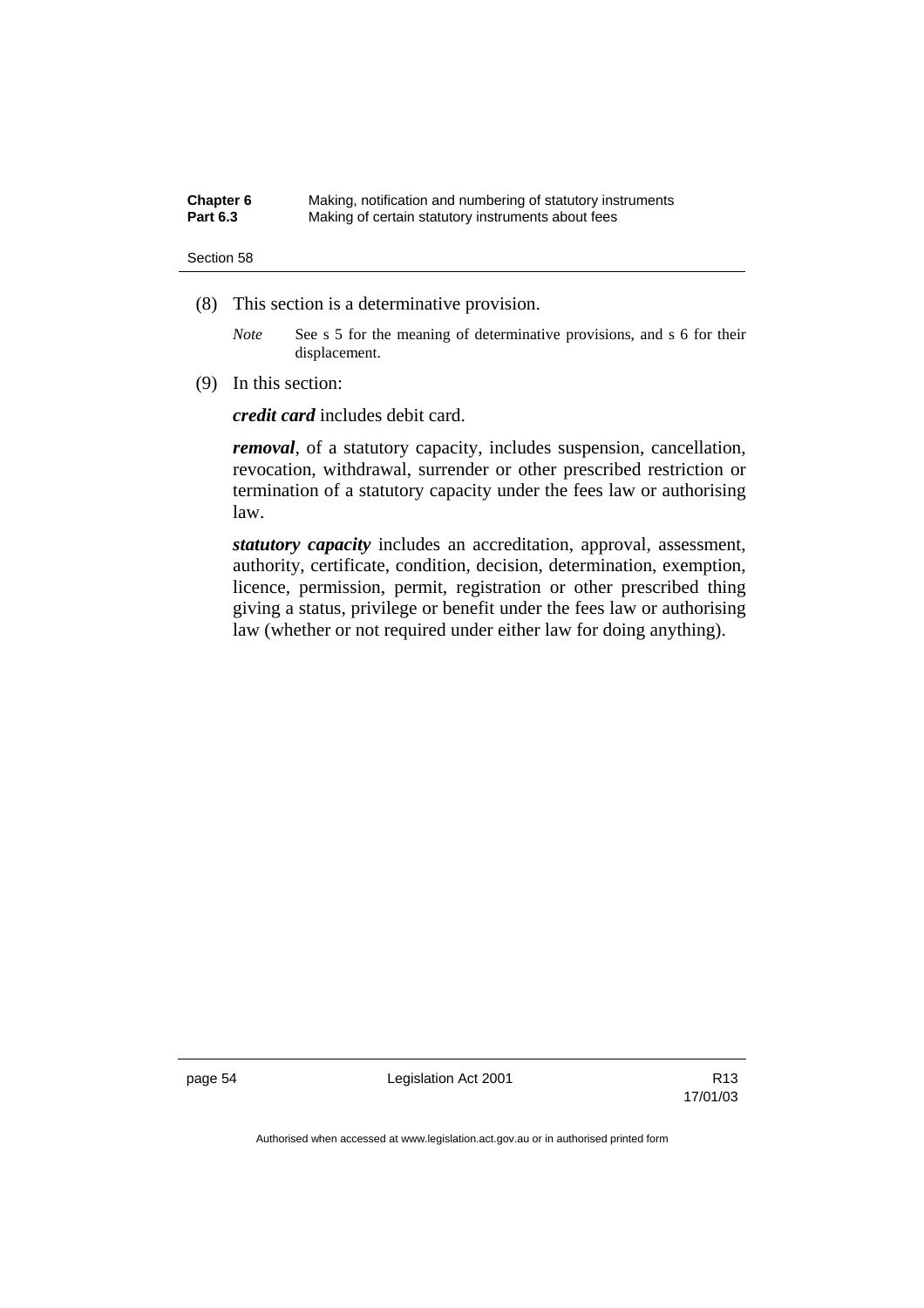(8) This section is a determinative provision.

*Note* See s 5 for the meaning of determinative provisions, and s 6 for their displacement.

(9) In this section:

***credit card*** includes debit card.

***removal***, of a statutory capacity, includes suspension, cancellation, revocation, withdrawal, surrender or other prescribed restriction or termination of a statutory capacity under the fees law or authorising law.

***statutory capacity*** includes an accreditation, approval, assessment, authority, certificate, condition, decision, determination, exemption, licence, permission, permit, registration or other prescribed thing giving a status, privilege or benefit under the fees law or authorising law (whether or not required under either law for doing anything).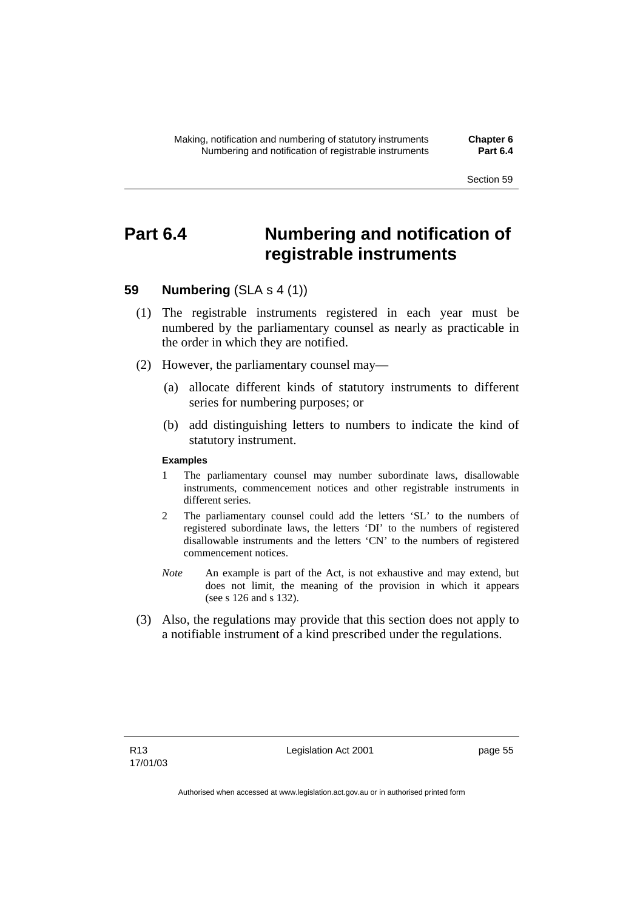# Part 6.4 Numbering and notification of registrable instruments

## 59 Numbering (SLA s 4 (1))

(1) The registrable instruments registered in each year must be numbered by the parliamentary counsel as nearly as practicable in the order in which they are notified.

(2) However, the parliamentary counsel may—

(a) allocate different kinds of statutory instruments to different series for numbering purposes; or

(b) add distinguishing letters to numbers to indicate the kind of statutory instrument.

**Examples**

1 The parliamentary counsel may number subordinate laws, disallowable instruments, commencement notices and other registrable instruments in different series.

2 The parliamentary counsel could add the letters 'SL' to the numbers of registered subordinate laws, the letters 'DI' to the numbers of registered disallowable instruments and the letters 'CN' to the numbers of registered commencement notices.

*Note* An example is part of the Act, is not exhaustive and may extend, but does not limit, the meaning of the provision in which it appears (see s 126 and s 132).

(3) Also, the regulations may provide that this section does not apply to a notifiable instrument of a kind prescribed under the regulations.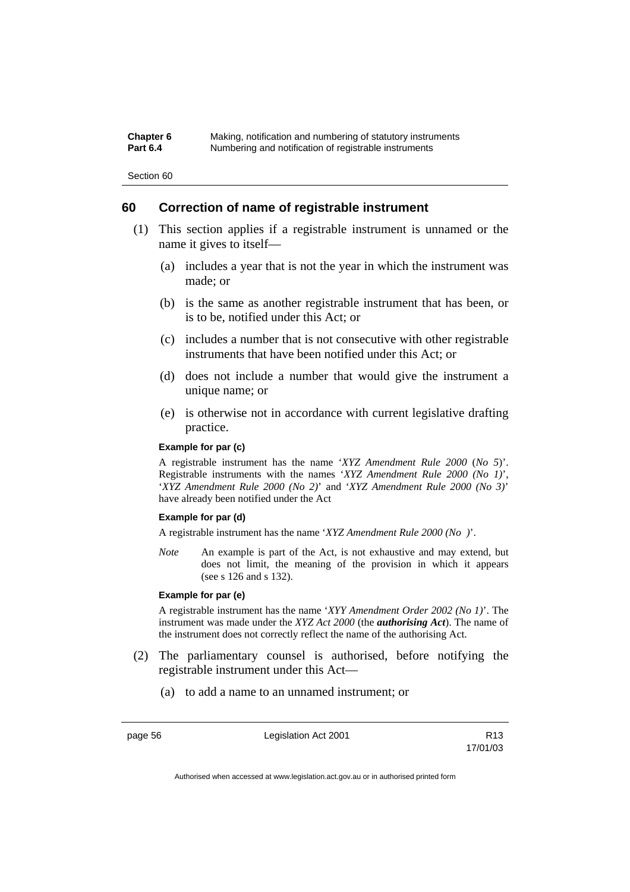## 60 Correction of name of registrable instrument

(1) This section applies if a registrable instrument is unnamed or the name it gives to itself—

(a) includes a year that is not the year in which the instrument was made; or

(b) is the same as another registrable instrument that has been, or is to be, notified under this Act; or

(c) includes a number that is not consecutive with other registrable instruments that have been notified under this Act; or

(d) does not include a number that would give the instrument a unique name; or

(e) is otherwise not in accordance with current legislative drafting practice.

**Example for par (c)**

A registrable instrument has the name '*XYZ Amendment Rule 2000* (*No 5*)'. Registrable instruments with the names '*XYZ Amendment Rule 2000 (No 1)*', '*XYZ Amendment Rule 2000 (No 2)*' and '*XYZ Amendment Rule 2000 (No 3)*' have already been notified under the Act

**Example for par (d)**

A registrable instrument has the name '*XYZ Amendment Rule 2000 (No )*'.

*Note* An example is part of the Act, is not exhaustive and may extend, but does not limit, the meaning of the provision in which it appears (see s 126 and s 132).

**Example for par (e)**

A registrable instrument has the name '*XYY Amendment Order 2002 (No 1)*'. The instrument was made under the *XYZ Act 2000* (the ***authorising Act***). The name of the instrument does not correctly reflect the name of the authorising Act.

(2) The parliamentary counsel is authorised, before notifying the registrable instrument under this Act—

(a) to add a name to an unnamed instrument; or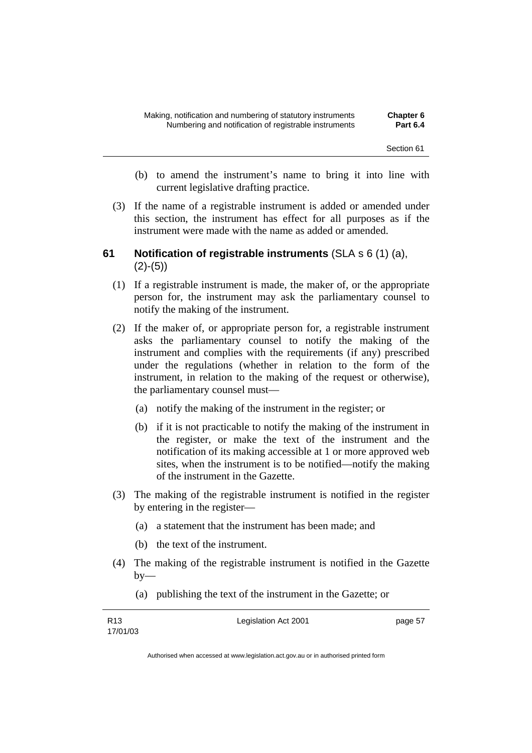(b) to amend the instrument's name to bring it into line with current legislative drafting practice.

(3) If the name of a registrable instrument is added or amended under this section, the instrument has effect for all purposes as if the instrument were made with the name as added or amended.

## 61 Notification of registrable instruments (SLA s 6 (1) (a), (2)-(5))

(1) If a registrable instrument is made, the maker of, or the appropriate person for, the instrument may ask the parliamentary counsel to notify the making of the instrument.

(2) If the maker of, or appropriate person for, a registrable instrument asks the parliamentary counsel to notify the making of the instrument and complies with the requirements (if any) prescribed under the regulations (whether in relation to the form of the instrument, in relation to the making of the request or otherwise), the parliamentary counsel must—

(a) notify the making of the instrument in the register; or

(b) if it is not practicable to notify the making of the instrument in the register, or make the text of the instrument and the notification of its making accessible at 1 or more approved web sites, when the instrument is to be notified—notify the making of the instrument in the Gazette.

(3) The making of the registrable instrument is notified in the register by entering in the register—

(a) a statement that the instrument has been made; and

(b) the text of the instrument.

(4) The making of the registrable instrument is notified in the Gazette by—

(a) publishing the text of the instrument in the Gazette; or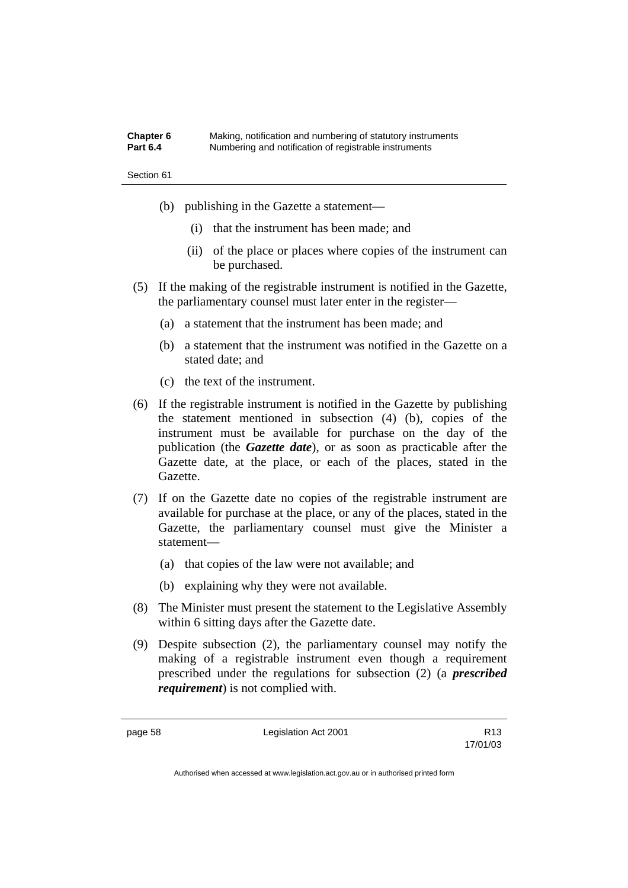(b) publishing in the Gazette a statement—

  (i) that the instrument has been made; and

  (ii) of the place or places where copies of the instrument can be purchased.

(5) If the making of the registrable instrument is notified in the Gazette, the parliamentary counsel must later enter in the register—

  (a) a statement that the instrument has been made; and

  (b) a statement that the instrument was notified in the Gazette on a stated date; and

  (c) the text of the instrument.

(6) If the registrable instrument is notified in the Gazette by publishing the statement mentioned in subsection (4) (b), copies of the instrument must be available for purchase on the day of the publication (the ***Gazette date***), or as soon as practicable after the Gazette date, at the place, or each of the places, stated in the Gazette.

(7) If on the Gazette date no copies of the registrable instrument are available for purchase at the place, or any of the places, stated in the Gazette, the parliamentary counsel must give the Minister a statement—

  (a) that copies of the law were not available; and

  (b) explaining why they were not available.

(8) The Minister must present the statement to the Legislative Assembly within 6 sitting days after the Gazette date.

(9) Despite subsection (2), the parliamentary counsel may notify the making of a registrable instrument even though a requirement prescribed under the regulations for subsection (2) (a ***prescribed requirement***) is not complied with.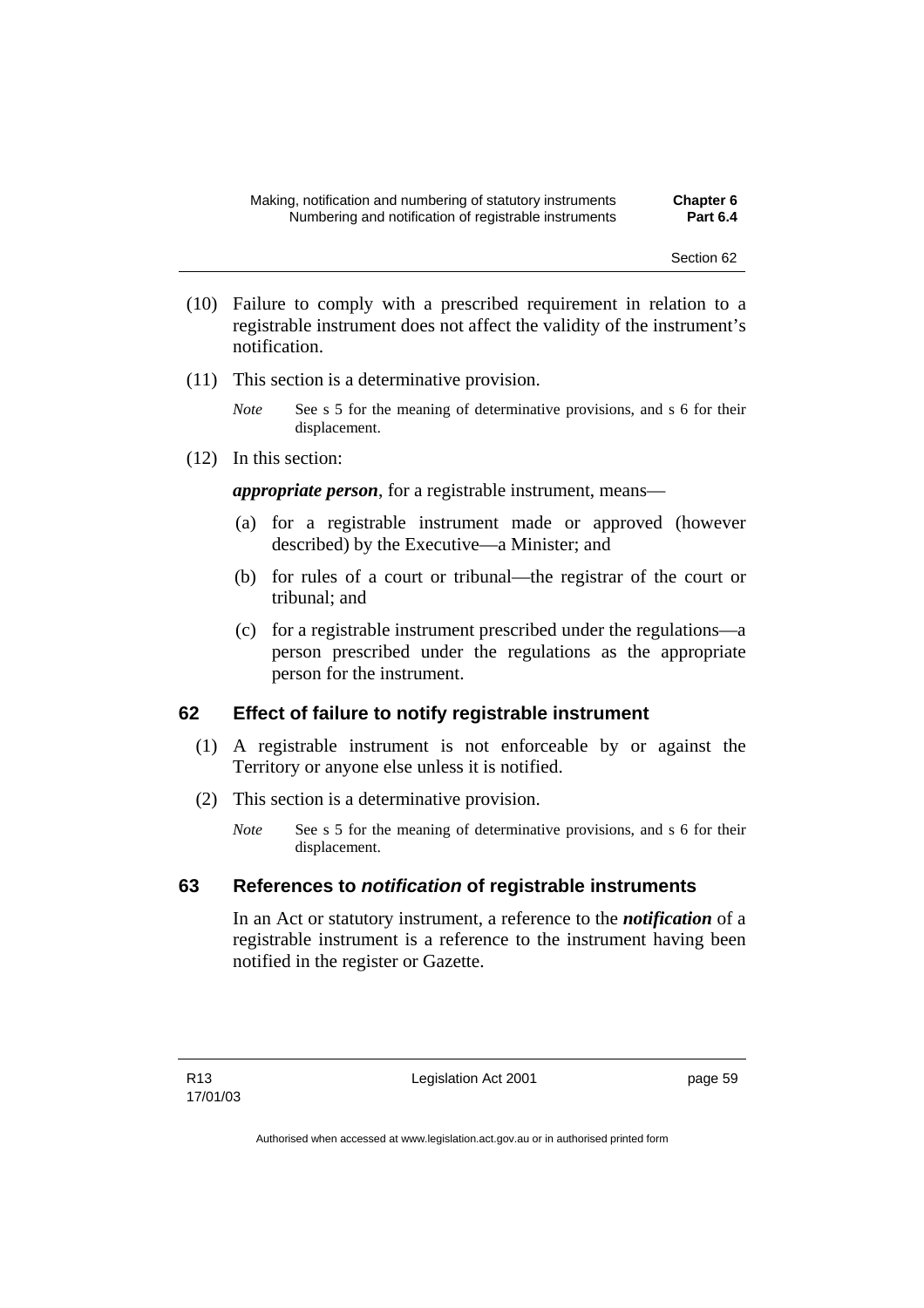(10) Failure to comply with a prescribed requirement in relation to a registrable instrument does not affect the validity of the instrument's notification.

(11) This section is a determinative provision.

*Note* See s 5 for the meaning of determinative provisions, and s 6 for their displacement.

(12) In this section:

***appropriate person***, for a registrable instrument, means—

(a) for a registrable instrument made or approved (however described) by the Executive—a Minister; and

(b) for rules of a court or tribunal—the registrar of the court or tribunal; and

(c) for a registrable instrument prescribed under the regulations—a person prescribed under the regulations as the appropriate person for the instrument.

## 62 Effect of failure to notify registrable instrument

(1) A registrable instrument is not enforceable by or against the Territory or anyone else unless it is notified.

(2) This section is a determinative provision.

*Note* See s 5 for the meaning of determinative provisions, and s 6 for their displacement.

## 63 References to *notification* of registrable instruments

In an Act or statutory instrument, a reference to the ***notification*** of a registrable instrument is a reference to the instrument having been notified in the register or Gazette.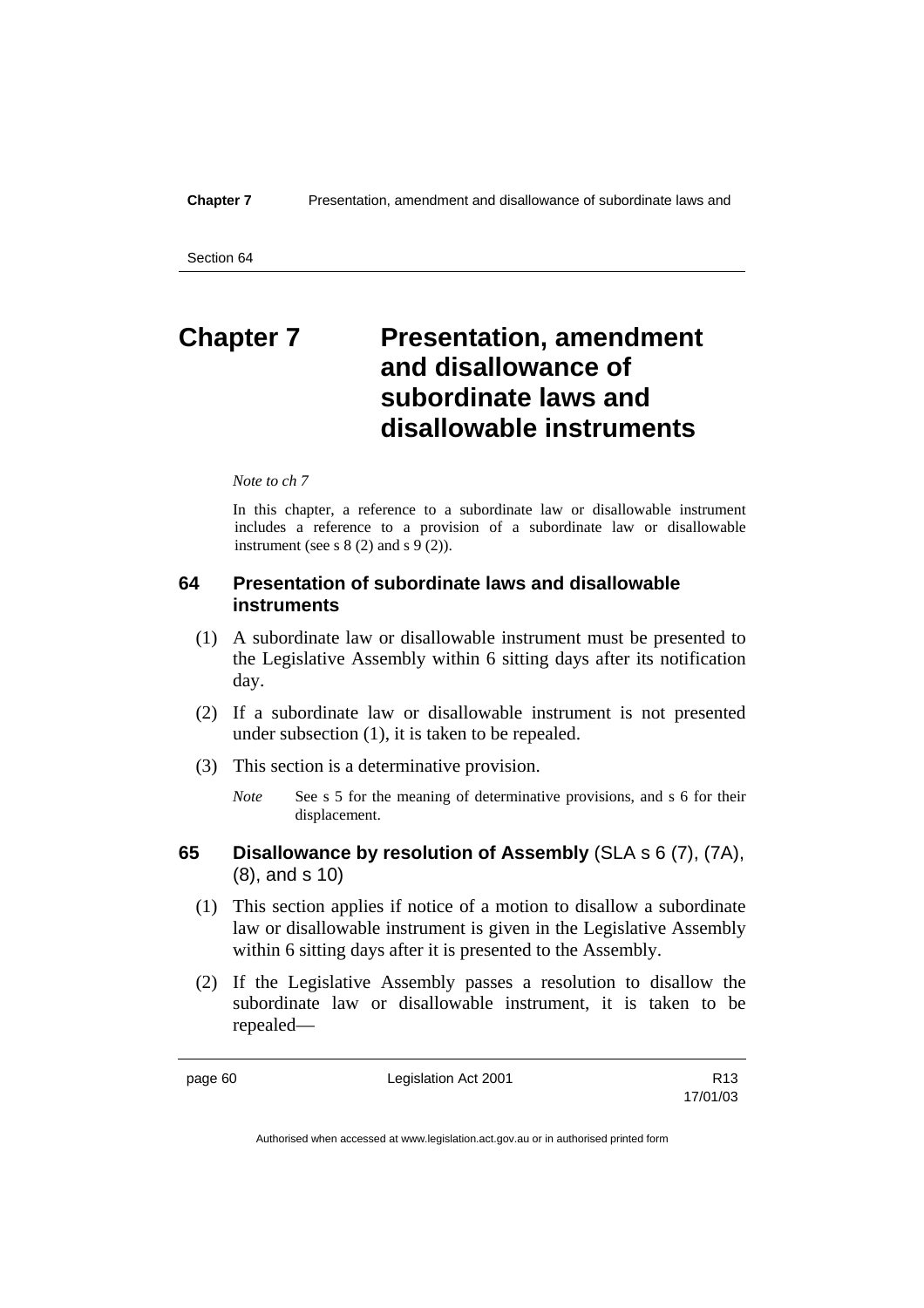# Chapter 7 Presentation, amendment and disallowance of subordinate laws and disallowable instruments

*Note to ch 7*

In this chapter, a reference to a subordinate law or disallowable instrument includes a reference to a provision of a subordinate law or disallowable instrument (see s 8 (2) and s 9 (2)).

### 64 Presentation of subordinate laws and disallowable instruments

(1) A subordinate law or disallowable instrument must be presented to the Legislative Assembly within 6 sitting days after its notification day.

(2) If a subordinate law or disallowable instrument is not presented under subsection (1), it is taken to be repealed.

(3) This section is a determinative provision.

*Note* See s 5 for the meaning of determinative provisions, and s 6 for their displacement.

### 65 Disallowance by resolution of Assembly (SLA s 6 (7), (7A), (8), and s 10)

(1) This section applies if notice of a motion to disallow a subordinate law or disallowable instrument is given in the Legislative Assembly within 6 sitting days after it is presented to the Assembly.

(2) If the Legislative Assembly passes a resolution to disallow the subordinate law or disallowable instrument, it is taken to be repealed—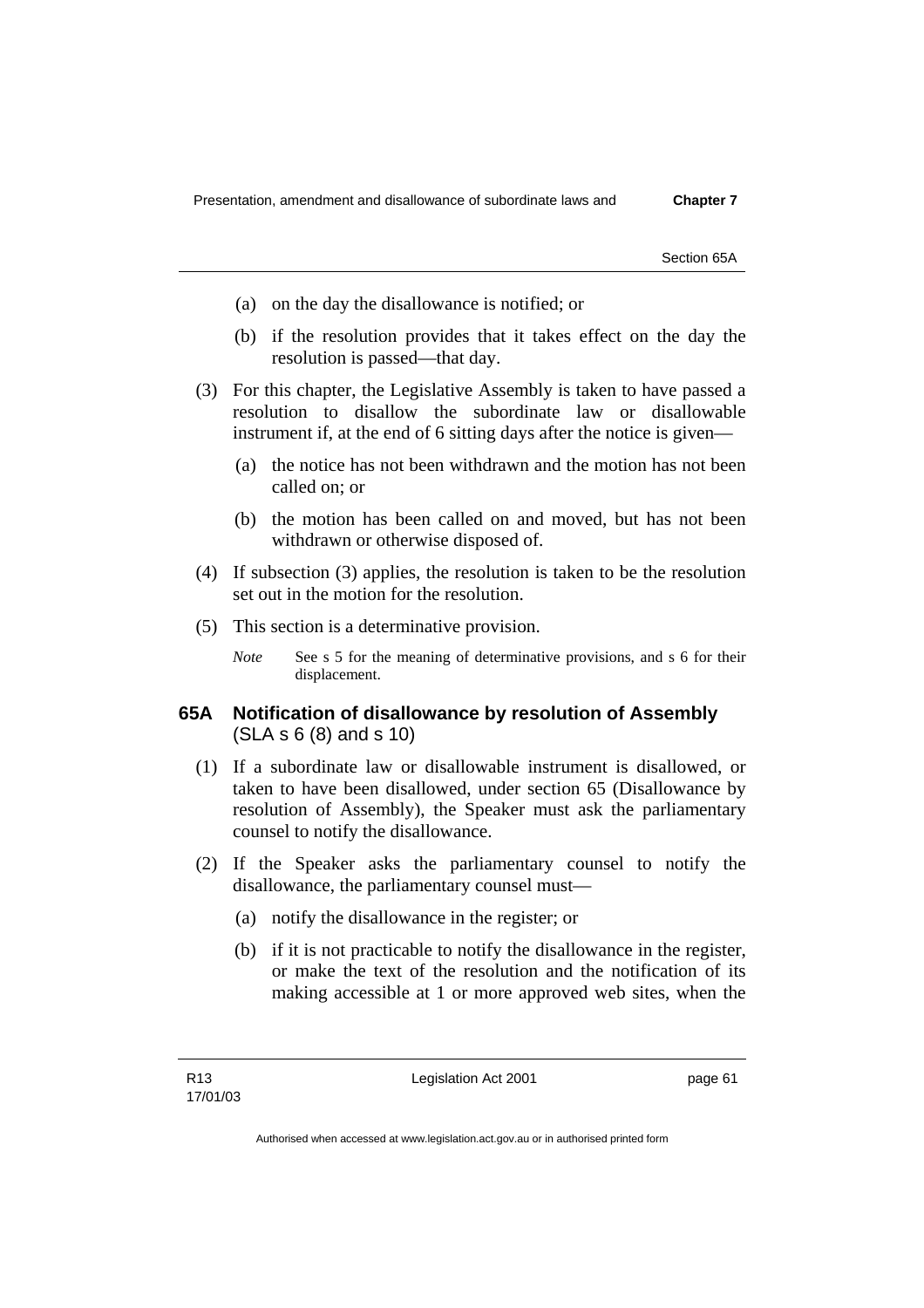(a) on the day the disallowance is notified; or

(b) if the resolution provides that it takes effect on the day the resolution is passed—that day.

(3) For this chapter, the Legislative Assembly is taken to have passed a resolution to disallow the subordinate law or disallowable instrument if, at the end of 6 sitting days after the notice is given—

(a) the notice has not been withdrawn and the motion has not been called on; or

(b) the motion has been called on and moved, but has not been withdrawn or otherwise disposed of.

(4) If subsection (3) applies, the resolution is taken to be the resolution set out in the motion for the resolution.

(5) This section is a determinative provision.

*Note* See s 5 for the meaning of determinative provisions, and s 6 for their displacement.

### 65A Notification of disallowance by resolution of Assembly (SLA s 6 (8) and s 10)

(1) If a subordinate law or disallowable instrument is disallowed, or taken to have been disallowed, under section 65 (Disallowance by resolution of Assembly), the Speaker must ask the parliamentary counsel to notify the disallowance.

(2) If the Speaker asks the parliamentary counsel to notify the disallowance, the parliamentary counsel must—

(a) notify the disallowance in the register; or

(b) if it is not practicable to notify the disallowance in the register, or make the text of the resolution and the notification of its making accessible at 1 or more approved web sites, when the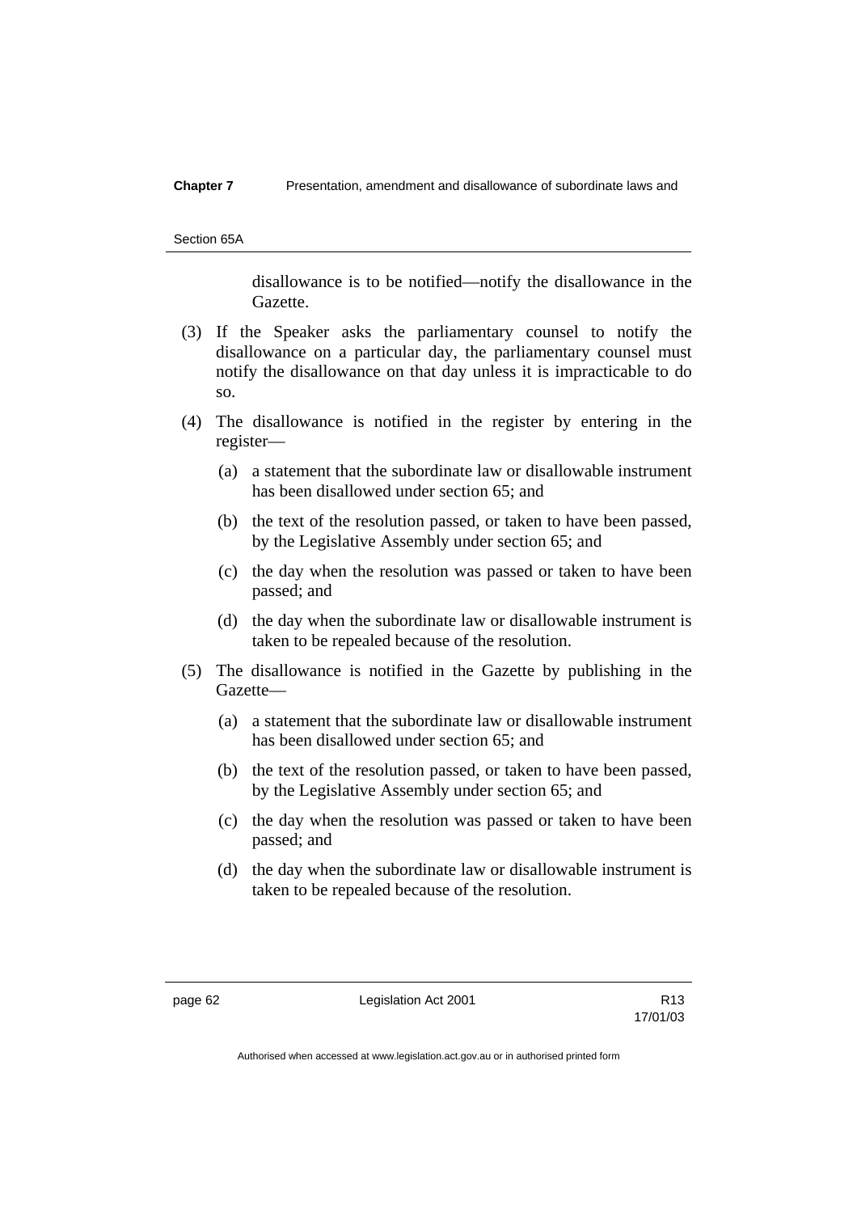disallowance is to be notified—notify the disallowance in the Gazette.

(3) If the Speaker asks the parliamentary counsel to notify the disallowance on a particular day, the parliamentary counsel must notify the disallowance on that day unless it is impracticable to do so.

(4) The disallowance is notified in the register by entering in the register—

  (a) a statement that the subordinate law or disallowable instrument has been disallowed under section 65; and

  (b) the text of the resolution passed, or taken to have been passed, by the Legislative Assembly under section 65; and

  (c) the day when the resolution was passed or taken to have been passed; and

  (d) the day when the subordinate law or disallowable instrument is taken to be repealed because of the resolution.

(5) The disallowance is notified in the Gazette by publishing in the Gazette—

  (a) a statement that the subordinate law or disallowable instrument has been disallowed under section 65; and

  (b) the text of the resolution passed, or taken to have been passed, by the Legislative Assembly under section 65; and

  (c) the day when the resolution was passed or taken to have been passed; and

  (d) the day when the subordinate law or disallowable instrument is taken to be repealed because of the resolution.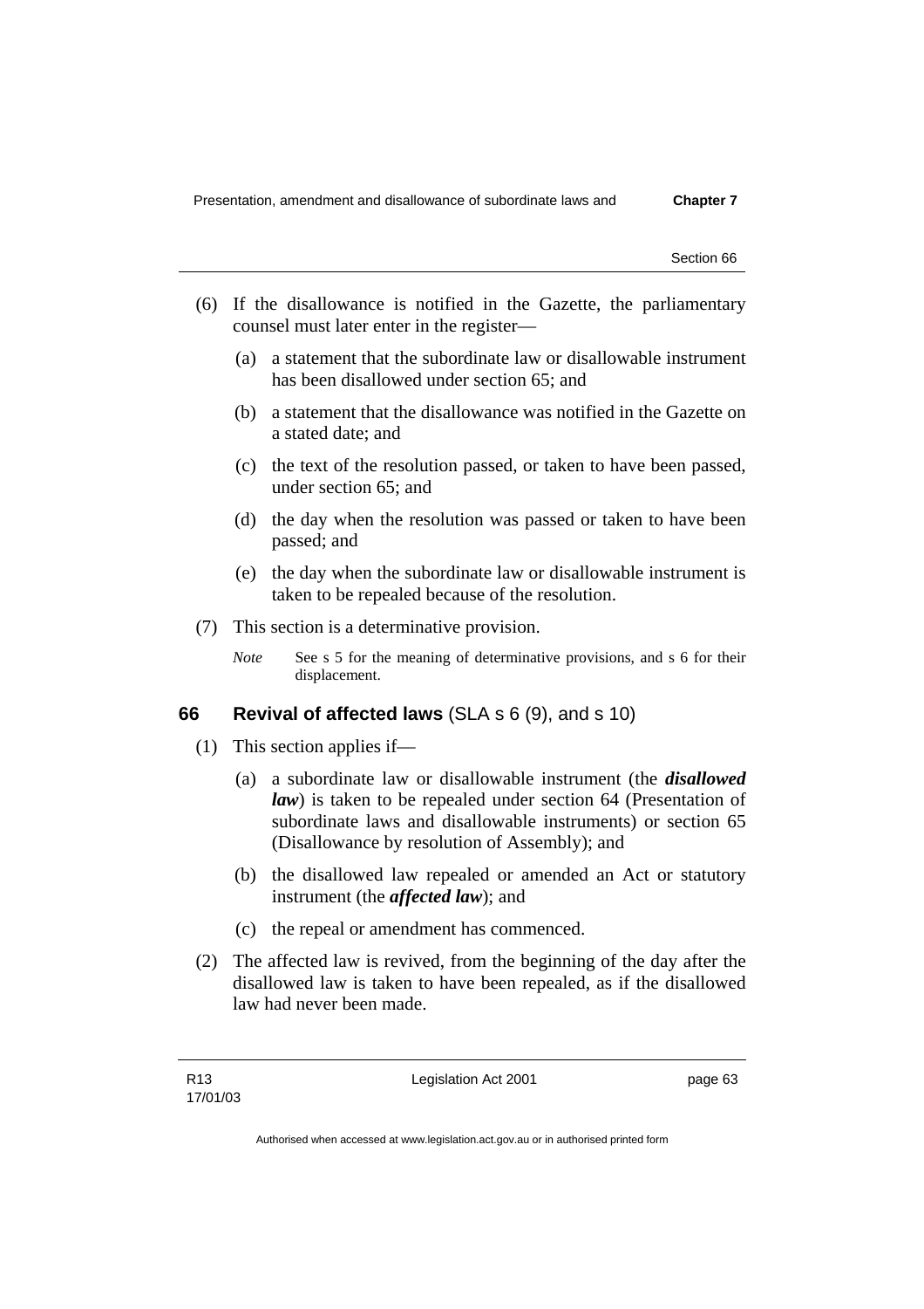(6) If the disallowance is notified in the Gazette, the parliamentary counsel must later enter in the register—

(a) a statement that the subordinate law or disallowable instrument has been disallowed under section 65; and

(b) a statement that the disallowance was notified in the Gazette on a stated date; and

(c) the text of the resolution passed, or taken to have been passed, under section 65; and

(d) the day when the resolution was passed or taken to have been passed; and

(e) the day when the subordinate law or disallowable instrument is taken to be repealed because of the resolution.

(7) This section is a determinative provision.

*Note* See s 5 for the meaning of determinative provisions, and s 6 for their displacement.

## 66 Revival of affected laws (SLA s 6 (9), and s 10)

(1) This section applies if—

(a) a subordinate law or disallowable instrument (the ***disallowed law***) is taken to be repealed under section 64 (Presentation of subordinate laws and disallowable instruments) or section 65 (Disallowance by resolution of Assembly); and

(b) the disallowed law repealed or amended an Act or statutory instrument (the ***affected law***); and

(c) the repeal or amendment has commenced.

(2) The affected law is revived, from the beginning of the day after the disallowed law is taken to have been repealed, as if the disallowed law had never been made.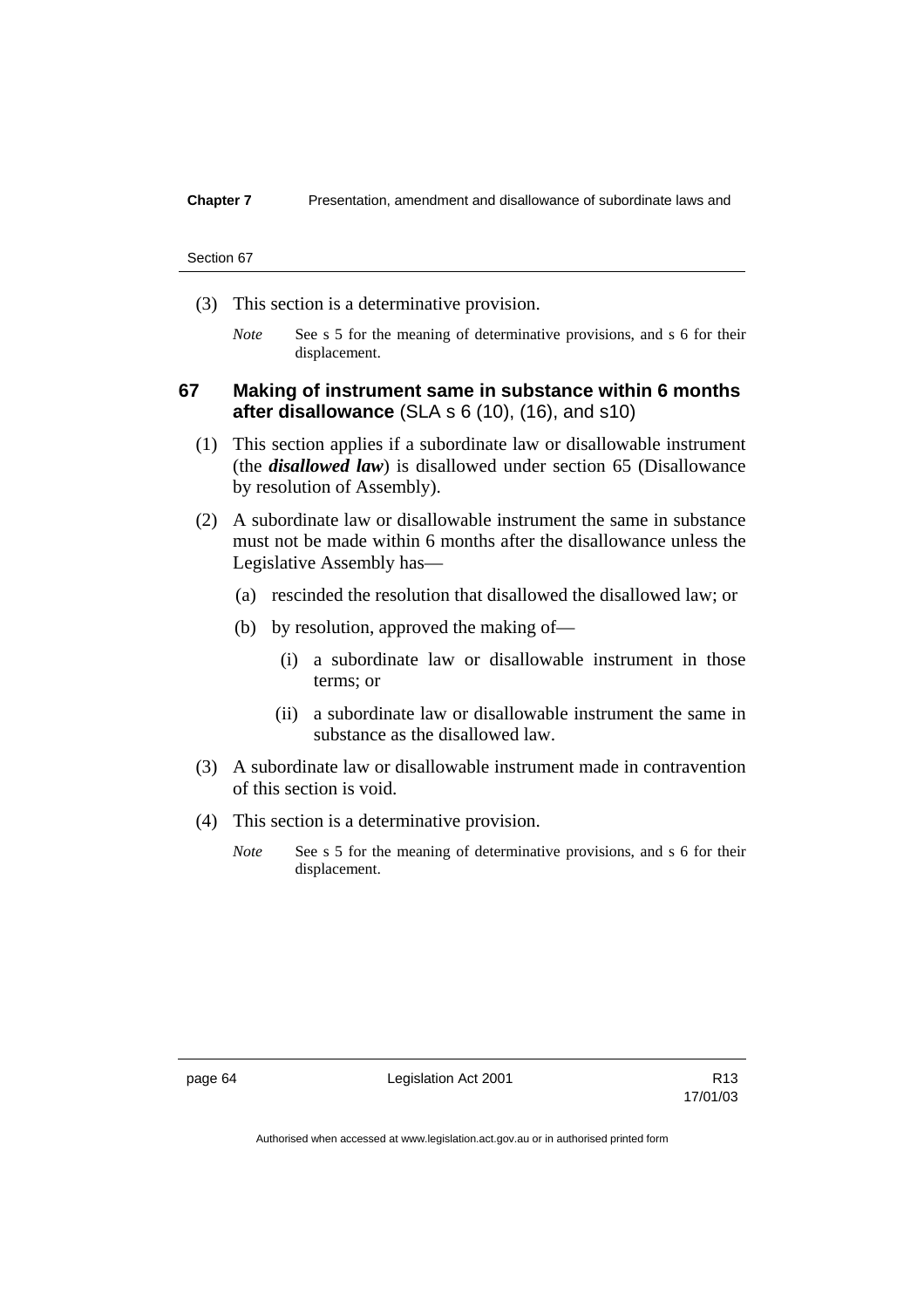(3) This section is a determinative provision.

*Note* See s 5 for the meaning of determinative provisions, and s 6 for their displacement.

### 67 Making of instrument same in substance within 6 months after disallowance (SLA s 6 (10), (16), and s10)

(1) This section applies if a subordinate law or disallowable instrument (the ***disallowed law***) is disallowed under section 65 (Disallowance by resolution of Assembly).

(2) A subordinate law or disallowable instrument the same in substance must not be made within 6 months after the disallowance unless the Legislative Assembly has—

(a) rescinded the resolution that disallowed the disallowed law; or

(b) by resolution, approved the making of—

(i) a subordinate law or disallowable instrument in those terms; or

(ii) a subordinate law or disallowable instrument the same in substance as the disallowed law.

(3) A subordinate law or disallowable instrument made in contravention of this section is void.

(4) This section is a determinative provision.

*Note* See s 5 for the meaning of determinative provisions, and s 6 for their displacement.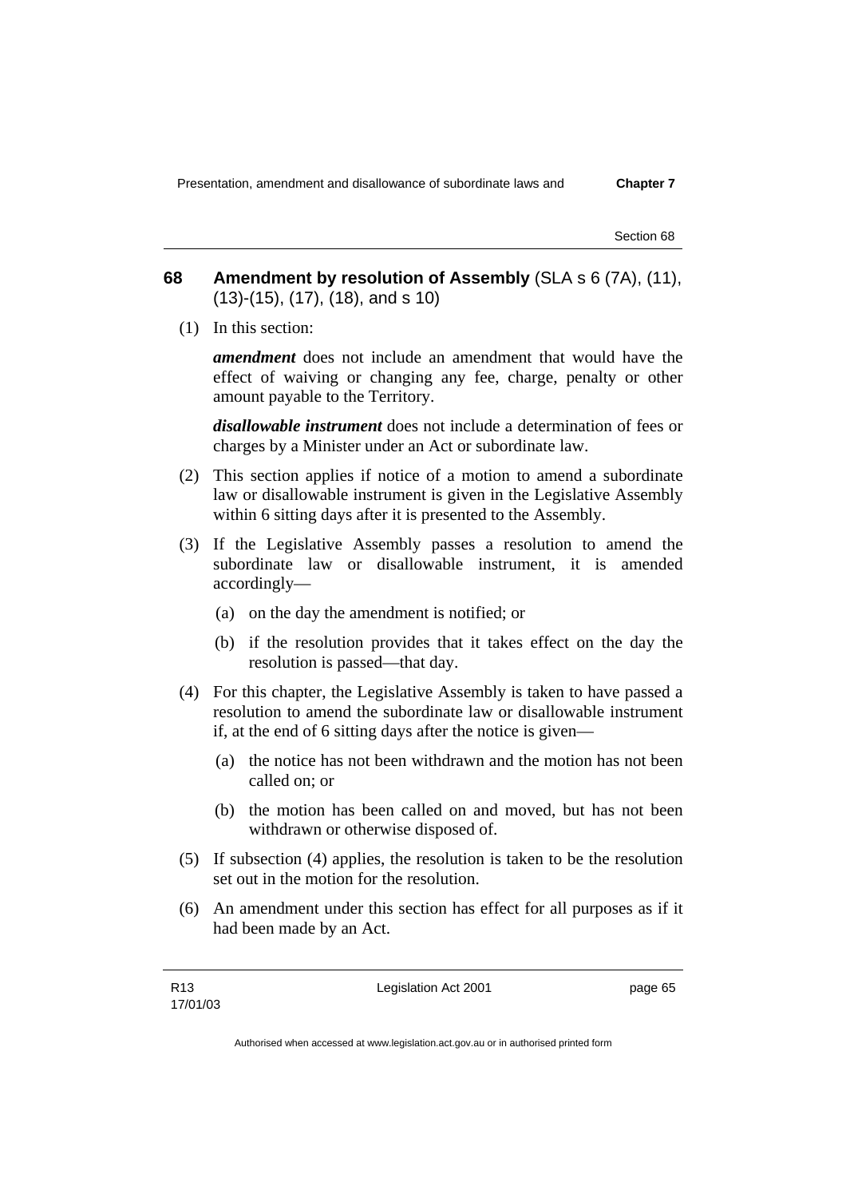## 68 Amendment by resolution of Assembly (SLA s 6 (7A), (11), (13)-(15), (17), (18), and s 10)

(1) In this section:

***amendment*** does not include an amendment that would have the effect of waiving or changing any fee, charge, penalty or other amount payable to the Territory.

***disallowable instrument*** does not include a determination of fees or charges by a Minister under an Act or subordinate law.

(2) This section applies if notice of a motion to amend a subordinate law or disallowable instrument is given in the Legislative Assembly within 6 sitting days after it is presented to the Assembly.

(3) If the Legislative Assembly passes a resolution to amend the subordinate law or disallowable instrument, it is amended accordingly—

(a) on the day the amendment is notified; or

(b) if the resolution provides that it takes effect on the day the resolution is passed—that day.

(4) For this chapter, the Legislative Assembly is taken to have passed a resolution to amend the subordinate law or disallowable instrument if, at the end of 6 sitting days after the notice is given—

(a) the notice has not been withdrawn and the motion has not been called on; or

(b) the motion has been called on and moved, but has not been withdrawn or otherwise disposed of.

(5) If subsection (4) applies, the resolution is taken to be the resolution set out in the motion for the resolution.

(6) An amendment under this section has effect for all purposes as if it had been made by an Act.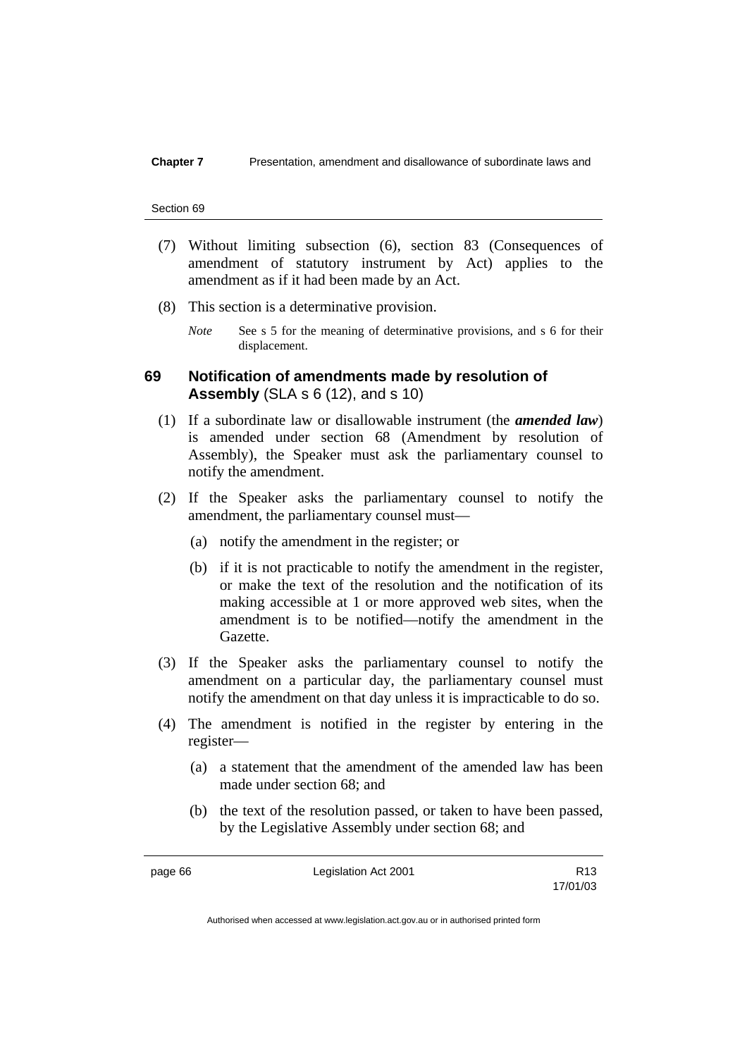(7) Without limiting subsection (6), section 83 (Consequences of amendment of statutory instrument by Act) applies to the amendment as if it had been made by an Act.

(8) This section is a determinative provision.

*Note* See s 5 for the meaning of determinative provisions, and s 6 for their displacement.

## 69 Notification of amendments made by resolution of Assembly (SLA s 6 (12), and s 10)

(1) If a subordinate law or disallowable instrument (the ***amended law***) is amended under section 68 (Amendment by resolution of Assembly), the Speaker must ask the parliamentary counsel to notify the amendment.

(2) If the Speaker asks the parliamentary counsel to notify the amendment, the parliamentary counsel must—

(a) notify the amendment in the register; or

(b) if it is not practicable to notify the amendment in the register, or make the text of the resolution and the notification of its making accessible at 1 or more approved web sites, when the amendment is to be notified—notify the amendment in the Gazette.

(3) If the Speaker asks the parliamentary counsel to notify the amendment on a particular day, the parliamentary counsel must notify the amendment on that day unless it is impracticable to do so.

(4) The amendment is notified in the register by entering in the register—

(a) a statement that the amendment of the amended law has been made under section 68; and

(b) the text of the resolution passed, or taken to have been passed, by the Legislative Assembly under section 68; and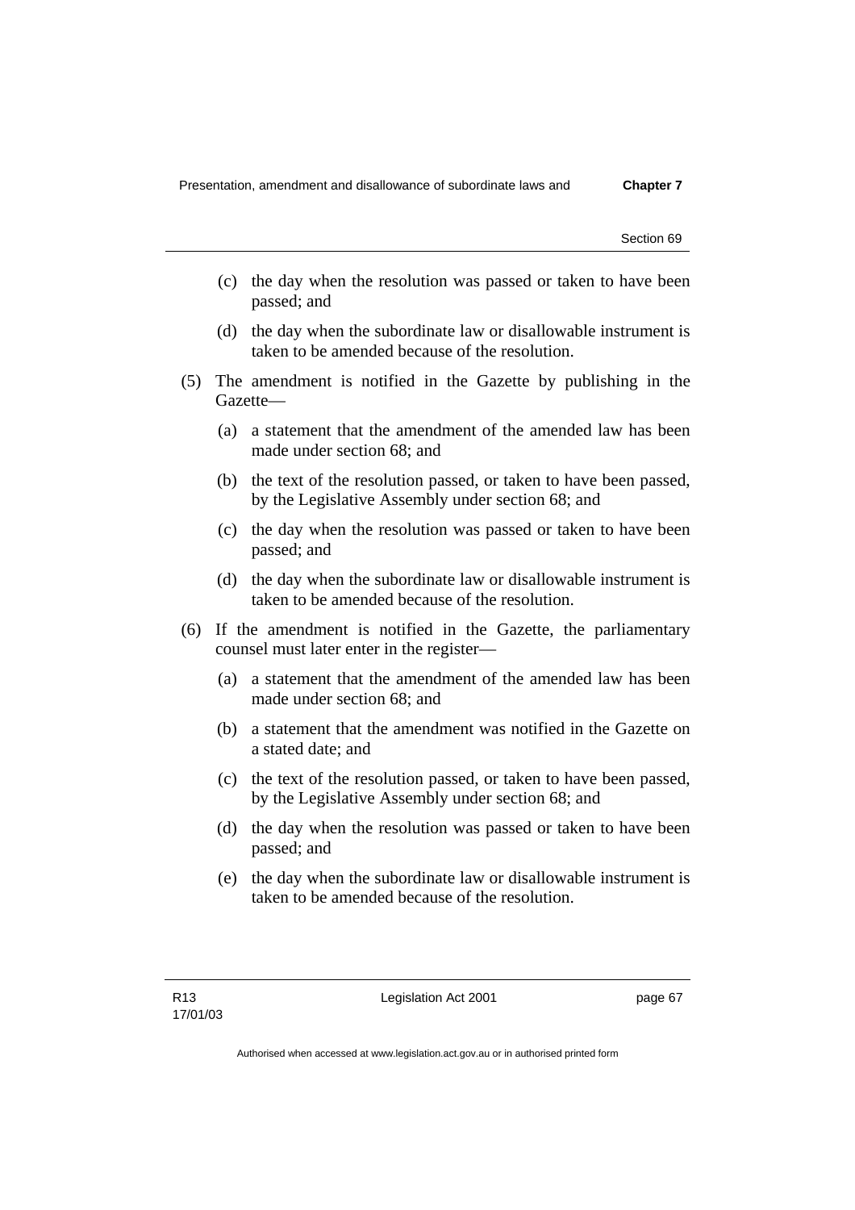(c) the day when the resolution was passed or taken to have been passed; and

(d) the day when the subordinate law or disallowable instrument is taken to be amended because of the resolution.

(5) The amendment is notified in the Gazette by publishing in the Gazette—

(a) a statement that the amendment of the amended law has been made under section 68; and

(b) the text of the resolution passed, or taken to have been passed, by the Legislative Assembly under section 68; and

(c) the day when the resolution was passed or taken to have been passed; and

(d) the day when the subordinate law or disallowable instrument is taken to be amended because of the resolution.

(6) If the amendment is notified in the Gazette, the parliamentary counsel must later enter in the register—

(a) a statement that the amendment of the amended law has been made under section 68; and

(b) a statement that the amendment was notified in the Gazette on a stated date; and

(c) the text of the resolution passed, or taken to have been passed, by the Legislative Assembly under section 68; and

(d) the day when the resolution was passed or taken to have been passed; and

(e) the day when the subordinate law or disallowable instrument is taken to be amended because of the resolution.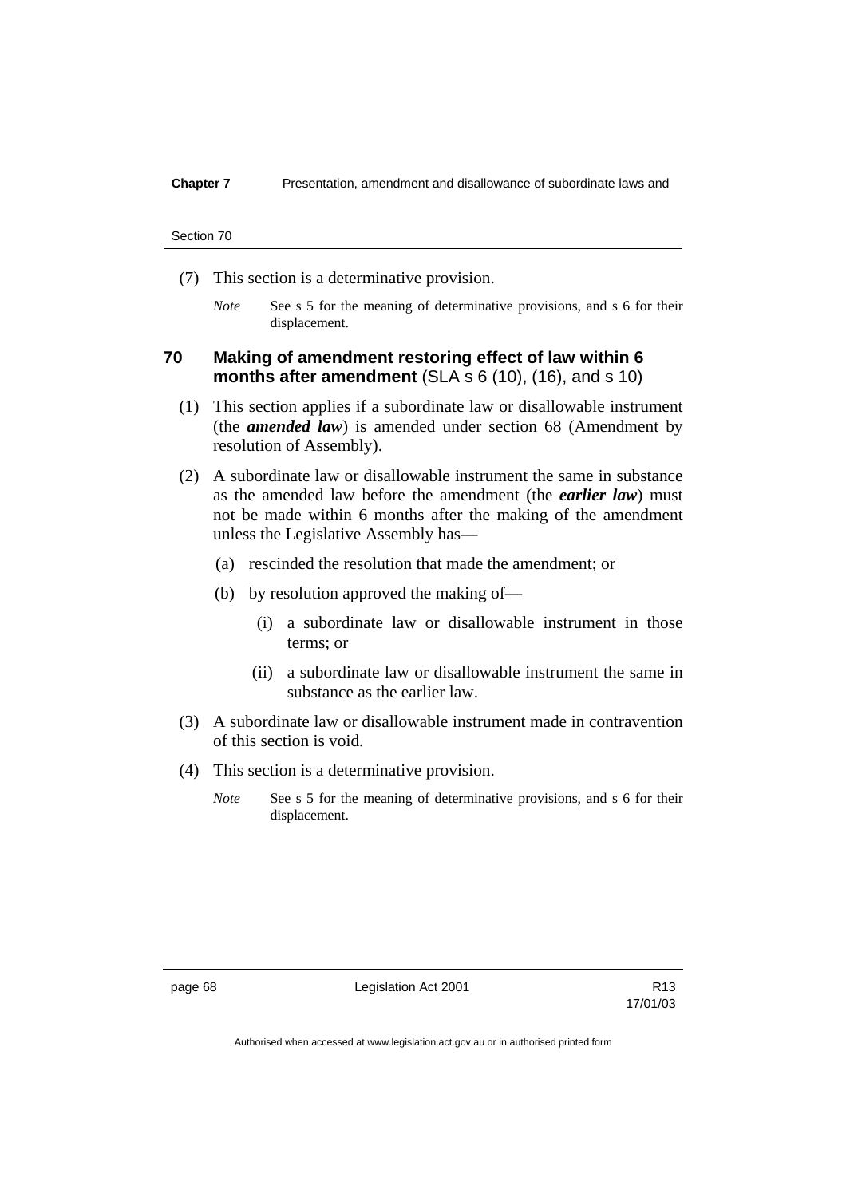(7) This section is a determinative provision.

*Note* See s 5 for the meaning of determinative provisions, and s 6 for their displacement.

### 70 Making of amendment restoring effect of law within 6 months after amendment (SLA s 6 (10), (16), and s 10)

(1) This section applies if a subordinate law or disallowable instrument (the ***amended law***) is amended under section 68 (Amendment by resolution of Assembly).

(2) A subordinate law or disallowable instrument the same in substance as the amended law before the amendment (the ***earlier law***) must not be made within 6 months after the making of the amendment unless the Legislative Assembly has—

(a) rescinded the resolution that made the amendment; or

(b) by resolution approved the making of—

(i) a subordinate law or disallowable instrument in those terms; or

(ii) a subordinate law or disallowable instrument the same in substance as the earlier law.

(3) A subordinate law or disallowable instrument made in contravention of this section is void.

(4) This section is a determinative provision.

*Note* See s 5 for the meaning of determinative provisions, and s 6 for their displacement.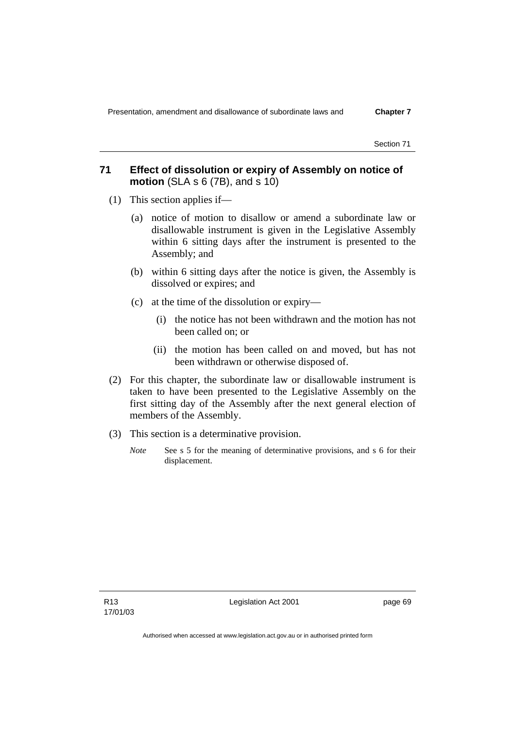## 71 Effect of dissolution or expiry of Assembly on notice of motion (SLA s 6 (7B), and s 10)

(1) This section applies if—

(a) notice of motion to disallow or amend a subordinate law or disallowable instrument is given in the Legislative Assembly within 6 sitting days after the instrument is presented to the Assembly; and

(b) within 6 sitting days after the notice is given, the Assembly is dissolved or expires; and

(c) at the time of the dissolution or expiry—

(i) the notice has not been withdrawn and the motion has not been called on; or

(ii) the motion has been called on and moved, but has not been withdrawn or otherwise disposed of.

(2) For this chapter, the subordinate law or disallowable instrument is taken to have been presented to the Legislative Assembly on the first sitting day of the Assembly after the next general election of members of the Assembly.

(3) This section is a determinative provision.

*Note* See s 5 for the meaning of determinative provisions, and s 6 for their displacement.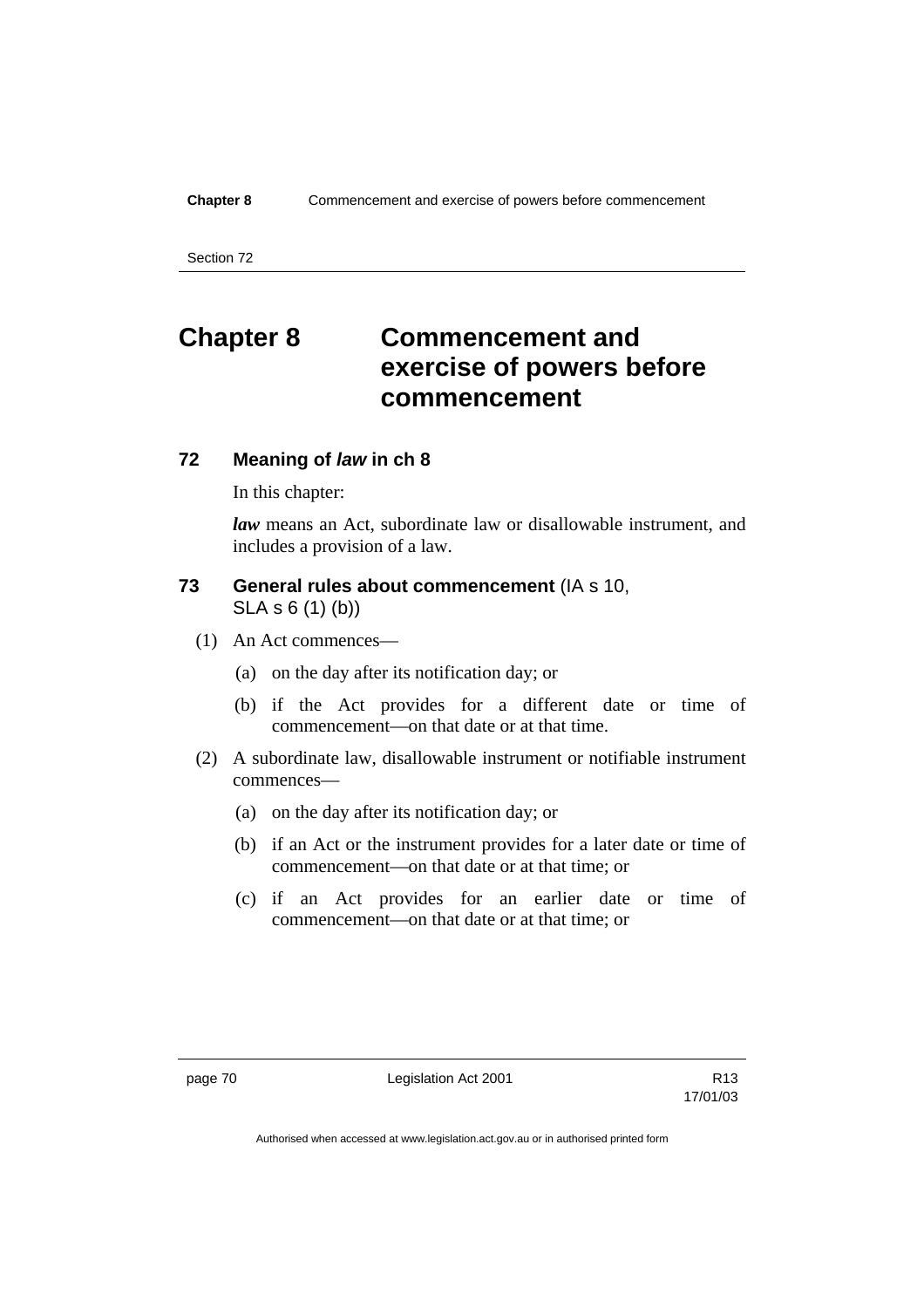# Chapter 8 Commencement and exercise of powers before commencement

## 72 Meaning of *law* in ch 8

In this chapter:

***law*** means an Act, subordinate law or disallowable instrument, and includes a provision of a law.

## 73 General rules about commencement (IA s 10, SLA s 6 (1) (b))

(1) An Act commences—

(a) on the day after its notification day; or

(b) if the Act provides for a different date or time of commencement—on that date or at that time.

(2) A subordinate law, disallowable instrument or notifiable instrument commences—

(a) on the day after its notification day; or

(b) if an Act or the instrument provides for a later date or time of commencement—on that date or at that time; or

(c) if an Act provides for an earlier date or time of commencement—on that date or at that time; or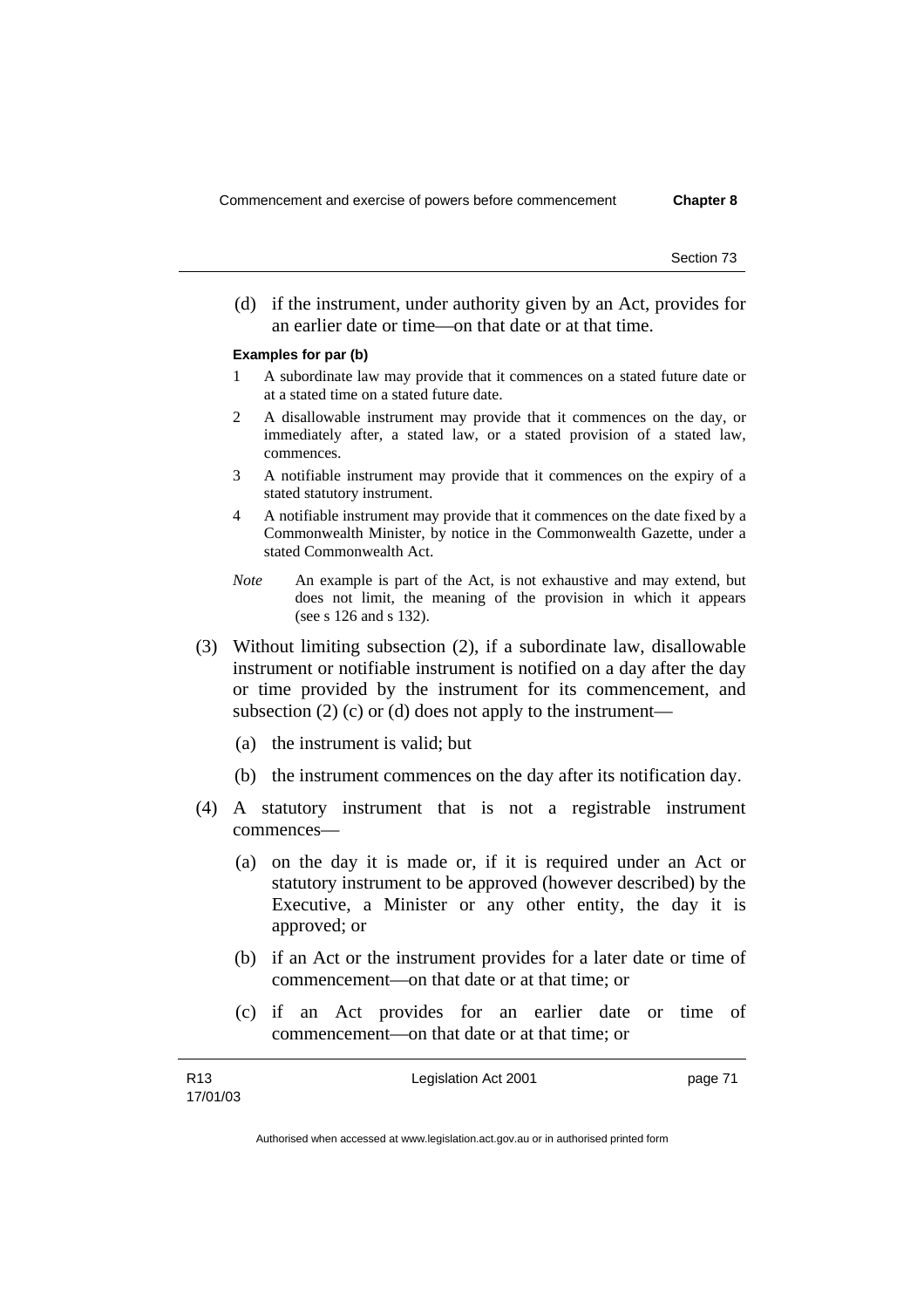(d) if the instrument, under authority given by an Act, provides for an earlier date or time—on that date or at that time.

**Examples for par (b)**

1 A subordinate law may provide that it commences on a stated future date or at a stated time on a stated future date.

2 A disallowable instrument may provide that it commences on the day, or immediately after, a stated law, or a stated provision of a stated law, commences.

3 A notifiable instrument may provide that it commences on the expiry of a stated statutory instrument.

4 A notifiable instrument may provide that it commences on the date fixed by a Commonwealth Minister, by notice in the Commonwealth Gazette, under a stated Commonwealth Act.

*Note* An example is part of the Act, is not exhaustive and may extend, but does not limit, the meaning of the provision in which it appears (see s 126 and s 132).

(3) Without limiting subsection (2), if a subordinate law, disallowable instrument or notifiable instrument is notified on a day after the day or time provided by the instrument for its commencement, and subsection (2) (c) or (d) does not apply to the instrument—

(a) the instrument is valid; but

(b) the instrument commences on the day after its notification day.

(4) A statutory instrument that is not a registrable instrument commences—

(a) on the day it is made or, if it is required under an Act or statutory instrument to be approved (however described) by the Executive, a Minister or any other entity, the day it is approved; or

(b) if an Act or the instrument provides for a later date or time of commencement—on that date or at that time; or

(c) if an Act provides for an earlier date or time of commencement—on that date or at that time; or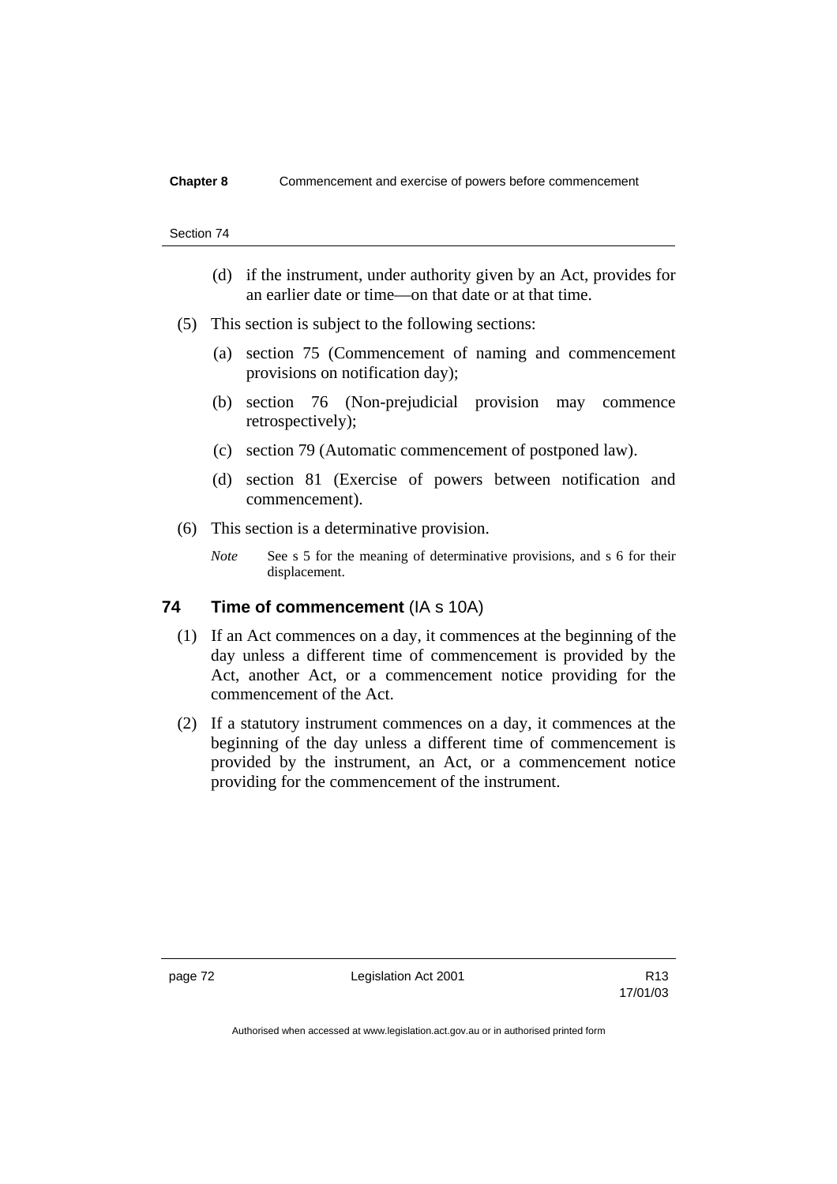(d) if the instrument, under authority given by an Act, provides for an earlier date or time—on that date or at that time.

(5) This section is subject to the following sections:

(a) section 75 (Commencement of naming and commencement provisions on notification day);

(b) section 76 (Non-prejudicial provision may commence retrospectively);

(c) section 79 (Automatic commencement of postponed law).

(d) section 81 (Exercise of powers between notification and commencement).

(6) This section is a determinative provision.

*Note* See s 5 for the meaning of determinative provisions, and s 6 for their displacement.

### 74 Time of commencement (IA s 10A)

(1) If an Act commences on a day, it commences at the beginning of the day unless a different time of commencement is provided by the Act, another Act, or a commencement notice providing for the commencement of the Act.

(2) If a statutory instrument commences on a day, it commences at the beginning of the day unless a different time of commencement is provided by the instrument, an Act, or a commencement notice providing for the commencement of the instrument.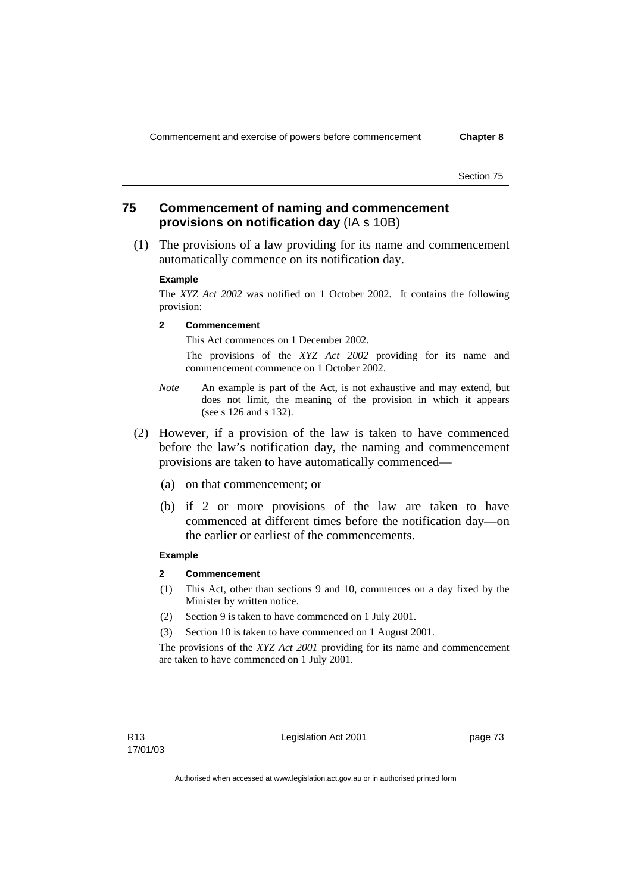## 75 Commencement of naming and commencement provisions on notification day (IA s 10B)

(1) The provisions of a law providing for its name and commencement automatically commence on its notification day.

**Example**

The *XYZ Act 2002* was notified on 1 October 2002. It contains the following provision:

**2 Commencement**

This Act commences on 1 December 2002.

The provisions of the *XYZ Act 2002* providing for its name and commencement commence on 1 October 2002.

*Note* An example is part of the Act, is not exhaustive and may extend, but does not limit, the meaning of the provision in which it appears (see s 126 and s 132).

(2) However, if a provision of the law is taken to have commenced before the law's notification day, the naming and commencement provisions are taken to have automatically commenced—

(a) on that commencement; or

(b) if 2 or more provisions of the law are taken to have commenced at different times before the notification day—on the earlier or earliest of the commencements.

**Example**

**2 Commencement**

(1) This Act, other than sections 9 and 10, commences on a day fixed by the Minister by written notice.

(2) Section 9 is taken to have commenced on 1 July 2001.

(3) Section 10 is taken to have commenced on 1 August 2001.

The provisions of the *XYZ Act 2001* providing for its name and commencement are taken to have commenced on 1 July 2001.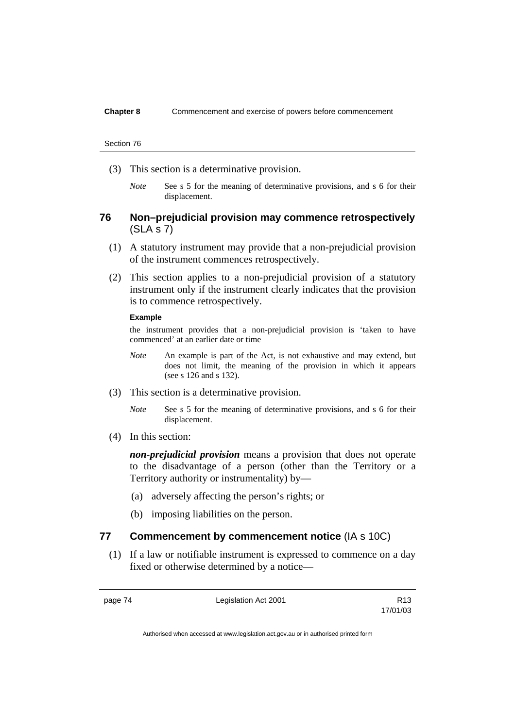(3) This section is a determinative provision.

*Note* See s 5 for the meaning of determinative provisions, and s 6 for their displacement.

## 76 Non–prejudicial provision may commence retrospectively (SLA s 7)

(1) A statutory instrument may provide that a non-prejudicial provision of the instrument commences retrospectively.

(2) This section applies to a non-prejudicial provision of a statutory instrument only if the instrument clearly indicates that the provision is to commence retrospectively.

**Example**

the instrument provides that a non-prejudicial provision is 'taken to have commenced' at an earlier date or time

*Note* An example is part of the Act, is not exhaustive and may extend, but does not limit, the meaning of the provision in which it appears (see s 126 and s 132).

(3) This section is a determinative provision.

*Note* See s 5 for the meaning of determinative provisions, and s 6 for their displacement.

(4) In this section:

***non-prejudicial provision*** means a provision that does not operate to the disadvantage of a person (other than the Territory or a Territory authority or instrumentality) by—

(a) adversely affecting the person's rights; or

(b) imposing liabilities on the person.

## 77 Commencement by commencement notice (IA s 10C)

(1) If a law or notifiable instrument is expressed to commence on a day fixed or otherwise determined by a notice—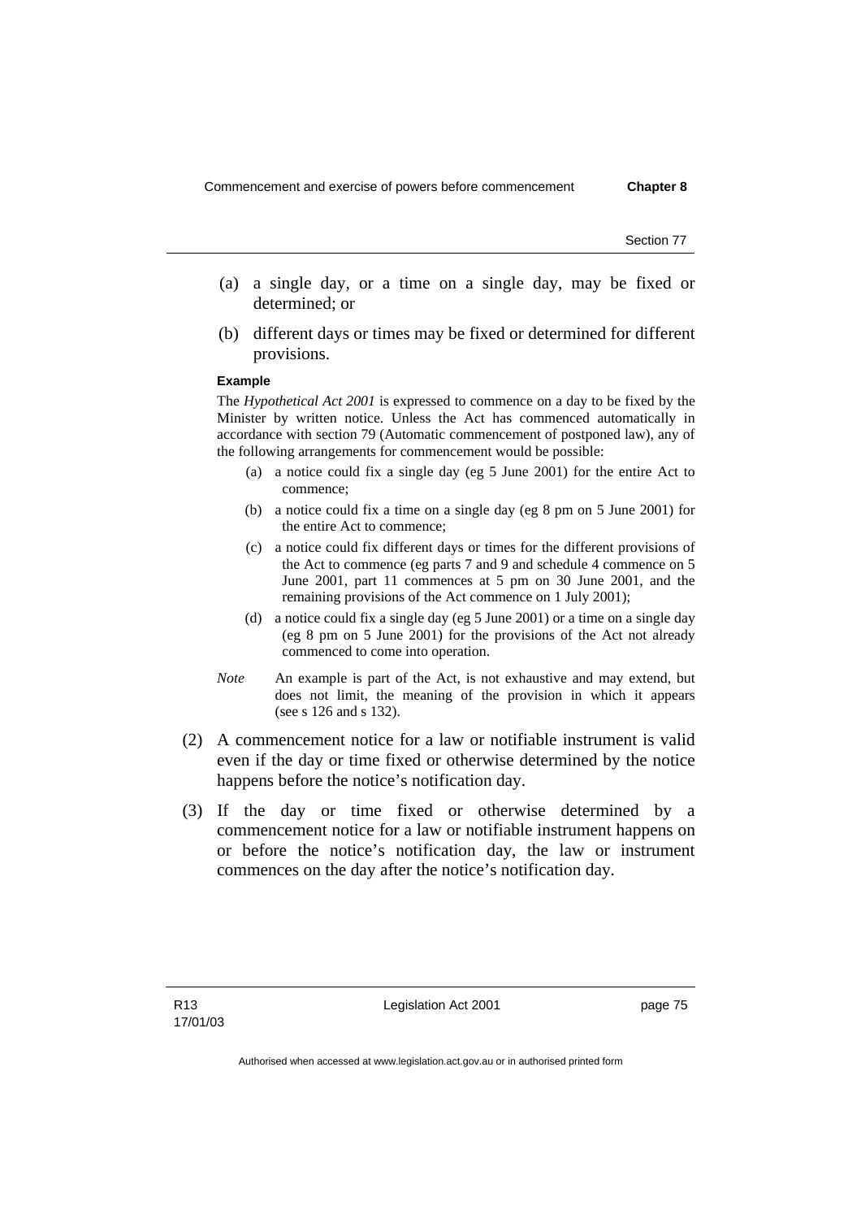(a) a single day, or a time on a single day, may be fixed or determined; or

(b) different days or times may be fixed or determined for different provisions.

**Example**

The *Hypothetical Act 2001* is expressed to commence on a day to be fixed by the Minister by written notice. Unless the Act has commenced automatically in accordance with section 79 (Automatic commencement of postponed law), any of the following arrangements for commencement would be possible:

(a) a notice could fix a single day (eg 5 June 2001) for the entire Act to commence;

(b) a notice could fix a time on a single day (eg 8 pm on 5 June 2001) for the entire Act to commence;

(c) a notice could fix different days or times for the different provisions of the Act to commence (eg parts 7 and 9 and schedule 4 commence on 5 June 2001, part 11 commences at 5 pm on 30 June 2001, and the remaining provisions of the Act commence on 1 July 2001);

(d) a notice could fix a single day (eg 5 June 2001) or a time on a single day (eg 8 pm on 5 June 2001) for the provisions of the Act not already commenced to come into operation.

*Note* An example is part of the Act, is not exhaustive and may extend, but does not limit, the meaning of the provision in which it appears (see s 126 and s 132).

(2) A commencement notice for a law or notifiable instrument is valid even if the day or time fixed or otherwise determined by the notice happens before the notice's notification day.

(3) If the day or time fixed or otherwise determined by a commencement notice for a law or notifiable instrument happens on or before the notice's notification day, the law or instrument commences on the day after the notice's notification day.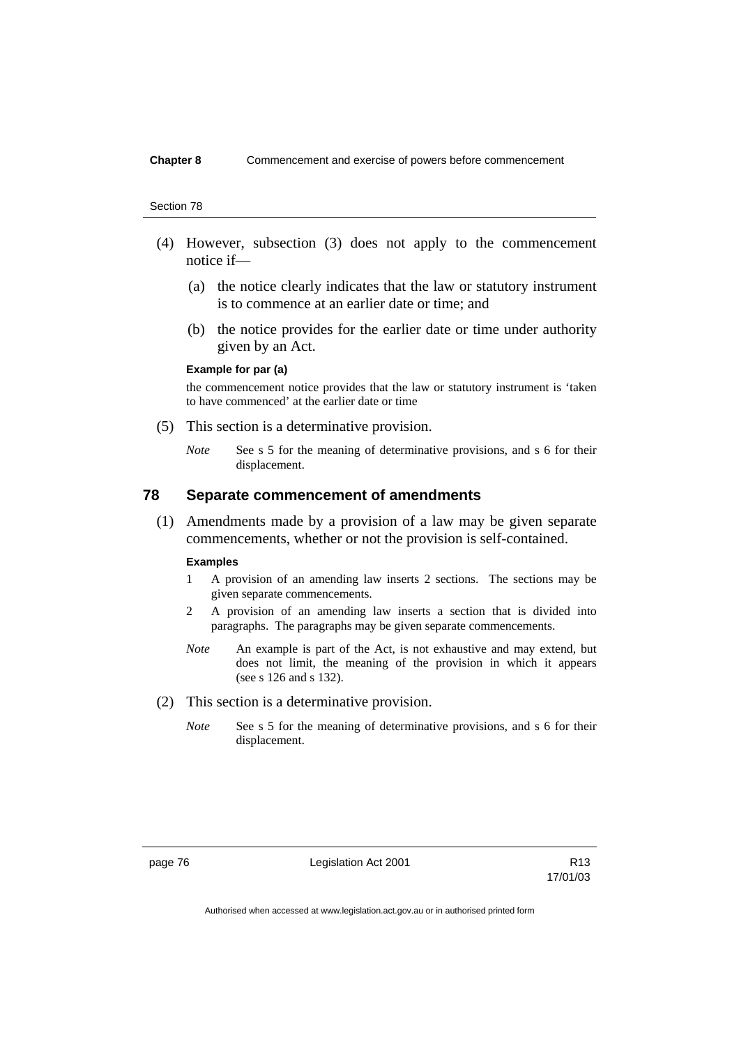(4) However, subsection (3) does not apply to the commencement notice if—

(a) the notice clearly indicates that the law or statutory instrument is to commence at an earlier date or time; and

(b) the notice provides for the earlier date or time under authority given by an Act.

**Example for par (a)**

the commencement notice provides that the law or statutory instrument is 'taken to have commenced' at the earlier date or time

(5) This section is a determinative provision.

*Note* See s 5 for the meaning of determinative provisions, and s 6 for their displacement.

## 78 Separate commencement of amendments

(1) Amendments made by a provision of a law may be given separate commencements, whether or not the provision is self-contained.

**Examples**

1 A provision of an amending law inserts 2 sections. The sections may be given separate commencements.

2 A provision of an amending law inserts a section that is divided into paragraphs. The paragraphs may be given separate commencements.

*Note* An example is part of the Act, is not exhaustive and may extend, but does not limit, the meaning of the provision in which it appears (see s 126 and s 132).

(2) This section is a determinative provision.

*Note* See s 5 for the meaning of determinative provisions, and s 6 for their displacement.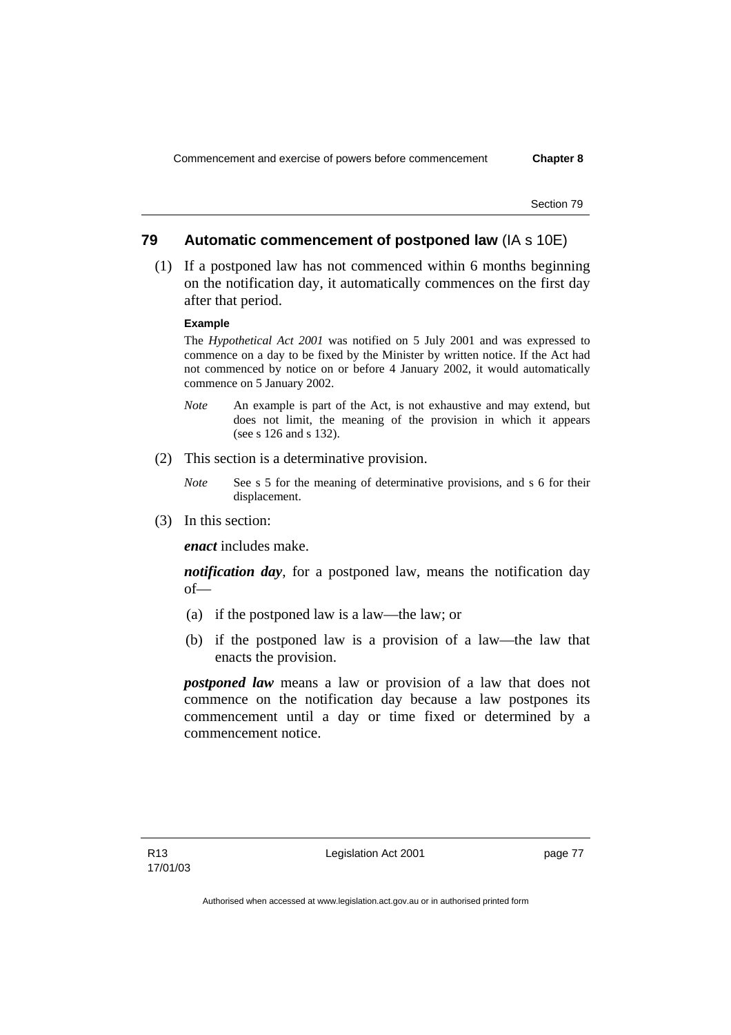## 79 Automatic commencement of postponed law (IA s 10E)

(1) If a postponed law has not commenced within 6 months beginning on the notification day, it automatically commences on the first day after that period.

**Example**

The *Hypothetical Act 2001* was notified on 5 July 2001 and was expressed to commence on a day to be fixed by the Minister by written notice. If the Act had not commenced by notice on or before 4 January 2002, it would automatically commence on 5 January 2002.

*Note* An example is part of the Act, is not exhaustive and may extend, but does not limit, the meaning of the provision in which it appears (see s 126 and s 132).

(2) This section is a determinative provision.

*Note* See s 5 for the meaning of determinative provisions, and s 6 for their displacement.

(3) In this section:

***enact*** includes make.

***notification day***, for a postponed law, means the notification day of—

(a) if the postponed law is a law—the law; or

(b) if the postponed law is a provision of a law—the law that enacts the provision.

***postponed law*** means a law or provision of a law that does not commence on the notification day because a law postpones its commencement until a day or time fixed or determined by a commencement notice.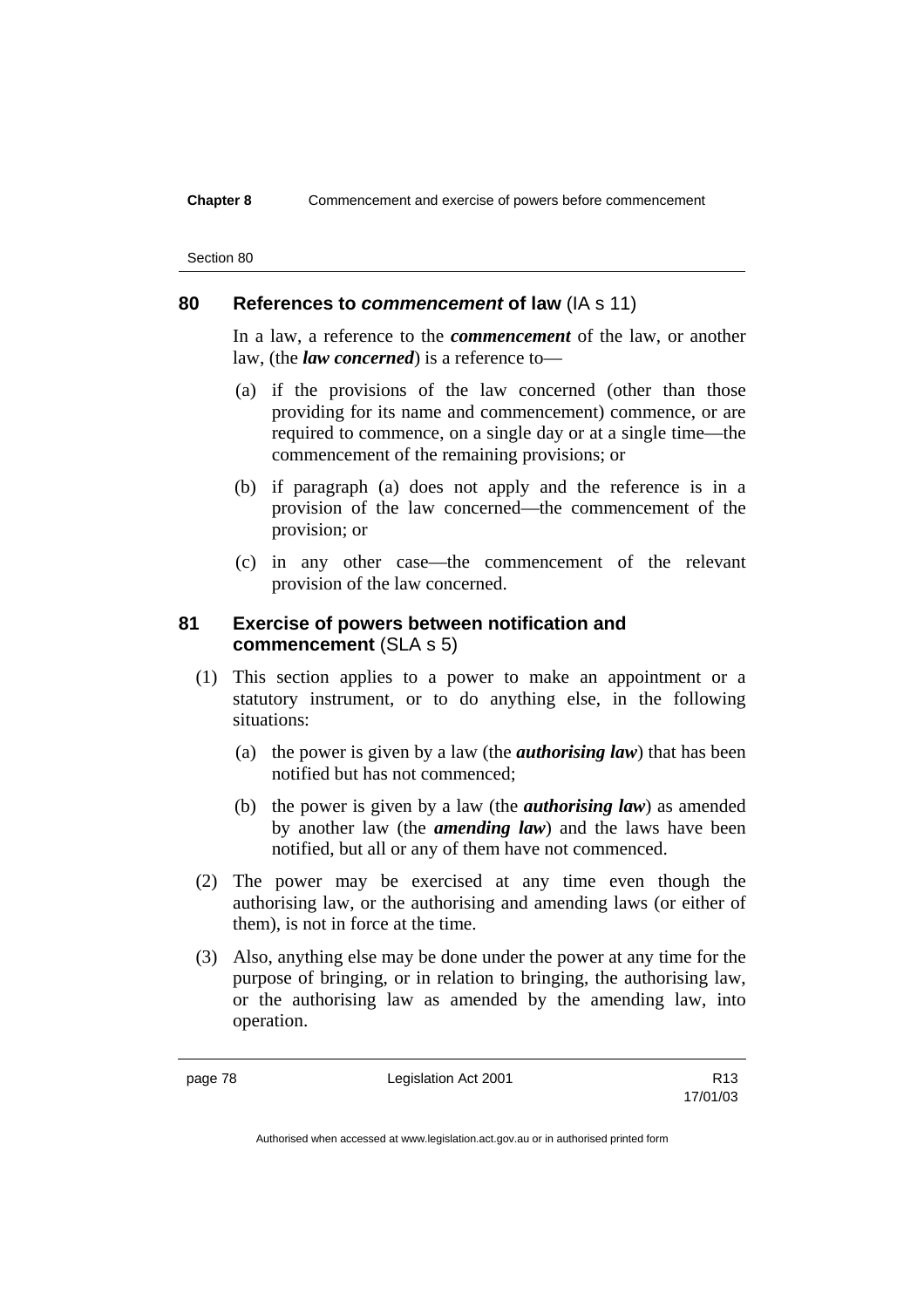## 80 References to ***commencement*** of law (IA s 11)

In a law, a reference to the ***commencement*** of the law, or another law, (the ***law concerned***) is a reference to—

(a) if the provisions of the law concerned (other than those providing for its name and commencement) commence, or are required to commence, on a single day or at a single time—the commencement of the remaining provisions; or

(b) if paragraph (a) does not apply and the reference is in a provision of the law concerned—the commencement of the provision; or

(c) in any other case—the commencement of the relevant provision of the law concerned.

## 81 Exercise of powers between notification and commencement (SLA s 5)

(1) This section applies to a power to make an appointment or a statutory instrument, or to do anything else, in the following situations:

(a) the power is given by a law (the ***authorising law***) that has been notified but has not commenced;

(b) the power is given by a law (the ***authorising law***) as amended by another law (the ***amending law***) and the laws have been notified, but all or any of them have not commenced.

(2) The power may be exercised at any time even though the authorising law, or the authorising and amending laws (or either of them), is not in force at the time.

(3) Also, anything else may be done under the power at any time for the purpose of bringing, or in relation to bringing, the authorising law, or the authorising law as amended by the amending law, into operation.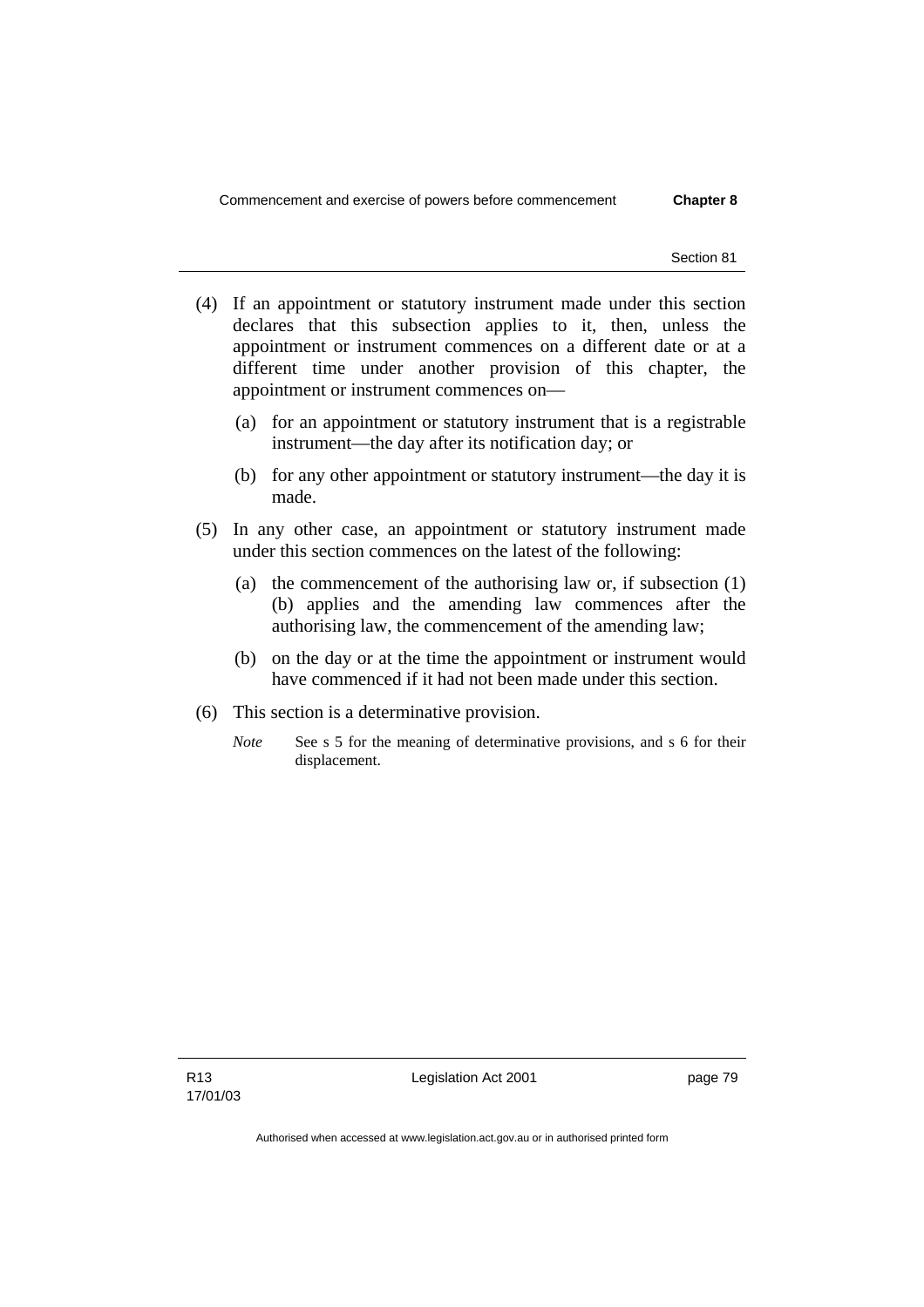(4) If an appointment or statutory instrument made under this section declares that this subsection applies to it, then, unless the appointment or instrument commences on a different date or at a different time under another provision of this chapter, the appointment or instrument commences on—

(a) for an appointment or statutory instrument that is a registrable instrument—the day after its notification day; or

(b) for any other appointment or statutory instrument—the day it is made.

(5) In any other case, an appointment or statutory instrument made under this section commences on the latest of the following:

(a) the commencement of the authorising law or, if subsection (1) (b) applies and the amending law commences after the authorising law, the commencement of the amending law;

(b) on the day or at the time the appointment or instrument would have commenced if it had not been made under this section.

(6) This section is a determinative provision.

*Note* See s 5 for the meaning of determinative provisions, and s 6 for their displacement.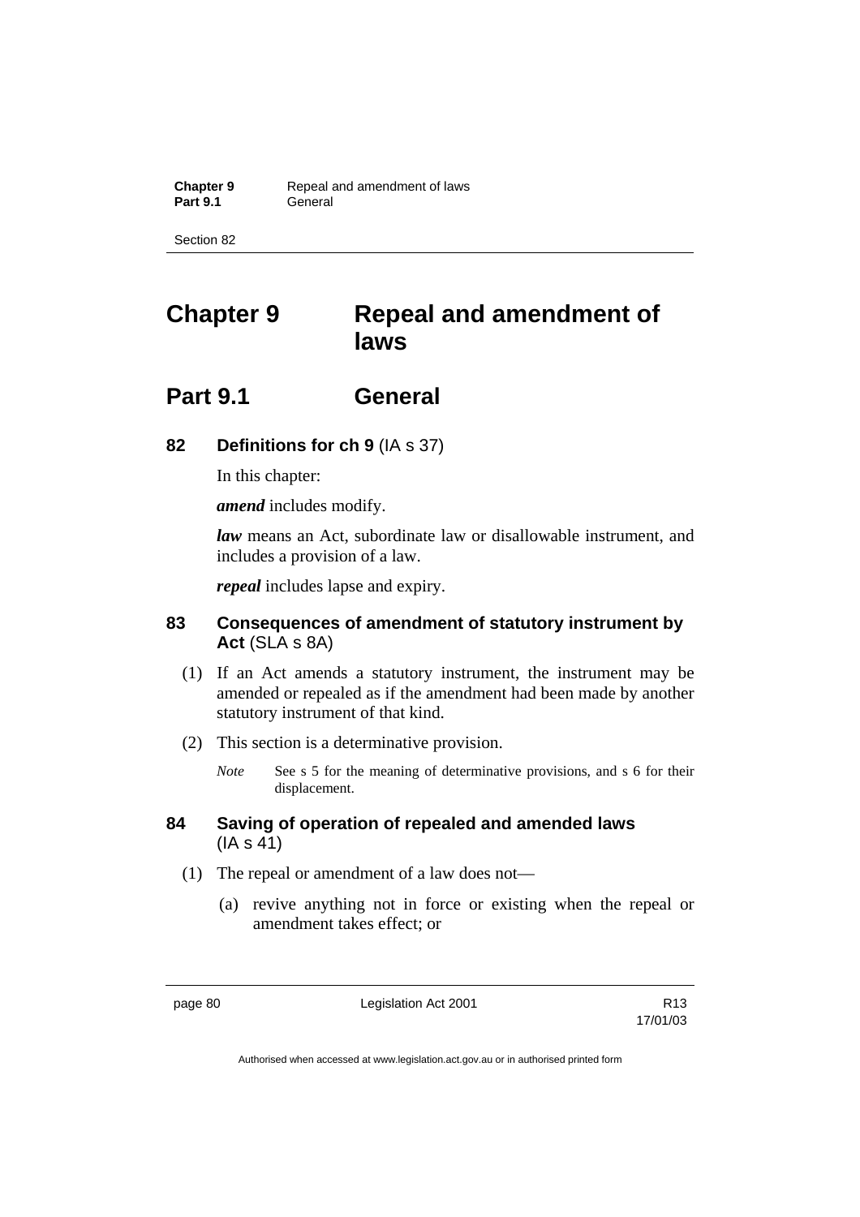# Chapter 9 Repeal and amendment of laws

## Part 9.1 General

### 82 Definitions for ch 9 (IA s 37)

In this chapter:

***amend*** includes modify.

***law*** means an Act, subordinate law or disallowable instrument, and includes a provision of a law.

***repeal*** includes lapse and expiry.

### 83 Consequences of amendment of statutory instrument by Act (SLA s 8A)

(1) If an Act amends a statutory instrument, the instrument may be amended or repealed as if the amendment had been made by another statutory instrument of that kind.

(2) This section is a determinative provision.

*Note* See s 5 for the meaning of determinative provisions, and s 6 for their displacement.

### 84 Saving of operation of repealed and amended laws (IA s 41)

(1) The repeal or amendment of a law does not—

(a) revive anything not in force or existing when the repeal or amendment takes effect; or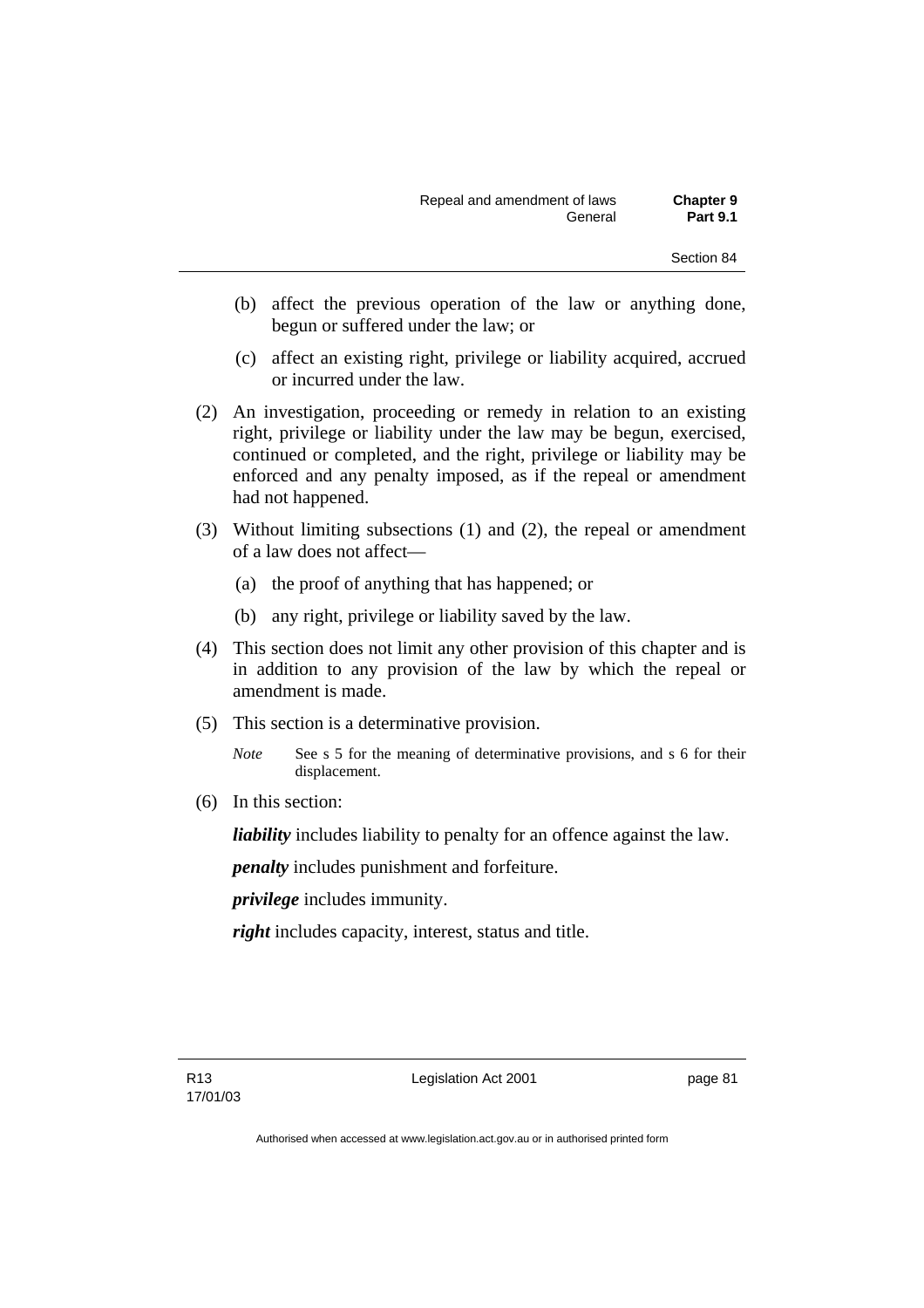(b) affect the previous operation of the law or anything done, begun or suffered under the law; or

(c) affect an existing right, privilege or liability acquired, accrued or incurred under the law.

(2) An investigation, proceeding or remedy in relation to an existing right, privilege or liability under the law may be begun, exercised, continued or completed, and the right, privilege or liability may be enforced and any penalty imposed, as if the repeal or amendment had not happened.

(3) Without limiting subsections (1) and (2), the repeal or amendment of a law does not affect—

(a) the proof of anything that has happened; or

(b) any right, privilege or liability saved by the law.

(4) This section does not limit any other provision of this chapter and is in addition to any provision of the law by which the repeal or amendment is made.

(5) This section is a determinative provision.

*Note* See s 5 for the meaning of determinative provisions, and s 6 for their displacement.

(6) In this section:

***liability*** includes liability to penalty for an offence against the law.

***penalty*** includes punishment and forfeiture.

***privilege*** includes immunity.

***right*** includes capacity, interest, status and title.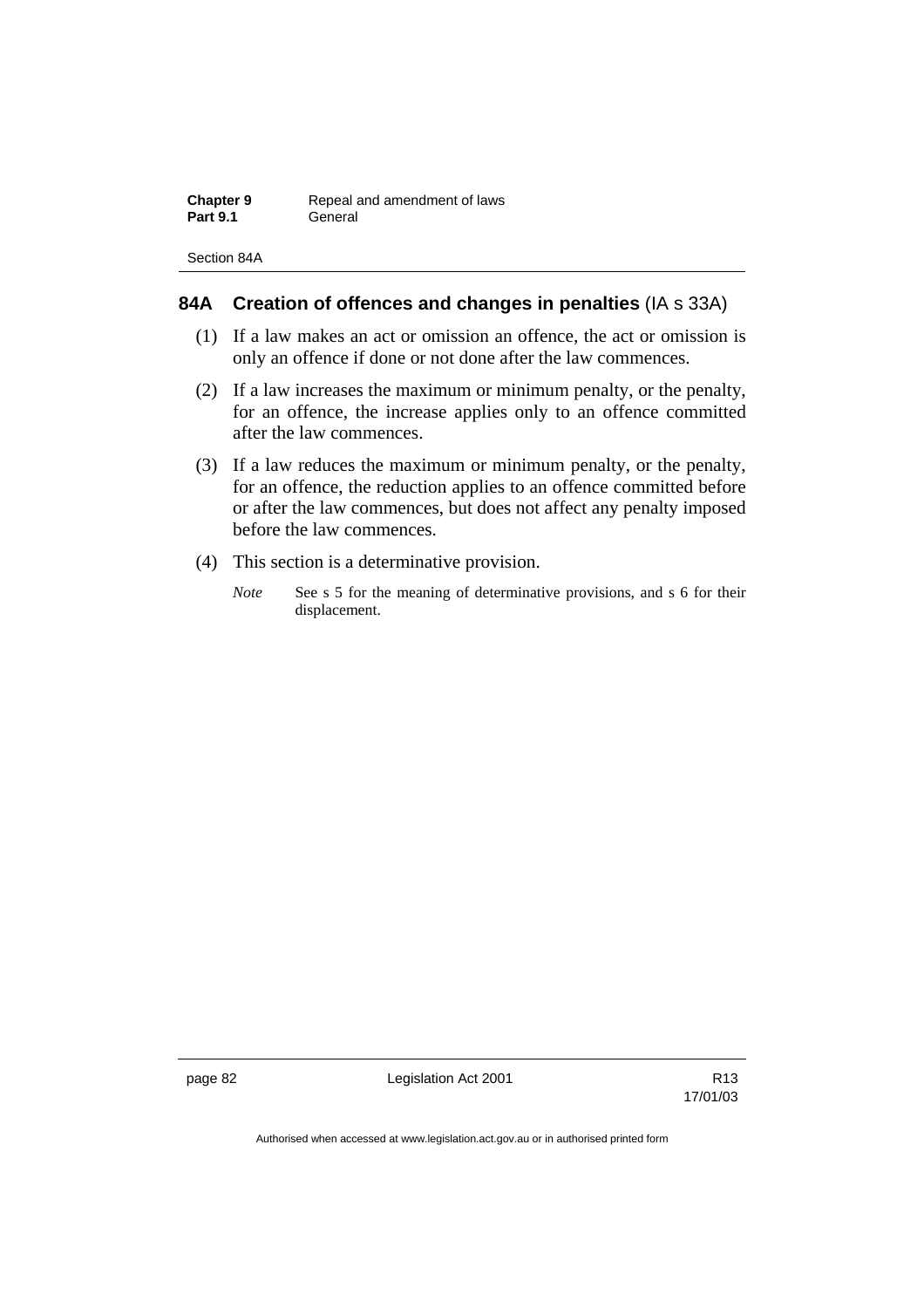## 84A Creation of offences and changes in penalties (IA s 33A)

(1) If a law makes an act or omission an offence, the act or omission is only an offence if done or not done after the law commences.

(2) If a law increases the maximum or minimum penalty, or the penalty, for an offence, the increase applies only to an offence committed after the law commences.

(3) If a law reduces the maximum or minimum penalty, or the penalty, for an offence, the reduction applies to an offence committed before or after the law commences, but does not affect any penalty imposed before the law commences.

(4) This section is a determinative provision.

*Note* See s 5 for the meaning of determinative provisions, and s 6 for their displacement.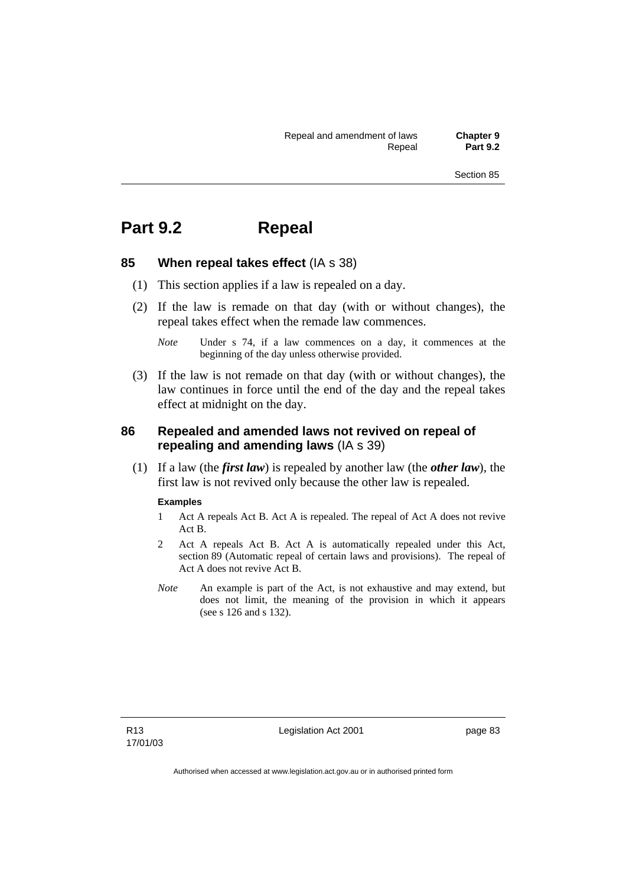# Part 9.2 Repeal

## 85 When repeal takes effect (IA s 38)

(1) This section applies if a law is repealed on a day.

(2) If the law is remade on that day (with or without changes), the repeal takes effect when the remade law commences.

*Note* Under s 74, if a law commences on a day, it commences at the beginning of the day unless otherwise provided.

(3) If the law is not remade on that day (with or without changes), the law continues in force until the end of the day and the repeal takes effect at midnight on the day.

## 86 Repealed and amended laws not revived on repeal of repealing and amending laws (IA s 39)

(1) If a law (the ***first law***) is repealed by another law (the ***other law***), the first law is not revived only because the other law is repealed.

**Examples**

1 Act A repeals Act B. Act A is repealed. The repeal of Act A does not revive Act B.

2 Act A repeals Act B. Act A is automatically repealed under this Act, section 89 (Automatic repeal of certain laws and provisions). The repeal of Act A does not revive Act B.

*Note* An example is part of the Act, is not exhaustive and may extend, but does not limit, the meaning of the provision in which it appears (see s 126 and s 132).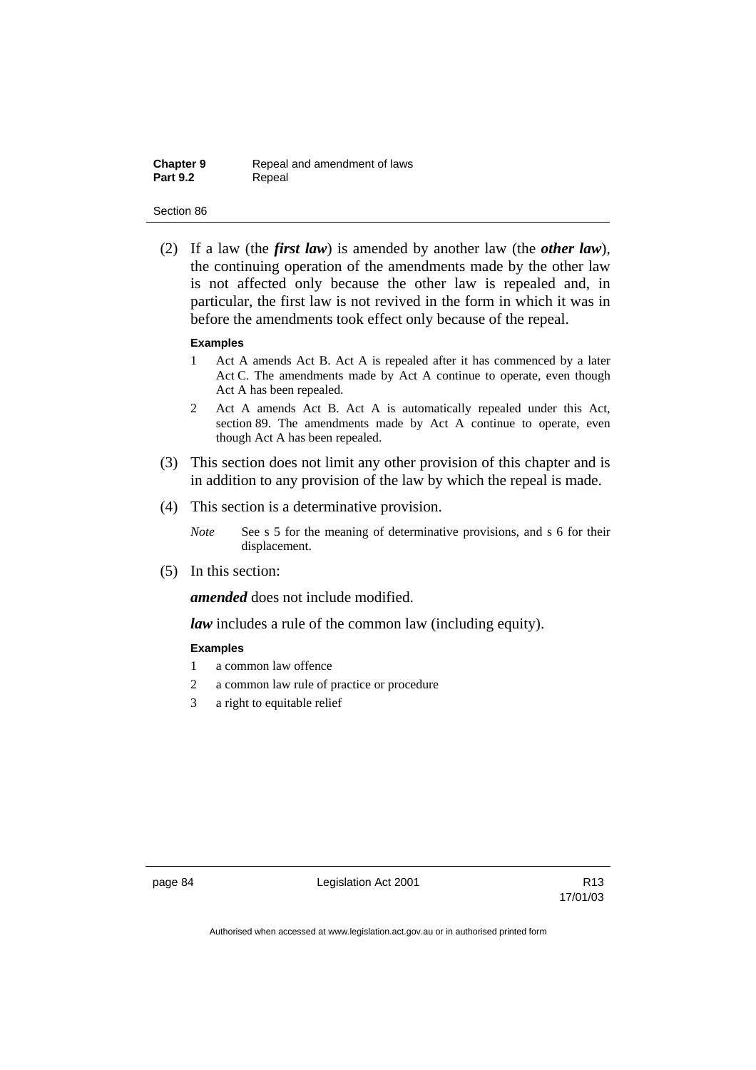(2) If a law (the ***first law***) is amended by another law (the ***other law***), the continuing operation of the amendments made by the other law is not affected only because the other law is repealed and, in particular, the first law is not revived in the form in which it was in before the amendments took effect only because of the repeal.

**Examples**

1 Act A amends Act B. Act A is repealed after it has commenced by a later Act C. The amendments made by Act A continue to operate, even though Act A has been repealed.

2 Act A amends Act B. Act A is automatically repealed under this Act, section 89. The amendments made by Act A continue to operate, even though Act A has been repealed.

(3) This section does not limit any other provision of this chapter and is in addition to any provision of the law by which the repeal is made.

(4) This section is a determinative provision.

*Note* See s 5 for the meaning of determinative provisions, and s 6 for their displacement.

(5) In this section:

***amended*** does not include modified.

***law*** includes a rule of the common law (including equity).

**Examples**

1 a common law offence

2 a common law rule of practice or procedure

3 a right to equitable relief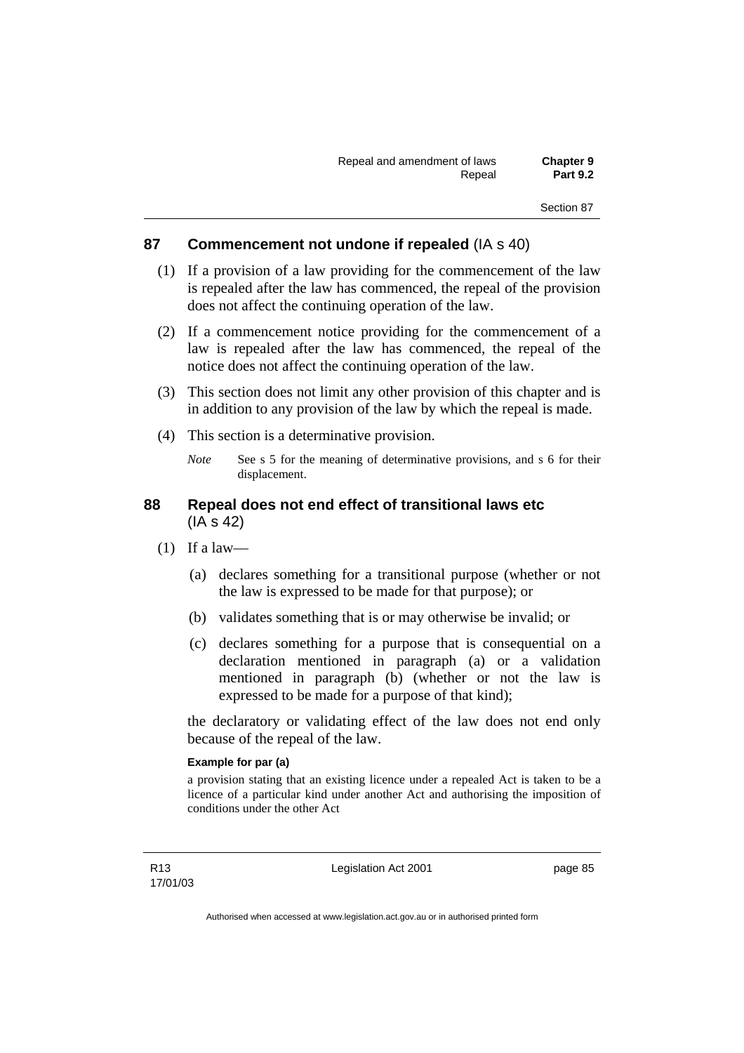## 87 Commencement not undone if repealed (IA s 40)

(1) If a provision of a law providing for the commencement of the law is repealed after the law has commenced, the repeal of the provision does not affect the continuing operation of the law.

(2) If a commencement notice providing for the commencement of a law is repealed after the law has commenced, the repeal of the notice does not affect the continuing operation of the law.

(3) This section does not limit any other provision of this chapter and is in addition to any provision of the law by which the repeal is made.

(4) This section is a determinative provision.

*Note* See s 5 for the meaning of determinative provisions, and s 6 for their displacement.

## 88 Repeal does not end effect of transitional laws etc (IA s 42)

(1) If a law—

(a) declares something for a transitional purpose (whether or not the law is expressed to be made for that purpose); or

(b) validates something that is or may otherwise be invalid; or

(c) declares something for a purpose that is consequential on a declaration mentioned in paragraph (a) or a validation mentioned in paragraph (b) (whether or not the law is expressed to be made for a purpose of that kind);

the declaratory or validating effect of the law does not end only because of the repeal of the law.

**Example for par (a)**

a provision stating that an existing licence under a repealed Act is taken to be a licence of a particular kind under another Act and authorising the imposition of conditions under the other Act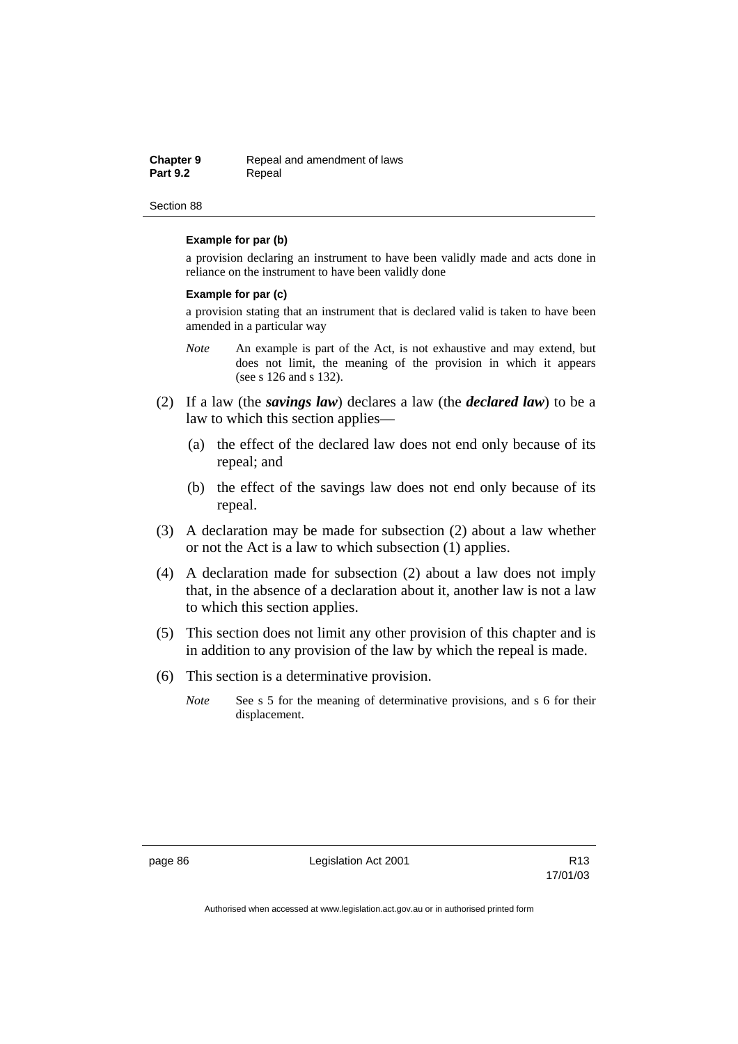**Example for par (b)**

a provision declaring an instrument to have been validly made and acts done in reliance on the instrument to have been validly done

**Example for par (c)**

a provision stating that an instrument that is declared valid is taken to have been amended in a particular way

*Note* An example is part of the Act, is not exhaustive and may extend, but does not limit, the meaning of the provision in which it appears (see s 126 and s 132).

(2) If a law (the ***savings law***) declares a law (the ***declared law***) to be a law to which this section applies—

(a) the effect of the declared law does not end only because of its repeal; and

(b) the effect of the savings law does not end only because of its repeal.

(3) A declaration may be made for subsection (2) about a law whether or not the Act is a law to which subsection (1) applies.

(4) A declaration made for subsection (2) about a law does not imply that, in the absence of a declaration about it, another law is not a law to which this section applies.

(5) This section does not limit any other provision of this chapter and is in addition to any provision of the law by which the repeal is made.

(6) This section is a determinative provision.

*Note* See s 5 for the meaning of determinative provisions, and s 6 for their displacement.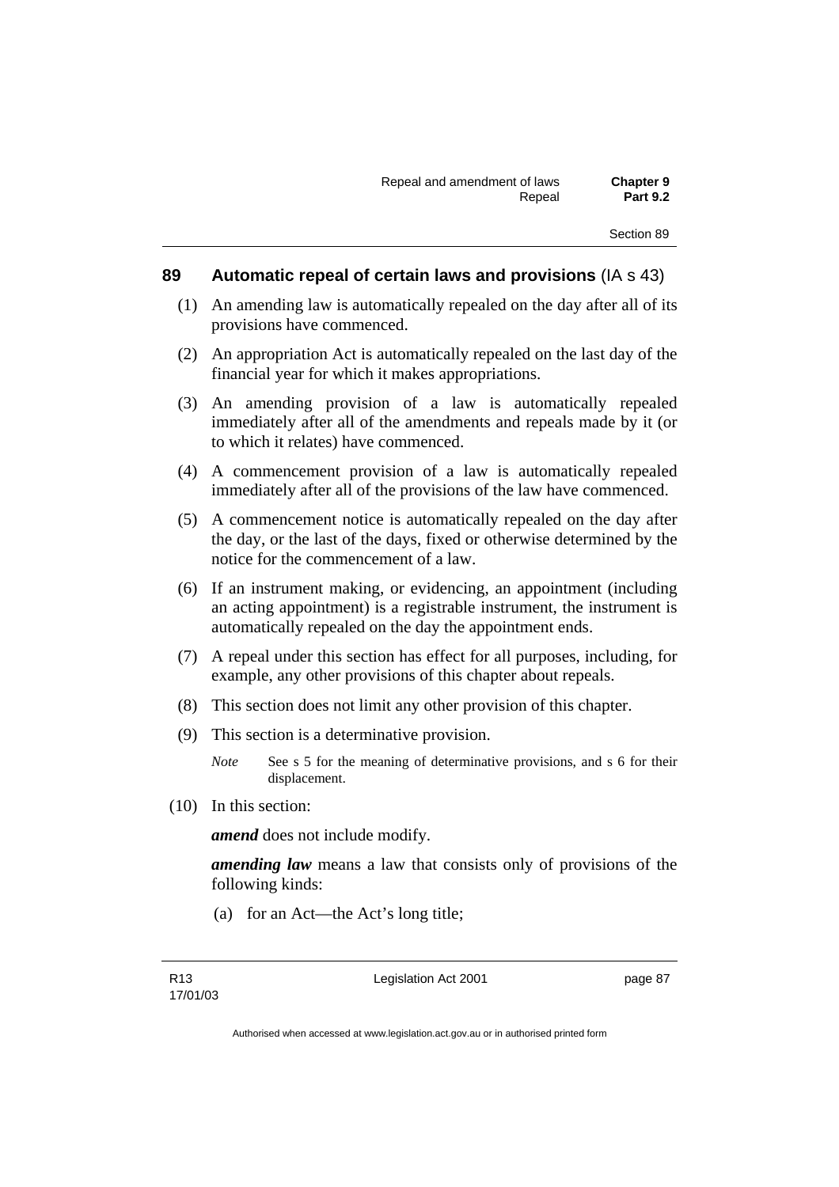## 89 Automatic repeal of certain laws and provisions (IA s 43)

(1) An amending law is automatically repealed on the day after all of its provisions have commenced.

(2) An appropriation Act is automatically repealed on the last day of the financial year for which it makes appropriations.

(3) An amending provision of a law is automatically repealed immediately after all of the amendments and repeals made by it (or to which it relates) have commenced.

(4) A commencement provision of a law is automatically repealed immediately after all of the provisions of the law have commenced.

(5) A commencement notice is automatically repealed on the day after the day, or the last of the days, fixed or otherwise determined by the notice for the commencement of a law.

(6) If an instrument making, or evidencing, an appointment (including an acting appointment) is a registrable instrument, the instrument is automatically repealed on the day the appointment ends.

(7) A repeal under this section has effect for all purposes, including, for example, any other provisions of this chapter about repeals.

(8) This section does not limit any other provision of this chapter.

(9) This section is a determinative provision.

*Note* See s 5 for the meaning of determinative provisions, and s 6 for their displacement.

(10) In this section:

***amend*** does not include modify.

***amending law*** means a law that consists only of provisions of the following kinds:

(a) for an Act—the Act's long title;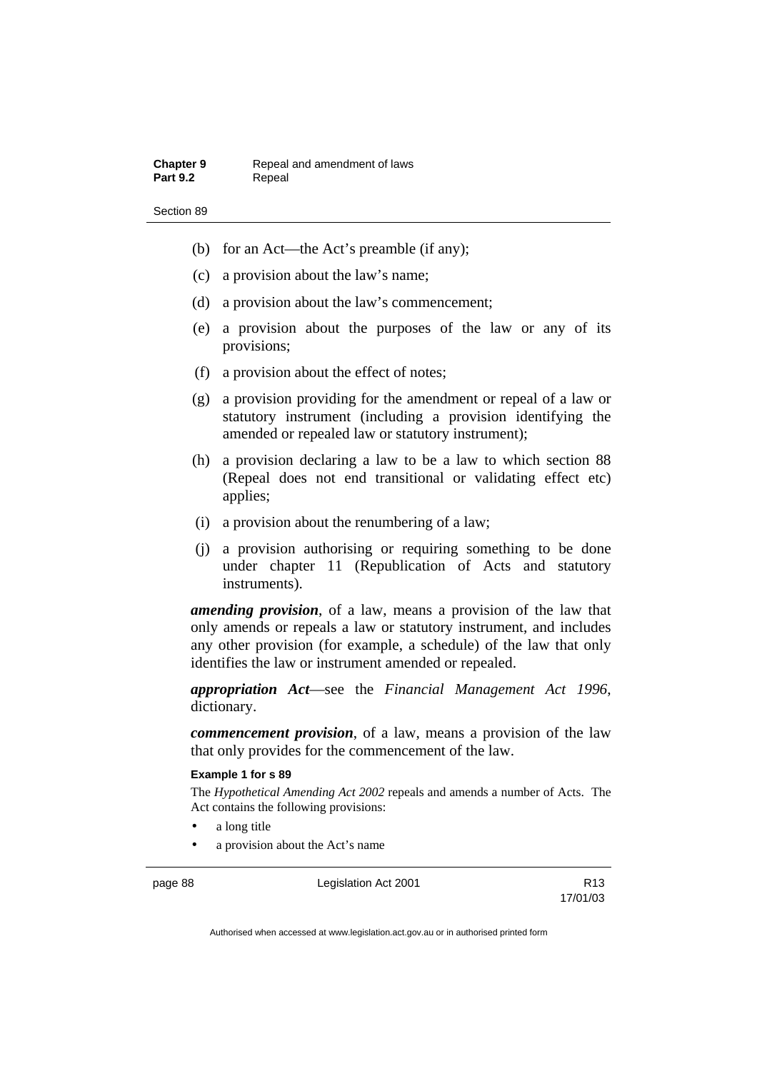(b) for an Act—the Act's preamble (if any);

(c) a provision about the law's name;

(d) a provision about the law's commencement;

(e) a provision about the purposes of the law or any of its provisions;

(f) a provision about the effect of notes;

(g) a provision providing for the amendment or repeal of a law or statutory instrument (including a provision identifying the amended or repealed law or statutory instrument);

(h) a provision declaring a law to be a law to which section 88 (Repeal does not end transitional or validating effect etc) applies;

(i) a provision about the renumbering of a law;

(j) a provision authorising or requiring something to be done under chapter 11 (Republication of Acts and statutory instruments).

***amending provision***, of a law, means a provision of the law that only amends or repeals a law or statutory instrument, and includes any other provision (for example, a schedule) of the law that only identifies the law or instrument amended or repealed.

***appropriation Act***—see the *Financial Management Act 1996*, dictionary.

***commencement provision***, of a law, means a provision of the law that only provides for the commencement of the law.

**Example 1 for s 89**

The *Hypothetical Amending Act 2002* repeals and amends a number of Acts. The Act contains the following provisions:

- a long title
- a provision about the Act's name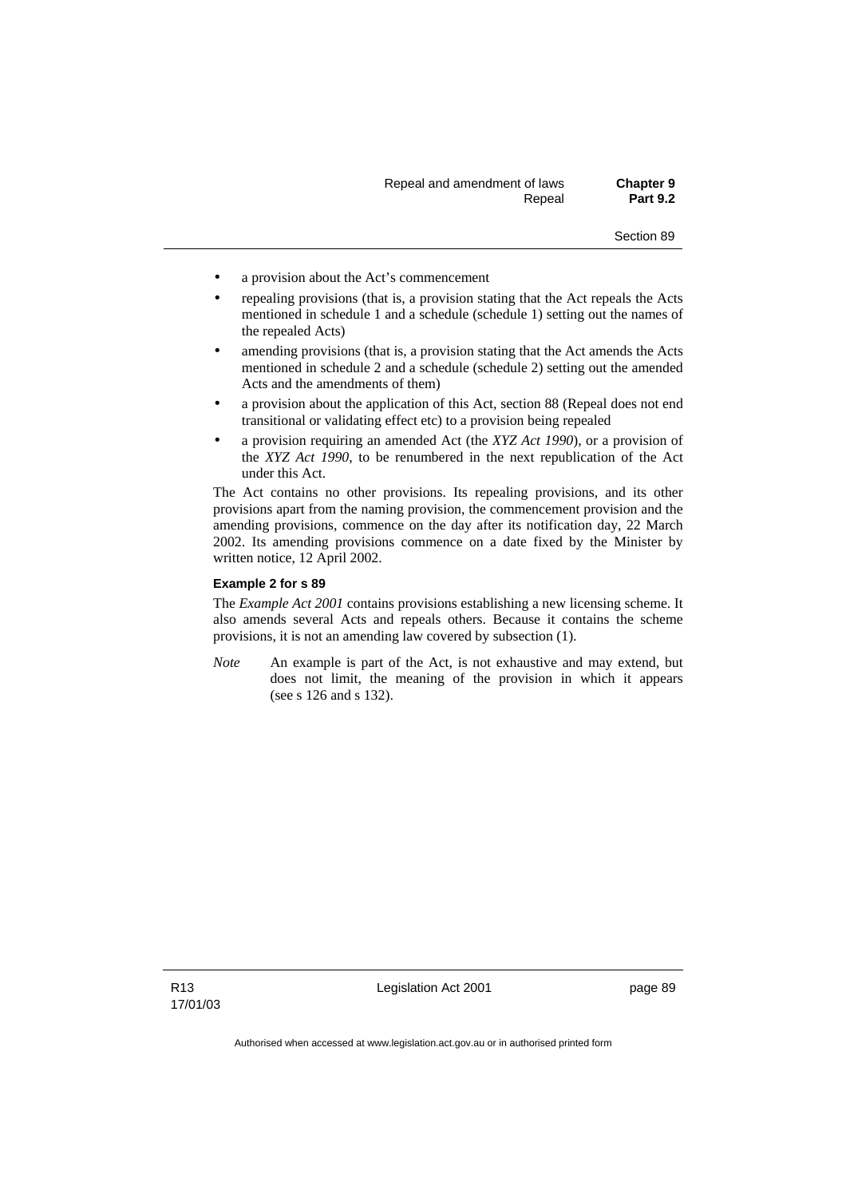- a provision about the Act's commencement
- repealing provisions (that is, a provision stating that the Act repeals the Acts mentioned in schedule 1 and a schedule (schedule 1) setting out the names of the repealed Acts)
- amending provisions (that is, a provision stating that the Act amends the Acts mentioned in schedule 2 and a schedule (schedule 2) setting out the amended Acts and the amendments of them)
- a provision about the application of this Act, section 88 (Repeal does not end transitional or validating effect etc) to a provision being repealed
- a provision requiring an amended Act (the *XYZ Act 1990*), or a provision of the *XYZ Act 1990*, to be renumbered in the next republication of the Act under this Act.

The Act contains no other provisions. Its repealing provisions, and its other provisions apart from the naming provision, the commencement provision and the amending provisions, commence on the day after its notification day, 22 March 2002. Its amending provisions commence on a date fixed by the Minister by written notice, 12 April 2002.

**Example 2 for s 89**

The *Example Act 2001* contains provisions establishing a new licensing scheme. It also amends several Acts and repeals others. Because it contains the scheme provisions, it is not an amending law covered by subsection (1).

*Note* An example is part of the Act, is not exhaustive and may extend, but does not limit, the meaning of the provision in which it appears (see s 126 and s 132).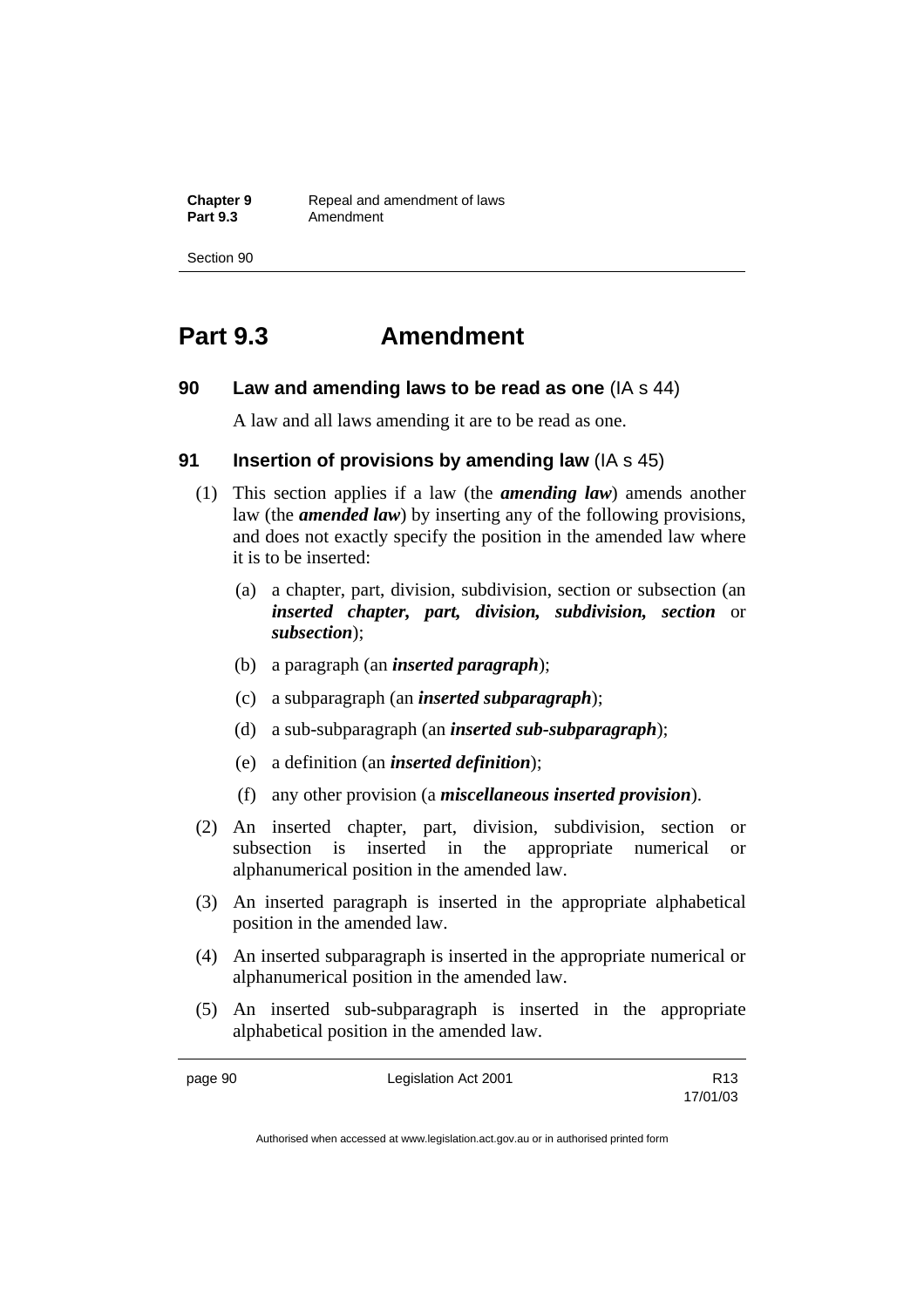# Part 9.3 Amendment

## 90 Law and amending laws to be read as one (IA s 44)

A law and all laws amending it are to be read as one.

## 91 Insertion of provisions by amending law (IA s 45)

(1) This section applies if a law (the ***amending law***) amends another law (the ***amended law***) by inserting any of the following provisions, and does not exactly specify the position in the amended law where it is to be inserted:

(a) a chapter, part, division, subdivision, section or subsection (an ***inserted chapter, part, division, subdivision, section*** or ***subsection***);

(b) a paragraph (an ***inserted paragraph***);

(c) a subparagraph (an ***inserted subparagraph***);

(d) a sub-subparagraph (an ***inserted sub-subparagraph***);

(e) a definition (an ***inserted definition***);

(f) any other provision (a ***miscellaneous inserted provision***).

(2) An inserted chapter, part, division, subdivision, section or subsection is inserted in the appropriate numerical or alphanumerical position in the amended law.

(3) An inserted paragraph is inserted in the appropriate alphabetical position in the amended law.

(4) An inserted subparagraph is inserted in the appropriate numerical or alphanumerical position in the amended law.

(5) An inserted sub-subparagraph is inserted in the appropriate alphabetical position in the amended law.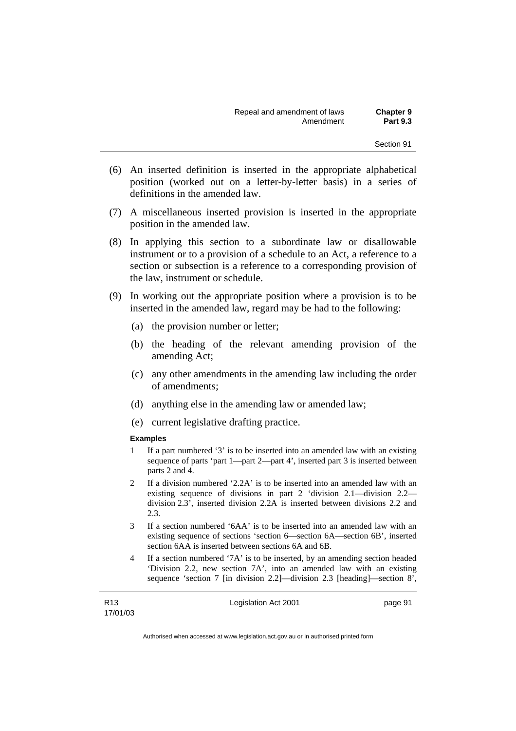(6) An inserted definition is inserted in the appropriate alphabetical position (worked out on a letter-by-letter basis) in a series of definitions in the amended law.

(7) A miscellaneous inserted provision is inserted in the appropriate position in the amended law.

(8) In applying this section to a subordinate law or disallowable instrument or to a provision of a schedule to an Act, a reference to a section or subsection is a reference to a corresponding provision of the law, instrument or schedule.

(9) In working out the appropriate position where a provision is to be inserted in the amended law, regard may be had to the following:

(a) the provision number or letter;

(b) the heading of the relevant amending provision of the amending Act;

(c) any other amendments in the amending law including the order of amendments;

(d) anything else in the amending law or amended law;

(e) current legislative drafting practice.

**Examples**

1 If a part numbered '3' is to be inserted into an amended law with an existing sequence of parts 'part 1—part 2—part 4', inserted part 3 is inserted between parts 2 and 4.

2 If a division numbered '2.2A' is to be inserted into an amended law with an existing sequence of divisions in part 2 'division 2.1—division 2.2—division 2.3', inserted division 2.2A is inserted between divisions 2.2 and 2.3.

3 If a section numbered '6AA' is to be inserted into an amended law with an existing sequence of sections 'section 6—section 6A—section 6B', inserted section 6AA is inserted between sections 6A and 6B.

4 If a section numbered '7A' is to be inserted, by an amending section headed 'Division 2.2, new section 7A', into an amended law with an existing sequence 'section 7 [in division 2.2]—division 2.3 [heading]—section 8',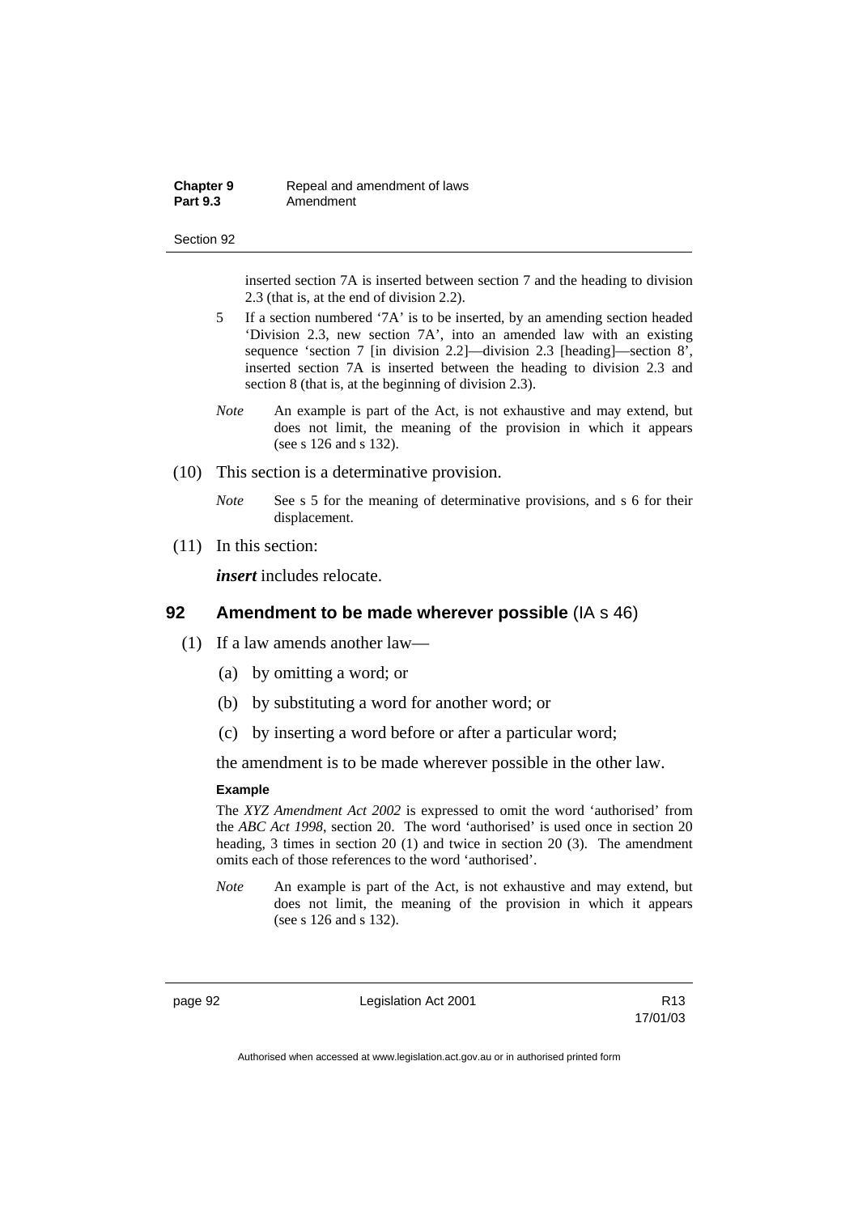inserted section 7A is inserted between section 7 and the heading to division 2.3 (that is, at the end of division 2.2).

5 If a section numbered '7A' is to be inserted, by an amending section headed 'Division 2.3, new section 7A', into an amended law with an existing sequence 'section 7 [in division 2.2]—division 2.3 [heading]—section 8', inserted section 7A is inserted between the heading to division 2.3 and section 8 (that is, at the beginning of division 2.3).

*Note* An example is part of the Act, is not exhaustive and may extend, but does not limit, the meaning of the provision in which it appears (see s 126 and s 132).

(10) This section is a determinative provision.

*Note* See s 5 for the meaning of determinative provisions, and s 6 for their displacement.

(11) In this section:

***insert*** includes relocate.

## 92 Amendment to be made wherever possible (IA s 46)

(1) If a law amends another law—

(a) by omitting a word; or

(b) by substituting a word for another word; or

(c) by inserting a word before or after a particular word;

the amendment is to be made wherever possible in the other law.

**Example**

The *XYZ Amendment Act 2002* is expressed to omit the word 'authorised' from the *ABC Act 1998*, section 20. The word 'authorised' is used once in section 20 heading, 3 times in section 20 (1) and twice in section 20 (3). The amendment omits each of those references to the word 'authorised'.

*Note* An example is part of the Act, is not exhaustive and may extend, but does not limit, the meaning of the provision in which it appears (see s 126 and s 132).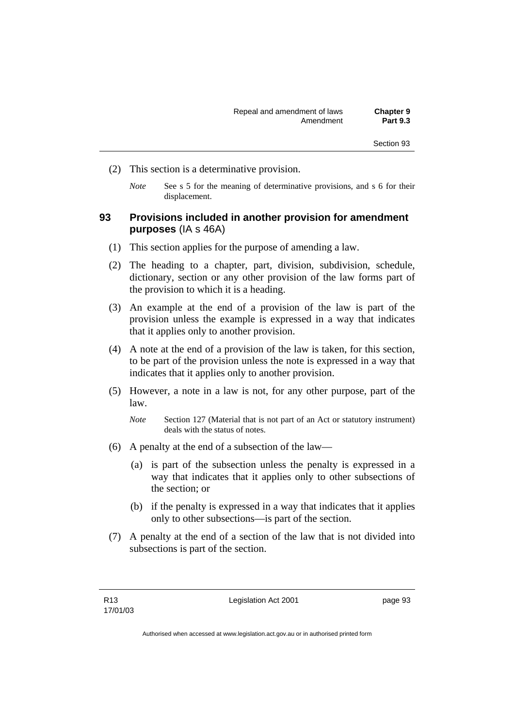(2) This section is a determinative provision.

*Note* See s 5 for the meaning of determinative provisions, and s 6 for their displacement.

## 93 Provisions included in another provision for amendment purposes (IA s 46A)

(1) This section applies for the purpose of amending a law.

(2) The heading to a chapter, part, division, subdivision, schedule, dictionary, section or any other provision of the law forms part of the provision to which it is a heading.

(3) An example at the end of a provision of the law is part of the provision unless the example is expressed in a way that indicates that it applies only to another provision.

(4) A note at the end of a provision of the law is taken, for this section, to be part of the provision unless the note is expressed in a way that indicates that it applies only to another provision.

(5) However, a note in a law is not, for any other purpose, part of the law.

*Note* Section 127 (Material that is not part of an Act or statutory instrument) deals with the status of notes.

(6) A penalty at the end of a subsection of the law—

(a) is part of the subsection unless the penalty is expressed in a way that indicates that it applies only to other subsections of the section; or

(b) if the penalty is expressed in a way that indicates that it applies only to other subsections—is part of the section.

(7) A penalty at the end of a section of the law that is not divided into subsections is part of the section.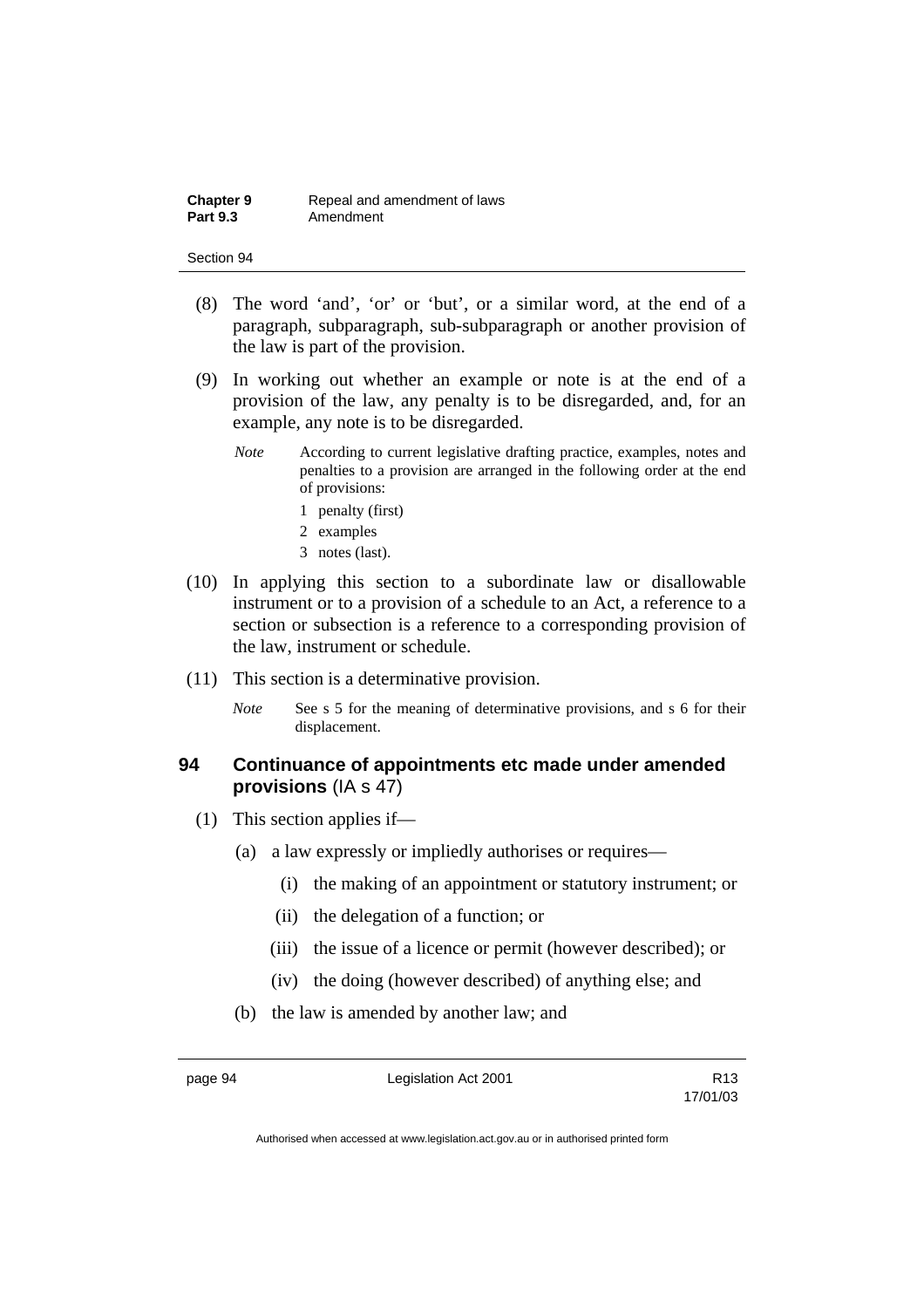(8) The word 'and', 'or' or 'but', or a similar word, at the end of a paragraph, subparagraph, sub-subparagraph or another provision of the law is part of the provision.

(9) In working out whether an example or note is at the end of a provision of the law, any penalty is to be disregarded, and, for an example, any note is to be disregarded.

*Note* According to current legislative drafting practice, examples, notes and penalties to a provision are arranged in the following order at the end of provisions:

1 penalty (first)
2 examples
3 notes (last).

(10) In applying this section to a subordinate law or disallowable instrument or to a provision of a schedule to an Act, a reference to a section or subsection is a reference to a corresponding provision of the law, instrument or schedule.

(11) This section is a determinative provision.

*Note* See s 5 for the meaning of determinative provisions, and s 6 for their displacement.

## 94 Continuance of appointments etc made under amended provisions (IA s 47)

(1) This section applies if—

(a) a law expressly or impliedly authorises or requires—

(i) the making of an appointment or statutory instrument; or

(ii) the delegation of a function; or

(iii) the issue of a licence or permit (however described); or

(iv) the doing (however described) of anything else; and

(b) the law is amended by another law; and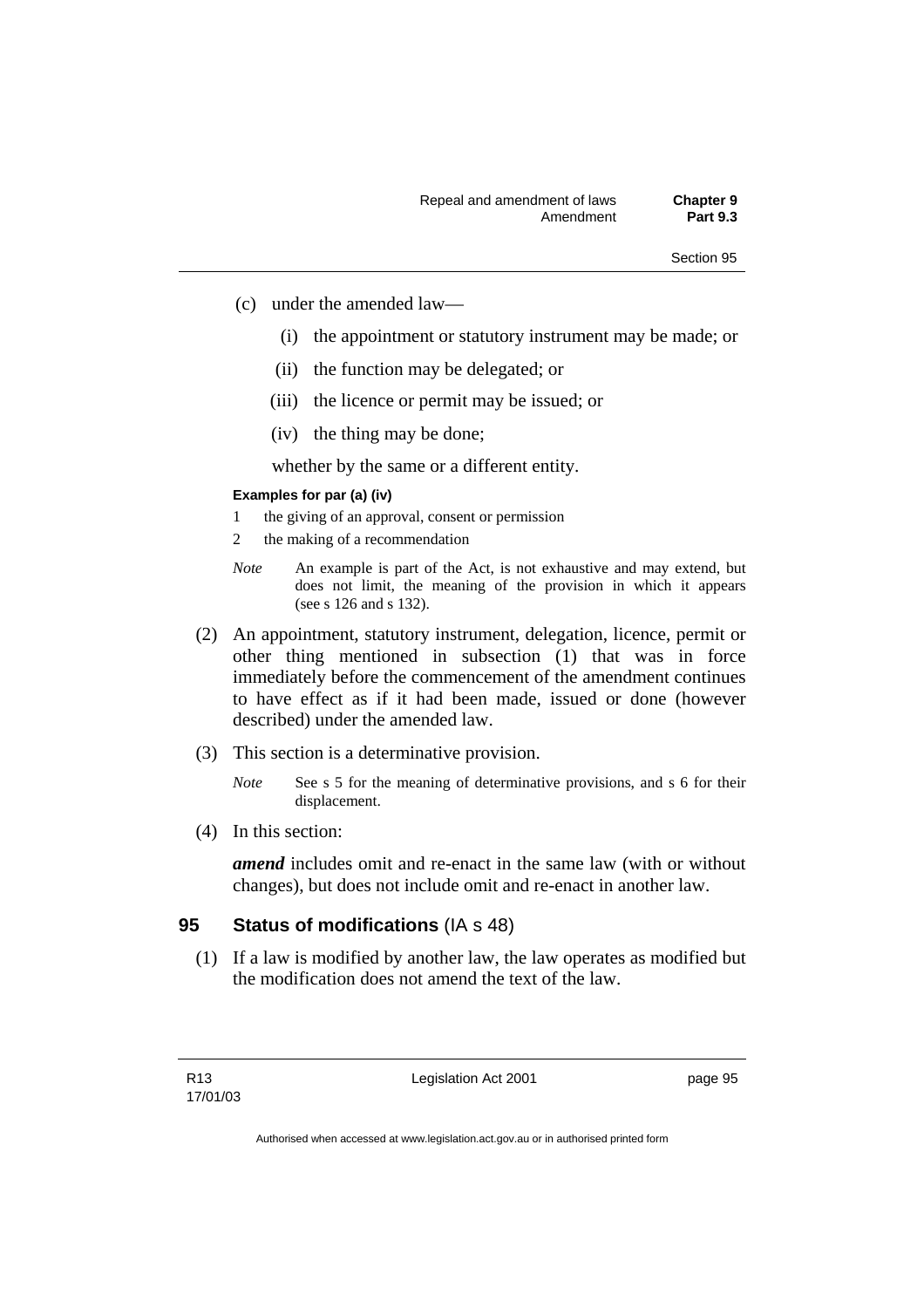(c) under the amended law—

  (i) the appointment or statutory instrument may be made; or

  (ii) the function may be delegated; or

  (iii) the licence or permit may be issued; or

  (iv) the thing may be done;

whether by the same or a different entity.

**Examples for par (a) (iv)**

1 the giving of an approval, consent or permission

2 the making of a recommendation

*Note* An example is part of the Act, is not exhaustive and may extend, but does not limit, the meaning of the provision in which it appears (see s 126 and s 132).

(2) An appointment, statutory instrument, delegation, licence, permit or other thing mentioned in subsection (1) that was in force immediately before the commencement of the amendment continues to have effect as if it had been made, issued or done (however described) under the amended law.

(3) This section is a determinative provision.

*Note* See s 5 for the meaning of determinative provisions, and s 6 for their displacement.

(4) In this section:

***amend*** includes omit and re-enact in the same law (with or without changes), but does not include omit and re-enact in another law.

## 95 Status of modifications (IA s 48)

(1) If a law is modified by another law, the law operates as modified but the modification does not amend the text of the law.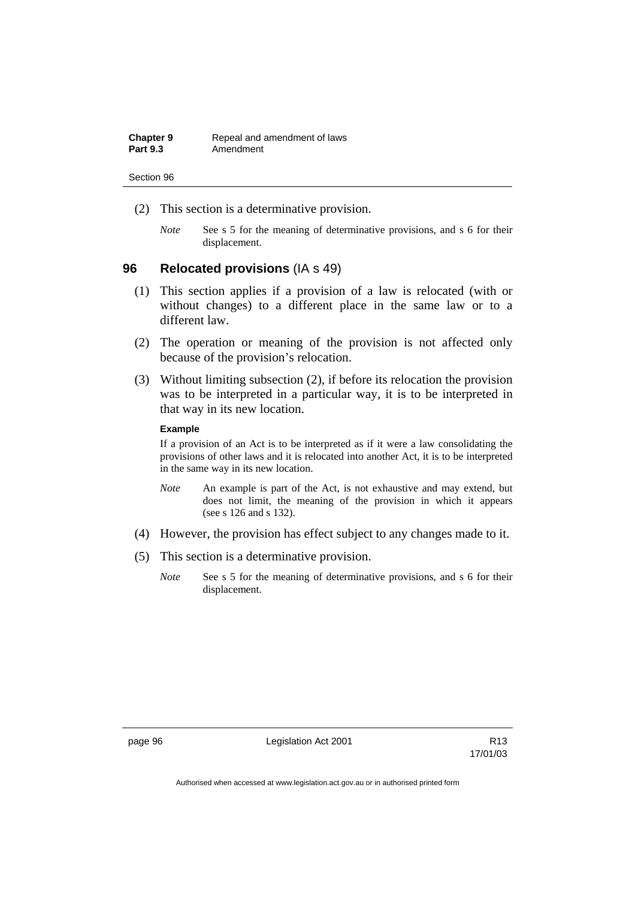(2) This section is a determinative provision.

*Note* See s 5 for the meaning of determinative provisions, and s 6 for their displacement.

## 96 Relocated provisions (IA s 49)

(1) This section applies if a provision of a law is relocated (with or without changes) to a different place in the same law or to a different law.

(2) The operation or meaning of the provision is not affected only because of the provision's relocation.

(3) Without limiting subsection (2), if before its relocation the provision was to be interpreted in a particular way, it is to be interpreted in that way in its new location.

**Example**

If a provision of an Act is to be interpreted as if it were a law consolidating the provisions of other laws and it is relocated into another Act, it is to be interpreted in the same way in its new location.

*Note* An example is part of the Act, is not exhaustive and may extend, but does not limit, the meaning of the provision in which it appears (see s 126 and s 132).

(4) However, the provision has effect subject to any changes made to it.

(5) This section is a determinative provision.

*Note* See s 5 for the meaning of determinative provisions, and s 6 for their displacement.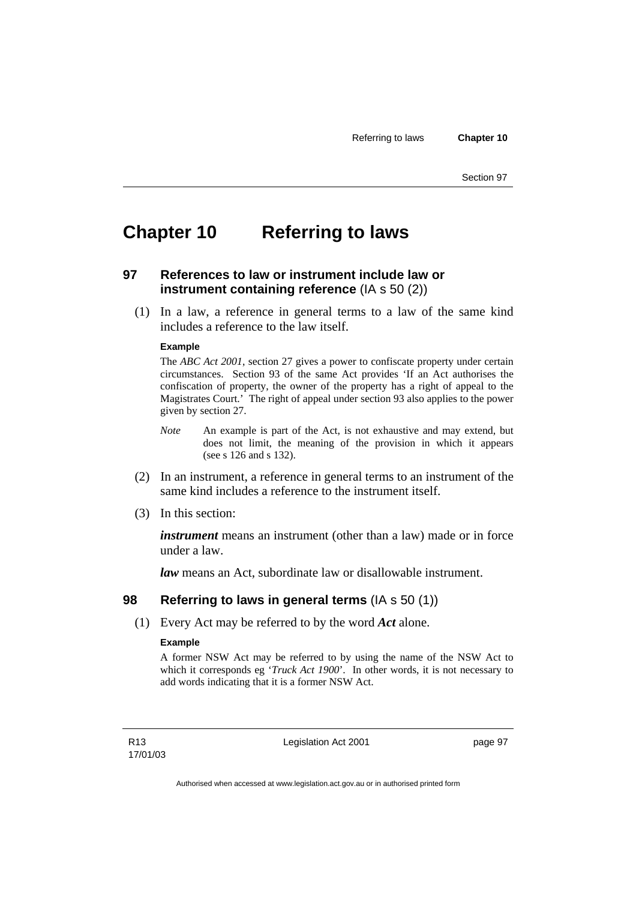# Chapter 10 Referring to laws

## 97 References to law or instrument include law or instrument containing reference (IA s 50 (2))

(1) In a law, a reference in general terms to a law of the same kind includes a reference to the law itself.

**Example**

The *ABC Act 2001*, section 27 gives a power to confiscate property under certain circumstances. Section 93 of the same Act provides 'If an Act authorises the confiscation of property, the owner of the property has a right of appeal to the Magistrates Court.' The right of appeal under section 93 also applies to the power given by section 27.

*Note* An example is part of the Act, is not exhaustive and may extend, but does not limit, the meaning of the provision in which it appears (see s 126 and s 132).

(2) In an instrument, a reference in general terms to an instrument of the same kind includes a reference to the instrument itself.

(3) In this section:

***instrument*** means an instrument (other than a law) made or in force under a law.

***law*** means an Act, subordinate law or disallowable instrument.

## 98 Referring to laws in general terms (IA s 50 (1))

(1) Every Act may be referred to by the word ***Act*** alone.

**Example**

A former NSW Act may be referred to by using the name of the NSW Act to which it corresponds eg '*Truck Act 1900*'. In other words, it is not necessary to add words indicating that it is a former NSW Act.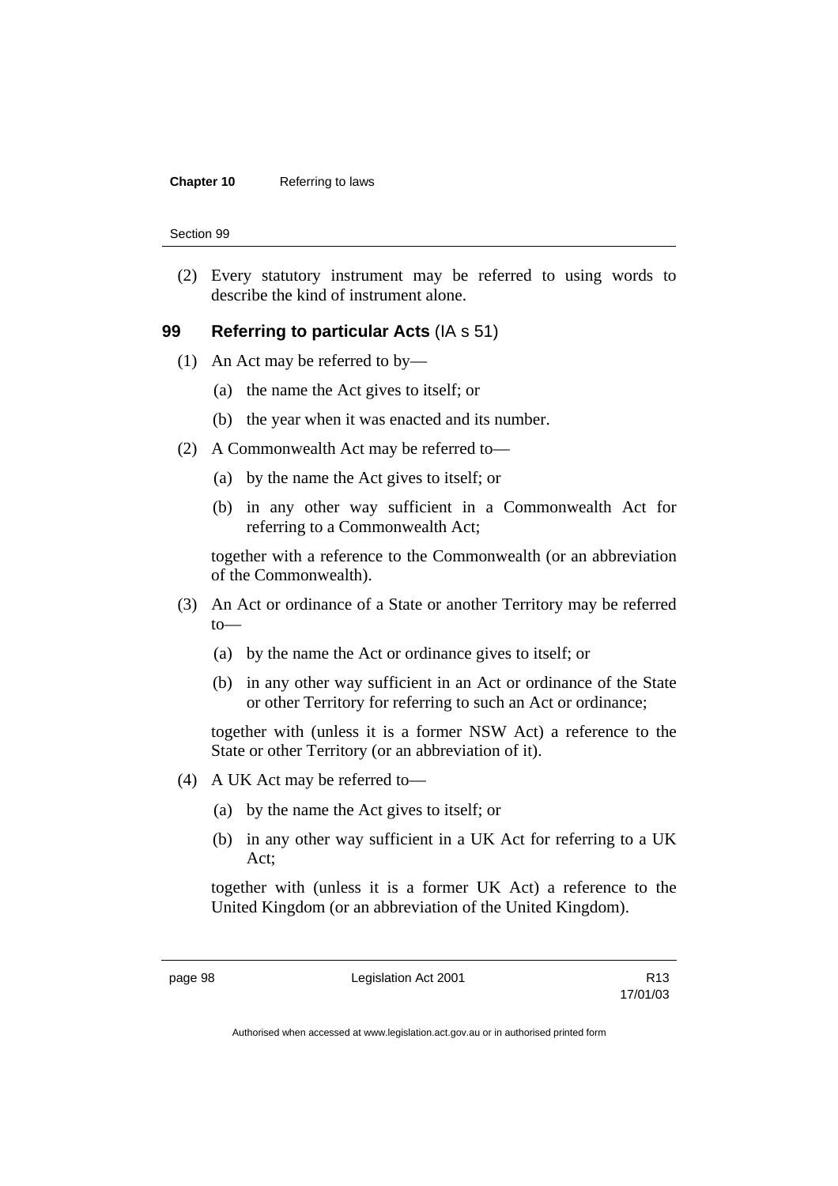(2) Every statutory instrument may be referred to using words to describe the kind of instrument alone.

## 99 Referring to particular Acts (IA s 51)

(1) An Act may be referred to by—

(a) the name the Act gives to itself; or

(b) the year when it was enacted and its number.

(2) A Commonwealth Act may be referred to—

(a) by the name the Act gives to itself; or

(b) in any other way sufficient in a Commonwealth Act for referring to a Commonwealth Act;

together with a reference to the Commonwealth (or an abbreviation of the Commonwealth).

(3) An Act or ordinance of a State or another Territory may be referred to—

(a) by the name the Act or ordinance gives to itself; or

(b) in any other way sufficient in an Act or ordinance of the State or other Territory for referring to such an Act or ordinance;

together with (unless it is a former NSW Act) a reference to the State or other Territory (or an abbreviation of it).

(4) A UK Act may be referred to—

(a) by the name the Act gives to itself; or

(b) in any other way sufficient in a UK Act for referring to a UK Act;

together with (unless it is a former UK Act) a reference to the United Kingdom (or an abbreviation of the United Kingdom).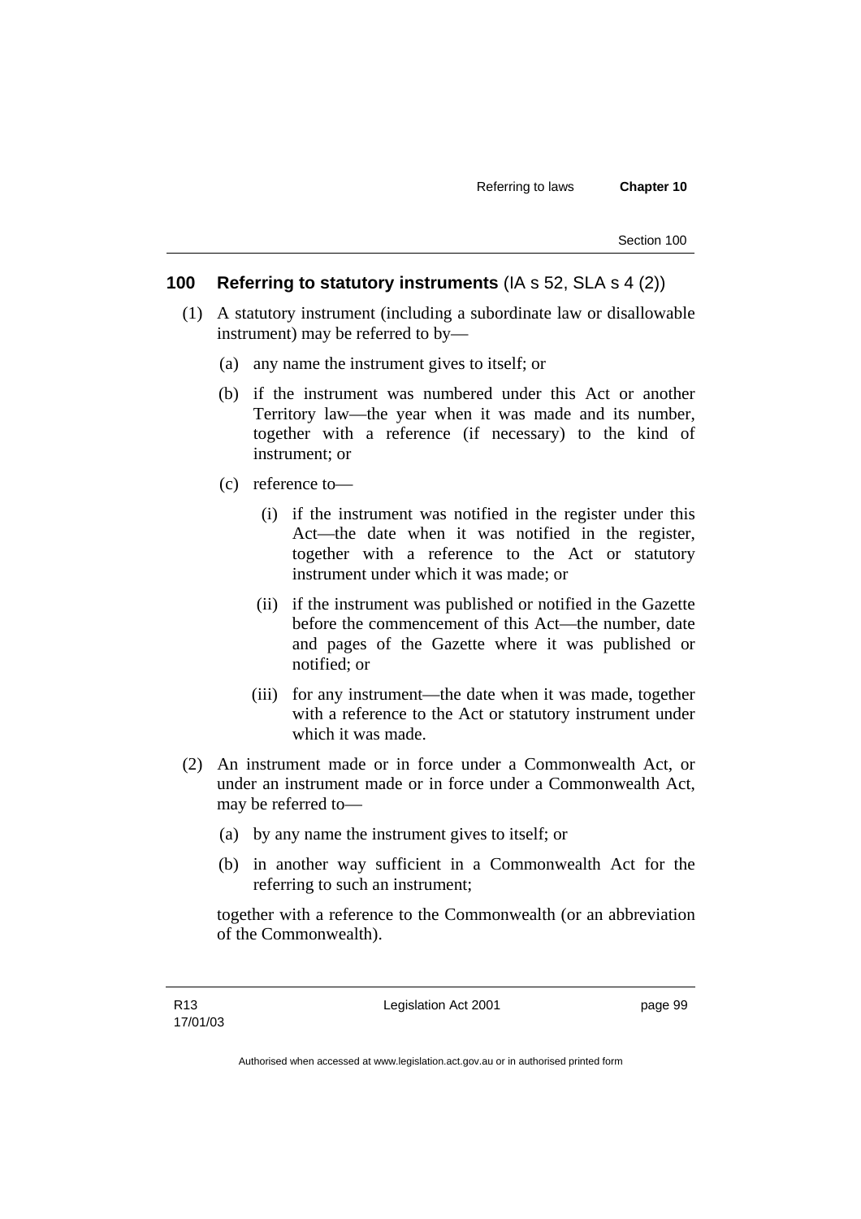## 100 Referring to statutory instruments (IA s 52, SLA s 4 (2))

(1) A statutory instrument (including a subordinate law or disallowable instrument) may be referred to by—

(a) any name the instrument gives to itself; or

(b) if the instrument was numbered under this Act or another Territory law—the year when it was made and its number, together with a reference (if necessary) to the kind of instrument; or

(c) reference to—

(i) if the instrument was notified in the register under this Act—the date when it was notified in the register, together with a reference to the Act or statutory instrument under which it was made; or

(ii) if the instrument was published or notified in the Gazette before the commencement of this Act—the number, date and pages of the Gazette where it was published or notified; or

(iii) for any instrument—the date when it was made, together with a reference to the Act or statutory instrument under which it was made.

(2) An instrument made or in force under a Commonwealth Act, or under an instrument made or in force under a Commonwealth Act, may be referred to—

(a) by any name the instrument gives to itself; or

(b) in another way sufficient in a Commonwealth Act for the referring to such an instrument;

together with a reference to the Commonwealth (or an abbreviation of the Commonwealth).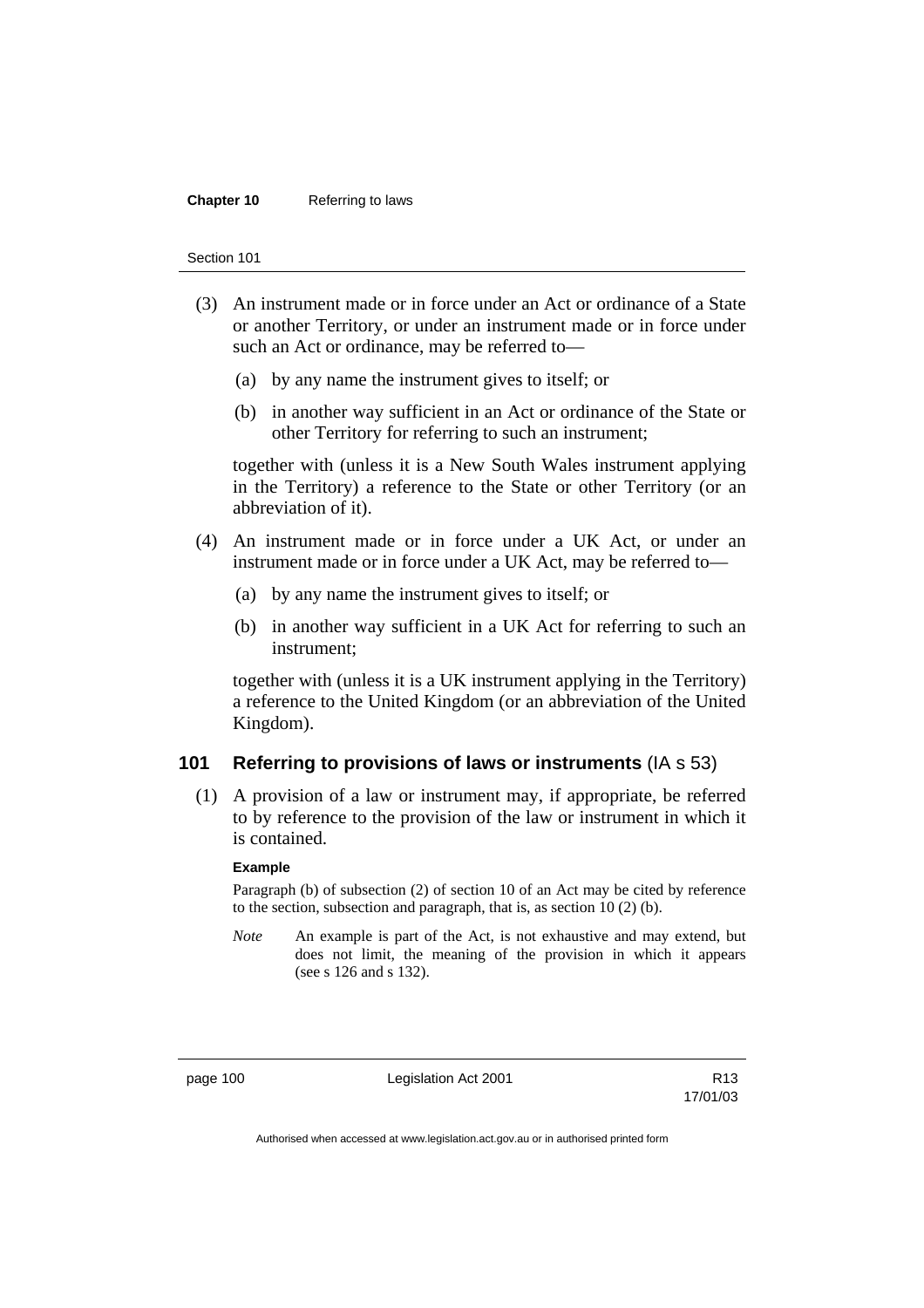(3) An instrument made or in force under an Act or ordinance of a State or another Territory, or under an instrument made or in force under such an Act or ordinance, may be referred to—

(a) by any name the instrument gives to itself; or

(b) in another way sufficient in an Act or ordinance of the State or other Territory for referring to such an instrument;

together with (unless it is a New South Wales instrument applying in the Territory) a reference to the State or other Territory (or an abbreviation of it).

(4) An instrument made or in force under a UK Act, or under an instrument made or in force under a UK Act, may be referred to—

(a) by any name the instrument gives to itself; or

(b) in another way sufficient in a UK Act for referring to such an instrument;

together with (unless it is a UK instrument applying in the Territory) a reference to the United Kingdom (or an abbreviation of the United Kingdom).

## 101 Referring to provisions of laws or instruments (IA s 53)

(1) A provision of a law or instrument may, if appropriate, be referred to by reference to the provision of the law or instrument in which it is contained.

**Example**

Paragraph (b) of subsection (2) of section 10 of an Act may be cited by reference to the section, subsection and paragraph, that is, as section 10 (2) (b).

*Note* An example is part of the Act, is not exhaustive and may extend, but does not limit, the meaning of the provision in which it appears (see s 126 and s 132).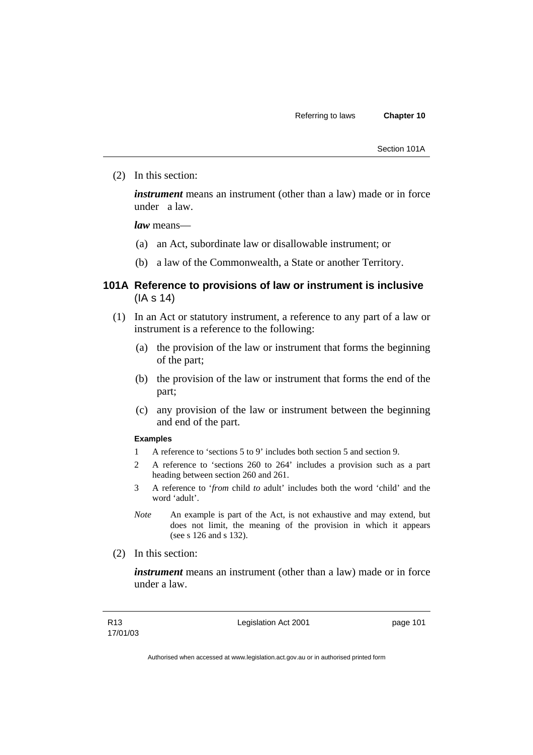(2) In this section:

***instrument*** means an instrument (other than a law) made or in force under a law.

***law*** means—

(a) an Act, subordinate law or disallowable instrument; or

(b) a law of the Commonwealth, a State or another Territory.

## 101A Reference to provisions of law or instrument is inclusive (IA s 14)

(1) In an Act or statutory instrument, a reference to any part of a law or instrument is a reference to the following:

(a) the provision of the law or instrument that forms the beginning of the part;

(b) the provision of the law or instrument that forms the end of the part;

(c) any provision of the law or instrument between the beginning and end of the part.

**Examples**

1 A reference to 'sections 5 to 9' includes both section 5 and section 9.

2 A reference to 'sections 260 to 264' includes a provision such as a part heading between section 260 and 261.

3 A reference to '*from* child *to* adult' includes both the word 'child' and the word 'adult'.

*Note* An example is part of the Act, is not exhaustive and may extend, but does not limit, the meaning of the provision in which it appears (see s 126 and s 132).

(2) In this section:

***instrument*** means an instrument (other than a law) made or in force under a law.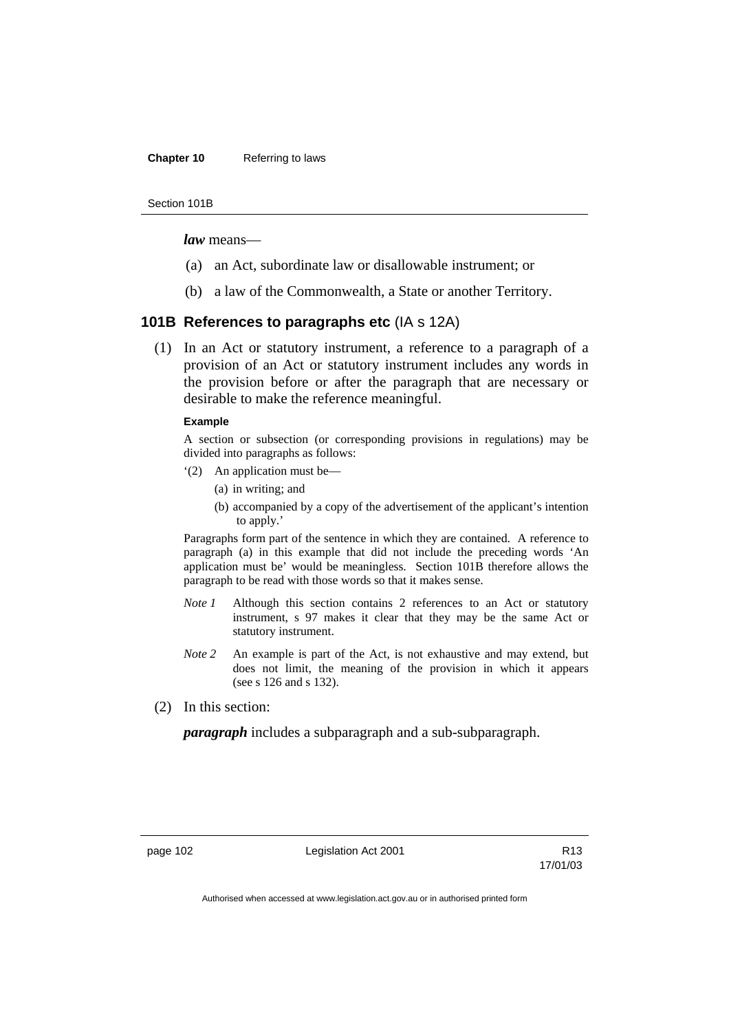***law*** means—

(a) an Act, subordinate law or disallowable instrument; or

(b) a law of the Commonwealth, a State or another Territory.

### 101B References to paragraphs etc (IA s 12A)

(1) In an Act or statutory instrument, a reference to a paragraph of a provision of an Act or statutory instrument includes any words in the provision before or after the paragraph that are necessary or desirable to make the reference meaningful.

**Example**

A section or subsection (or corresponding provisions in regulations) may be divided into paragraphs as follows:

'(2) An application must be—

(a) in writing; and

(b) accompanied by a copy of the advertisement of the applicant's intention to apply.'

Paragraphs form part of the sentence in which they are contained. A reference to paragraph (a) in this example that did not include the preceding words 'An application must be' would be meaningless. Section 101B therefore allows the paragraph to be read with those words so that it makes sense.

*Note 1* Although this section contains 2 references to an Act or statutory instrument, s 97 makes it clear that they may be the same Act or statutory instrument.

*Note 2* An example is part of the Act, is not exhaustive and may extend, but does not limit, the meaning of the provision in which it appears (see s 126 and s 132).

(2) In this section:

***paragraph*** includes a subparagraph and a sub-subparagraph.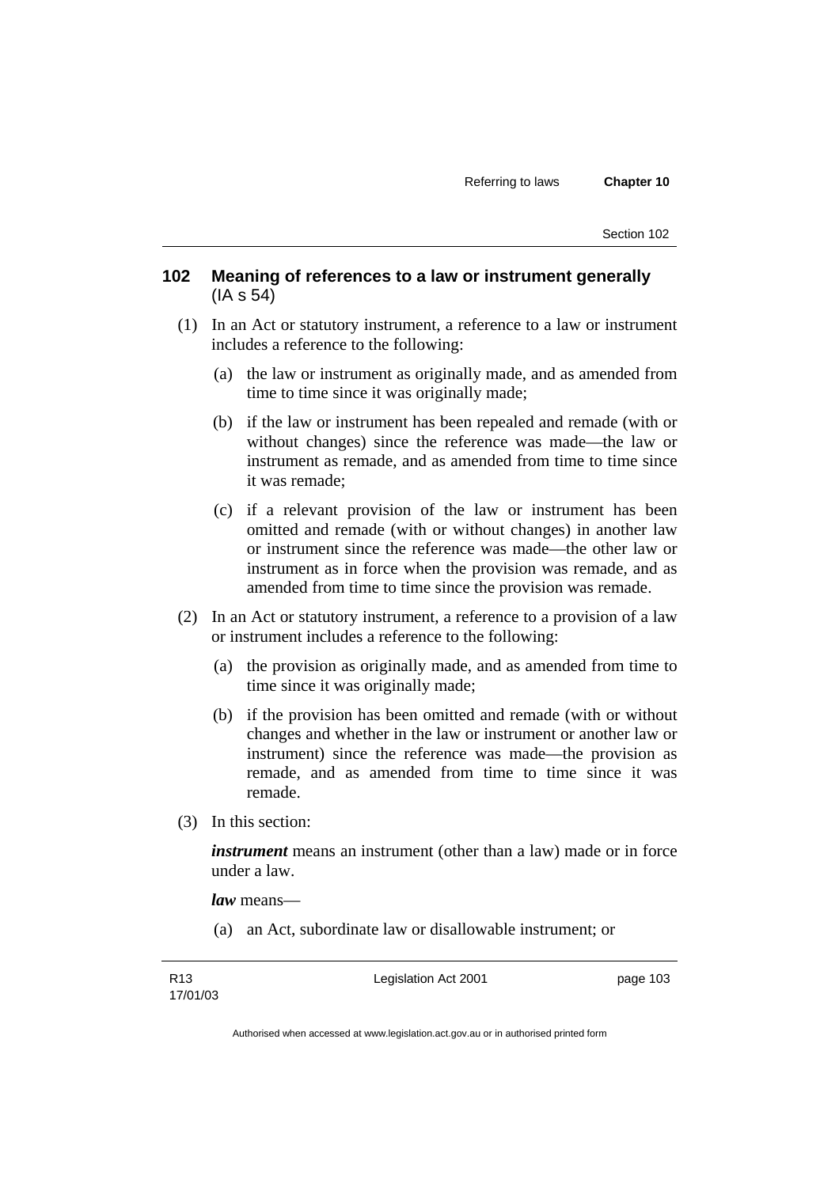## 102 Meaning of references to a law or instrument generally (IA s 54)

(1) In an Act or statutory instrument, a reference to a law or instrument includes a reference to the following:

(a) the law or instrument as originally made, and as amended from time to time since it was originally made;

(b) if the law or instrument has been repealed and remade (with or without changes) since the reference was made—the law or instrument as remade, and as amended from time to time since it was remade;

(c) if a relevant provision of the law or instrument has been omitted and remade (with or without changes) in another law or instrument since the reference was made—the other law or instrument as in force when the provision was remade, and as amended from time to time since the provision was remade.

(2) In an Act or statutory instrument, a reference to a provision of a law or instrument includes a reference to the following:

(a) the provision as originally made, and as amended from time to time since it was originally made;

(b) if the provision has been omitted and remade (with or without changes and whether in the law or instrument or another law or instrument) since the reference was made—the provision as remade, and as amended from time to time since it was remade.

(3) In this section:

***instrument*** means an instrument (other than a law) made or in force under a law.

***law*** means—

(a) an Act, subordinate law or disallowable instrument; or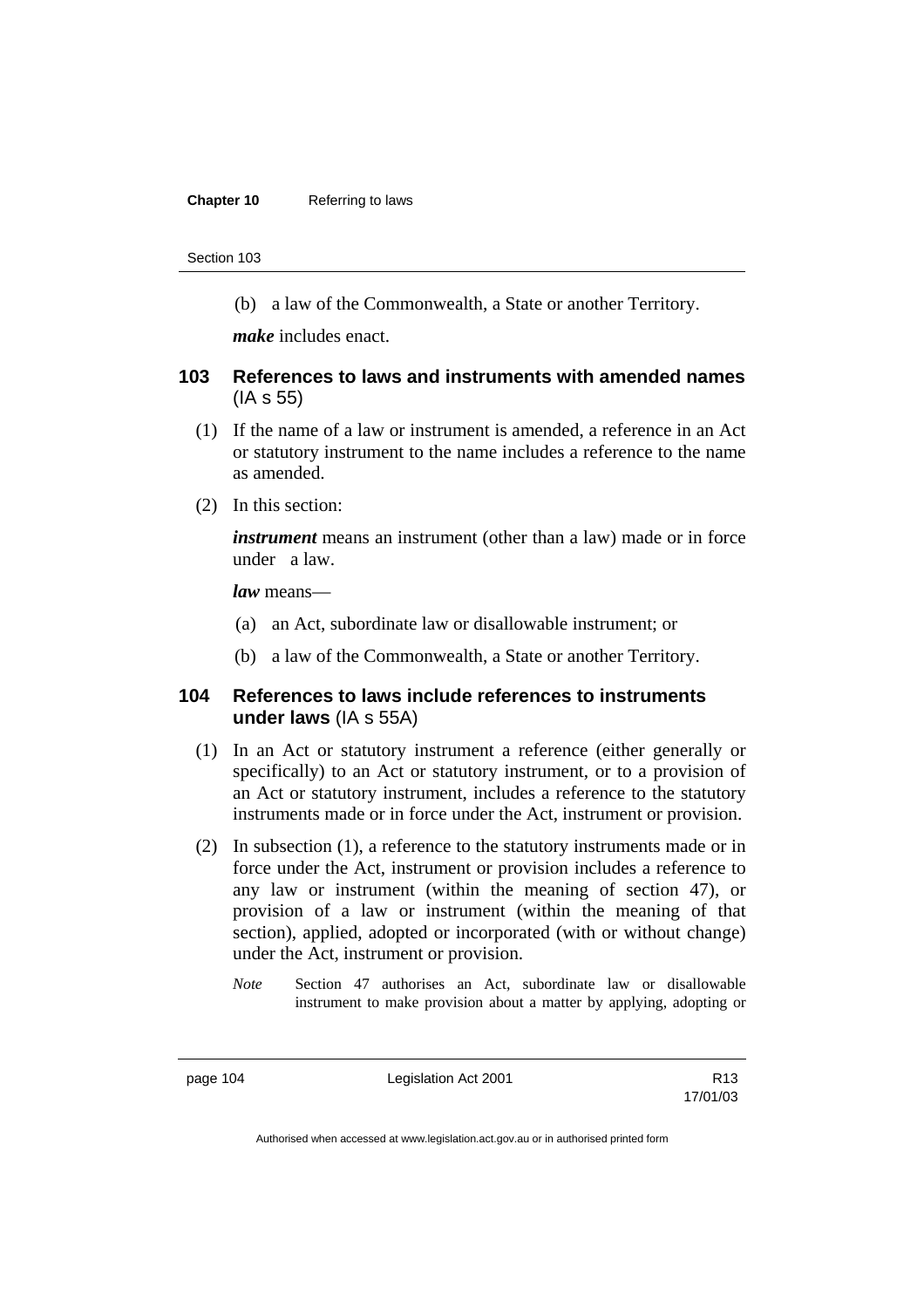(b) a law of the Commonwealth, a State or another Territory.

***make*** includes enact.

## 103 References to laws and instruments with amended names (IA s 55)

(1) If the name of a law or instrument is amended, a reference in an Act or statutory instrument to the name includes a reference to the name as amended.

(2) In this section:

***instrument*** means an instrument (other than a law) made or in force under a law.

***law*** means—

(a) an Act, subordinate law or disallowable instrument; or

(b) a law of the Commonwealth, a State or another Territory.

## 104 References to laws include references to instruments under laws (IA s 55A)

(1) In an Act or statutory instrument a reference (either generally or specifically) to an Act or statutory instrument, or to a provision of an Act or statutory instrument, includes a reference to the statutory instruments made or in force under the Act, instrument or provision.

(2) In subsection (1), a reference to the statutory instruments made or in force under the Act, instrument or provision includes a reference to any law or instrument (within the meaning of section 47), or provision of a law or instrument (within the meaning of that section), applied, adopted or incorporated (with or without change) under the Act, instrument or provision.

*Note* Section 47 authorises an Act, subordinate law or disallowable instrument to make provision about a matter by applying, adopting or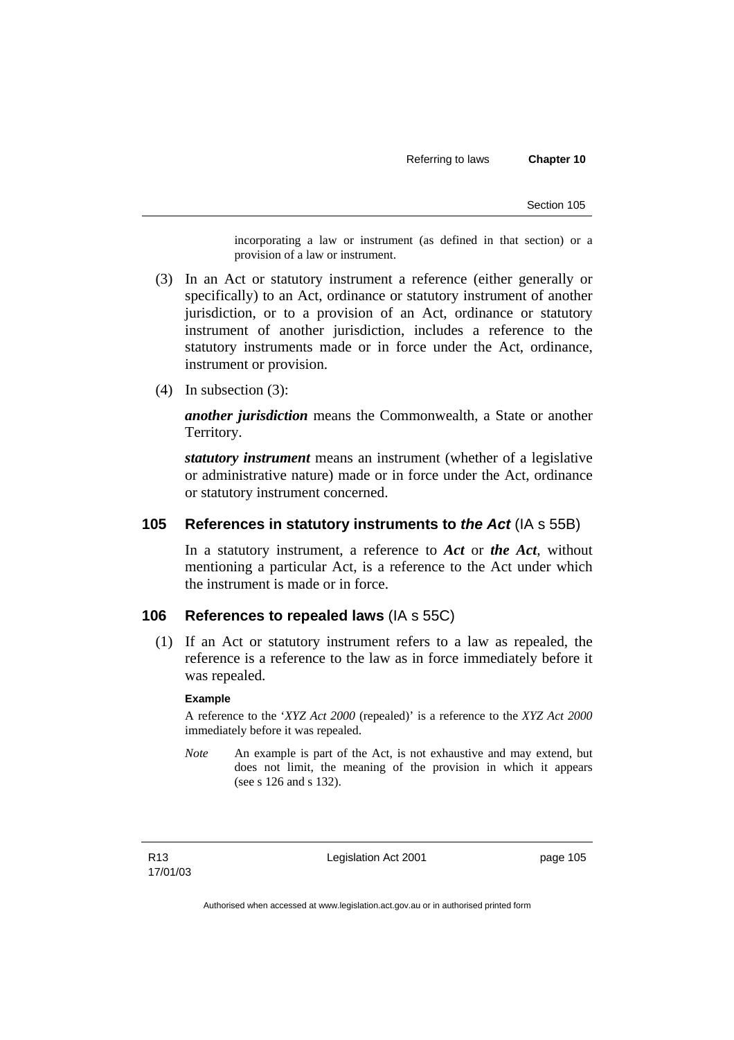incorporating a law or instrument (as defined in that section) or a provision of a law or instrument.

(3) In an Act or statutory instrument a reference (either generally or specifically) to an Act, ordinance or statutory instrument of another jurisdiction, or to a provision of an Act, ordinance or statutory instrument of another jurisdiction, includes a reference to the statutory instruments made or in force under the Act, ordinance, instrument or provision.

(4) In subsection (3):

***another jurisdiction*** means the Commonwealth, a State or another Territory.

***statutory instrument*** means an instrument (whether of a legislative or administrative nature) made or in force under the Act, ordinance or statutory instrument concerned.

## 105 References in statutory instruments to *the Act* (IA s 55B)

In a statutory instrument, a reference to ***Act*** or ***the Act***, without mentioning a particular Act, is a reference to the Act under which the instrument is made or in force.

## 106 References to repealed laws (IA s 55C)

(1) If an Act or statutory instrument refers to a law as repealed, the reference is a reference to the law as in force immediately before it was repealed.

**Example**

A reference to the '*XYZ Act 2000* (repealed)' is a reference to the *XYZ Act 2000* immediately before it was repealed.

*Note* An example is part of the Act, is not exhaustive and may extend, but does not limit, the meaning of the provision in which it appears (see s 126 and s 132).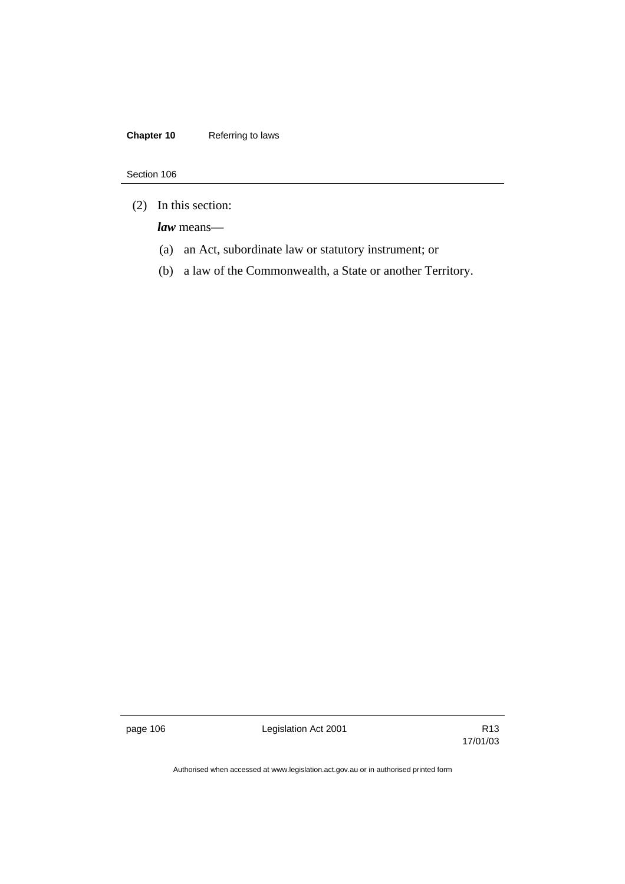(2) In this section:

***law*** means—

(a) an Act, subordinate law or statutory instrument; or

(b) a law of the Commonwealth, a State or another Territory.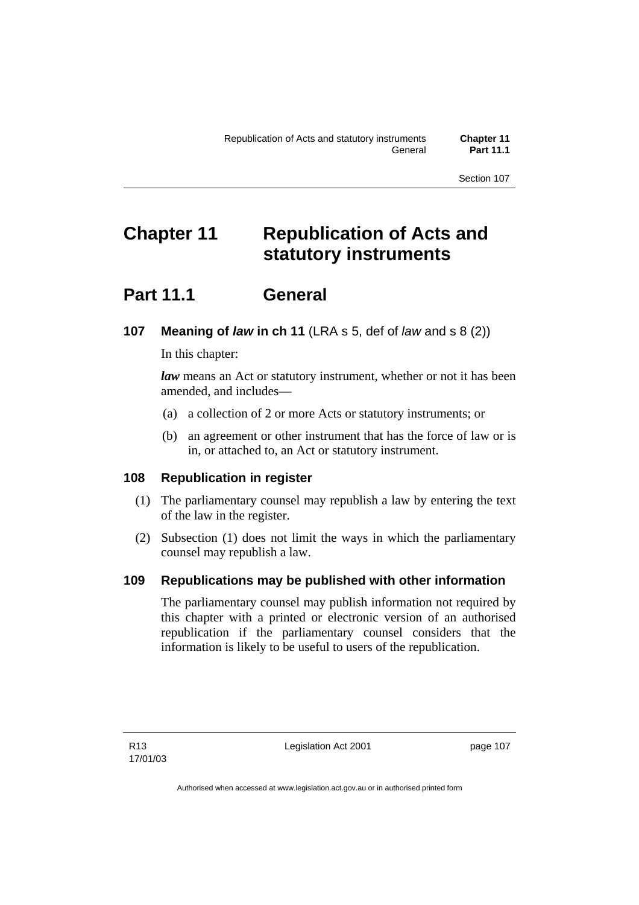# Chapter 11 Republication of Acts and statutory instruments

## Part 11.1 General

### 107 Meaning of *law* in ch 11 (LRA s 5, def of *law* and s 8 (2))

In this chapter:

***law*** means an Act or statutory instrument, whether or not it has been amended, and includes—

(a) a collection of 2 or more Acts or statutory instruments; or

(b) an agreement or other instrument that has the force of law or is in, or attached to, an Act or statutory instrument.

### 108 Republication in register

(1) The parliamentary counsel may republish a law by entering the text of the law in the register.

(2) Subsection (1) does not limit the ways in which the parliamentary counsel may republish a law.

### 109 Republications may be published with other information

The parliamentary counsel may publish information not required by this chapter with a printed or electronic version of an authorised republication if the parliamentary counsel considers that the information is likely to be useful to users of the republication.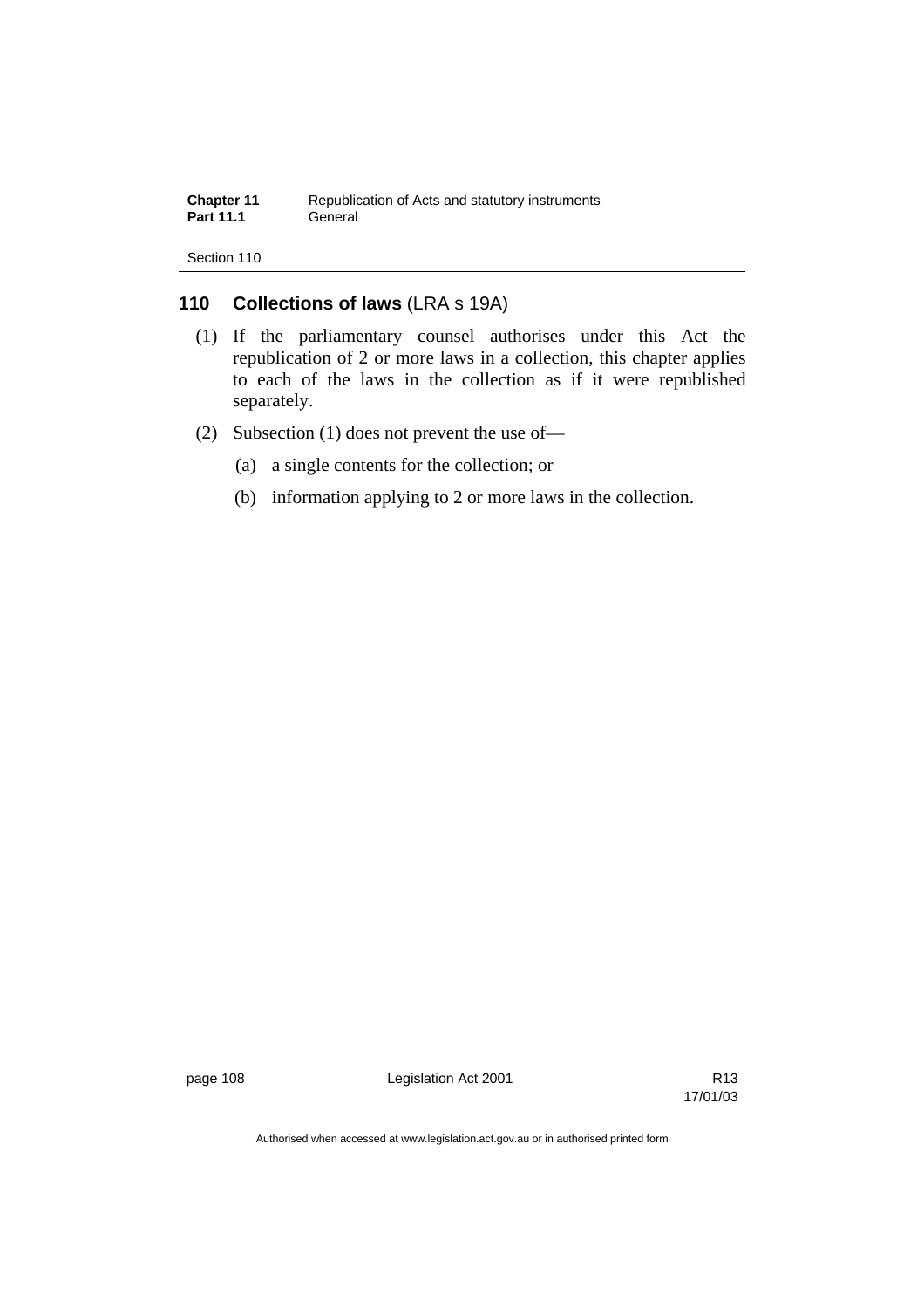## 110 Collections of laws (LRA s 19A)

(1) If the parliamentary counsel authorises under this Act the republication of 2 or more laws in a collection, this chapter applies to each of the laws in the collection as if it were republished separately.

(2) Subsection (1) does not prevent the use of—

(a) a single contents for the collection; or

(b) information applying to 2 or more laws in the collection.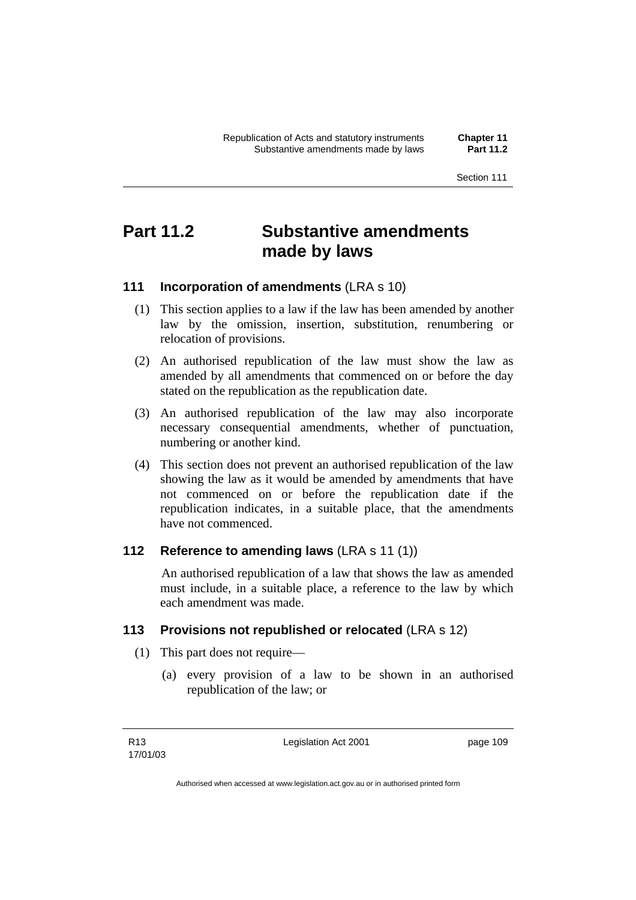# Part 11.2 Substantive amendments made by laws

## 111 Incorporation of amendments (LRA s 10)

(1) This section applies to a law if the law has been amended by another law by the omission, insertion, substitution, renumbering or relocation of provisions.

(2) An authorised republication of the law must show the law as amended by all amendments that commenced on or before the day stated on the republication as the republication date.

(3) An authorised republication of the law may also incorporate necessary consequential amendments, whether of punctuation, numbering or another kind.

(4) This section does not prevent an authorised republication of the law showing the law as it would be amended by amendments that have not commenced on or before the republication date if the republication indicates, in a suitable place, that the amendments have not commenced.

## 112 Reference to amending laws (LRA s 11 (1))

An authorised republication of a law that shows the law as amended must include, in a suitable place, a reference to the law by which each amendment was made.

## 113 Provisions not republished or relocated (LRA s 12)

(1) This part does not require—

(a) every provision of a law to be shown in an authorised republication of the law; or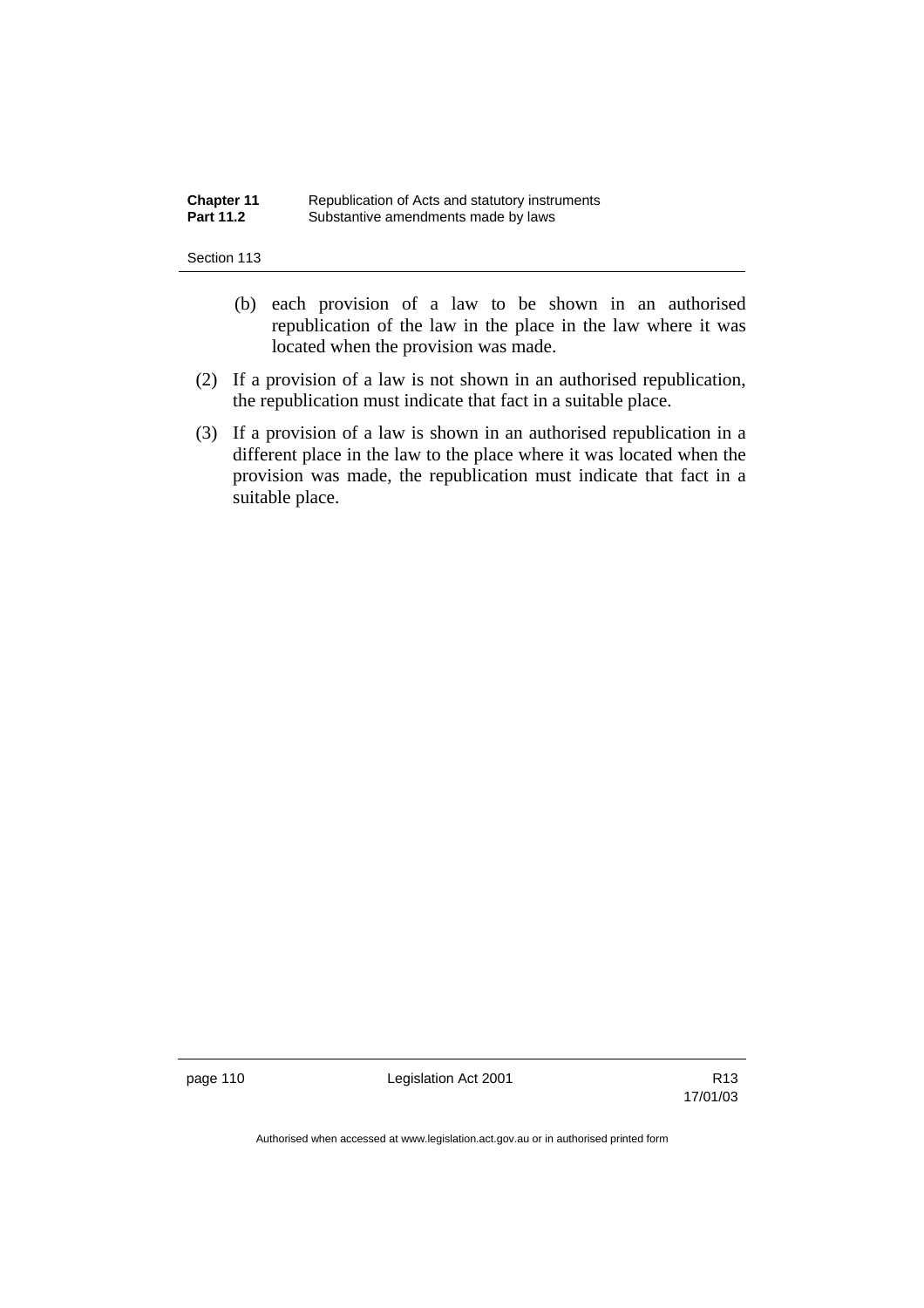(b) each provision of a law to be shown in an authorised republication of the law in the place in the law where it was located when the provision was made.

(2) If a provision of a law is not shown in an authorised republication, the republication must indicate that fact in a suitable place.

(3) If a provision of a law is shown in an authorised republication in a different place in the law to the place where it was located when the provision was made, the republication must indicate that fact in a suitable place.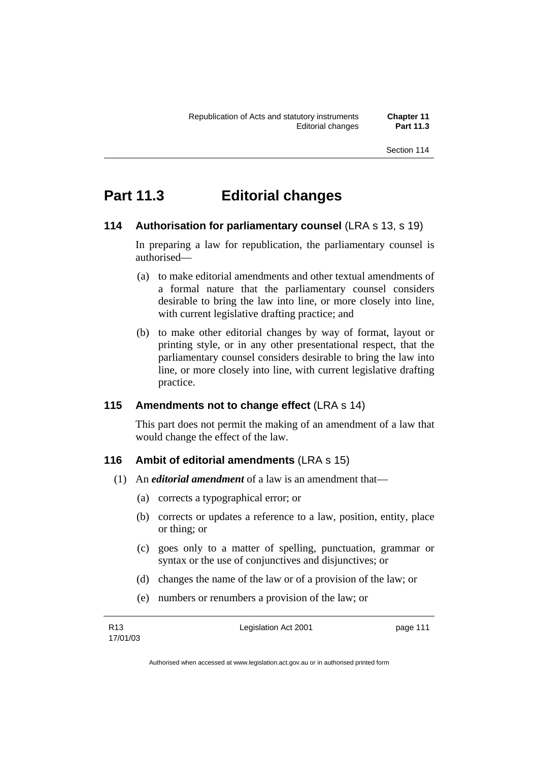# Part 11.3 Editorial changes

## 114 Authorisation for parliamentary counsel (LRA s 13, s 19)

In preparing a law for republication, the parliamentary counsel is authorised—

(a) to make editorial amendments and other textual amendments of a formal nature that the parliamentary counsel considers desirable to bring the law into line, or more closely into line, with current legislative drafting practice; and

(b) to make other editorial changes by way of format, layout or printing style, or in any other presentational respect, that the parliamentary counsel considers desirable to bring the law into line, or more closely into line, with current legislative drafting practice.

## 115 Amendments not to change effect (LRA s 14)

This part does not permit the making of an amendment of a law that would change the effect of the law.

## 116 Ambit of editorial amendments (LRA s 15)

(1) An ***editorial amendment*** of a law is an amendment that—

(a) corrects a typographical error; or

(b) corrects or updates a reference to a law, position, entity, place or thing; or

(c) goes only to a matter of spelling, punctuation, grammar or syntax or the use of conjunctives and disjunctives; or

(d) changes the name of the law or of a provision of the law; or

(e) numbers or renumbers a provision of the law; or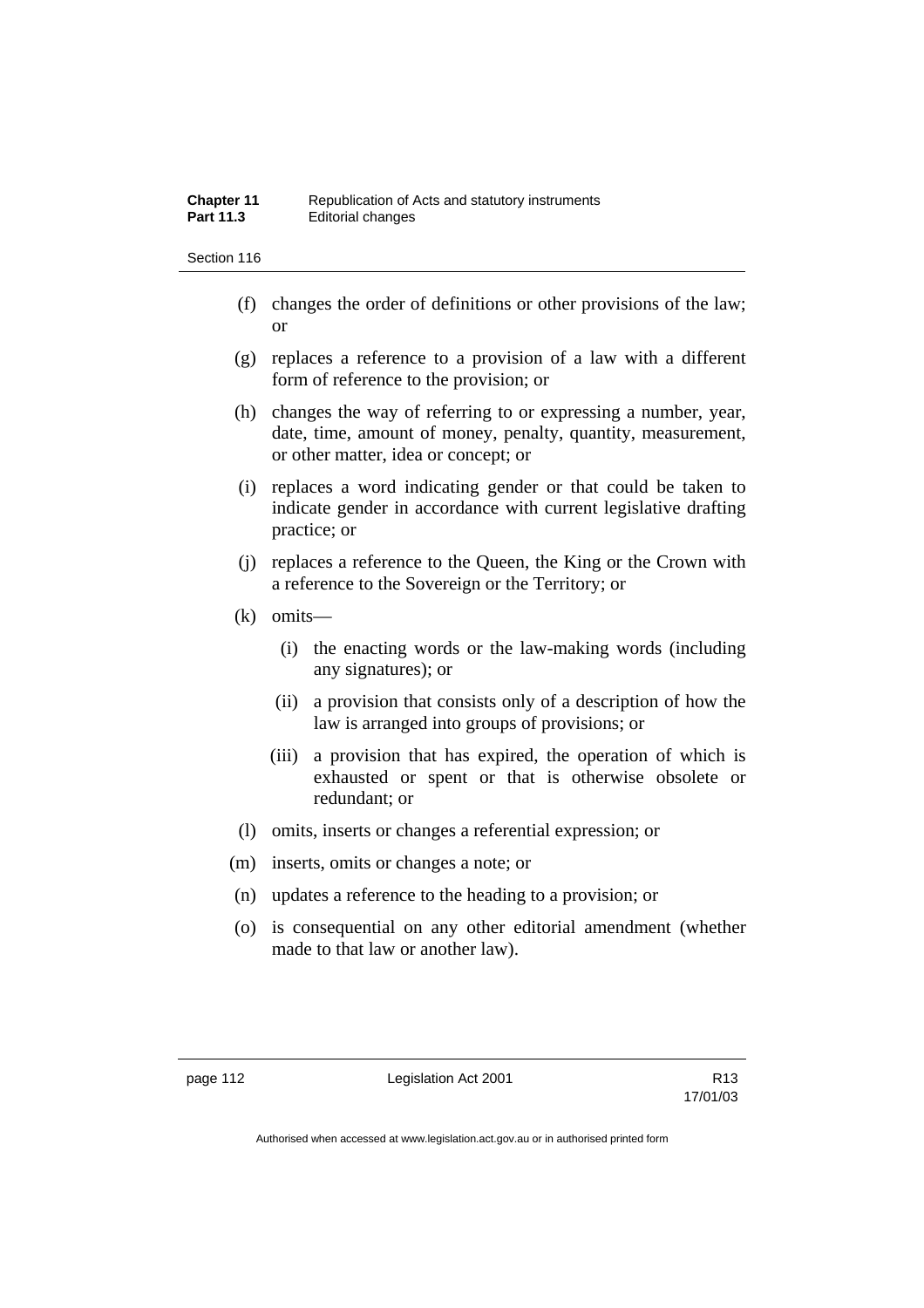(f) changes the order of definitions or other provisions of the law; or

(g) replaces a reference to a provision of a law with a different form of reference to the provision; or

(h) changes the way of referring to or expressing a number, year, date, time, amount of money, penalty, quantity, measurement, or other matter, idea or concept; or

(i) replaces a word indicating gender or that could be taken to indicate gender in accordance with current legislative drafting practice; or

(j) replaces a reference to the Queen, the King or the Crown with a reference to the Sovereign or the Territory; or

(k) omits—

(i) the enacting words or the law-making words (including any signatures); or

(ii) a provision that consists only of a description of how the law is arranged into groups of provisions; or

(iii) a provision that has expired, the operation of which is exhausted or spent or that is otherwise obsolete or redundant; or

(l) omits, inserts or changes a referential expression; or

(m) inserts, omits or changes a note; or

(n) updates a reference to the heading to a provision; or

(o) is consequential on any other editorial amendment (whether made to that law or another law).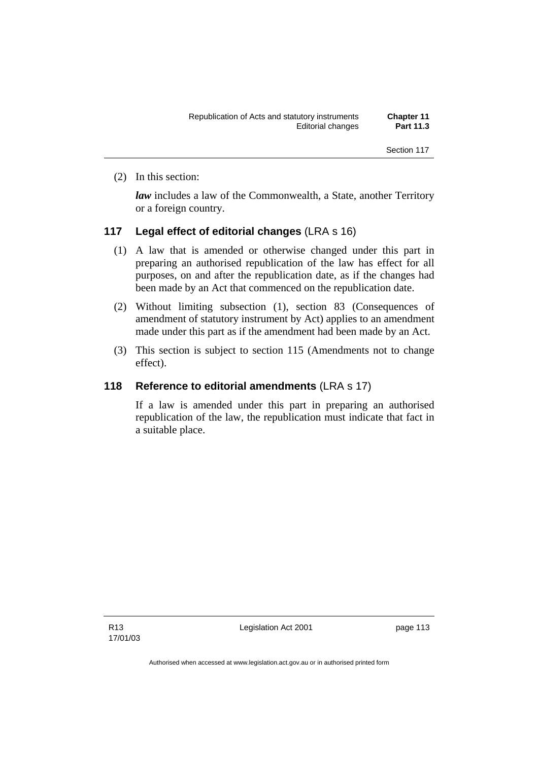(2) In this section:

***law*** includes a law of the Commonwealth, a State, another Territory or a foreign country.

### 117 Legal effect of editorial changes (LRA s 16)

(1) A law that is amended or otherwise changed under this part in preparing an authorised republication of the law has effect for all purposes, on and after the republication date, as if the changes had been made by an Act that commenced on the republication date.

(2) Without limiting subsection (1), section 83 (Consequences of amendment of statutory instrument by Act) applies to an amendment made under this part as if the amendment had been made by an Act.

(3) This section is subject to section 115 (Amendments not to change effect).

### 118 Reference to editorial amendments (LRA s 17)

If a law is amended under this part in preparing an authorised republication of the law, the republication must indicate that fact in a suitable place.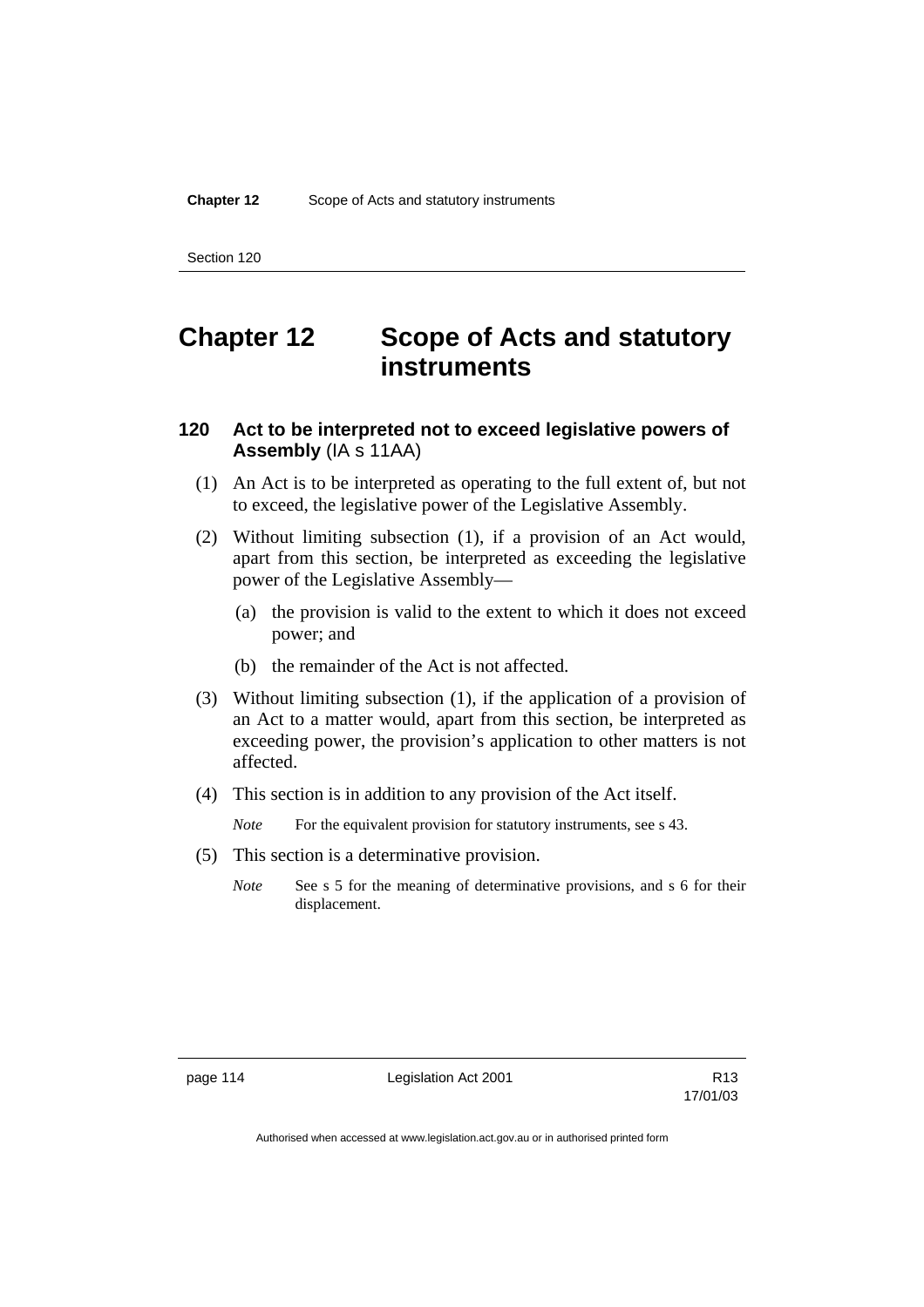# Chapter 12 Scope of Acts and statutory instruments

## 120 Act to be interpreted not to exceed legislative powers of Assembly (IA s 11AA)

(1) An Act is to be interpreted as operating to the full extent of, but not to exceed, the legislative power of the Legislative Assembly.

(2) Without limiting subsection (1), if a provision of an Act would, apart from this section, be interpreted as exceeding the legislative power of the Legislative Assembly—

(a) the provision is valid to the extent to which it does not exceed power; and

(b) the remainder of the Act is not affected.

(3) Without limiting subsection (1), if the application of a provision of an Act to a matter would, apart from this section, be interpreted as exceeding power, the provision's application to other matters is not affected.

(4) This section is in addition to any provision of the Act itself.

*Note* For the equivalent provision for statutory instruments, see s 43.

(5) This section is a determinative provision.

*Note* See s 5 for the meaning of determinative provisions, and s 6 for their displacement.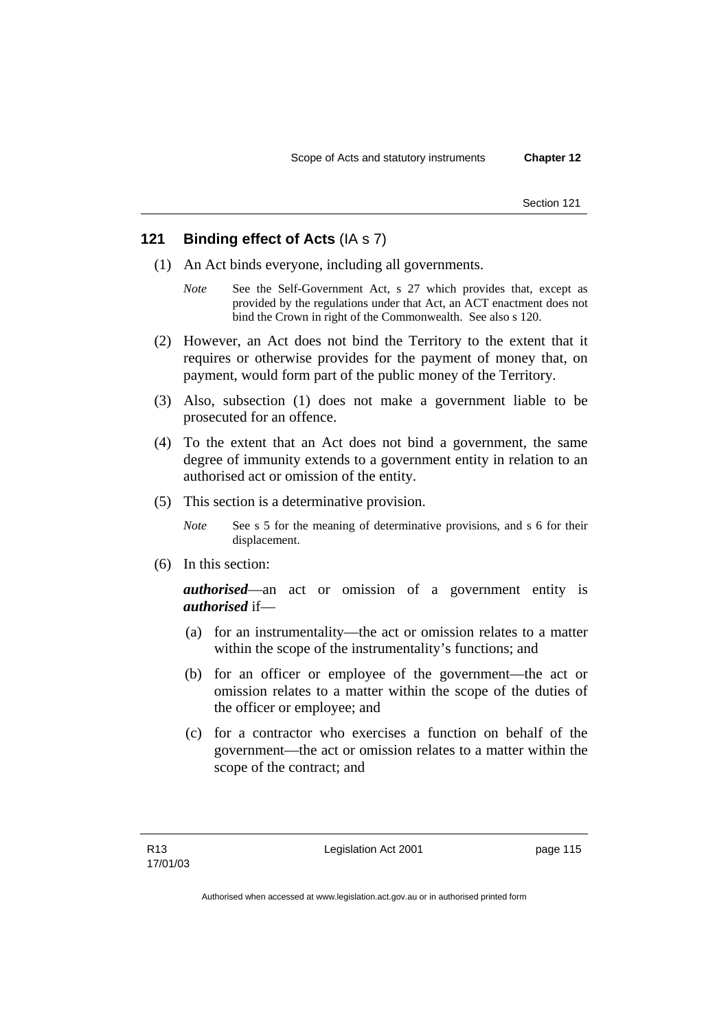## 121 Binding effect of Acts (IA s 7)

(1) An Act binds everyone, including all governments.

*Note* See the Self-Government Act, s 27 which provides that, except as provided by the regulations under that Act, an ACT enactment does not bind the Crown in right of the Commonwealth. See also s 120.

(2) However, an Act does not bind the Territory to the extent that it requires or otherwise provides for the payment of money that, on payment, would form part of the public money of the Territory.

(3) Also, subsection (1) does not make a government liable to be prosecuted for an offence.

(4) To the extent that an Act does not bind a government, the same degree of immunity extends to a government entity in relation to an authorised act or omission of the entity.

(5) This section is a determinative provision.

*Note* See s 5 for the meaning of determinative provisions, and s 6 for their displacement.

(6) In this section:

***authorised***—an act or omission of a government entity is ***authorised*** if—

(a) for an instrumentality—the act or omission relates to a matter within the scope of the instrumentality's functions; and

(b) for an officer or employee of the government—the act or omission relates to a matter within the scope of the duties of the officer or employee; and

(c) for a contractor who exercises a function on behalf of the government—the act or omission relates to a matter within the scope of the contract; and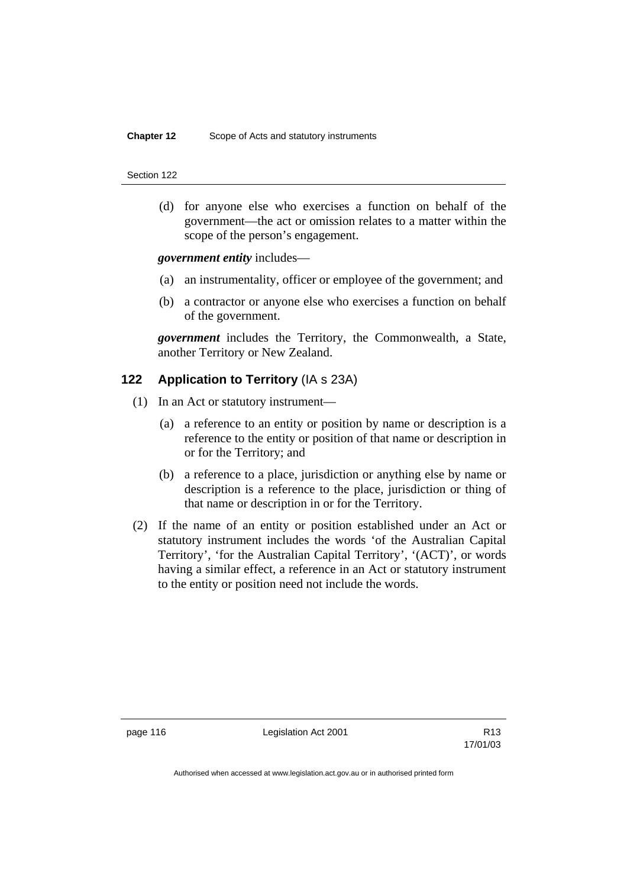(d) for anyone else who exercises a function on behalf of the government—the act or omission relates to a matter within the scope of the person's engagement.

***government entity*** includes—

(a) an instrumentality, officer or employee of the government; and

(b) a contractor or anyone else who exercises a function on behalf of the government.

***government*** includes the Territory, the Commonwealth, a State, another Territory or New Zealand.

### 122 Application to Territory (IA s 23A)

(1) In an Act or statutory instrument—

(a) a reference to an entity or position by name or description is a reference to the entity or position of that name or description in or for the Territory; and

(b) a reference to a place, jurisdiction or anything else by name or description is a reference to the place, jurisdiction or thing of that name or description in or for the Territory.

(2) If the name of an entity or position established under an Act or statutory instrument includes the words 'of the Australian Capital Territory', 'for the Australian Capital Territory', '(ACT)', or words having a similar effect, a reference in an Act or statutory instrument to the entity or position need not include the words.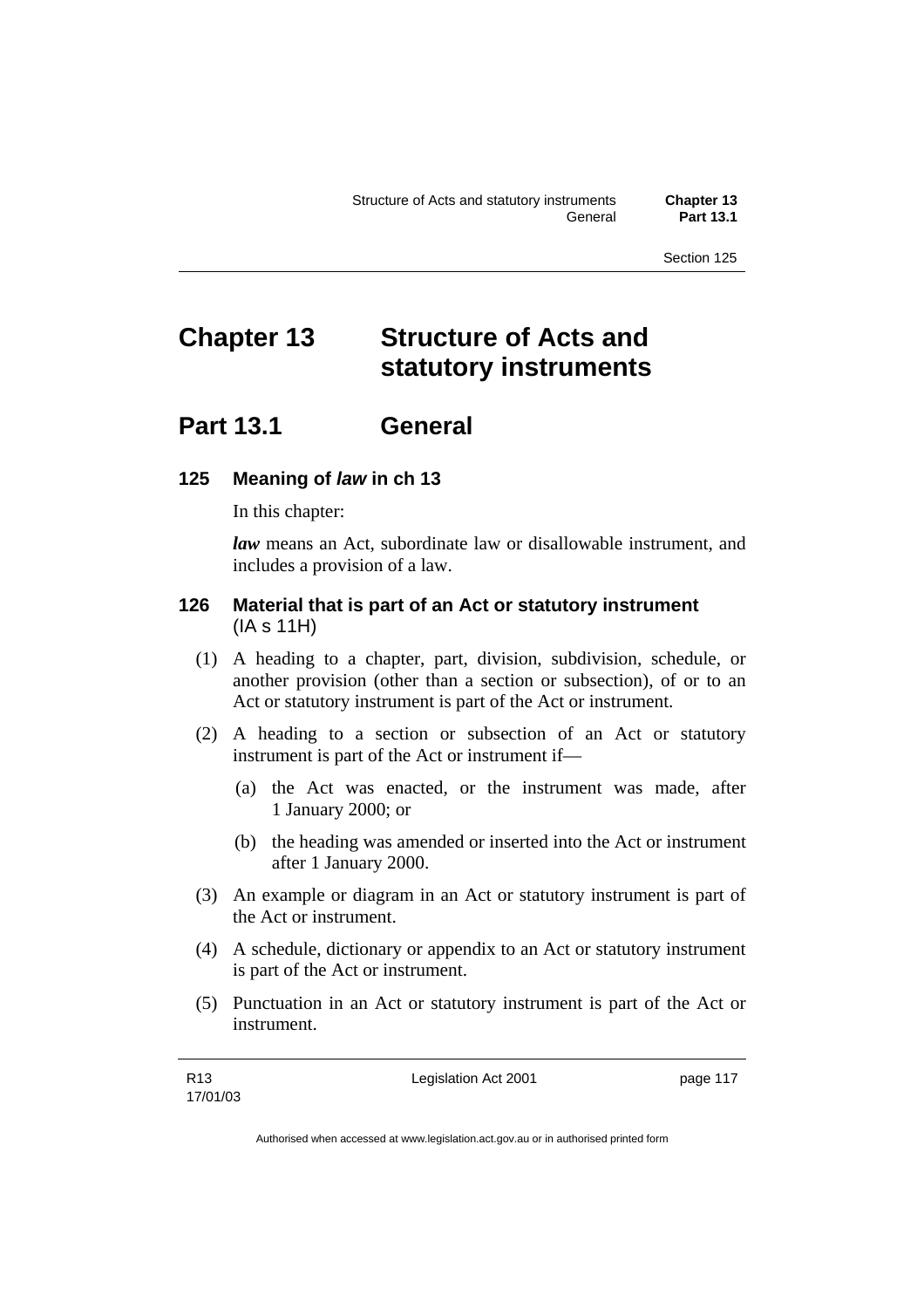# Chapter 13 Structure of Acts and statutory instruments

## Part 13.1 General

### 125 Meaning of *law* in ch 13

In this chapter:

***law*** means an Act, subordinate law or disallowable instrument, and includes a provision of a law.

### 126 Material that is part of an Act or statutory instrument (IA s 11H)

(1) A heading to a chapter, part, division, subdivision, schedule, or another provision (other than a section or subsection), of or to an Act or statutory instrument is part of the Act or instrument.

(2) A heading to a section or subsection of an Act or statutory instrument is part of the Act or instrument if—

(a) the Act was enacted, or the instrument was made, after 1 January 2000; or

(b) the heading was amended or inserted into the Act or instrument after 1 January 2000.

(3) An example or diagram in an Act or statutory instrument is part of the Act or instrument.

(4) A schedule, dictionary or appendix to an Act or statutory instrument is part of the Act or instrument.

(5) Punctuation in an Act or statutory instrument is part of the Act or instrument.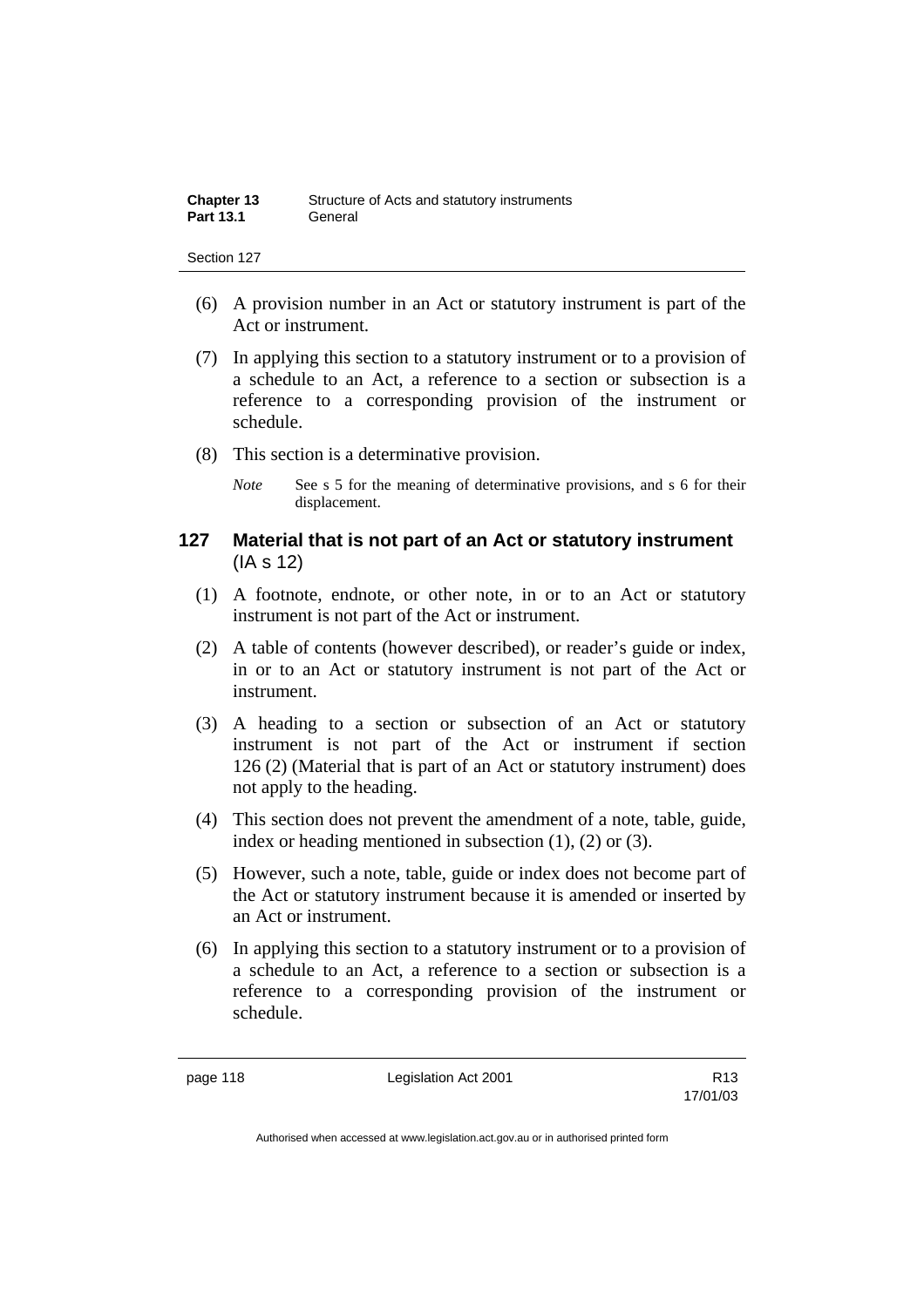(6) A provision number in an Act or statutory instrument is part of the Act or instrument.

(7) In applying this section to a statutory instrument or to a provision of a schedule to an Act, a reference to a section or subsection is a reference to a corresponding provision of the instrument or schedule.

(8) This section is a determinative provision.

*Note* See s 5 for the meaning of determinative provisions, and s 6 for their displacement.

### 127 Material that is not part of an Act or statutory instrument (IA s 12)

(1) A footnote, endnote, or other note, in or to an Act or statutory instrument is not part of the Act or instrument.

(2) A table of contents (however described), or reader's guide or index, in or to an Act or statutory instrument is not part of the Act or instrument.

(3) A heading to a section or subsection of an Act or statutory instrument is not part of the Act or instrument if section 126 (2) (Material that is part of an Act or statutory instrument) does not apply to the heading.

(4) This section does not prevent the amendment of a note, table, guide, index or heading mentioned in subsection (1), (2) or (3).

(5) However, such a note, table, guide or index does not become part of the Act or statutory instrument because it is amended or inserted by an Act or instrument.

(6) In applying this section to a statutory instrument or to a provision of a schedule to an Act, a reference to a section or subsection is a reference to a corresponding provision of the instrument or schedule.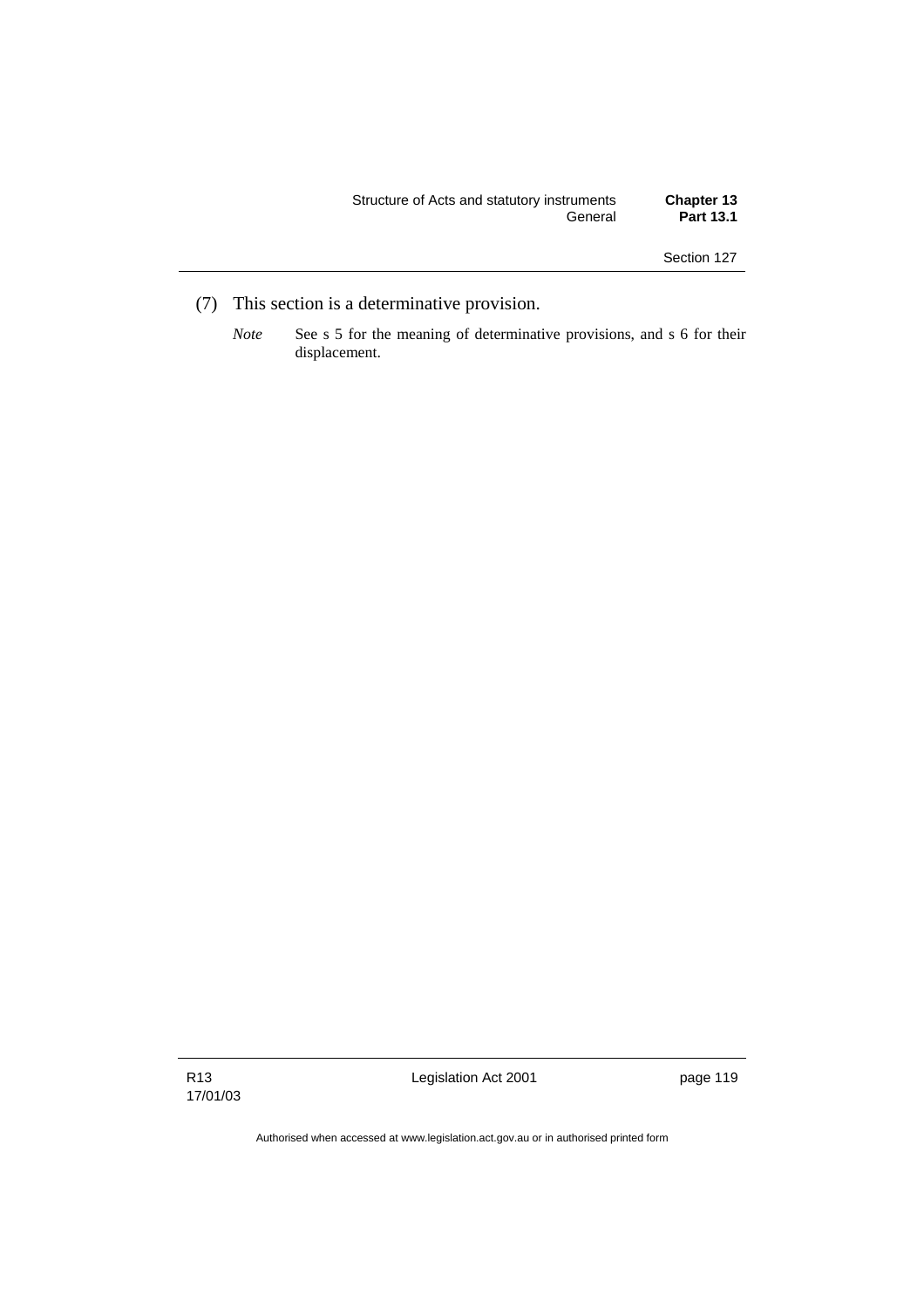(7) This section is a determinative provision.

*Note* See s 5 for the meaning of determinative provisions, and s 6 for their displacement.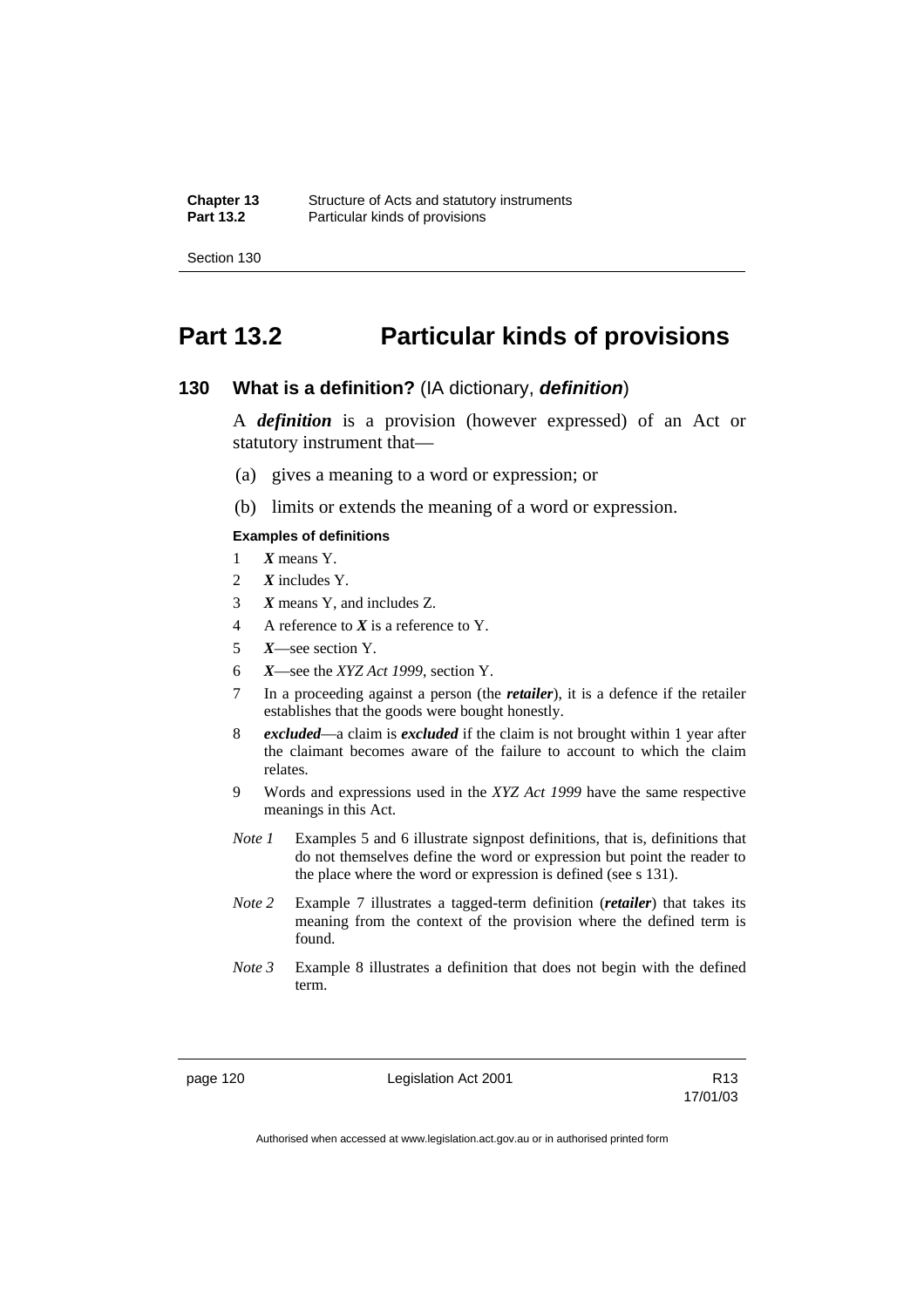# Part 13.2 Particular kinds of provisions

## 130 What is a definition? (IA dictionary, ***definition***)

A ***definition*** is a provision (however expressed) of an Act or statutory instrument that—

(a) gives a meaning to a word or expression; or

(b) limits or extends the meaning of a word or expression.

#### Examples of definitions

1 ***X*** means Y.

2 ***X*** includes Y.

3 ***X*** means Y, and includes Z.

4 A reference to ***X*** is a reference to Y.

5 ***X***—see section Y.

6 ***X***—see the *XYZ Act 1999*, section Y.

7 In a proceeding against a person (the ***retailer***), it is a defence if the retailer establishes that the goods were bought honestly.

8 ***excluded***—a claim is ***excluded*** if the claim is not brought within 1 year after the claimant becomes aware of the failure to account to which the claim relates.

9 Words and expressions used in the *XYZ Act 1999* have the same respective meanings in this Act.

*Note 1* Examples 5 and 6 illustrate signpost definitions, that is, definitions that do not themselves define the word or expression but point the reader to the place where the word or expression is defined (see s 131).

*Note 2* Example 7 illustrates a tagged-term definition (***retailer***) that takes its meaning from the context of the provision where the defined term is found.

*Note 3* Example 8 illustrates a definition that does not begin with the defined term.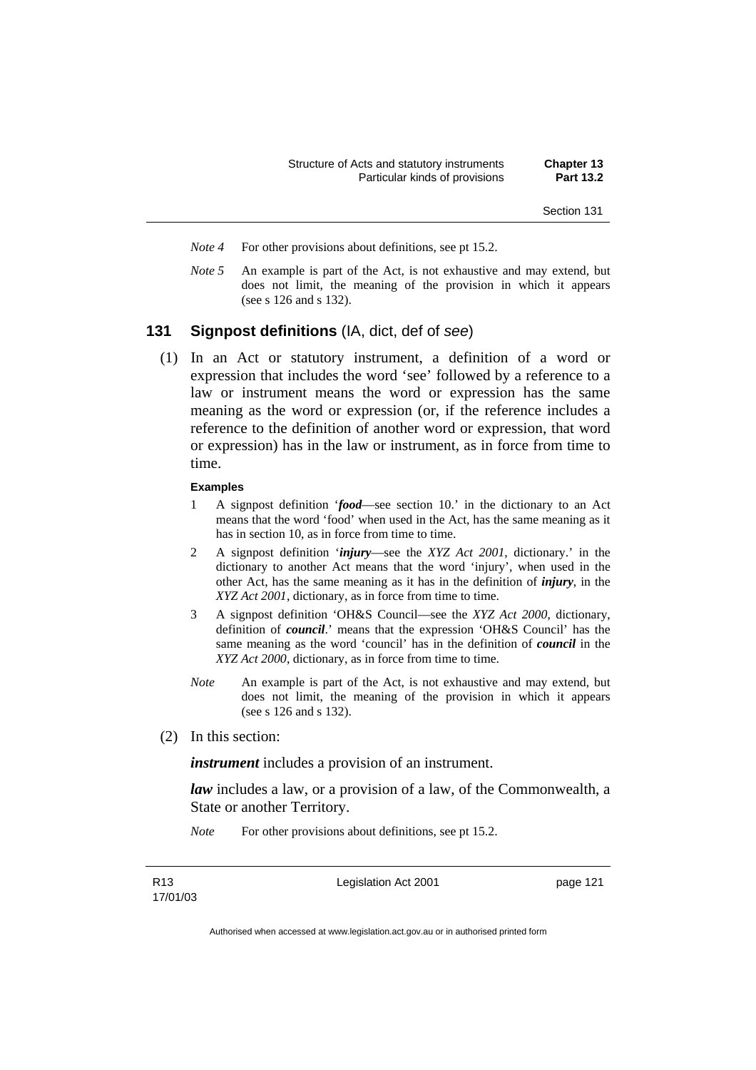*Note 4* For other provisions about definitions, see pt 15.2.

*Note 5* An example is part of the Act, is not exhaustive and may extend, but does not limit, the meaning of the provision in which it appears (see s 126 and s 132).

## 131 Signpost definitions (IA, dict, def of *see*)

(1) In an Act or statutory instrument, a definition of a word or expression that includes the word 'see' followed by a reference to a law or instrument means the word or expression has the same meaning as the word or expression (or, if the reference includes a reference to the definition of another word or expression, that word or expression) has in the law or instrument, as in force from time to time.

**Examples**

1 A signpost definition '***food***—see section 10.' in the dictionary to an Act means that the word 'food' when used in the Act, has the same meaning as it has in section 10, as in force from time to time.

2 A signpost definition '***injury***—see the *XYZ Act 2001*, dictionary.' in the dictionary to another Act means that the word 'injury', when used in the other Act, has the same meaning as it has in the definition of ***injury***, in the *XYZ Act 2001*, dictionary, as in force from time to time.

3 A signpost definition 'OH&S Council—see the *XYZ Act 2000*, dictionary, definition of ***council***.' means that the expression 'OH&S Council' has the same meaning as the word 'council' has in the definition of ***council*** in the *XYZ Act 2000*, dictionary, as in force from time to time.

*Note* An example is part of the Act, is not exhaustive and may extend, but does not limit, the meaning of the provision in which it appears (see s 126 and s 132).

(2) In this section:

***instrument*** includes a provision of an instrument.

***law*** includes a law, or a provision of a law, of the Commonwealth, a State or another Territory.

*Note* For other provisions about definitions, see pt 15.2.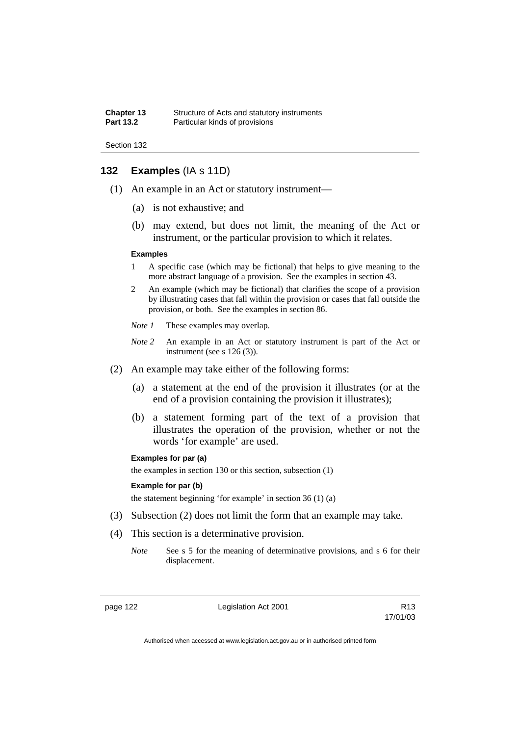## 132 Examples (IA s 11D)

(1) An example in an Act or statutory instrument—

(a) is not exhaustive; and

(b) may extend, but does not limit, the meaning of the Act or instrument, or the particular provision to which it relates.

**Examples**

1 A specific case (which may be fictional) that helps to give meaning to the more abstract language of a provision. See the examples in section 43.

2 An example (which may be fictional) that clarifies the scope of a provision by illustrating cases that fall within the provision or cases that fall outside the provision, or both. See the examples in section 86.

*Note 1* These examples may overlap.

*Note 2* An example in an Act or statutory instrument is part of the Act or instrument (see s 126 (3)).

(2) An example may take either of the following forms:

(a) a statement at the end of the provision it illustrates (or at the end of a provision containing the provision it illustrates);

(b) a statement forming part of the text of a provision that illustrates the operation of the provision, whether or not the words 'for example' are used.

**Examples for par (a)**

the examples in section 130 or this section, subsection (1)

**Example for par (b)**

the statement beginning 'for example' in section 36 (1) (a)

(3) Subsection (2) does not limit the form that an example may take.

(4) This section is a determinative provision.

*Note* See s 5 for the meaning of determinative provisions, and s 6 for their displacement.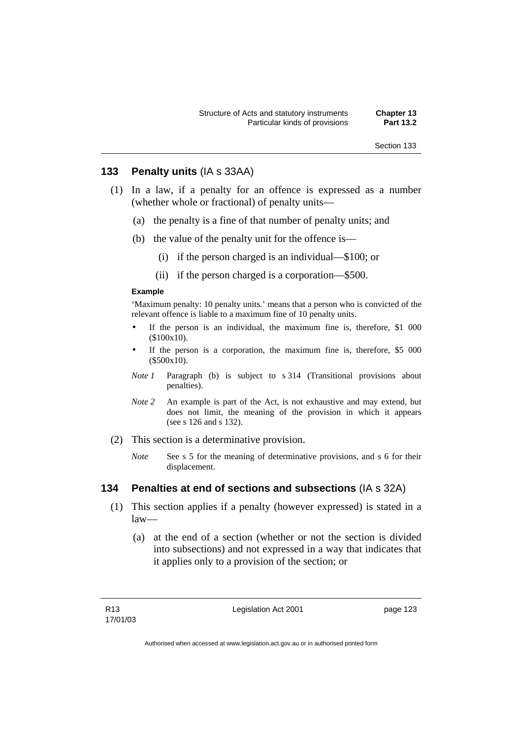### 133 Penalty units (IA s 33AA)

(1) In a law, if a penalty for an offence is expressed as a number (whether whole or fractional) of penalty units—

(a) the penalty is a fine of that number of penalty units; and

(b) the value of the penalty unit for the offence is—

(i) if the person charged is an individual—$100; or

(ii) if the person charged is a corporation—$500.

**Example**

'Maximum penalty: 10 penalty units.' means that a person who is convicted of the relevant offence is liable to a maximum fine of 10 penalty units.

- If the person is an individual, the maximum fine is, therefore, $1 000 ($100x10).
- If the person is a corporation, the maximum fine is, therefore, $5 000 ($500x10).

*Note 1* Paragraph (b) is subject to s 314 (Transitional provisions about penalties).

*Note 2* An example is part of the Act, is not exhaustive and may extend, but does not limit, the meaning of the provision in which it appears (see s 126 and s 132).

(2) This section is a determinative provision.

*Note* See s 5 for the meaning of determinative provisions, and s 6 for their displacement.

### 134 Penalties at end of sections and subsections (IA s 32A)

(1) This section applies if a penalty (however expressed) is stated in a law—

(a) at the end of a section (whether or not the section is divided into subsections) and not expressed in a way that indicates that it applies only to a provision of the section; or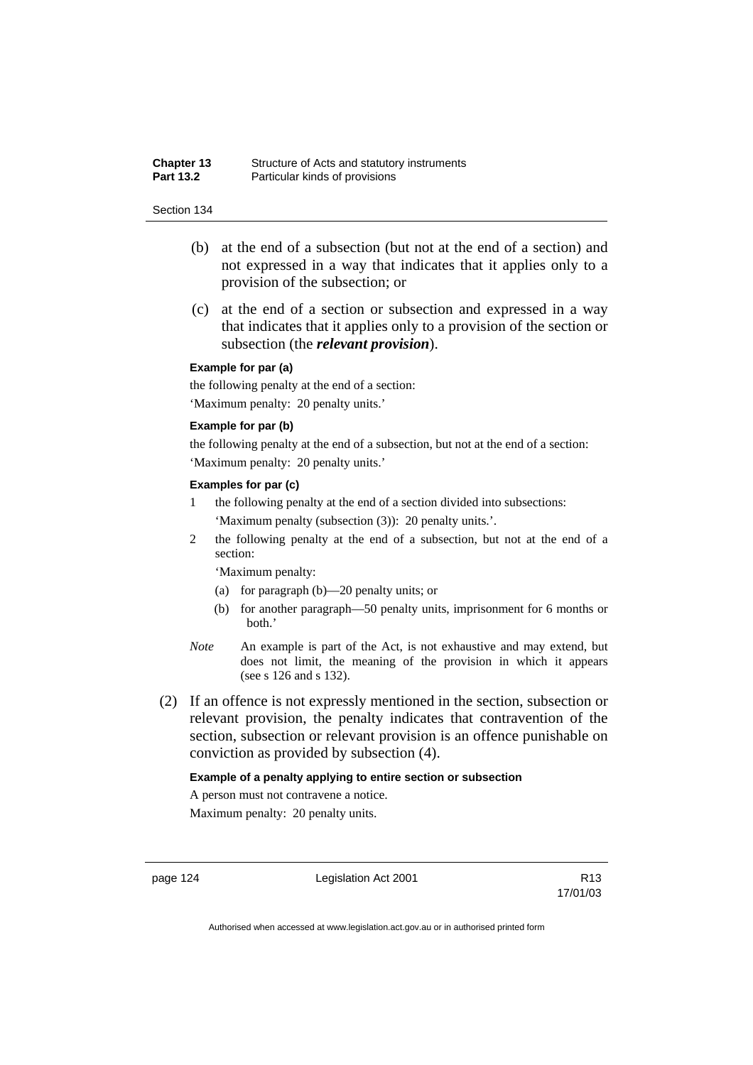(b) at the end of a subsection (but not at the end of a section) and not expressed in a way that indicates that it applies only to a provision of the subsection; or

(c) at the end of a section or subsection and expressed in a way that indicates that it applies only to a provision of the section or subsection (the ***relevant provision***).

**Example for par (a)**

the following penalty at the end of a section:

'Maximum penalty: 20 penalty units.'

**Example for par (b)**

the following penalty at the end of a subsection, but not at the end of a section:

'Maximum penalty: 20 penalty units.'

**Examples for par (c)**

1 the following penalty at the end of a section divided into subsections:

'Maximum penalty (subsection (3)): 20 penalty units.'.

2 the following penalty at the end of a subsection, but not at the end of a section:

'Maximum penalty:

(a) for paragraph (b)—20 penalty units; or

(b) for another paragraph—50 penalty units, imprisonment for 6 months or both.'

*Note* An example is part of the Act, is not exhaustive and may extend, but does not limit, the meaning of the provision in which it appears (see s 126 and s 132).

(2) If an offence is not expressly mentioned in the section, subsection or relevant provision, the penalty indicates that contravention of the section, subsection or relevant provision is an offence punishable on conviction as provided by subsection (4).

**Example of a penalty applying to entire section or subsection**

A person must not contravene a notice.

Maximum penalty: 20 penalty units.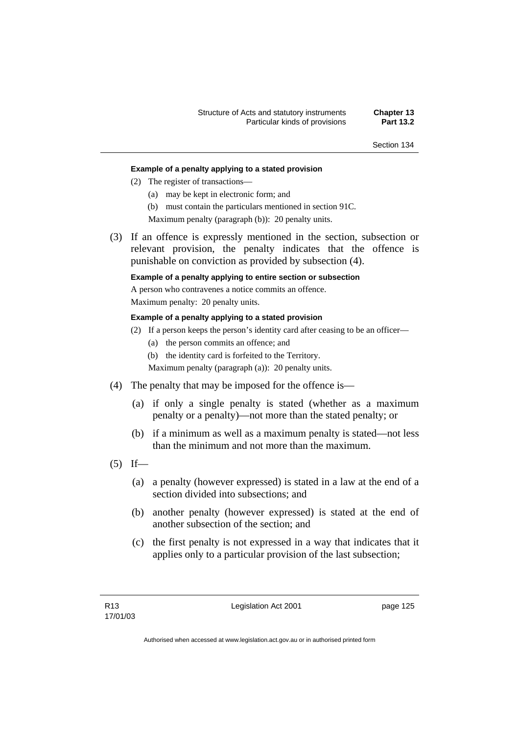**Example of a penalty applying to a stated provision**

(2) The register of transactions—

(a) may be kept in electronic form; and

(b) must contain the particulars mentioned in section 91C.

Maximum penalty (paragraph (b)): 20 penalty units.

(3) If an offence is expressly mentioned in the section, subsection or relevant provision, the penalty indicates that the offence is punishable on conviction as provided by subsection (4).

**Example of a penalty applying to entire section or subsection**

A person who contravenes a notice commits an offence.

Maximum penalty: 20 penalty units.

**Example of a penalty applying to a stated provision**

(2) If a person keeps the person's identity card after ceasing to be an officer—

(a) the person commits an offence; and

(b) the identity card is forfeited to the Territory.

Maximum penalty (paragraph (a)): 20 penalty units.

(4) The penalty that may be imposed for the offence is—

(a) if only a single penalty is stated (whether as a maximum penalty or a penalty)—not more than the stated penalty; or

(b) if a minimum as well as a maximum penalty is stated—not less than the minimum and not more than the maximum.

(5) If—

(a) a penalty (however expressed) is stated in a law at the end of a section divided into subsections; and

(b) another penalty (however expressed) is stated at the end of another subsection of the section; and

(c) the first penalty is not expressed in a way that indicates that it applies only to a particular provision of the last subsection;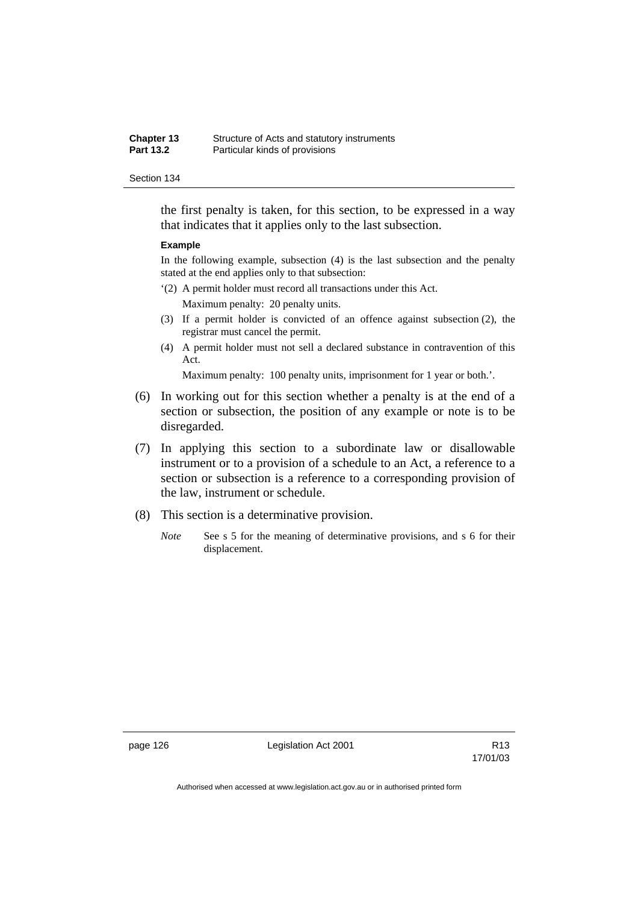the first penalty is taken, for this section, to be expressed in a way that indicates that it applies only to the last subsection.

**Example**

In the following example, subsection (4) is the last subsection and the penalty stated at the end applies only to that subsection:

'(2) A permit holder must record all transactions under this Act.

Maximum penalty: 20 penalty units.

(3) If a permit holder is convicted of an offence against subsection (2), the registrar must cancel the permit.

(4) A permit holder must not sell a declared substance in contravention of this Act.

Maximum penalty: 100 penalty units, imprisonment for 1 year or both.'.

(6) In working out for this section whether a penalty is at the end of a section or subsection, the position of any example or note is to be disregarded.

(7) In applying this section to a subordinate law or disallowable instrument or to a provision of a schedule to an Act, a reference to a section or subsection is a reference to a corresponding provision of the law, instrument or schedule.

(8) This section is a determinative provision.

*Note* See s 5 for the meaning of determinative provisions, and s 6 for their displacement.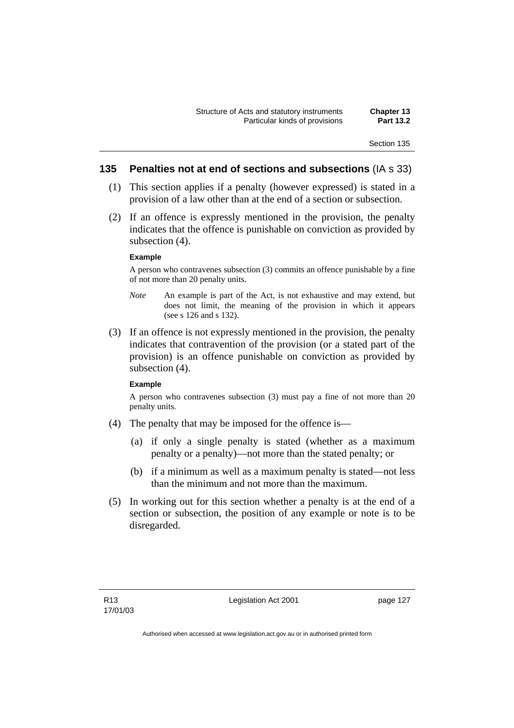### 135 Penalties not at end of sections and subsections (IA s 33)

(1) This section applies if a penalty (however expressed) is stated in a provision of a law other than at the end of a section or subsection.

(2) If an offence is expressly mentioned in the provision, the penalty indicates that the offence is punishable on conviction as provided by subsection (4).

**Example**

A person who contravenes subsection (3) commits an offence punishable by a fine of not more than 20 penalty units.

*Note* An example is part of the Act, is not exhaustive and may extend, but does not limit, the meaning of the provision in which it appears (see s 126 and s 132).

(3) If an offence is not expressly mentioned in the provision, the penalty indicates that contravention of the provision (or a stated part of the provision) is an offence punishable on conviction as provided by subsection (4).

**Example**

A person who contravenes subsection (3) must pay a fine of not more than 20 penalty units.

(4) The penalty that may be imposed for the offence is—

(a) if only a single penalty is stated (whether as a maximum penalty or a penalty)—not more than the stated penalty; or

(b) if a minimum as well as a maximum penalty is stated—not less than the minimum and not more than the maximum.

(5) In working out for this section whether a penalty is at the end of a section or subsection, the position of any example or note is to be disregarded.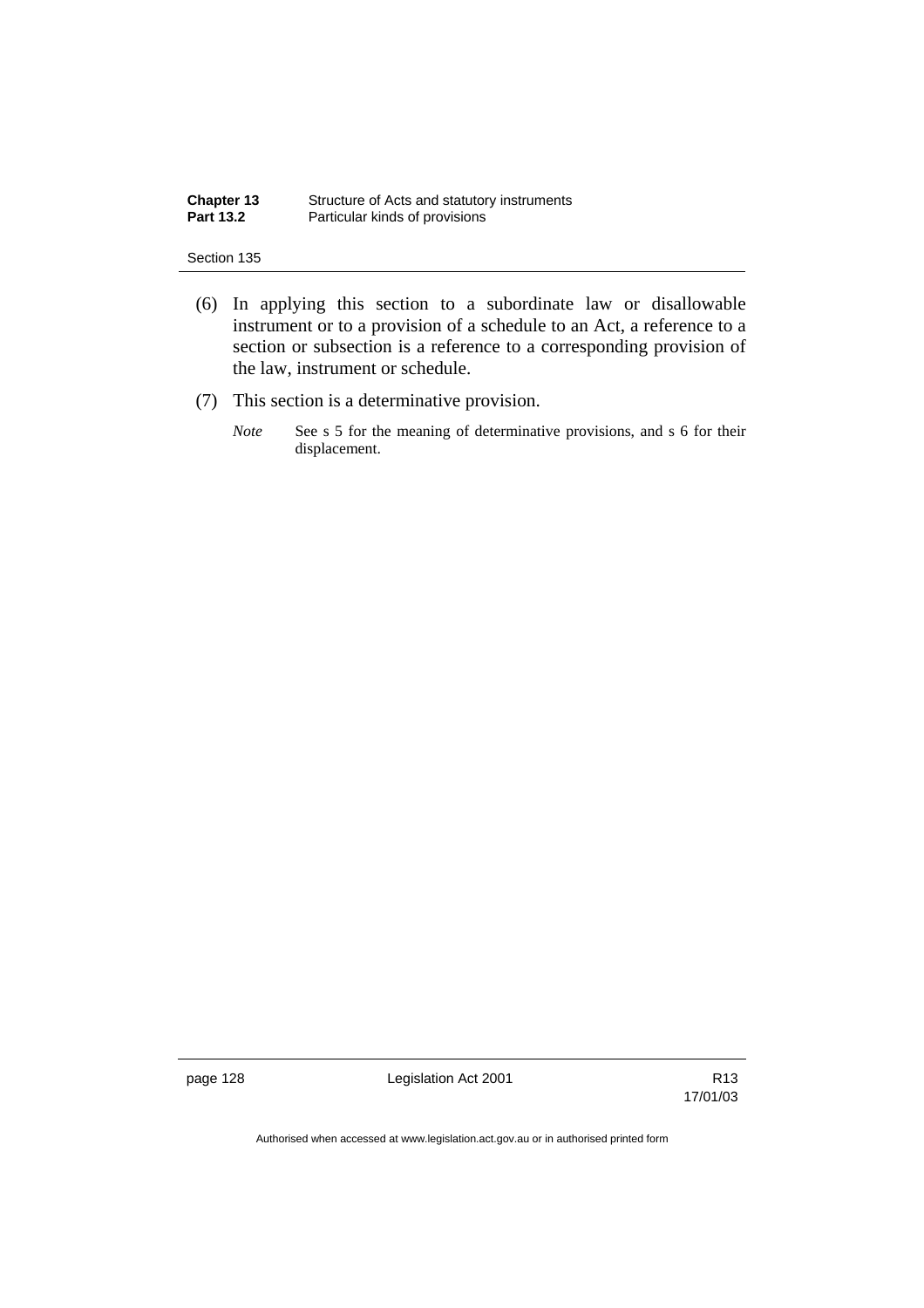(6) In applying this section to a subordinate law or disallowable instrument or to a provision of a schedule to an Act, a reference to a section or subsection is a reference to a corresponding provision of the law, instrument or schedule.

(7) This section is a determinative provision.

*Note* See s 5 for the meaning of determinative provisions, and s 6 for their displacement.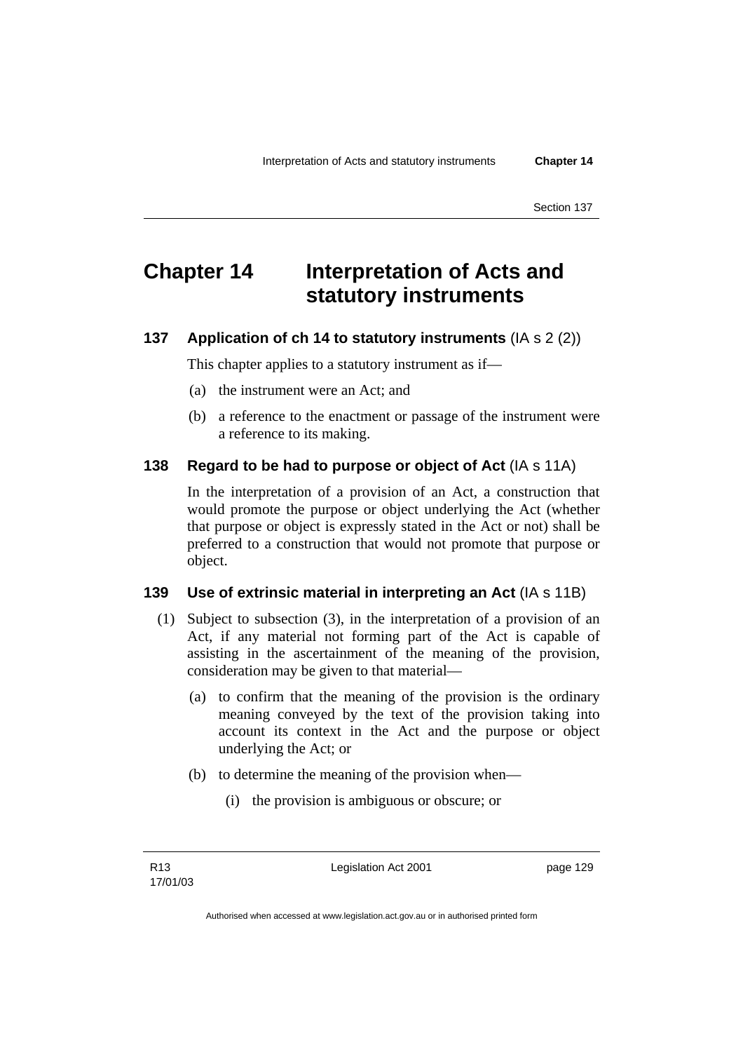# Chapter 14 Interpretation of Acts and statutory instruments

## 137 Application of ch 14 to statutory instruments (IA s 2 (2))

This chapter applies to a statutory instrument as if—

(a) the instrument were an Act; and

(b) a reference to the enactment or passage of the instrument were a reference to its making.

## 138 Regard to be had to purpose or object of Act (IA s 11A)

In the interpretation of a provision of an Act, a construction that would promote the purpose or object underlying the Act (whether that purpose or object is expressly stated in the Act or not) shall be preferred to a construction that would not promote that purpose or object.

## 139 Use of extrinsic material in interpreting an Act (IA s 11B)

(1) Subject to subsection (3), in the interpretation of a provision of an Act, if any material not forming part of the Act is capable of assisting in the ascertainment of the meaning of the provision, consideration may be given to that material—

(a) to confirm that the meaning of the provision is the ordinary meaning conveyed by the text of the provision taking into account its context in the Act and the purpose or object underlying the Act; or

(b) to determine the meaning of the provision when—

(i) the provision is ambiguous or obscure; or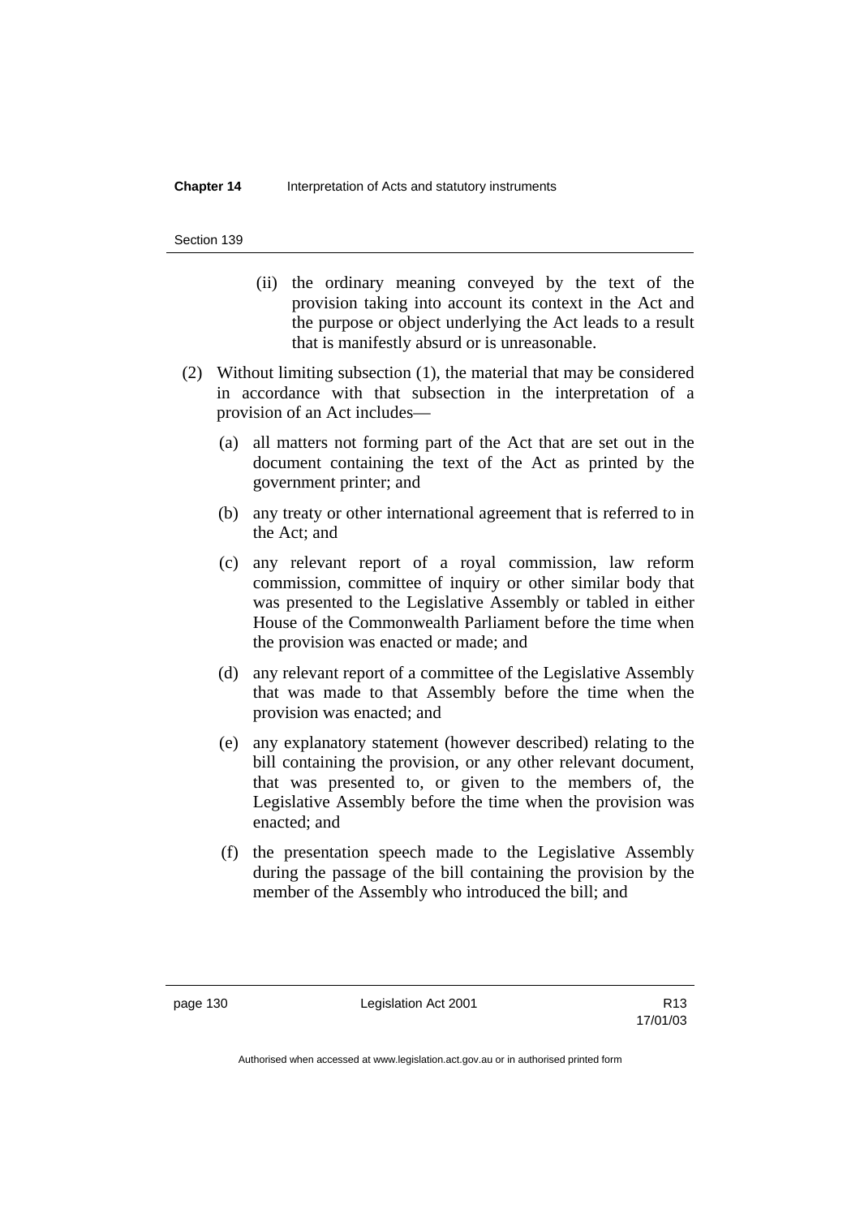(ii) the ordinary meaning conveyed by the text of the provision taking into account its context in the Act and the purpose or object underlying the Act leads to a result that is manifestly absurd or is unreasonable.

(2) Without limiting subsection (1), the material that may be considered in accordance with that subsection in the interpretation of a provision of an Act includes—

(a) all matters not forming part of the Act that are set out in the document containing the text of the Act as printed by the government printer; and

(b) any treaty or other international agreement that is referred to in the Act; and

(c) any relevant report of a royal commission, law reform commission, committee of inquiry or other similar body that was presented to the Legislative Assembly or tabled in either House of the Commonwealth Parliament before the time when the provision was enacted or made; and

(d) any relevant report of a committee of the Legislative Assembly that was made to that Assembly before the time when the provision was enacted; and

(e) any explanatory statement (however described) relating to the bill containing the provision, or any other relevant document, that was presented to, or given to the members of, the Legislative Assembly before the time when the provision was enacted; and

(f) the presentation speech made to the Legislative Assembly during the passage of the bill containing the provision by the member of the Assembly who introduced the bill; and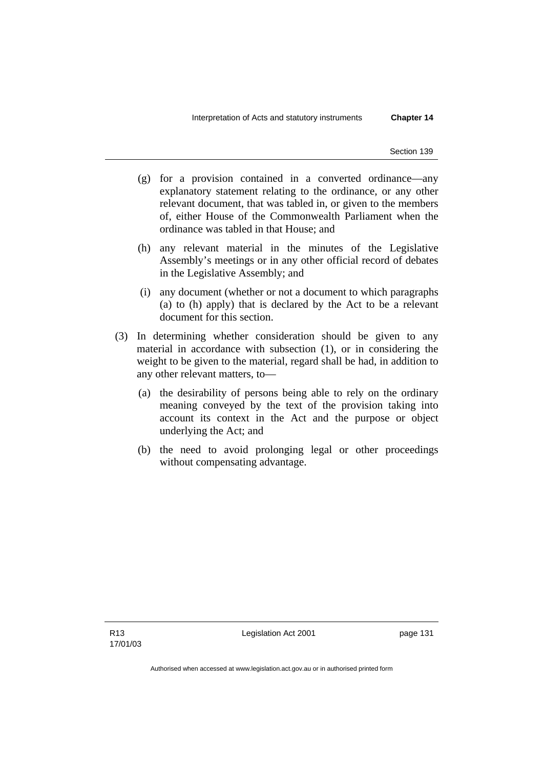(g) for a provision contained in a converted ordinance—any explanatory statement relating to the ordinance, or any other relevant document, that was tabled in, or given to the members of, either House of the Commonwealth Parliament when the ordinance was tabled in that House; and

(h) any relevant material in the minutes of the Legislative Assembly's meetings or in any other official record of debates in the Legislative Assembly; and

(i) any document (whether or not a document to which paragraphs (a) to (h) apply) that is declared by the Act to be a relevant document for this section.

(3) In determining whether consideration should be given to any material in accordance with subsection (1), or in considering the weight to be given to the material, regard shall be had, in addition to any other relevant matters, to—

(a) the desirability of persons being able to rely on the ordinary meaning conveyed by the text of the provision taking into account its context in the Act and the purpose or object underlying the Act; and

(b) the need to avoid prolonging legal or other proceedings without compensating advantage.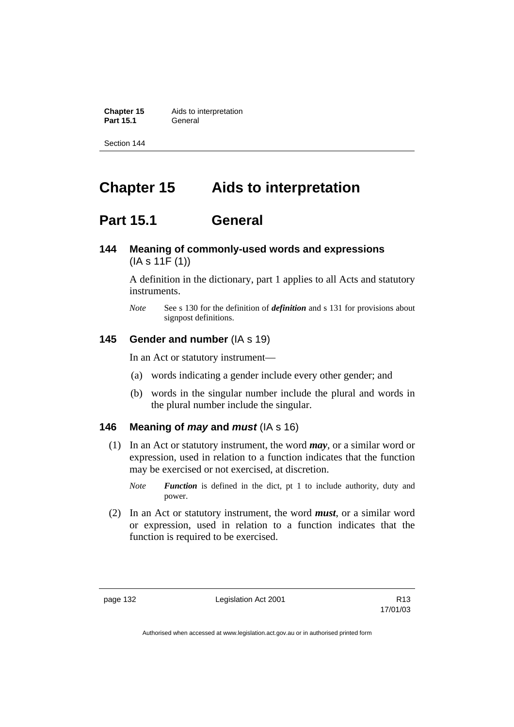# Chapter 15 Aids to interpretation

## Part 15.1 General

### 144 Meaning of commonly-used words and expressions (IA s 11F (1))

A definition in the dictionary, part 1 applies to all Acts and statutory instruments.

*Note* See s 130 for the definition of ***definition*** and s 131 for provisions about signpost definitions.

### 145 Gender and number (IA s 19)

In an Act or statutory instrument—

(a) words indicating a gender include every other gender; and

(b) words in the singular number include the plural and words in the plural number include the singular.

### 146 Meaning of *may* and *must* (IA s 16)

(1) In an Act or statutory instrument, the word ***may***, or a similar word or expression, used in relation to a function indicates that the function may be exercised or not exercised, at discretion.

*Note* ***Function*** is defined in the dict, pt 1 to include authority, duty and power.

(2) In an Act or statutory instrument, the word ***must***, or a similar word or expression, used in relation to a function indicates that the function is required to be exercised.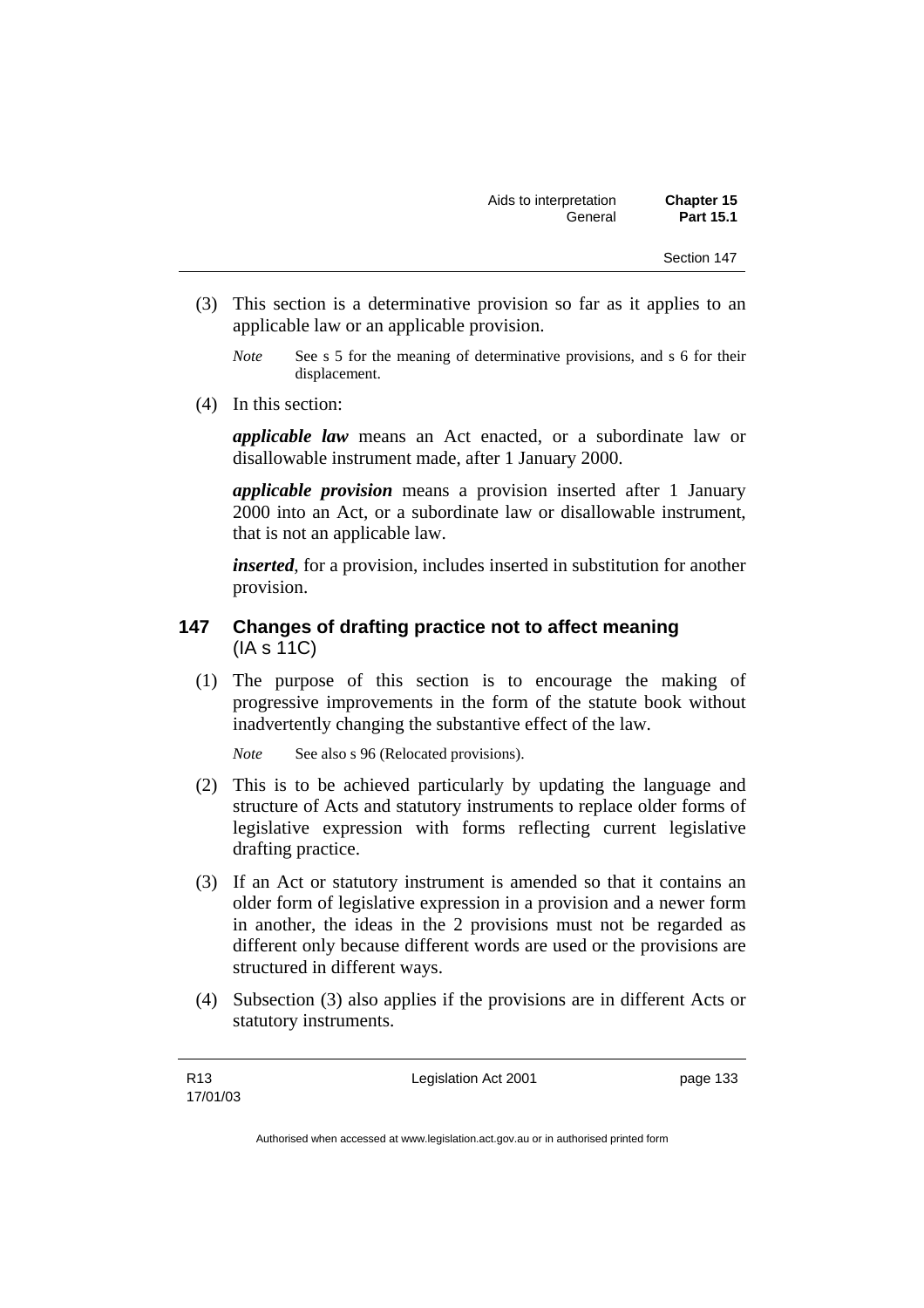(3) This section is a determinative provision so far as it applies to an applicable law or an applicable provision.

*Note* See s 5 for the meaning of determinative provisions, and s 6 for their displacement.

(4) In this section:

***applicable law*** means an Act enacted, or a subordinate law or disallowable instrument made, after 1 January 2000.

***applicable provision*** means a provision inserted after 1 January 2000 into an Act, or a subordinate law or disallowable instrument, that is not an applicable law.

***inserted***, for a provision, includes inserted in substitution for another provision.

### 147 Changes of drafting practice not to affect meaning (IA s 11C)

(1) The purpose of this section is to encourage the making of progressive improvements in the form of the statute book without inadvertently changing the substantive effect of the law.

*Note* See also s 96 (Relocated provisions).

(2) This is to be achieved particularly by updating the language and structure of Acts and statutory instruments to replace older forms of legislative expression with forms reflecting current legislative drafting practice.

(3) If an Act or statutory instrument is amended so that it contains an older form of legislative expression in a provision and a newer form in another, the ideas in the 2 provisions must not be regarded as different only because different words are used or the provisions are structured in different ways.

(4) Subsection (3) also applies if the provisions are in different Acts or statutory instruments.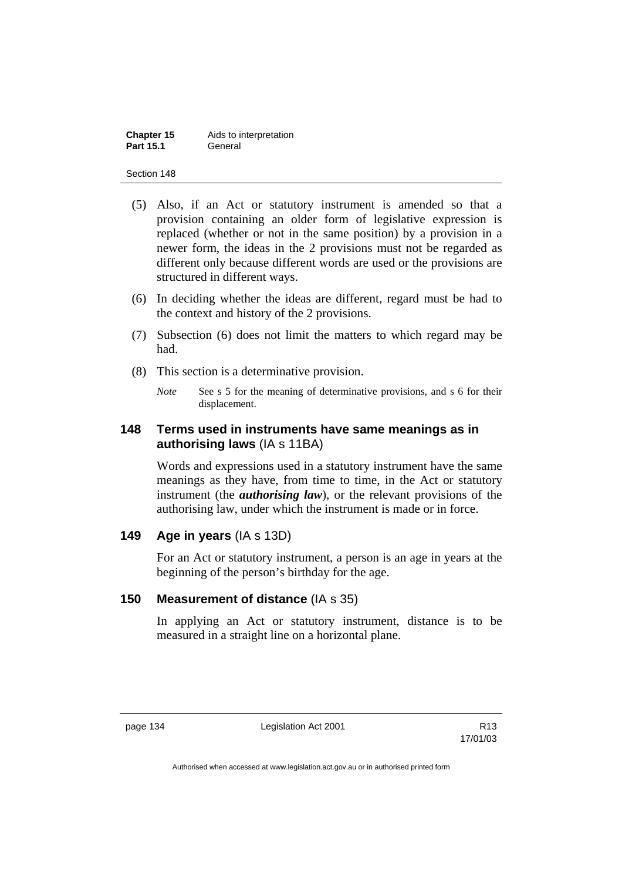(5) Also, if an Act or statutory instrument is amended so that a provision containing an older form of legislative expression is replaced (whether or not in the same position) by a provision in a newer form, the ideas in the 2 provisions must not be regarded as different only because different words are used or the provisions are structured in different ways.

(6) In deciding whether the ideas are different, regard must be had to the context and history of the 2 provisions.

(7) Subsection (6) does not limit the matters to which regard may be had.

(8) This section is a determinative provision.

*Note* See s 5 for the meaning of determinative provisions, and s 6 for their displacement.

### 148 Terms used in instruments have same meanings as in authorising laws (IA s 11BA)

Words and expressions used in a statutory instrument have the same meanings as they have, from time to time, in the Act or statutory instrument (the ***authorising law***), or the relevant provisions of the authorising law, under which the instrument is made or in force.

### 149 Age in years (IA s 13D)

For an Act or statutory instrument, a person is an age in years at the beginning of the person's birthday for the age.

### 150 Measurement of distance (IA s 35)

In applying an Act or statutory instrument, distance is to be measured in a straight line on a horizontal plane.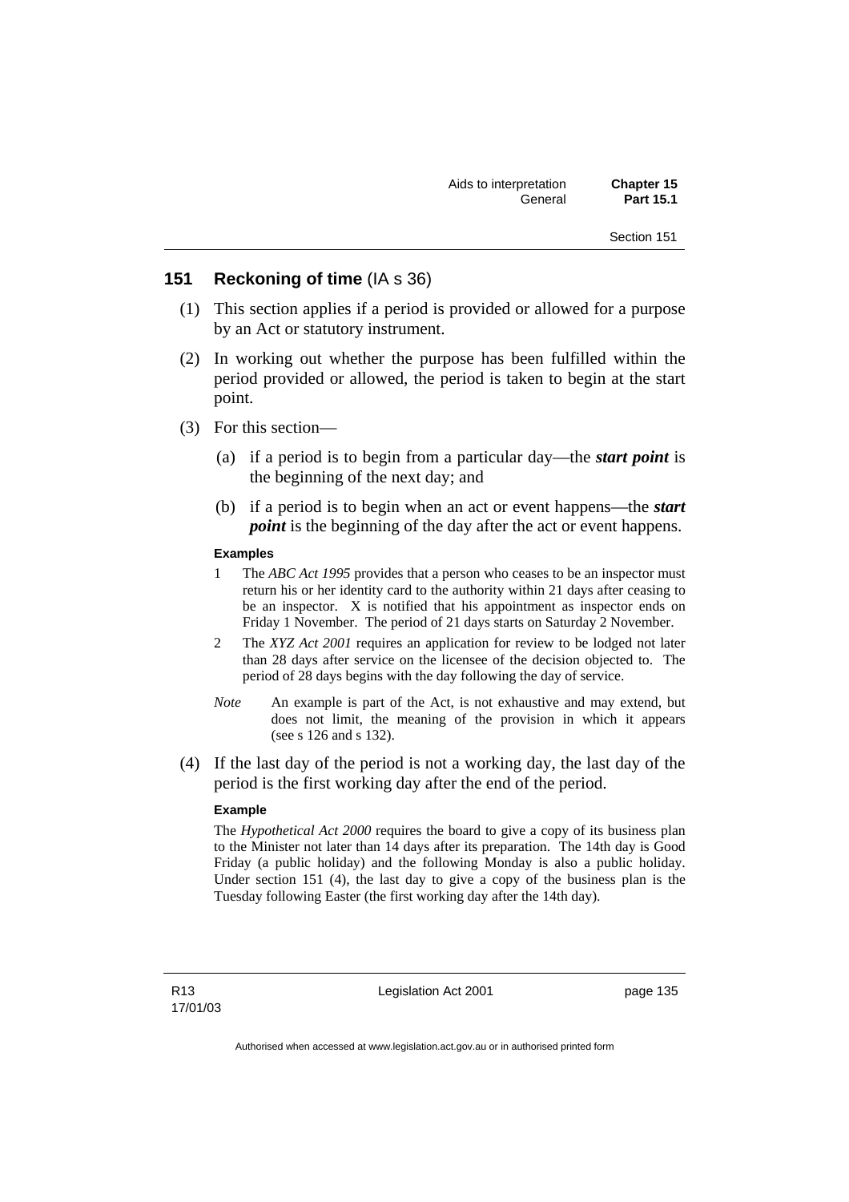## 151 Reckoning of time (IA s 36)

(1) This section applies if a period is provided or allowed for a purpose by an Act or statutory instrument.

(2) In working out whether the purpose has been fulfilled within the period provided or allowed, the period is taken to begin at the start point.

(3) For this section—

(a) if a period is to begin from a particular day—the ***start point*** is the beginning of the next day; and

(b) if a period is to begin when an act or event happens—the ***start point*** is the beginning of the day after the act or event happens.

**Examples**

1 The *ABC Act 1995* provides that a person who ceases to be an inspector must return his or her identity card to the authority within 21 days after ceasing to be an inspector. X is notified that his appointment as inspector ends on Friday 1 November. The period of 21 days starts on Saturday 2 November.

2 The *XYZ Act 2001* requires an application for review to be lodged not later than 28 days after service on the licensee of the decision objected to. The period of 28 days begins with the day following the day of service.

*Note* An example is part of the Act, is not exhaustive and may extend, but does not limit, the meaning of the provision in which it appears (see s 126 and s 132).

(4) If the last day of the period is not a working day, the last day of the period is the first working day after the end of the period.

**Example**

The *Hypothetical Act 2000* requires the board to give a copy of its business plan to the Minister not later than 14 days after its preparation. The 14th day is Good Friday (a public holiday) and the following Monday is also a public holiday. Under section 151 (4), the last day to give a copy of the business plan is the Tuesday following Easter (the first working day after the 14th day).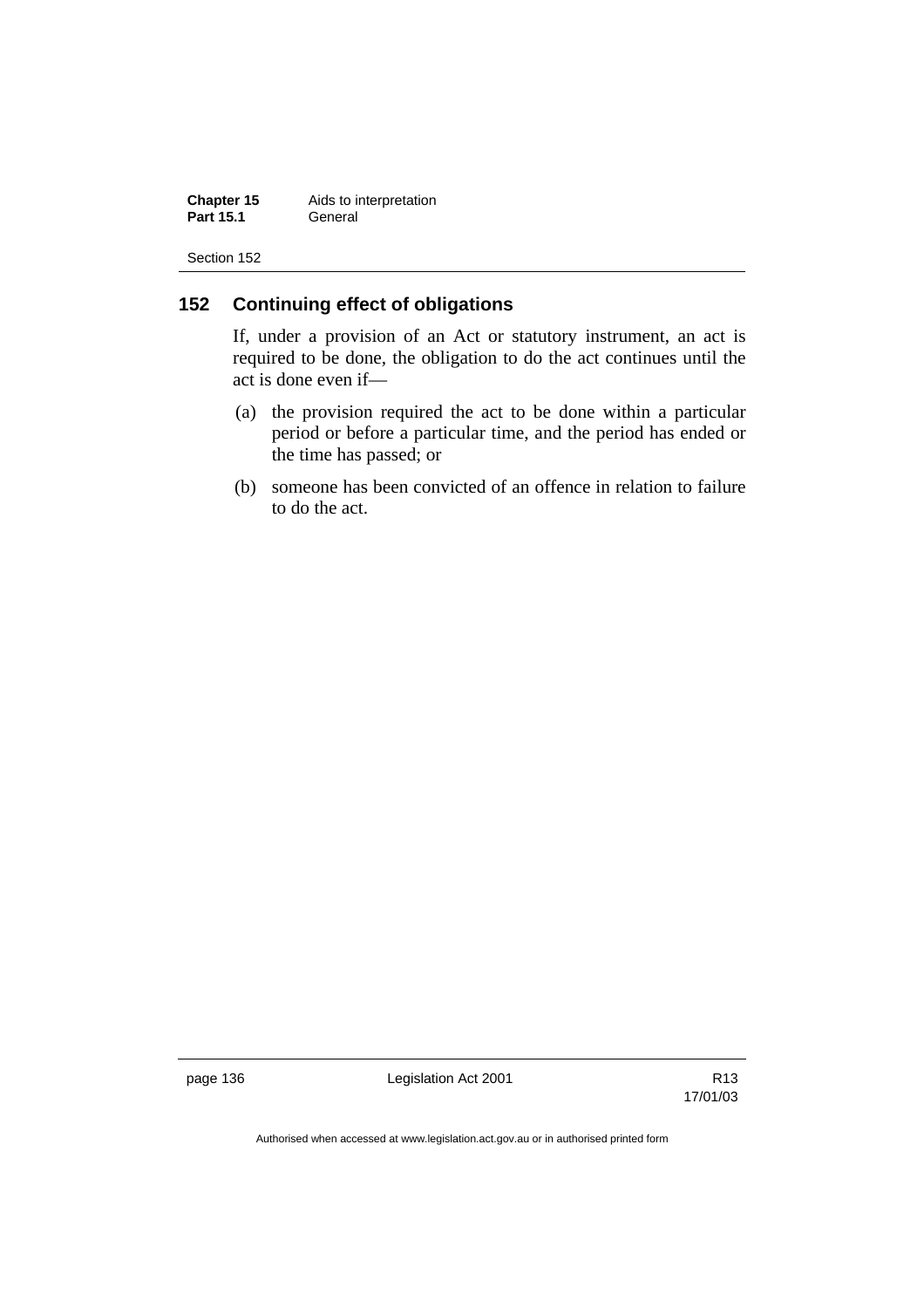## 152 Continuing effect of obligations

If, under a provision of an Act or statutory instrument, an act is required to be done, the obligation to do the act continues until the act is done even if—

(a) the provision required the act to be done within a particular period or before a particular time, and the period has ended or the time has passed; or

(b) someone has been convicted of an offence in relation to failure to do the act.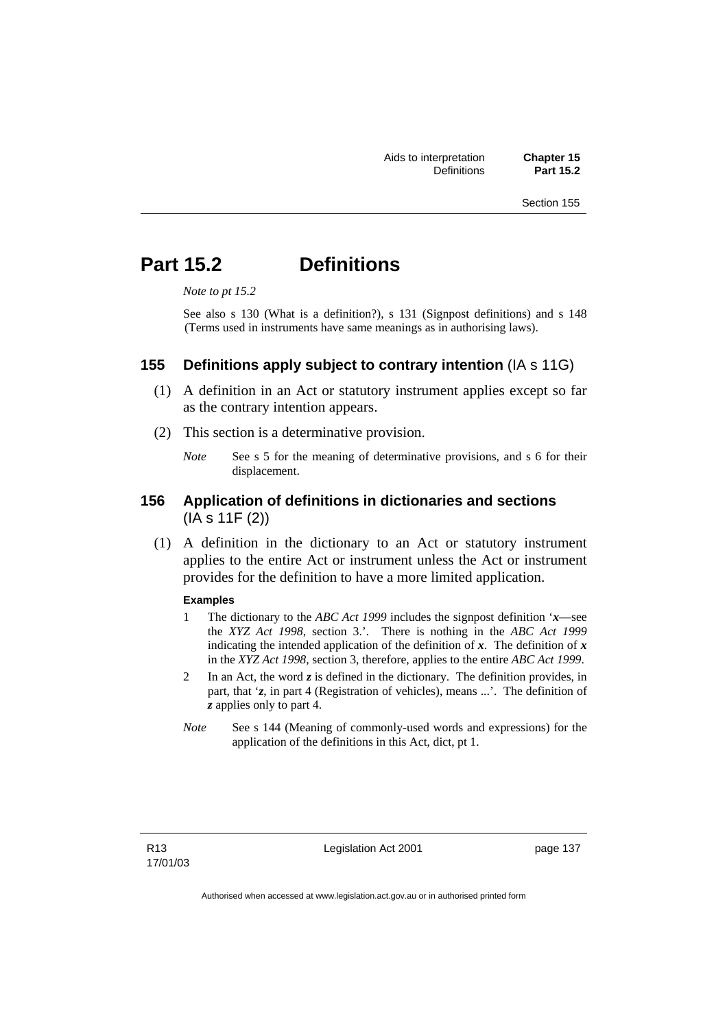# Part 15.2 Definitions

*Note to pt 15.2*

See also s 130 (What is a definition?), s 131 (Signpost definitions) and s 148 (Terms used in instruments have same meanings as in authorising laws).

## 155 Definitions apply subject to contrary intention (IA s 11G)

(1) A definition in an Act or statutory instrument applies except so far as the contrary intention appears.

(2) This section is a determinative provision.

*Note* See s 5 for the meaning of determinative provisions, and s 6 for their displacement.

## 156 Application of definitions in dictionaries and sections (IA s 11F (2))

(1) A definition in the dictionary to an Act or statutory instrument applies to the entire Act or instrument unless the Act or instrument provides for the definition to have a more limited application.

**Examples**

1 The dictionary to the *ABC Act 1999* includes the signpost definition '***x***—see the *XYZ Act 1998*, section 3.'. There is nothing in the *ABC Act 1999* indicating the intended application of the definition of ***x***. The definition of ***x*** in the *XYZ Act 1998*, section 3, therefore, applies to the entire *ABC Act 1999*.

2 In an Act, the word ***z*** is defined in the dictionary. The definition provides, in part, that '***z***, in part 4 (Registration of vehicles), means ...'. The definition of ***z*** applies only to part 4.

*Note* See s 144 (Meaning of commonly-used words and expressions) for the application of the definitions in this Act, dict, pt 1.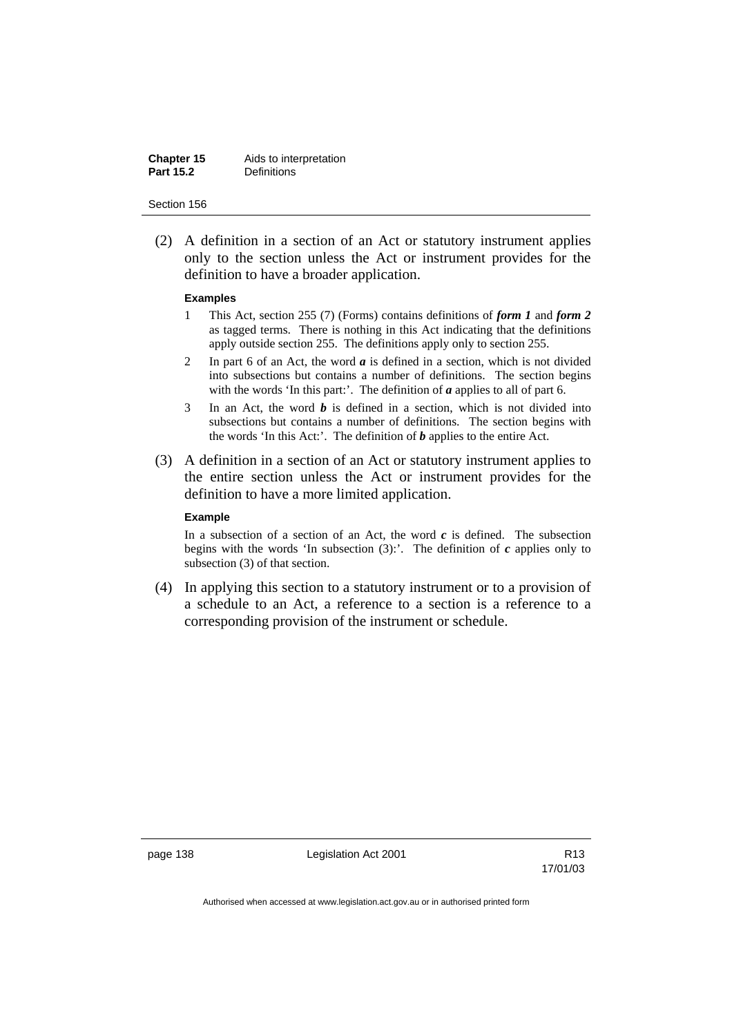(2) A definition in a section of an Act or statutory instrument applies only to the section unless the Act or instrument provides for the definition to have a broader application.

**Examples**

1 This Act, section 255 (7) (Forms) contains definitions of ***form 1*** and ***form 2*** as tagged terms. There is nothing in this Act indicating that the definitions apply outside section 255. The definitions apply only to section 255.

2 In part 6 of an Act, the word ***a*** is defined in a section, which is not divided into subsections but contains a number of definitions. The section begins with the words 'In this part:'. The definition of ***a*** applies to all of part 6.

3 In an Act, the word ***b*** is defined in a section, which is not divided into subsections but contains a number of definitions. The section begins with the words 'In this Act:'. The definition of ***b*** applies to the entire Act.

(3) A definition in a section of an Act or statutory instrument applies to the entire section unless the Act or instrument provides for the definition to have a more limited application.

**Example**

In a subsection of a section of an Act, the word ***c*** is defined. The subsection begins with the words 'In subsection (3):'. The definition of ***c*** applies only to subsection (3) of that section.

(4) In applying this section to a statutory instrument or to a provision of a schedule to an Act, a reference to a section is a reference to a corresponding provision of the instrument or schedule.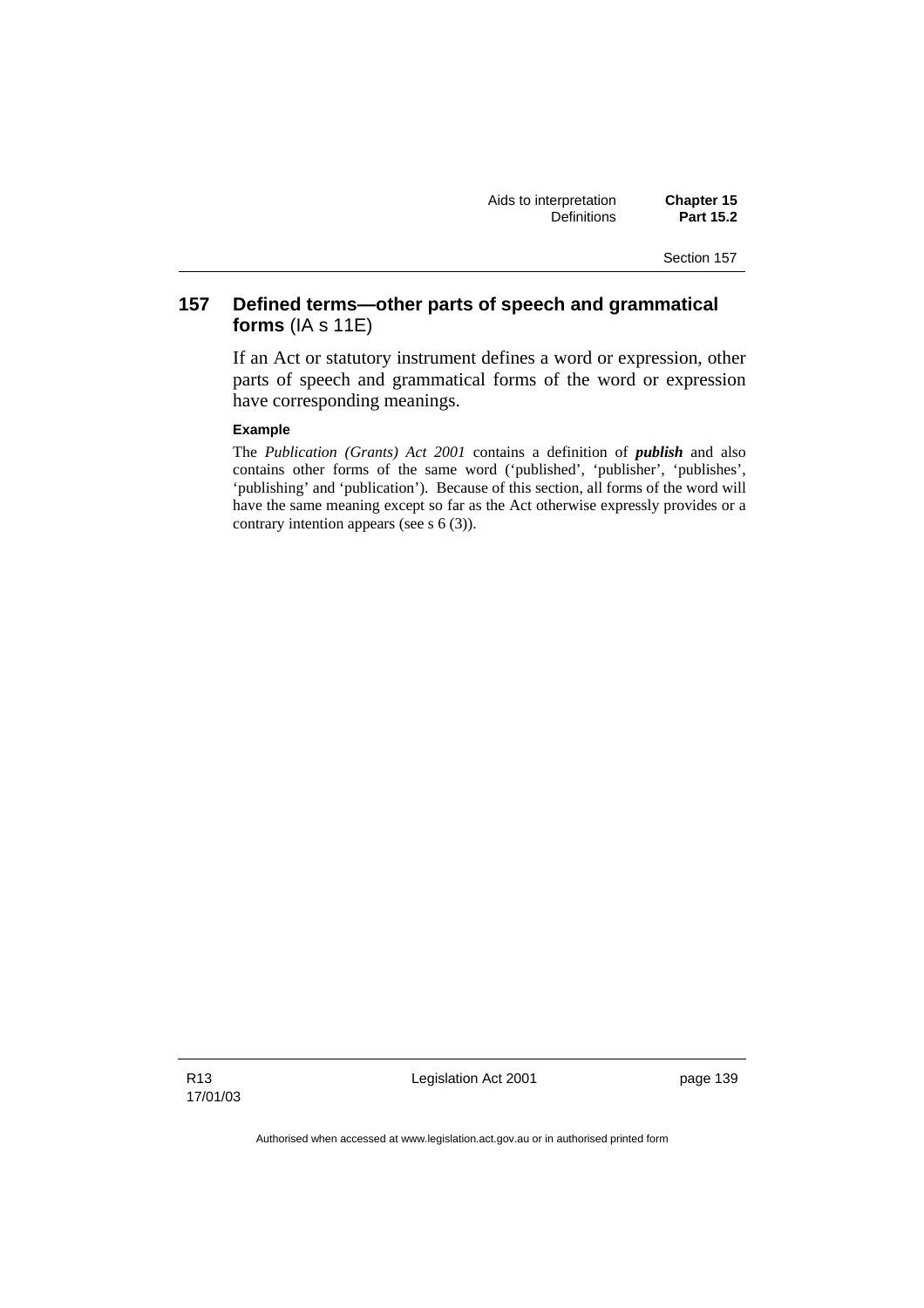## 157 Defined terms—other parts of speech and grammatical forms (IA s 11E)

If an Act or statutory instrument defines a word or expression, other parts of speech and grammatical forms of the word or expression have corresponding meanings.

**Example**

The *Publication (Grants) Act 2001* contains a definition of ***publish*** and also contains other forms of the same word ('published', 'publisher', 'publishes', 'publishing' and 'publication'). Because of this section, all forms of the word will have the same meaning except so far as the Act otherwise expressly provides or a contrary intention appears (see s 6 (3)).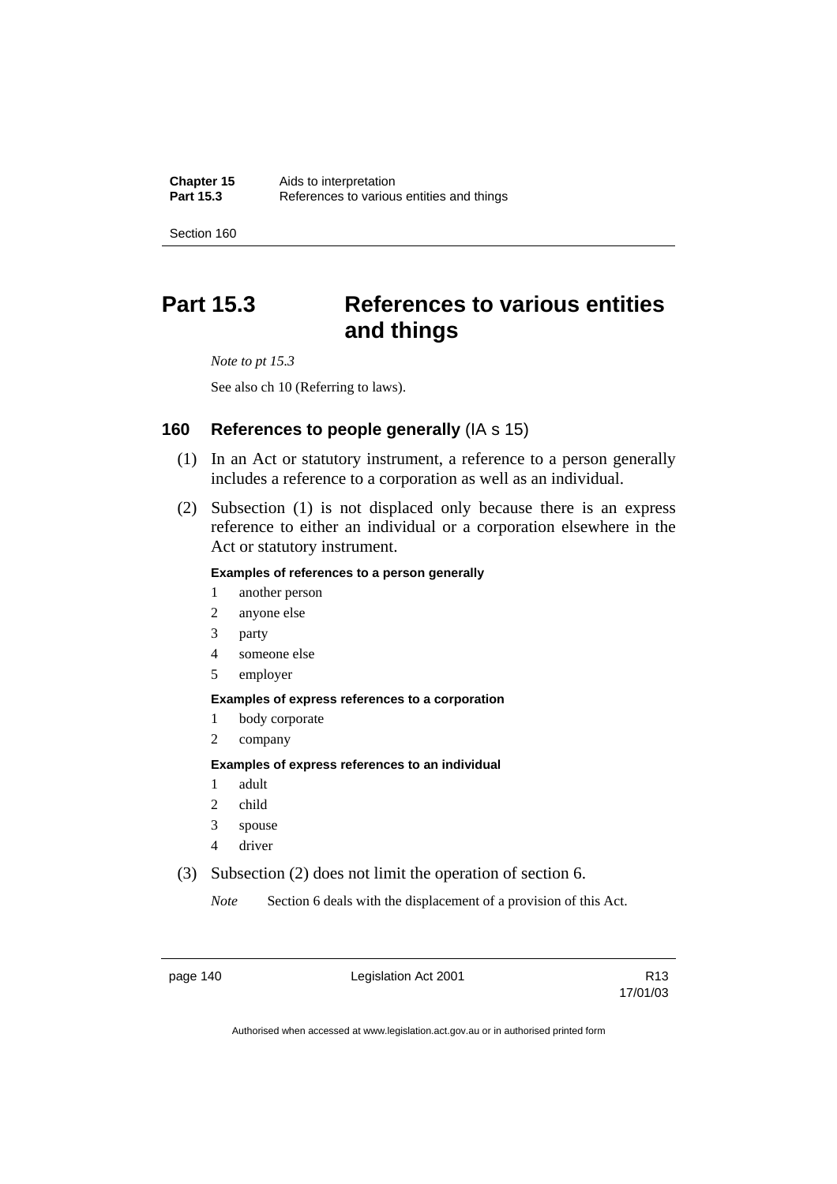# Part 15.3 References to various entities and things

*Note to pt 15.3*

See also ch 10 (Referring to laws).

## 160 References to people generally (IA s 15)

(1) In an Act or statutory instrument, a reference to a person generally includes a reference to a corporation as well as an individual.

(2) Subsection (1) is not displaced only because there is an express reference to either an individual or a corporation elsewhere in the Act or statutory instrument.

**Examples of references to a person generally**

1 another person
2 anyone else
3 party
4 someone else
5 employer

**Examples of express references to a corporation**

1 body corporate
2 company

**Examples of express references to an individual**

1 adult
2 child
3 spouse
4 driver

(3) Subsection (2) does not limit the operation of section 6.

*Note* Section 6 deals with the displacement of a provision of this Act.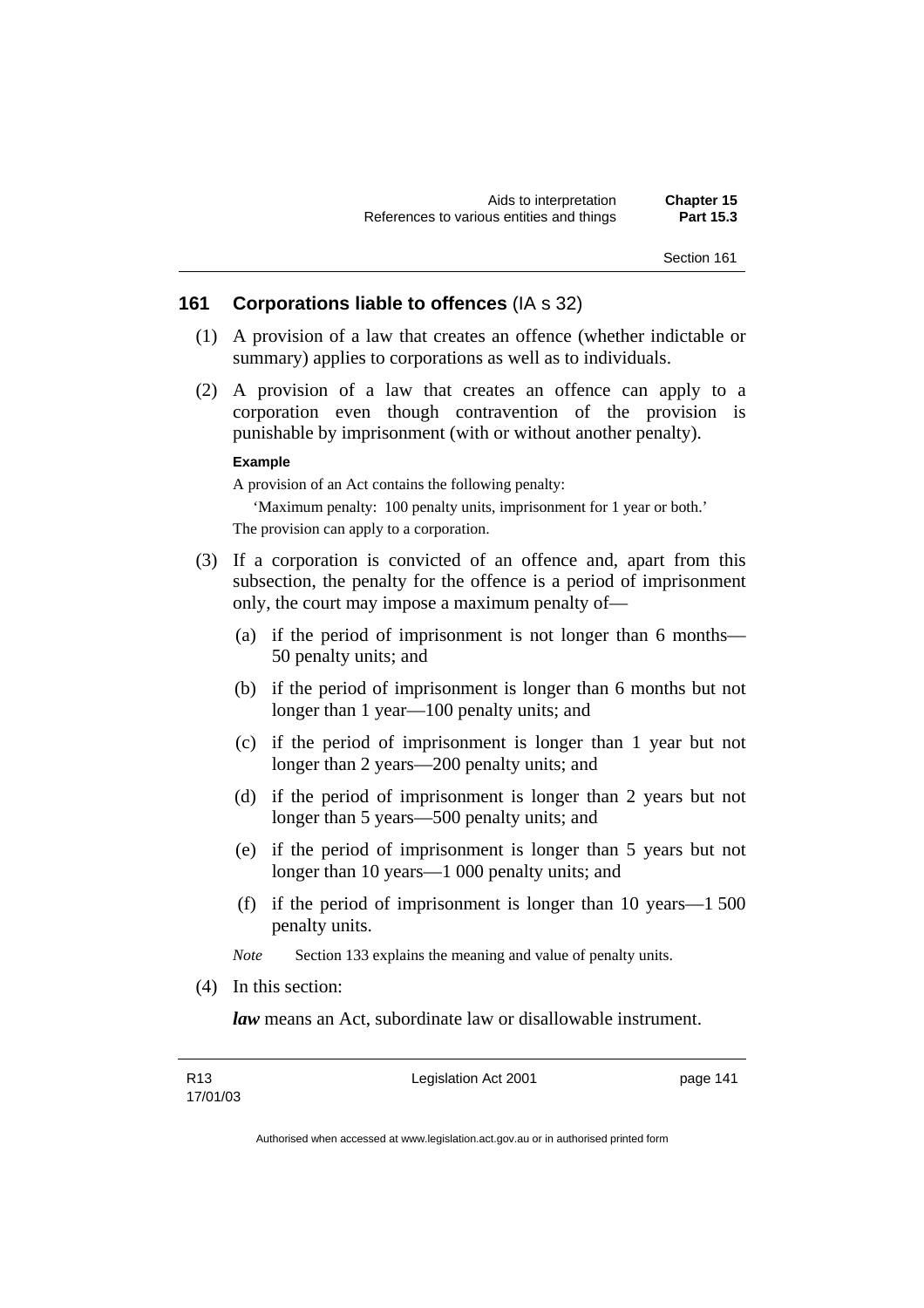## 161 Corporations liable to offences (IA s 32)

(1) A provision of a law that creates an offence (whether indictable or summary) applies to corporations as well as to individuals.

(2) A provision of a law that creates an offence can apply to a corporation even though contravention of the provision is punishable by imprisonment (with or without another penalty).

**Example**

A provision of an Act contains the following penalty:

'Maximum penalty: 100 penalty units, imprisonment for 1 year or both.'

The provision can apply to a corporation.

(3) If a corporation is convicted of an offence and, apart from this subsection, the penalty for the offence is a period of imprisonment only, the court may impose a maximum penalty of—

(a) if the period of imprisonment is not longer than 6 months—50 penalty units; and

(b) if the period of imprisonment is longer than 6 months but not longer than 1 year—100 penalty units; and

(c) if the period of imprisonment is longer than 1 year but not longer than 2 years—200 penalty units; and

(d) if the period of imprisonment is longer than 2 years but not longer than 5 years—500 penalty units; and

(e) if the period of imprisonment is longer than 5 years but not longer than 10 years—1 000 penalty units; and

(f) if the period of imprisonment is longer than 10 years—1 500 penalty units.

*Note* Section 133 explains the meaning and value of penalty units.

(4) In this section:

***law*** means an Act, subordinate law or disallowable instrument.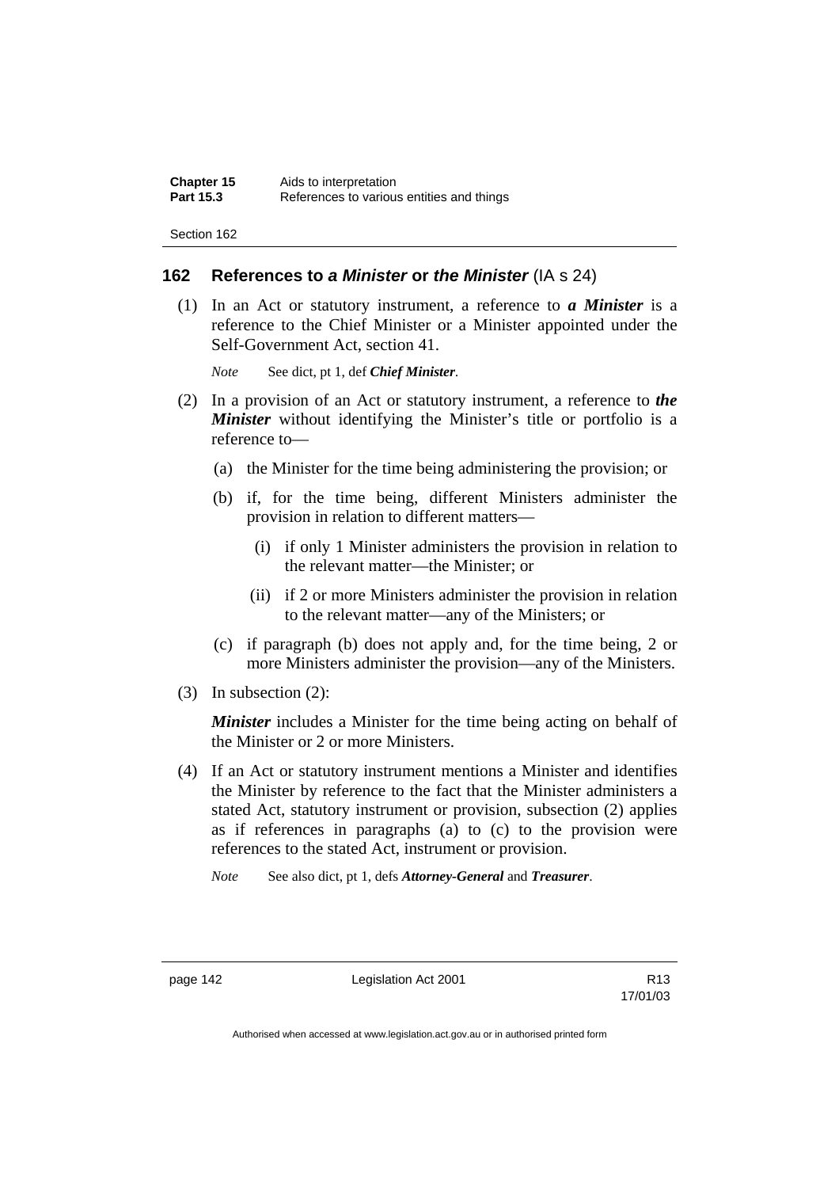## 162 References to *a Minister* or *the Minister* (IA s 24)

(1) In an Act or statutory instrument, a reference to ***a Minister*** is a reference to the Chief Minister or a Minister appointed under the Self-Government Act, section 41.

*Note* See dict, pt 1, def ***Chief Minister***.

(2) In a provision of an Act or statutory instrument, a reference to ***the Minister*** without identifying the Minister's title or portfolio is a reference to—

(a) the Minister for the time being administering the provision; or

(b) if, for the time being, different Ministers administer the provision in relation to different matters—

(i) if only 1 Minister administers the provision in relation to the relevant matter—the Minister; or

(ii) if 2 or more Ministers administer the provision in relation to the relevant matter—any of the Ministers; or

(c) if paragraph (b) does not apply and, for the time being, 2 or more Ministers administer the provision—any of the Ministers.

(3) In subsection (2):

***Minister*** includes a Minister for the time being acting on behalf of the Minister or 2 or more Ministers.

(4) If an Act or statutory instrument mentions a Minister and identifies the Minister by reference to the fact that the Minister administers a stated Act, statutory instrument or provision, subsection (2) applies as if references in paragraphs (a) to (c) to the provision were references to the stated Act, instrument or provision.

*Note* See also dict, pt 1, defs ***Attorney-General*** and ***Treasurer***.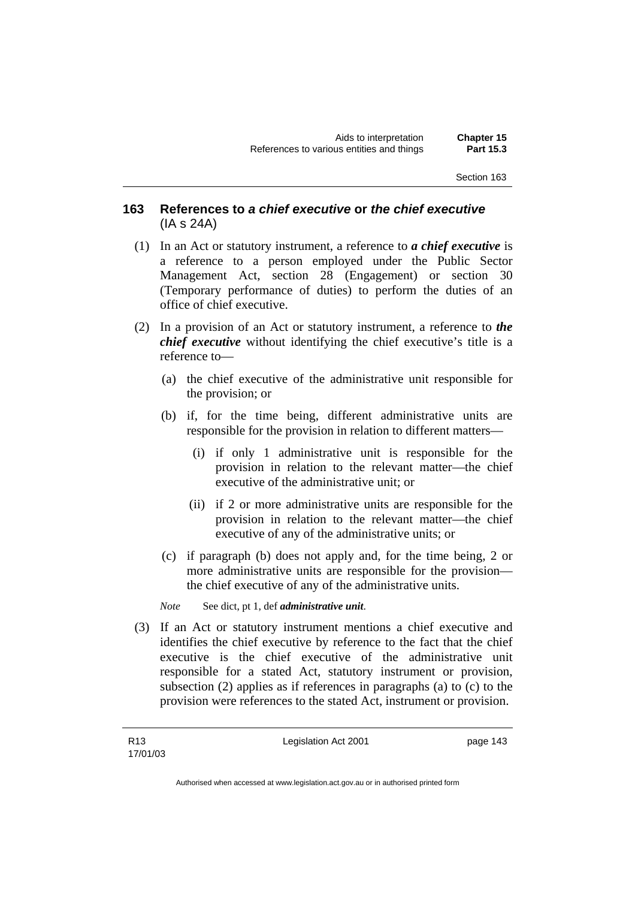## 163 References to *a chief executive* or *the chief executive* (IA s 24A)

(1) In an Act or statutory instrument, a reference to ***a chief executive*** is a reference to a person employed under the Public Sector Management Act, section 28 (Engagement) or section 30 (Temporary performance of duties) to perform the duties of an office of chief executive.

(2) In a provision of an Act or statutory instrument, a reference to ***the chief executive*** without identifying the chief executive's title is a reference to—

(a) the chief executive of the administrative unit responsible for the provision; or

(b) if, for the time being, different administrative units are responsible for the provision in relation to different matters—

(i) if only 1 administrative unit is responsible for the provision in relation to the relevant matter—the chief executive of the administrative unit; or

(ii) if 2 or more administrative units are responsible for the provision in relation to the relevant matter—the chief executive of any of the administrative units; or

(c) if paragraph (b) does not apply and, for the time being, 2 or more administrative units are responsible for the provision—the chief executive of any of the administrative units.

*Note* See dict, pt 1, def ***administrative unit***.

(3) If an Act or statutory instrument mentions a chief executive and identifies the chief executive by reference to the fact that the chief executive is the chief executive of the administrative unit responsible for a stated Act, statutory instrument or provision, subsection (2) applies as if references in paragraphs (a) to (c) to the provision were references to the stated Act, instrument or provision.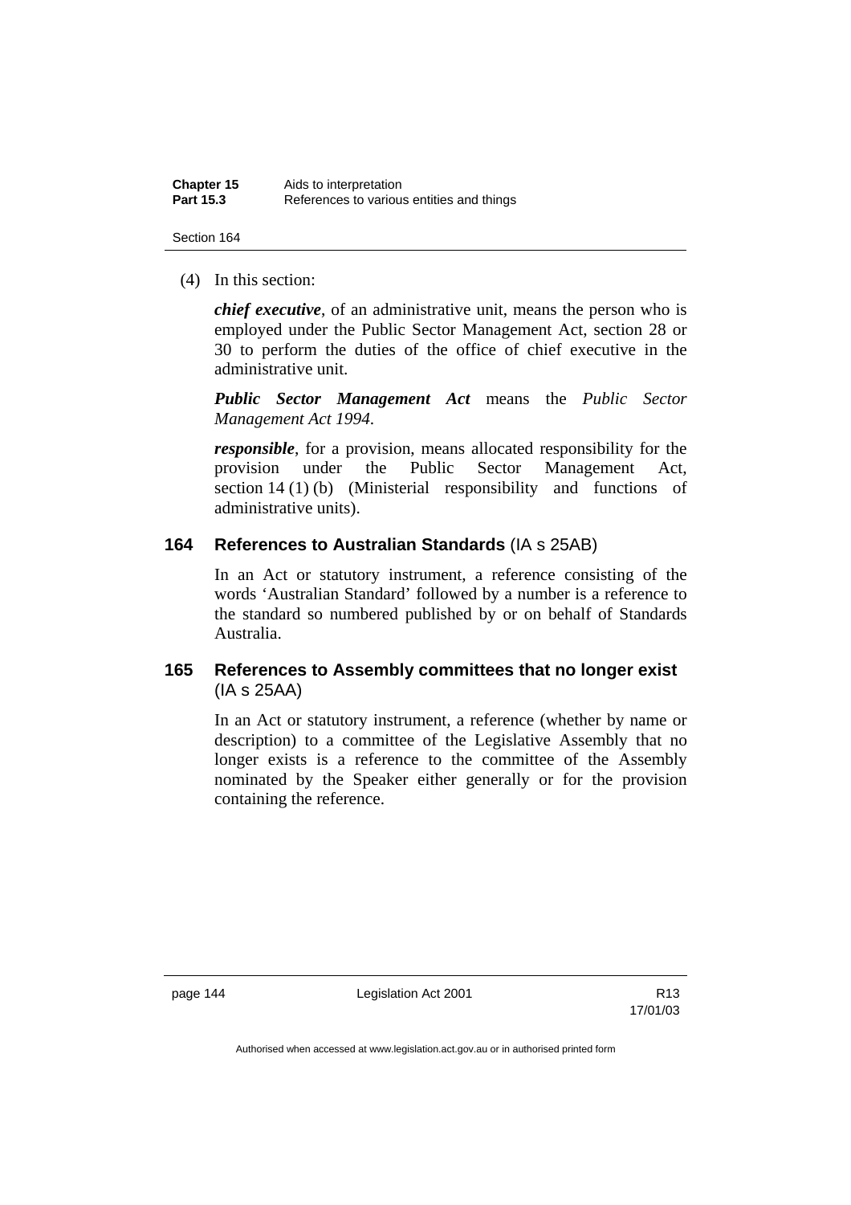(4) In this section:

***chief executive***, of an administrative unit, means the person who is employed under the Public Sector Management Act, section 28 or 30 to perform the duties of the office of chief executive in the administrative unit.

***Public Sector Management Act*** means the *Public Sector Management Act 1994*.

***responsible***, for a provision, means allocated responsibility for the provision under the Public Sector Management Act, section 14 (1) (b) (Ministerial responsibility and functions of administrative units).

## 164 References to Australian Standards (IA s 25AB)

In an Act or statutory instrument, a reference consisting of the words 'Australian Standard' followed by a number is a reference to the standard so numbered published by or on behalf of Standards Australia.

## 165 References to Assembly committees that no longer exist (IA s 25AA)

In an Act or statutory instrument, a reference (whether by name or description) to a committee of the Legislative Assembly that no longer exists is a reference to the committee of the Assembly nominated by the Speaker either generally or for the provision containing the reference.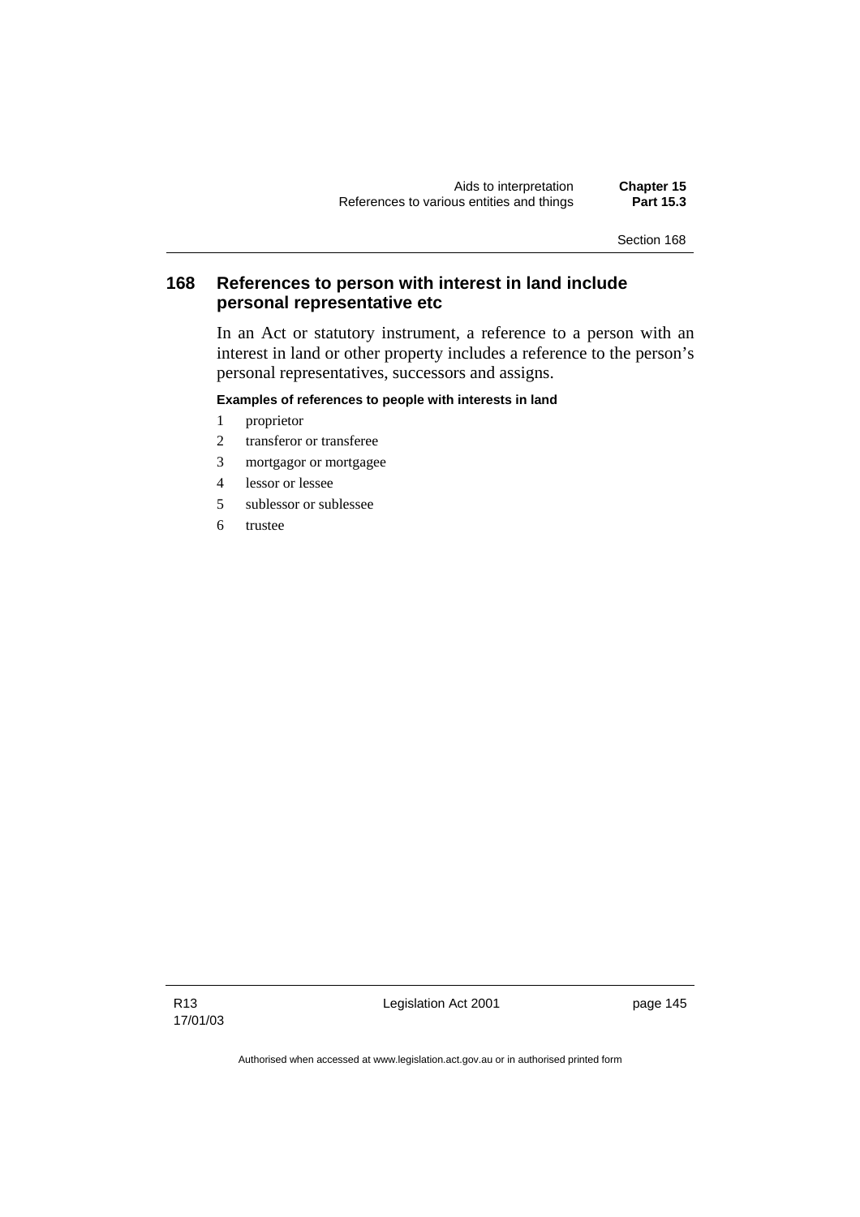## 168 References to person with interest in land include personal representative etc

In an Act or statutory instrument, a reference to a person with an interest in land or other property includes a reference to the person's personal representatives, successors and assigns.

**Examples of references to people with interests in land**

1 proprietor
2 transferor or transferee
3 mortgagor or mortgagee
4 lessor or lessee
5 sublessor or sublessee
6 trustee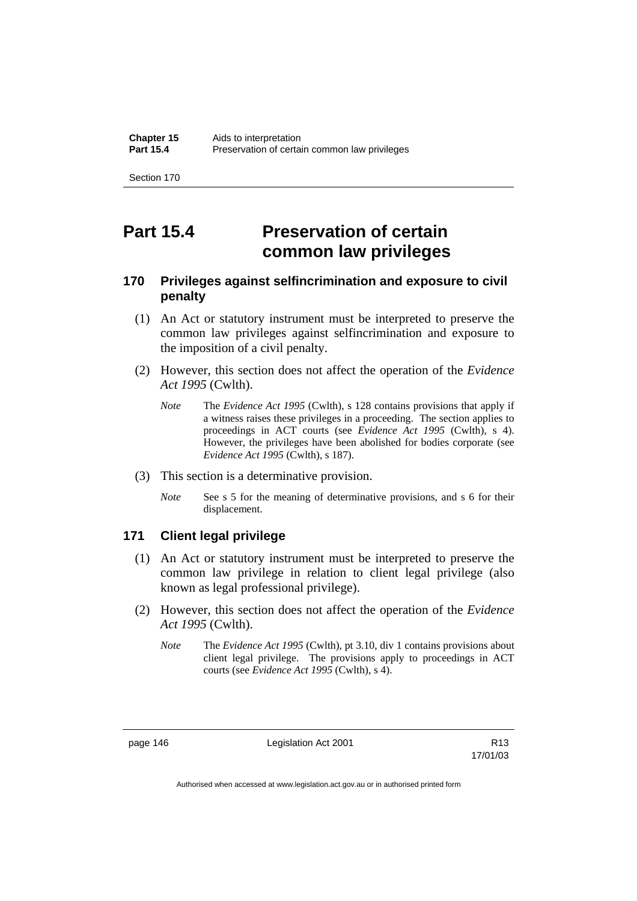# Part 15.4 Preservation of certain common law privileges

### 170 Privileges against selfincrimination and exposure to civil penalty

(1) An Act or statutory instrument must be interpreted to preserve the common law privileges against selfincrimination and exposure to the imposition of a civil penalty.

(2) However, this section does not affect the operation of the *Evidence Act 1995* (Cwlth).

*Note* The *Evidence Act 1995* (Cwlth), s 128 contains provisions that apply if a witness raises these privileges in a proceeding. The section applies to proceedings in ACT courts (see *Evidence Act 1995* (Cwlth), s 4). However, the privileges have been abolished for bodies corporate (see *Evidence Act 1995* (Cwlth), s 187).

(3) This section is a determinative provision.

*Note* See s 5 for the meaning of determinative provisions, and s 6 for their displacement.

### 171 Client legal privilege

(1) An Act or statutory instrument must be interpreted to preserve the common law privilege in relation to client legal privilege (also known as legal professional privilege).

(2) However, this section does not affect the operation of the *Evidence Act 1995* (Cwlth).

*Note* The *Evidence Act 1995* (Cwlth), pt 3.10, div 1 contains provisions about client legal privilege. The provisions apply to proceedings in ACT courts (see *Evidence Act 1995* (Cwlth), s 4).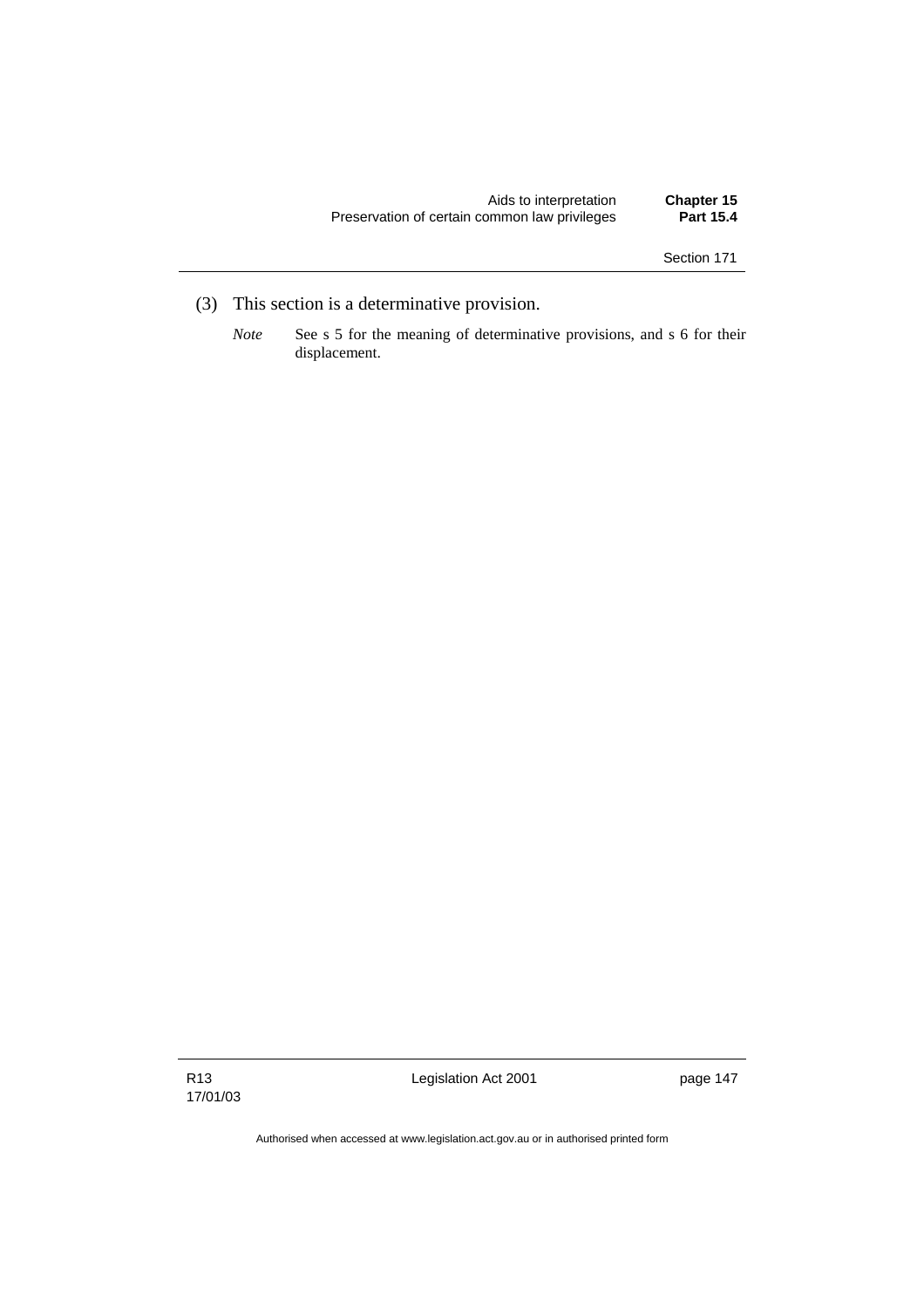(3) This section is a determinative provision.

*Note* See s 5 for the meaning of determinative provisions, and s 6 for their displacement.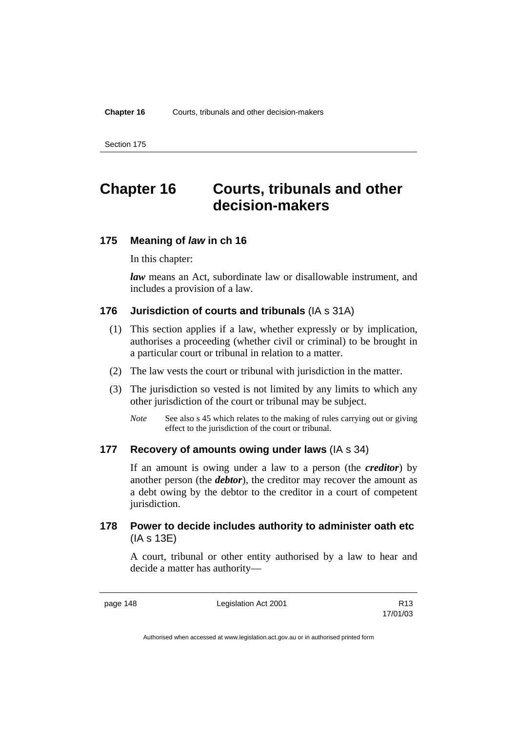# Chapter 16 Courts, tribunals and other decision-makers

## 175 Meaning of *law* in ch 16

In this chapter:

***law*** means an Act, subordinate law or disallowable instrument, and includes a provision of a law.

## 176 Jurisdiction of courts and tribunals (IA s 31A)

(1) This section applies if a law, whether expressly or by implication, authorises a proceeding (whether civil or criminal) to be brought in a particular court or tribunal in relation to a matter.

(2) The law vests the court or tribunal with jurisdiction in the matter.

(3) The jurisdiction so vested is not limited by any limits to which any other jurisdiction of the court or tribunal may be subject.

*Note* See also s 45 which relates to the making of rules carrying out or giving effect to the jurisdiction of the court or tribunal.

## 177 Recovery of amounts owing under laws (IA s 34)

If an amount is owing under a law to a person (the ***creditor***) by another person (the ***debtor***), the creditor may recover the amount as a debt owing by the debtor to the creditor in a court of competent jurisdiction.

## 178 Power to decide includes authority to administer oath etc (IA s 13E)

A court, tribunal or other entity authorised by a law to hear and decide a matter has authority—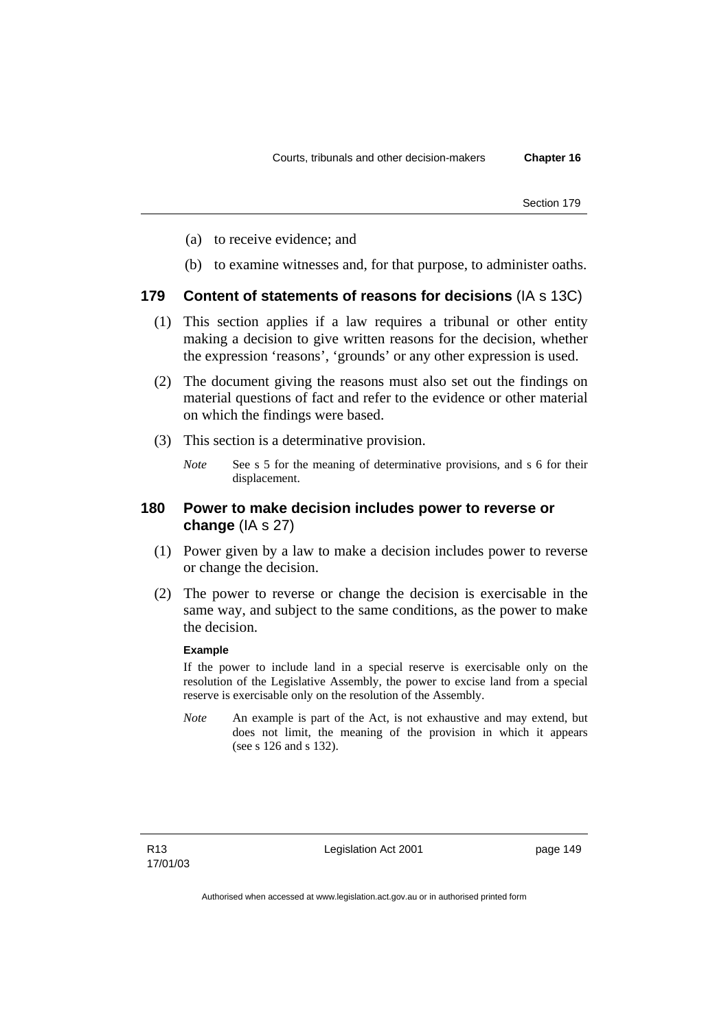(a) to receive evidence; and

(b) to examine witnesses and, for that purpose, to administer oaths.

### 179 Content of statements of reasons for decisions (IA s 13C)

(1) This section applies if a law requires a tribunal or other entity making a decision to give written reasons for the decision, whether the expression 'reasons', 'grounds' or any other expression is used.

(2) The document giving the reasons must also set out the findings on material questions of fact and refer to the evidence or other material on which the findings were based.

(3) This section is a determinative provision.

*Note* See s 5 for the meaning of determinative provisions, and s 6 for their displacement.

### 180 Power to make decision includes power to reverse or change (IA s 27)

(1) Power given by a law to make a decision includes power to reverse or change the decision.

(2) The power to reverse or change the decision is exercisable in the same way, and subject to the same conditions, as the power to make the decision.

**Example**

If the power to include land in a special reserve is exercisable only on the resolution of the Legislative Assembly, the power to excise land from a special reserve is exercisable only on the resolution of the Assembly.

*Note* An example is part of the Act, is not exhaustive and may extend, but does not limit, the meaning of the provision in which it appears (see s 126 and s 132).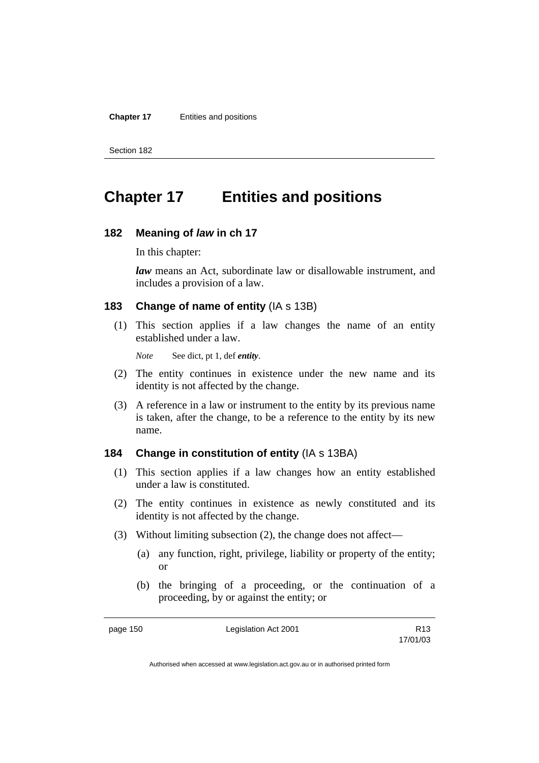# Chapter 17 Entities and positions

## 182 Meaning of *law* in ch 17

In this chapter:

***law*** means an Act, subordinate law or disallowable instrument, and includes a provision of a law.

## 183 Change of name of entity (IA s 13B)

(1) This section applies if a law changes the name of an entity established under a law.

*Note* See dict, pt 1, def ***entity***.

(2) The entity continues in existence under the new name and its identity is not affected by the change.

(3) A reference in a law or instrument to the entity by its previous name is taken, after the change, to be a reference to the entity by its new name.

## 184 Change in constitution of entity (IA s 13BA)

(1) This section applies if a law changes how an entity established under a law is constituted.

(2) The entity continues in existence as newly constituted and its identity is not affected by the change.

(3) Without limiting subsection (2), the change does not affect—

(a) any function, right, privilege, liability or property of the entity; or

(b) the bringing of a proceeding, or the continuation of a proceeding, by or against the entity; or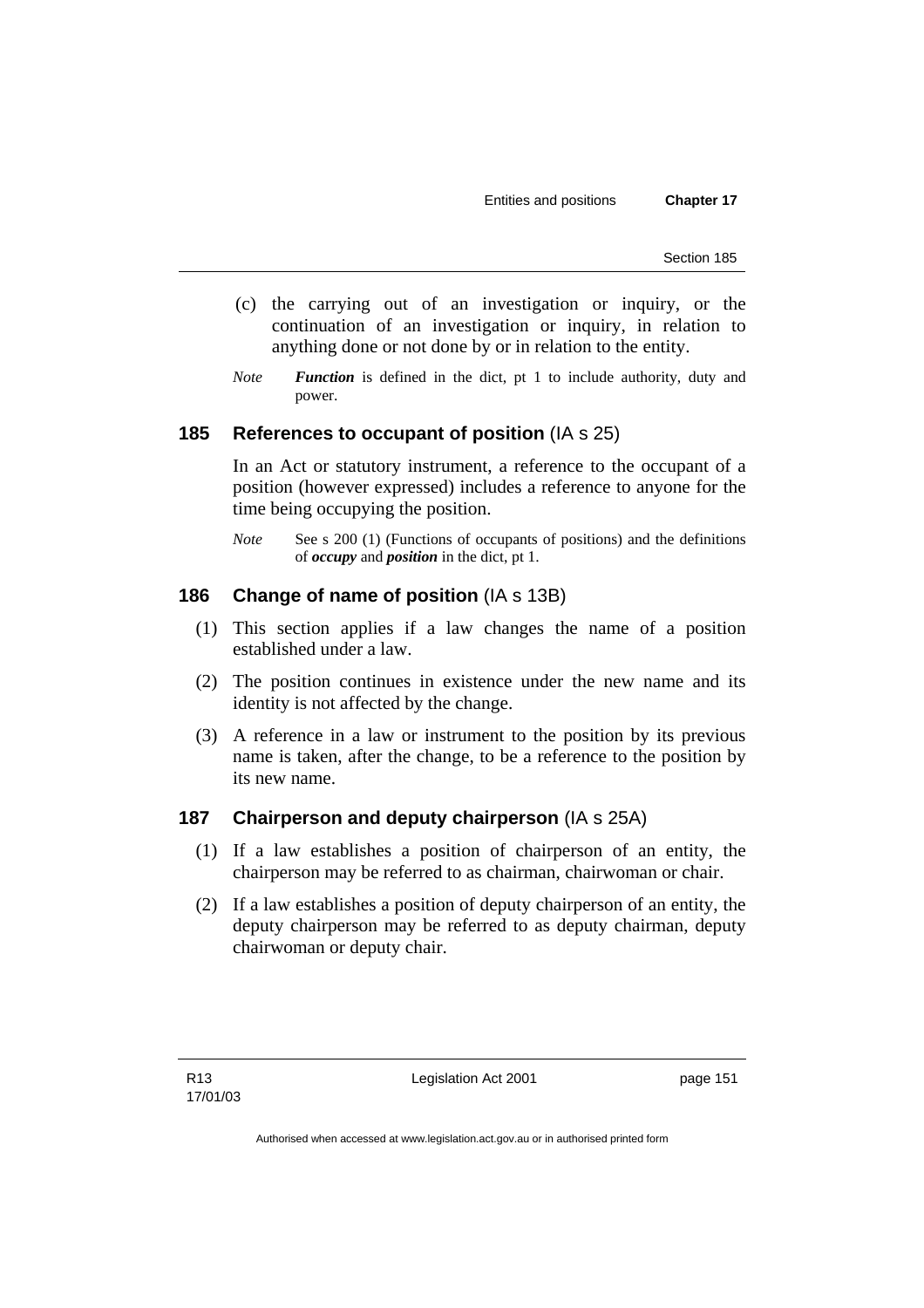(c) the carrying out of an investigation or inquiry, or the continuation of an investigation or inquiry, in relation to anything done or not done by or in relation to the entity.

*Note* ***Function*** is defined in the dict, pt 1 to include authority, duty and power.

### 185 References to occupant of position (IA s 25)

In an Act or statutory instrument, a reference to the occupant of a position (however expressed) includes a reference to anyone for the time being occupying the position.

*Note* See s 200 (1) (Functions of occupants of positions) and the definitions of ***occupy*** and ***position*** in the dict, pt 1.

### 186 Change of name of position (IA s 13B)

(1) This section applies if a law changes the name of a position established under a law.

(2) The position continues in existence under the new name and its identity is not affected by the change.

(3) A reference in a law or instrument to the position by its previous name is taken, after the change, to be a reference to the position by its new name.

### 187 Chairperson and deputy chairperson (IA s 25A)

(1) If a law establishes a position of chairperson of an entity, the chairperson may be referred to as chairman, chairwoman or chair.

(2) If a law establishes a position of deputy chairperson of an entity, the deputy chairperson may be referred to as deputy chairman, deputy chairwoman or deputy chair.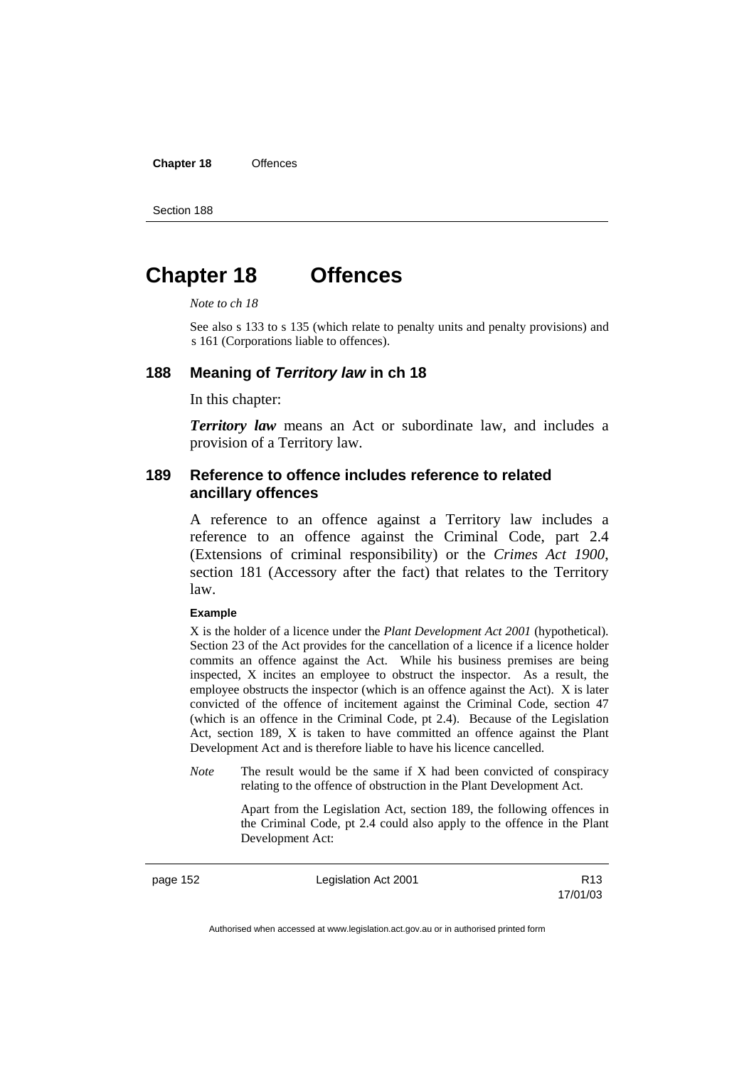# Chapter 18 Offences

*Note to ch 18*

See also s 133 to s 135 (which relate to penalty units and penalty provisions) and s 161 (Corporations liable to offences).

## 188 Meaning of *Territory law* in ch 18

In this chapter:

***Territory law*** means an Act or subordinate law, and includes a provision of a Territory law.

## 189 Reference to offence includes reference to related ancillary offences

A reference to an offence against a Territory law includes a reference to an offence against the Criminal Code, part 2.4 (Extensions of criminal responsibility) or the *Crimes Act 1900*, section 181 (Accessory after the fact) that relates to the Territory law.

**Example**

X is the holder of a licence under the *Plant Development Act 2001* (hypothetical). Section 23 of the Act provides for the cancellation of a licence if a licence holder commits an offence against the Act. While his business premises are being inspected, X incites an employee to obstruct the inspector. As a result, the employee obstructs the inspector (which is an offence against the Act). X is later convicted of the offence of incitement against the Criminal Code, section 47 (which is an offence in the Criminal Code, pt 2.4). Because of the Legislation Act, section 189, X is taken to have committed an offence against the Plant Development Act and is therefore liable to have his licence cancelled.

*Note* The result would be the same if X had been convicted of conspiracy relating to the offence of obstruction in the Plant Development Act.

Apart from the Legislation Act, section 189, the following offences in the Criminal Code, pt 2.4 could also apply to the offence in the Plant Development Act: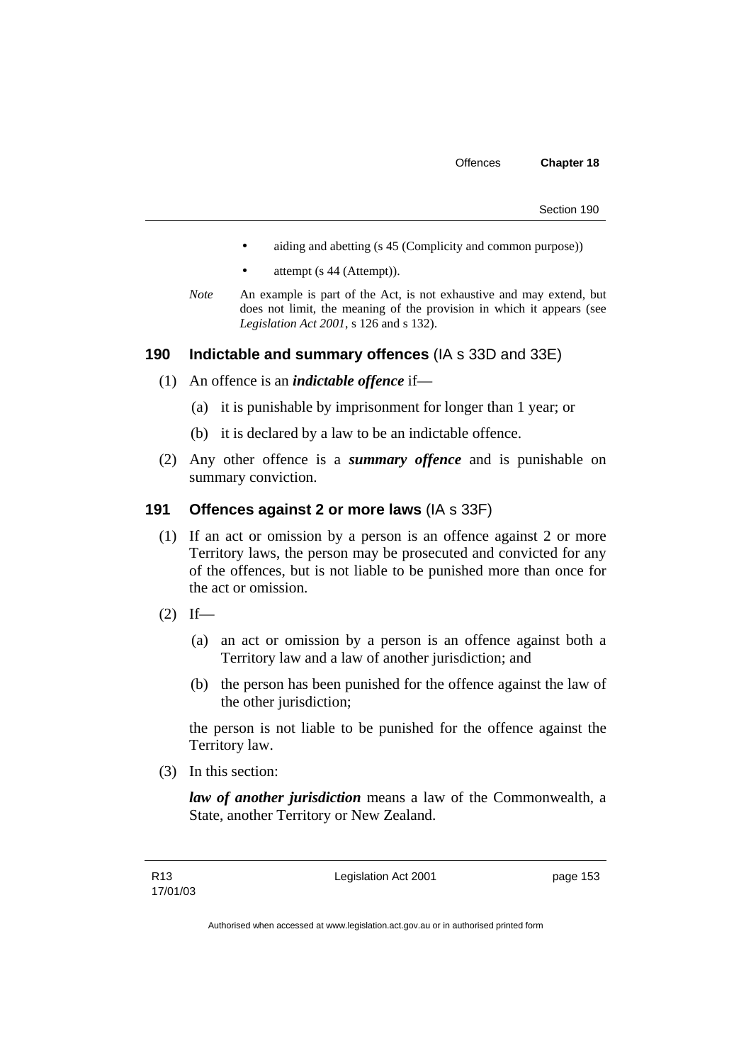- aiding and abetting (s 45 (Complicity and common purpose))
- attempt (s 44 (Attempt)).

*Note* An example is part of the Act, is not exhaustive and may extend, but does not limit, the meaning of the provision in which it appears (see *Legislation Act 2001*, s 126 and s 132).

## 190 Indictable and summary offences (IA s 33D and 33E)

(1) An offence is an ***indictable offence*** if—

(a) it is punishable by imprisonment for longer than 1 year; or

(b) it is declared by a law to be an indictable offence.

(2) Any other offence is a ***summary offence*** and is punishable on summary conviction.

## 191 Offences against 2 or more laws (IA s 33F)

(1) If an act or omission by a person is an offence against 2 or more Territory laws, the person may be prosecuted and convicted for any of the offences, but is not liable to be punished more than once for the act or omission.

(2) If—

(a) an act or omission by a person is an offence against both a Territory law and a law of another jurisdiction; and

(b) the person has been punished for the offence against the law of the other jurisdiction;

the person is not liable to be punished for the offence against the Territory law.

(3) In this section:

***law of another jurisdiction*** means a law of the Commonwealth, a State, another Territory or New Zealand.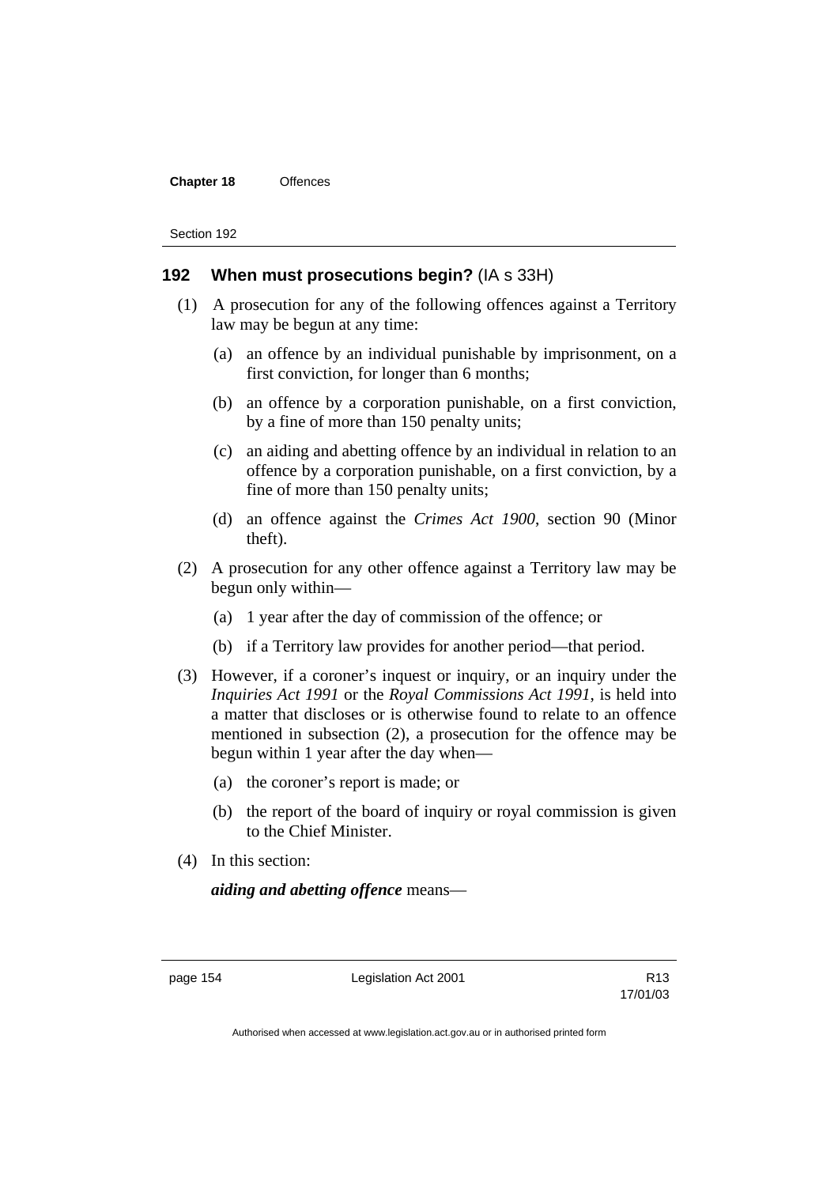## 192 When must prosecutions begin? (IA s 33H)

(1) A prosecution for any of the following offences against a Territory law may be begun at any time:

(a) an offence by an individual punishable by imprisonment, on a first conviction, for longer than 6 months;

(b) an offence by a corporation punishable, on a first conviction, by a fine of more than 150 penalty units;

(c) an aiding and abetting offence by an individual in relation to an offence by a corporation punishable, on a first conviction, by a fine of more than 150 penalty units;

(d) an offence against the *Crimes Act 1900*, section 90 (Minor theft).

(2) A prosecution for any other offence against a Territory law may be begun only within—

(a) 1 year after the day of commission of the offence; or

(b) if a Territory law provides for another period—that period.

(3) However, if a coroner's inquest or inquiry, or an inquiry under the *Inquiries Act 1991* or the *Royal Commissions Act 1991*, is held into a matter that discloses or is otherwise found to relate to an offence mentioned in subsection (2), a prosecution for the offence may be begun within 1 year after the day when—

(a) the coroner's report is made; or

(b) the report of the board of inquiry or royal commission is given to the Chief Minister.

(4) In this section:

***aiding and abetting offence*** means—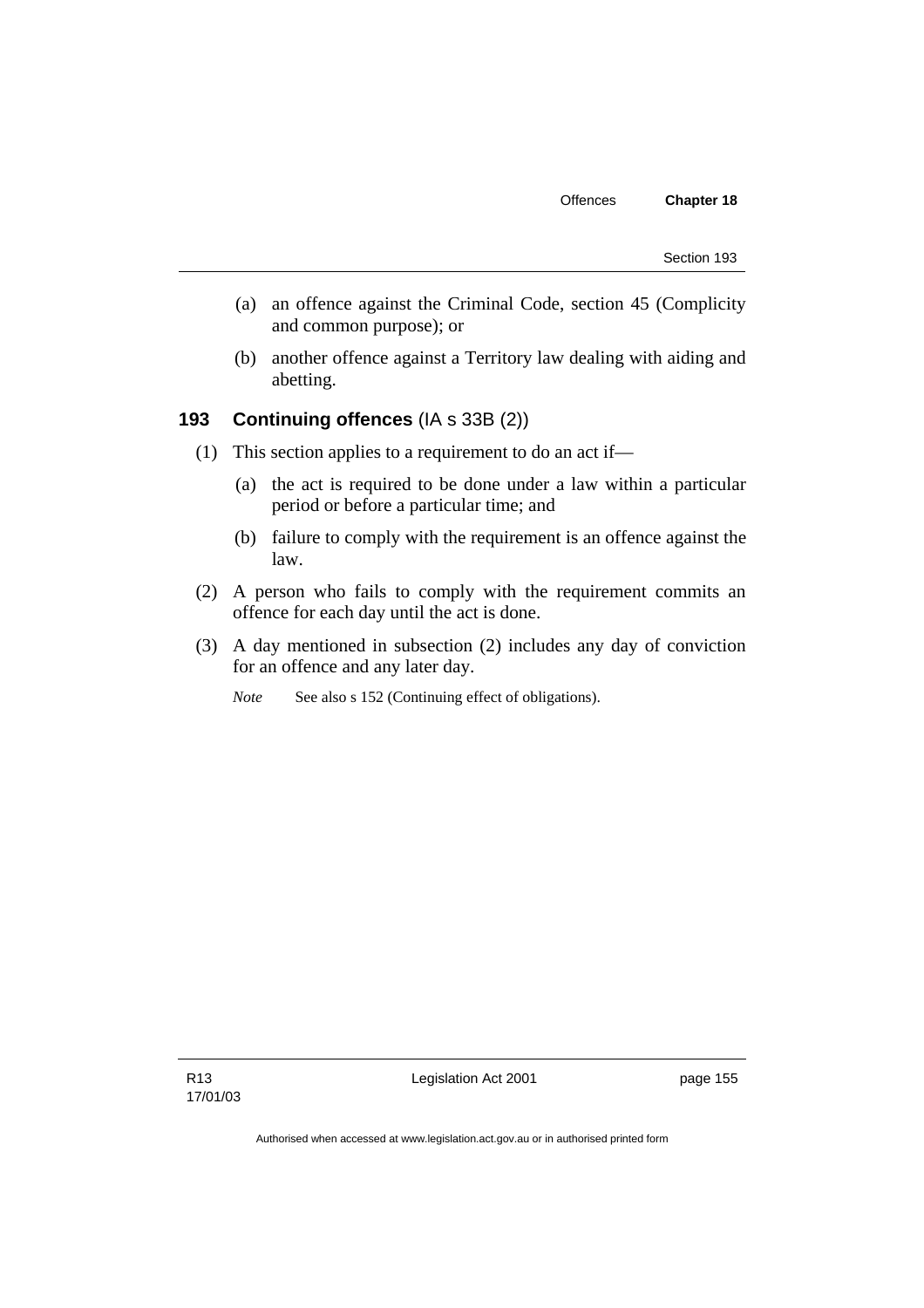(a) an offence against the Criminal Code, section 45 (Complicity and common purpose); or

(b) another offence against a Territory law dealing with aiding and abetting.

### 193 Continuing offences (IA s 33B (2))

(1) This section applies to a requirement to do an act if—

(a) the act is required to be done under a law within a particular period or before a particular time; and

(b) failure to comply with the requirement is an offence against the law.

(2) A person who fails to comply with the requirement commits an offence for each day until the act is done.

(3) A day mentioned in subsection (2) includes any day of conviction for an offence and any later day.

*Note* See also s 152 (Continuing effect of obligations).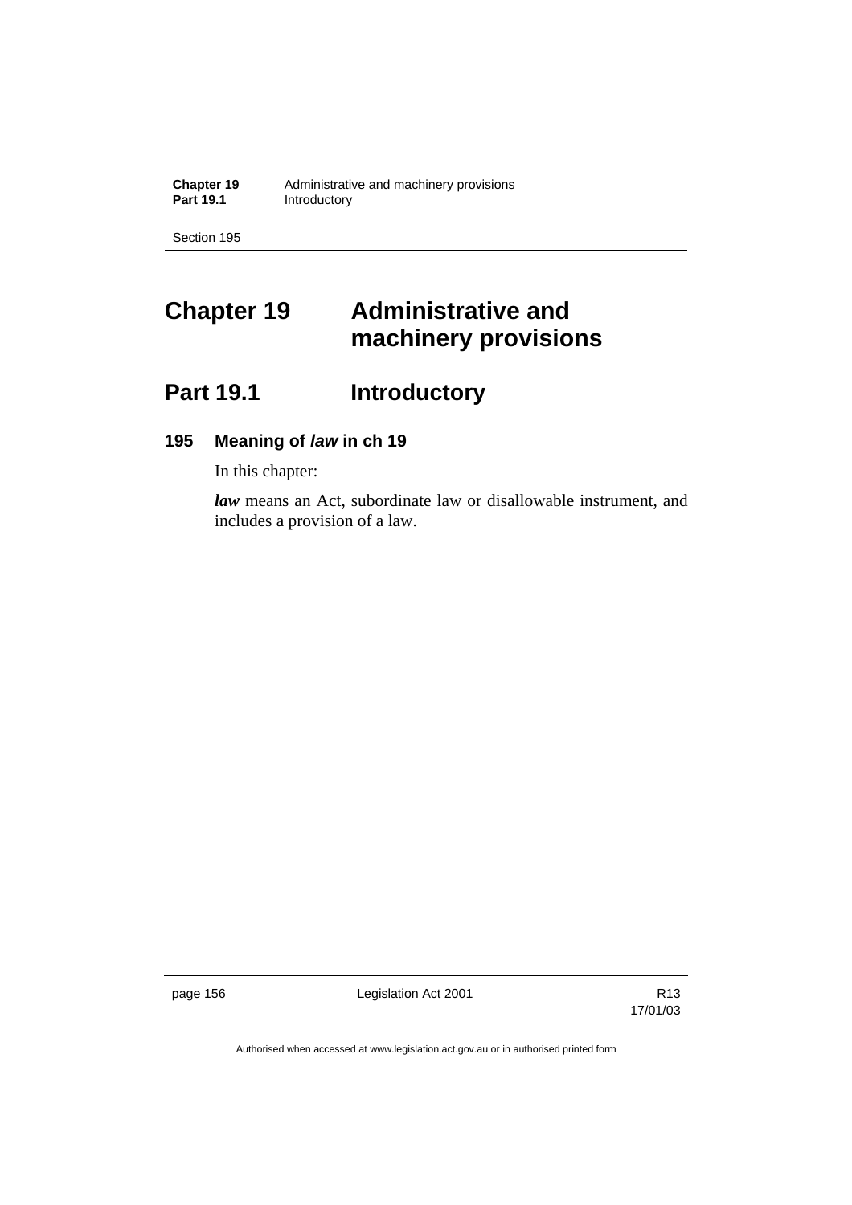# Chapter 19 Administrative and machinery provisions

## Part 19.1 Introductory

### 195 Meaning of *law* in ch 19

In this chapter:

***law*** means an Act, subordinate law or disallowable instrument, and includes a provision of a law.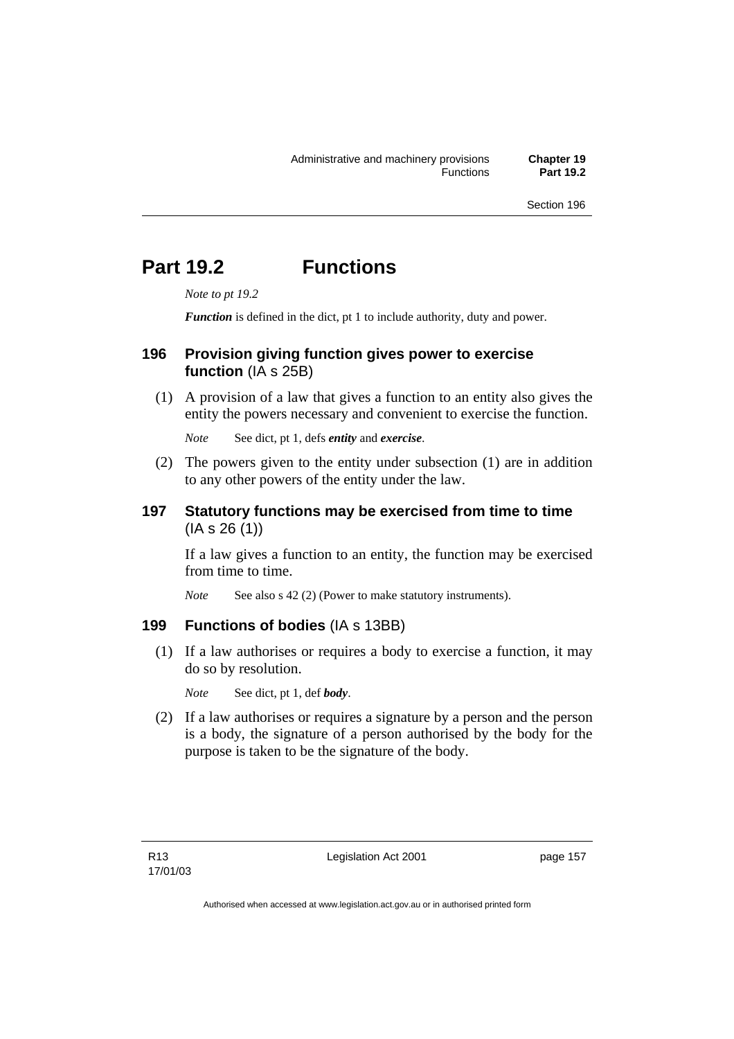# Part 19.2 Functions

*Note to pt 19.2*

***Function*** is defined in the dict, pt 1 to include authority, duty and power.

## 196 Provision giving function gives power to exercise function (IA s 25B)

(1) A provision of a law that gives a function to an entity also gives the entity the powers necessary and convenient to exercise the function.

*Note* See dict, pt 1, defs ***entity*** and ***exercise***.

(2) The powers given to the entity under subsection (1) are in addition to any other powers of the entity under the law.

## 197 Statutory functions may be exercised from time to time (IA s 26 (1))

If a law gives a function to an entity, the function may be exercised from time to time.

*Note* See also s 42 (2) (Power to make statutory instruments).

## 199 Functions of bodies (IA s 13BB)

(1) If a law authorises or requires a body to exercise a function, it may do so by resolution.

*Note* See dict, pt 1, def ***body***.

(2) If a law authorises or requires a signature by a person and the person is a body, the signature of a person authorised by the body for the purpose is taken to be the signature of the body.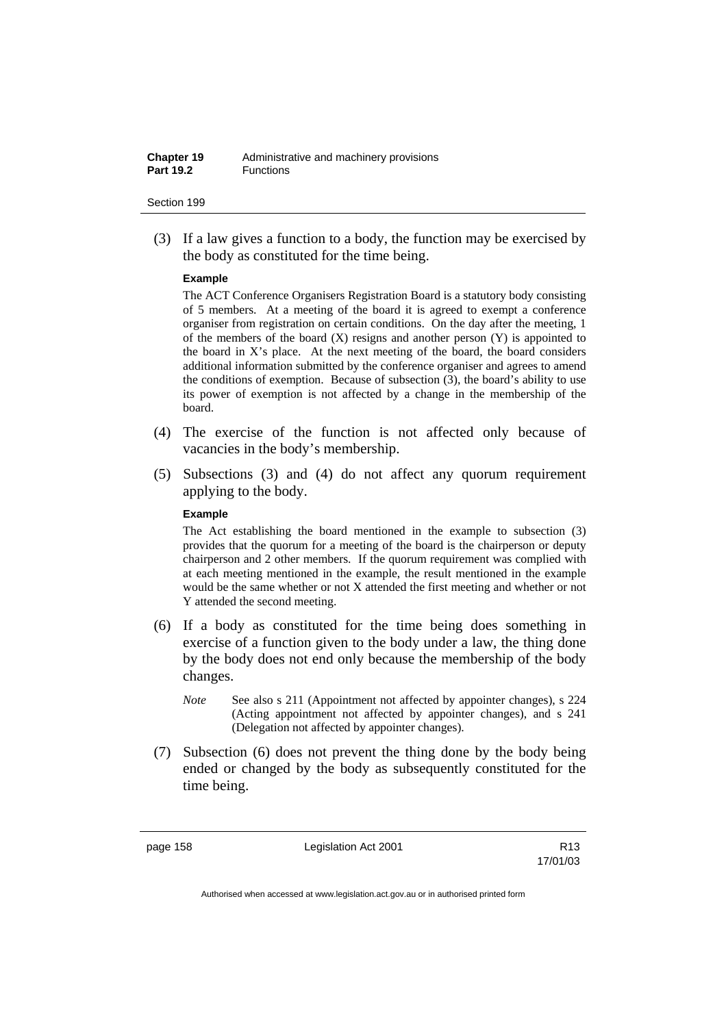(3) If a law gives a function to a body, the function may be exercised by the body as constituted for the time being.

**Example**

The ACT Conference Organisers Registration Board is a statutory body consisting of 5 members. At a meeting of the board it is agreed to exempt a conference organiser from registration on certain conditions. On the day after the meeting, 1 of the members of the board (X) resigns and another person (Y) is appointed to the board in X's place. At the next meeting of the board, the board considers additional information submitted by the conference organiser and agrees to amend the conditions of exemption. Because of subsection (3), the board's ability to use its power of exemption is not affected by a change in the membership of the board.

(4) The exercise of the function is not affected only because of vacancies in the body's membership.

(5) Subsections (3) and (4) do not affect any quorum requirement applying to the body.

**Example**

The Act establishing the board mentioned in the example to subsection (3) provides that the quorum for a meeting of the board is the chairperson or deputy chairperson and 2 other members. If the quorum requirement was complied with at each meeting mentioned in the example, the result mentioned in the example would be the same whether or not X attended the first meeting and whether or not Y attended the second meeting.

(6) If a body as constituted for the time being does something in exercise of a function given to the body under a law, the thing done by the body does not end only because the membership of the body changes.

*Note* See also s 211 (Appointment not affected by appointer changes), s 224 (Acting appointment not affected by appointer changes), and s 241 (Delegation not affected by appointer changes).

(7) Subsection (6) does not prevent the thing done by the body being ended or changed by the body as subsequently constituted for the time being.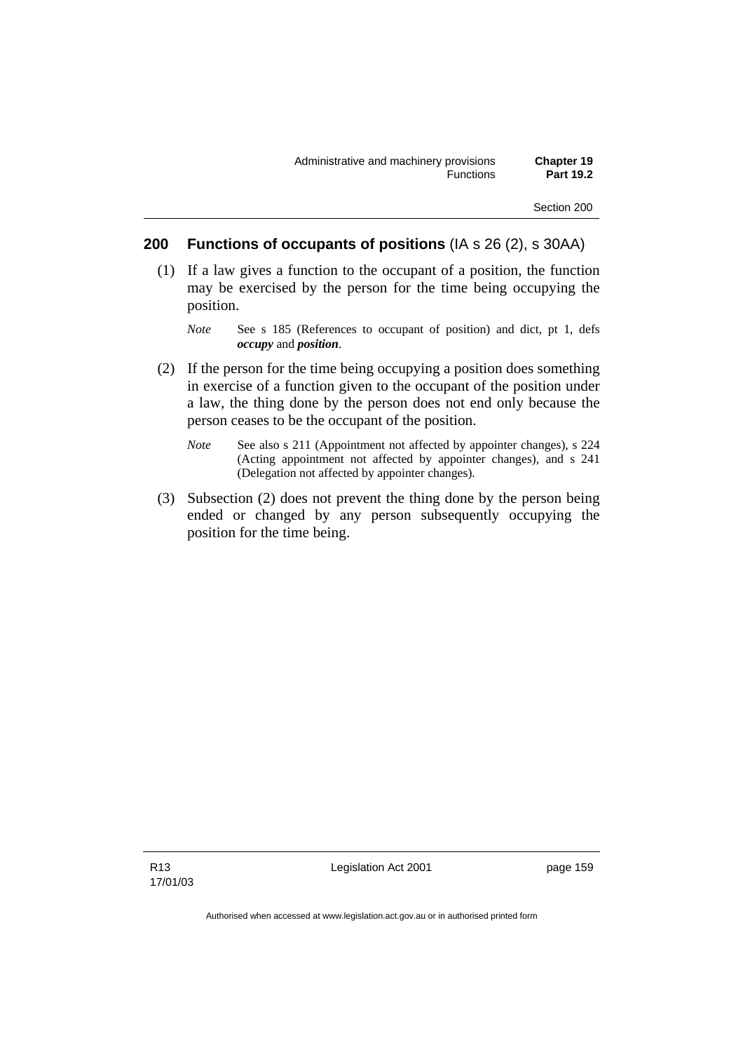## 200 Functions of occupants of positions (IA s 26 (2), s 30AA)

(1) If a law gives a function to the occupant of a position, the function may be exercised by the person for the time being occupying the position.

*Note* See s 185 (References to occupant of position) and dict, pt 1, defs ***occupy*** and ***position***.

(2) If the person for the time being occupying a position does something in exercise of a function given to the occupant of the position under a law, the thing done by the person does not end only because the person ceases to be the occupant of the position.

*Note* See also s 211 (Appointment not affected by appointer changes), s 224 (Acting appointment not affected by appointer changes), and s 241 (Delegation not affected by appointer changes).

(3) Subsection (2) does not prevent the thing done by the person being ended or changed by any person subsequently occupying the position for the time being.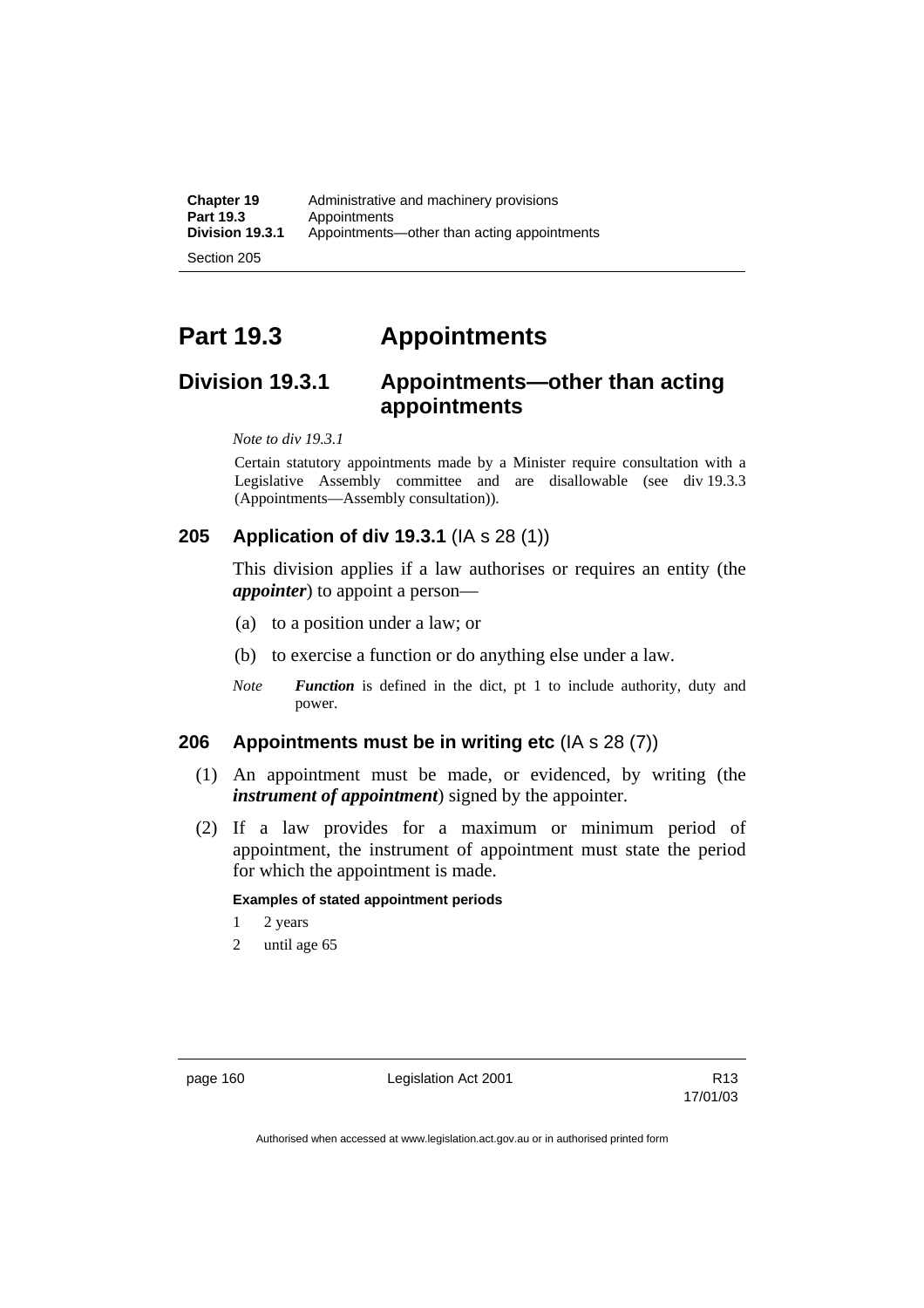# Part 19.3 Appointments

## Division 19.3.1 Appointments—other than acting appointments

*Note to div 19.3.1*

Certain statutory appointments made by a Minister require consultation with a Legislative Assembly committee and are disallowable (see div 19.3.3 (Appointments—Assembly consultation)).

### 205 Application of div 19.3.1 (IA s 28 (1))

This division applies if a law authorises or requires an entity (the ***appointer***) to appoint a person—

(a) to a position under a law; or

(b) to exercise a function or do anything else under a law.

*Note* ***Function*** is defined in the dict, pt 1 to include authority, duty and power.

### 206 Appointments must be in writing etc (IA s 28 (7))

(1) An appointment must be made, or evidenced, by writing (the ***instrument of appointment***) signed by the appointer.

(2) If a law provides for a maximum or minimum period of appointment, the instrument of appointment must state the period for which the appointment is made.

**Examples of stated appointment periods**

1 2 years

2 until age 65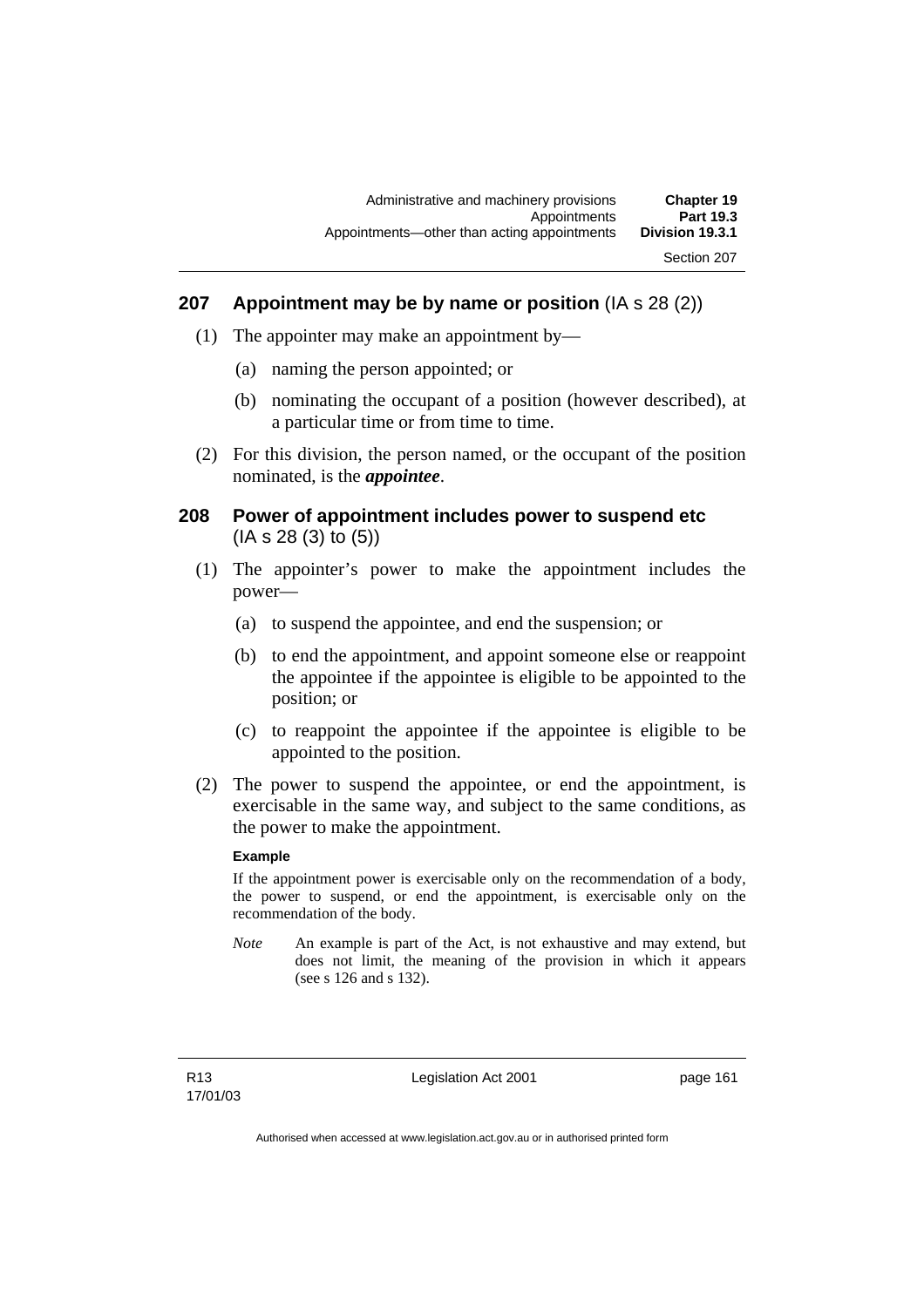## 207 Appointment may be by name or position (IA s 28 (2))

(1) The appointer may make an appointment by—

(a) naming the person appointed; or

(b) nominating the occupant of a position (however described), at a particular time or from time to time.

(2) For this division, the person named, or the occupant of the position nominated, is the ***appointee***.

## 208 Power of appointment includes power to suspend etc (IA s 28 (3) to (5))

(1) The appointer's power to make the appointment includes the power—

(a) to suspend the appointee, and end the suspension; or

(b) to end the appointment, and appoint someone else or reappoint the appointee if the appointee is eligible to be appointed to the position; or

(c) to reappoint the appointee if the appointee is eligible to be appointed to the position.

(2) The power to suspend the appointee, or end the appointment, is exercisable in the same way, and subject to the same conditions, as the power to make the appointment.

**Example**

If the appointment power is exercisable only on the recommendation of a body, the power to suspend, or end the appointment, is exercisable only on the recommendation of the body.

*Note* An example is part of the Act, is not exhaustive and may extend, but does not limit, the meaning of the provision in which it appears (see s 126 and s 132).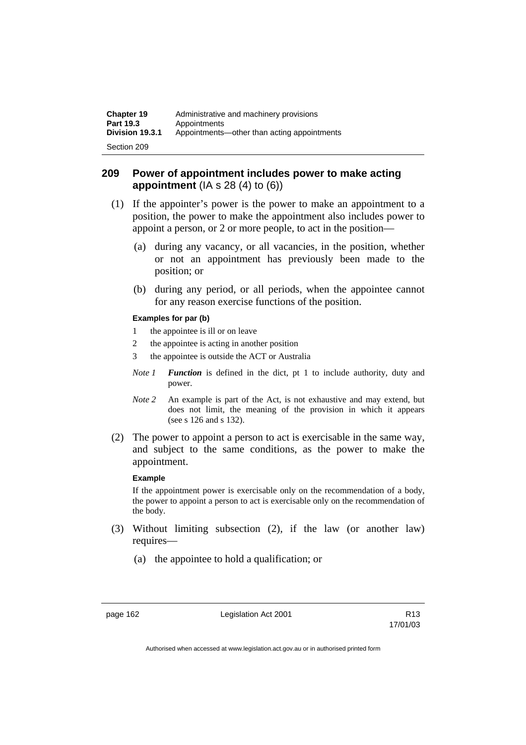## 209 Power of appointment includes power to make acting appointment (IA s 28 (4) to (6))

(1) If the appointer's power is the power to make an appointment to a position, the power to make the appointment also includes power to appoint a person, or 2 or more people, to act in the position—

(a) during any vacancy, or all vacancies, in the position, whether or not an appointment has previously been made to the position; or

(b) during any period, or all periods, when the appointee cannot for any reason exercise functions of the position.

**Examples for par (b)**

1 the appointee is ill or on leave

2 the appointee is acting in another position

3 the appointee is outside the ACT or Australia

*Note 1* ***Function*** is defined in the dict, pt 1 to include authority, duty and power.

*Note 2* An example is part of the Act, is not exhaustive and may extend, but does not limit, the meaning of the provision in which it appears (see s 126 and s 132).

(2) The power to appoint a person to act is exercisable in the same way, and subject to the same conditions, as the power to make the appointment.

**Example**

If the appointment power is exercisable only on the recommendation of a body, the power to appoint a person to act is exercisable only on the recommendation of the body.

(3) Without limiting subsection (2), if the law (or another law) requires—

(a) the appointee to hold a qualification; or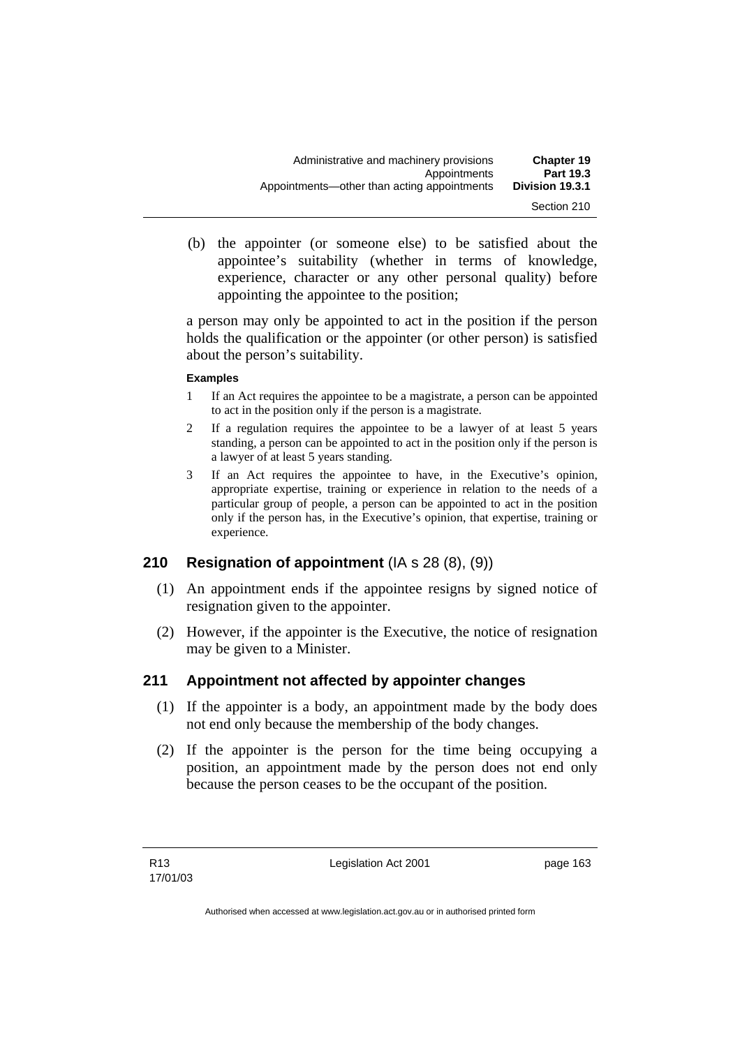(b) the appointer (or someone else) to be satisfied about the appointee's suitability (whether in terms of knowledge, experience, character or any other personal quality) before appointing the appointee to the position;

a person may only be appointed to act in the position if the person holds the qualification or the appointer (or other person) is satisfied about the person's suitability.

**Examples**

1 If an Act requires the appointee to be a magistrate, a person can be appointed to act in the position only if the person is a magistrate.

2 If a regulation requires the appointee to be a lawyer of at least 5 years standing, a person can be appointed to act in the position only if the person is a lawyer of at least 5 years standing.

3 If an Act requires the appointee to have, in the Executive's opinion, appropriate expertise, training or experience in relation to the needs of a particular group of people, a person can be appointed to act in the position only if the person has, in the Executive's opinion, that expertise, training or experience.

## 210 Resignation of appointment (IA s 28 (8), (9))

(1) An appointment ends if the appointee resigns by signed notice of resignation given to the appointer.

(2) However, if the appointer is the Executive, the notice of resignation may be given to a Minister.

## 211 Appointment not affected by appointer changes

(1) If the appointer is a body, an appointment made by the body does not end only because the membership of the body changes.

(2) If the appointer is the person for the time being occupying a position, an appointment made by the person does not end only because the person ceases to be the occupant of the position.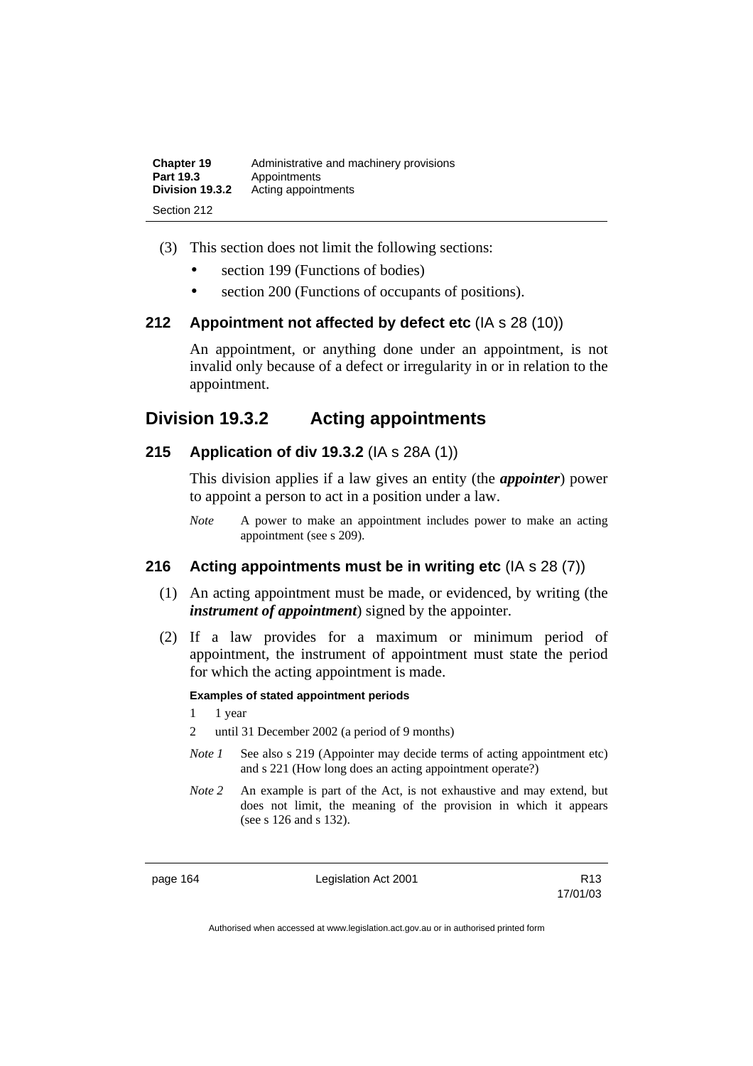(3) This section does not limit the following sections:

- section 199 (Functions of bodies)
- section 200 (Functions of occupants of positions).

### 212 Appointment not affected by defect etc (IA s 28 (10))

An appointment, or anything done under an appointment, is not invalid only because of a defect or irregularity in or in relation to the appointment.

## Division 19.3.2 Acting appointments

### 215 Application of div 19.3.2 (IA s 28A (1))

This division applies if a law gives an entity (the ***appointer***) power to appoint a person to act in a position under a law.

*Note* A power to make an appointment includes power to make an acting appointment (see s 209).

### 216 Acting appointments must be in writing etc (IA s 28 (7))

(1) An acting appointment must be made, or evidenced, by writing (the ***instrument of appointment***) signed by the appointer.

(2) If a law provides for a maximum or minimum period of appointment, the instrument of appointment must state the period for which the acting appointment is made.

**Examples of stated appointment periods**

1 1 year

2 until 31 December 2002 (a period of 9 months)

*Note 1* See also s 219 (Appointer may decide terms of acting appointment etc) and s 221 (How long does an acting appointment operate?)

*Note 2* An example is part of the Act, is not exhaustive and may extend, but does not limit, the meaning of the provision in which it appears (see s 126 and s 132).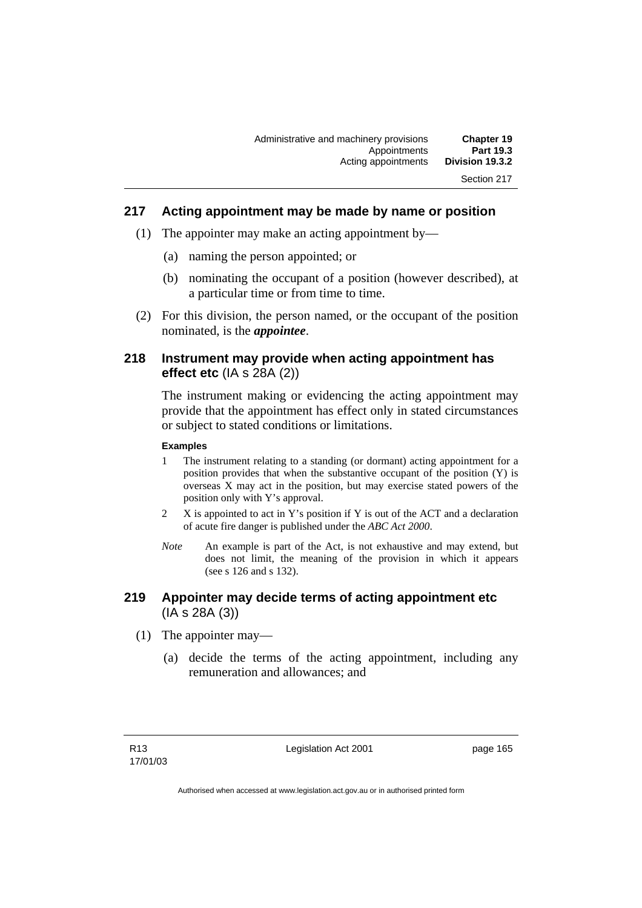## 217 Acting appointment may be made by name or position

(1) The appointer may make an acting appointment by—

  (a) naming the person appointed; or

  (b) nominating the occupant of a position (however described), at a particular time or from time to time.

(2) For this division, the person named, or the occupant of the position nominated, is the ***appointee***.

## 218 Instrument may provide when acting appointment has effect etc (IA s 28A (2))

The instrument making or evidencing the acting appointment may provide that the appointment has effect only in stated circumstances or subject to stated conditions or limitations.

**Examples**

1 The instrument relating to a standing (or dormant) acting appointment for a position provides that when the substantive occupant of the position (Y) is overseas X may act in the position, but may exercise stated powers of the position only with Y's approval.

2 X is appointed to act in Y's position if Y is out of the ACT and a declaration of acute fire danger is published under the *ABC Act 2000*.

*Note* An example is part of the Act, is not exhaustive and may extend, but does not limit, the meaning of the provision in which it appears (see s 126 and s 132).

## 219 Appointer may decide terms of acting appointment etc (IA s 28A (3))

(1) The appointer may—

  (a) decide the terms of the acting appointment, including any remuneration and allowances; and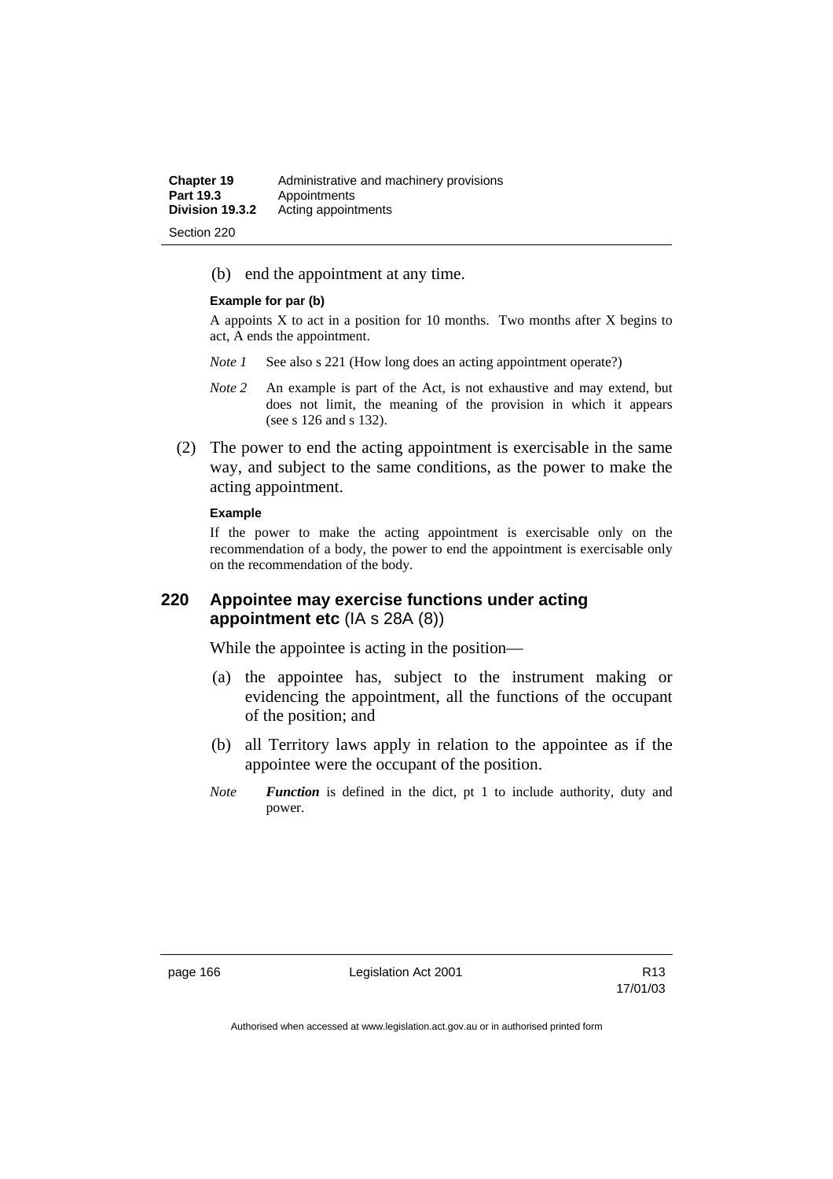(b) end the appointment at any time.

**Example for par (b)**

A appoints X to act in a position for 10 months. Two months after X begins to act, A ends the appointment.

*Note 1* See also s 221 (How long does an acting appointment operate?)

*Note 2* An example is part of the Act, is not exhaustive and may extend, but does not limit, the meaning of the provision in which it appears (see s 126 and s 132).

(2) The power to end the acting appointment is exercisable in the same way, and subject to the same conditions, as the power to make the acting appointment.

**Example**

If the power to make the acting appointment is exercisable only on the recommendation of a body, the power to end the appointment is exercisable only on the recommendation of the body.

## 220 Appointee may exercise functions under acting appointment etc (IA s 28A (8))

While the appointee is acting in the position—

(a) the appointee has, subject to the instrument making or evidencing the appointment, all the functions of the occupant of the position; and

(b) all Territory laws apply in relation to the appointee as if the appointee were the occupant of the position.

*Note* ***Function*** is defined in the dict, pt 1 to include authority, duty and power.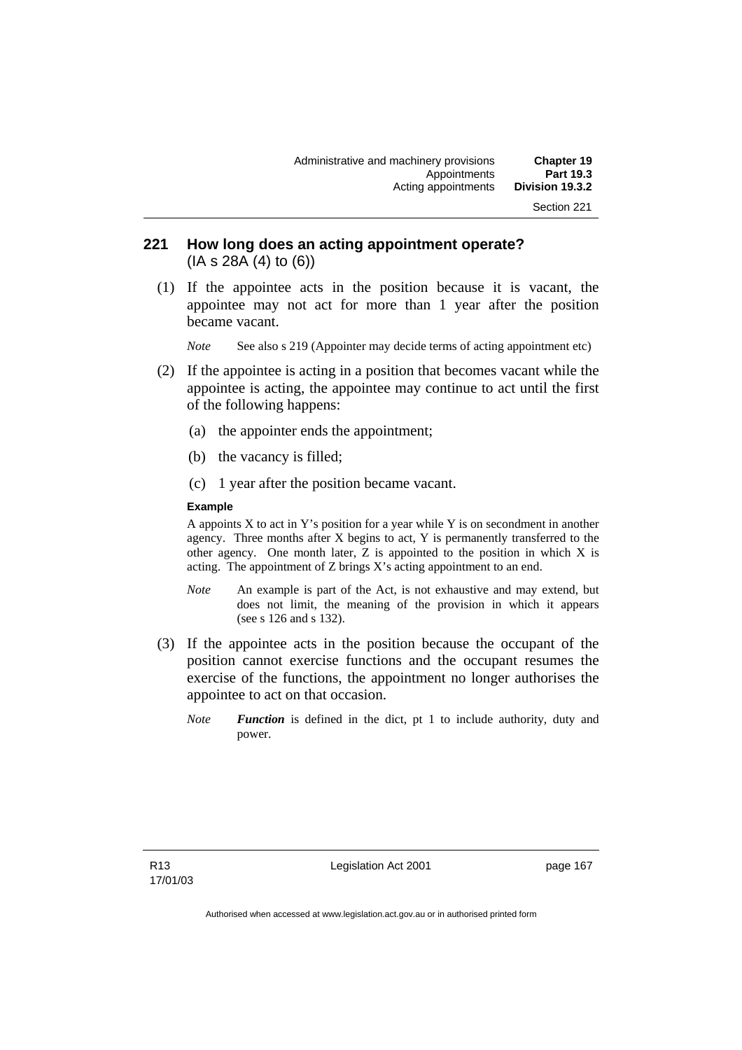## 221 How long does an acting appointment operate?
(IA s 28A (4) to (6))

(1) If the appointee acts in the position because it is vacant, the appointee may not act for more than 1 year after the position became vacant.

*Note* See also s 219 (Appointer may decide terms of acting appointment etc)

(2) If the appointee is acting in a position that becomes vacant while the appointee is acting, the appointee may continue to act until the first of the following happens:

(a) the appointer ends the appointment;

(b) the vacancy is filled;

(c) 1 year after the position became vacant.

**Example**

A appoints X to act in Y's position for a year while Y is on secondment in another agency. Three months after X begins to act, Y is permanently transferred to the other agency. One month later, Z is appointed to the position in which X is acting. The appointment of Z brings X's acting appointment to an end.

*Note* An example is part of the Act, is not exhaustive and may extend, but does not limit, the meaning of the provision in which it appears (see s 126 and s 132).

(3) If the appointee acts in the position because the occupant of the position cannot exercise functions and the occupant resumes the exercise of the functions, the appointment no longer authorises the appointee to act on that occasion.

*Note* ***Function*** is defined in the dict, pt 1 to include authority, duty and power.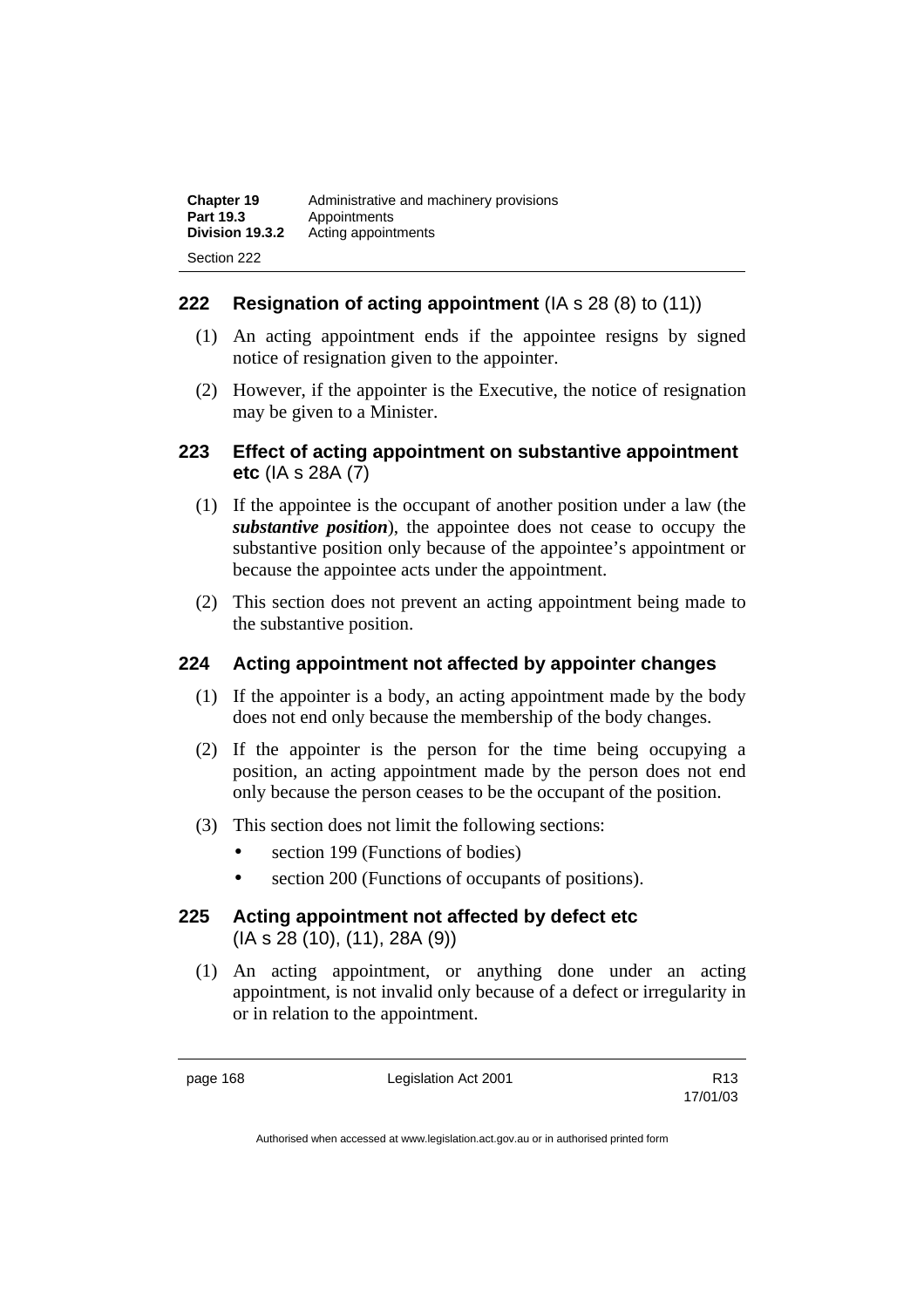## 222 Resignation of acting appointment (IA s 28 (8) to (11))

(1) An acting appointment ends if the appointee resigns by signed notice of resignation given to the appointer.

(2) However, if the appointer is the Executive, the notice of resignation may be given to a Minister.

## 223 Effect of acting appointment on substantive appointment etc (IA s 28A (7)

(1) If the appointee is the occupant of another position under a law (the ***substantive position***), the appointee does not cease to occupy the substantive position only because of the appointee's appointment or because the appointee acts under the appointment.

(2) This section does not prevent an acting appointment being made to the substantive position.

## 224 Acting appointment not affected by appointer changes

(1) If the appointer is a body, an acting appointment made by the body does not end only because the membership of the body changes.

(2) If the appointer is the person for the time being occupying a position, an acting appointment made by the person does not end only because the person ceases to be the occupant of the position.

(3) This section does not limit the following sections:

- section 199 (Functions of bodies)
- section 200 (Functions of occupants of positions).

## 225 Acting appointment not affected by defect etc (IA s 28 (10), (11), 28A (9))

(1) An acting appointment, or anything done under an acting appointment, is not invalid only because of a defect or irregularity in or in relation to the appointment.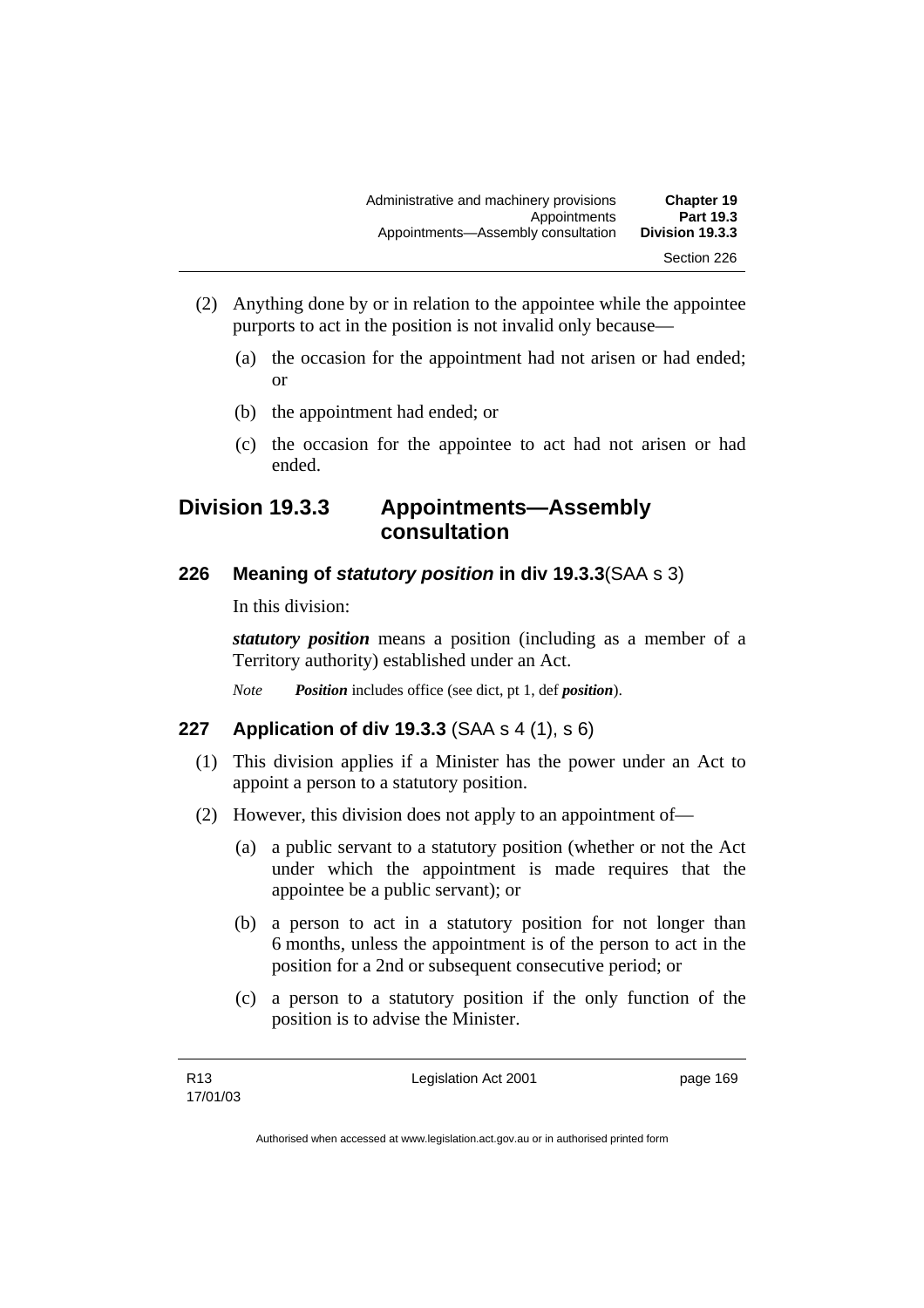(2) Anything done by or in relation to the appointee while the appointee purports to act in the position is not invalid only because—

(a) the occasion for the appointment had not arisen or had ended; or

(b) the appointment had ended; or

(c) the occasion for the appointee to act had not arisen or had ended.

## Division 19.3.3 Appointments—Assembly consultation

### 226 Meaning of *statutory position* in div 19.3.3(SAA s 3)

In this division:

***statutory position*** means a position (including as a member of a Territory authority) established under an Act.

*Note* ***Position*** includes office (see dict, pt 1, def ***position***).

### 227 Application of div 19.3.3 (SAA s 4 (1), s 6)

(1) This division applies if a Minister has the power under an Act to appoint a person to a statutory position.

(2) However, this division does not apply to an appointment of—

(a) a public servant to a statutory position (whether or not the Act under which the appointment is made requires that the appointee be a public servant); or

(b) a person to act in a statutory position for not longer than 6 months, unless the appointment is of the person to act in the position for a 2nd or subsequent consecutive period; or

(c) a person to a statutory position if the only function of the position is to advise the Minister.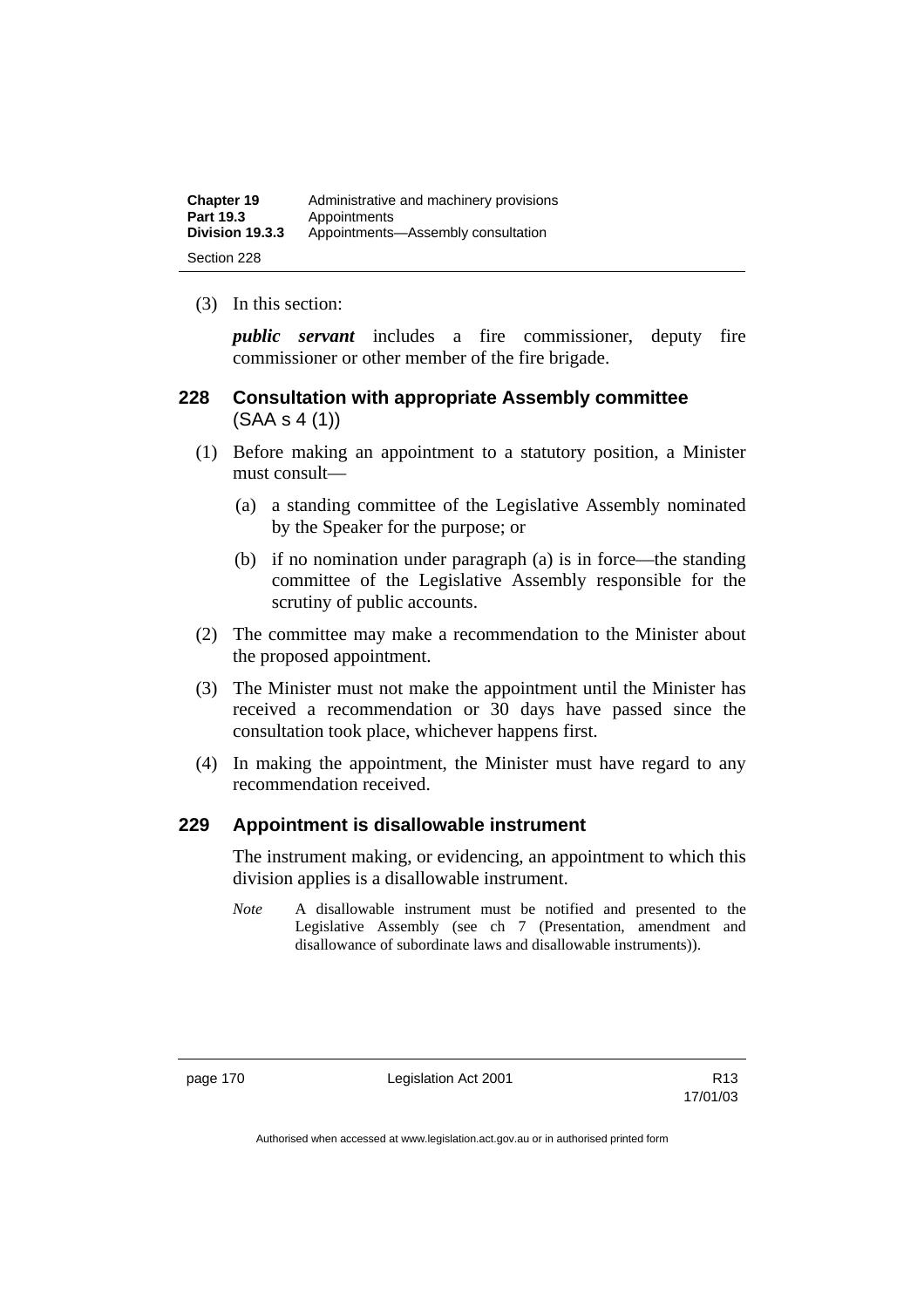(3) In this section:

***public servant*** includes a fire commissioner, deputy fire commissioner or other member of the fire brigade.

## 228 Consultation with appropriate Assembly committee (SAA s 4 (1))

(1) Before making an appointment to a statutory position, a Minister must consult—

(a) a standing committee of the Legislative Assembly nominated by the Speaker for the purpose; or

(b) if no nomination under paragraph (a) is in force—the standing committee of the Legislative Assembly responsible for the scrutiny of public accounts.

(2) The committee may make a recommendation to the Minister about the proposed appointment.

(3) The Minister must not make the appointment until the Minister has received a recommendation or 30 days have passed since the consultation took place, whichever happens first.

(4) In making the appointment, the Minister must have regard to any recommendation received.

## 229 Appointment is disallowable instrument

The instrument making, or evidencing, an appointment to which this division applies is a disallowable instrument.

*Note* A disallowable instrument must be notified and presented to the Legislative Assembly (see ch 7 (Presentation, amendment and disallowance of subordinate laws and disallowable instruments)).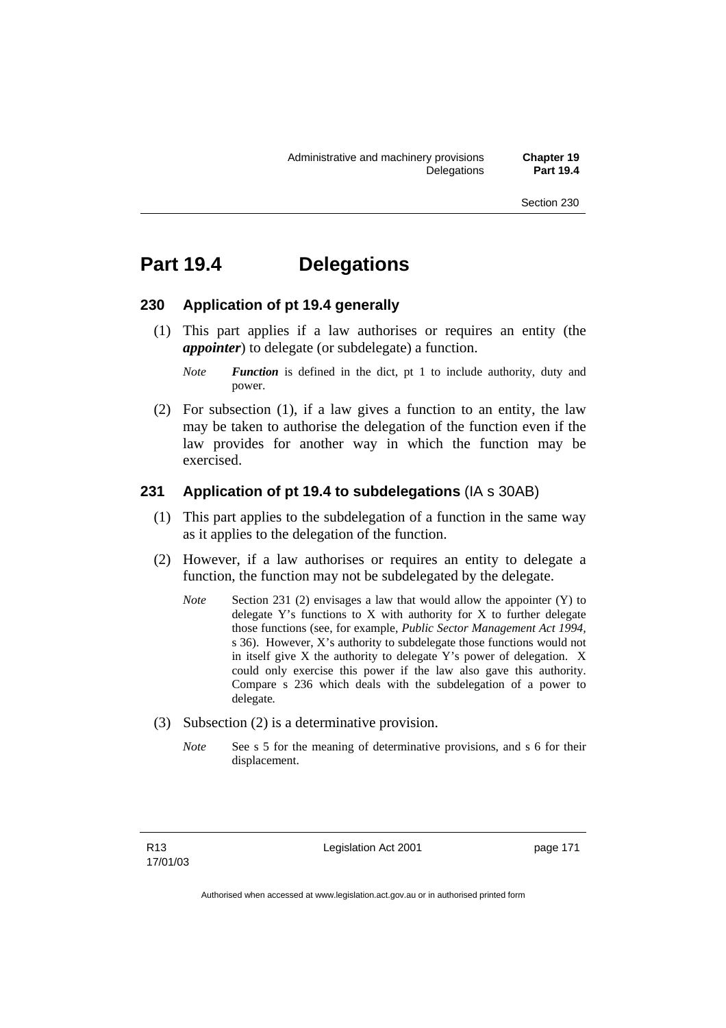# Part 19.4 Delegations

## 230 Application of pt 19.4 generally

(1) This part applies if a law authorises or requires an entity (the ***appointer***) to delegate (or subdelegate) a function.

*Note* ***Function*** is defined in the dict, pt 1 to include authority, duty and power.

(2) For subsection (1), if a law gives a function to an entity, the law may be taken to authorise the delegation of the function even if the law provides for another way in which the function may be exercised.

## 231 Application of pt 19.4 to subdelegations (IA s 30AB)

(1) This part applies to the subdelegation of a function in the same way as it applies to the delegation of the function.

(2) However, if a law authorises or requires an entity to delegate a function, the function may not be subdelegated by the delegate.

*Note* Section 231 (2) envisages a law that would allow the appointer (Y) to delegate Y's functions to X with authority for X to further delegate those functions (see, for example, *Public Sector Management Act 1994*, s 36). However, X's authority to subdelegate those functions would not in itself give X the authority to delegate Y's power of delegation. X could only exercise this power if the law also gave this authority. Compare s 236 which deals with the subdelegation of a power to delegate.

(3) Subsection (2) is a determinative provision.

*Note* See s 5 for the meaning of determinative provisions, and s 6 for their displacement.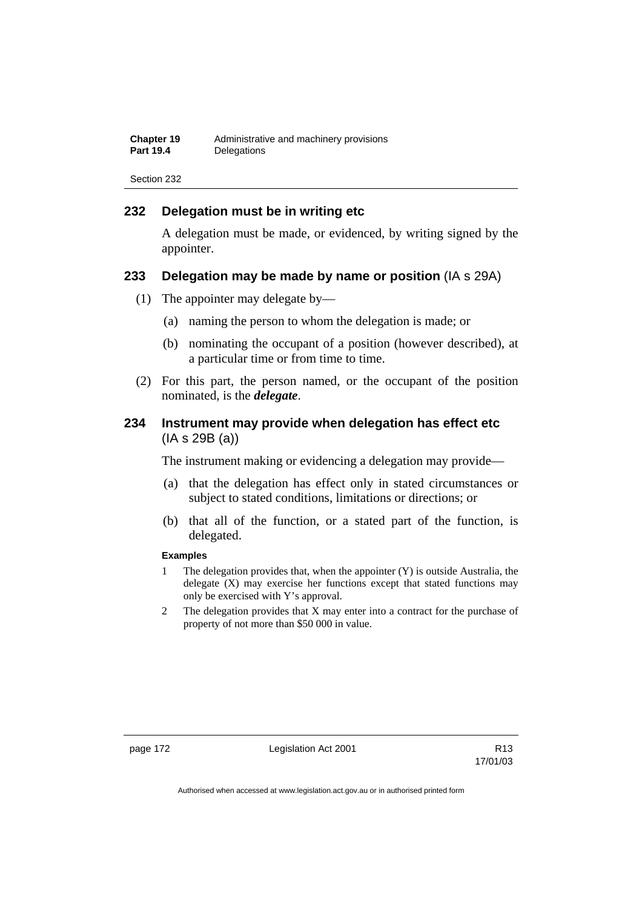## 232 Delegation must be in writing etc

A delegation must be made, or evidenced, by writing signed by the appointer.

## 233 Delegation may be made by name or position (IA s 29A)

(1) The appointer may delegate by—

(a) naming the person to whom the delegation is made; or

(b) nominating the occupant of a position (however described), at a particular time or from time to time.

(2) For this part, the person named, or the occupant of the position nominated, is the ***delegate***.

## 234 Instrument may provide when delegation has effect etc (IA s 29B (a))

The instrument making or evidencing a delegation may provide—

(a) that the delegation has effect only in stated circumstances or subject to stated conditions, limitations or directions; or

(b) that all of the function, or a stated part of the function, is delegated.

**Examples**

1 The delegation provides that, when the appointer (Y) is outside Australia, the delegate (X) may exercise her functions except that stated functions may only be exercised with Y's approval.

2 The delegation provides that X may enter into a contract for the purchase of property of not more than $50 000 in value.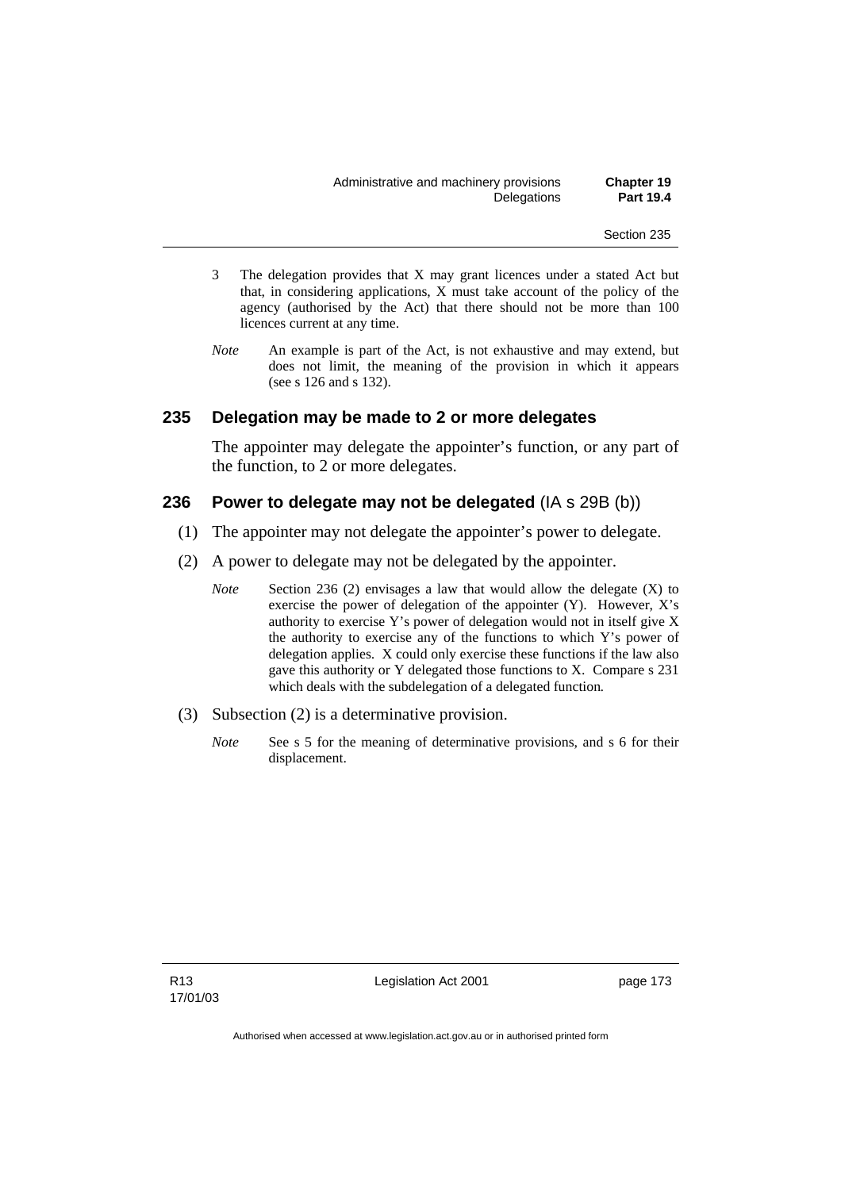3 The delegation provides that X may grant licences under a stated Act but that, in considering applications, X must take account of the policy of the agency (authorised by the Act) that there should not be more than 100 licences current at any time.

*Note* An example is part of the Act, is not exhaustive and may extend, but does not limit, the meaning of the provision in which it appears (see s 126 and s 132).

## 235 Delegation may be made to 2 or more delegates

The appointer may delegate the appointer's function, or any part of the function, to 2 or more delegates.

## 236 Power to delegate may not be delegated (IA s 29B (b))

(1) The appointer may not delegate the appointer's power to delegate.

(2) A power to delegate may not be delegated by the appointer.

*Note* Section 236 (2) envisages a law that would allow the delegate (X) to exercise the power of delegation of the appointer (Y). However, X's authority to exercise Y's power of delegation would not in itself give X the authority to exercise any of the functions to which Y's power of delegation applies. X could only exercise these functions if the law also gave this authority or Y delegated those functions to X. Compare s 231 which deals with the subdelegation of a delegated function.

(3) Subsection (2) is a determinative provision.

*Note* See s 5 for the meaning of determinative provisions, and s 6 for their displacement.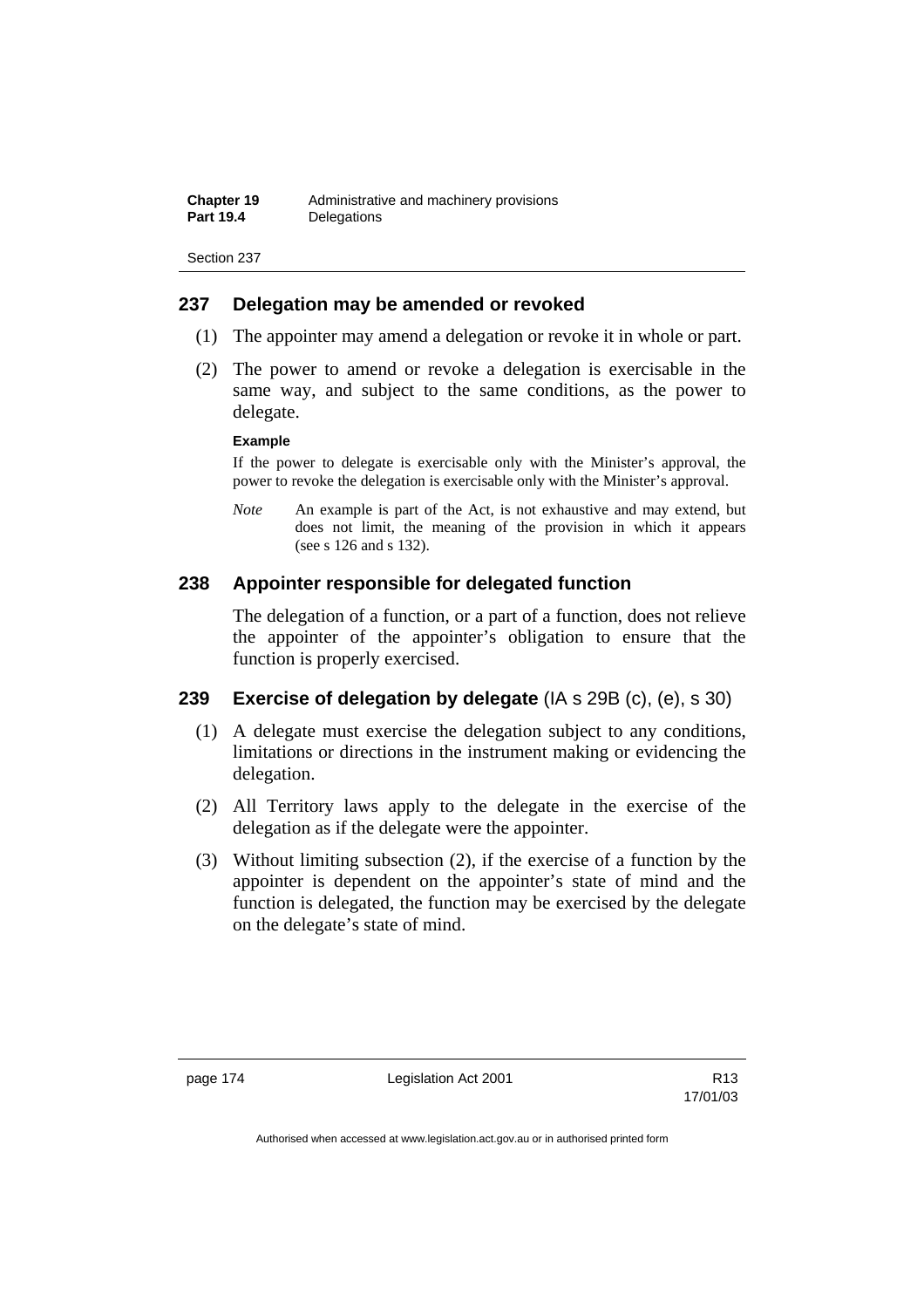## 237 Delegation may be amended or revoked

(1) The appointer may amend a delegation or revoke it in whole or part.

(2) The power to amend or revoke a delegation is exercisable in the same way, and subject to the same conditions, as the power to delegate.

**Example**

If the power to delegate is exercisable only with the Minister's approval, the power to revoke the delegation is exercisable only with the Minister's approval.

*Note* An example is part of the Act, is not exhaustive and may extend, but does not limit, the meaning of the provision in which it appears (see s 126 and s 132).

## 238 Appointer responsible for delegated function

The delegation of a function, or a part of a function, does not relieve the appointer of the appointer's obligation to ensure that the function is properly exercised.

## 239 Exercise of delegation by delegate (IA s 29B (c), (e), s 30)

(1) A delegate must exercise the delegation subject to any conditions, limitations or directions in the instrument making or evidencing the delegation.

(2) All Territory laws apply to the delegate in the exercise of the delegation as if the delegate were the appointer.

(3) Without limiting subsection (2), if the exercise of a function by the appointer is dependent on the appointer's state of mind and the function is delegated, the function may be exercised by the delegate on the delegate's state of mind.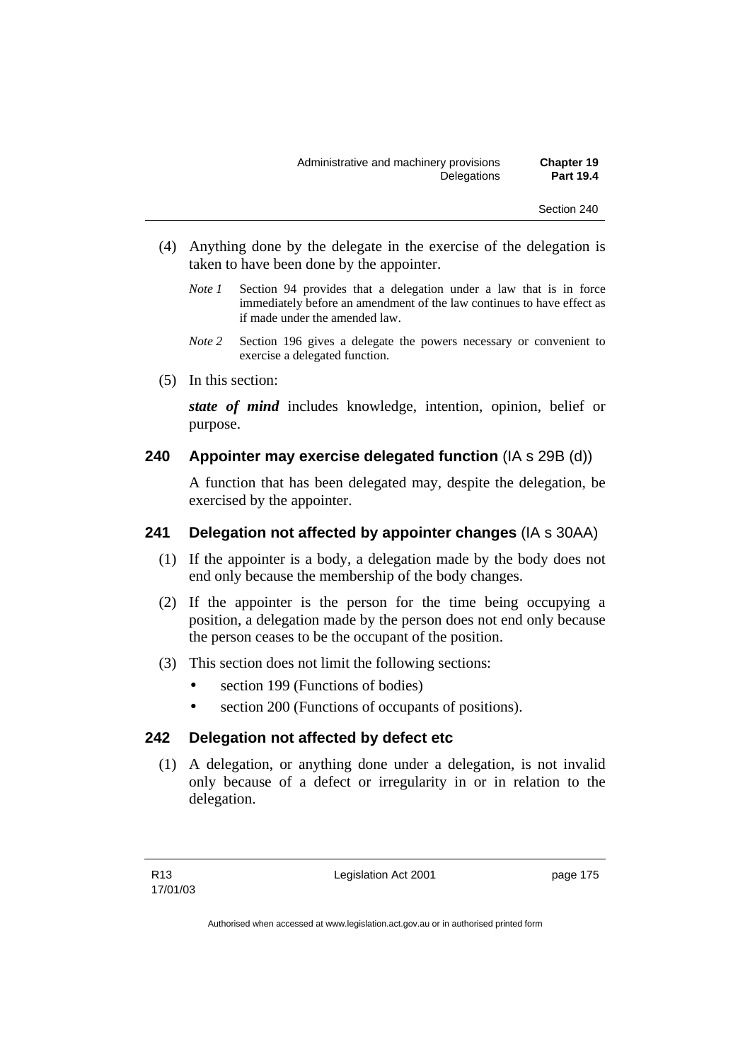(4) Anything done by the delegate in the exercise of the delegation is taken to have been done by the appointer.

*Note 1* Section 94 provides that a delegation under a law that is in force immediately before an amendment of the law continues to have effect as if made under the amended law.

*Note 2* Section 196 gives a delegate the powers necessary or convenient to exercise a delegated function.

(5) In this section:

***state of mind*** includes knowledge, intention, opinion, belief or purpose.

### 240 Appointer may exercise delegated function (IA s 29B (d))

A function that has been delegated may, despite the delegation, be exercised by the appointer.

### 241 Delegation not affected by appointer changes (IA s 30AA)

(1) If the appointer is a body, a delegation made by the body does not end only because the membership of the body changes.

(2) If the appointer is the person for the time being occupying a position, a delegation made by the person does not end only because the person ceases to be the occupant of the position.

(3) This section does not limit the following sections:

- section 199 (Functions of bodies)
- section 200 (Functions of occupants of positions).

### 242 Delegation not affected by defect etc

(1) A delegation, or anything done under a delegation, is not invalid only because of a defect or irregularity in or in relation to the delegation.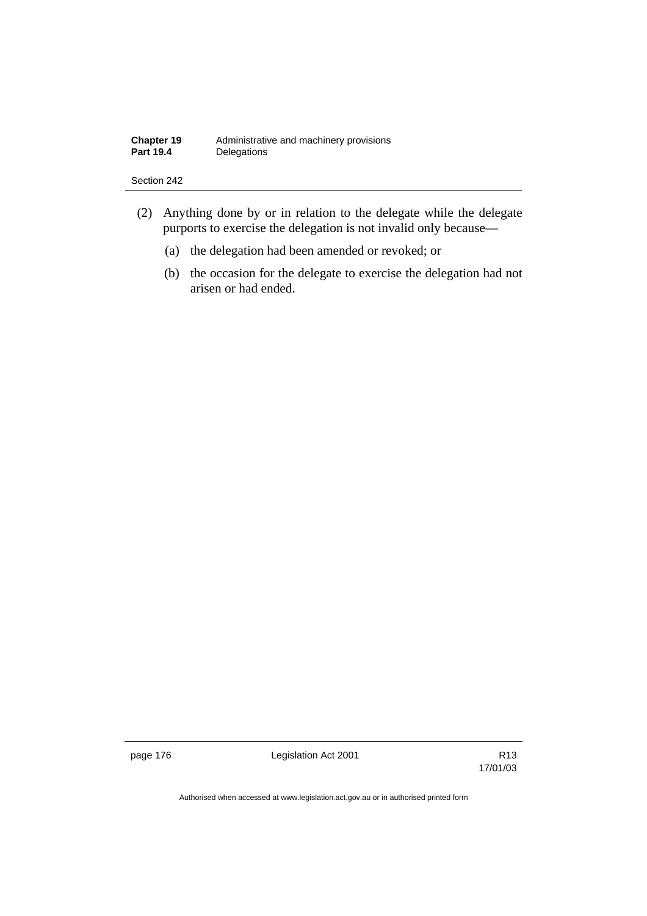(2) Anything done by or in relation to the delegate while the delegate purports to exercise the delegation is not invalid only because—

(a) the delegation had been amended or revoked; or

(b) the occasion for the delegate to exercise the delegation had not arisen or had ended.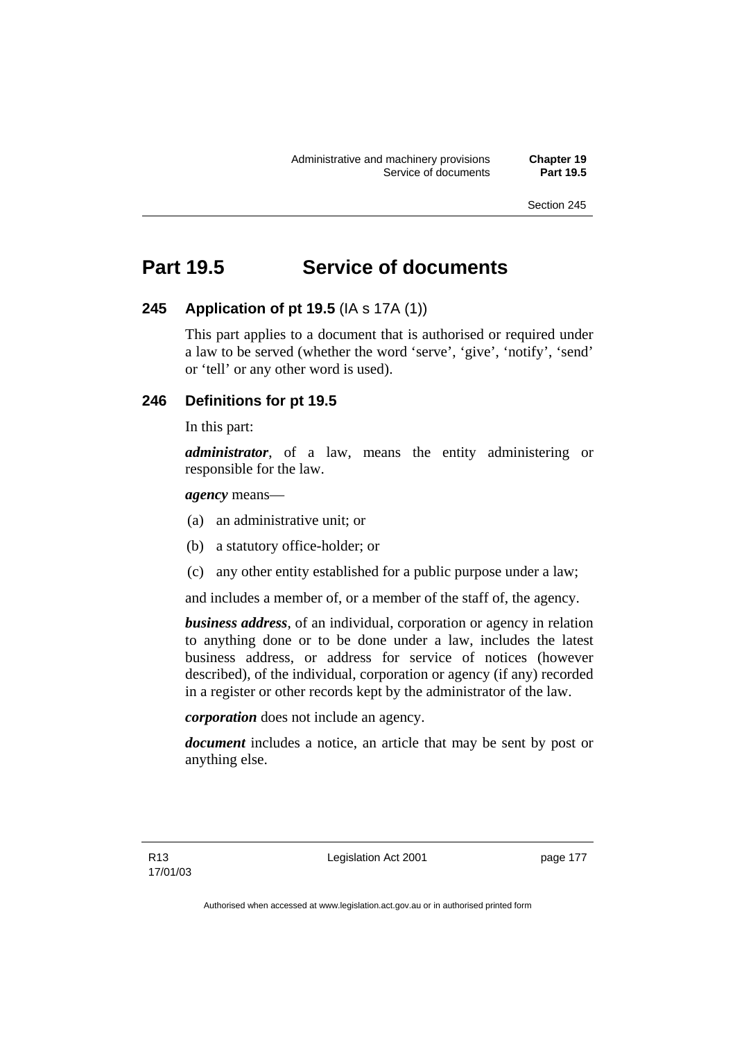# Part 19.5 Service of documents

### 245 Application of pt 19.5 (IA s 17A (1))

This part applies to a document that is authorised or required under a law to be served (whether the word 'serve', 'give', 'notify', 'send' or 'tell' or any other word is used).

### 246 Definitions for pt 19.5

In this part:

***administrator***, of a law, means the entity administering or responsible for the law.

***agency*** means—

(a) an administrative unit; or

(b) a statutory office-holder; or

(c) any other entity established for a public purpose under a law;

and includes a member of, or a member of the staff of, the agency.

***business address***, of an individual, corporation or agency in relation to anything done or to be done under a law, includes the latest business address, or address for service of notices (however described), of the individual, corporation or agency (if any) recorded in a register or other records kept by the administrator of the law.

***corporation*** does not include an agency.

***document*** includes a notice, an article that may be sent by post or anything else.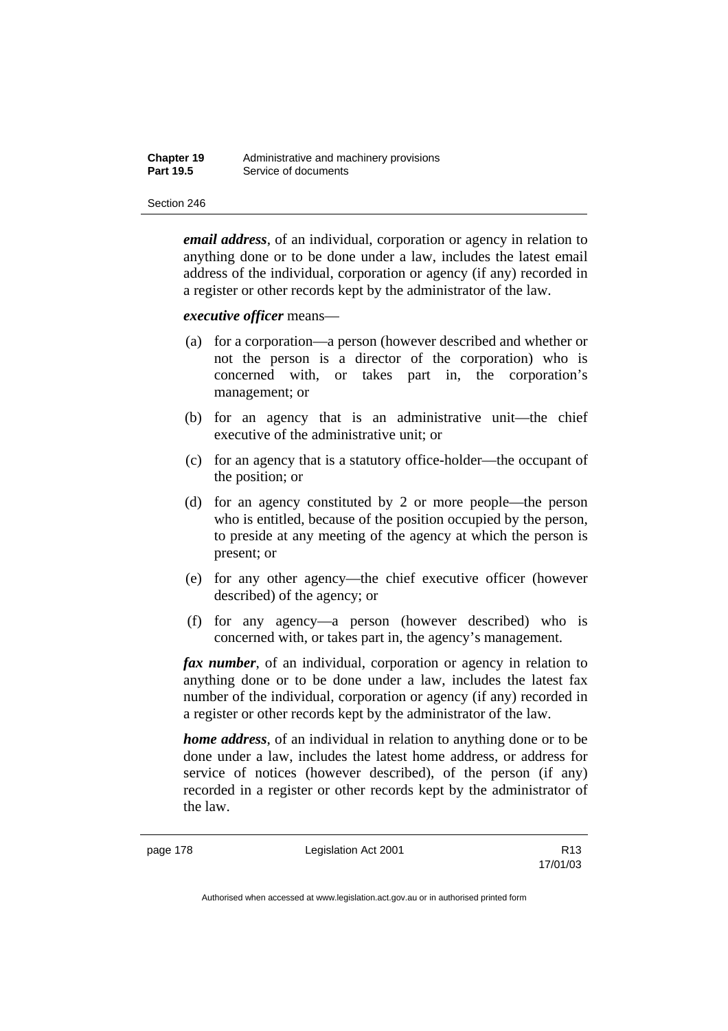***email address***, of an individual, corporation or agency in relation to anything done or to be done under a law, includes the latest email address of the individual, corporation or agency (if any) recorded in a register or other records kept by the administrator of the law.

***executive officer*** means—

(a) for a corporation—a person (however described and whether or not the person is a director of the corporation) who is concerned with, or takes part in, the corporation's management; or

(b) for an agency that is an administrative unit—the chief executive of the administrative unit; or

(c) for an agency that is a statutory office-holder—the occupant of the position; or

(d) for an agency constituted by 2 or more people—the person who is entitled, because of the position occupied by the person, to preside at any meeting of the agency at which the person is present; or

(e) for any other agency—the chief executive officer (however described) of the agency; or

(f) for any agency—a person (however described) who is concerned with, or takes part in, the agency's management.

***fax number***, of an individual, corporation or agency in relation to anything done or to be done under a law, includes the latest fax number of the individual, corporation or agency (if any) recorded in a register or other records kept by the administrator of the law.

***home address***, of an individual in relation to anything done or to be done under a law, includes the latest home address, or address for service of notices (however described), of the person (if any) recorded in a register or other records kept by the administrator of the law.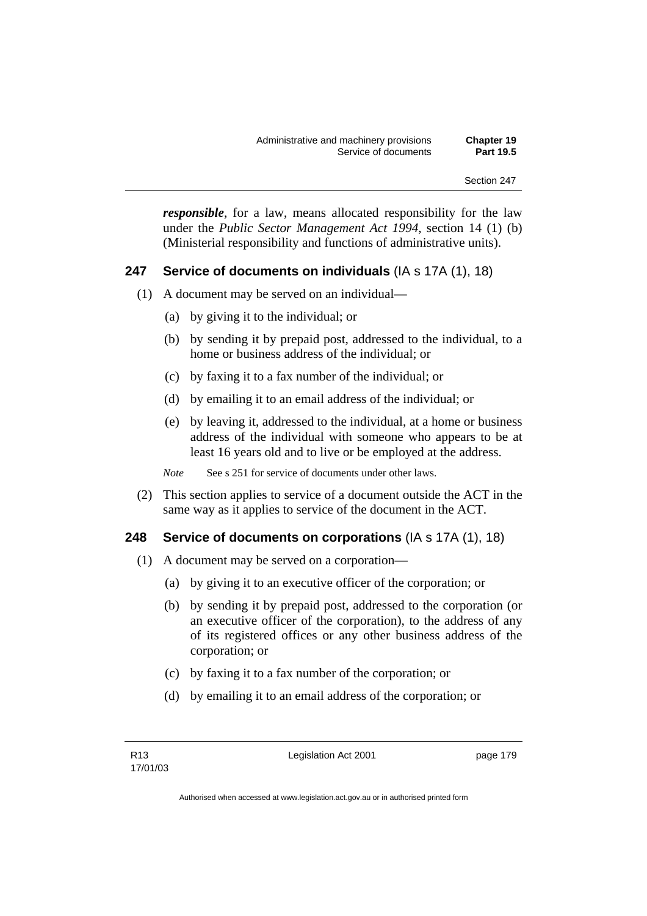***responsible***, for a law, means allocated responsibility for the law under the *Public Sector Management Act 1994*, section 14 (1) (b) (Ministerial responsibility and functions of administrative units).

### 247 Service of documents on individuals (IA s 17A (1), 18)

(1) A document may be served on an individual—

(a) by giving it to the individual; or

(b) by sending it by prepaid post, addressed to the individual, to a home or business address of the individual; or

(c) by faxing it to a fax number of the individual; or

(d) by emailing it to an email address of the individual; or

(e) by leaving it, addressed to the individual, at a home or business address of the individual with someone who appears to be at least 16 years old and to live or be employed at the address.

*Note* See s 251 for service of documents under other laws.

(2) This section applies to service of a document outside the ACT in the same way as it applies to service of the document in the ACT.

### 248 Service of documents on corporations (IA s 17A (1), 18)

(1) A document may be served on a corporation—

(a) by giving it to an executive officer of the corporation; or

(b) by sending it by prepaid post, addressed to the corporation (or an executive officer of the corporation), to the address of any of its registered offices or any other business address of the corporation; or

(c) by faxing it to a fax number of the corporation; or

(d) by emailing it to an email address of the corporation; or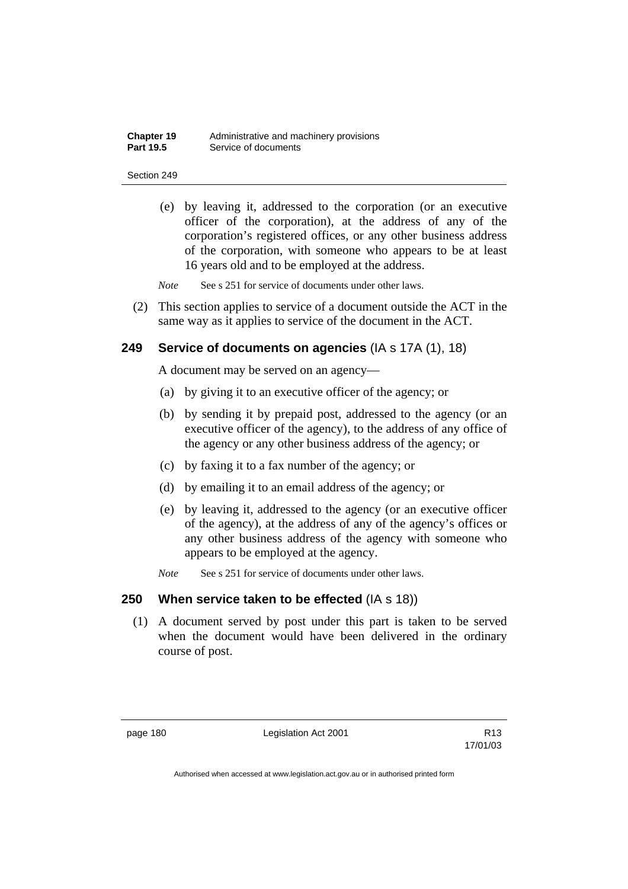(e) by leaving it, addressed to the corporation (or an executive officer of the corporation), at the address of any of the corporation's registered offices, or any other business address of the corporation, with someone who appears to be at least 16 years old and to be employed at the address.

*Note* See s 251 for service of documents under other laws.

(2) This section applies to service of a document outside the ACT in the same way as it applies to service of the document in the ACT.

### 249 Service of documents on agencies (IA s 17A (1), 18)

A document may be served on an agency—

(a) by giving it to an executive officer of the agency; or

(b) by sending it by prepaid post, addressed to the agency (or an executive officer of the agency), to the address of any office of the agency or any other business address of the agency; or

(c) by faxing it to a fax number of the agency; or

(d) by emailing it to an email address of the agency; or

(e) by leaving it, addressed to the agency (or an executive officer of the agency), at the address of any of the agency's offices or any other business address of the agency with someone who appears to be employed at the agency.

*Note* See s 251 for service of documents under other laws.

### 250 When service taken to be effected (IA s 18))

(1) A document served by post under this part is taken to be served when the document would have been delivered in the ordinary course of post.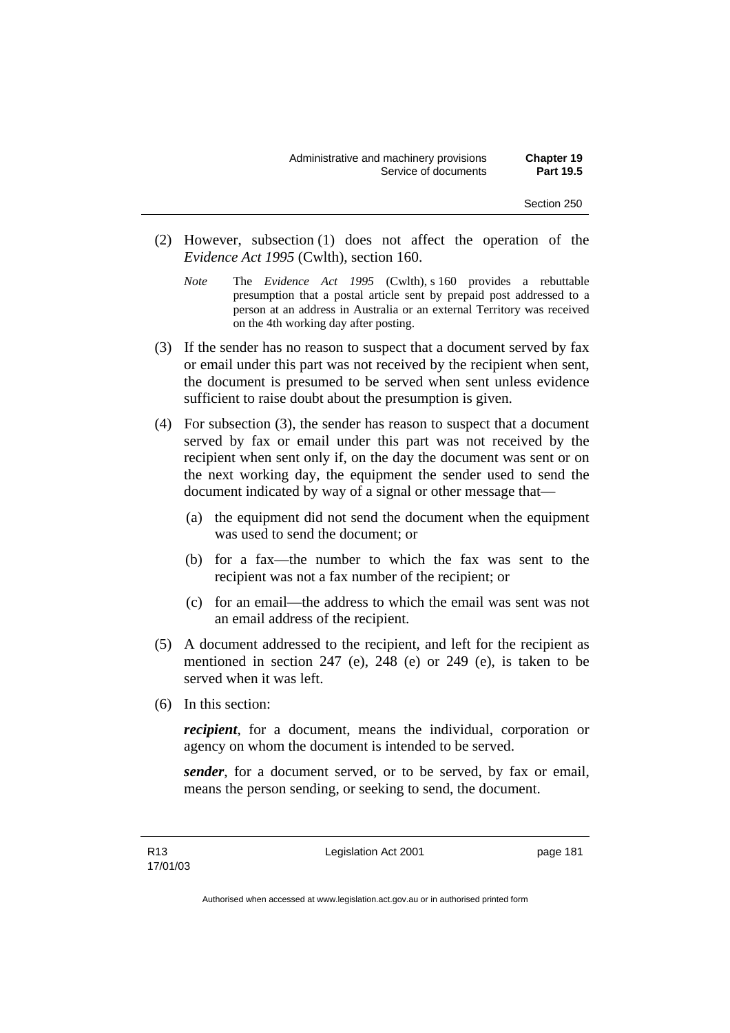(2) However, subsection (1) does not affect the operation of the *Evidence Act 1995* (Cwlth), section 160.

*Note* The *Evidence Act 1995* (Cwlth), s 160 provides a rebuttable presumption that a postal article sent by prepaid post addressed to a person at an address in Australia or an external Territory was received on the 4th working day after posting.

(3) If the sender has no reason to suspect that a document served by fax or email under this part was not received by the recipient when sent, the document is presumed to be served when sent unless evidence sufficient to raise doubt about the presumption is given.

(4) For subsection (3), the sender has reason to suspect that a document served by fax or email under this part was not received by the recipient when sent only if, on the day the document was sent or on the next working day, the equipment the sender used to send the document indicated by way of a signal or other message that—

(a) the equipment did not send the document when the equipment was used to send the document; or

(b) for a fax—the number to which the fax was sent to the recipient was not a fax number of the recipient; or

(c) for an email—the address to which the email was sent was not an email address of the recipient.

(5) A document addressed to the recipient, and left for the recipient as mentioned in section 247 (e), 248 (e) or 249 (e), is taken to be served when it was left.

(6) In this section:

***recipient***, for a document, means the individual, corporation or agency on whom the document is intended to be served.

***sender***, for a document served, or to be served, by fax or email, means the person sending, or seeking to send, the document.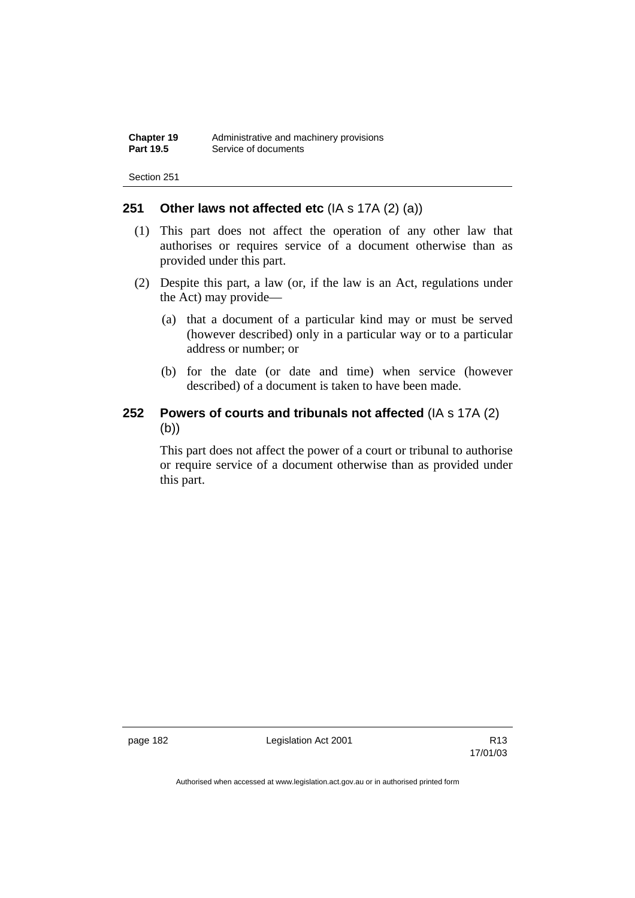## 251 Other laws not affected etc (IA s 17A (2) (a))

(1) This part does not affect the operation of any other law that authorises or requires service of a document otherwise than as provided under this part.

(2) Despite this part, a law (or, if the law is an Act, regulations under the Act) may provide—

(a) that a document of a particular kind may or must be served (however described) only in a particular way or to a particular address or number; or

(b) for the date (or date and time) when service (however described) of a document is taken to have been made.

## 252 Powers of courts and tribunals not affected (IA s 17A (2) (b))

This part does not affect the power of a court or tribunal to authorise or require service of a document otherwise than as provided under this part.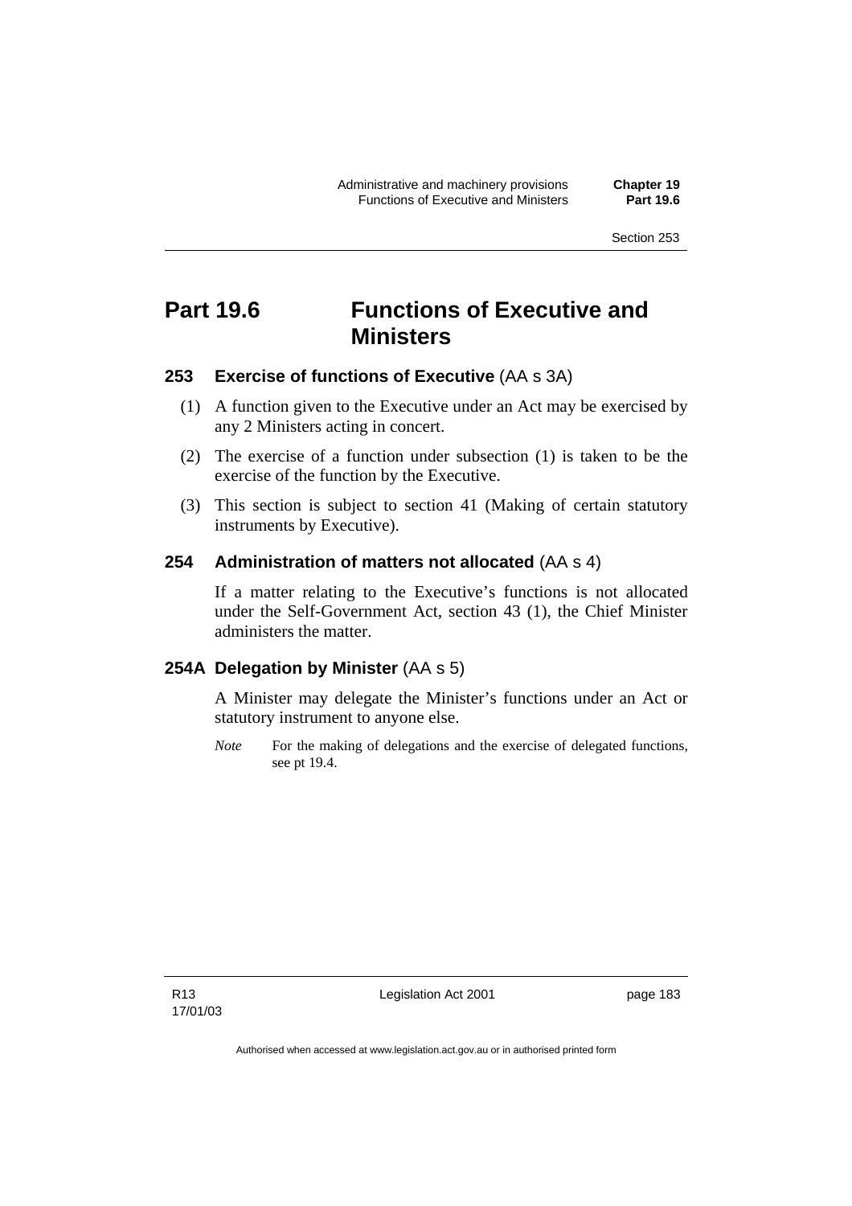# Part 19.6 Functions of Executive and Ministers

### 253 Exercise of functions of Executive (AA s 3A)

(1) A function given to the Executive under an Act may be exercised by any 2 Ministers acting in concert.

(2) The exercise of a function under subsection (1) is taken to be the exercise of the function by the Executive.

(3) This section is subject to section 41 (Making of certain statutory instruments by Executive).

### 254 Administration of matters not allocated (AA s 4)

If a matter relating to the Executive's functions is not allocated under the Self-Government Act, section 43 (1), the Chief Minister administers the matter.

### 254A Delegation by Minister (AA s 5)

A Minister may delegate the Minister's functions under an Act or statutory instrument to anyone else.

*Note* For the making of delegations and the exercise of delegated functions, see pt 19.4.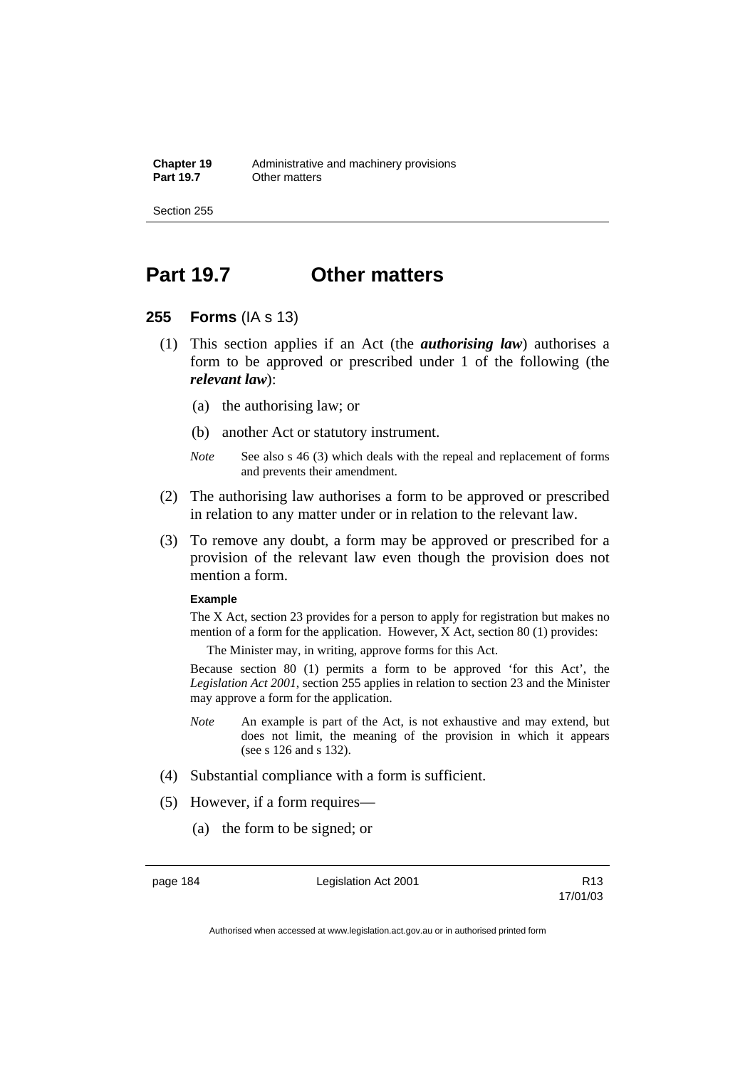# Part 19.7 Other matters

## 255 Forms (IA s 13)

(1) This section applies if an Act (the ***authorising law***) authorises a form to be approved or prescribed under 1 of the following (the ***relevant law***):

(a) the authorising law; or

(b) another Act or statutory instrument.

*Note* See also s 46 (3) which deals with the repeal and replacement of forms and prevents their amendment.

(2) The authorising law authorises a form to be approved or prescribed in relation to any matter under or in relation to the relevant law.

(3) To remove any doubt, a form may be approved or prescribed for a provision of the relevant law even though the provision does not mention a form.

**Example**

The X Act, section 23 provides for a person to apply for registration but makes no mention of a form for the application. However, X Act, section 80 (1) provides:

The Minister may, in writing, approve forms for this Act.

Because section 80 (1) permits a form to be approved 'for this Act', the *Legislation Act 2001*, section 255 applies in relation to section 23 and the Minister may approve a form for the application.

*Note* An example is part of the Act, is not exhaustive and may extend, but does not limit, the meaning of the provision in which it appears (see s 126 and s 132).

(4) Substantial compliance with a form is sufficient.

(5) However, if a form requires—

(a) the form to be signed; or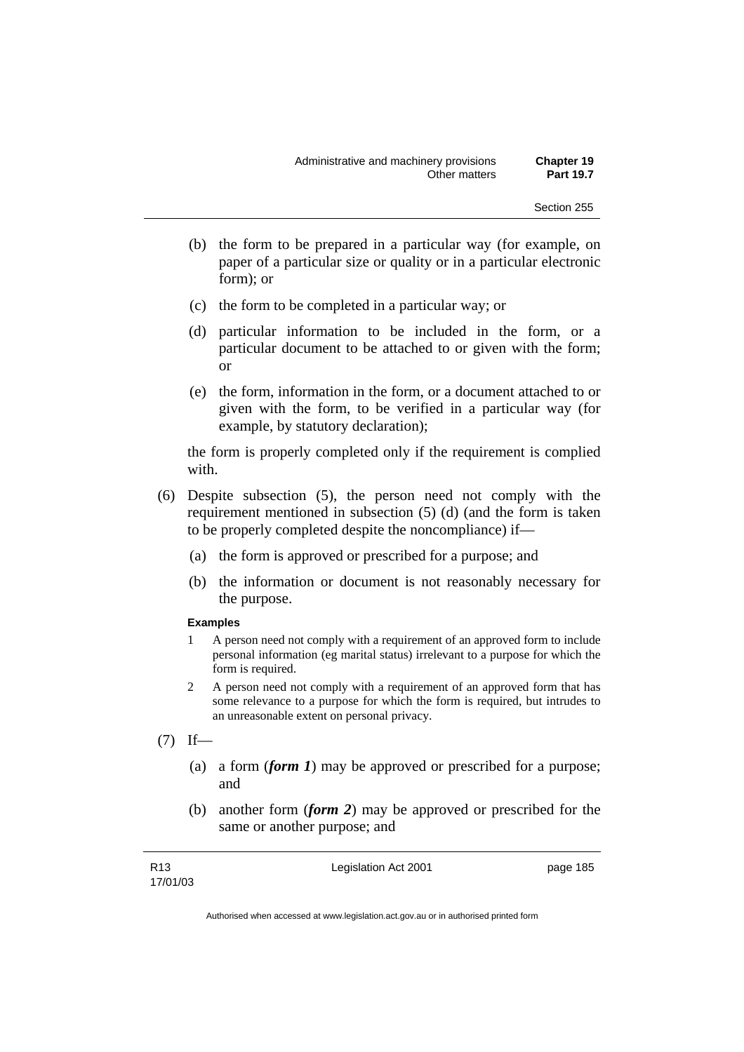(b) the form to be prepared in a particular way (for example, on paper of a particular size or quality or in a particular electronic form); or

(c) the form to be completed in a particular way; or

(d) particular information to be included in the form, or a particular document to be attached to or given with the form; or

(e) the form, information in the form, or a document attached to or given with the form, to be verified in a particular way (for example, by statutory declaration);

the form is properly completed only if the requirement is complied with.

(6) Despite subsection (5), the person need not comply with the requirement mentioned in subsection (5) (d) (and the form is taken to be properly completed despite the noncompliance) if—

(a) the form is approved or prescribed for a purpose; and

(b) the information or document is not reasonably necessary for the purpose.

**Examples**

1 A person need not comply with a requirement of an approved form to include personal information (eg marital status) irrelevant to a purpose for which the form is required.

2 A person need not comply with a requirement of an approved form that has some relevance to a purpose for which the form is required, but intrudes to an unreasonable extent on personal privacy.

(7) If—

(a) a form (***form 1***) may be approved or prescribed for a purpose; and

(b) another form (***form 2***) may be approved or prescribed for the same or another purpose; and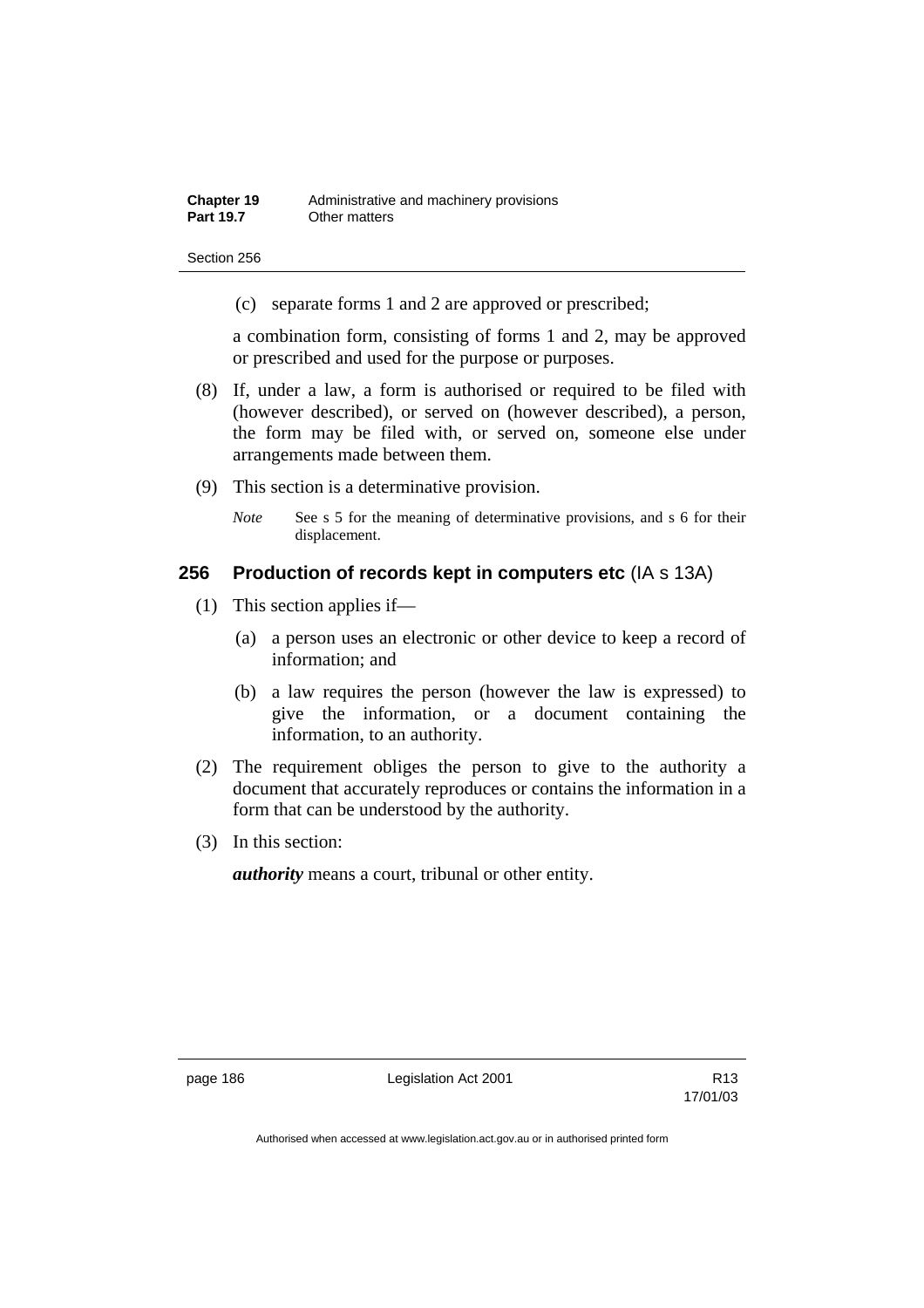(c) separate forms 1 and 2 are approved or prescribed;

a combination form, consisting of forms 1 and 2, may be approved or prescribed and used for the purpose or purposes.

(8) If, under a law, a form is authorised or required to be filed with (however described), or served on (however described), a person, the form may be filed with, or served on, someone else under arrangements made between them.

(9) This section is a determinative provision.

*Note* See s 5 for the meaning of determinative provisions, and s 6 for their displacement.

## 256 Production of records kept in computers etc (IA s 13A)

(1) This section applies if—

(a) a person uses an electronic or other device to keep a record of information; and

(b) a law requires the person (however the law is expressed) to give the information, or a document containing the information, to an authority.

(2) The requirement obliges the person to give to the authority a document that accurately reproduces or contains the information in a form that can be understood by the authority.

(3) In this section:

***authority*** means a court, tribunal or other entity.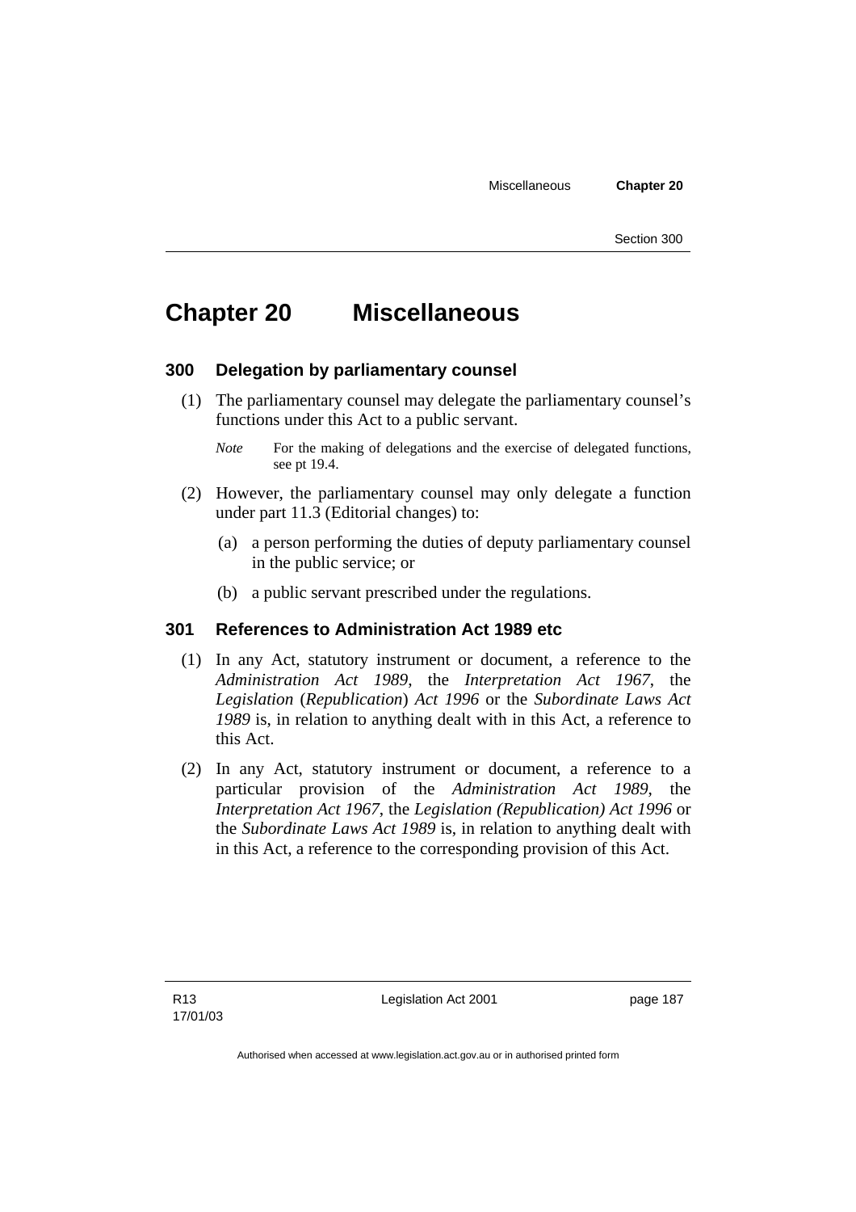# Chapter 20 Miscellaneous

### 300 Delegation by parliamentary counsel

(1) The parliamentary counsel may delegate the parliamentary counsel's functions under this Act to a public servant.

*Note* For the making of delegations and the exercise of delegated functions, see pt 19.4.

(2) However, the parliamentary counsel may only delegate a function under part 11.3 (Editorial changes) to:

(a) a person performing the duties of deputy parliamentary counsel in the public service; or

(b) a public servant prescribed under the regulations.

### 301 References to Administration Act 1989 etc

(1) In any Act, statutory instrument or document, a reference to the *Administration Act 1989*, the *Interpretation Act 1967*, the *Legislation* (*Republication*) *Act 1996* or the *Subordinate Laws Act 1989* is, in relation to anything dealt with in this Act, a reference to this Act.

(2) In any Act, statutory instrument or document, a reference to a particular provision of the *Administration Act 1989*, the *Interpretation Act 1967*, the *Legislation (Republication) Act 1996* or the *Subordinate Laws Act 1989* is, in relation to anything dealt with in this Act, a reference to the corresponding provision of this Act.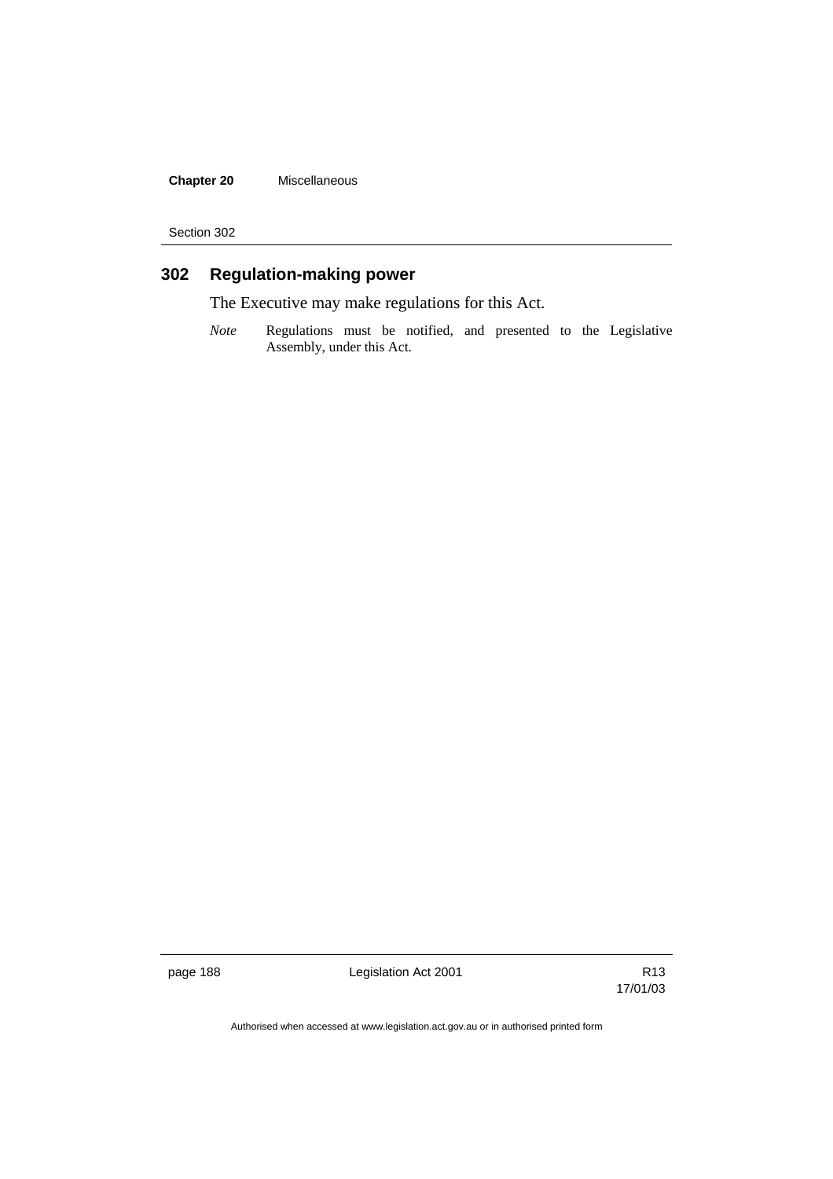## 302 Regulation-making power

The Executive may make regulations for this Act.

*Note* Regulations must be notified, and presented to the Legislative Assembly, under this Act.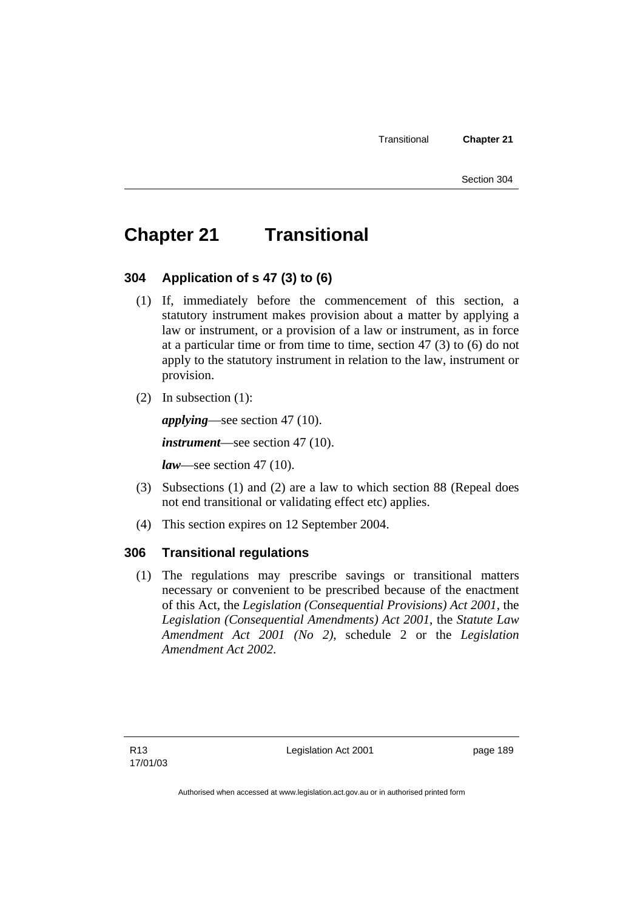# Chapter 21 Transitional

## 304 Application of s 47 (3) to (6)

(1) If, immediately before the commencement of this section, a statutory instrument makes provision about a matter by applying a law or instrument, or a provision of a law or instrument, as in force at a particular time or from time to time, section 47 (3) to (6) do not apply to the statutory instrument in relation to the law, instrument or provision.

(2) In subsection (1):

***applying***—see section 47 (10).

***instrument***—see section 47 (10).

***law***—see section 47 (10).

(3) Subsections (1) and (2) are a law to which section 88 (Repeal does not end transitional or validating effect etc) applies.

(4) This section expires on 12 September 2004.

## 306 Transitional regulations

(1) The regulations may prescribe savings or transitional matters necessary or convenient to be prescribed because of the enactment of this Act, the *Legislation (Consequential Provisions) Act 2001*, the *Legislation (Consequential Amendments) Act 2001*, the *Statute Law Amendment Act 2001 (No 2)*, schedule 2 or the *Legislation Amendment Act 2002*.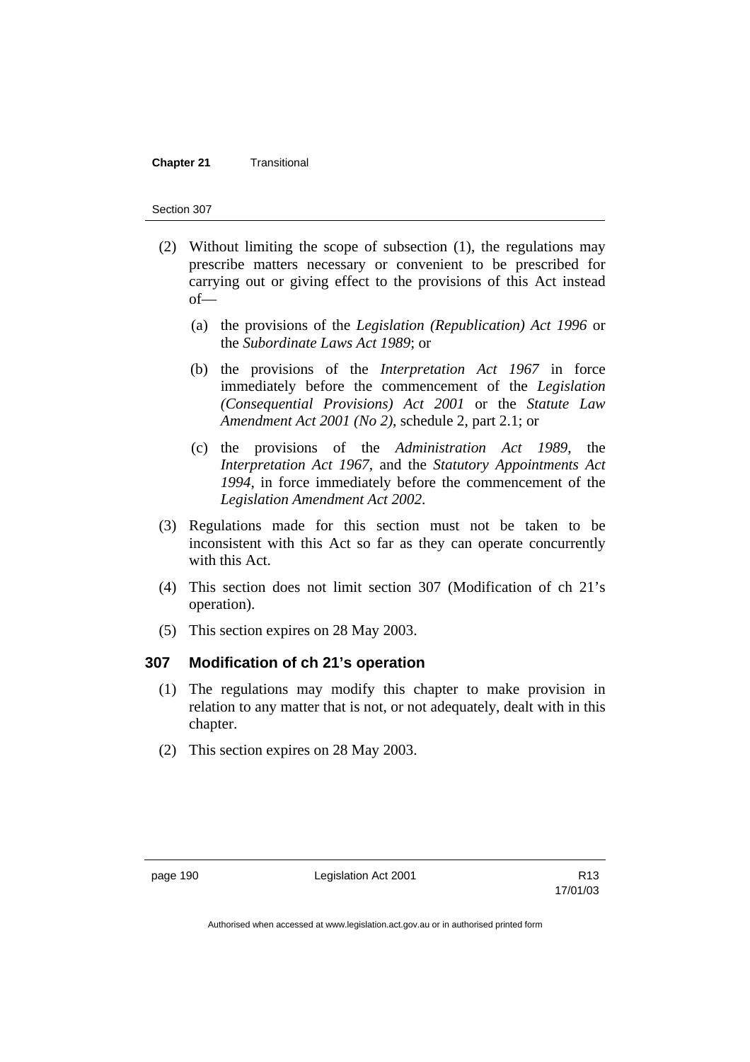(2) Without limiting the scope of subsection (1), the regulations may prescribe matters necessary or convenient to be prescribed for carrying out or giving effect to the provisions of this Act instead of—

(a) the provisions of the *Legislation (Republication) Act 1996* or the *Subordinate Laws Act 1989*; or

(b) the provisions of the *Interpretation Act 1967* in force immediately before the commencement of the *Legislation (Consequential Provisions) Act 2001* or the *Statute Law Amendment Act 2001 (No 2)*, schedule 2, part 2.1; or

(c) the provisions of the *Administration Act 1989*, the *Interpretation Act 1967*, and the *Statutory Appointments Act 1994*, in force immediately before the commencement of the *Legislation Amendment Act 2002*.

(3) Regulations made for this section must not be taken to be inconsistent with this Act so far as they can operate concurrently with this Act.

(4) This section does not limit section 307 (Modification of ch 21's operation).

(5) This section expires on 28 May 2003.

### 307 Modification of ch 21's operation

(1) The regulations may modify this chapter to make provision in relation to any matter that is not, or not adequately, dealt with in this chapter.

(2) This section expires on 28 May 2003.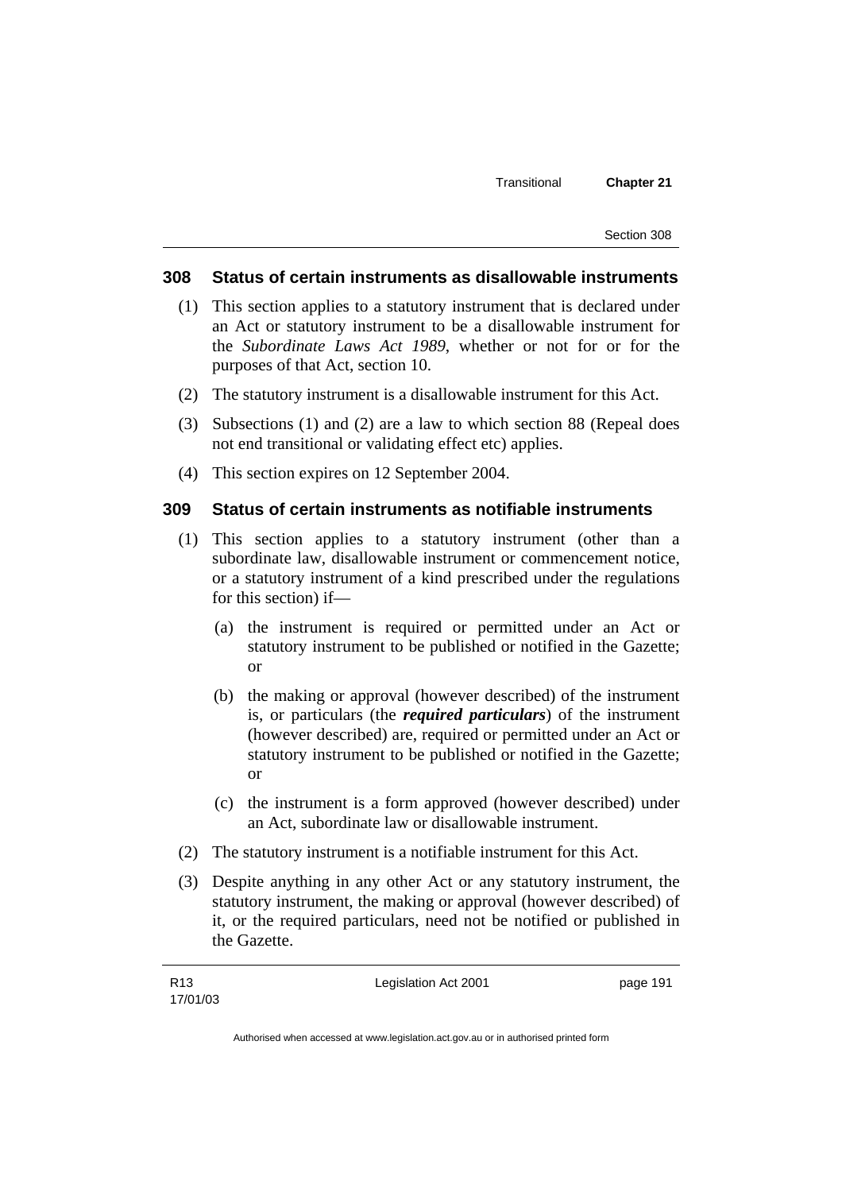### 308 Status of certain instruments as disallowable instruments

(1) This section applies to a statutory instrument that is declared under an Act or statutory instrument to be a disallowable instrument for the *Subordinate Laws Act 1989*, whether or not for or for the purposes of that Act, section 10.

(2) The statutory instrument is a disallowable instrument for this Act.

(3) Subsections (1) and (2) are a law to which section 88 (Repeal does not end transitional or validating effect etc) applies.

(4) This section expires on 12 September 2004.

### 309 Status of certain instruments as notifiable instruments

(1) This section applies to a statutory instrument (other than a subordinate law, disallowable instrument or commencement notice, or a statutory instrument of a kind prescribed under the regulations for this section) if—

(a) the instrument is required or permitted under an Act or statutory instrument to be published or notified in the Gazette; or

(b) the making or approval (however described) of the instrument is, or particulars (the ***required particulars***) of the instrument (however described) are, required or permitted under an Act or statutory instrument to be published or notified in the Gazette; or

(c) the instrument is a form approved (however described) under an Act, subordinate law or disallowable instrument.

(2) The statutory instrument is a notifiable instrument for this Act.

(3) Despite anything in any other Act or any statutory instrument, the statutory instrument, the making or approval (however described) of it, or the required particulars, need not be notified or published in the Gazette.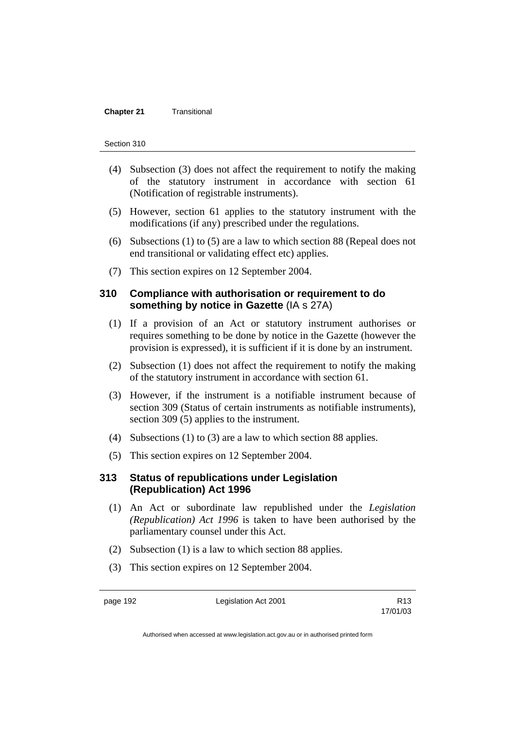(4) Subsection (3) does not affect the requirement to notify the making of the statutory instrument in accordance with section 61 (Notification of registrable instruments).

(5) However, section 61 applies to the statutory instrument with the modifications (if any) prescribed under the regulations.

(6) Subsections (1) to (5) are a law to which section 88 (Repeal does not end transitional or validating effect etc) applies.

(7) This section expires on 12 September 2004.

### 310 Compliance with authorisation or requirement to do something by notice in Gazette (IA s 27A)

(1) If a provision of an Act or statutory instrument authorises or requires something to be done by notice in the Gazette (however the provision is expressed), it is sufficient if it is done by an instrument.

(2) Subsection (1) does not affect the requirement to notify the making of the statutory instrument in accordance with section 61.

(3) However, if the instrument is a notifiable instrument because of section 309 (Status of certain instruments as notifiable instruments), section 309 (5) applies to the instrument.

(4) Subsections (1) to (3) are a law to which section 88 applies.

(5) This section expires on 12 September 2004.

### 313 Status of republications under Legislation (Republication) Act 1996

(1) An Act or subordinate law republished under the *Legislation (Republication) Act 1996* is taken to have been authorised by the parliamentary counsel under this Act.

(2) Subsection (1) is a law to which section 88 applies.

(3) This section expires on 12 September 2004.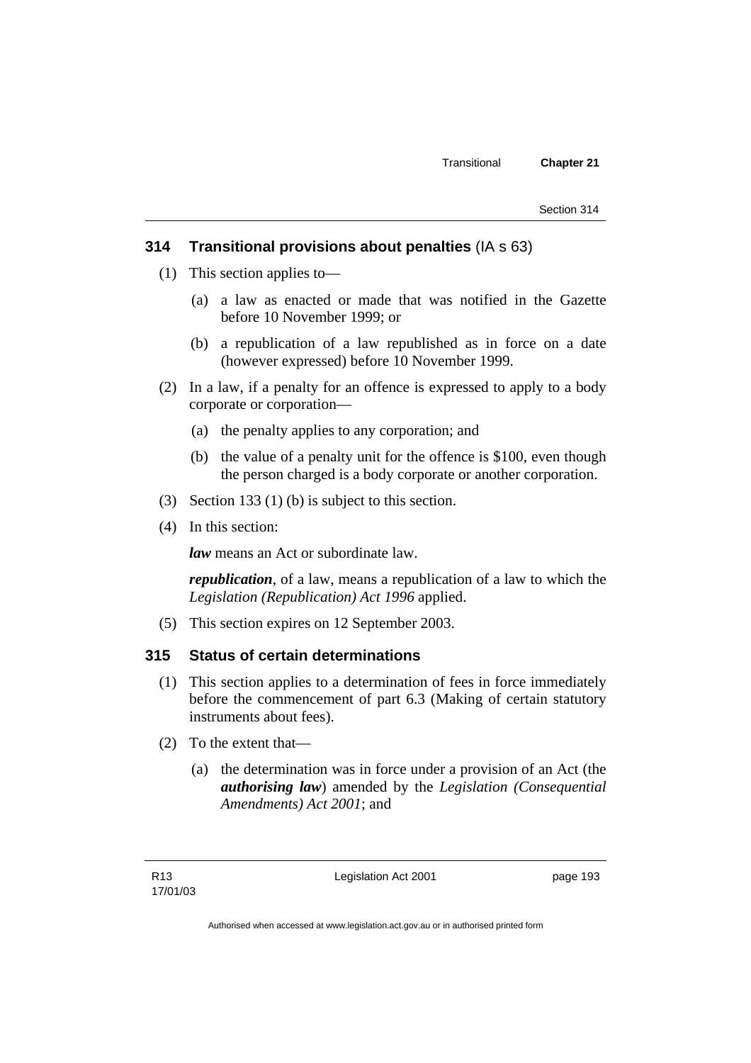### 314 Transitional provisions about penalties (IA s 63)

(1) This section applies to—

(a) a law as enacted or made that was notified in the Gazette before 10 November 1999; or

(b) a republication of a law republished as in force on a date (however expressed) before 10 November 1999.

(2) In a law, if a penalty for an offence is expressed to apply to a body corporate or corporation—

(a) the penalty applies to any corporation; and

(b) the value of a penalty unit for the offence is $100, even though the person charged is a body corporate or another corporation.

(3) Section 133 (1) (b) is subject to this section.

(4) In this section:

***law*** means an Act or subordinate law.

***republication***, of a law, means a republication of a law to which the *Legislation (Republication) Act 1996* applied.

(5) This section expires on 12 September 2003.

### 315 Status of certain determinations

(1) This section applies to a determination of fees in force immediately before the commencement of part 6.3 (Making of certain statutory instruments about fees).

(2) To the extent that—

(a) the determination was in force under a provision of an Act (the ***authorising law***) amended by the *Legislation (Consequential Amendments) Act 2001*; and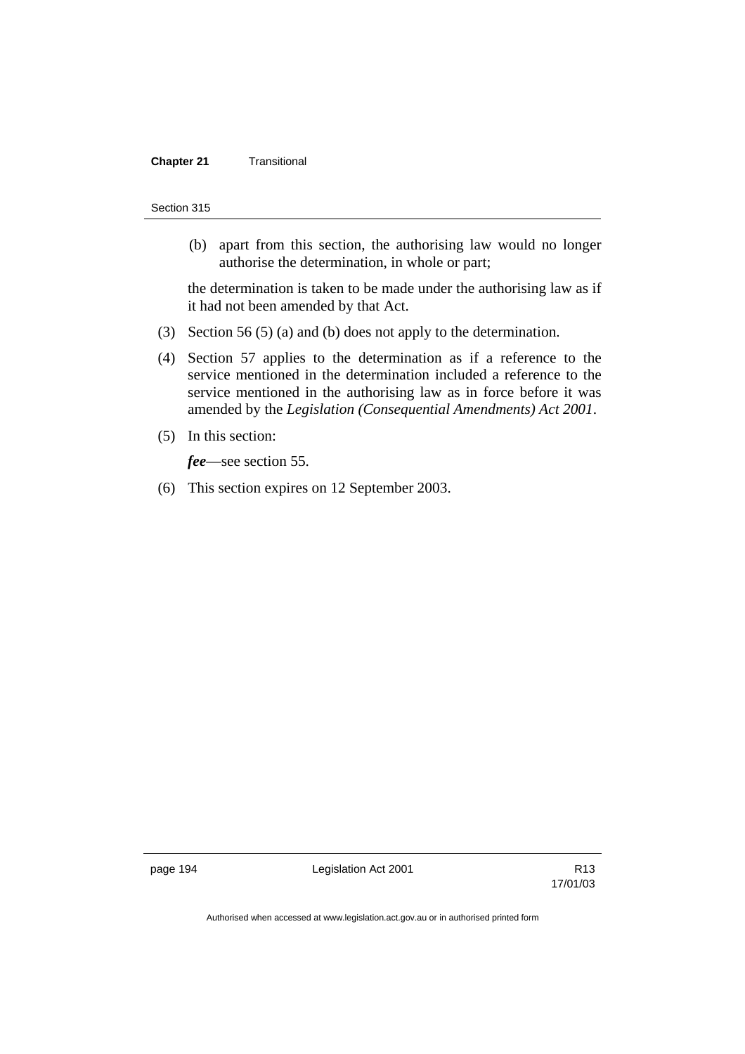(b) apart from this section, the authorising law would no longer authorise the determination, in whole or part;

the determination is taken to be made under the authorising law as if it had not been amended by that Act.

(3) Section 56 (5) (a) and (b) does not apply to the determination.

(4) Section 57 applies to the determination as if a reference to the service mentioned in the determination included a reference to the service mentioned in the authorising law as in force before it was amended by the *Legislation (Consequential Amendments) Act 2001*.

(5) In this section:

***fee***—see section 55.

(6) This section expires on 12 September 2003.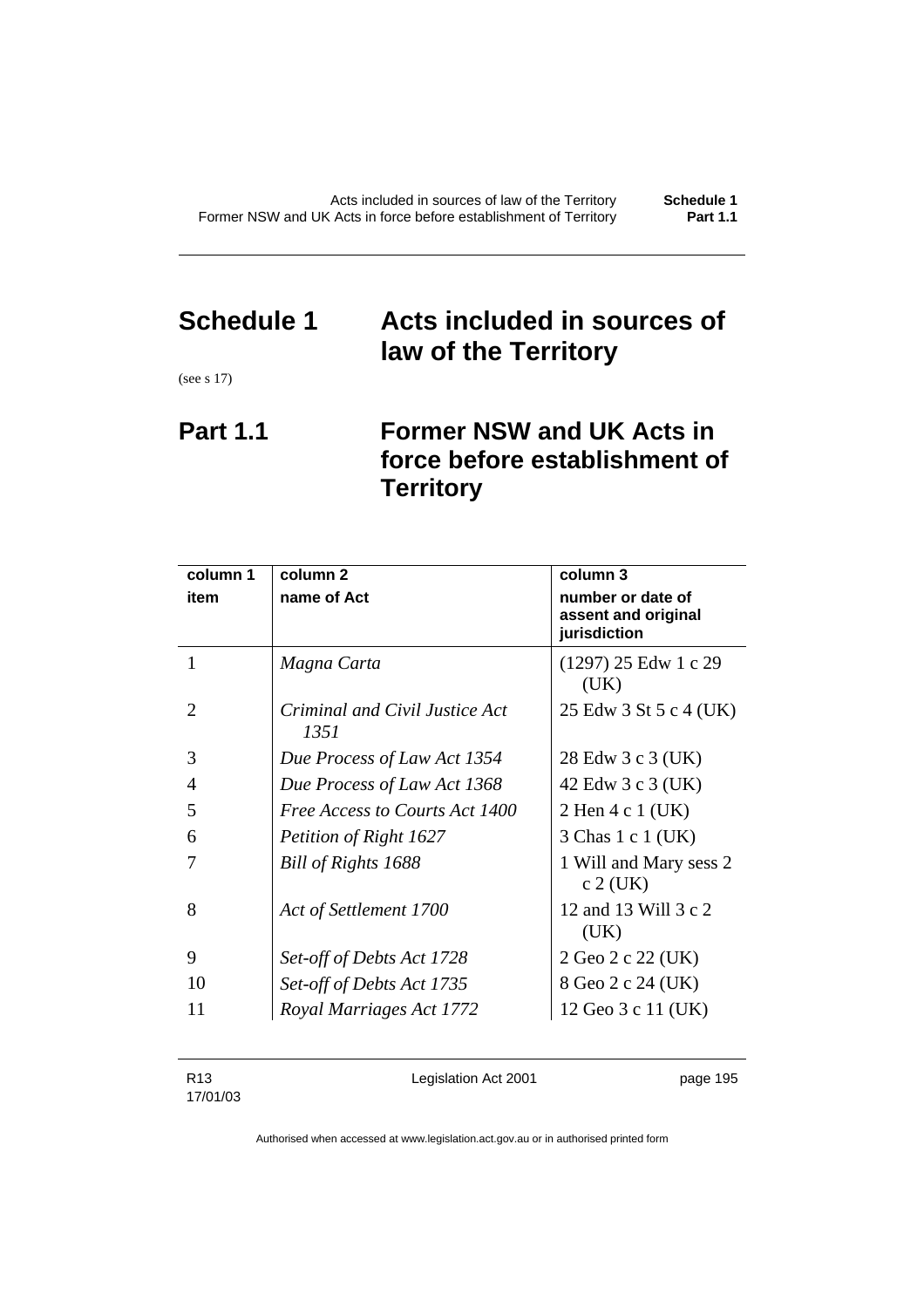# Schedule 1 Acts included in sources of law of the Territory

(see s 17)

## Part 1.1 Former NSW and UK Acts in force before establishment of Territory

| column 1<br>item | column 2<br>name of Act | column 3<br>number or date of assent and original jurisdiction |
|---|---|---|
| 1 | *Magna Carta* | (1297) 25 Edw 1 c 29 (UK) |
| 2 | *Criminal and Civil Justice Act 1351* | 25 Edw 3 St 5 c 4 (UK) |
| 3 | *Due Process of Law Act 1354* | 28 Edw 3 c 3 (UK) |
| 4 | *Due Process of Law Act 1368* | 42 Edw 3 c 3 (UK) |
| 5 | *Free Access to Courts Act 1400* | 2 Hen 4 c 1 (UK) |
| 6 | *Petition of Right 1627* | 3 Chas 1 c 1 (UK) |
| 7 | *Bill of Rights 1688* | 1 Will and Mary sess 2 c 2 (UK) |
| 8 | *Act of Settlement 1700* | 12 and 13 Will 3 c 2 (UK) |
| 9 | *Set-off of Debts Act 1728* | 2 Geo 2 c 22 (UK) |
| 10 | *Set-off of Debts Act 1735* | 8 Geo 2 c 24 (UK) |
| 11 | *Royal Marriages Act 1772* | 12 Geo 3 c 11 (UK) |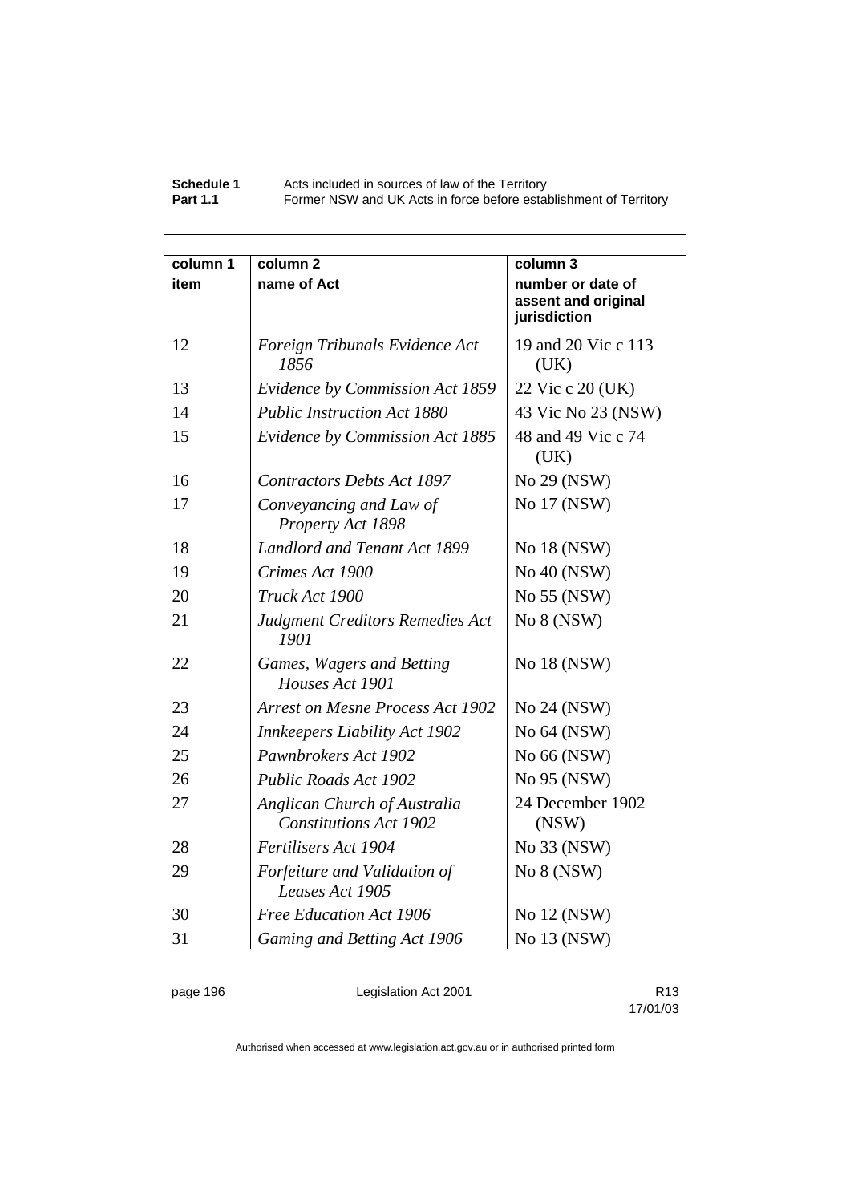| column 1 item | column 2 name of Act | column 3 number or date of assent and original jurisdiction |
| --- | --- | --- |
| 12 | *Foreign Tribunals Evidence Act 1856* | 19 and 20 Vic c 113 (UK) |
| 13 | *Evidence by Commission Act 1859* | 22 Vic c 20 (UK) |
| 14 | *Public Instruction Act 1880* | 43 Vic No 23 (NSW) |
| 15 | *Evidence by Commission Act 1885* | 48 and 49 Vic c 74 (UK) |
| 16 | *Contractors Debts Act 1897* | No 29 (NSW) |
| 17 | *Conveyancing and Law of Property Act 1898* | No 17 (NSW) |
| 18 | *Landlord and Tenant Act 1899* | No 18 (NSW) |
| 19 | *Crimes Act 1900* | No 40 (NSW) |
| 20 | *Truck Act 1900* | No 55 (NSW) |
| 21 | *Judgment Creditors Remedies Act 1901* | No 8 (NSW) |
| 22 | *Games, Wagers and Betting Houses Act 1901* | No 18 (NSW) |
| 23 | *Arrest on Mesne Process Act 1902* | No 24 (NSW) |
| 24 | *Innkeepers Liability Act 1902* | No 64 (NSW) |
| 25 | *Pawnbrokers Act 1902* | No 66 (NSW) |
| 26 | *Public Roads Act 1902* | No 95 (NSW) |
| 27 | *Anglican Church of Australia Constitutions Act 1902* | 24 December 1902 (NSW) |
| 28 | *Fertilisers Act 1904* | No 33 (NSW) |
| 29 | *Forfeiture and Validation of Leases Act 1905* | No 8 (NSW) |
| 30 | *Free Education Act 1906* | No 12 (NSW) |
| 31 | *Gaming and Betting Act 1906* | No 13 (NSW) |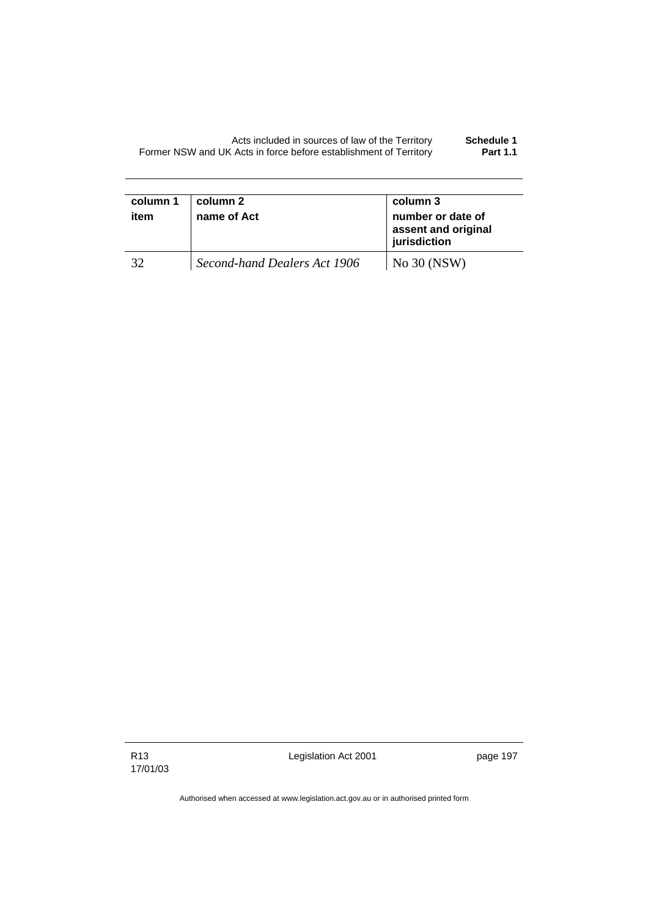| column 1 item | column 2 name of Act | column 3 number or date of assent and original jurisdiction |
|---|---|---|
| 32 | *Second-hand Dealers Act 1906* | No 30 (NSW) |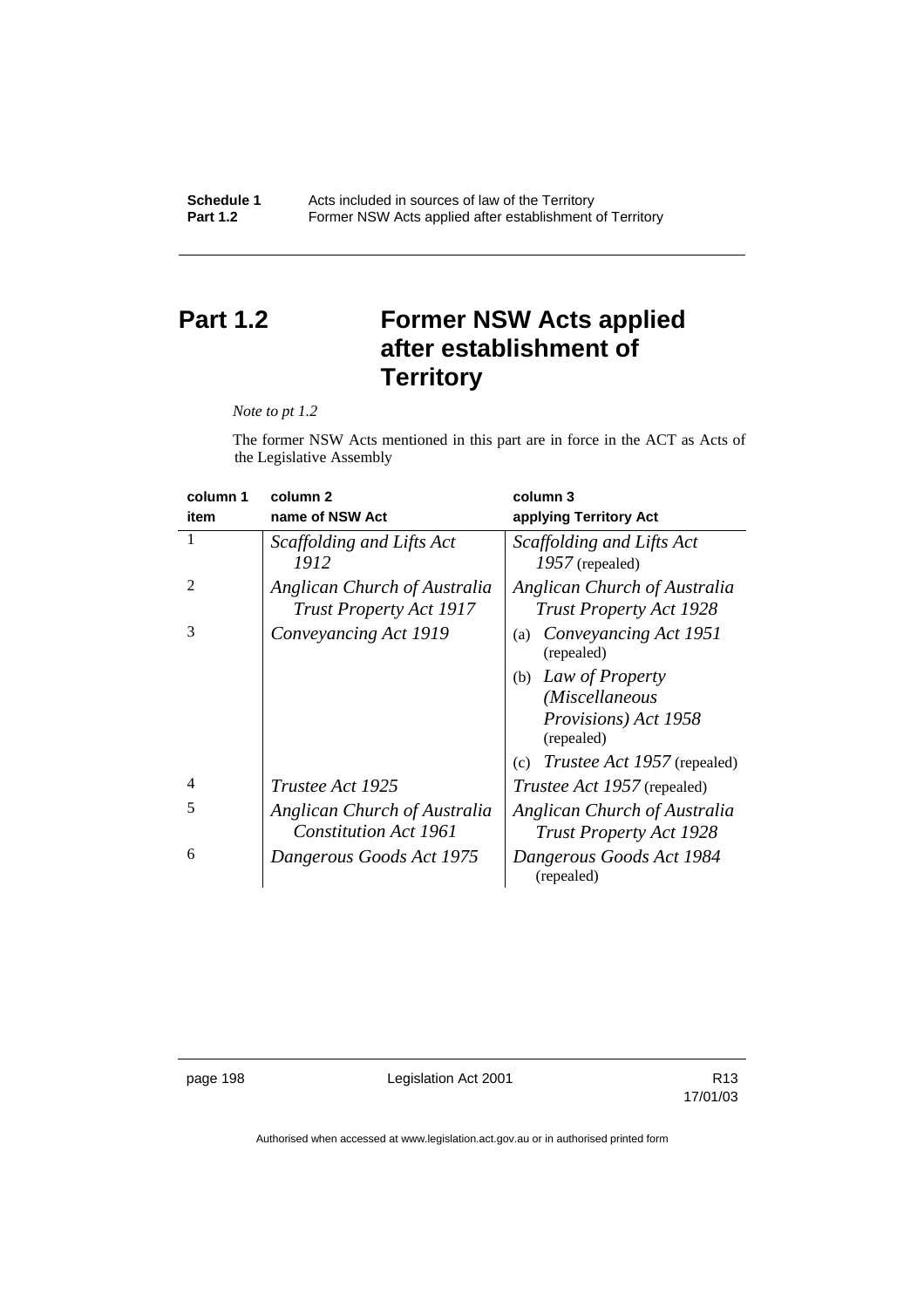# Part 1.2 Former NSW Acts applied after establishment of Territory

*Note to pt 1.2*

The former NSW Acts mentioned in this part are in force in the ACT as Acts of the Legislative Assembly

| column 1<br>item | column 2<br>name of NSW Act | column 3<br>applying Territory Act |
|---|---|---|
| 1 | *Scaffolding and Lifts Act 1912* | *Scaffolding and Lifts Act 1957* (repealed) |
| 2 | *Anglican Church of Australia Trust Property Act 1917* | *Anglican Church of Australia Trust Property Act 1928* |
| 3 | *Conveyancing Act 1919* | (a) *Conveyancing Act 1951* (repealed)<br>(b) *Law of Property (Miscellaneous Provisions) Act 1958* (repealed)<br>(c) *Trustee Act 1957* (repealed) |
| 4 | *Trustee Act 1925* | *Trustee Act 1957* (repealed) |
| 5 | *Anglican Church of Australia Constitution Act 1961* | *Anglican Church of Australia Trust Property Act 1928* |
| 6 | *Dangerous Goods Act 1975* | *Dangerous Goods Act 1984* (repealed) |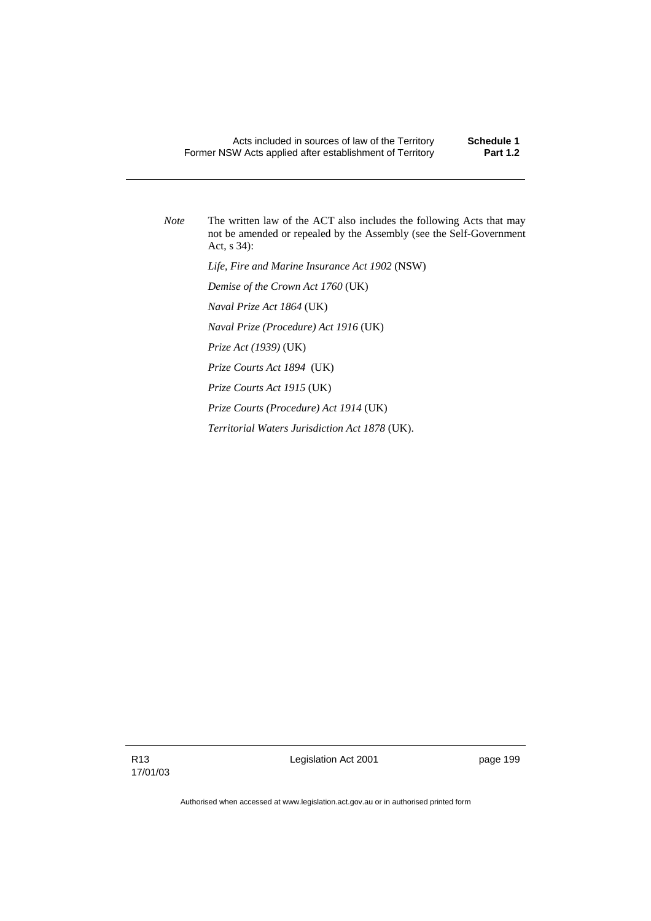*Note* The written law of the ACT also includes the following Acts that may not be amended or repealed by the Assembly (see the Self-Government Act, s 34):

*Life, Fire and Marine Insurance Act 1902* (NSW)

*Demise of the Crown Act 1760* (UK)

*Naval Prize Act 1864* (UK)

*Naval Prize (Procedure) Act 1916* (UK)

*Prize Act (1939)* (UK)

*Prize Courts Act 1894* (UK)

*Prize Courts Act 1915* (UK)

*Prize Courts (Procedure) Act 1914* (UK)

*Territorial Waters Jurisdiction Act 1878* (UK).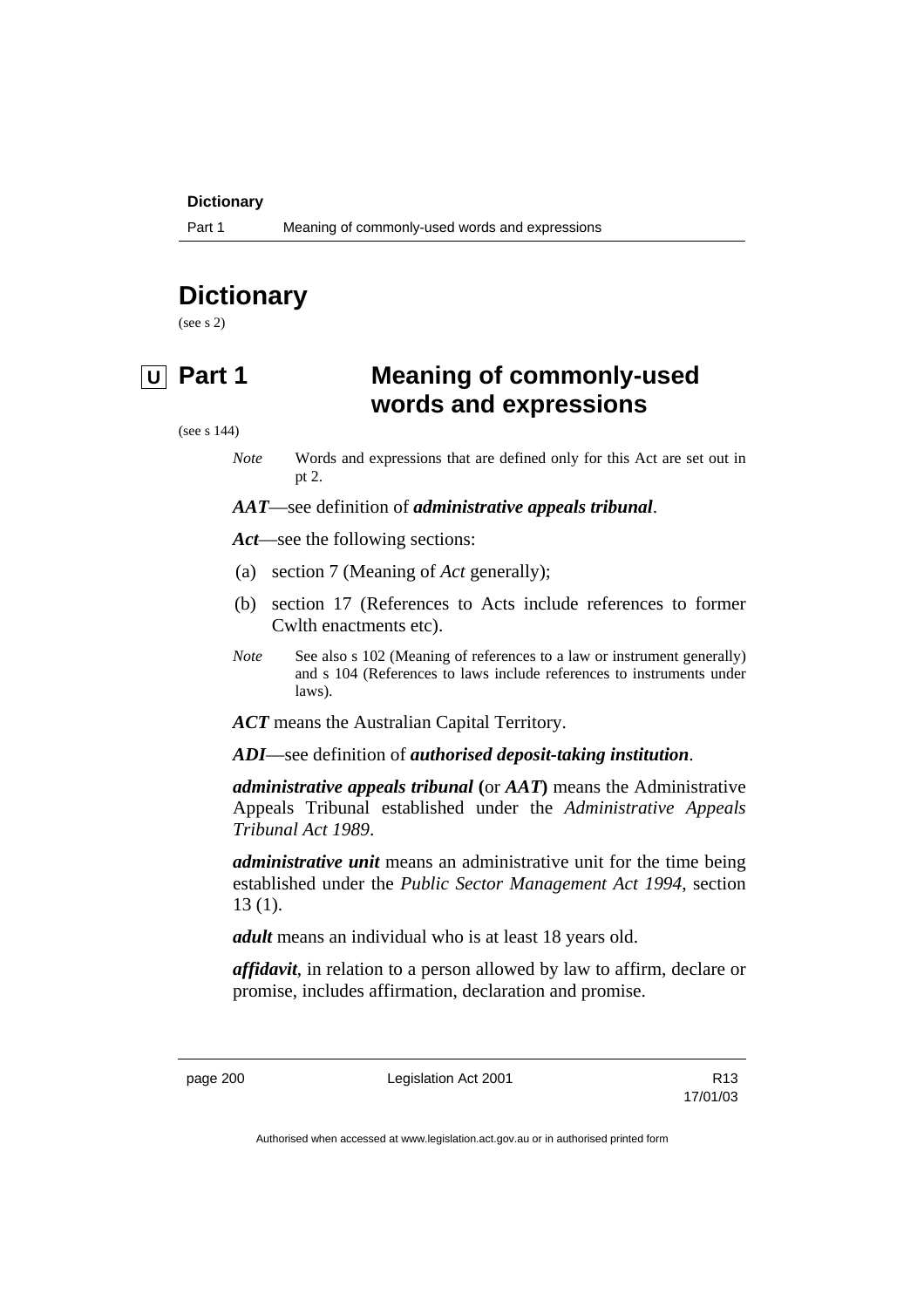# Dictionary

(see s 2)

## U Part 1 Meaning of commonly-used words and expressions

(see s 144)

*Note* Words and expressions that are defined only for this Act are set out in pt 2.

***AAT***—see definition of ***administrative appeals tribunal***.

***Act***—see the following sections:

(a) section 7 (Meaning of *Act* generally);

(b) section 17 (References to Acts include references to former Cwlth enactments etc).

*Note* See also s 102 (Meaning of references to a law or instrument generally) and s 104 (References to laws include references to instruments under laws).

***ACT*** means the Australian Capital Territory.

***ADI***—see definition of ***authorised deposit-taking institution***.

***administrative appeals tribunal*** **(**or ***AAT*****)** means the Administrative Appeals Tribunal established under the *Administrative Appeals Tribunal Act 1989*.

***administrative unit*** means an administrative unit for the time being established under the *Public Sector Management Act 1994*, section 13 (1).

***adult*** means an individual who is at least 18 years old.

***affidavit***, in relation to a person allowed by law to affirm, declare or promise, includes affirmation, declaration and promise.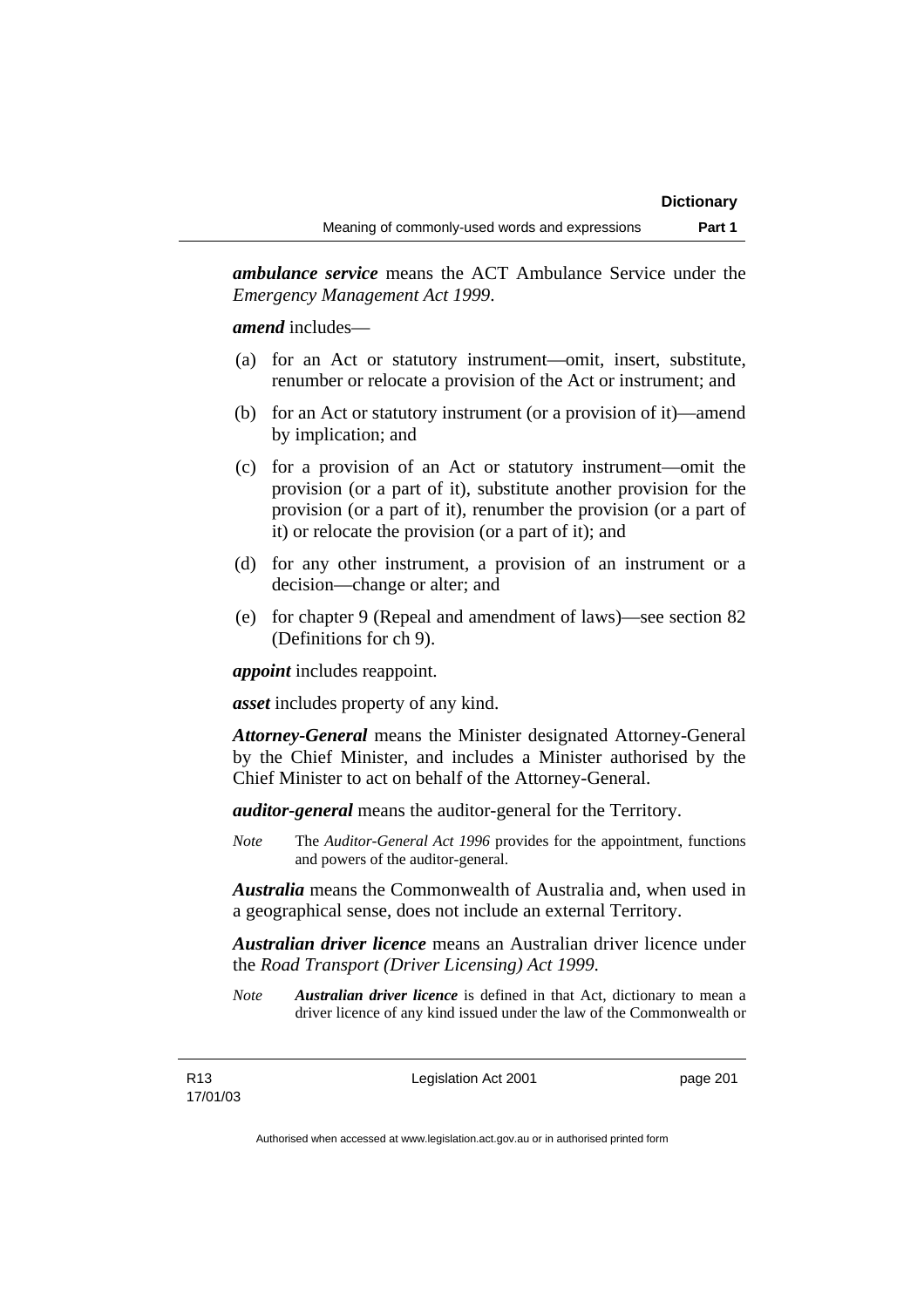***ambulance service*** means the ACT Ambulance Service under the *Emergency Management Act 1999*.

***amend*** includes—

(a) for an Act or statutory instrument—omit, insert, substitute, renumber or relocate a provision of the Act or instrument; and

(b) for an Act or statutory instrument (or a provision of it)—amend by implication; and

(c) for a provision of an Act or statutory instrument—omit the provision (or a part of it), substitute another provision for the provision (or a part of it), renumber the provision (or a part of it) or relocate the provision (or a part of it); and

(d) for any other instrument, a provision of an instrument or a decision—change or alter; and

(e) for chapter 9 (Repeal and amendment of laws)—see section 82 (Definitions for ch 9).

***appoint*** includes reappoint.

***asset*** includes property of any kind.

***Attorney-General*** means the Minister designated Attorney-General by the Chief Minister, and includes a Minister authorised by the Chief Minister to act on behalf of the Attorney-General.

***auditor-general*** means the auditor-general for the Territory.

*Note* The *Auditor-General Act 1996* provides for the appointment, functions and powers of the auditor-general.

***Australia*** means the Commonwealth of Australia and, when used in a geographical sense, does not include an external Territory.

***Australian driver licence*** means an Australian driver licence under the *Road Transport (Driver Licensing) Act 1999*.

*Note* ***Australian driver licence*** is defined in that Act, dictionary to mean a driver licence of any kind issued under the law of the Commonwealth or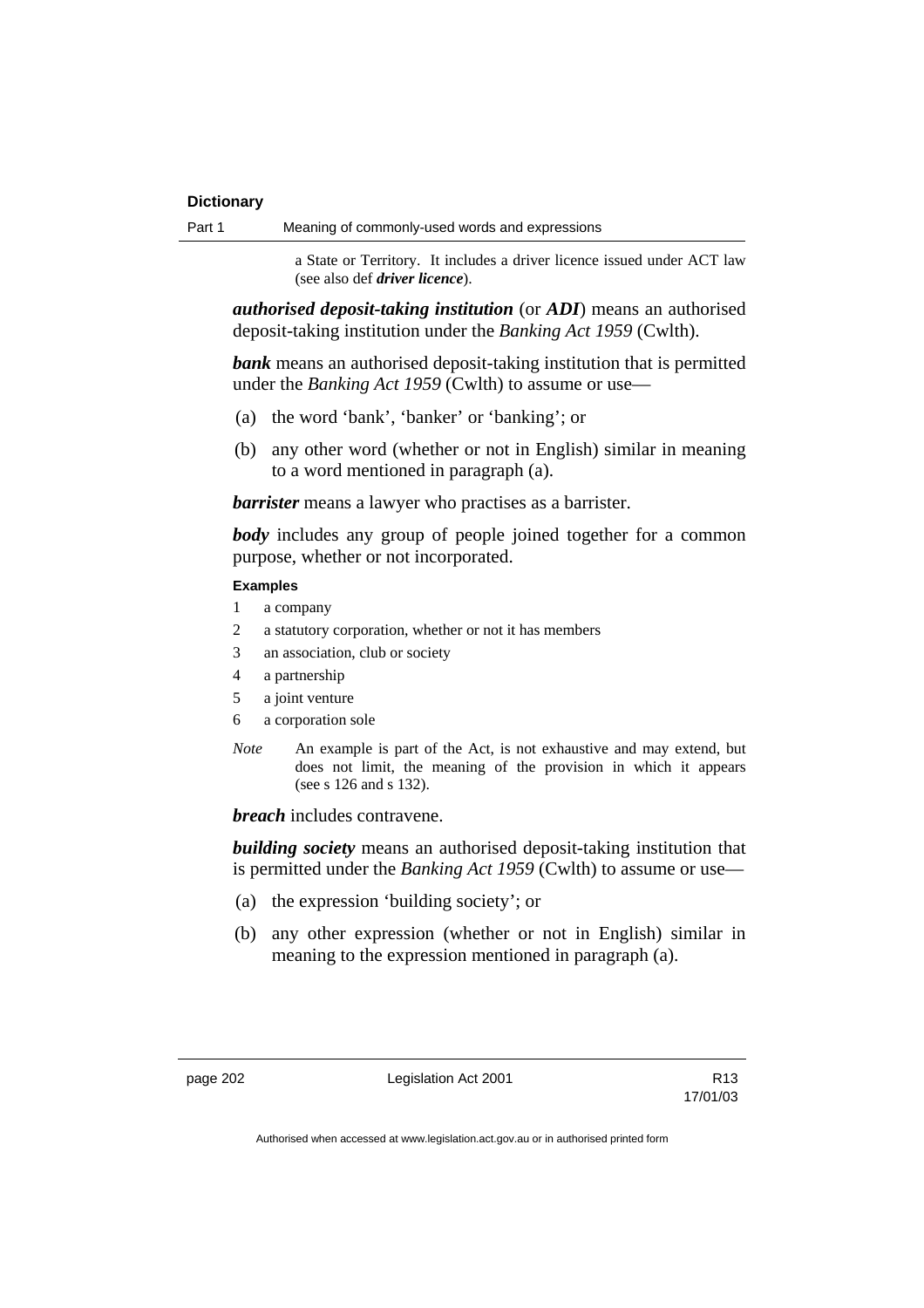a State or Territory. It includes a driver licence issued under ACT law (see also def ***driver licence***).

***authorised deposit-taking institution*** (or ***ADI***) means an authorised deposit-taking institution under the *Banking Act 1959* (Cwlth).

***bank*** means an authorised deposit-taking institution that is permitted under the *Banking Act 1959* (Cwlth) to assume or use—

(a) the word 'bank', 'banker' or 'banking'; or

(b) any other word (whether or not in English) similar in meaning to a word mentioned in paragraph (a).

***barrister*** means a lawyer who practises as a barrister.

***body*** includes any group of people joined together for a common purpose, whether or not incorporated.

**Examples**

1 a company
2 a statutory corporation, whether or not it has members
3 an association, club or society
4 a partnership
5 a joint venture
6 a corporation sole

*Note* An example is part of the Act, is not exhaustive and may extend, but does not limit, the meaning of the provision in which it appears (see s 126 and s 132).

***breach*** includes contravene.

***building society*** means an authorised deposit-taking institution that is permitted under the *Banking Act 1959* (Cwlth) to assume or use—

(a) the expression 'building society'; or

(b) any other expression (whether or not in English) similar in meaning to the expression mentioned in paragraph (a).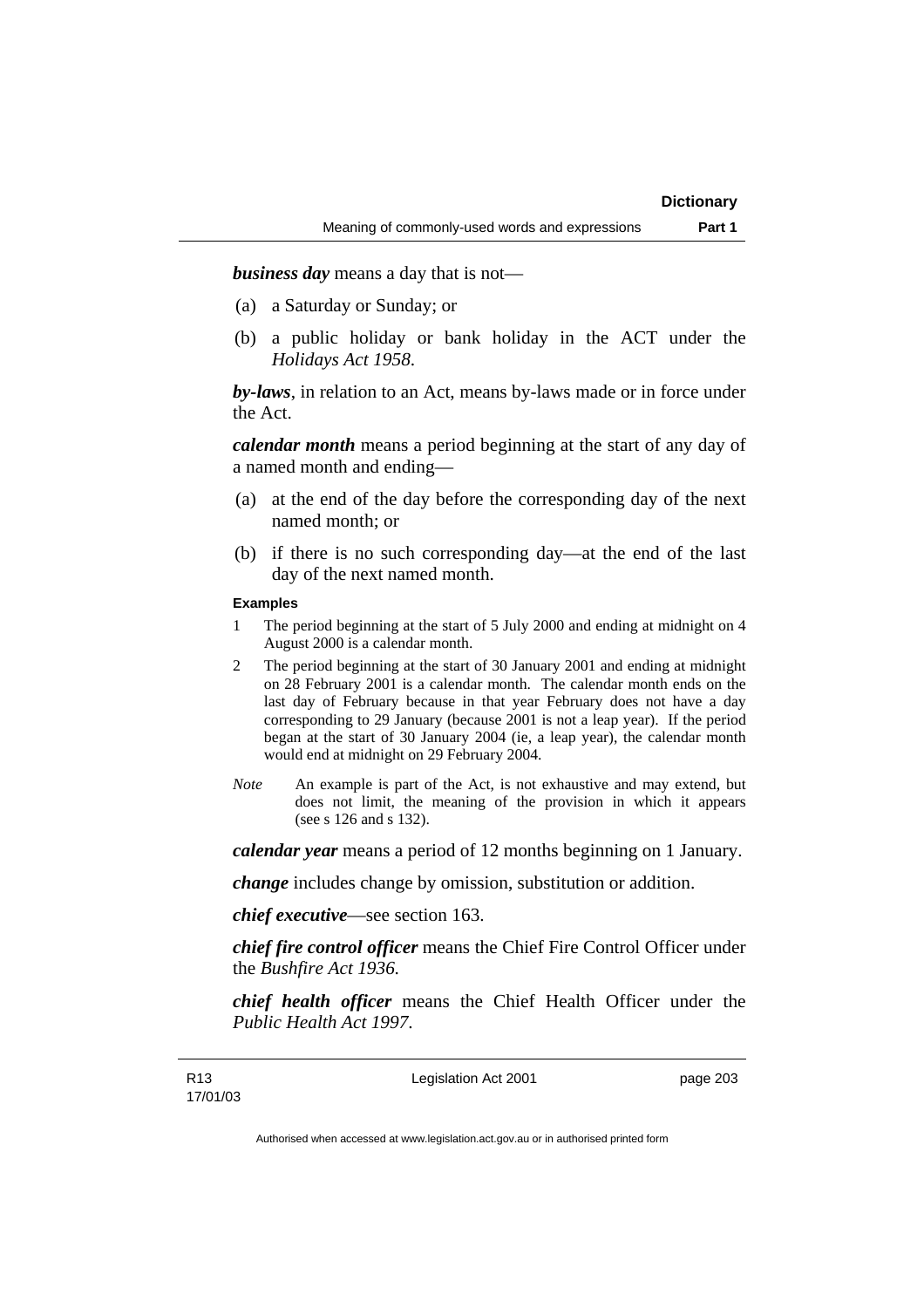***business day*** means a day that is not—

(a) a Saturday or Sunday; or

(b) a public holiday or bank holiday in the ACT under the *Holidays Act 1958*.

***by-laws***, in relation to an Act, means by-laws made or in force under the Act.

***calendar month*** means a period beginning at the start of any day of a named month and ending—

(a) at the end of the day before the corresponding day of the next named month; or

(b) if there is no such corresponding day—at the end of the last day of the next named month.

**Examples**

1 The period beginning at the start of 5 July 2000 and ending at midnight on 4 August 2000 is a calendar month.

2 The period beginning at the start of 30 January 2001 and ending at midnight on 28 February 2001 is a calendar month. The calendar month ends on the last day of February because in that year February does not have a day corresponding to 29 January (because 2001 is not a leap year). If the period began at the start of 30 January 2004 (ie, a leap year), the calendar month would end at midnight on 29 February 2004.

*Note* An example is part of the Act, is not exhaustive and may extend, but does not limit, the meaning of the provision in which it appears (see s 126 and s 132).

***calendar year*** means a period of 12 months beginning on 1 January.

***change*** includes change by omission, substitution or addition.

***chief executive***—see section 163.

***chief fire control officer*** means the Chief Fire Control Officer under the *Bushfire Act 1936.*

***chief health officer*** means the Chief Health Officer under the *Public Health Act 1997*.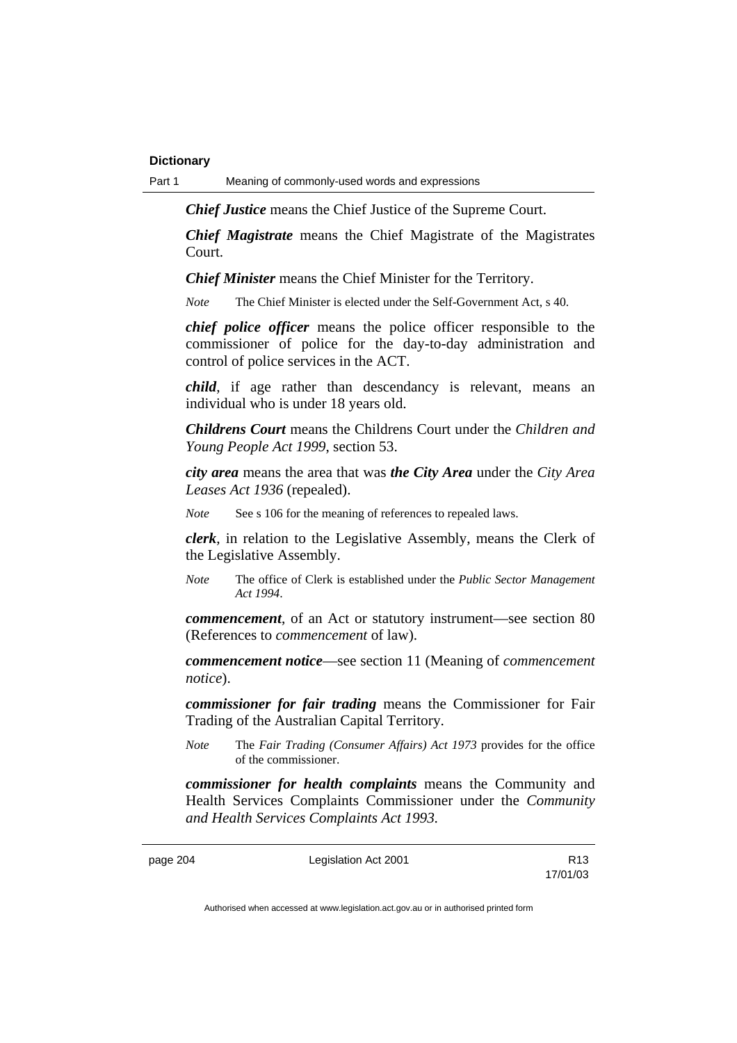***Chief Justice*** means the Chief Justice of the Supreme Court.

***Chief Magistrate*** means the Chief Magistrate of the Magistrates Court.

***Chief Minister*** means the Chief Minister for the Territory.

*Note* The Chief Minister is elected under the Self-Government Act, s 40.

***chief police officer*** means the police officer responsible to the commissioner of police for the day-to-day administration and control of police services in the ACT.

***child***, if age rather than descendancy is relevant, means an individual who is under 18 years old.

***Childrens Court*** means the Childrens Court under the *Children and Young People Act 1999*, section 53.

***city area*** means the area that was ***the City Area*** under the *City Area Leases Act 1936* (repealed).

*Note* See s 106 for the meaning of references to repealed laws.

***clerk***, in relation to the Legislative Assembly, means the Clerk of the Legislative Assembly.

*Note* The office of Clerk is established under the *Public Sector Management Act 1994*.

***commencement***, of an Act or statutory instrument—see section 80 (References to *commencement* of law).

***commencement notice***—see section 11 (Meaning of *commencement notice*).

***commissioner for fair trading*** means the Commissioner for Fair Trading of the Australian Capital Territory.

*Note* The *Fair Trading (Consumer Affairs) Act 1973* provides for the office of the commissioner.

***commissioner for health complaints*** means the Community and Health Services Complaints Commissioner under the *Community and Health Services Complaints Act 1993*.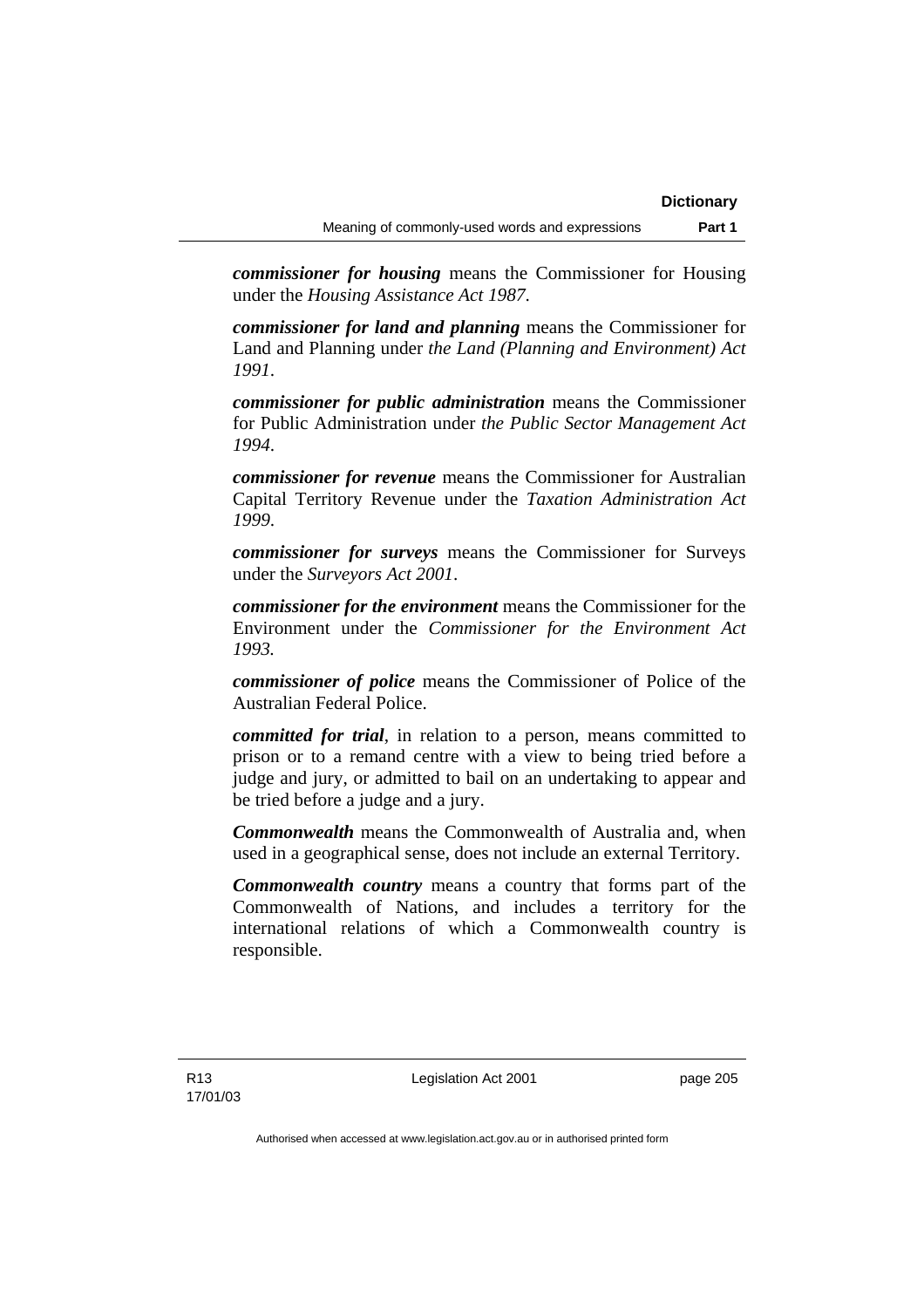***commissioner for housing*** means the Commissioner for Housing under the *Housing Assistance Act 1987*.

***commissioner for land and planning*** means the Commissioner for Land and Planning under *the Land (Planning and Environment) Act 1991*.

***commissioner for public administration*** means the Commissioner for Public Administration under *the Public Sector Management Act 1994*.

***commissioner for revenue*** means the Commissioner for Australian Capital Territory Revenue under the *Taxation Administration Act 1999*.

***commissioner for surveys*** means the Commissioner for Surveys under the *Surveyors Act 2001*.

***commissioner for the environment*** means the Commissioner for the Environment under the *Commissioner for the Environment Act 1993.*

***commissioner of police*** means the Commissioner of Police of the Australian Federal Police.

***committed for trial***, in relation to a person, means committed to prison or to a remand centre with a view to being tried before a judge and jury, or admitted to bail on an undertaking to appear and be tried before a judge and a jury.

***Commonwealth*** means the Commonwealth of Australia and, when used in a geographical sense, does not include an external Territory.

***Commonwealth country*** means a country that forms part of the Commonwealth of Nations, and includes a territory for the international relations of which a Commonwealth country is responsible.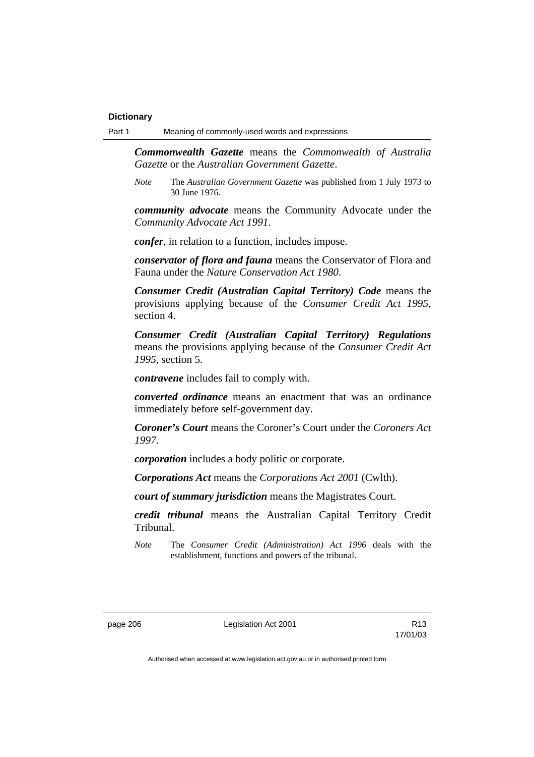***Commonwealth Gazette*** means the *Commonwealth of Australia Gazette* or the *Australian Government Gazette*.

*Note* The *Australian Government Gazette* was published from 1 July 1973 to 30 June 1976.

***community advocate*** means the Community Advocate under the *Community Advocate Act 1991*.

***confer***, in relation to a function, includes impose.

***conservator of flora and fauna*** means the Conservator of Flora and Fauna under the *Nature Conservation Act 1980*.

***Consumer Credit (Australian Capital Territory) Code*** means the provisions applying because of the *Consumer Credit Act 1995*, section 4.

***Consumer Credit (Australian Capital Territory) Regulations*** means the provisions applying because of the *Consumer Credit Act 1995*, section 5.

***contravene*** includes fail to comply with.

***converted ordinance*** means an enactment that was an ordinance immediately before self-government day.

***Coroner's Court*** means the Coroner's Court under the *Coroners Act 1997*.

***corporation*** includes a body politic or corporate.

***Corporations Act*** means the *Corporations Act 2001* (Cwlth).

***court of summary jurisdiction*** means the Magistrates Court.

***credit tribunal*** means the Australian Capital Territory Credit Tribunal.

*Note* The *Consumer Credit (Administration) Act 1996* deals with the establishment, functions and powers of the tribunal.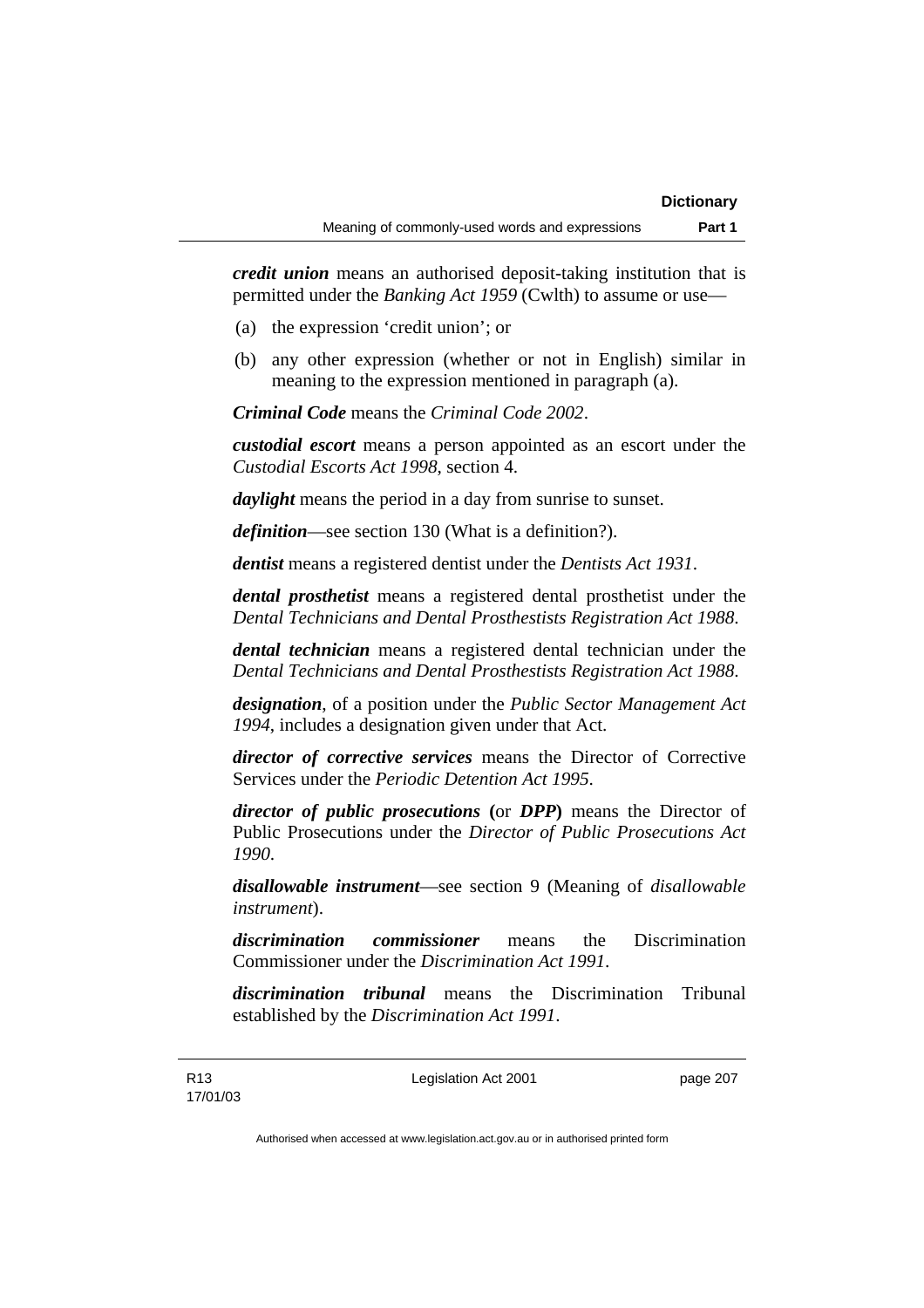***credit union*** means an authorised deposit-taking institution that is permitted under the *Banking Act 1959* (Cwlth) to assume or use—

(a) the expression 'credit union'; or

(b) any other expression (whether or not in English) similar in meaning to the expression mentioned in paragraph (a).

***Criminal Code*** means the *Criminal Code 2002*.

***custodial escort*** means a person appointed as an escort under the *Custodial Escorts Act 1998*, section 4.

***daylight*** means the period in a day from sunrise to sunset.

***definition***—see section 130 (What is a definition?).

***dentist*** means a registered dentist under the *Dentists Act 1931*.

***dental prosthetist*** means a registered dental prosthetist under the *Dental Technicians and Dental Prosthestists Registration Act 1988*.

***dental technician*** means a registered dental technician under the *Dental Technicians and Dental Prosthestists Registration Act 1988*.

***designation***, of a position under the *Public Sector Management Act 1994*, includes a designation given under that Act.

***director of corrective services*** means the Director of Corrective Services under the *Periodic Detention Act 1995*.

***director of public prosecutions* (**or ***DPP*)** means the Director of Public Prosecutions under the *Director of Public Prosecutions Act 1990*.

***disallowable instrument***—see section 9 (Meaning of *disallowable instrument*).

***discrimination commissioner*** means the Discrimination Commissioner under the *Discrimination Act 1991*.

***discrimination tribunal*** means the Discrimination Tribunal established by the *Discrimination Act 1991*.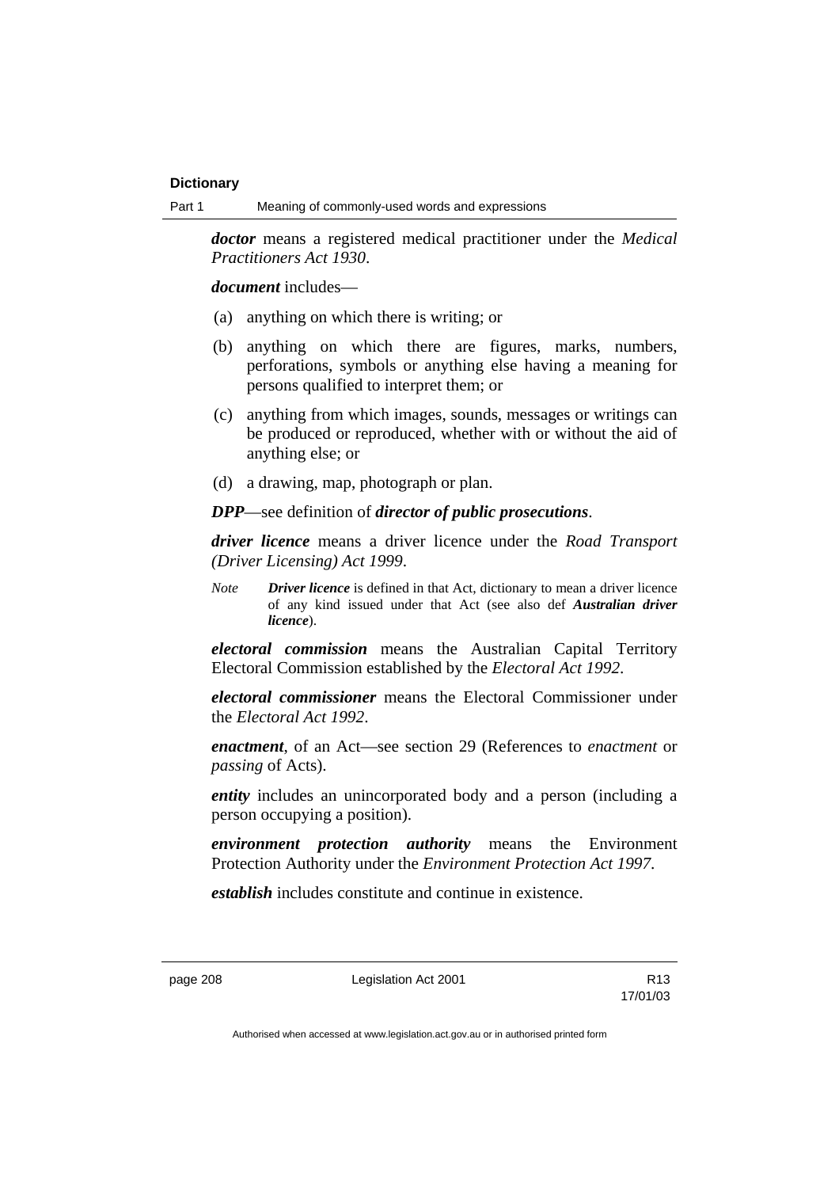***doctor*** means a registered medical practitioner under the *Medical Practitioners Act 1930*.

***document*** includes—

(a) anything on which there is writing; or

(b) anything on which there are figures, marks, numbers, perforations, symbols or anything else having a meaning for persons qualified to interpret them; or

(c) anything from which images, sounds, messages or writings can be produced or reproduced, whether with or without the aid of anything else; or

(d) a drawing, map, photograph or plan.

***DPP***—see definition of ***director of public prosecutions***.

***driver licence*** means a driver licence under the *Road Transport (Driver Licensing) Act 1999*.

*Note* ***Driver licence*** is defined in that Act, dictionary to mean a driver licence of any kind issued under that Act (see also def ***Australian driver licence***).

***electoral commission*** means the Australian Capital Territory Electoral Commission established by the *Electoral Act 1992*.

***electoral commissioner*** means the Electoral Commissioner under the *Electoral Act 1992*.

***enactment***, of an Act—see section 29 (References to *enactment* or *passing* of Acts).

***entity*** includes an unincorporated body and a person (including a person occupying a position).

***environment protection authority*** means the Environment Protection Authority under the *Environment Protection Act 1997*.

***establish*** includes constitute and continue in existence.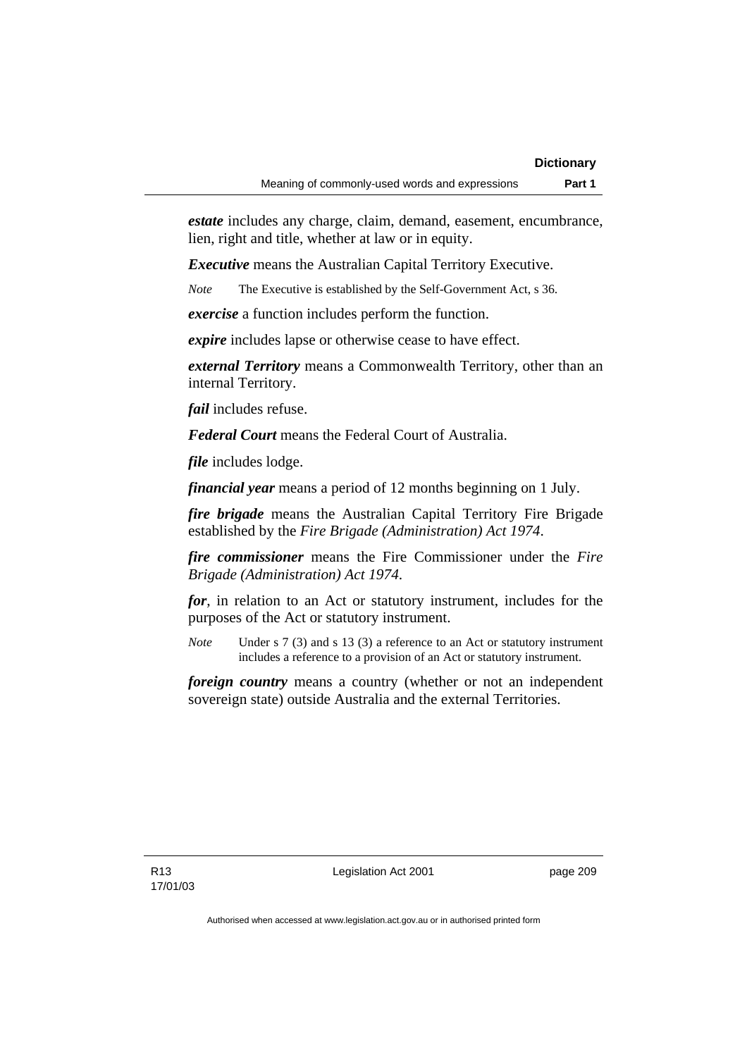***estate*** includes any charge, claim, demand, easement, encumbrance, lien, right and title, whether at law or in equity.

***Executive*** means the Australian Capital Territory Executive.

*Note* The Executive is established by the Self-Government Act, s 36.

***exercise*** a function includes perform the function.

***expire*** includes lapse or otherwise cease to have effect.

***external Territory*** means a Commonwealth Territory, other than an internal Territory.

***fail*** includes refuse.

***Federal Court*** means the Federal Court of Australia.

***file*** includes lodge.

***financial year*** means a period of 12 months beginning on 1 July.

***fire brigade*** means the Australian Capital Territory Fire Brigade established by the *Fire Brigade (Administration) Act 1974*.

***fire commissioner*** means the Fire Commissioner under the *Fire Brigade (Administration) Act 1974*.

***for***, in relation to an Act or statutory instrument, includes for the purposes of the Act or statutory instrument.

*Note* Under s 7 (3) and s 13 (3) a reference to an Act or statutory instrument includes a reference to a provision of an Act or statutory instrument.

***foreign country*** means a country (whether or not an independent sovereign state) outside Australia and the external Territories.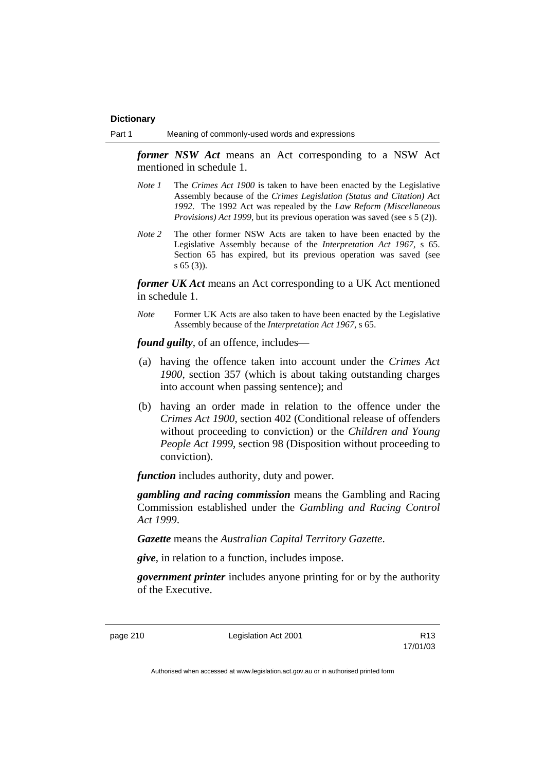***former NSW Act*** means an Act corresponding to a NSW Act mentioned in schedule 1.

*Note 1* The *Crimes Act 1900* is taken to have been enacted by the Legislative Assembly because of the *Crimes Legislation (Status and Citation) Act 1992*. The 1992 Act was repealed by the *Law Reform (Miscellaneous Provisions) Act 1999*, but its previous operation was saved (see s 5 (2)).

*Note 2* The other former NSW Acts are taken to have been enacted by the Legislative Assembly because of the *Interpretation Act 1967*, s 65. Section 65 has expired, but its previous operation was saved (see s 65 (3)).

***former UK Act*** means an Act corresponding to a UK Act mentioned in schedule 1.

*Note* Former UK Acts are also taken to have been enacted by the Legislative Assembly because of the *Interpretation Act 1967*, s 65.

***found guilty***, of an offence, includes—

(a) having the offence taken into account under the *Crimes Act 1900*, section 357 (which is about taking outstanding charges into account when passing sentence); and

(b) having an order made in relation to the offence under the *Crimes Act 1900*, section 402 (Conditional release of offenders without proceeding to conviction) or the *Children and Young People Act 1999*, section 98 (Disposition without proceeding to conviction).

***function*** includes authority, duty and power.

***gambling and racing commission*** means the Gambling and Racing Commission established under the *Gambling and Racing Control Act 1999*.

***Gazette*** means the *Australian Capital Territory Gazette*.

***give***, in relation to a function, includes impose.

***government printer*** includes anyone printing for or by the authority of the Executive.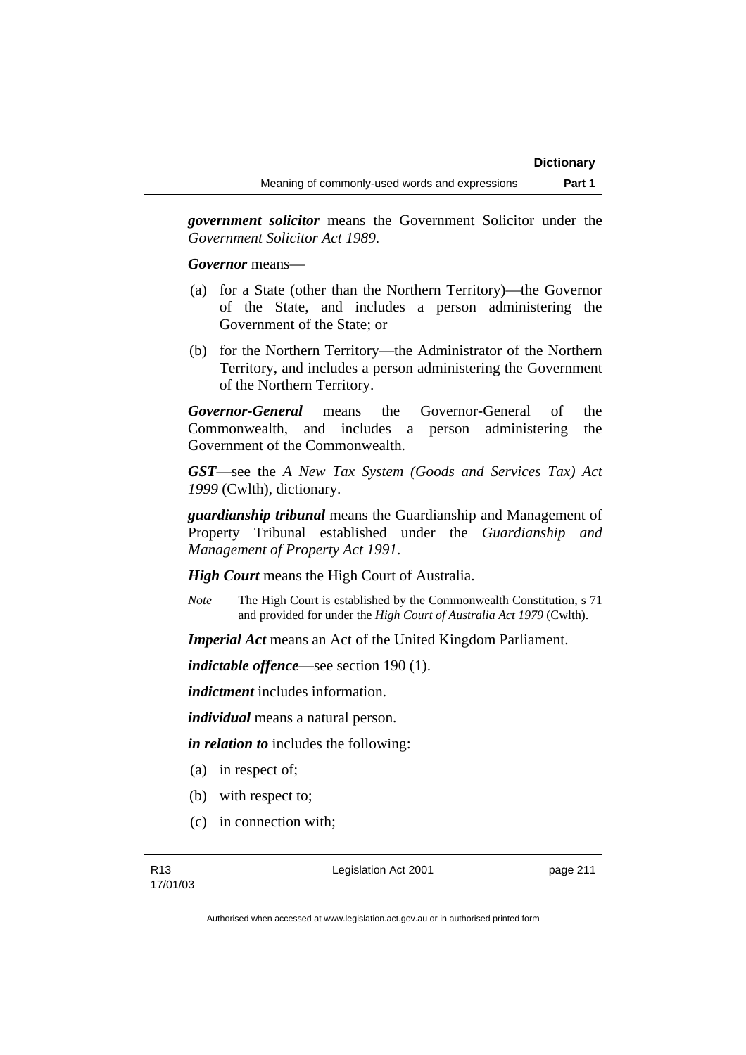***government solicitor*** means the Government Solicitor under the *Government Solicitor Act 1989*.

***Governor*** means—

(a) for a State (other than the Northern Territory)—the Governor of the State, and includes a person administering the Government of the State; or

(b) for the Northern Territory—the Administrator of the Northern Territory, and includes a person administering the Government of the Northern Territory.

***Governor-General*** means the Governor-General of the Commonwealth, and includes a person administering the Government of the Commonwealth.

***GST***—see the *A New Tax System (Goods and Services Tax) Act 1999* (Cwlth), dictionary.

***guardianship tribunal*** means the Guardianship and Management of Property Tribunal established under the *Guardianship and Management of Property Act 1991*.

***High Court*** means the High Court of Australia.

*Note* The High Court is established by the Commonwealth Constitution, s 71 and provided for under the *High Court of Australia Act 1979* (Cwlth).

***Imperial Act*** means an Act of the United Kingdom Parliament.

***indictable offence***—see section 190 (1).

***indictment*** includes information.

***individual*** means a natural person.

***in relation to*** includes the following:

(a) in respect of;

(b) with respect to;

(c) in connection with;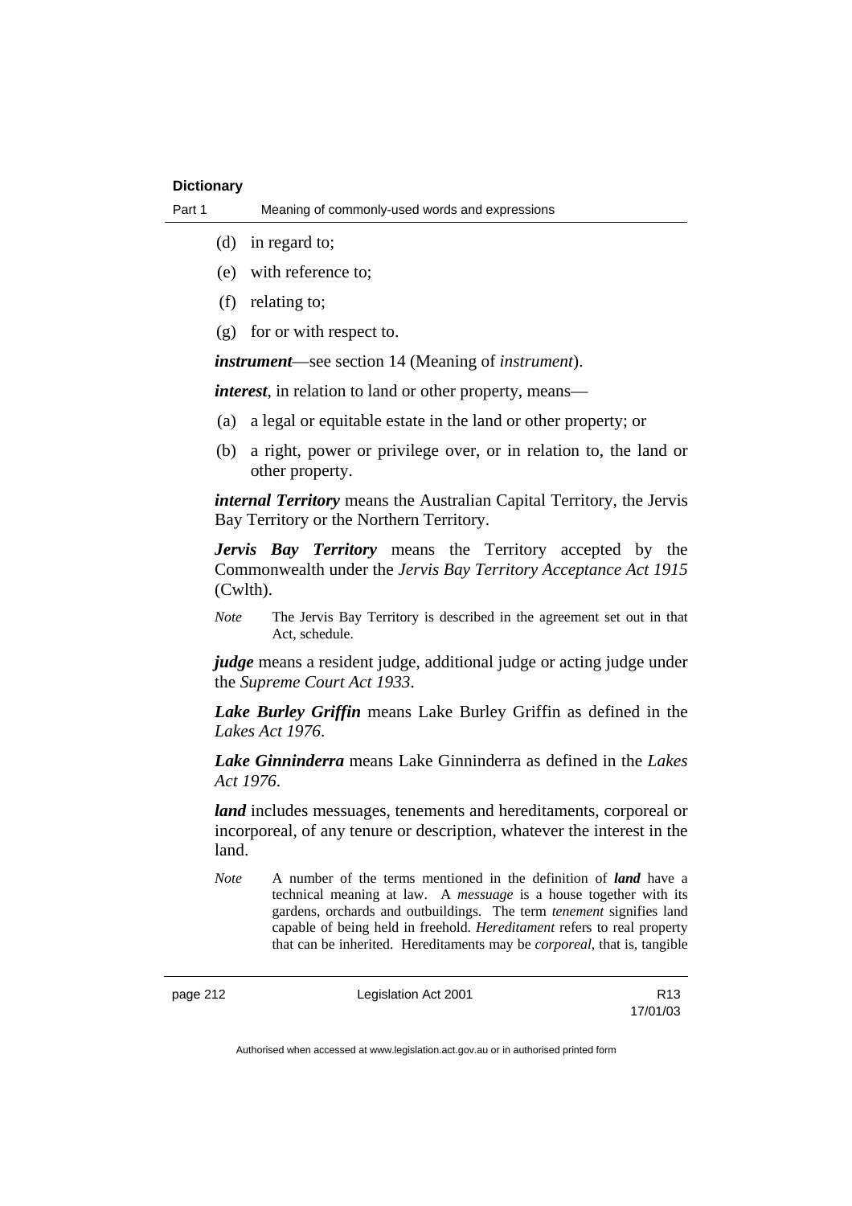(d) in regard to;

(e) with reference to;

(f) relating to;

(g) for or with respect to.

***instrument***—see section 14 (Meaning of *instrument*).

***interest***, in relation to land or other property, means—

(a) a legal or equitable estate in the land or other property; or

(b) a right, power or privilege over, or in relation to, the land or other property.

***internal Territory*** means the Australian Capital Territory, the Jervis Bay Territory or the Northern Territory.

***Jervis Bay Territory*** means the Territory accepted by the Commonwealth under the *Jervis Bay Territory Acceptance Act 1915* (Cwlth).

*Note* The Jervis Bay Territory is described in the agreement set out in that Act, schedule.

***judge*** means a resident judge, additional judge or acting judge under the *Supreme Court Act 1933*.

***Lake Burley Griffin*** means Lake Burley Griffin as defined in the *Lakes Act 1976*.

***Lake Ginninderra*** means Lake Ginninderra as defined in the *Lakes Act 1976*.

***land*** includes messuages, tenements and hereditaments, corporeal or incorporeal, of any tenure or description, whatever the interest in the land.

*Note* A number of the terms mentioned in the definition of ***land*** have a technical meaning at law. A *messuage* is a house together with its gardens, orchards and outbuildings. The term *tenement* signifies land capable of being held in freehold. *Hereditament* refers to real property that can be inherited. Hereditaments may be *corporeal*, that is, tangible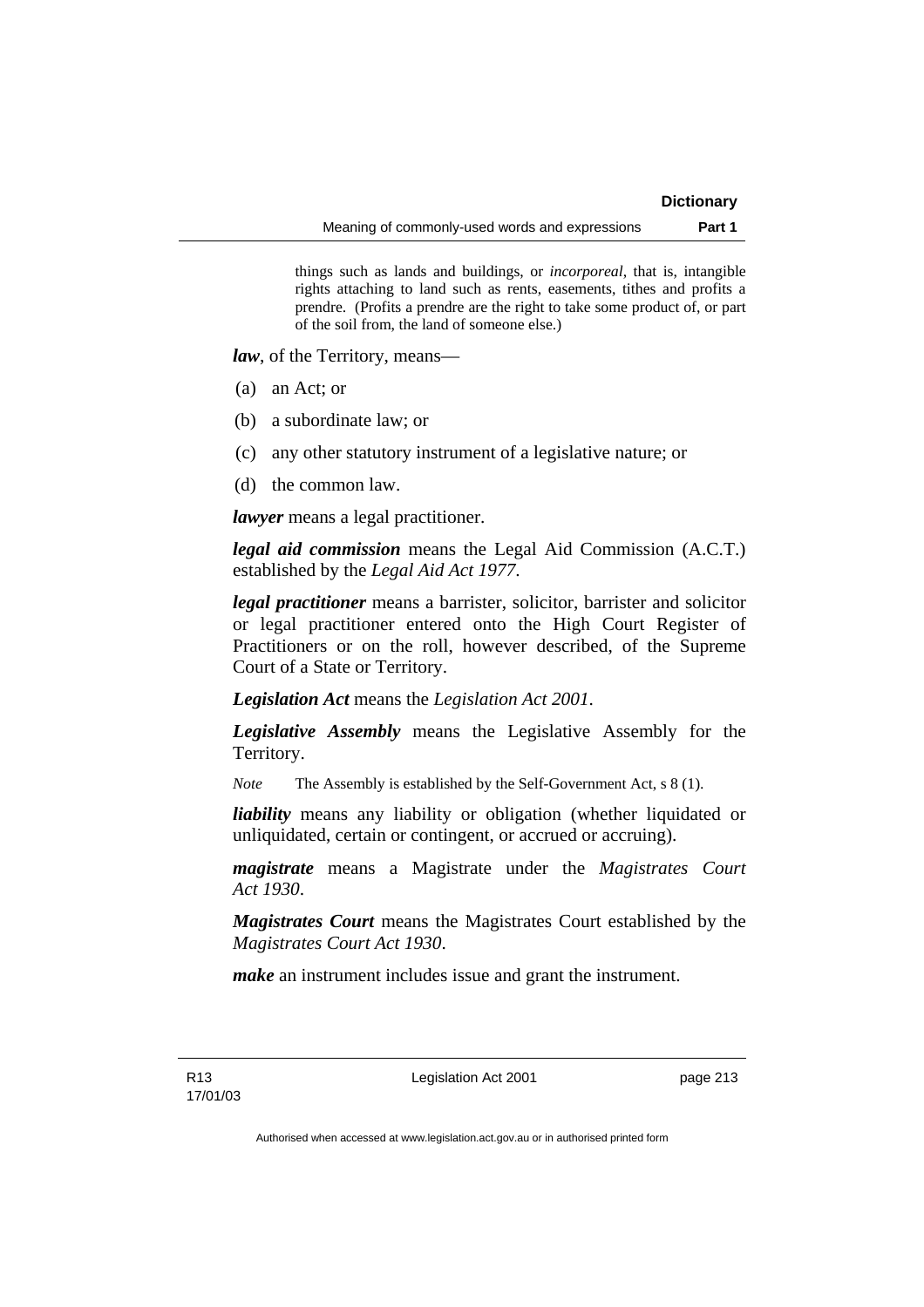things such as lands and buildings, or *incorporeal*, that is, intangible rights attaching to land such as rents, easements, tithes and profits a prendre. (Profits a prendre are the right to take some product of, or part of the soil from, the land of someone else.)

***law***, of the Territory, means—

(a) an Act; or

(b) a subordinate law; or

(c) any other statutory instrument of a legislative nature; or

(d) the common law.

***lawyer*** means a legal practitioner.

***legal aid commission*** means the Legal Aid Commission (A.C.T.) established by the *Legal Aid Act 1977*.

***legal practitioner*** means a barrister, solicitor, barrister and solicitor or legal practitioner entered onto the High Court Register of Practitioners or on the roll, however described, of the Supreme Court of a State or Territory.

***Legislation Act*** means the *Legislation Act 2001*.

***Legislative Assembly*** means the Legislative Assembly for the Territory.

*Note* The Assembly is established by the Self-Government Act, s 8 (1).

***liability*** means any liability or obligation (whether liquidated or unliquidated, certain or contingent, or accrued or accruing).

***magistrate*** means a Magistrate under the *Magistrates Court Act 1930*.

***Magistrates Court*** means the Magistrates Court established by the *Magistrates Court Act 1930*.

***make*** an instrument includes issue and grant the instrument.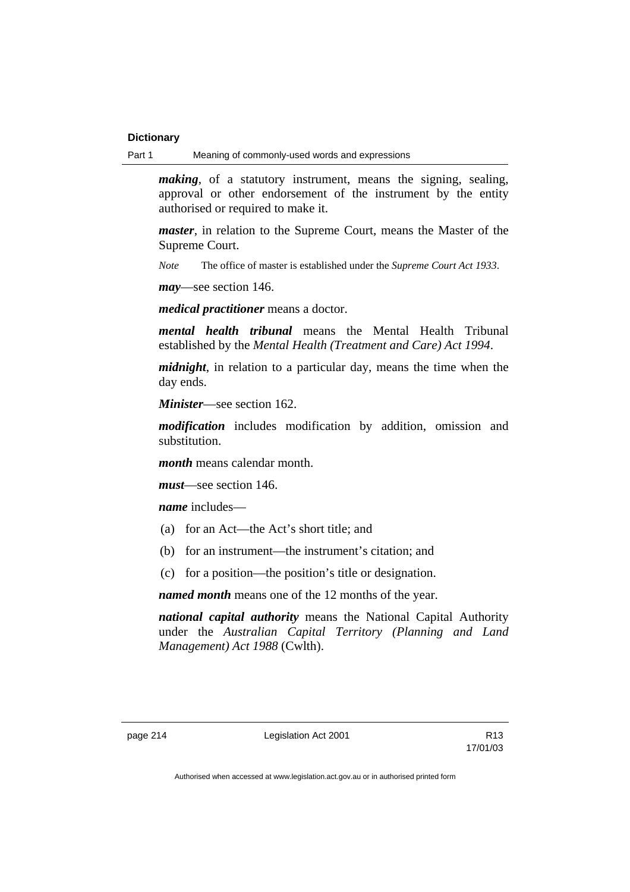***making***, of a statutory instrument, means the signing, sealing, approval or other endorsement of the instrument by the entity authorised or required to make it.

***master***, in relation to the Supreme Court, means the Master of the Supreme Court.

*Note* The office of master is established under the *Supreme Court Act 1933*.

***may***—see section 146.

***medical practitioner*** means a doctor.

***mental health tribunal*** means the Mental Health Tribunal established by the *Mental Health (Treatment and Care) Act 1994*.

***midnight***, in relation to a particular day, means the time when the day ends.

***Minister***—see section 162.

***modification*** includes modification by addition, omission and substitution.

***month*** means calendar month.

***must***—see section 146.

***name*** includes—

(a) for an Act—the Act's short title; and

(b) for an instrument—the instrument's citation; and

(c) for a position—the position's title or designation.

***named month*** means one of the 12 months of the year.

***national capital authority*** means the National Capital Authority under the *Australian Capital Territory (Planning and Land Management) Act 1988* (Cwlth).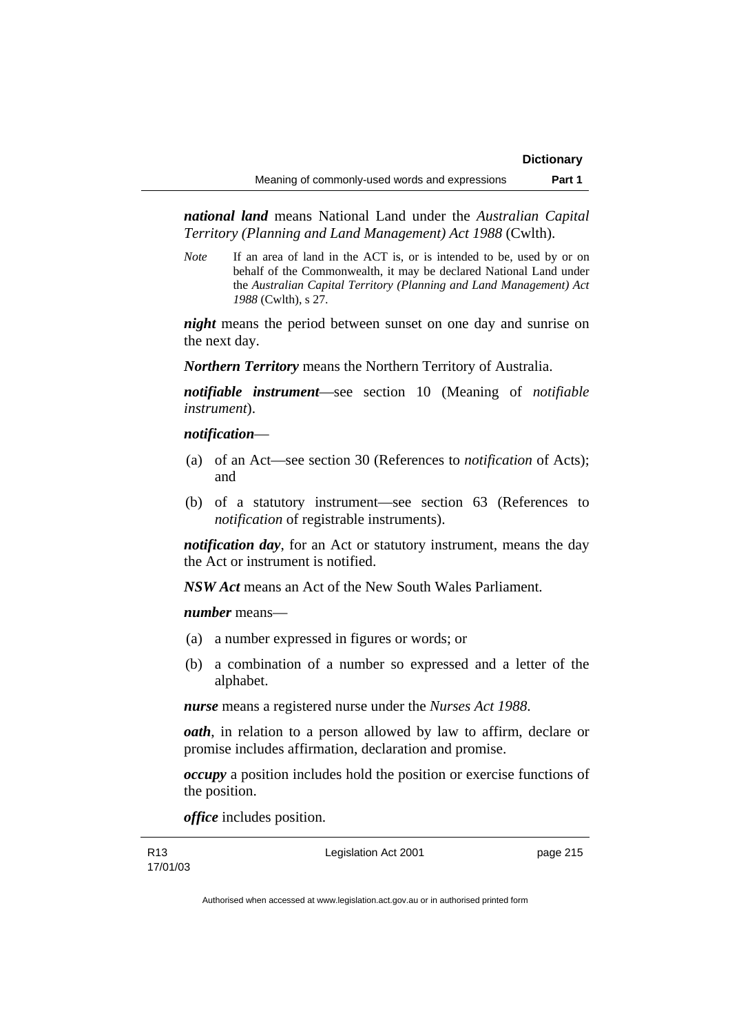***national land*** means National Land under the *Australian Capital Territory (Planning and Land Management) Act 1988* (Cwlth).

*Note* If an area of land in the ACT is, or is intended to be, used by or on behalf of the Commonwealth, it may be declared National Land under the *Australian Capital Territory (Planning and Land Management) Act 1988* (Cwlth), s 27.

***night*** means the period between sunset on one day and sunrise on the next day.

***Northern Territory*** means the Northern Territory of Australia.

***notifiable instrument***—see section 10 (Meaning of *notifiable instrument*).

***notification***—

(a) of an Act—see section 30 (References to *notification* of Acts); and

(b) of a statutory instrument—see section 63 (References to *notification* of registrable instruments).

***notification day***, for an Act or statutory instrument, means the day the Act or instrument is notified.

***NSW Act*** means an Act of the New South Wales Parliament.

***number*** means—

(a) a number expressed in figures or words; or

(b) a combination of a number so expressed and a letter of the alphabet.

***nurse*** means a registered nurse under the *Nurses Act 1988*.

***oath***, in relation to a person allowed by law to affirm, declare or promise includes affirmation, declaration and promise.

***occupy*** a position includes hold the position or exercise functions of the position.

***office*** includes position.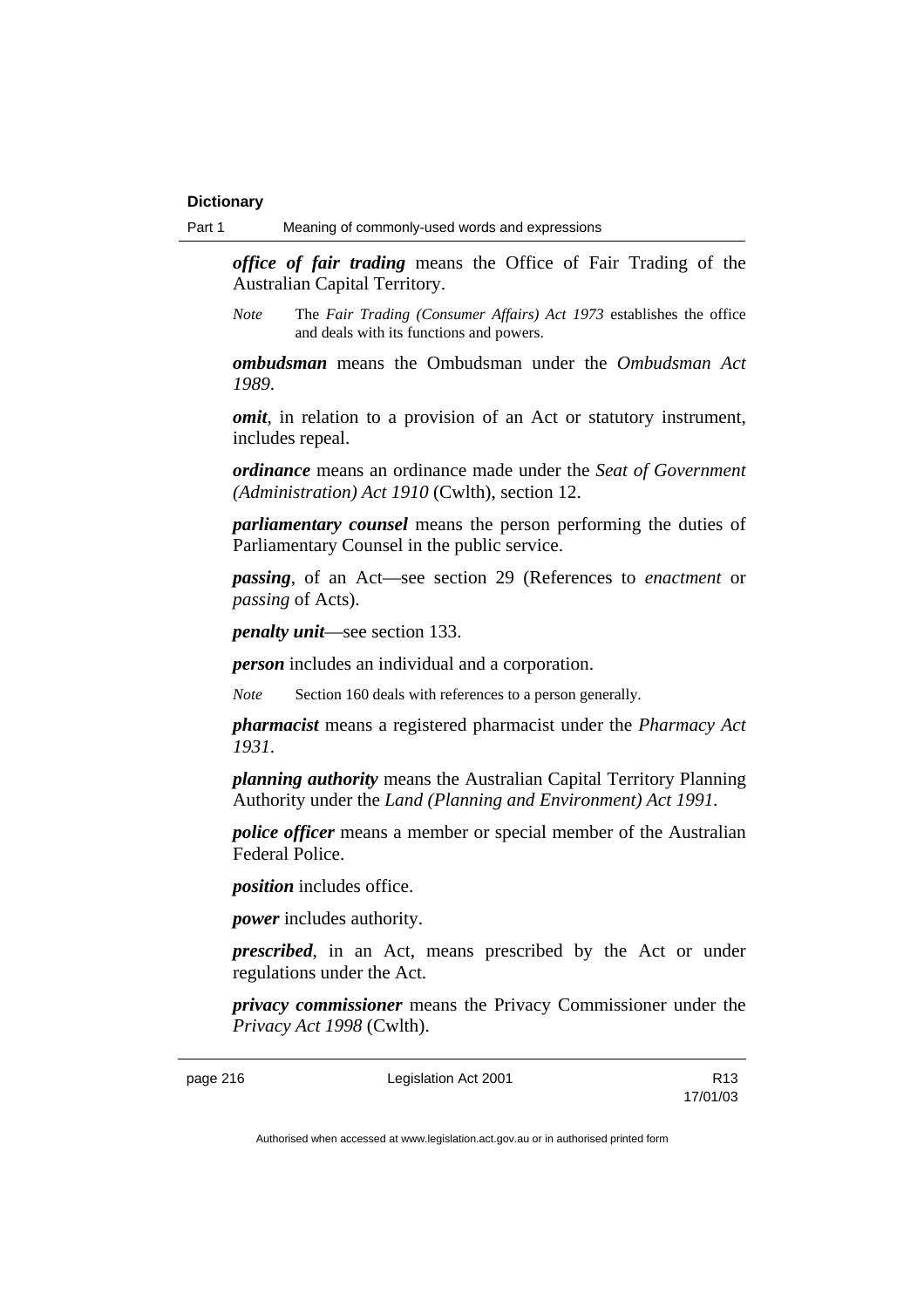***office of fair trading*** means the Office of Fair Trading of the Australian Capital Territory.

*Note* The *Fair Trading (Consumer Affairs) Act 1973* establishes the office and deals with its functions and powers.

***ombudsman*** means the Ombudsman under the *Ombudsman Act 1989*.

***omit***, in relation to a provision of an Act or statutory instrument, includes repeal.

***ordinance*** means an ordinance made under the *Seat of Government (Administration) Act 1910* (Cwlth), section 12.

***parliamentary counsel*** means the person performing the duties of Parliamentary Counsel in the public service.

***passing***, of an Act—see section 29 (References to *enactment* or *passing* of Acts).

***penalty unit***—see section 133.

***person*** includes an individual and a corporation.

*Note* Section 160 deals with references to a person generally.

***pharmacist*** means a registered pharmacist under the *Pharmacy Act 1931*.

***planning authority*** means the Australian Capital Territory Planning Authority under the *Land (Planning and Environment) Act 1991*.

***police officer*** means a member or special member of the Australian Federal Police.

***position*** includes office.

***power*** includes authority.

***prescribed***, in an Act, means prescribed by the Act or under regulations under the Act.

***privacy commissioner*** means the Privacy Commissioner under the *Privacy Act 1998* (Cwlth).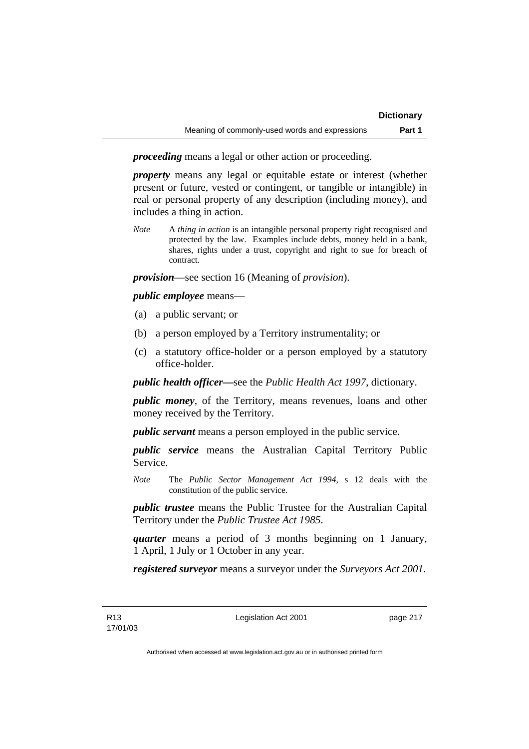***proceeding*** means a legal or other action or proceeding.

***property*** means any legal or equitable estate or interest (whether present or future, vested or contingent, or tangible or intangible) in real or personal property of any description (including money), and includes a thing in action.

*Note* A *thing in action* is an intangible personal property right recognised and protected by the law. Examples include debts, money held in a bank, shares, rights under a trust, copyright and right to sue for breach of contract.

***provision***—see section 16 (Meaning of *provision*).

***public employee*** means—

(a) a public servant; or

(b) a person employed by a Territory instrumentality; or

(c) a statutory office-holder or a person employed by a statutory office-holder.

***public health officer—***see the *Public Health Act 1997*, dictionary.

***public money***, of the Territory, means revenues, loans and other money received by the Territory.

***public servant*** means a person employed in the public service.

***public service*** means the Australian Capital Territory Public Service.

*Note* The *Public Sector Management Act 1994*, s 12 deals with the constitution of the public service.

***public trustee*** means the Public Trustee for the Australian Capital Territory under the *Public Trustee Act 1985*.

***quarter*** means a period of 3 months beginning on 1 January, 1 April, 1 July or 1 October in any year.

***registered surveyor*** means a surveyor under the *Surveyors Act 2001*.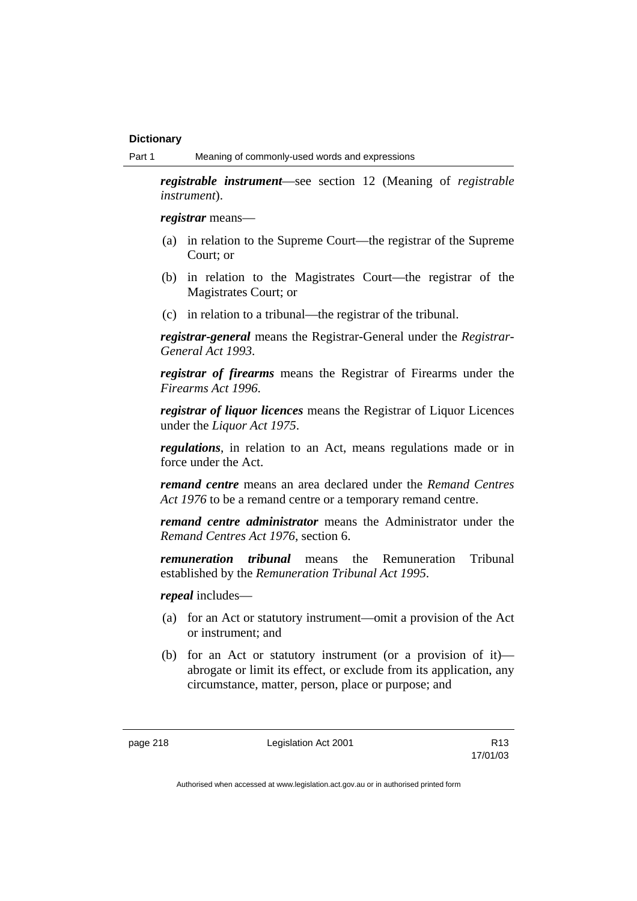***registrable instrument***—see section 12 (Meaning of *registrable instrument*).

***registrar*** means—

(a) in relation to the Supreme Court—the registrar of the Supreme Court; or

(b) in relation to the Magistrates Court—the registrar of the Magistrates Court; or

(c) in relation to a tribunal—the registrar of the tribunal.

***registrar-general*** means the Registrar-General under the *Registrar-General Act 1993*.

***registrar of firearms*** means the Registrar of Firearms under the *Firearms Act 1996*.

***registrar of liquor licences*** means the Registrar of Liquor Licences under the *Liquor Act 1975*.

***regulations***, in relation to an Act, means regulations made or in force under the Act.

***remand centre*** means an area declared under the *Remand Centres Act 1976* to be a remand centre or a temporary remand centre.

***remand centre administrator*** means the Administrator under the *Remand Centres Act 1976*, section 6.

***remuneration tribunal*** means the Remuneration Tribunal established by the *Remuneration Tribunal Act 1995*.

***repeal*** includes—

(a) for an Act or statutory instrument—omit a provision of the Act or instrument; and

(b) for an Act or statutory instrument (or a provision of it)—abrogate or limit its effect, or exclude from its application, any circumstance, matter, person, place or purpose; and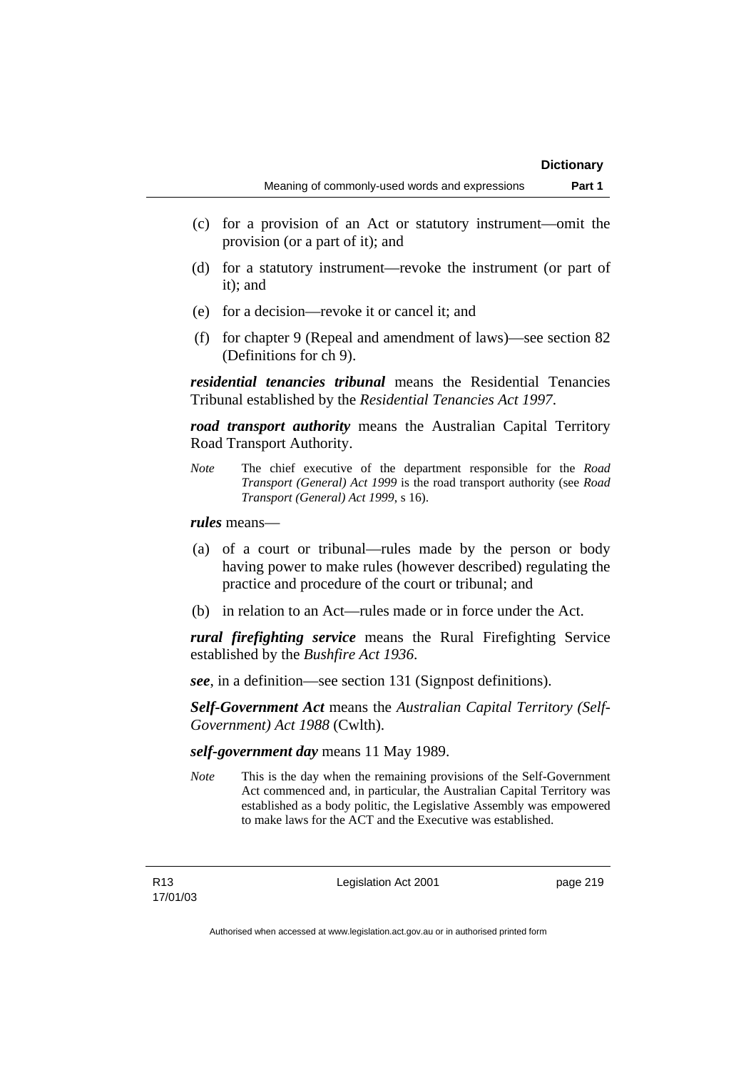(c) for a provision of an Act or statutory instrument—omit the provision (or a part of it); and

(d) for a statutory instrument—revoke the instrument (or part of it); and

(e) for a decision—revoke it or cancel it; and

(f) for chapter 9 (Repeal and amendment of laws)—see section 82 (Definitions for ch 9).

***residential tenancies tribunal*** means the Residential Tenancies Tribunal established by the *Residential Tenancies Act 1997*.

***road transport authority*** means the Australian Capital Territory Road Transport Authority.

*Note* The chief executive of the department responsible for the *Road Transport (General) Act 1999* is the road transport authority (see *Road Transport (General) Act 1999*, s 16).

***rules*** means—

(a) of a court or tribunal—rules made by the person or body having power to make rules (however described) regulating the practice and procedure of the court or tribunal; and

(b) in relation to an Act—rules made or in force under the Act.

***rural firefighting service*** means the Rural Firefighting Service established by the *Bushfire Act 1936*.

***see***, in a definition—see section 131 (Signpost definitions).

***Self-Government Act*** means the *Australian Capital Territory (Self-Government) Act 1988* (Cwlth).

***self-government day*** means 11 May 1989.

*Note* This is the day when the remaining provisions of the Self-Government Act commenced and, in particular, the Australian Capital Territory was established as a body politic, the Legislative Assembly was empowered to make laws for the ACT and the Executive was established.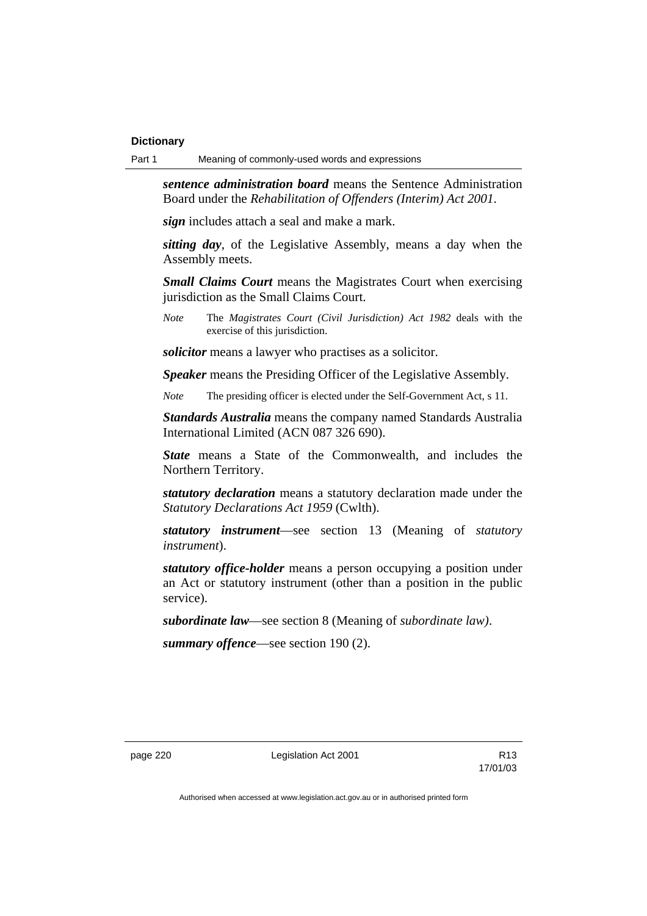***sentence administration board*** means the Sentence Administration Board under the *Rehabilitation of Offenders (Interim) Act 2001*.

***sign*** includes attach a seal and make a mark.

***sitting day***, of the Legislative Assembly, means a day when the Assembly meets.

***Small Claims Court*** means the Magistrates Court when exercising jurisdiction as the Small Claims Court.

*Note* The *Magistrates Court (Civil Jurisdiction) Act 1982* deals with the exercise of this jurisdiction.

***solicitor*** means a lawyer who practises as a solicitor.

***Speaker*** means the Presiding Officer of the Legislative Assembly.

*Note* The presiding officer is elected under the Self-Government Act, s 11.

***Standards Australia*** means the company named Standards Australia International Limited (ACN 087 326 690).

***State*** means a State of the Commonwealth, and includes the Northern Territory.

***statutory declaration*** means a statutory declaration made under the *Statutory Declarations Act 1959* (Cwlth).

***statutory instrument***—see section 13 (Meaning of *statutory instrument*).

***statutory office-holder*** means a person occupying a position under an Act or statutory instrument (other than a position in the public service).

***subordinate law***—see section 8 (Meaning of *subordinate law)*.

***summary offence***—see section 190 (2).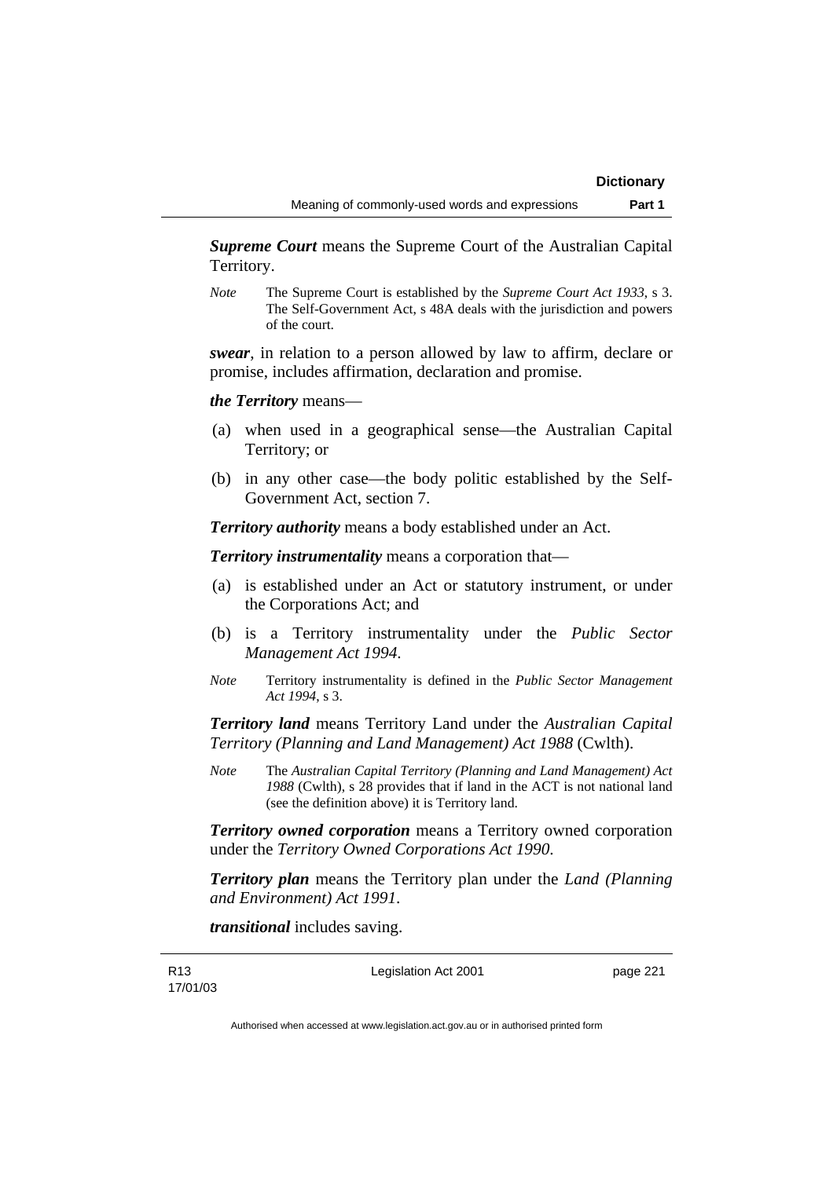***Supreme Court*** means the Supreme Court of the Australian Capital Territory.

*Note* The Supreme Court is established by the *Supreme Court Act 1933*, s 3. The Self-Government Act, s 48A deals with the jurisdiction and powers of the court.

***swear***, in relation to a person allowed by law to affirm, declare or promise, includes affirmation, declaration and promise.

***the Territory*** means—

(a) when used in a geographical sense—the Australian Capital Territory; or

(b) in any other case—the body politic established by the Self-Government Act, section 7.

***Territory authority*** means a body established under an Act.

***Territory instrumentality*** means a corporation that—

(a) is established under an Act or statutory instrument, or under the Corporations Act; and

(b) is a Territory instrumentality under the *Public Sector Management Act 1994*.

*Note* Territory instrumentality is defined in the *Public Sector Management Act 1994*, s 3.

***Territory land*** means Territory Land under the *Australian Capital Territory (Planning and Land Management) Act 1988* (Cwlth).

*Note* The *Australian Capital Territory (Planning and Land Management) Act 1988* (Cwlth), s 28 provides that if land in the ACT is not national land (see the definition above) it is Territory land.

***Territory owned corporation*** means a Territory owned corporation under the *Territory Owned Corporations Act 1990*.

***Territory plan*** means the Territory plan under the *Land (Planning and Environment) Act 1991*.

***transitional*** includes saving.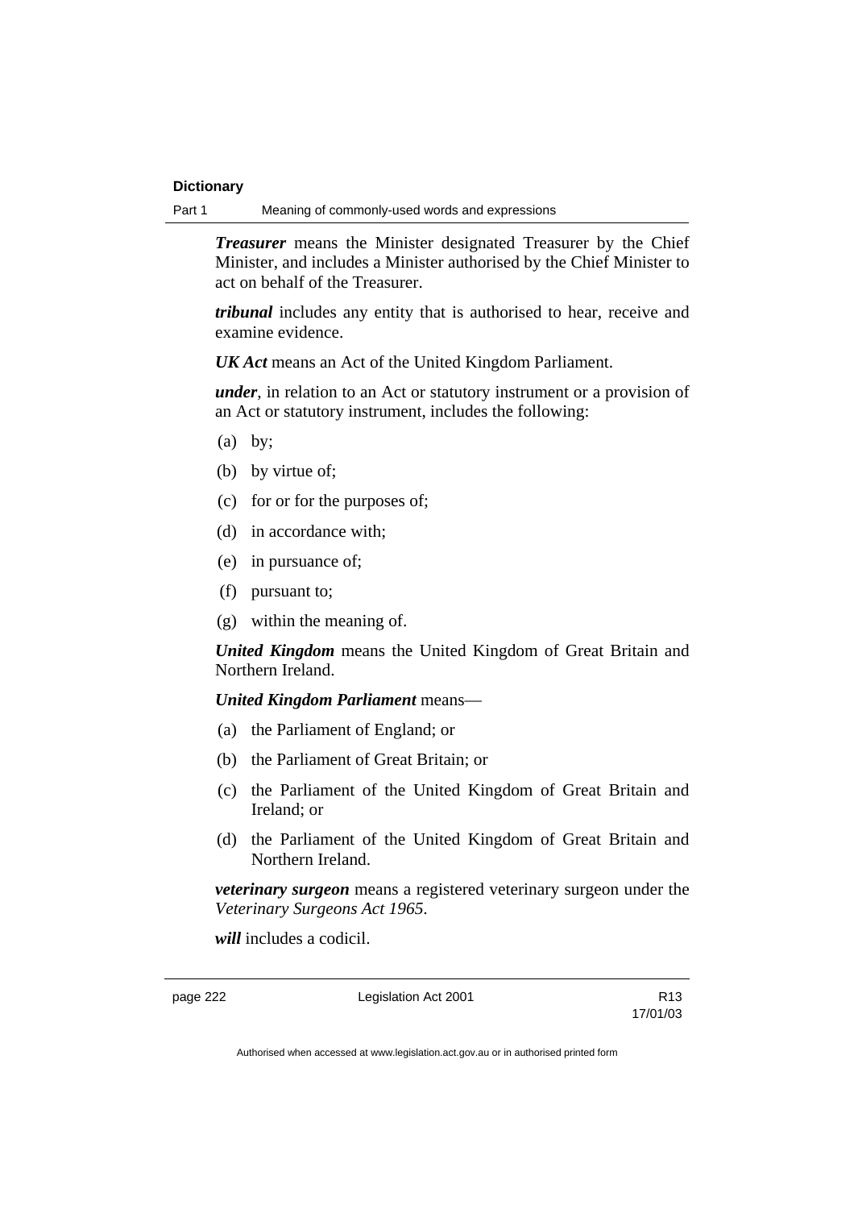***Treasurer*** means the Minister designated Treasurer by the Chief Minister, and includes a Minister authorised by the Chief Minister to act on behalf of the Treasurer.

***tribunal*** includes any entity that is authorised to hear, receive and examine evidence.

***UK Act*** means an Act of the United Kingdom Parliament.

***under***, in relation to an Act or statutory instrument or a provision of an Act or statutory instrument, includes the following:

- (a) by;
- (b) by virtue of;
- (c) for or for the purposes of;
- (d) in accordance with;
- (e) in pursuance of;
- (f) pursuant to;
- (g) within the meaning of.

***United Kingdom*** means the United Kingdom of Great Britain and Northern Ireland.

***United Kingdom Parliament*** means—

- (a) the Parliament of England; or
- (b) the Parliament of Great Britain; or
- (c) the Parliament of the United Kingdom of Great Britain and Ireland; or
- (d) the Parliament of the United Kingdom of Great Britain and Northern Ireland.

***veterinary surgeon*** means a registered veterinary surgeon under the *Veterinary Surgeons Act 1965*.

***will*** includes a codicil.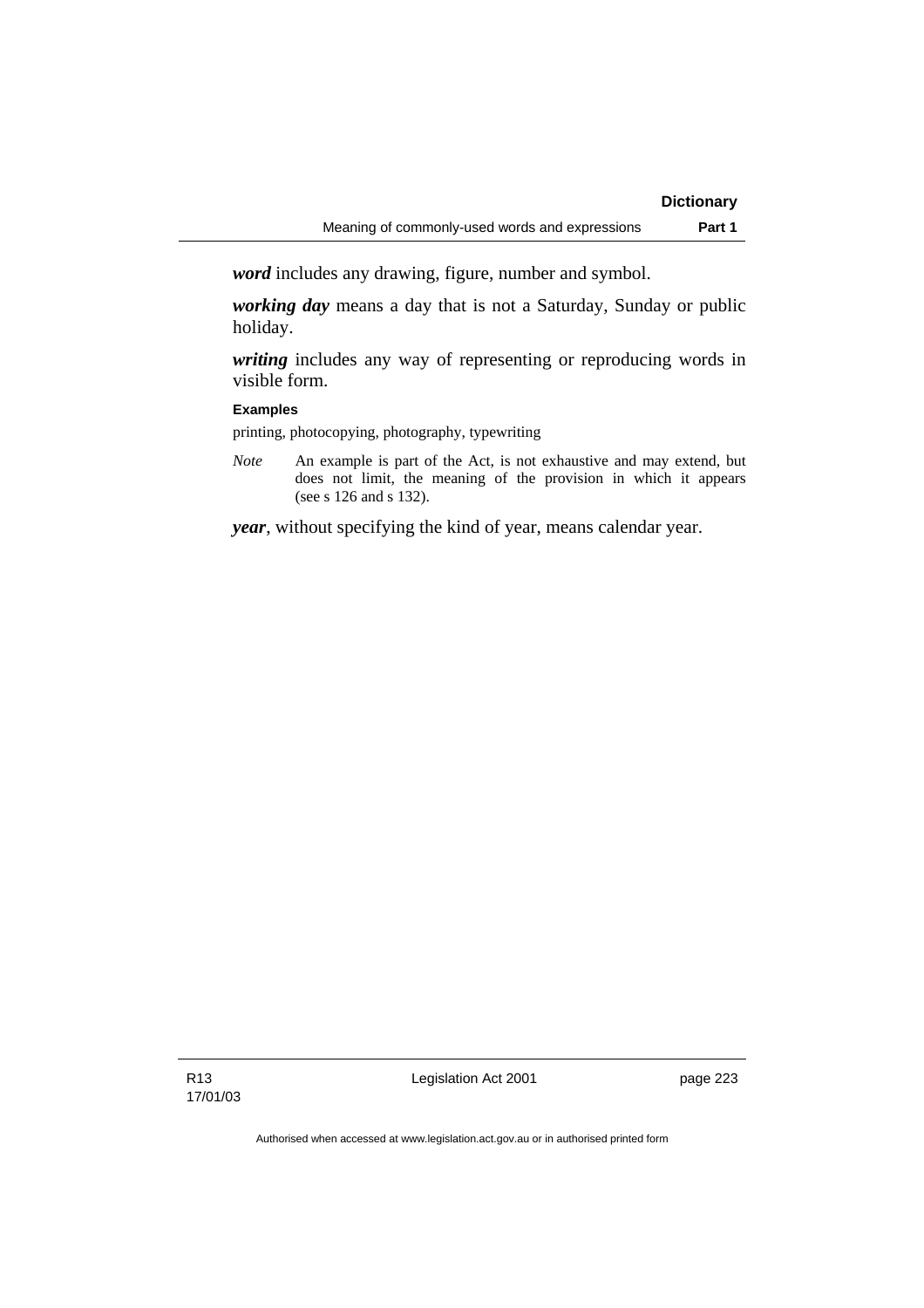***word*** includes any drawing, figure, number and symbol.

***working day*** means a day that is not a Saturday, Sunday or public holiday.

***writing*** includes any way of representing or reproducing words in visible form.

**Examples**

printing, photocopying, photography, typewriting

*Note* An example is part of the Act, is not exhaustive and may extend, but does not limit, the meaning of the provision in which it appears (see s 126 and s 132).

***year***, without specifying the kind of year, means calendar year.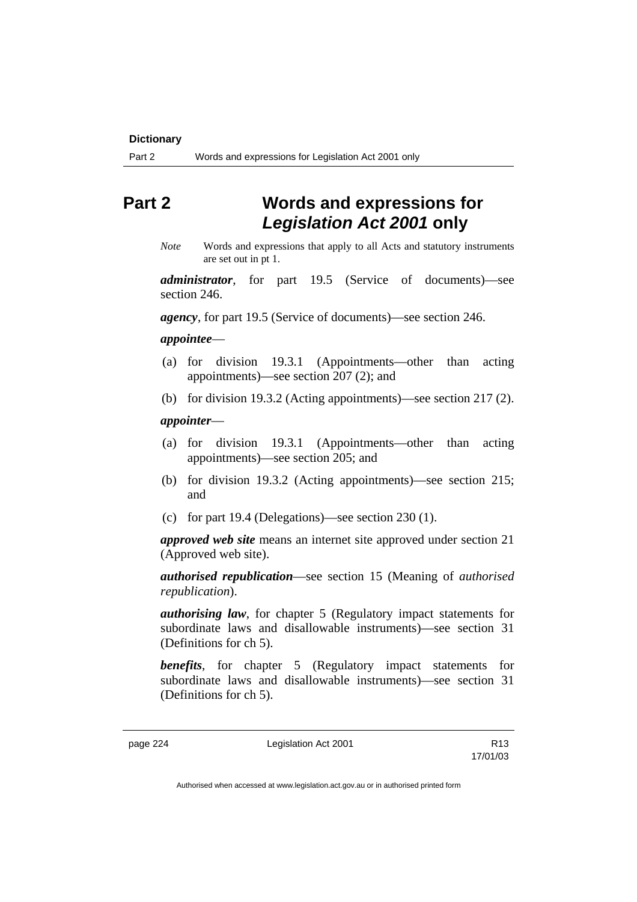# Part 2 Words and expressions for *Legislation Act 2001* only

*Note* Words and expressions that apply to all Acts and statutory instruments are set out in pt 1.

***administrator***, for part 19.5 (Service of documents)—see section 246.

***agency***, for part 19.5 (Service of documents)—see section 246.

***appointee***—

(a) for division 19.3.1 (Appointments—other than acting appointments)—see section 207 (2); and

(b) for division 19.3.2 (Acting appointments)—see section 217 (2).

***appointer***—

(a) for division 19.3.1 (Appointments—other than acting appointments)—see section 205; and

(b) for division 19.3.2 (Acting appointments)—see section 215; and

(c) for part 19.4 (Delegations)—see section 230 (1).

***approved web site*** means an internet site approved under section 21 (Approved web site).

***authorised republication***—see section 15 (Meaning of *authorised republication*).

***authorising law***, for chapter 5 (Regulatory impact statements for subordinate laws and disallowable instruments)—see section 31 (Definitions for ch 5).

***benefits***, for chapter 5 (Regulatory impact statements for subordinate laws and disallowable instruments)—see section 31 (Definitions for ch 5).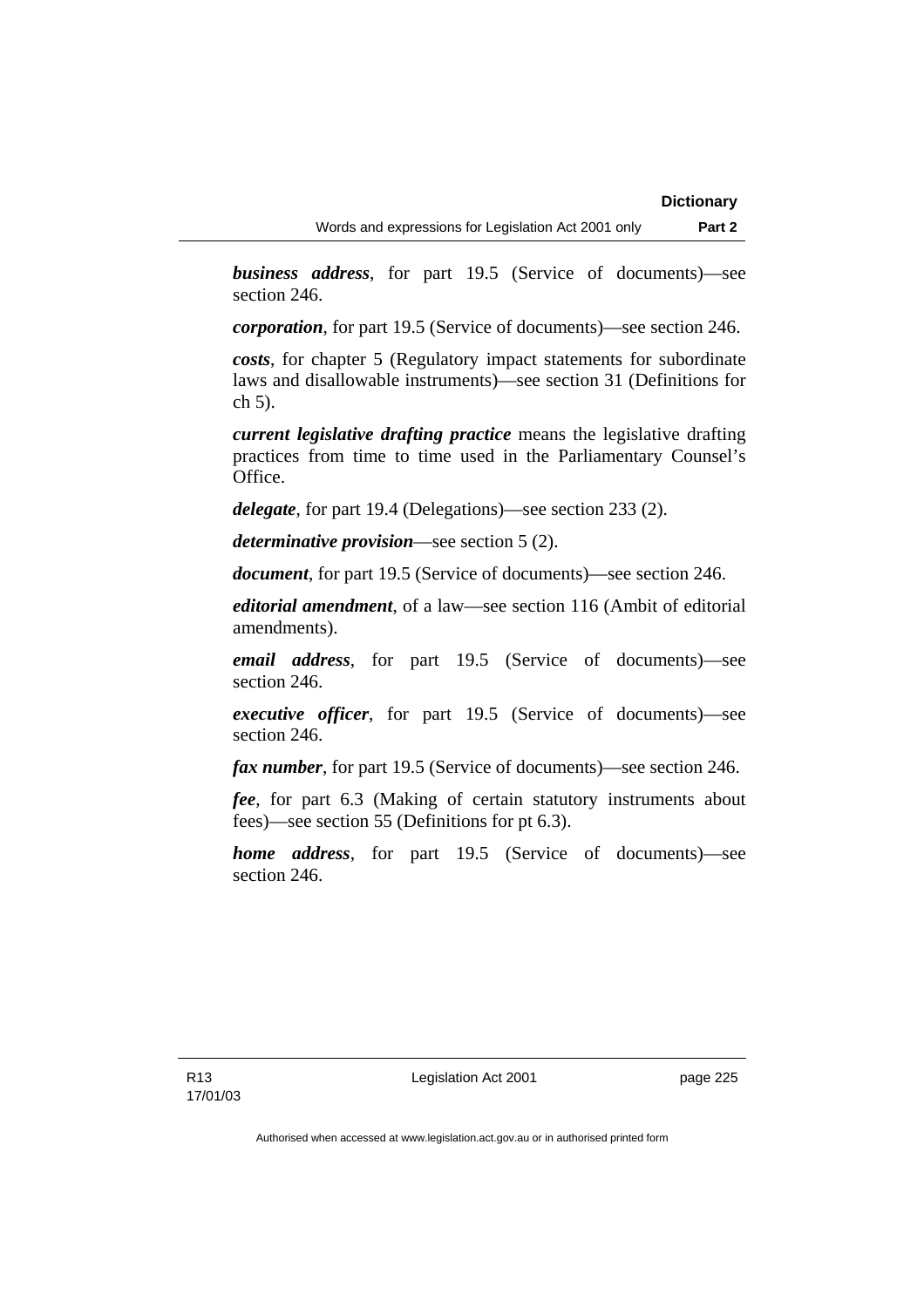***business address***, for part 19.5 (Service of documents)—see section 246.

***corporation***, for part 19.5 (Service of documents)—see section 246.

***costs***, for chapter 5 (Regulatory impact statements for subordinate laws and disallowable instruments)—see section 31 (Definitions for ch 5).

***current legislative drafting practice*** means the legislative drafting practices from time to time used in the Parliamentary Counsel's Office.

***delegate***, for part 19.4 (Delegations)—see section 233 (2).

***determinative provision***—see section 5 (2).

***document***, for part 19.5 (Service of documents)—see section 246.

***editorial amendment***, of a law—see section 116 (Ambit of editorial amendments).

***email address***, for part 19.5 (Service of documents)—see section 246.

***executive officer***, for part 19.5 (Service of documents)—see section 246.

***fax number***, for part 19.5 (Service of documents)—see section 246.

***fee***, for part 6.3 (Making of certain statutory instruments about fees)—see section 55 (Definitions for pt 6.3).

***home address***, for part 19.5 (Service of documents)—see section 246.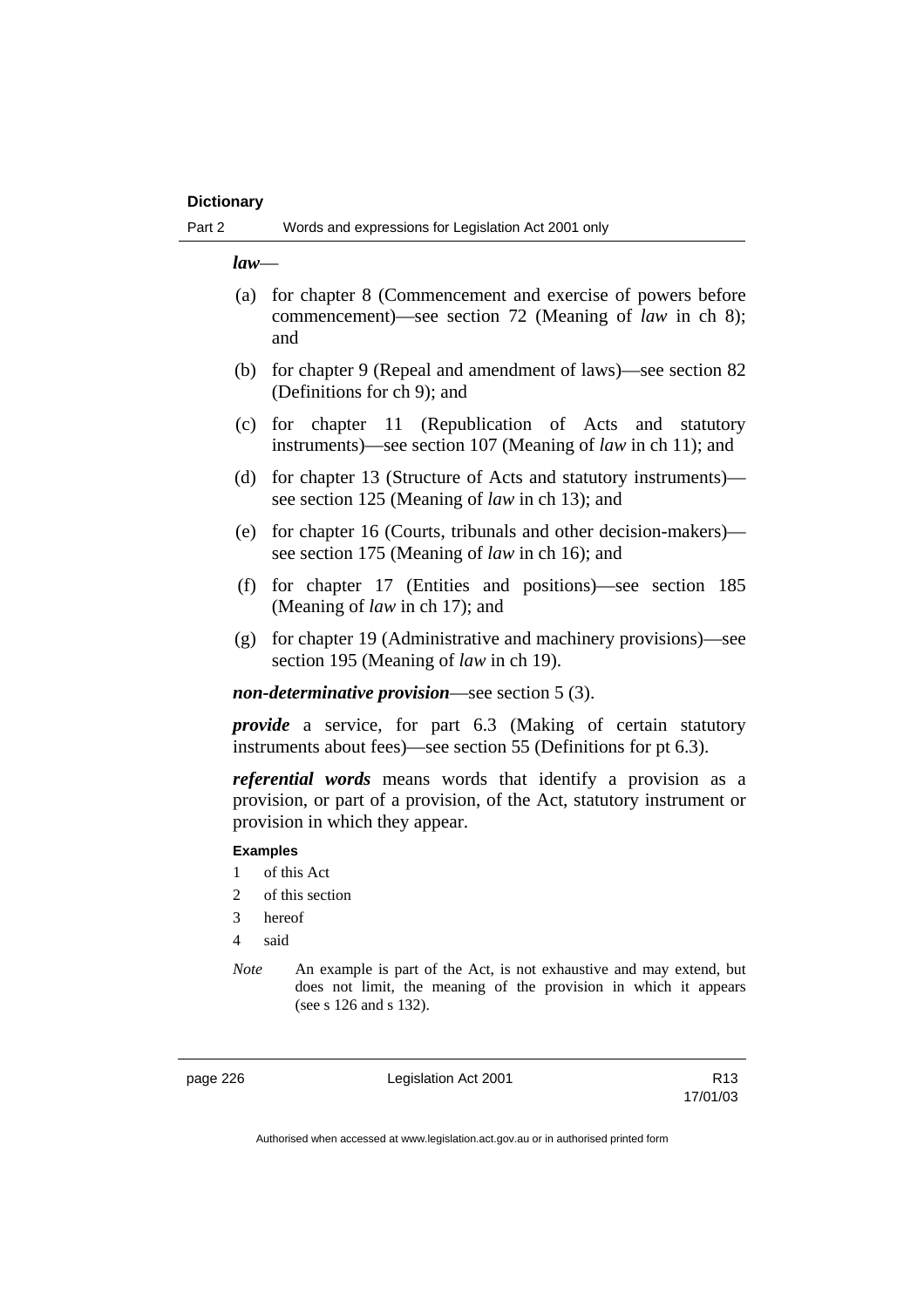***law***—

(a) for chapter 8 (Commencement and exercise of powers before commencement)—see section 72 (Meaning of *law* in ch 8); and

(b) for chapter 9 (Repeal and amendment of laws)—see section 82 (Definitions for ch 9); and

(c) for chapter 11 (Republication of Acts and statutory instruments)—see section 107 (Meaning of *law* in ch 11); and

(d) for chapter 13 (Structure of Acts and statutory instruments)—see section 125 (Meaning of *law* in ch 13); and

(e) for chapter 16 (Courts, tribunals and other decision-makers)—see section 175 (Meaning of *law* in ch 16); and

(f) for chapter 17 (Entities and positions)—see section 185 (Meaning of *law* in ch 17); and

(g) for chapter 19 (Administrative and machinery provisions)—see section 195 (Meaning of *law* in ch 19).

***non-determinative provision***—see section 5 (3).

***provide*** a service, for part 6.3 (Making of certain statutory instruments about fees)—see section 55 (Definitions for pt 6.3).

***referential words*** means words that identify a provision as a provision, or part of a provision, of the Act, statutory instrument or provision in which they appear.

**Examples**

1 of this Act

2 of this section

3 hereof

4 said

*Note* An example is part of the Act, is not exhaustive and may extend, but does not limit, the meaning of the provision in which it appears (see s 126 and s 132).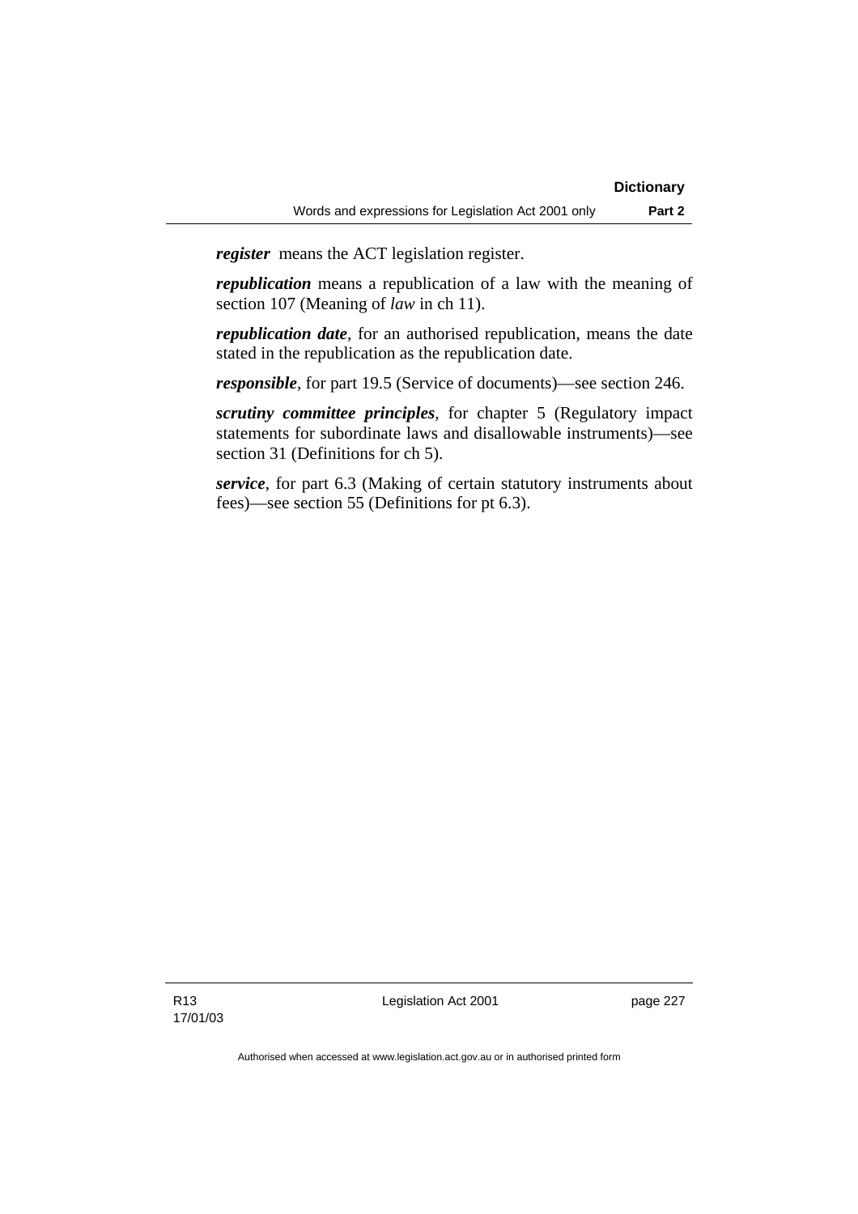***register*** means the ACT legislation register.

***republication*** means a republication of a law with the meaning of section 107 (Meaning of *law* in ch 11).

***republication date***, for an authorised republication, means the date stated in the republication as the republication date.

***responsible***, for part 19.5 (Service of documents)—see section 246.

***scrutiny committee principles***, for chapter 5 (Regulatory impact statements for subordinate laws and disallowable instruments)—see section 31 (Definitions for ch 5).

***service***, for part 6.3 (Making of certain statutory instruments about fees)—see section 55 (Definitions for pt 6.3).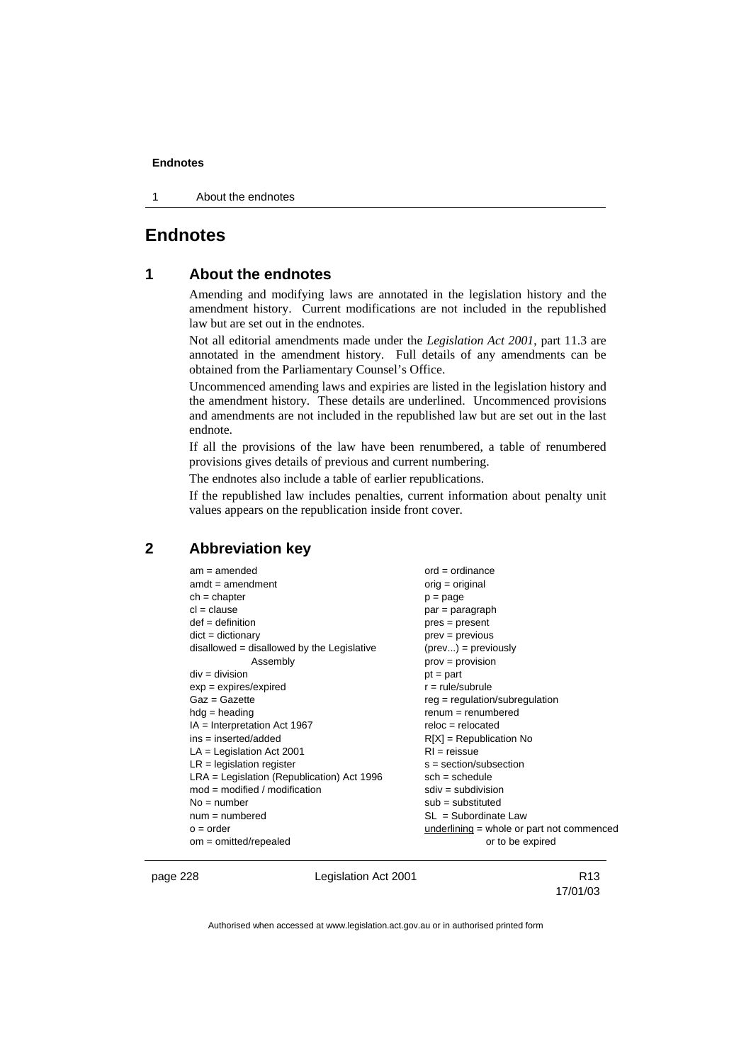# Endnotes

## 1 About the endnotes

Amending and modifying laws are annotated in the legislation history and the amendment history. Current modifications are not included in the republished law but are set out in the endnotes.

Not all editorial amendments made under the *Legislation Act 2001*, part 11.3 are annotated in the amendment history. Full details of any amendments can be obtained from the Parliamentary Counsel's Office.

Uncommenced amending laws and expiries are listed in the legislation history and the amendment history. These details are underlined. Uncommenced provisions and amendments are not included in the republished law but are set out in the last endnote.

If all the provisions of the law have been renumbered, a table of renumbered provisions gives details of previous and current numbering.

The endnotes also include a table of earlier republications.

If the republished law includes penalties, current information about penalty unit values appears on the republication inside front cover.

## 2 Abbreviation key

am = amended
amdt = amendment
ch = chapter
cl = clause
def = definition
dict = dictionary
disallowed = disallowed by the Legislative Assembly
div = division
exp = expires/expired
Gaz = Gazette
hdg = heading
IA = Interpretation Act 1967
ins = inserted/added
LA = Legislation Act 2001
LR = legislation register
LRA = Legislation (Republication) Act 1996
mod = modified / modification
No = number
num = numbered
o = order
om = omitted/repealed
ord = ordinance
orig = original
p = page
par = paragraph
pres = present
prev = previous
(prev...) = previously
prov = provision
pt = part
r = rule/subrule
reg = regulation/subregulation
renum = renumbered
reloc = relocated
R[X] = Republication No
RI = reissue
s = section/subsection
sch = schedule
sdiv = subdivision
sub = substituted
SL = Subordinate Law
underlining = whole or part not commenced or to be expired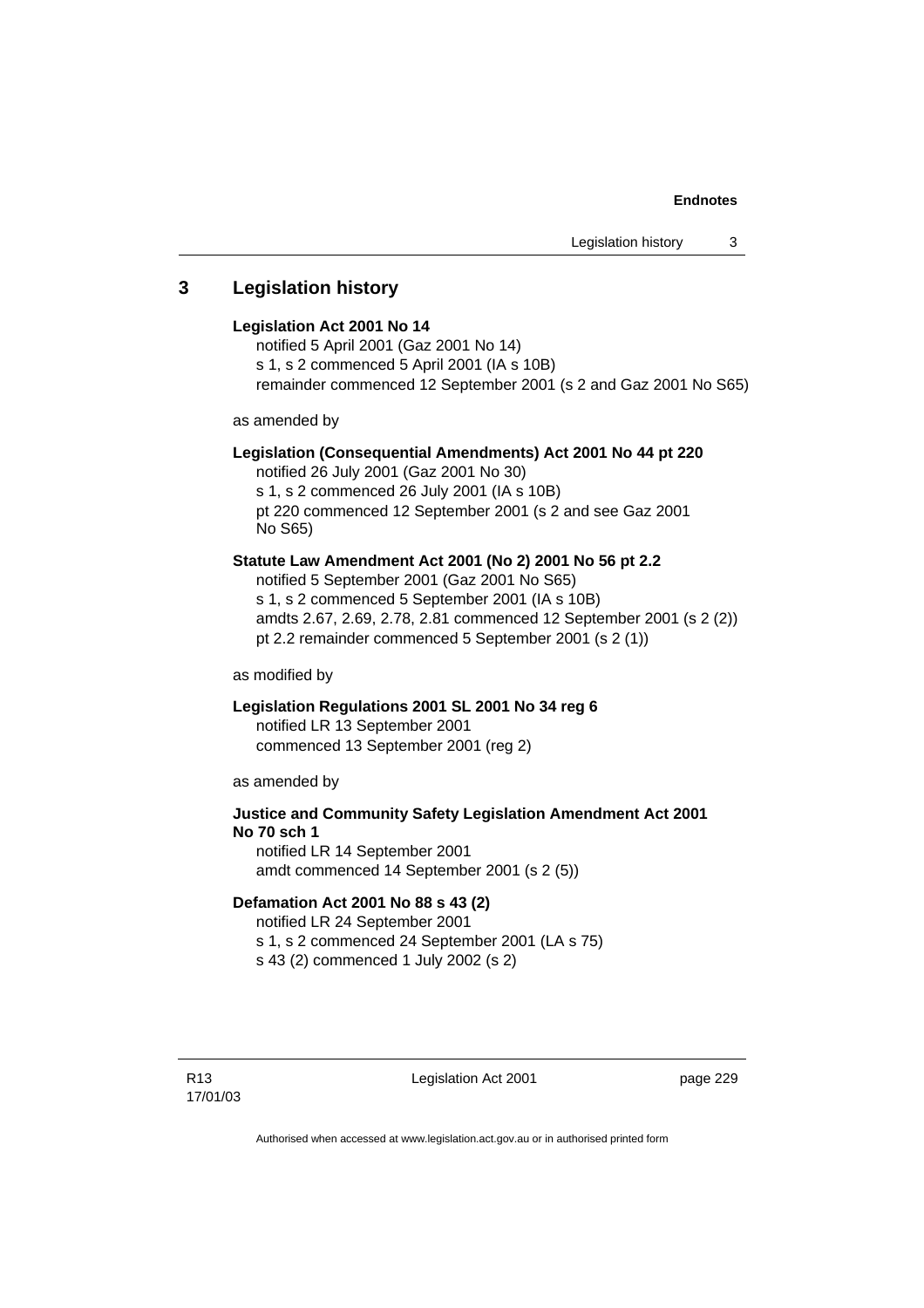## 3 Legislation history

**Legislation Act 2001 No 14**

notified 5 April 2001 (Gaz 2001 No 14)
s 1, s 2 commenced 5 April 2001 (IA s 10B)
remainder commenced 12 September 2001 (s 2 and Gaz 2001 No S65)

as amended by

**Legislation (Consequential Amendments) Act 2001 No 44 pt 220**

notified 26 July 2001 (Gaz 2001 No 30)
s 1, s 2 commenced 26 July 2001 (IA s 10B)
pt 220 commenced 12 September 2001 (s 2 and see Gaz 2001 No S65)

**Statute Law Amendment Act 2001 (No 2) 2001 No 56 pt 2.2**

notified 5 September 2001 (Gaz 2001 No S65)
s 1, s 2 commenced 5 September 2001 (IA s 10B)
amdts 2.67, 2.69, 2.78, 2.81 commenced 12 September 2001 (s 2 (2))
pt 2.2 remainder commenced 5 September 2001 (s 2 (1))

as modified by

**Legislation Regulations 2001 SL 2001 No 34 reg 6**

notified LR 13 September 2001
commenced 13 September 2001 (reg 2)

as amended by

**Justice and Community Safety Legislation Amendment Act 2001 No 70 sch 1**

notified LR 14 September 2001
amdt commenced 14 September 2001 (s 2 (5))

**Defamation Act 2001 No 88 s 43 (2)**

notified LR 24 September 2001
s 1, s 2 commenced 24 September 2001 (LA s 75)
s 43 (2) commenced 1 July 2002 (s 2)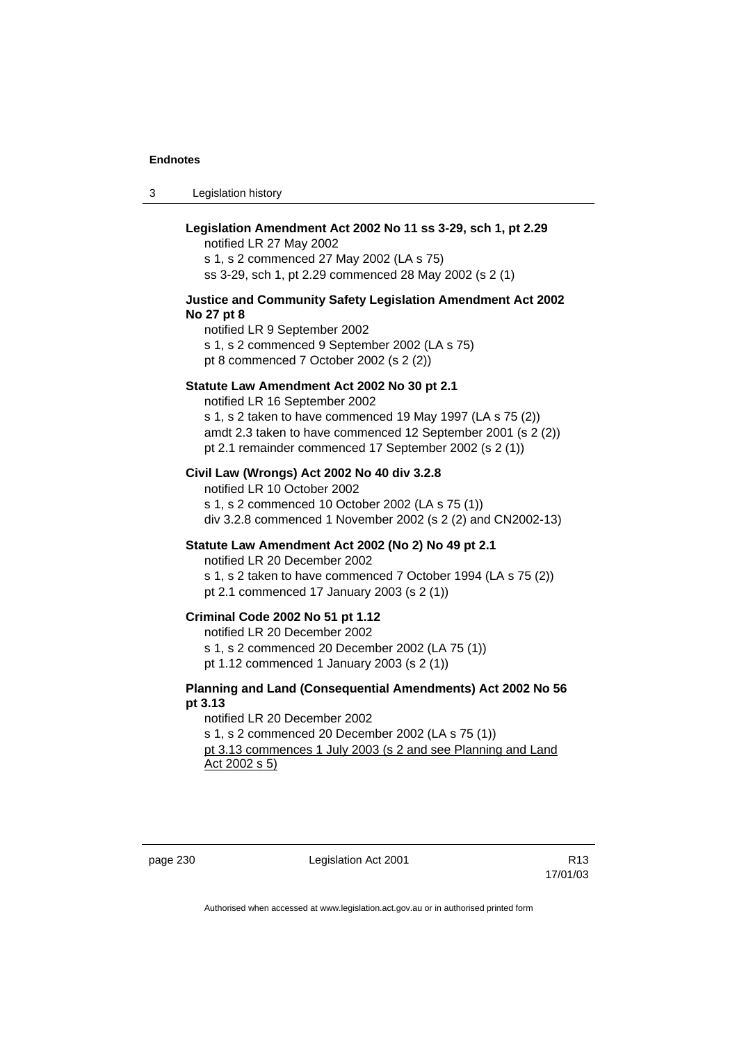**Legislation Amendment Act 2002 No 11 ss 3-29, sch 1, pt 2.29**

notified LR 27 May 2002
s 1, s 2 commenced 27 May 2002 (LA s 75)
ss 3-29, sch 1, pt 2.29 commenced 28 May 2002 (s 2 (1)

**Justice and Community Safety Legislation Amendment Act 2002 No 27 pt 8**

notified LR 9 September 2002
s 1, s 2 commenced 9 September 2002 (LA s 75)
pt 8 commenced 7 October 2002 (s 2 (2))

**Statute Law Amendment Act 2002 No 30 pt 2.1**

notified LR 16 September 2002
s 1, s 2 taken to have commenced 19 May 1997 (LA s 75 (2))
amdt 2.3 taken to have commenced 12 September 2001 (s 2 (2))
pt 2.1 remainder commenced 17 September 2002 (s 2 (1))

**Civil Law (Wrongs) Act 2002 No 40 div 3.2.8**

notified LR 10 October 2002
s 1, s 2 commenced 10 October 2002 (LA s 75 (1))
div 3.2.8 commenced 1 November 2002 (s 2 (2) and CN2002-13)

**Statute Law Amendment Act 2002 (No 2) No 49 pt 2.1**

notified LR 20 December 2002
s 1, s 2 taken to have commenced 7 October 1994 (LA s 75 (2))
pt 2.1 commenced 17 January 2003 (s 2 (1))

**Criminal Code 2002 No 51 pt 1.12**

notified LR 20 December 2002
s 1, s 2 commenced 20 December 2002 (LA 75 (1))
pt 1.12 commenced 1 January 2003 (s 2 (1))

**Planning and Land (Consequential Amendments) Act 2002 No 56 pt 3.13**

notified LR 20 December 2002
s 1, s 2 commenced 20 December 2002 (LA s 75 (1))
pt 3.13 commences 1 July 2003 (s 2 and see Planning and Land Act 2002 s 5)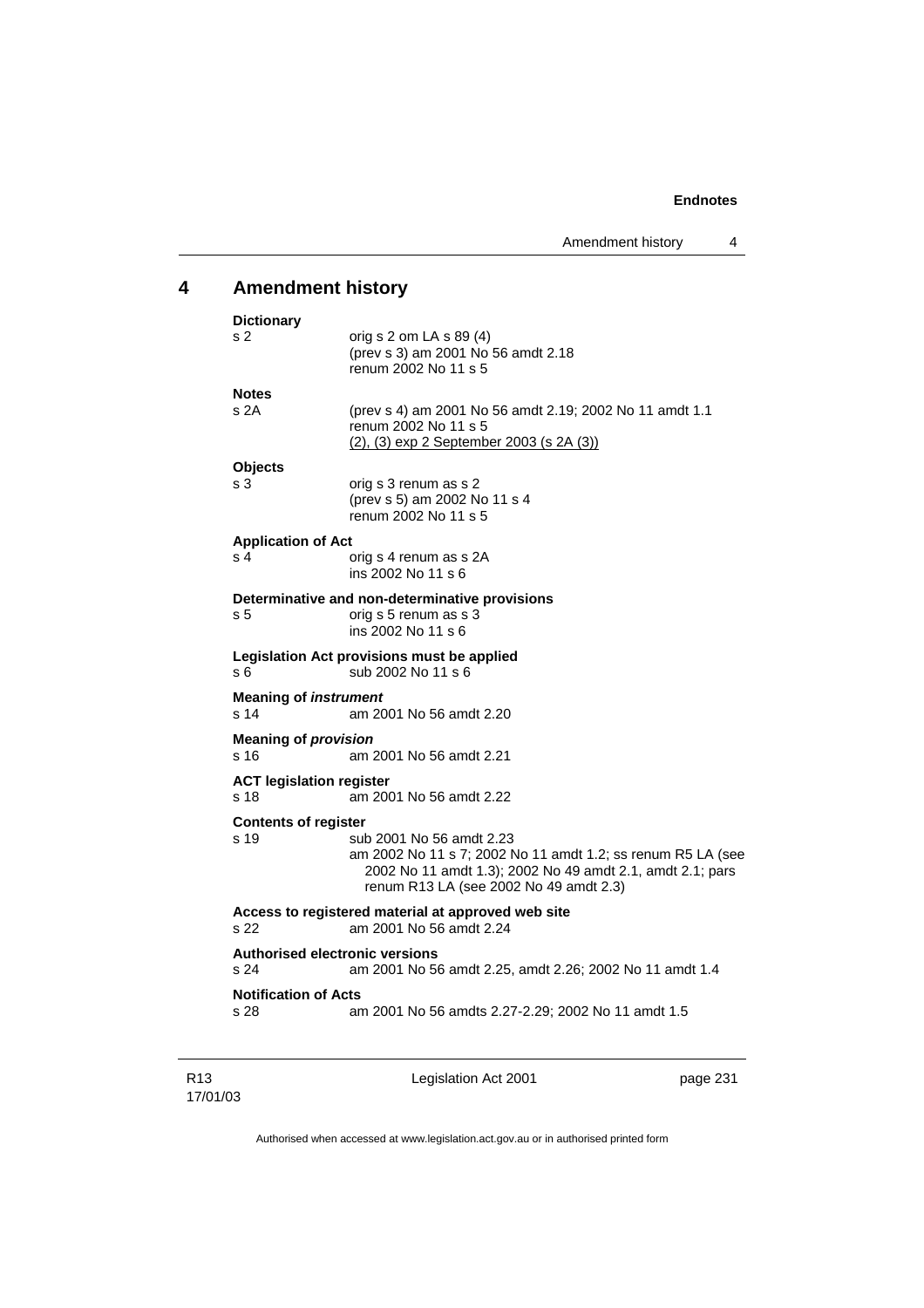## 4 Amendment history

**Dictionary**

s 2 — orig s 2 om LA s 89 (4)
(prev s 3) am 2001 No 56 amdt 2.18
renum 2002 No 11 s 5

**Notes**

s 2A — (prev s 4) am 2001 No 56 amdt 2.19; 2002 No 11 amdt 1.1
renum 2002 No 11 s 5
(2), (3) exp 2 September 2003 (s 2A (3))

**Objects**

s 3 — orig s 3 renum as s 2
(prev s 5) am 2002 No 11 s 4
renum 2002 No 11 s 5

**Application of Act**

s 4 — orig s 4 renum as s 2A
ins 2002 No 11 s 6

**Determinative and non-determinative provisions**

s 5 — orig s 5 renum as s 3
ins 2002 No 11 s 6

**Legislation Act provisions must be applied**

s 6 — sub 2002 No 11 s 6

**Meaning of *instrument***

s 14 — am 2001 No 56 amdt 2.20

**Meaning of *provision***

s 16 — am 2001 No 56 amdt 2.21

**ACT legislation register**

s 18 — am 2001 No 56 amdt 2.22

**Contents of register**

s 19 — sub 2001 No 56 amdt 2.23
am 2002 No 11 s 7; 2002 No 11 amdt 1.2; ss renum R5 LA (see 2002 No 11 amdt 1.3); 2002 No 49 amdt 2.1, amdt 2.1; pars renum R13 LA (see 2002 No 49 amdt 2.3)

**Access to registered material at approved web site**

s 22 — am 2001 No 56 amdt 2.24

**Authorised electronic versions**

s 24 — am 2001 No 56 amdt 2.25, amdt 2.26; 2002 No 11 amdt 1.4

**Notification of Acts**

s 28 — am 2001 No 56 amdts 2.27-2.29; 2002 No 11 amdt 1.5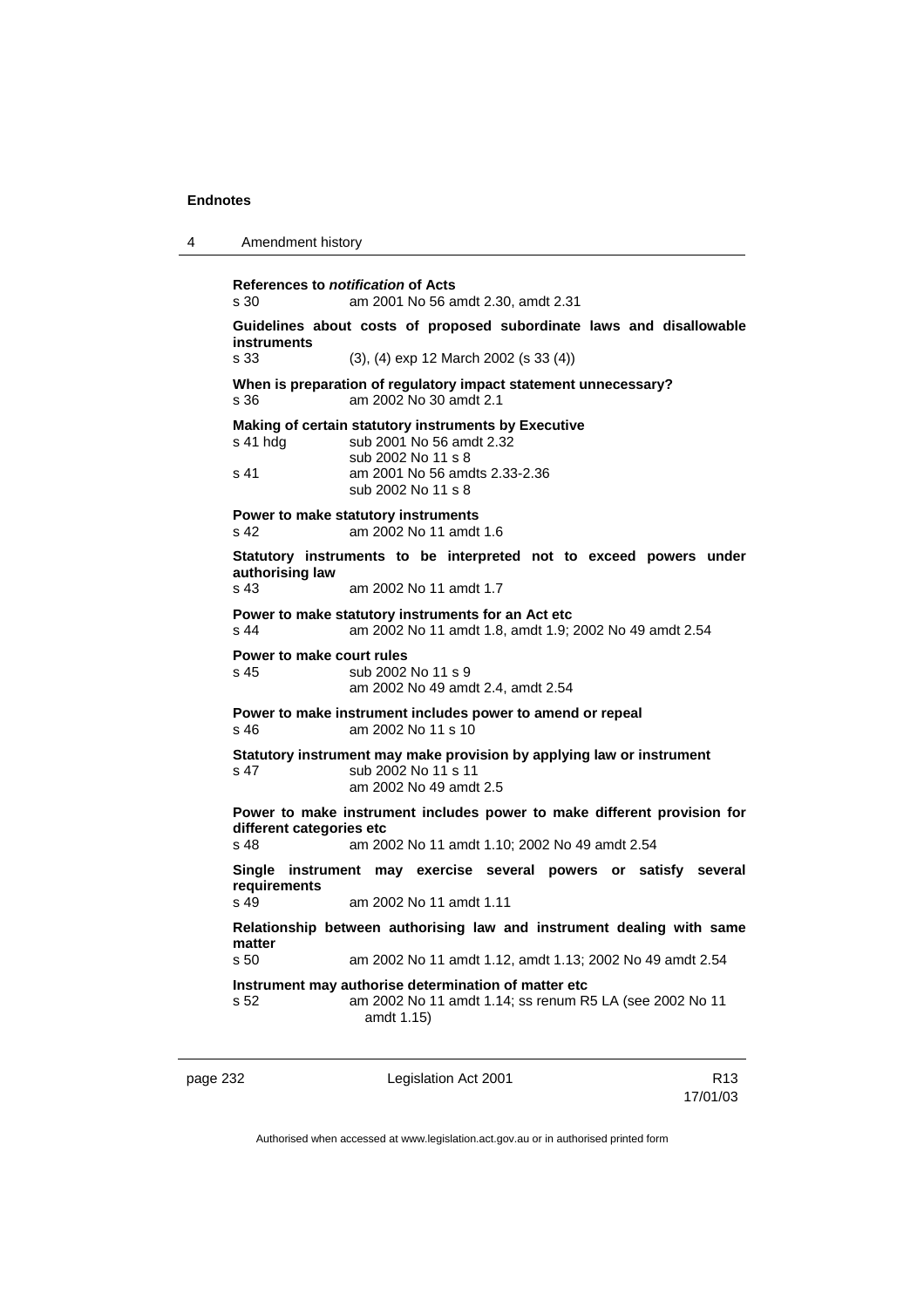**References to *notification* of Acts**
s 30 am 2001 No 56 amdt 2.30, amdt 2.31

**Guidelines about costs of proposed subordinate laws and disallowable instruments**
s 33 (3), (4) exp 12 March 2002 (s 33 (4))

**When is preparation of regulatory impact statement unnecessary?**
s 36 am 2002 No 30 amdt 2.1

**Making of certain statutory instruments by Executive**
s 41 hdg sub 2001 No 56 amdt 2.32
sub 2002 No 11 s 8
s 41 am 2001 No 56 amdts 2.33-2.36
sub 2002 No 11 s 8

**Power to make statutory instruments**
s 42 am 2002 No 11 amdt 1.6

**Statutory instruments to be interpreted not to exceed powers under authorising law**
s 43 am 2002 No 11 amdt 1.7

**Power to make statutory instruments for an Act etc**
s 44 am 2002 No 11 amdt 1.8, amdt 1.9; 2002 No 49 amdt 2.54

**Power to make court rules**
s 45 sub 2002 No 11 s 9
am 2002 No 49 amdt 2.4, amdt 2.54

**Power to make instrument includes power to amend or repeal**
s 46 am 2002 No 11 s 10

**Statutory instrument may make provision by applying law or instrument**
s 47 sub 2002 No 11 s 11
am 2002 No 49 amdt 2.5

**Power to make instrument includes power to make different provision for different categories etc**
s 48 am 2002 No 11 amdt 1.10; 2002 No 49 amdt 2.54

**Single instrument may exercise several powers or satisfy several requirements**
s 49 am 2002 No 11 amdt 1.11

**Relationship between authorising law and instrument dealing with same matter**
s 50 am 2002 No 11 amdt 1.12, amdt 1.13; 2002 No 49 amdt 2.54

**Instrument may authorise determination of matter etc**
s 52 am 2002 No 11 amdt 1.14; ss renum R5 LA (see 2002 No 11 amdt 1.15)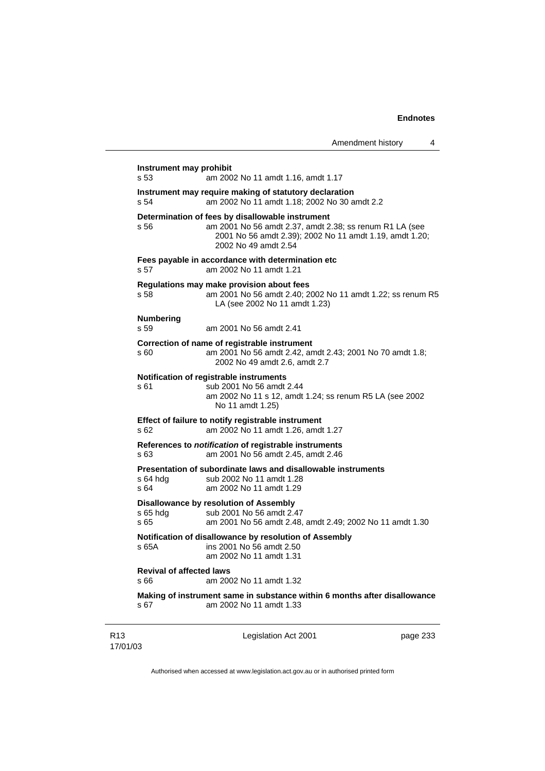**Instrument may prohibit**

s 53 am 2002 No 11 amdt 1.16, amdt 1.17

**Instrument may require making of statutory declaration**

s 54 am 2002 No 11 amdt 1.18; 2002 No 30 amdt 2.2

**Determination of fees by disallowable instrument**

s 56 am 2001 No 56 amdt 2.37, amdt 2.38; ss renum R1 LA (see 2001 No 56 amdt 2.39); 2002 No 11 amdt 1.19, amdt 1.20; 2002 No 49 amdt 2.54

**Fees payable in accordance with determination etc**

s 57 am 2002 No 11 amdt 1.21

**Regulations may make provision about fees**

s 58 am 2001 No 56 amdt 2.40; 2002 No 11 amdt 1.22; ss renum R5 LA (see 2002 No 11 amdt 1.23)

**Numbering**

s 59 am 2001 No 56 amdt 2.41

**Correction of name of registrable instrument**

s 60 am 2001 No 56 amdt 2.42, amdt 2.43; 2001 No 70 amdt 1.8; 2002 No 49 amdt 2.6, amdt 2.7

**Notification of registrable instruments**

s 61 sub 2001 No 56 amdt 2.44
am 2002 No 11 s 12, amdt 1.24; ss renum R5 LA (see 2002 No 11 amdt 1.25)

**Effect of failure to notify registrable instrument**

s 62 am 2002 No 11 amdt 1.26, amdt 1.27

**References to *notification* of registrable instruments**

s 63 am 2001 No 56 amdt 2.45, amdt 2.46

**Presentation of subordinate laws and disallowable instruments**

s 64 hdg sub 2002 No 11 amdt 1.28
s 64 am 2002 No 11 amdt 1.29

**Disallowance by resolution of Assembly**

s 65 hdg sub 2001 No 56 amdt 2.47
s 65 am 2001 No 56 amdt 2.48, amdt 2.49; 2002 No 11 amdt 1.30

**Notification of disallowance by resolution of Assembly**

s 65A ins 2001 No 56 amdt 2.50
am 2002 No 11 amdt 1.31

**Revival of affected laws**

s 66 am 2002 No 11 amdt 1.32

**Making of instrument same in substance within 6 months after disallowance**

s 67 am 2002 No 11 amdt 1.33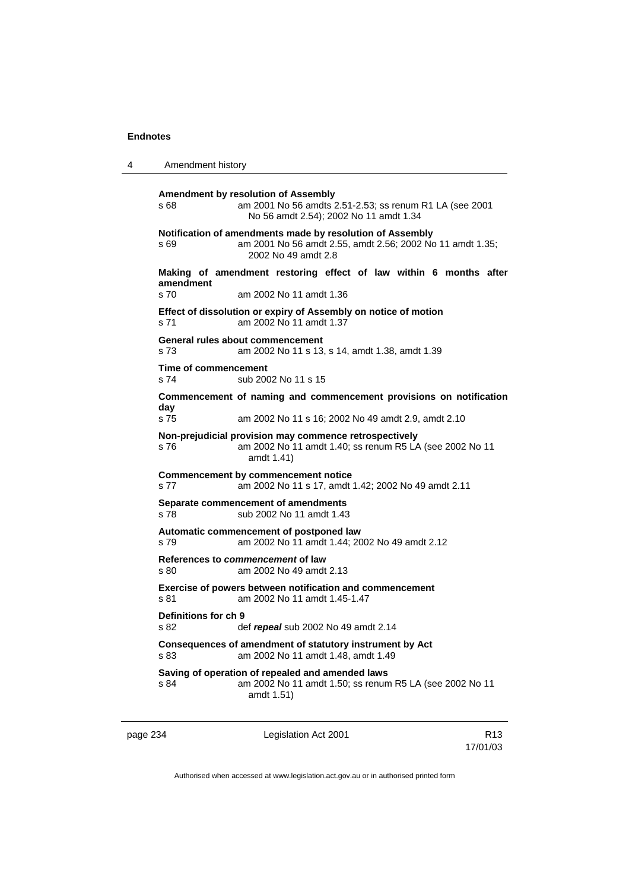**Amendment by resolution of Assembly**
s 68 am 2001 No 56 amdts 2.51-2.53; ss renum R1 LA (see 2001 No 56 amdt 2.54); 2002 No 11 amdt 1.34

**Notification of amendments made by resolution of Assembly**
s 69 am 2001 No 56 amdt 2.55, amdt 2.56; 2002 No 11 amdt 1.35; 2002 No 49 amdt 2.8

**Making of amendment restoring effect of law within 6 months after amendment**
s 70 am 2002 No 11 amdt 1.36

**Effect of dissolution or expiry of Assembly on notice of motion**
s 71 am 2002 No 11 amdt 1.37

**General rules about commencement**
s 73 am 2002 No 11 s 13, s 14, amdt 1.38, amdt 1.39

**Time of commencement**
s 74 sub 2002 No 11 s 15

**Commencement of naming and commencement provisions on notification day**
s 75 am 2002 No 11 s 16; 2002 No 49 amdt 2.9, amdt 2.10

**Non-prejudicial provision may commence retrospectively**
s 76 am 2002 No 11 amdt 1.40; ss renum R5 LA (see 2002 No 11 amdt 1.41)

**Commencement by commencement notice**
s 77 am 2002 No 11 s 17, amdt 1.42; 2002 No 49 amdt 2.11

**Separate commencement of amendments**
s 78 sub 2002 No 11 amdt 1.43

**Automatic commencement of postponed law**
s 79 am 2002 No 11 amdt 1.44; 2002 No 49 amdt 2.12

**References to *commencement* of law**
s 80 am 2002 No 49 amdt 2.13

**Exercise of powers between notification and commencement**
s 81 am 2002 No 11 amdt 1.45-1.47

**Definitions for ch 9**
s 82 def ***repeal*** sub 2002 No 49 amdt 2.14

**Consequences of amendment of statutory instrument by Act**
s 83 am 2002 No 11 amdt 1.48, amdt 1.49

**Saving of operation of repealed and amended laws**
s 84 am 2002 No 11 amdt 1.50; ss renum R5 LA (see 2002 No 11 amdt 1.51)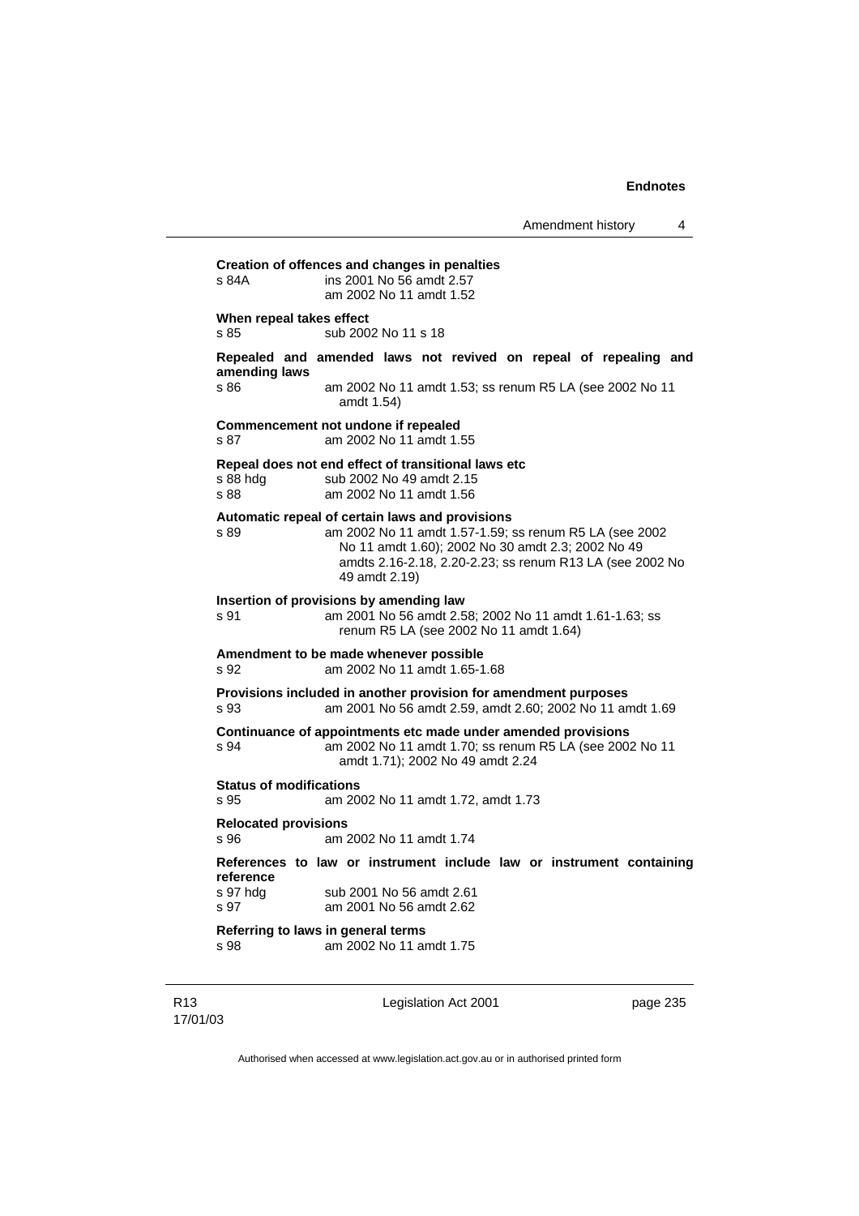**Creation of offences and changes in penalties**

s 84A ins 2001 No 56 amdt 2.57
am 2002 No 11 amdt 1.52

**When repeal takes effect**

s 85 sub 2002 No 11 s 18

**Repealed and amended laws not revived on repeal of repealing and amending laws**

s 86 am 2002 No 11 amdt 1.53; ss renum R5 LA (see 2002 No 11 amdt 1.54)

**Commencement not undone if repealed**

s 87 am 2002 No 11 amdt 1.55

**Repeal does not end effect of transitional laws etc**

s 88 hdg sub 2002 No 49 amdt 2.15
s 88 am 2002 No 11 amdt 1.56

**Automatic repeal of certain laws and provisions**

s 89 am 2002 No 11 amdt 1.57-1.59; ss renum R5 LA (see 2002 No 11 amdt 1.60); 2002 No 30 amdt 2.3; 2002 No 49 amdts 2.16-2.18, 2.20-2.23; ss renum R13 LA (see 2002 No 49 amdt 2.19)

**Insertion of provisions by amending law**

s 91 am 2001 No 56 amdt 2.58; 2002 No 11 amdt 1.61-1.63; ss renum R5 LA (see 2002 No 11 amdt 1.64)

**Amendment to be made whenever possible**

s 92 am 2002 No 11 amdt 1.65-1.68

**Provisions included in another provision for amendment purposes**

s 93 am 2001 No 56 amdt 2.59, amdt 2.60; 2002 No 11 amdt 1.69

**Continuance of appointments etc made under amended provisions**

s 94 am 2002 No 11 amdt 1.70; ss renum R5 LA (see 2002 No 11 amdt 1.71); 2002 No 49 amdt 2.24

**Status of modifications**

s 95 am 2002 No 11 amdt 1.72, amdt 1.73

**Relocated provisions**

s 96 am 2002 No 11 amdt 1.74

**References to law or instrument include law or instrument containing reference**

s 97 hdg sub 2001 No 56 amdt 2.61
s 97 am 2001 No 56 amdt 2.62

**Referring to laws in general terms**

s 98 am 2002 No 11 amdt 1.75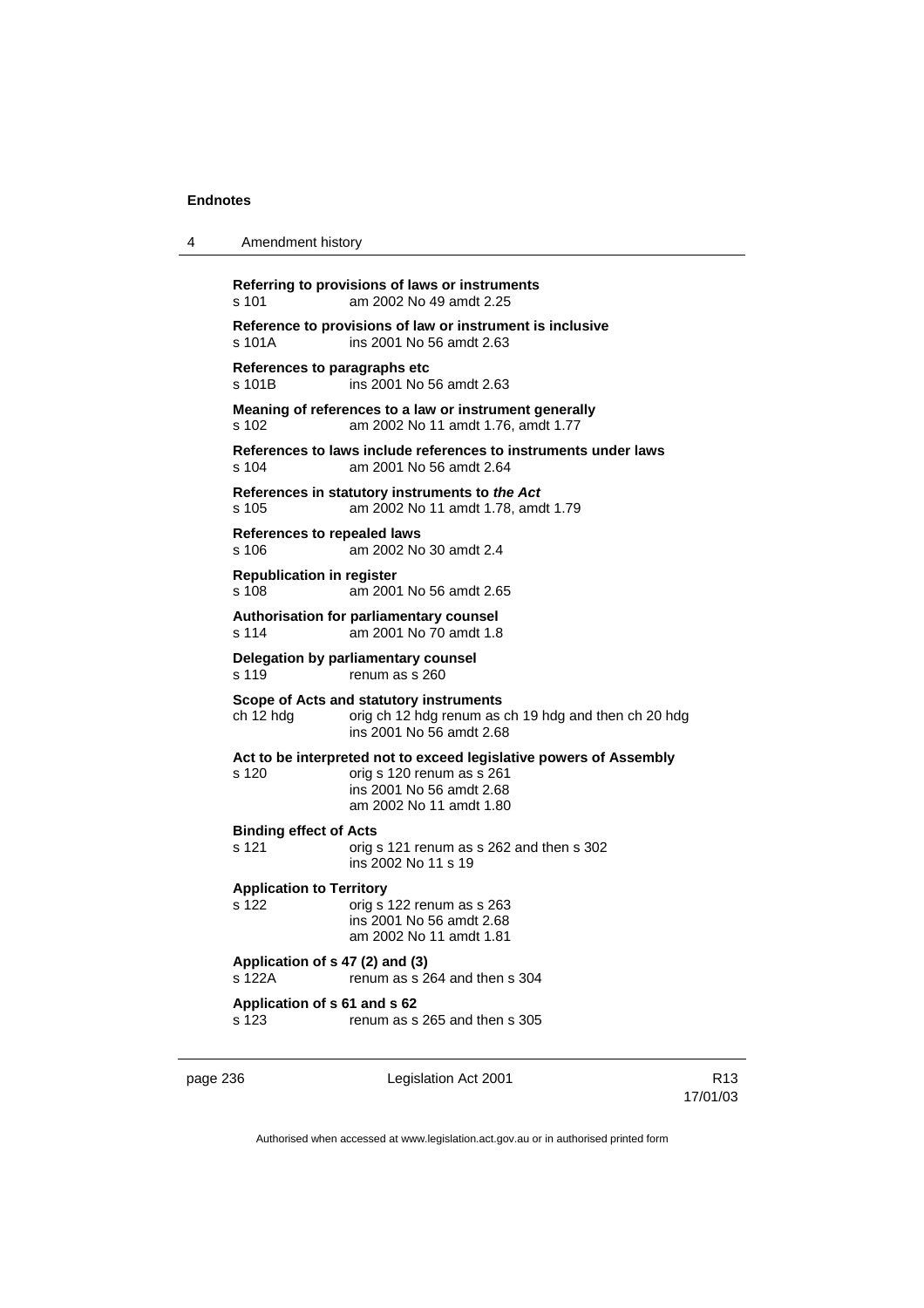**Referring to provisions of laws or instruments**
s 101 am 2002 No 49 amdt 2.25

**Reference to provisions of law or instrument is inclusive**
s 101A ins 2001 No 56 amdt 2.63

**References to paragraphs etc**
s 101B ins 2001 No 56 amdt 2.63

**Meaning of references to a law or instrument generally**
s 102 am 2002 No 11 amdt 1.76, amdt 1.77

**References to laws include references to instruments under laws**
s 104 am 2001 No 56 amdt 2.64

**References in statutory instruments to *the Act***
s 105 am 2002 No 11 amdt 1.78, amdt 1.79

**References to repealed laws**
s 106 am 2002 No 30 amdt 2.4

**Republication in register**
s 108 am 2001 No 56 amdt 2.65

**Authorisation for parliamentary counsel**
s 114 am 2001 No 70 amdt 1.8

**Delegation by parliamentary counsel**
s 119 renum as s 260

**Scope of Acts and statutory instruments**
ch 12 hdg orig ch 12 hdg renum as ch 19 hdg and then ch 20 hdg
ins 2001 No 56 amdt 2.68

**Act to be interpreted not to exceed legislative powers of Assembly**
s 120 orig s 120 renum as s 261
ins 2001 No 56 amdt 2.68
am 2002 No 11 amdt 1.80

**Binding effect of Acts**
s 121 orig s 121 renum as s 262 and then s 302
ins 2002 No 11 s 19

**Application to Territory**
s 122 orig s 122 renum as s 263
ins 2001 No 56 amdt 2.68
am 2002 No 11 amdt 1.81

**Application of s 47 (2) and (3)**
s 122A renum as s 264 and then s 304

**Application of s 61 and s 62**
s 123 renum as s 265 and then s 305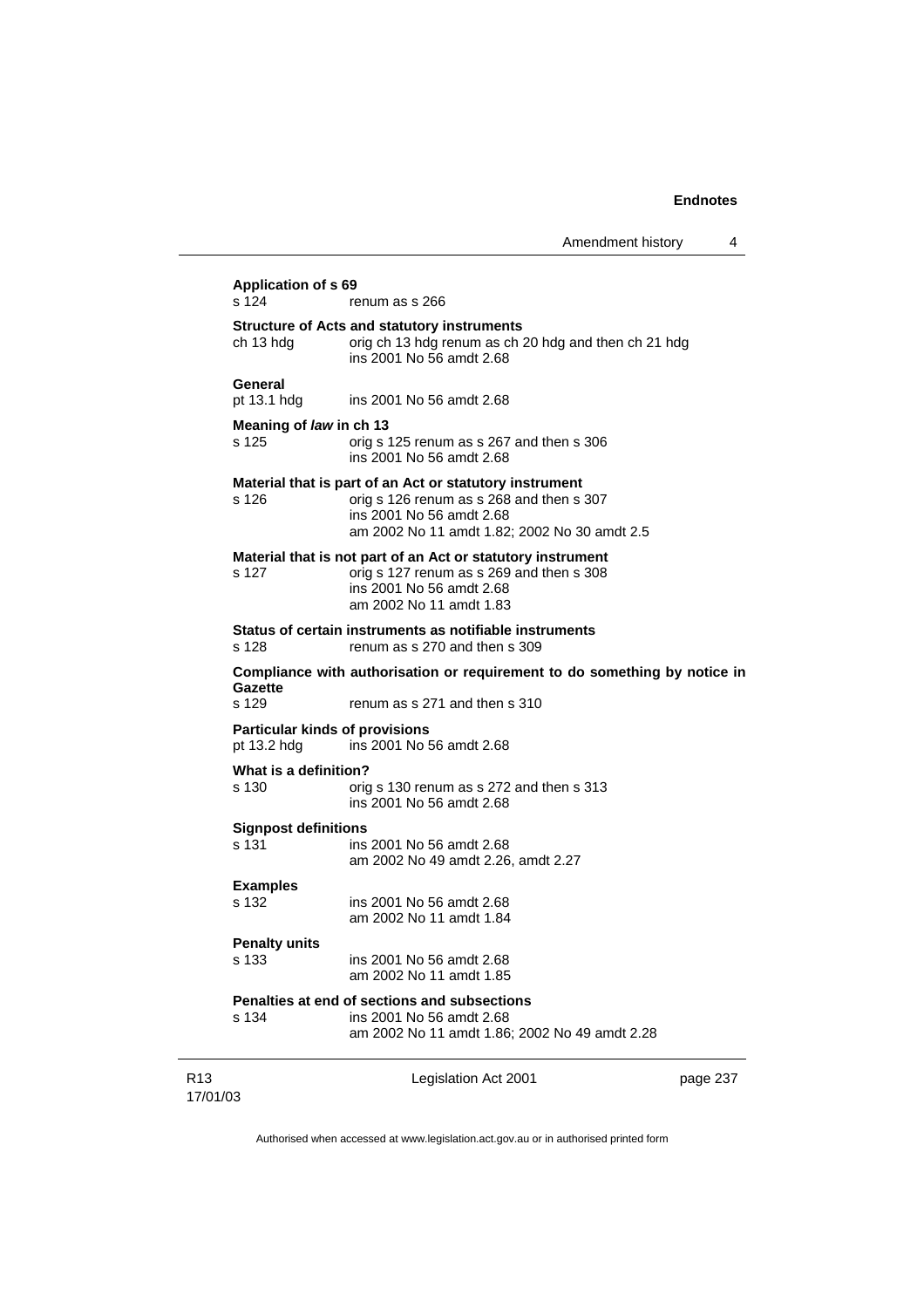**Application of s 69**
s 124 renum as s 266

**Structure of Acts and statutory instruments**
ch 13 hdg orig ch 13 hdg renum as ch 20 hdg and then ch 21 hdg
ins 2001 No 56 amdt 2.68

**General**
pt 13.1 hdg ins 2001 No 56 amdt 2.68

**Meaning of *law* in ch 13**
s 125 orig s 125 renum as s 267 and then s 306
ins 2001 No 56 amdt 2.68

**Material that is part of an Act or statutory instrument**
s 126 orig s 126 renum as s 268 and then s 307
ins 2001 No 56 amdt 2.68
am 2002 No 11 amdt 1.82; 2002 No 30 amdt 2.5

**Material that is not part of an Act or statutory instrument**
s 127 orig s 127 renum as s 269 and then s 308
ins 2001 No 56 amdt 2.68
am 2002 No 11 amdt 1.83

**Status of certain instruments as notifiable instruments**
s 128 renum as s 270 and then s 309

**Compliance with authorisation or requirement to do something by notice in Gazette**
s 129 renum as s 271 and then s 310

**Particular kinds of provisions**
pt 13.2 hdg ins 2001 No 56 amdt 2.68

**What is a definition?**
s 130 orig s 130 renum as s 272 and then s 313
ins 2001 No 56 amdt 2.68

**Signpost definitions**
s 131 ins 2001 No 56 amdt 2.68
am 2002 No 49 amdt 2.26, amdt 2.27

**Examples**
s 132 ins 2001 No 56 amdt 2.68
am 2002 No 11 amdt 1.84

**Penalty units**
s 133 ins 2001 No 56 amdt 2.68
am 2002 No 11 amdt 1.85

**Penalties at end of sections and subsections**
s 134 ins 2001 No 56 amdt 2.68
am 2002 No 11 amdt 1.86; 2002 No 49 amdt 2.28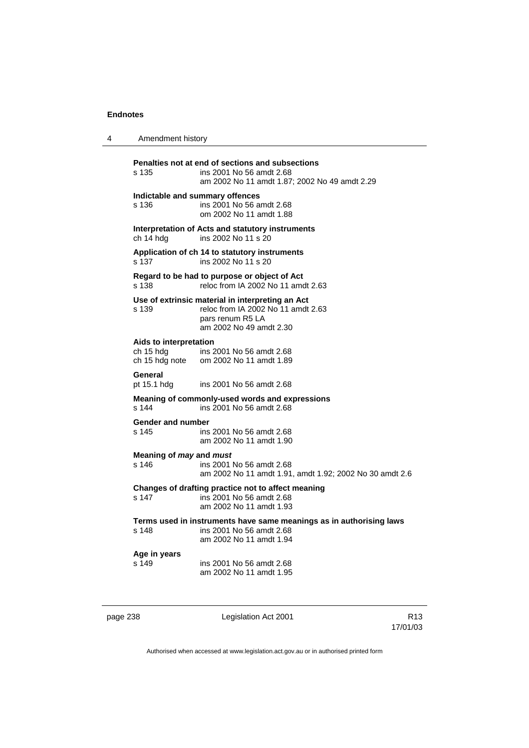**Penalties not at end of sections and subsections**
s 135 ins 2001 No 56 amdt 2.68
am 2002 No 11 amdt 1.87; 2002 No 49 amdt 2.29

**Indictable and summary offences**
s 136 ins 2001 No 56 amdt 2.68
om 2002 No 11 amdt 1.88

**Interpretation of Acts and statutory instruments**
ch 14 hdg ins 2002 No 11 s 20

**Application of ch 14 to statutory instruments**
s 137 ins 2002 No 11 s 20

**Regard to be had to purpose or object of Act**
s 138 reloc from IA 2002 No 11 amdt 2.63

**Use of extrinsic material in interpreting an Act**
s 139 reloc from IA 2002 No 11 amdt 2.63
pars renum R5 LA
am 2002 No 49 amdt 2.30

**Aids to interpretation**
ch 15 hdg ins 2001 No 56 amdt 2.68
ch 15 hdg note om 2002 No 11 amdt 1.89

**General**
pt 15.1 hdg ins 2001 No 56 amdt 2.68

**Meaning of commonly-used words and expressions**
s 144 ins 2001 No 56 amdt 2.68

**Gender and number**
s 145 ins 2001 No 56 amdt 2.68
am 2002 No 11 amdt 1.90

**Meaning of *may* and *must***
s 146 ins 2001 No 56 amdt 2.68
am 2002 No 11 amdt 1.91, amdt 1.92; 2002 No 30 amdt 2.6

**Changes of drafting practice not to affect meaning**
s 147 ins 2001 No 56 amdt 2.68
am 2002 No 11 amdt 1.93

**Terms used in instruments have same meanings as in authorising laws**
s 148 ins 2001 No 56 amdt 2.68
am 2002 No 11 amdt 1.94

**Age in years**
s 149 ins 2001 No 56 amdt 2.68
am 2002 No 11 amdt 1.95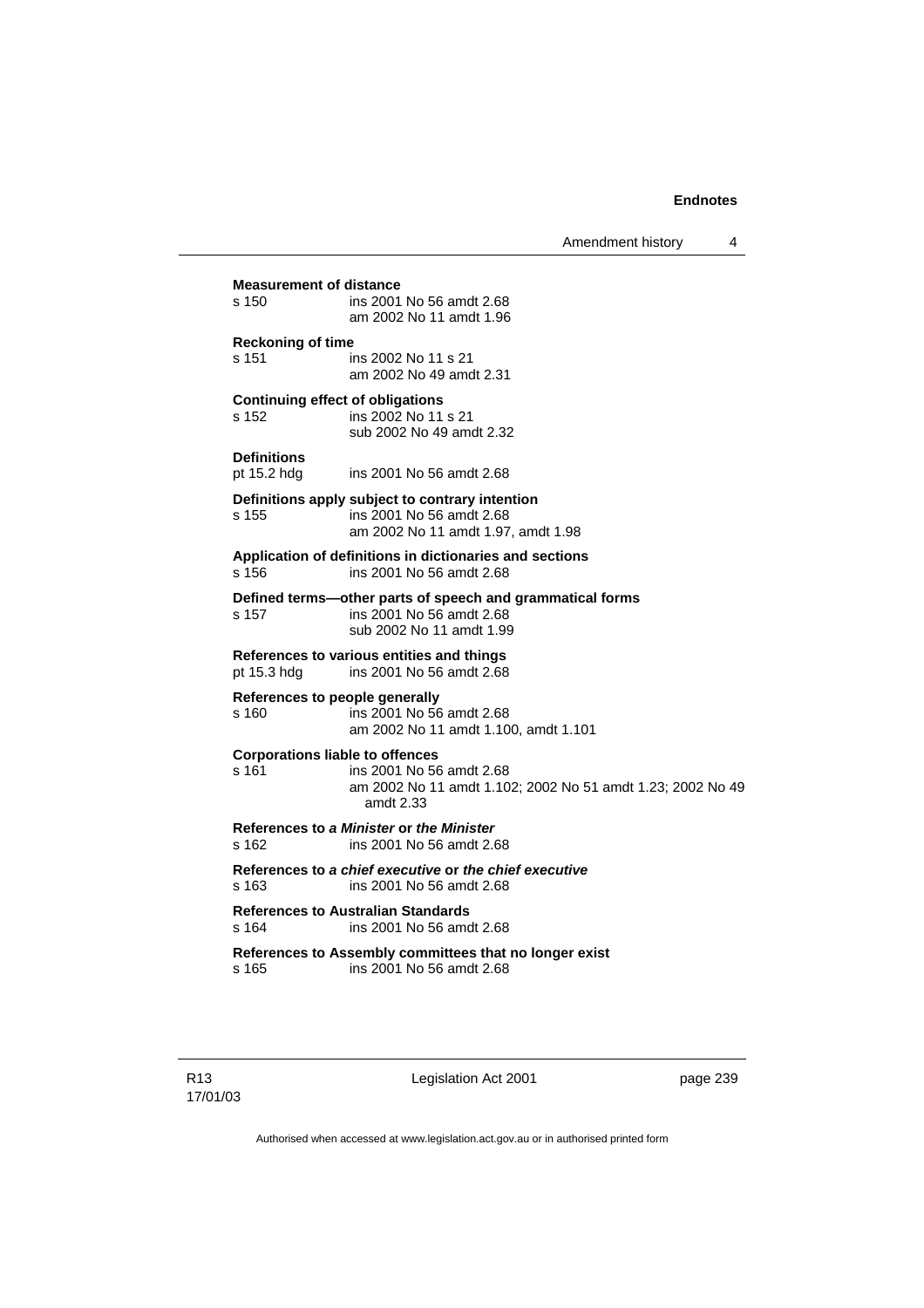**Measurement of distance**
s 150 ins 2001 No 56 amdt 2.68
am 2002 No 11 amdt 1.96

**Reckoning of time**
s 151 ins 2002 No 11 s 21
am 2002 No 49 amdt 2.31

**Continuing effect of obligations**
s 152 ins 2002 No 11 s 21
sub 2002 No 49 amdt 2.32

**Definitions**
pt 15.2 hdg ins 2001 No 56 amdt 2.68

**Definitions apply subject to contrary intention**
s 155 ins 2001 No 56 amdt 2.68
am 2002 No 11 amdt 1.97, amdt 1.98

**Application of definitions in dictionaries and sections**
s 156 ins 2001 No 56 amdt 2.68

**Defined terms—other parts of speech and grammatical forms**
s 157 ins 2001 No 56 amdt 2.68
sub 2002 No 11 amdt 1.99

**References to various entities and things**
pt 15.3 hdg ins 2001 No 56 amdt 2.68

**References to people generally**
s 160 ins 2001 No 56 amdt 2.68
am 2002 No 11 amdt 1.100, amdt 1.101

**Corporations liable to offences**
s 161 ins 2001 No 56 amdt 2.68
am 2002 No 11 amdt 1.102; 2002 No 51 amdt 1.23; 2002 No 49 amdt 2.33

**References to *a Minister* or *the Minister***
s 162 ins 2001 No 56 amdt 2.68

**References to *a chief executive* or *the chief executive***
s 163 ins 2001 No 56 amdt 2.68

**References to Australian Standards**
s 164 ins 2001 No 56 amdt 2.68

**References to Assembly committees that no longer exist**
s 165 ins 2001 No 56 amdt 2.68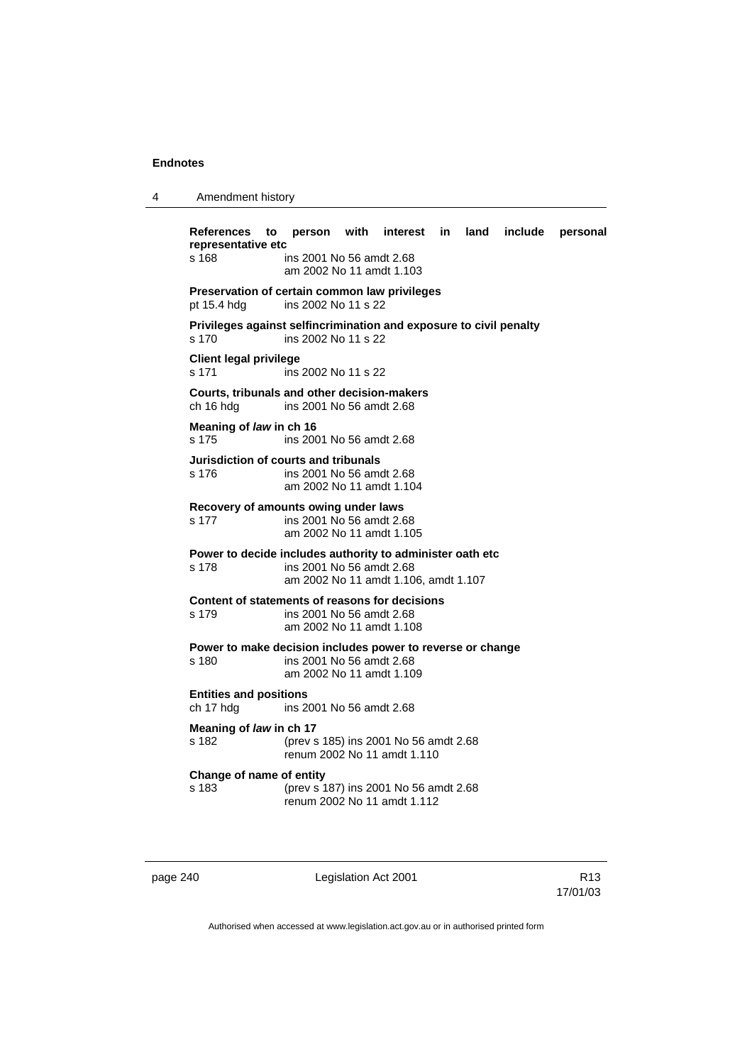**References to person with interest in land include personal representative etc**
s 168 ins 2001 No 56 amdt 2.68
am 2002 No 11 amdt 1.103

**Preservation of certain common law privileges**
pt 15.4 hdg ins 2002 No 11 s 22

**Privileges against selfincrimination and exposure to civil penalty**
s 170 ins 2002 No 11 s 22

**Client legal privilege**
s 171 ins 2002 No 11 s 22

**Courts, tribunals and other decision-makers**
ch 16 hdg ins 2001 No 56 amdt 2.68

**Meaning of *law* in ch 16**
s 175 ins 2001 No 56 amdt 2.68

**Jurisdiction of courts and tribunals**
s 176 ins 2001 No 56 amdt 2.68
am 2002 No 11 amdt 1.104

**Recovery of amounts owing under laws**
s 177 ins 2001 No 56 amdt 2.68
am 2002 No 11 amdt 1.105

**Power to decide includes authority to administer oath etc**
s 178 ins 2001 No 56 amdt 2.68
am 2002 No 11 amdt 1.106, amdt 1.107

**Content of statements of reasons for decisions**
s 179 ins 2001 No 56 amdt 2.68
am 2002 No 11 amdt 1.108

**Power to make decision includes power to reverse or change**
s 180 ins 2001 No 56 amdt 2.68
am 2002 No 11 amdt 1.109

**Entities and positions**
ch 17 hdg ins 2001 No 56 amdt 2.68

**Meaning of *law* in ch 17**
s 182 (prev s 185) ins 2001 No 56 amdt 2.68
renum 2002 No 11 amdt 1.110

**Change of name of entity**
s 183 (prev s 187) ins 2001 No 56 amdt 2.68
renum 2002 No 11 amdt 1.112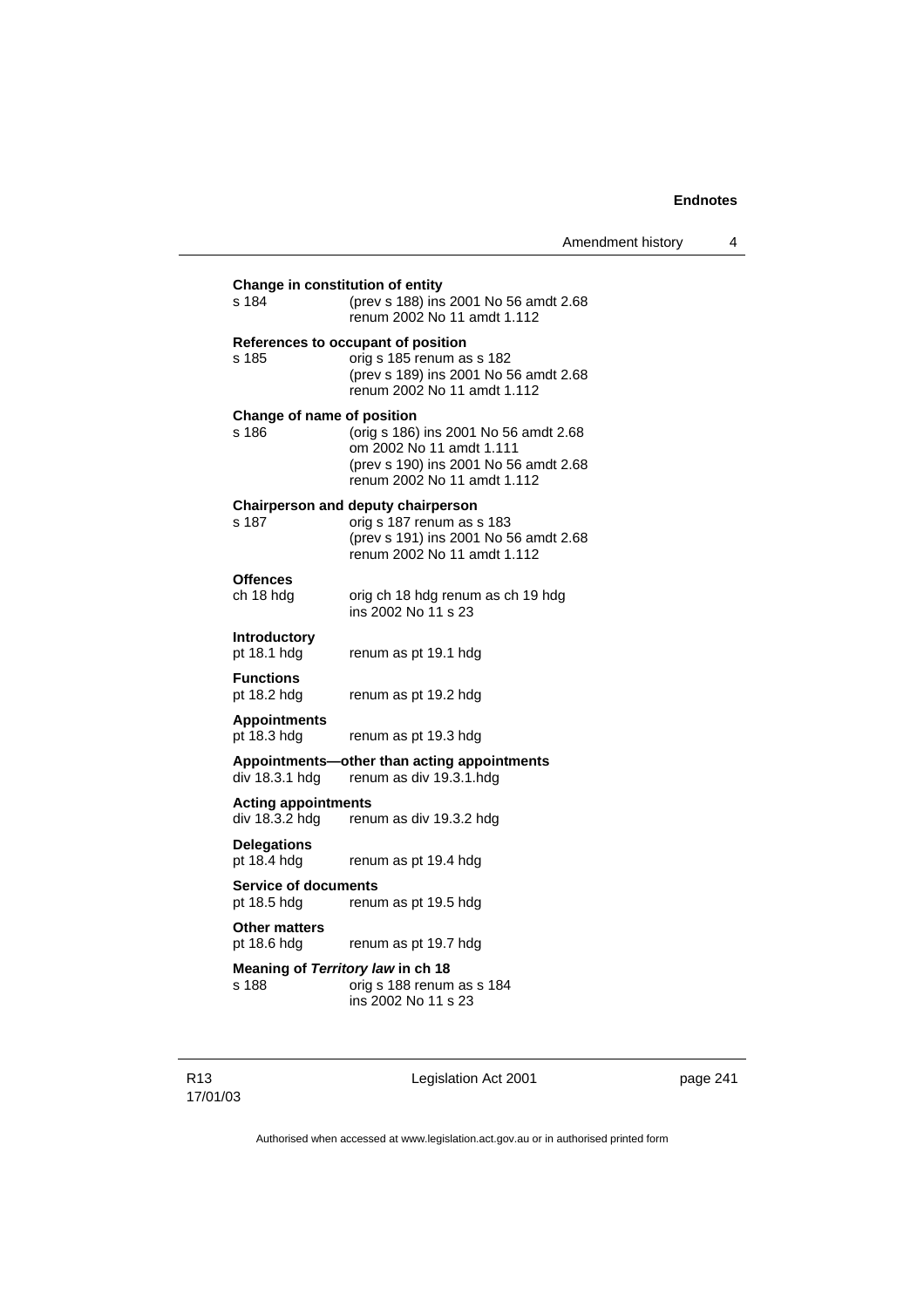**Change in constitution of entity**
s 184 (prev s 188) ins 2001 No 56 amdt 2.68
renum 2002 No 11 amdt 1.112

**References to occupant of position**
s 185 orig s 185 renum as s 182
(prev s 189) ins 2001 No 56 amdt 2.68
renum 2002 No 11 amdt 1.112

**Change of name of position**
s 186 (orig s 186) ins 2001 No 56 amdt 2.68
om 2002 No 11 amdt 1.111
(prev s 190) ins 2001 No 56 amdt 2.68
renum 2002 No 11 amdt 1.112

**Chairperson and deputy chairperson**
s 187 orig s 187 renum as s 183
(prev s 191) ins 2001 No 56 amdt 2.68
renum 2002 No 11 amdt 1.112

**Offences**
ch 18 hdg orig ch 18 hdg renum as ch 19 hdg
ins 2002 No 11 s 23

**Introductory**
pt 18.1 hdg renum as pt 19.1 hdg

**Functions**
pt 18.2 hdg renum as pt 19.2 hdg

**Appointments**
pt 18.3 hdg renum as pt 19.3 hdg

**Appointments—other than acting appointments**
div 18.3.1 hdg renum as div 19.3.1.hdg

**Acting appointments**
div 18.3.2 hdg renum as div 19.3.2 hdg

**Delegations**
pt 18.4 hdg renum as pt 19.4 hdg

**Service of documents**
pt 18.5 hdg renum as pt 19.5 hdg

**Other matters**
pt 18.6 hdg renum as pt 19.7 hdg

**Meaning of *Territory law* in ch 18**
s 188 orig s 188 renum as s 184
ins 2002 No 11 s 23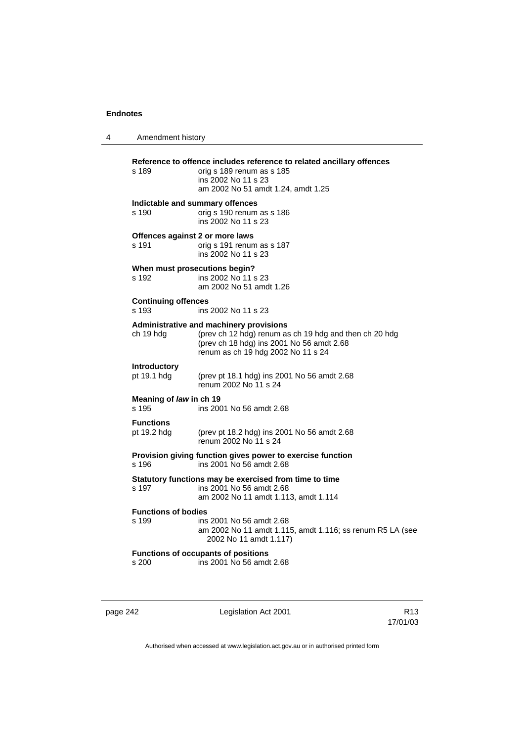**Reference to offence includes reference to related ancillary offences**

s 189 orig s 189 renum as s 185
ins 2002 No 11 s 23
am 2002 No 51 amdt 1.24, amdt 1.25

**Indictable and summary offences**

s 190 orig s 190 renum as s 186
ins 2002 No 11 s 23

**Offences against 2 or more laws**

s 191 orig s 191 renum as s 187
ins 2002 No 11 s 23

**When must prosecutions begin?**

s 192 ins 2002 No 11 s 23
am 2002 No 51 amdt 1.26

**Continuing offences**

s 193 ins 2002 No 11 s 23

**Administrative and machinery provisions**

ch 19 hdg (prev ch 12 hdg) renum as ch 19 hdg and then ch 20 hdg (prev ch 18 hdg) ins 2001 No 56 amdt 2.68
renum as ch 19 hdg 2002 No 11 s 24

**Introductory**

pt 19.1 hdg (prev pt 18.1 hdg) ins 2001 No 56 amdt 2.68
renum 2002 No 11 s 24

**Meaning of *law* in ch 19**

s 195 ins 2001 No 56 amdt 2.68

**Functions**

pt 19.2 hdg (prev pt 18.2 hdg) ins 2001 No 56 amdt 2.68
renum 2002 No 11 s 24

**Provision giving function gives power to exercise function**

s 196 ins 2001 No 56 amdt 2.68

**Statutory functions may be exercised from time to time**

s 197 ins 2001 No 56 amdt 2.68
am 2002 No 11 amdt 1.113, amdt 1.114

**Functions of bodies**

s 199 ins 2001 No 56 amdt 2.68
am 2002 No 11 amdt 1.115, amdt 1.116; ss renum R5 LA (see 2002 No 11 amdt 1.117)

**Functions of occupants of positions**

s 200 ins 2001 No 56 amdt 2.68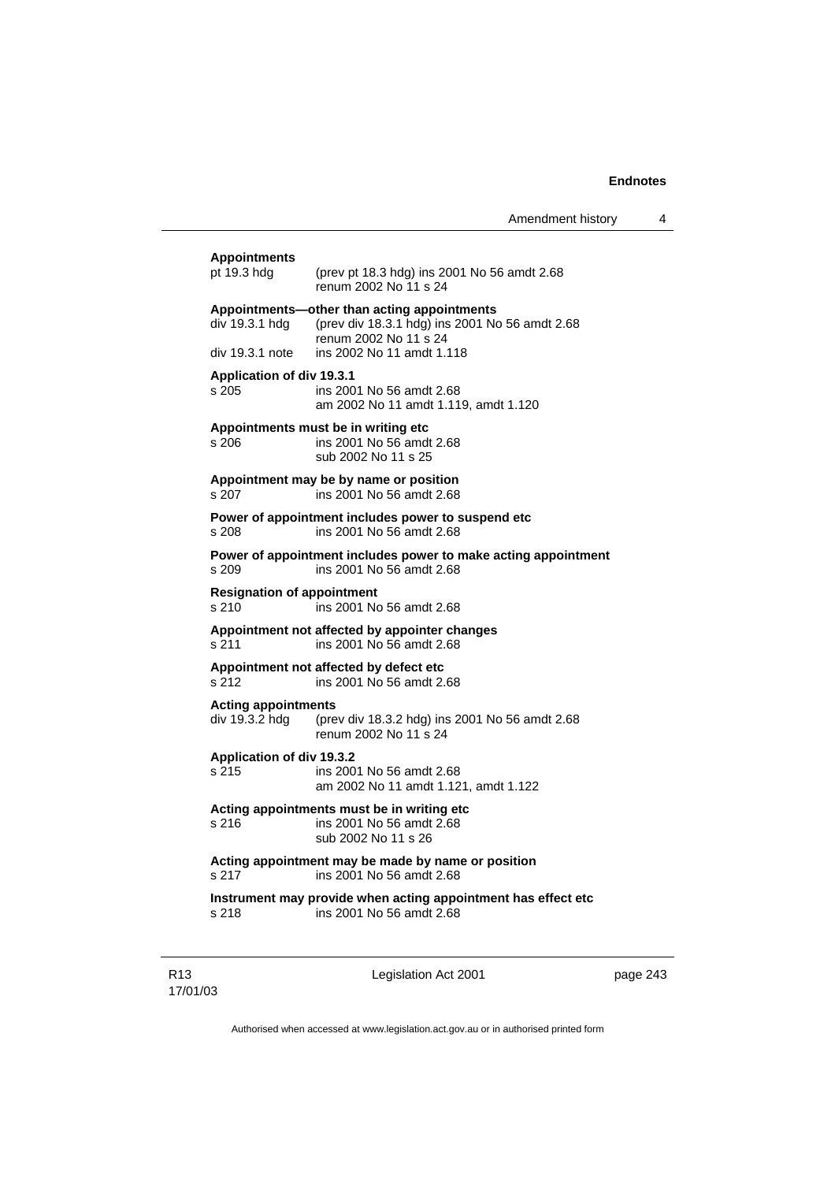**Appointments**

pt 19.3 hdg (prev pt 18.3 hdg) ins 2001 No 56 amdt 2.68
renum 2002 No 11 s 24

**Appointments—other than acting appointments**

div 19.3.1 hdg (prev div 18.3.1 hdg) ins 2001 No 56 amdt 2.68
renum 2002 No 11 s 24

div 19.3.1 note ins 2002 No 11 amdt 1.118

**Application of div 19.3.1**

s 205 ins 2001 No 56 amdt 2.68
am 2002 No 11 amdt 1.119, amdt 1.120

**Appointments must be in writing etc**

s 206 ins 2001 No 56 amdt 2.68
sub 2002 No 11 s 25

**Appointment may be by name or position**

s 207 ins 2001 No 56 amdt 2.68

**Power of appointment includes power to suspend etc**

s 208 ins 2001 No 56 amdt 2.68

**Power of appointment includes power to make acting appointment**

s 209 ins 2001 No 56 amdt 2.68

**Resignation of appointment**

s 210 ins 2001 No 56 amdt 2.68

**Appointment not affected by appointer changes**

s 211 ins 2001 No 56 amdt 2.68

**Appointment not affected by defect etc**

s 212 ins 2001 No 56 amdt 2.68

**Acting appointments**

div 19.3.2 hdg (prev div 18.3.2 hdg) ins 2001 No 56 amdt 2.68
renum 2002 No 11 s 24

**Application of div 19.3.2**

s 215 ins 2001 No 56 amdt 2.68
am 2002 No 11 amdt 1.121, amdt 1.122

**Acting appointments must be in writing etc**

s 216 ins 2001 No 56 amdt 2.68
sub 2002 No 11 s 26

**Acting appointment may be made by name or position**

s 217 ins 2001 No 56 amdt 2.68

**Instrument may provide when acting appointment has effect etc**

s 218 ins 2001 No 56 amdt 2.68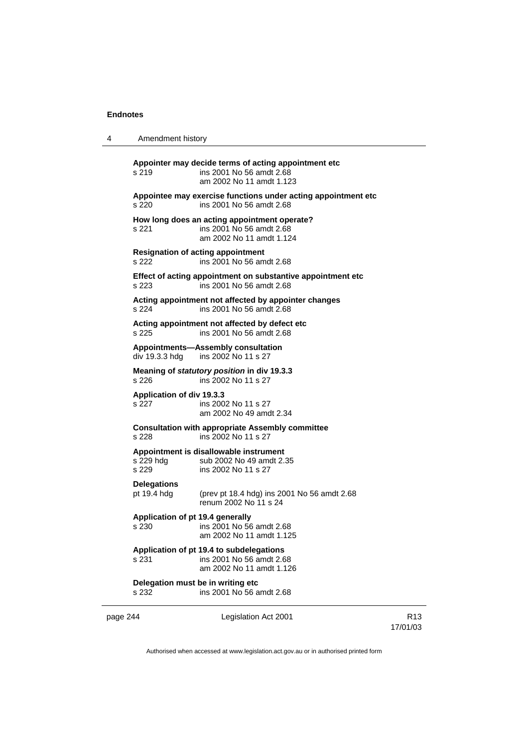**Appointer may decide terms of acting appointment etc**

| | |
|---|---|
| s 219 | ins 2001 No 56 amdt 2.68<br>am 2002 No 11 amdt 1.123 |

**Appointee may exercise functions under acting appointment etc**

| | |
|---|---|
| s 220 | ins 2001 No 56 amdt 2.68 |

**How long does an acting appointment operate?**

| | |
|---|---|
| s 221 | ins 2001 No 56 amdt 2.68<br>am 2002 No 11 amdt 1.124 |

**Resignation of acting appointment**

| | |
|---|---|
| s 222 | ins 2001 No 56 amdt 2.68 |

**Effect of acting appointment on substantive appointment etc**

| | |
|---|---|
| s 223 | ins 2001 No 56 amdt 2.68 |

**Acting appointment not affected by appointer changes**

| | |
|---|---|
| s 224 | ins 2001 No 56 amdt 2.68 |

**Acting appointment not affected by defect etc**

| | |
|---|---|
| s 225 | ins 2001 No 56 amdt 2.68 |

**Appointments—Assembly consultation**

| | |
|---|---|
| div 19.3.3 hdg | ins 2002 No 11 s 27 |

**Meaning of *statutory position* in div 19.3.3**

| | |
|---|---|
| s 226 | ins 2002 No 11 s 27 |

**Application of div 19.3.3**

| | |
|---|---|
| s 227 | ins 2002 No 11 s 27<br>am 2002 No 49 amdt 2.34 |

**Consultation with appropriate Assembly committee**

| | |
|---|---|
| s 228 | ins 2002 No 11 s 27 |

**Appointment is disallowable instrument**

| | |
|---|---|
| s 229 hdg | sub 2002 No 49 amdt 2.35 |
| s 229 | ins 2002 No 11 s 27 |

**Delegations**

| | |
|---|---|
| pt 19.4 hdg | (prev pt 18.4 hdg) ins 2001 No 56 amdt 2.68<br>renum 2002 No 11 s 24 |

**Application of pt 19.4 generally**

| | |
|---|---|
| s 230 | ins 2001 No 56 amdt 2.68<br>am 2002 No 11 amdt 1.125 |

**Application of pt 19.4 to subdelegations**

| | |
|---|---|
| s 231 | ins 2001 No 56 amdt 2.68<br>am 2002 No 11 amdt 1.126 |

**Delegation must be in writing etc**

| | |
|---|---|
| s 232 | ins 2001 No 56 amdt 2.68 |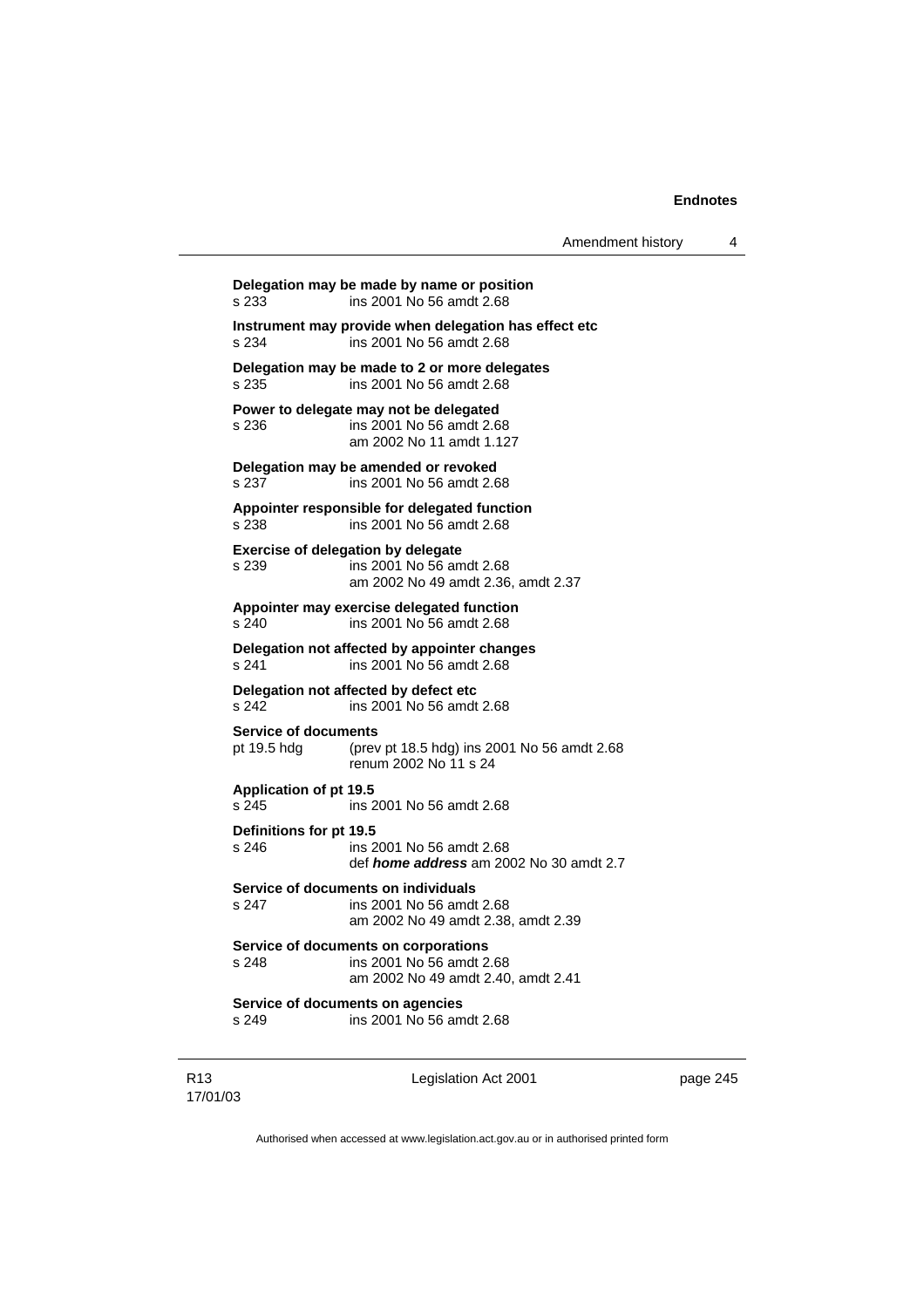**Delegation may be made by name or position**
s 233 ins 2001 No 56 amdt 2.68

**Instrument may provide when delegation has effect etc**
s 234 ins 2001 No 56 amdt 2.68

**Delegation may be made to 2 or more delegates**
s 235 ins 2001 No 56 amdt 2.68

**Power to delegate may not be delegated**
s 236 ins 2001 No 56 amdt 2.68
am 2002 No 11 amdt 1.127

**Delegation may be amended or revoked**
s 237 ins 2001 No 56 amdt 2.68

**Appointer responsible for delegated function**
s 238 ins 2001 No 56 amdt 2.68

**Exercise of delegation by delegate**
s 239 ins 2001 No 56 amdt 2.68
am 2002 No 49 amdt 2.36, amdt 2.37

**Appointer may exercise delegated function**
s 240 ins 2001 No 56 amdt 2.68

**Delegation not affected by appointer changes**
s 241 ins 2001 No 56 amdt 2.68

**Delegation not affected by defect etc**
s 242 ins 2001 No 56 amdt 2.68

**Service of documents**
pt 19.5 hdg (prev pt 18.5 hdg) ins 2001 No 56 amdt 2.68
renum 2002 No 11 s 24

**Application of pt 19.5**
s 245 ins 2001 No 56 amdt 2.68

**Definitions for pt 19.5**
s 246 ins 2001 No 56 amdt 2.68
def ***home address*** am 2002 No 30 amdt 2.7

**Service of documents on individuals**
s 247 ins 2001 No 56 amdt 2.68
am 2002 No 49 amdt 2.38, amdt 2.39

**Service of documents on corporations**
s 248 ins 2001 No 56 amdt 2.68
am 2002 No 49 amdt 2.40, amdt 2.41

**Service of documents on agencies**
s 249 ins 2001 No 56 amdt 2.68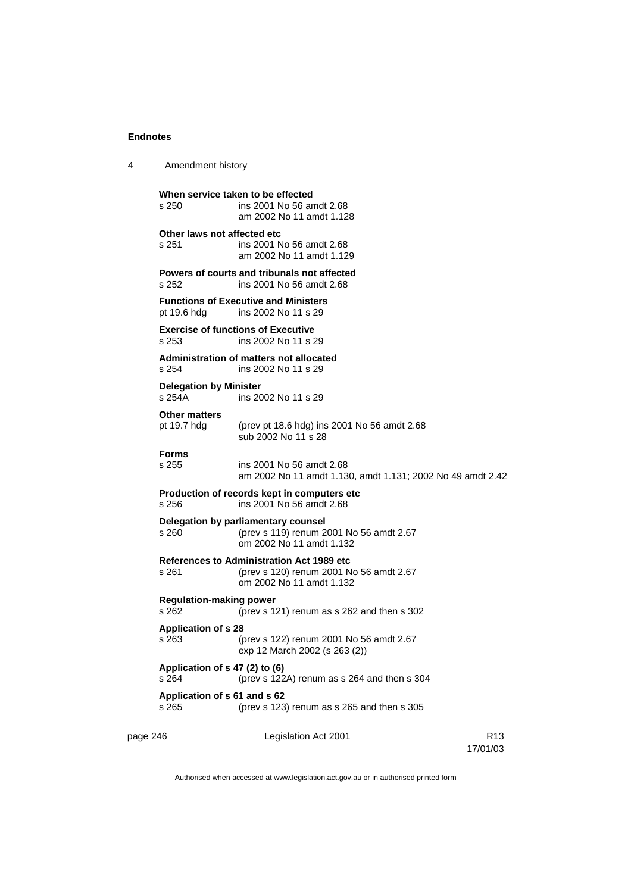**When service taken to be effected**

s 250 ins 2001 No 56 amdt 2.68
am 2002 No 11 amdt 1.128

**Other laws not affected etc**

s 251 ins 2001 No 56 amdt 2.68
am 2002 No 11 amdt 1.129

**Powers of courts and tribunals not affected**

s 252 ins 2001 No 56 amdt 2.68

**Functions of Executive and Ministers**

pt 19.6 hdg ins 2002 No 11 s 29

**Exercise of functions of Executive**

s 253 ins 2002 No 11 s 29

**Administration of matters not allocated**

s 254 ins 2002 No 11 s 29

**Delegation by Minister**

s 254A ins 2002 No 11 s 29

**Other matters**

pt 19.7 hdg (prev pt 18.6 hdg) ins 2001 No 56 amdt 2.68
sub 2002 No 11 s 28

**Forms**

s 255 ins 2001 No 56 amdt 2.68
am 2002 No 11 amdt 1.130, amdt 1.131; 2002 No 49 amdt 2.42

**Production of records kept in computers etc**

s 256 ins 2001 No 56 amdt 2.68

**Delegation by parliamentary counsel**

s 260 (prev s 119) renum 2001 No 56 amdt 2.67
om 2002 No 11 amdt 1.132

**References to Administration Act 1989 etc**

s 261 (prev s 120) renum 2001 No 56 amdt 2.67
om 2002 No 11 amdt 1.132

**Regulation-making power**

s 262 (prev s 121) renum as s 262 and then s 302

**Application of s 28**

s 263 (prev s 122) renum 2001 No 56 amdt 2.67
exp 12 March 2002 (s 263 (2))

**Application of s 47 (2) to (6)**

s 264 (prev s 122A) renum as s 264 and then s 304

**Application of s 61 and s 62**

s 265 (prev s 123) renum as s 265 and then s 305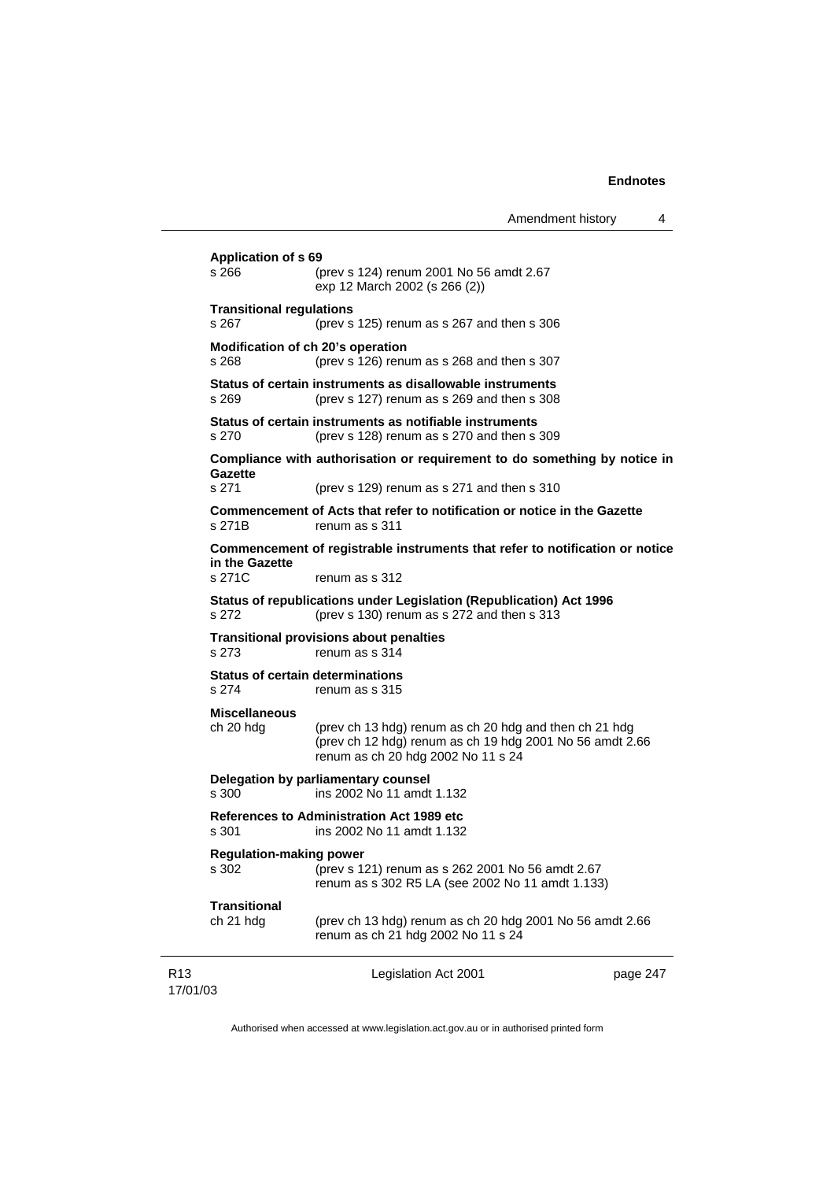**Application of s 69**

s 266 (prev s 124) renum 2001 No 56 amdt 2.67
exp 12 March 2002 (s 266 (2))

**Transitional regulations**

s 267 (prev s 125) renum as s 267 and then s 306

**Modification of ch 20's operation**

s 268 (prev s 126) renum as s 268 and then s 307

**Status of certain instruments as disallowable instruments**

s 269 (prev s 127) renum as s 269 and then s 308

**Status of certain instruments as notifiable instruments**

s 270 (prev s 128) renum as s 270 and then s 309

**Compliance with authorisation or requirement to do something by notice in Gazette**

s 271 (prev s 129) renum as s 271 and then s 310

**Commencement of Acts that refer to notification or notice in the Gazette**

s 271B renum as s 311

**Commencement of registrable instruments that refer to notification or notice in the Gazette**

s 271C renum as s 312

**Status of republications under Legislation (Republication) Act 1996**

s 272 (prev s 130) renum as s 272 and then s 313

**Transitional provisions about penalties**

s 273 renum as s 314

**Status of certain determinations**

s 274 renum as s 315

**Miscellaneous**

ch 20 hdg (prev ch 13 hdg) renum as ch 20 hdg and then ch 21 hdg
(prev ch 12 hdg) renum as ch 19 hdg 2001 No 56 amdt 2.66
renum as ch 20 hdg 2002 No 11 s 24

**Delegation by parliamentary counsel**

s 300 ins 2002 No 11 amdt 1.132

**References to Administration Act 1989 etc**

s 301 ins 2002 No 11 amdt 1.132

**Regulation-making power**

s 302 (prev s 121) renum as s 262 2001 No 56 amdt 2.67
renum as s 302 R5 LA (see 2002 No 11 amdt 1.133)

**Transitional**

ch 21 hdg (prev ch 13 hdg) renum as ch 20 hdg 2001 No 56 amdt 2.66
renum as ch 21 hdg 2002 No 11 s 24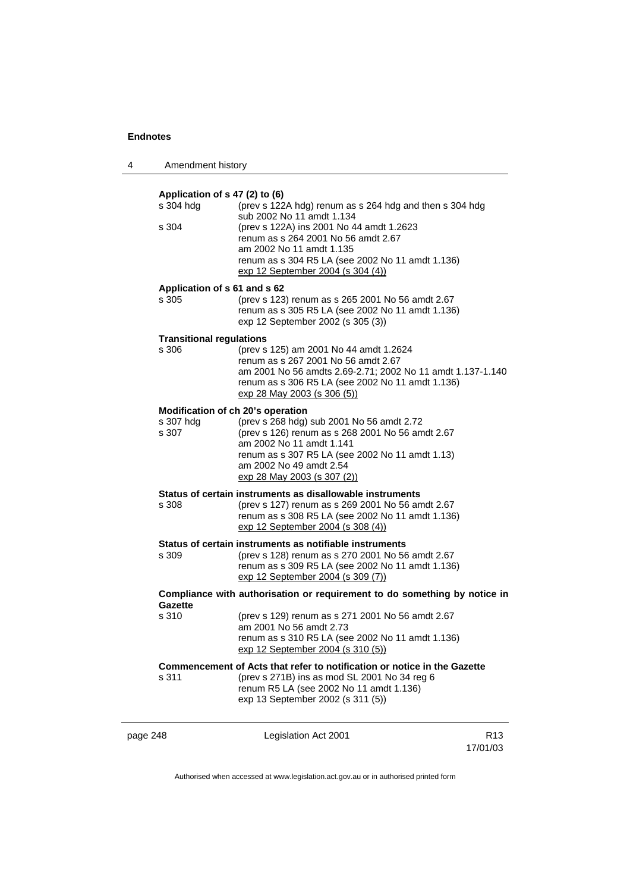**Application of s 47 (2) to (6)**

s 304 hdg — (prev s 122A hdg) renum as s 264 hdg and then s 304 hdg
sub 2002 No 11 amdt 1.134

s 304 — (prev s 122A) ins 2001 No 44 amdt 1.2623
renum as s 264 2001 No 56 amdt 2.67
am 2002 No 11 amdt 1.135
renum as s 304 R5 LA (see 2002 No 11 amdt 1.136)
exp 12 September 2004 (s 304 (4))

**Application of s 61 and s 62**

s 305 — (prev s 123) renum as s 265 2001 No 56 amdt 2.67
renum as s 305 R5 LA (see 2002 No 11 amdt 1.136)
exp 12 September 2002 (s 305 (3))

**Transitional regulations**

s 306 — (prev s 125) am 2001 No 44 amdt 1.2624
renum as s 267 2001 No 56 amdt 2.67
am 2001 No 56 amdts 2.69-2.71; 2002 No 11 amdt 1.137-1.140
renum as s 306 R5 LA (see 2002 No 11 amdt 1.136)
exp 28 May 2003 (s 306 (5))

**Modification of ch 20's operation**

s 307 hdg — (prev s 268 hdg) sub 2001 No 56 amdt 2.72

s 307 — (prev s 126) renum as s 268 2001 No 56 amdt 2.67
am 2002 No 11 amdt 1.141
renum as s 307 R5 LA (see 2002 No 11 amdt 1.13)
am 2002 No 49 amdt 2.54
exp 28 May 2003 (s 307 (2))

**Status of certain instruments as disallowable instruments**

s 308 — (prev s 127) renum as s 269 2001 No 56 amdt 2.67
renum as s 308 R5 LA (see 2002 No 11 amdt 1.136)
exp 12 September 2004 (s 308 (4))

**Status of certain instruments as notifiable instruments**

s 309 — (prev s 128) renum as s 270 2001 No 56 amdt 2.67
renum as s 309 R5 LA (see 2002 No 11 amdt 1.136)
exp 12 September 2004 (s 309 (7))

**Compliance with authorisation or requirement to do something by notice in Gazette**

s 310 — (prev s 129) renum as s 271 2001 No 56 amdt 2.67
am 2001 No 56 amdt 2.73
renum as s 310 R5 LA (see 2002 No 11 amdt 1.136)
exp 12 September 2004 (s 310 (5))

**Commencement of Acts that refer to notification or notice in the Gazette**

s 311 — (prev s 271B) ins as mod SL 2001 No 34 reg 6
renum R5 LA (see 2002 No 11 amdt 1.136)
exp 13 September 2002 (s 311 (5))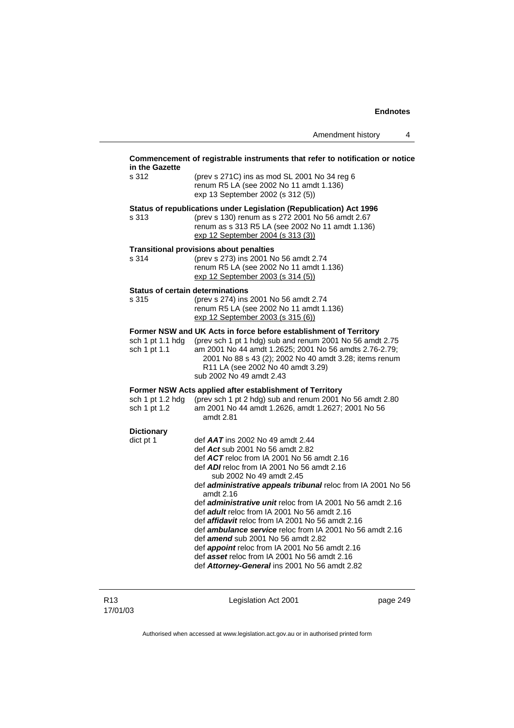**Commencement of registrable instruments that refer to notification or notice in the Gazette**

s 312 (prev s 271C) ins as mod SL 2001 No 34 reg 6
renum R5 LA (see 2002 No 11 amdt 1.136)
exp 13 September 2002 (s 312 (5))

**Status of republications under Legislation (Republication) Act 1996**

s 313 (prev s 130) renum as s 272 2001 No 56 amdt 2.67
renum as s 313 R5 LA (see 2002 No 11 amdt 1.136)
exp 12 September 2004 (s 313 (3))

**Transitional provisions about penalties**

s 314 (prev s 273) ins 2001 No 56 amdt 2.74
renum R5 LA (see 2002 No 11 amdt 1.136)
exp 12 September 2003 (s 314 (5))

**Status of certain determinations**

s 315 (prev s 274) ins 2001 No 56 amdt 2.74
renum R5 LA (see 2002 No 11 amdt 1.136)
exp 12 September 2003 (s 315 (6))

**Former NSW and UK Acts in force before establishment of Territory**

sch 1 pt 1.1 hdg (prev sch 1 pt 1 hdg) sub and renum 2001 No 56 amdt 2.75
sch 1 pt 1.1 am 2001 No 44 amdt 1.2625; 2001 No 56 amdts 2.76-2.79; 2001 No 88 s 43 (2); 2002 No 40 amdt 3.28; items renum R11 LA (see 2002 No 40 amdt 3.29)
sub 2002 No 49 amdt 2.43

**Former NSW Acts applied after establishment of Territory**

sch 1 pt 1.2 hdg (prev sch 1 pt 2 hdg) sub and renum 2001 No 56 amdt 2.80
sch 1 pt 1.2 am 2001 No 44 amdt 1.2626, amdt 1.2627; 2001 No 56 amdt 2.81

**Dictionary**

dict pt 1
def ***AAT*** ins 2002 No 49 amdt 2.44
def ***Act*** sub 2001 No 56 amdt 2.82
def ***ACT*** reloc from IA 2001 No 56 amdt 2.16
def ***ADI*** reloc from IA 2001 No 56 amdt 2.16
sub 2002 No 49 amdt 2.45
def ***administrative appeals tribunal*** reloc from IA 2001 No 56 amdt 2.16
def ***administrative unit*** reloc from IA 2001 No 56 amdt 2.16
def ***adult*** reloc from IA 2001 No 56 amdt 2.16
def ***affidavit*** reloc from IA 2001 No 56 amdt 2.16
def ***ambulance service*** reloc from IA 2001 No 56 amdt 2.16
def ***amend*** sub 2001 No 56 amdt 2.82
def ***appoint*** reloc from IA 2001 No 56 amdt 2.16
def ***asset*** reloc from IA 2001 No 56 amdt 2.16
def ***Attorney-General*** ins 2001 No 56 amdt 2.82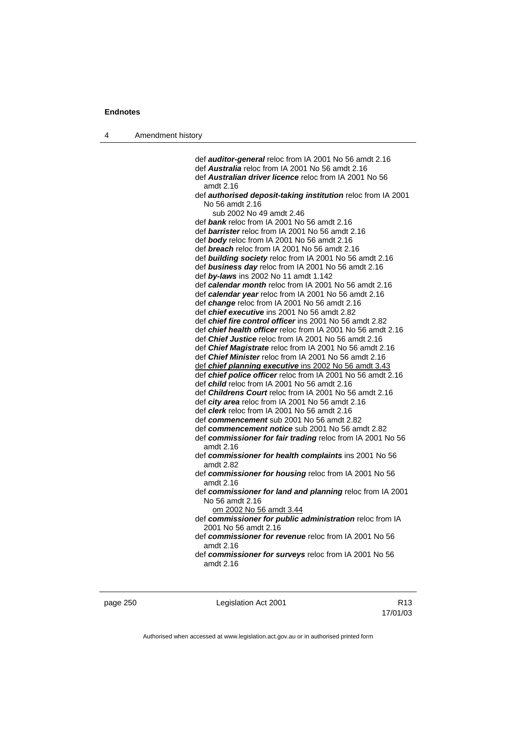def ***auditor-general*** reloc from IA 2001 No 56 amdt 2.16
def ***Australia*** reloc from IA 2001 No 56 amdt 2.16
def ***Australian driver licence*** reloc from IA 2001 No 56 amdt 2.16
def ***authorised deposit-taking institution*** reloc from IA 2001 No 56 amdt 2.16
sub 2002 No 49 amdt 2.46
def ***bank*** reloc from IA 2001 No 56 amdt 2.16
def ***barrister*** reloc from IA 2001 No 56 amdt 2.16
def ***body*** reloc from IA 2001 No 56 amdt 2.16
def ***breach*** reloc from IA 2001 No 56 amdt 2.16
def ***building society*** reloc from IA 2001 No 56 amdt 2.16
def ***business day*** reloc from IA 2001 No 56 amdt 2.16
def ***by-laws*** ins 2002 No 11 amdt 1.142
def ***calendar month*** reloc from IA 2001 No 56 amdt 2.16
def ***calendar year*** reloc from IA 2001 No 56 amdt 2.16
def ***change*** reloc from IA 2001 No 56 amdt 2.16
def ***chief executive*** ins 2001 No 56 amdt 2.82
def ***chief fire control officer*** ins 2001 No 56 amdt 2.82
def ***chief health officer*** reloc from IA 2001 No 56 amdt 2.16
def ***Chief Justice*** reloc from IA 2001 No 56 amdt 2.16
def ***Chief Magistrate*** reloc from IA 2001 No 56 amdt 2.16
def ***Chief Minister*** reloc from IA 2001 No 56 amdt 2.16
def ***chief planning executive*** ins 2002 No 56 amdt 3.43
def ***chief police officer*** reloc from IA 2001 No 56 amdt 2.16
def ***child*** reloc from IA 2001 No 56 amdt 2.16
def ***Childrens Court*** reloc from IA 2001 No 56 amdt 2.16
def ***city area*** reloc from IA 2001 No 56 amdt 2.16
def ***clerk*** reloc from IA 2001 No 56 amdt 2.16
def ***commencement*** sub 2001 No 56 amdt 2.82
def ***commencement notice*** sub 2001 No 56 amdt 2.82
def ***commissioner for fair trading*** reloc from IA 2001 No 56 amdt 2.16
def ***commissioner for health complaints*** ins 2001 No 56 amdt 2.82
def ***commissioner for housing*** reloc from IA 2001 No 56 amdt 2.16
def ***commissioner for land and planning*** reloc from IA 2001 No 56 amdt 2.16
om 2002 No 56 amdt 3.44
def ***commissioner for public administration*** reloc from IA 2001 No 56 amdt 2.16
def ***commissioner for revenue*** reloc from IA 2001 No 56 amdt 2.16
def ***commissioner for surveys*** reloc from IA 2001 No 56 amdt 2.16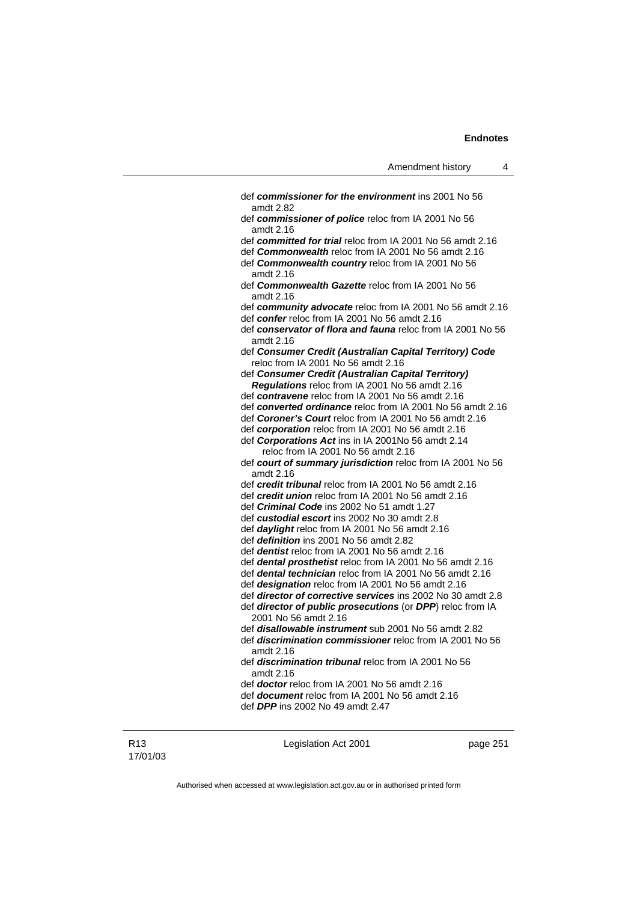def ***commissioner for the environment*** ins 2001 No 56 amdt 2.82

def ***commissioner of police*** reloc from IA 2001 No 56 amdt 2.16

def ***committed for trial*** reloc from IA 2001 No 56 amdt 2.16

def ***Commonwealth*** reloc from IA 2001 No 56 amdt 2.16

def ***Commonwealth country*** reloc from IA 2001 No 56 amdt 2.16

def ***Commonwealth Gazette*** reloc from IA 2001 No 56 amdt 2.16

def ***community advocate*** reloc from IA 2001 No 56 amdt 2.16

def ***confer*** reloc from IA 2001 No 56 amdt 2.16

def ***conservator of flora and fauna*** reloc from IA 2001 No 56 amdt 2.16

def ***Consumer Credit (Australian Capital Territory) Code*** reloc from IA 2001 No 56 amdt 2.16

def ***Consumer Credit (Australian Capital Territory) Regulations*** reloc from IA 2001 No 56 amdt 2.16

def ***contravene*** reloc from IA 2001 No 56 amdt 2.16

def ***converted ordinance*** reloc from IA 2001 No 56 amdt 2.16

def ***Coroner's Court*** reloc from IA 2001 No 56 amdt 2.16

def ***corporation*** reloc from IA 2001 No 56 amdt 2.16

def ***Corporations Act*** ins in IA 2001No 56 amdt 2.14
reloc from IA 2001 No 56 amdt 2.16

def ***court of summary jurisdiction*** reloc from IA 2001 No 56 amdt 2.16

def ***credit tribunal*** reloc from IA 2001 No 56 amdt 2.16

def ***credit union*** reloc from IA 2001 No 56 amdt 2.16

def ***Criminal Code*** ins 2002 No 51 amdt 1.27

def ***custodial escort*** ins 2002 No 30 amdt 2.8

def ***daylight*** reloc from IA 2001 No 56 amdt 2.16

def ***definition*** ins 2001 No 56 amdt 2.82

def ***dentist*** reloc from IA 2001 No 56 amdt 2.16

def ***dental prosthetist*** reloc from IA 2001 No 56 amdt 2.16

def ***dental technician*** reloc from IA 2001 No 56 amdt 2.16

def ***designation*** reloc from IA 2001 No 56 amdt 2.16

def ***director of corrective services*** ins 2002 No 30 amdt 2.8

def ***director of public prosecutions*** (or ***DPP***) reloc from IA 2001 No 56 amdt 2.16

def ***disallowable instrument*** sub 2001 No 56 amdt 2.82

def ***discrimination commissioner*** reloc from IA 2001 No 56 amdt 2.16

def ***discrimination tribunal*** reloc from IA 2001 No 56 amdt 2.16

def ***doctor*** reloc from IA 2001 No 56 amdt 2.16

def ***document*** reloc from IA 2001 No 56 amdt 2.16

def ***DPP*** ins 2002 No 49 amdt 2.47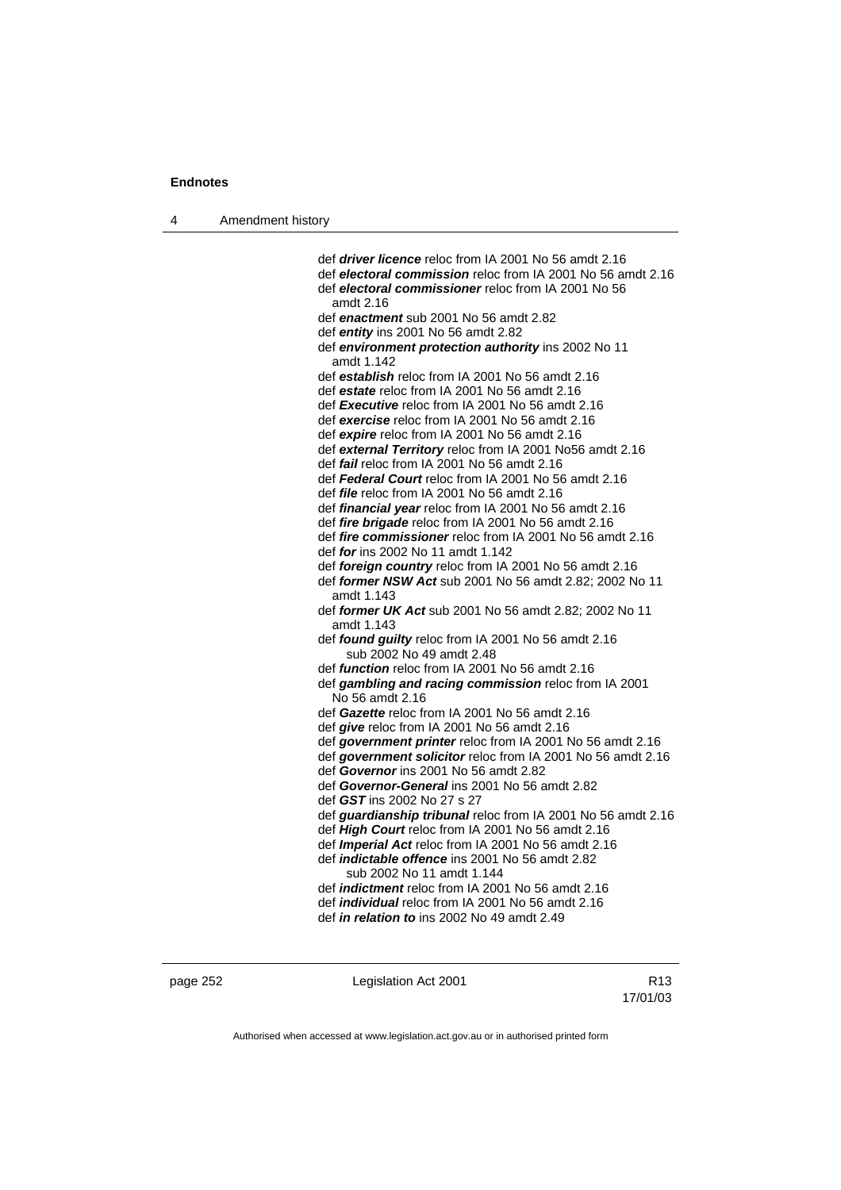def ***driver licence*** reloc from IA 2001 No 56 amdt 2.16
def ***electoral commission*** reloc from IA 2001 No 56 amdt 2.16
def ***electoral commissioner*** reloc from IA 2001 No 56 amdt 2.16
def ***enactment*** sub 2001 No 56 amdt 2.82
def ***entity*** ins 2001 No 56 amdt 2.82
def ***environment protection authority*** ins 2002 No 11 amdt 1.142
def ***establish*** reloc from IA 2001 No 56 amdt 2.16
def ***estate*** reloc from IA 2001 No 56 amdt 2.16
def ***Executive*** reloc from IA 2001 No 56 amdt 2.16
def ***exercise*** reloc from IA 2001 No 56 amdt 2.16
def ***expire*** reloc from IA 2001 No 56 amdt 2.16
def ***external Territory*** reloc from IA 2001 No56 amdt 2.16
def ***fail*** reloc from IA 2001 No 56 amdt 2.16
def ***Federal Court*** reloc from IA 2001 No 56 amdt 2.16
def ***file*** reloc from IA 2001 No 56 amdt 2.16
def ***financial year*** reloc from IA 2001 No 56 amdt 2.16
def ***fire brigade*** reloc from IA 2001 No 56 amdt 2.16
def ***fire commissioner*** reloc from IA 2001 No 56 amdt 2.16
def ***for*** ins 2002 No 11 amdt 1.142
def ***foreign country*** reloc from IA 2001 No 56 amdt 2.16
def ***former NSW Act*** sub 2001 No 56 amdt 2.82; 2002 No 11 amdt 1.143
def ***former UK Act*** sub 2001 No 56 amdt 2.82; 2002 No 11 amdt 1.143
def ***found guilty*** reloc from IA 2001 No 56 amdt 2.16
sub 2002 No 49 amdt 2.48
def ***function*** reloc from IA 2001 No 56 amdt 2.16
def ***gambling and racing commission*** reloc from IA 2001 No 56 amdt 2.16
def ***Gazette*** reloc from IA 2001 No 56 amdt 2.16
def ***give*** reloc from IA 2001 No 56 amdt 2.16
def ***government printer*** reloc from IA 2001 No 56 amdt 2.16
def ***government solicitor*** reloc from IA 2001 No 56 amdt 2.16
def ***Governor*** ins 2001 No 56 amdt 2.82
def ***Governor-General*** ins 2001 No 56 amdt 2.82
def ***GST*** ins 2002 No 27 s 27
def ***guardianship tribunal*** reloc from IA 2001 No 56 amdt 2.16
def ***High Court*** reloc from IA 2001 No 56 amdt 2.16
def ***Imperial Act*** reloc from IA 2001 No 56 amdt 2.16
def ***indictable offence*** ins 2001 No 56 amdt 2.82
sub 2002 No 11 amdt 1.144
def ***indictment*** reloc from IA 2001 No 56 amdt 2.16
def ***individual*** reloc from IA 2001 No 56 amdt 2.16
def ***in relation to*** ins 2002 No 49 amdt 2.49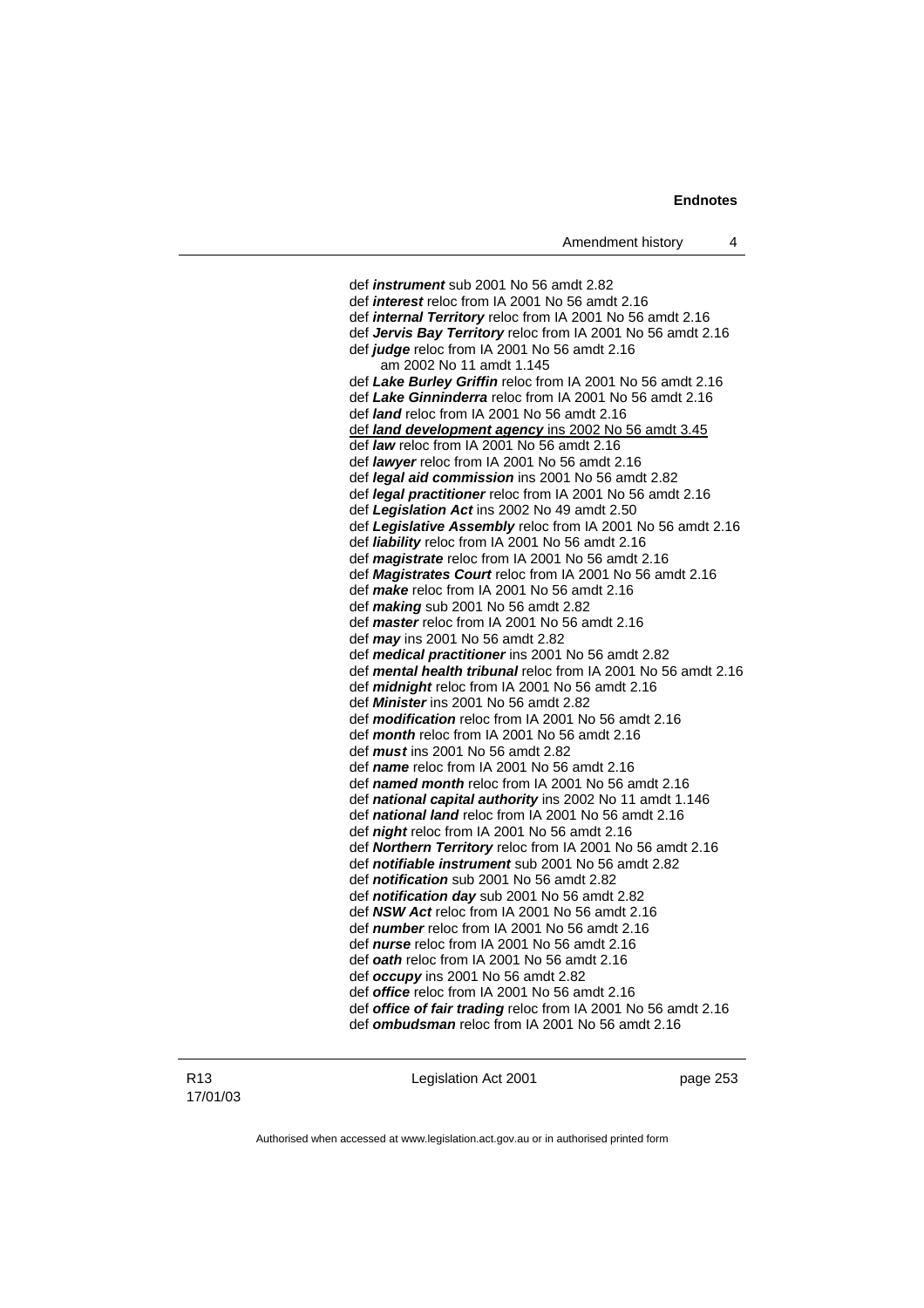def ***instrument*** sub 2001 No 56 amdt 2.82
def ***interest*** reloc from IA 2001 No 56 amdt 2.16
def ***internal Territory*** reloc from IA 2001 No 56 amdt 2.16
def ***Jervis Bay Territory*** reloc from IA 2001 No 56 amdt 2.16
def ***judge*** reloc from IA 2001 No 56 amdt 2.16
am 2002 No 11 amdt 1.145
def ***Lake Burley Griffin*** reloc from IA 2001 No 56 amdt 2.16
def ***Lake Ginninderra*** reloc from IA 2001 No 56 amdt 2.16
def ***land*** reloc from IA 2001 No 56 amdt 2.16
<u>def ***land development agency*** ins 2002 No 56 amdt 3.45</u>
def ***law*** reloc from IA 2001 No 56 amdt 2.16
def ***lawyer*** reloc from IA 2001 No 56 amdt 2.16
def ***legal aid commission*** ins 2001 No 56 amdt 2.82
def ***legal practitioner*** reloc from IA 2001 No 56 amdt 2.16
def ***Legislation Act*** ins 2002 No 49 amdt 2.50
def ***Legislative Assembly*** reloc from IA 2001 No 56 amdt 2.16
def ***liability*** reloc from IA 2001 No 56 amdt 2.16
def ***magistrate*** reloc from IA 2001 No 56 amdt 2.16
def ***Magistrates Court*** reloc from IA 2001 No 56 amdt 2.16
def ***make*** reloc from IA 2001 No 56 amdt 2.16
def ***making*** sub 2001 No 56 amdt 2.82
def ***master*** reloc from IA 2001 No 56 amdt 2.16
def ***may*** ins 2001 No 56 amdt 2.82
def ***medical practitioner*** ins 2001 No 56 amdt 2.82
def ***mental health tribunal*** reloc from IA 2001 No 56 amdt 2.16
def ***midnight*** reloc from IA 2001 No 56 amdt 2.16
def ***Minister*** ins 2001 No 56 amdt 2.82
def ***modification*** reloc from IA 2001 No 56 amdt 2.16
def ***month*** reloc from IA 2001 No 56 amdt 2.16
def ***must*** ins 2001 No 56 amdt 2.82
def ***name*** reloc from IA 2001 No 56 amdt 2.16
def ***named month*** reloc from IA 2001 No 56 amdt 2.16
def ***national capital authority*** ins 2002 No 11 amdt 1.146
def ***national land*** reloc from IA 2001 No 56 amdt 2.16
def ***night*** reloc from IA 2001 No 56 amdt 2.16
def ***Northern Territory*** reloc from IA 2001 No 56 amdt 2.16
def ***notifiable instrument*** sub 2001 No 56 amdt 2.82
def ***notification*** sub 2001 No 56 amdt 2.82
def ***notification day*** sub 2001 No 56 amdt 2.82
def ***NSW Act*** reloc from IA 2001 No 56 amdt 2.16
def ***number*** reloc from IA 2001 No 56 amdt 2.16
def ***nurse*** reloc from IA 2001 No 56 amdt 2.16
def ***oath*** reloc from IA 2001 No 56 amdt 2.16
def ***occupy*** ins 2001 No 56 amdt 2.82
def ***office*** reloc from IA 2001 No 56 amdt 2.16
def ***office of fair trading*** reloc from IA 2001 No 56 amdt 2.16
def ***ombudsman*** reloc from IA 2001 No 56 amdt 2.16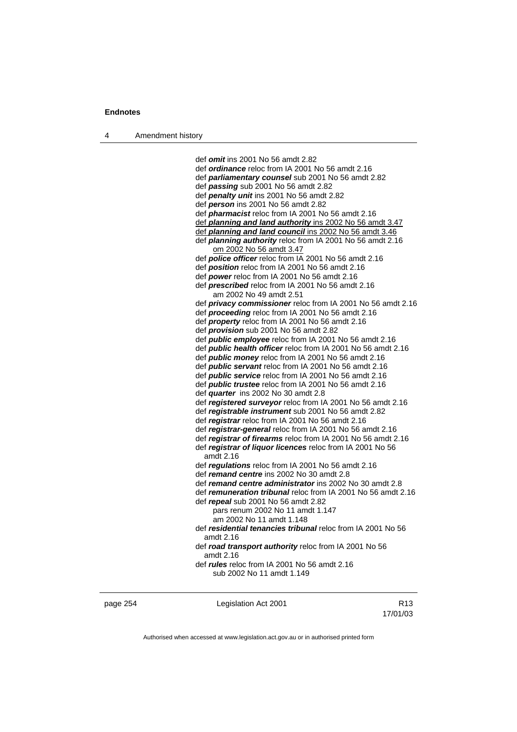def ***omit*** ins 2001 No 56 amdt 2.82
def ***ordinance*** reloc from IA 2001 No 56 amdt 2.16
def ***parliamentary counsel*** sub 2001 No 56 amdt 2.82
def ***passing*** sub 2001 No 56 amdt 2.82
def ***penalty unit*** ins 2001 No 56 amdt 2.82
def ***person*** ins 2001 No 56 amdt 2.82
def ***pharmacist*** reloc from IA 2001 No 56 amdt 2.16
def ***planning and land authority*** ins 2002 No 56 amdt 3.47
def ***planning and land council*** ins 2002 No 56 amdt 3.46
def ***planning authority*** reloc from IA 2001 No 56 amdt 2.16
om 2002 No 56 amdt 3.47
def ***police officer*** reloc from IA 2001 No 56 amdt 2.16
def ***position*** reloc from IA 2001 No 56 amdt 2.16
def ***power*** reloc from IA 2001 No 56 amdt 2.16
def ***prescribed*** reloc from IA 2001 No 56 amdt 2.16
am 2002 No 49 amdt 2.51
def ***privacy commissioner*** reloc from IA 2001 No 56 amdt 2.16
def ***proceeding*** reloc from IA 2001 No 56 amdt 2.16
def ***property*** reloc from IA 2001 No 56 amdt 2.16
def ***provision*** sub 2001 No 56 amdt 2.82
def ***public employee*** reloc from IA 2001 No 56 amdt 2.16
def ***public health officer*** reloc from IA 2001 No 56 amdt 2.16
def ***public money*** reloc from IA 2001 No 56 amdt 2.16
def ***public servant*** reloc from IA 2001 No 56 amdt 2.16
def ***public service*** reloc from IA 2001 No 56 amdt 2.16
def ***public trustee*** reloc from IA 2001 No 56 amdt 2.16
def ***quarter*** ins 2002 No 30 amdt 2.8
def ***registered surveyor*** reloc from IA 2001 No 56 amdt 2.16
def ***registrable instrument*** sub 2001 No 56 amdt 2.82
def ***registrar*** reloc from IA 2001 No 56 amdt 2.16
def ***registrar-general*** reloc from IA 2001 No 56 amdt 2.16
def ***registrar of firearms*** reloc from IA 2001 No 56 amdt 2.16
def ***registrar of liquor licences*** reloc from IA 2001 No 56 amdt 2.16
def ***regulations*** reloc from IA 2001 No 56 amdt 2.16
def ***remand centre*** ins 2002 No 30 amdt 2.8
def ***remand centre administrator*** ins 2002 No 30 amdt 2.8
def ***remuneration tribunal*** reloc from IA 2001 No 56 amdt 2.16
def ***repeal*** sub 2001 No 56 amdt 2.82
pars renum 2002 No 11 amdt 1.147
am 2002 No 11 amdt 1.148
def ***residential tenancies tribunal*** reloc from IA 2001 No 56 amdt 2.16
def ***road transport authority*** reloc from IA 2001 No 56 amdt 2.16
def ***rules*** reloc from IA 2001 No 56 amdt 2.16
sub 2002 No 11 amdt 1.149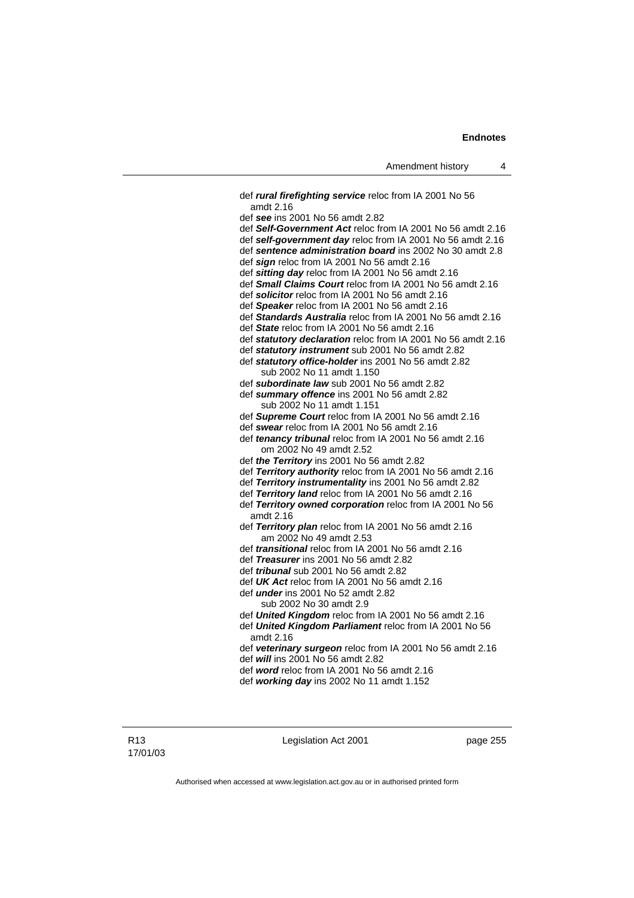def ***rural firefighting service*** reloc from IA 2001 No 56 amdt 2.16

def ***see*** ins 2001 No 56 amdt 2.82

def ***Self-Government Act*** reloc from IA 2001 No 56 amdt 2.16

def ***self-government day*** reloc from IA 2001 No 56 amdt 2.16

def ***sentence administration board*** ins 2002 No 30 amdt 2.8

def ***sign*** reloc from IA 2001 No 56 amdt 2.16

def ***sitting day*** reloc from IA 2001 No 56 amdt 2.16

def ***Small Claims Court*** reloc from IA 2001 No 56 amdt 2.16

def ***solicitor*** reloc from IA 2001 No 56 amdt 2.16

def ***Speaker*** reloc from IA 2001 No 56 amdt 2.16

def ***Standards Australia*** reloc from IA 2001 No 56 amdt 2.16

def ***State*** reloc from IA 2001 No 56 amdt 2.16

def ***statutory declaration*** reloc from IA 2001 No 56 amdt 2.16

def ***statutory instrument*** sub 2001 No 56 amdt 2.82

def ***statutory office-holder*** ins 2001 No 56 amdt 2.82
  sub 2002 No 11 amdt 1.150

def ***subordinate law*** sub 2001 No 56 amdt 2.82

def ***summary offence*** ins 2001 No 56 amdt 2.82
  sub 2002 No 11 amdt 1.151

def ***Supreme Court*** reloc from IA 2001 No 56 amdt 2.16

def ***swear*** reloc from IA 2001 No 56 amdt 2.16

def ***tenancy tribunal*** reloc from IA 2001 No 56 amdt 2.16
  om 2002 No 49 amdt 2.52

def ***the Territory*** ins 2001 No 56 amdt 2.82

def ***Territory authority*** reloc from IA 2001 No 56 amdt 2.16

def ***Territory instrumentality*** ins 2001 No 56 amdt 2.82

def ***Territory land*** reloc from IA 2001 No 56 amdt 2.16

def ***Territory owned corporation*** reloc from IA 2001 No 56 amdt 2.16

def ***Territory plan*** reloc from IA 2001 No 56 amdt 2.16
  am 2002 No 49 amdt 2.53

def ***transitional*** reloc from IA 2001 No 56 amdt 2.16

def ***Treasurer*** ins 2001 No 56 amdt 2.82

def ***tribunal*** sub 2001 No 56 amdt 2.82

def ***UK Act*** reloc from IA 2001 No 56 amdt 2.16

def ***under*** ins 2001 No 52 amdt 2.82
  sub 2002 No 30 amdt 2.9

def ***United Kingdom*** reloc from IA 2001 No 56 amdt 2.16

def ***United Kingdom Parliament*** reloc from IA 2001 No 56 amdt 2.16

def ***veterinary surgeon*** reloc from IA 2001 No 56 amdt 2.16

def ***will*** ins 2001 No 56 amdt 2.82

def ***word*** reloc from IA 2001 No 56 amdt 2.16

def ***working day*** ins 2002 No 11 amdt 1.152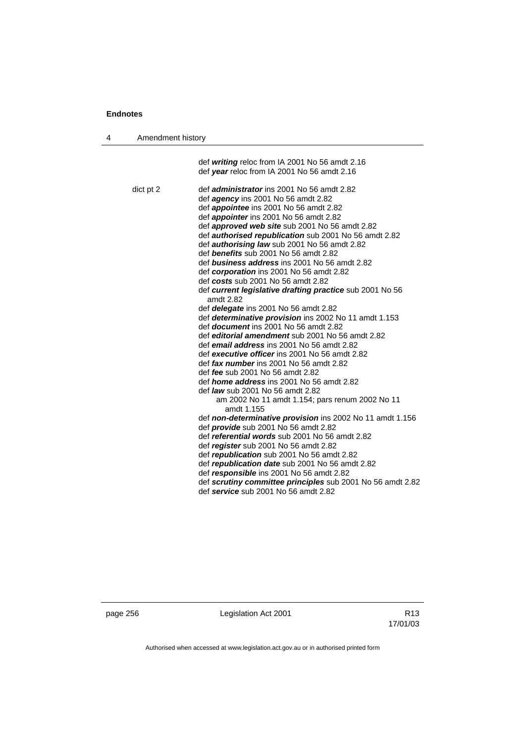def ***writing*** reloc from IA 2001 No 56 amdt 2.16
def ***year*** reloc from IA 2001 No 56 amdt 2.16

dict pt 2 def ***administrator*** ins 2001 No 56 amdt 2.82
def ***agency*** ins 2001 No 56 amdt 2.82
def ***appointee*** ins 2001 No 56 amdt 2.82
def ***appointer*** ins 2001 No 56 amdt 2.82
def ***approved web site*** sub 2001 No 56 amdt 2.82
def ***authorised republication*** sub 2001 No 56 amdt 2.82
def ***authorising law*** sub 2001 No 56 amdt 2.82
def ***benefits*** sub 2001 No 56 amdt 2.82
def ***business address*** ins 2001 No 56 amdt 2.82
def ***corporation*** ins 2001 No 56 amdt 2.82
def ***costs*** sub 2001 No 56 amdt 2.82
def ***current legislative drafting practice*** sub 2001 No 56 amdt 2.82
def ***delegate*** ins 2001 No 56 amdt 2.82
def ***determinative provision*** ins 2002 No 11 amdt 1.153
def ***document*** ins 2001 No 56 amdt 2.82
def ***editorial amendment*** sub 2001 No 56 amdt 2.82
def ***email address*** ins 2001 No 56 amdt 2.82
def ***executive officer*** ins 2001 No 56 amdt 2.82
def ***fax number*** ins 2001 No 56 amdt 2.82
def ***fee*** sub 2001 No 56 amdt 2.82
def ***home address*** ins 2001 No 56 amdt 2.82
def ***law*** sub 2001 No 56 amdt 2.82
am 2002 No 11 amdt 1.154; pars renum 2002 No 11 amdt 1.155
def ***non-determinative provision*** ins 2002 No 11 amdt 1.156
def ***provide*** sub 2001 No 56 amdt 2.82
def ***referential words*** sub 2001 No 56 amdt 2.82
def ***register*** sub 2001 No 56 amdt 2.82
def ***republication*** sub 2001 No 56 amdt 2.82
def ***republication date*** sub 2001 No 56 amdt 2.82
def ***responsible*** ins 2001 No 56 amdt 2.82
def ***scrutiny committee principles*** sub 2001 No 56 amdt 2.82
def ***service*** sub 2001 No 56 amdt 2.82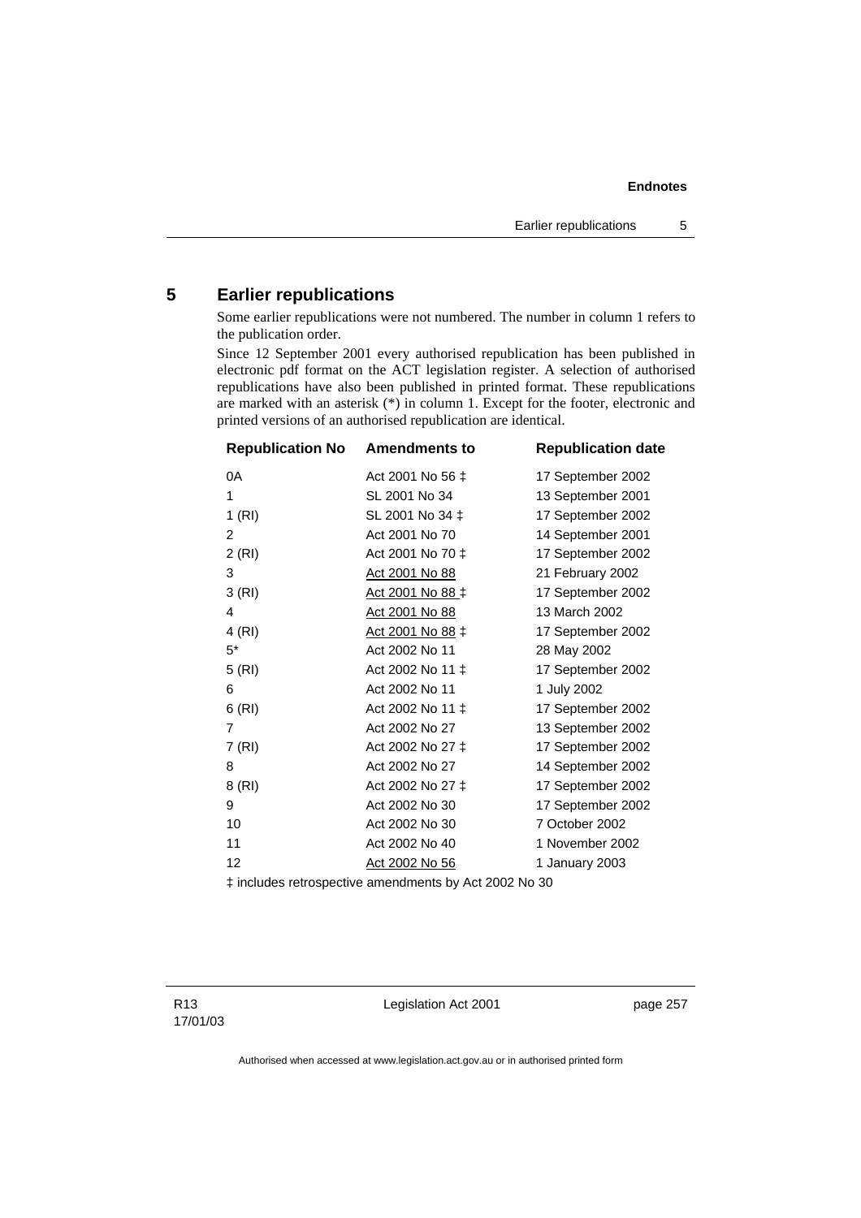## 5 Earlier republications

Some earlier republications were not numbered. The number in column 1 refers to the publication order.

Since 12 September 2001 every authorised republication has been published in electronic pdf format on the ACT legislation register. A selection of authorised republications have also been published in printed format. These republications are marked with an asterisk (*) in column 1. Except for the footer, electronic and printed versions of an authorised republication are identical.

| Republication No | Amendments to | Republication date |
|---|---|---|
| 0A | Act 2001 No 56 ‡ | 17 September 2002 |
| 1 | SL 2001 No 34 | 13 September 2001 |
| 1 (RI) | SL 2001 No 34 ‡ | 17 September 2002 |
| 2 | Act 2001 No 70 | 14 September 2001 |
| 2 (RI) | Act 2001 No 70 ‡ | 17 September 2002 |
| 3 | Act 2001 No 88 | 21 February 2002 |
| 3 (RI) | Act 2001 No 88 ‡ | 17 September 2002 |
| 4 | Act 2001 No 88 | 13 March 2002 |
| 4 (RI) | Act 2001 No 88 ‡ | 17 September 2002 |
| 5* | Act 2002 No 11 | 28 May 2002 |
| 5 (RI) | Act 2002 No 11 ‡ | 17 September 2002 |
| 6 | Act 2002 No 11 | 1 July 2002 |
| 6 (RI) | Act 2002 No 11 ‡ | 17 September 2002 |
| 7 | Act 2002 No 27 | 13 September 2002 |
| 7 (RI) | Act 2002 No 27 ‡ | 17 September 2002 |
| 8 | Act 2002 No 27 | 14 September 2002 |
| 8 (RI) | Act 2002 No 27 ‡ | 17 September 2002 |
| 9 | Act 2002 No 30 | 17 September 2002 |
| 10 | Act 2002 No 30 | 7 October 2002 |
| 11 | Act 2002 No 40 | 1 November 2002 |
| 12 | Act 2002 No 56 | 1 January 2003 |

‡ includes retrospective amendments by Act 2002 No 30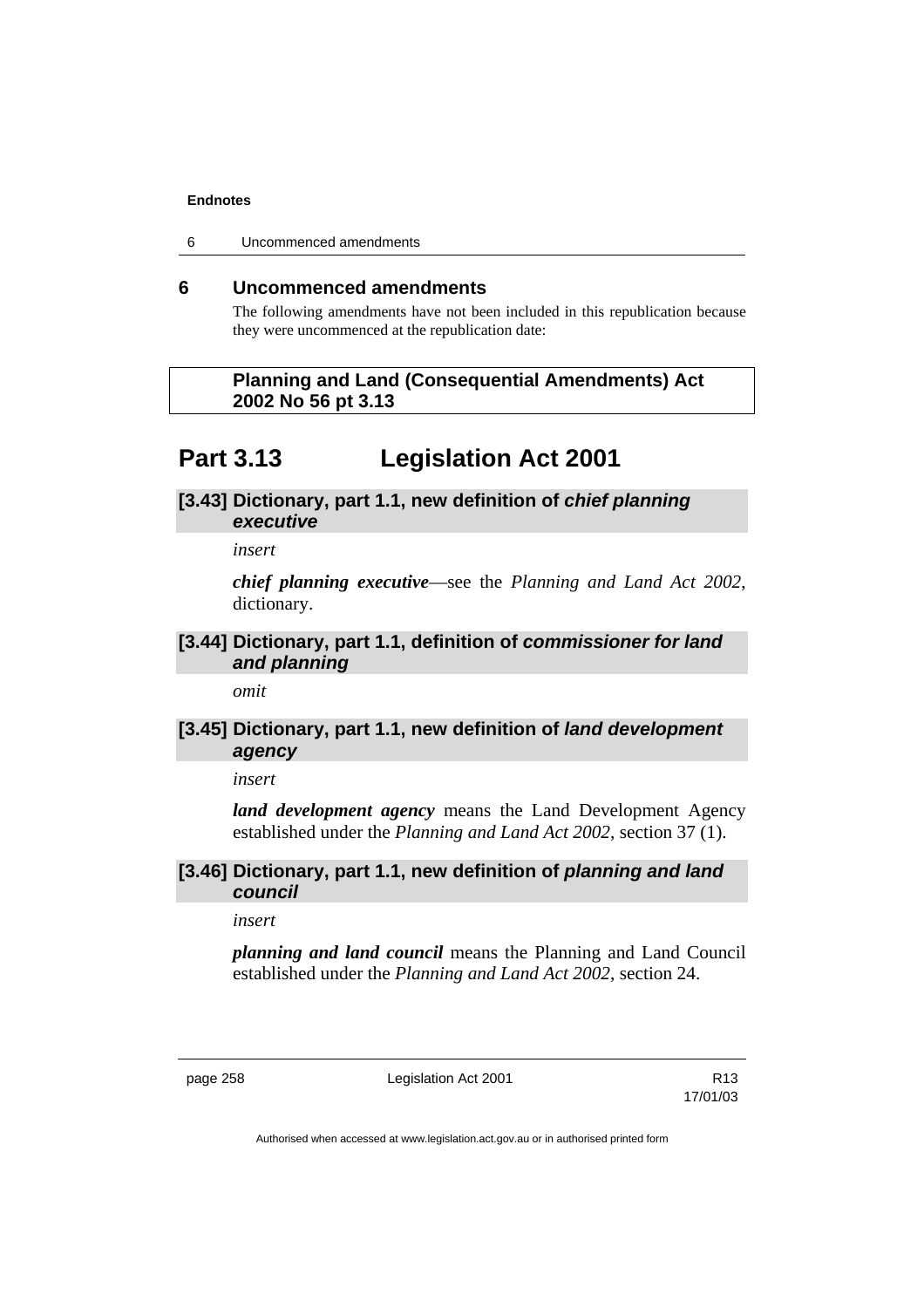## 6 Uncommenced amendments

The following amendments have not been included in this republication because they were uncommenced at the republication date:

**Planning and Land (Consequential Amendments) Act 2002 No 56 pt 3.13**

# Part 3.13 Legislation Act 2001

### [3.43] Dictionary, part 1.1, new definition of *chief planning executive*

*insert*

***chief planning executive***—see the *Planning and Land Act 2002*, dictionary.

### [3.44] Dictionary, part 1.1, definition of *commissioner for land and planning*

*omit*

### [3.45] Dictionary, part 1.1, new definition of *land development agency*

*insert*

***land development agency*** means the Land Development Agency established under the *Planning and Land Act 2002*, section 37 (1).

### [3.46] Dictionary, part 1.1, new definition of *planning and land council*

*insert*

***planning and land council*** means the Planning and Land Council established under the *Planning and Land Act 2002*, section 24.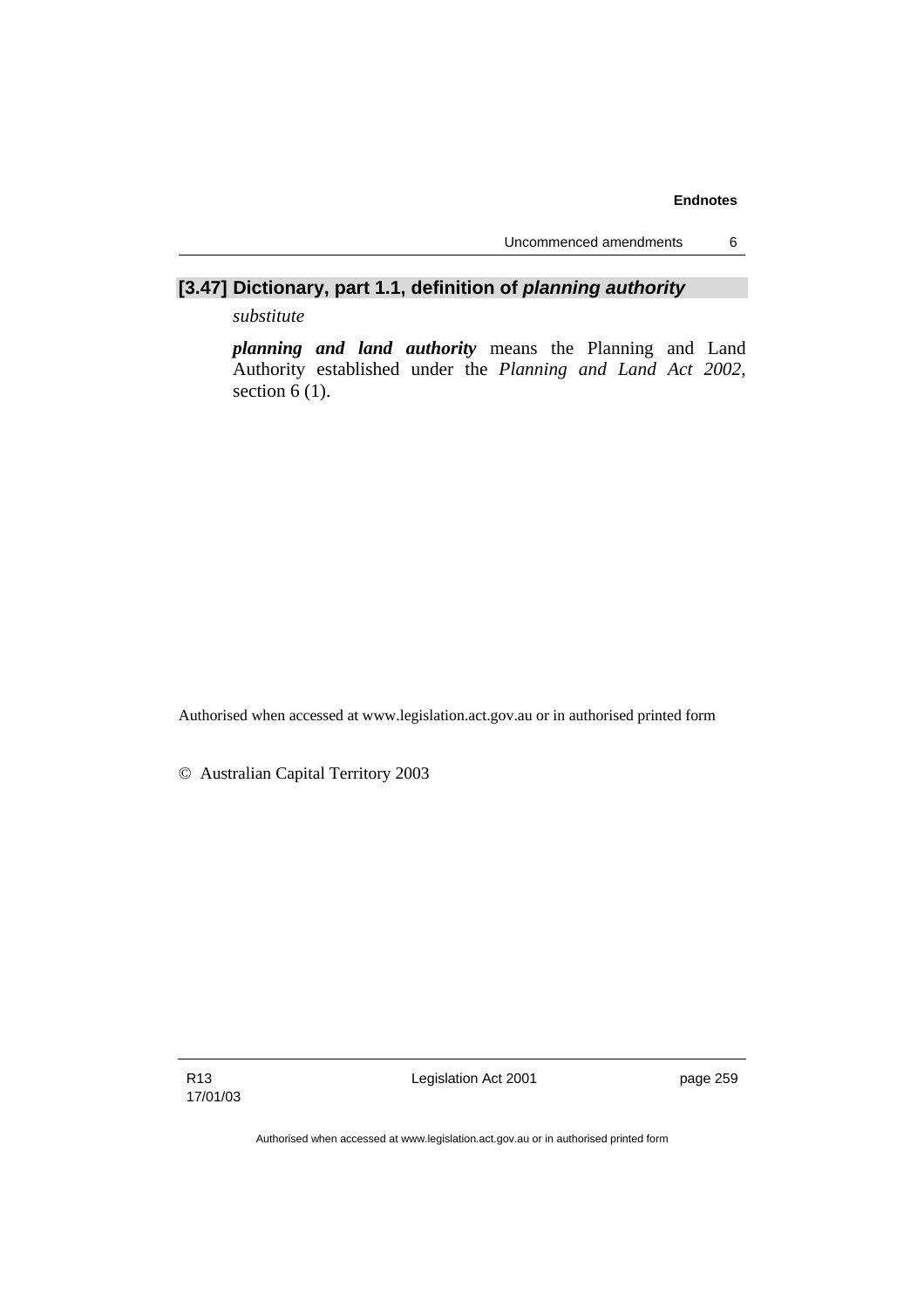### [3.47] Dictionary, part 1.1, definition of ***planning authority***

*substitute*

***planning and land authority*** means the Planning and Land Authority established under the *Planning and Land Act 2002*, section 6 (1).

Authorised when accessed at www.legislation.act.gov.au or in authorised printed form

© Australian Capital Territory 2003